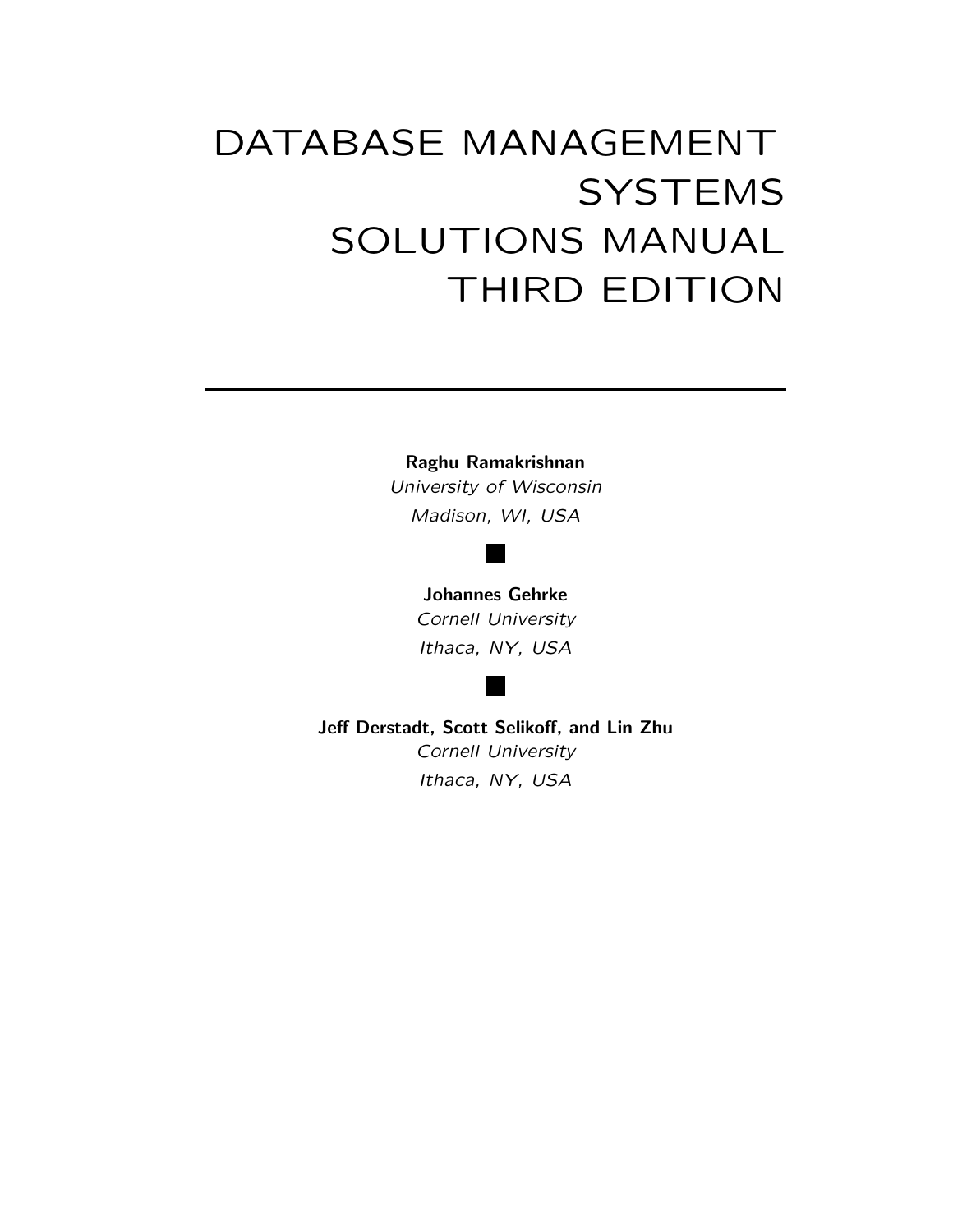# DATABASE MANAGEMENT SYSTEMS SOLUTIONS MANUAL THIRD EDITION

**Raghu Ramakrishnan**
*University of Wisconsin*
*Madison, WI, USA*

**Johannes Gehrke**
*Cornell University*
*Ithaca, NY, USA*

**Jeff Derstadt, Scott Selikoff, and Lin Zhu**
*Cornell University*
*Ithaca, NY, USA*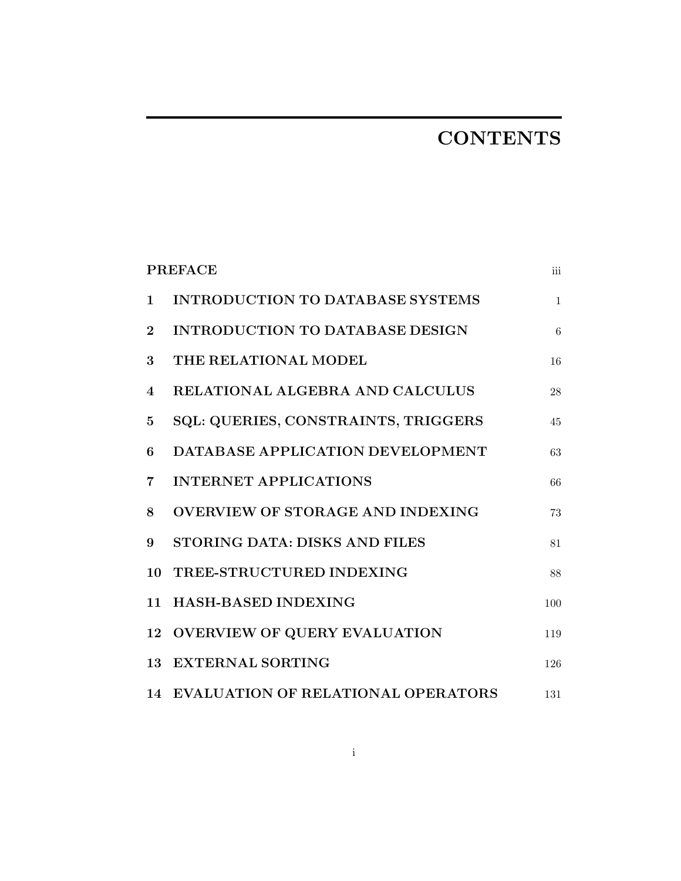# CONTENTS

| | | |
|---|---|---|
| **PREFACE** | | iii |
| **1** | **INTRODUCTION TO DATABASE SYSTEMS** | 1 |
| **2** | **INTRODUCTION TO DATABASE DESIGN** | 6 |
| **3** | **THE RELATIONAL MODEL** | 16 |
| **4** | **RELATIONAL ALGEBRA AND CALCULUS** | 28 |
| **5** | **SQL: QUERIES, CONSTRAINTS, TRIGGERS** | 45 |
| **6** | **DATABASE APPLICATION DEVELOPMENT** | 63 |
| **7** | **INTERNET APPLICATIONS** | 66 |
| **8** | **OVERVIEW OF STORAGE AND INDEXING** | 73 |
| **9** | **STORING DATA: DISKS AND FILES** | 81 |
| **10** | **TREE-STRUCTURED INDEXING** | 88 |
| **11** | **HASH-BASED INDEXING** | 100 |
| **12** | **OVERVIEW OF QUERY EVALUATION** | 119 |
| **13** | **EXTERNAL SORTING** | 126 |
| **14** | **EVALUATION OF RELATIONAL OPERATORS** | 131 |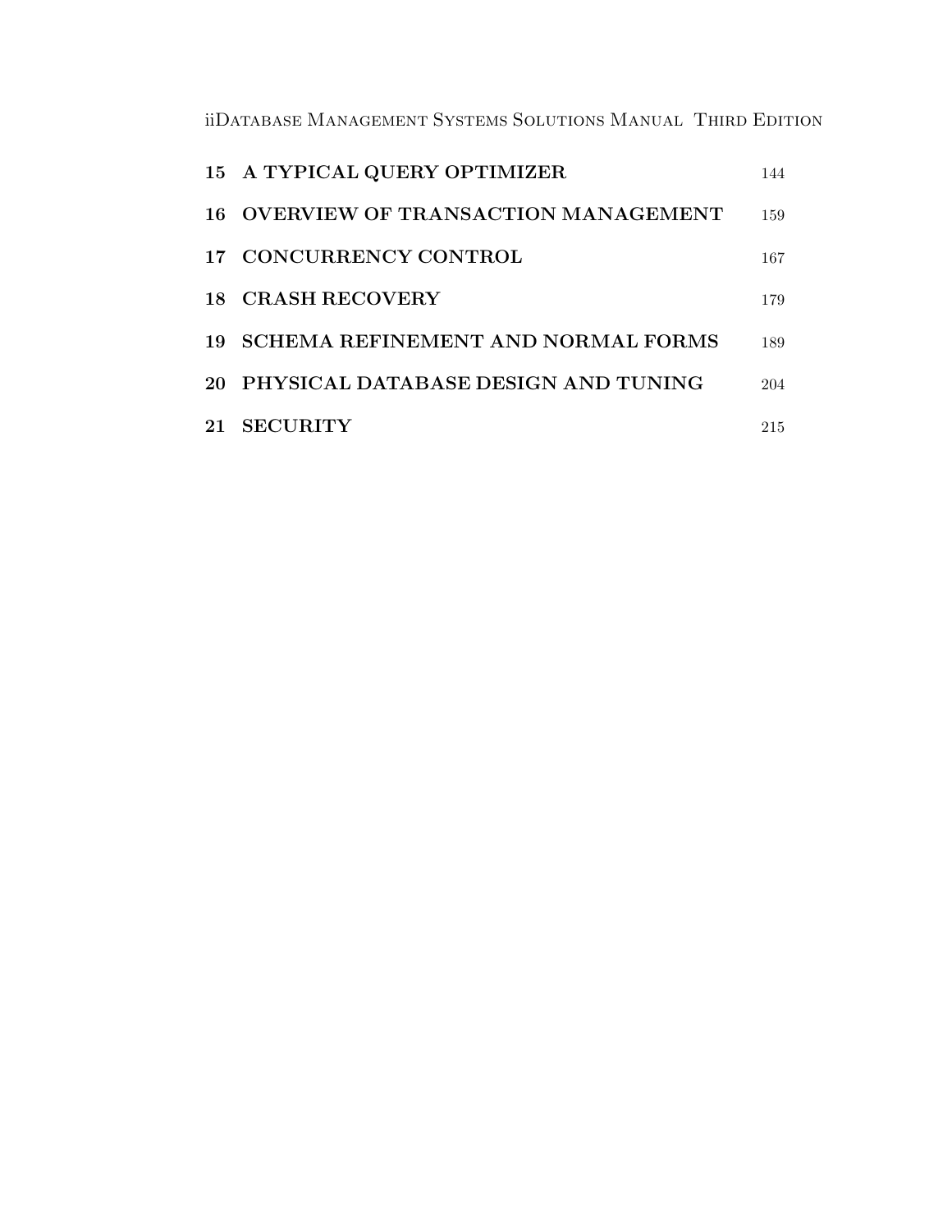| | | |
|---|---|---|
| **15** | **A TYPICAL QUERY OPTIMIZER** | 144 |
| **16** | **OVERVIEW OF TRANSACTION MANAGEMENT** | 159 |
| **17** | **CONCURRENCY CONTROL** | 167 |
| **18** | **CRASH RECOVERY** | 179 |
| **19** | **SCHEMA REFINEMENT AND NORMAL FORMS** | 189 |
| **20** | **PHYSICAL DATABASE DESIGN AND TUNING** | 204 |
| **21** | **SECURITY** | 215 |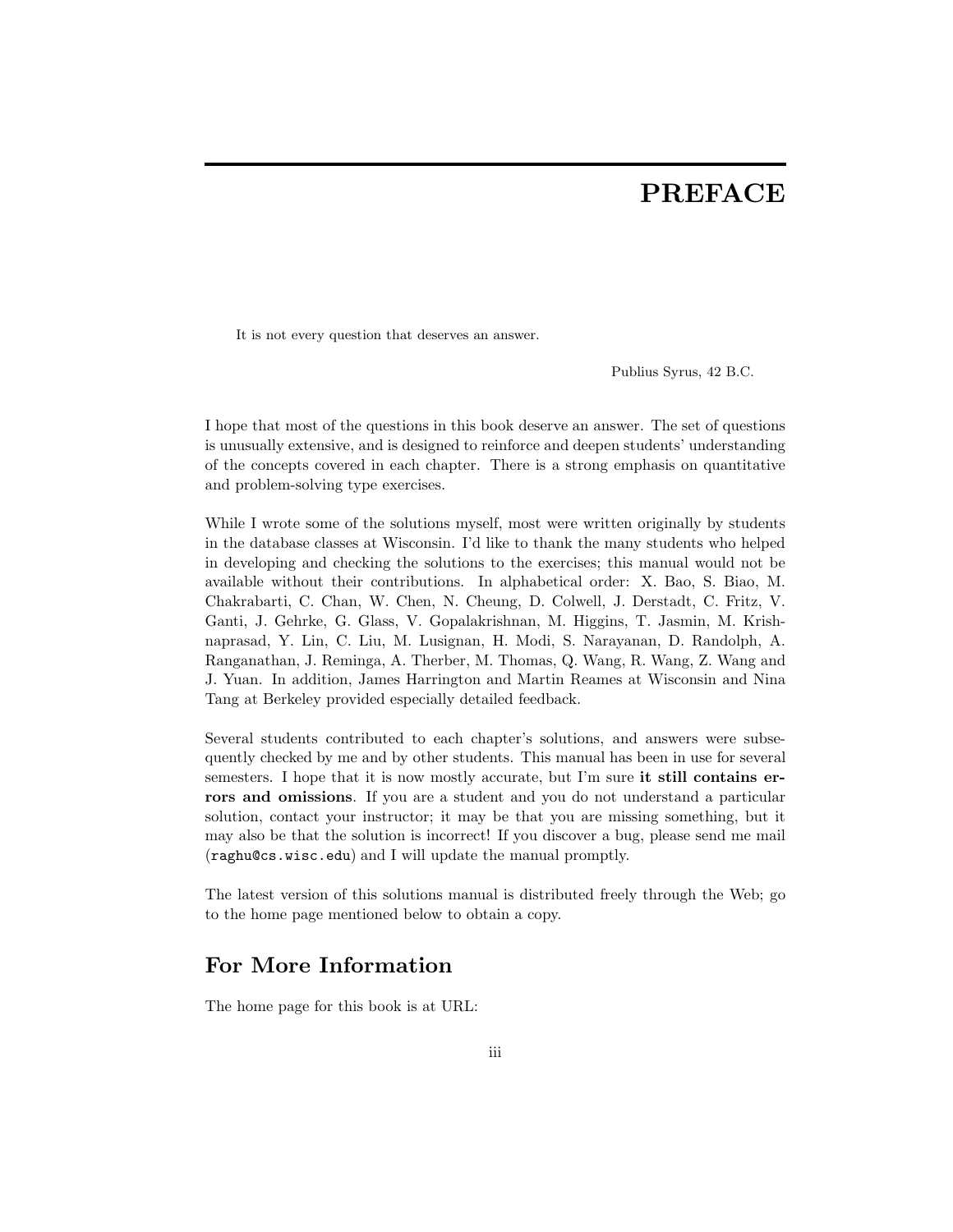# PREFACE

It is not every question that deserves an answer.

Publius Syrus, 42 B.C.

I hope that most of the questions in this book deserve an answer. The set of questions is unusually extensive, and is designed to reinforce and deepen students' understanding of the concepts covered in each chapter. There is a strong emphasis on quantitative and problem-solving type exercises.

While I wrote some of the solutions myself, most were written originally by students in the database classes at Wisconsin. I'd like to thank the many students who helped in developing and checking the solutions to the exercises; this manual would not be available without their contributions. In alphabetical order: X. Bao, S. Biao, M. Chakrabarti, C. Chan, W. Chen, N. Cheung, D. Colwell, J. Derstadt, C. Fritz, V. Ganti, J. Gehrke, G. Glass, V. Gopalakrishnan, M. Higgins, T. Jasmin, M. Krishnaprasad, Y. Lin, C. Liu, M. Lusignan, H. Modi, S. Narayanan, D. Randolph, A. Ranganathan, J. Reminga, A. Therber, M. Thomas, Q. Wang, R. Wang, Z. Wang and J. Yuan. In addition, James Harrington and Martin Reames at Wisconsin and Nina Tang at Berkeley provided especially detailed feedback.

Several students contributed to each chapter's solutions, and answers were subsequently checked by me and by other students. This manual has been in use for several semesters. I hope that it is now mostly accurate, but I'm sure **it still contains errors and omissions**. If you are a student and you do not understand a particular solution, contact your instructor; it may be that you are missing something, but it may also be that the solution is incorrect! If you discover a bug, please send me mail (`raghu@cs.wisc.edu`) and I will update the manual promptly.

The latest version of this solutions manual is distributed freely through the Web; go to the home page mentioned below to obtain a copy.

## For More Information

The home page for this book is at URL: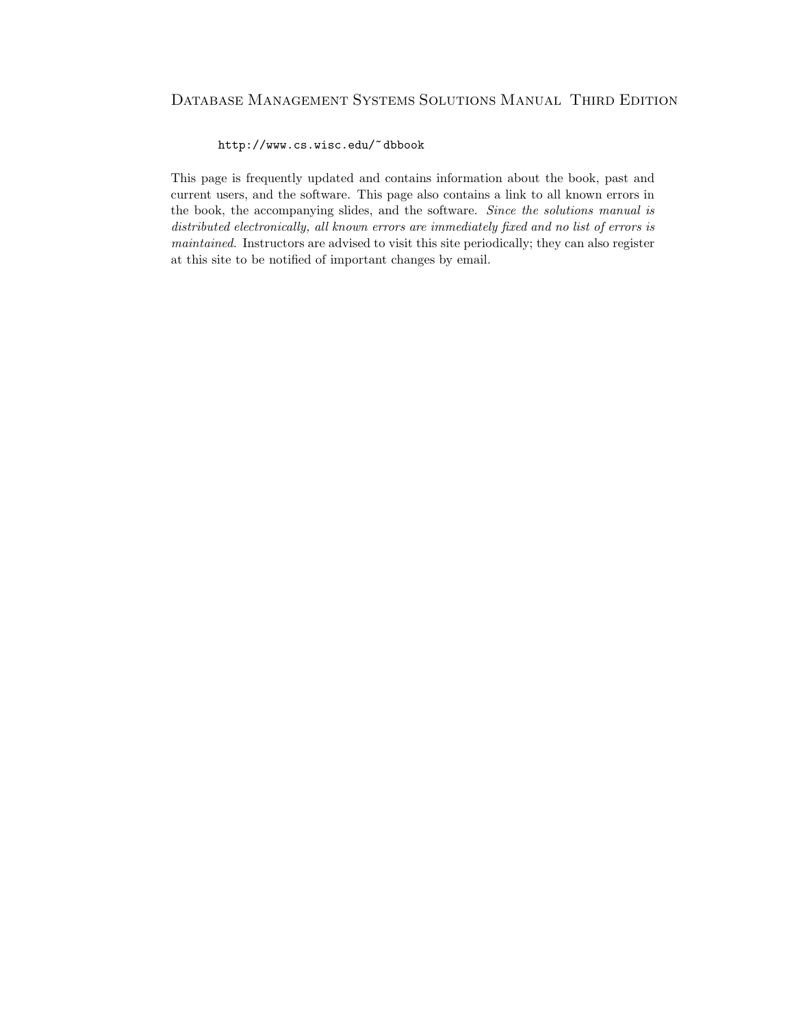Database Management Systems Solutions Manual Third Edition

http://www.cs.wisc.edu/~dbbook

This page is frequently updated and contains information about the book, past and current users, and the software. This page also contains a link to all known errors in the book, the accompanying slides, and the software. *Since the solutions manual is distributed electronically, all known errors are immediately fixed and no list of errors is maintained.* Instructors are advised to visit this site periodically; they can also register at this site to be notified of important changes by email.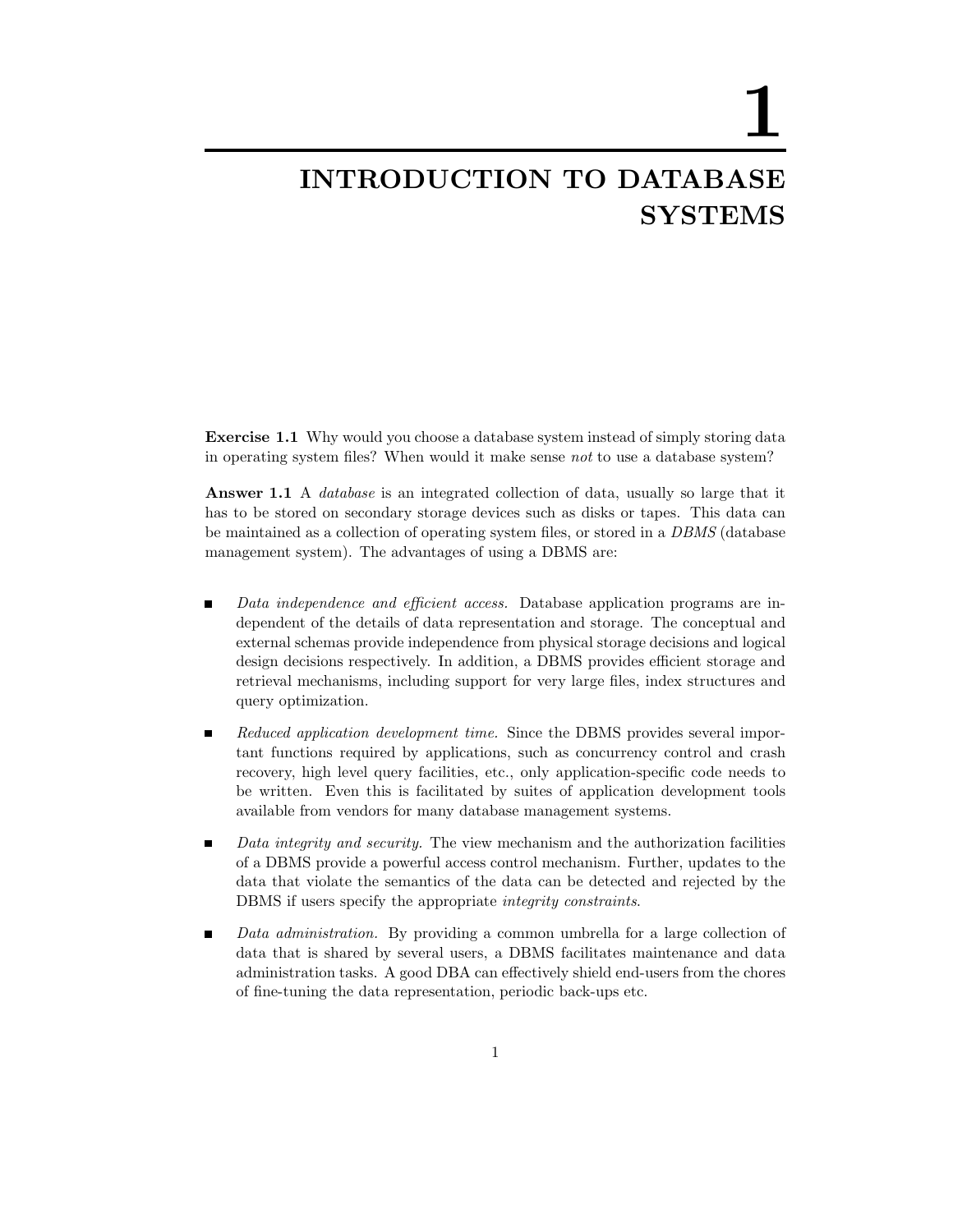# 1 INTRODUCTION TO DATABASE SYSTEMS

**Exercise 1.1** Why would you choose a database system instead of simply storing data in operating system files? When would it make sense *not* to use a database system?

**Answer 1.1** A *database* is an integrated collection of data, usually so large that it has to be stored on secondary storage devices such as disks or tapes. This data can be maintained as a collection of operating system files, or stored in a *DBMS* (database management system). The advantages of using a DBMS are:

- *Data independence and efficient access.* Database application programs are independent of the details of data representation and storage. The conceptual and external schemas provide independence from physical storage decisions and logical design decisions respectively. In addition, a DBMS provides efficient storage and retrieval mechanisms, including support for very large files, index structures and query optimization.

- *Reduced application development time.* Since the DBMS provides several important functions required by applications, such as concurrency control and crash recovery, high level query facilities, etc., only application-specific code needs to be written. Even this is facilitated by suites of application development tools available from vendors for many database management systems.

- *Data integrity and security.* The view mechanism and the authorization facilities of a DBMS provide a powerful access control mechanism. Further, updates to the data that violate the semantics of the data can be detected and rejected by the DBMS if users specify the appropriate *integrity constraints*.

- *Data administration.* By providing a common umbrella for a large collection of data that is shared by several users, a DBMS facilitates maintenance and data administration tasks. A good DBA can effectively shield end-users from the chores of fine-tuning the data representation, periodic back-ups etc.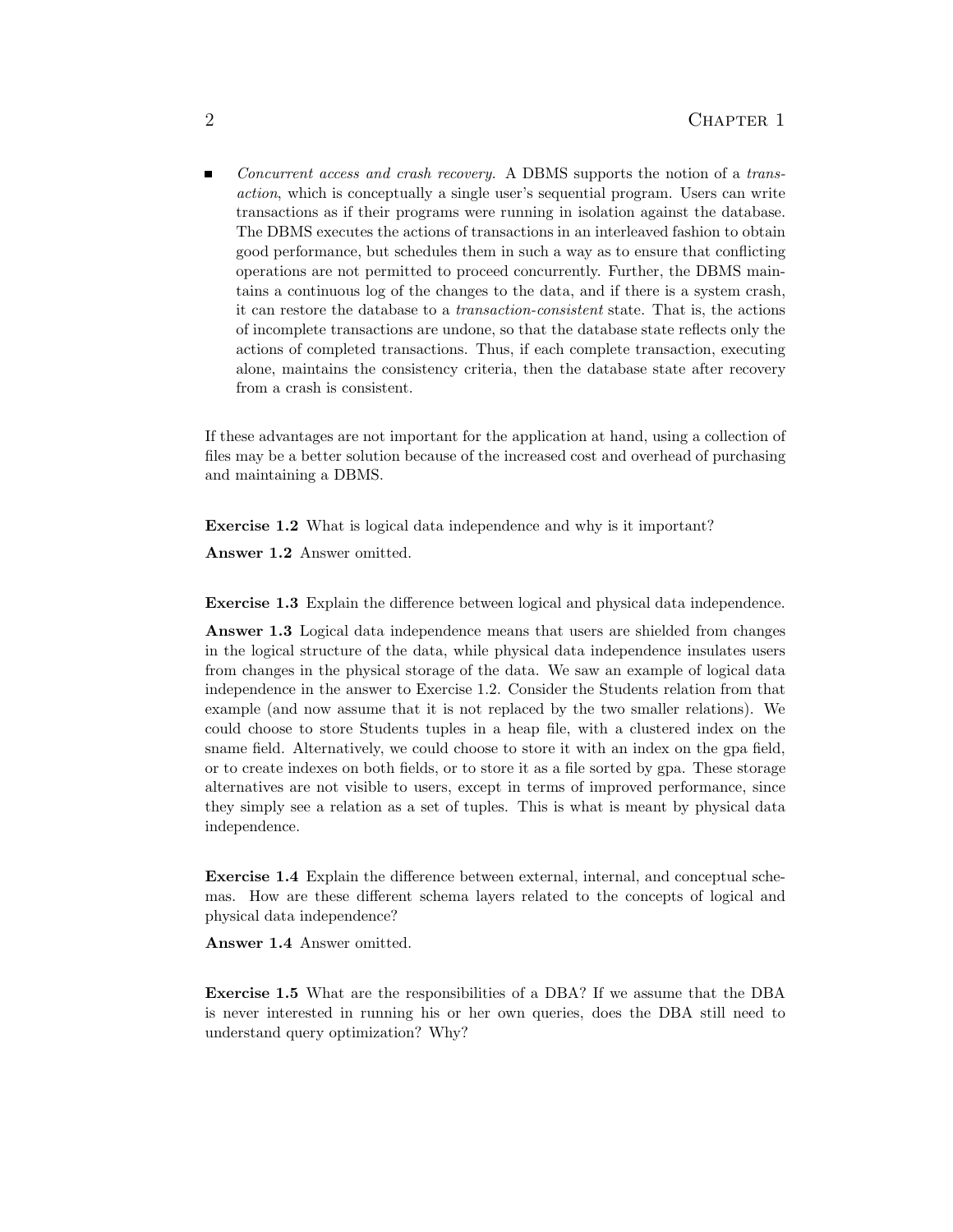- *Concurrent access and crash recovery.* A DBMS supports the notion of a *transaction*, which is conceptually a single user's sequential program. Users can write transactions as if their programs were running in isolation against the database. The DBMS executes the actions of transactions in an interleaved fashion to obtain good performance, but schedules them in such a way as to ensure that conflicting operations are not permitted to proceed concurrently. Further, the DBMS maintains a continuous log of the changes to the data, and if there is a system crash, it can restore the database to a *transaction-consistent* state. That is, the actions of incomplete transactions are undone, so that the database state reflects only the actions of completed transactions. Thus, if each complete transaction, executing alone, maintains the consistency criteria, then the database state after recovery from a crash is consistent.

If these advantages are not important for the application at hand, using a collection of files may be a better solution because of the increased cost and overhead of purchasing and maintaining a DBMS.

**Exercise 1.2** What is logical data independence and why is it important?

**Answer 1.2** Answer omitted.

**Exercise 1.3** Explain the difference between logical and physical data independence.

**Answer 1.3** Logical data independence means that users are shielded from changes in the logical structure of the data, while physical data independence insulates users from changes in the physical storage of the data. We saw an example of logical data independence in the answer to Exercise 1.2. Consider the Students relation from that example (and now assume that it is not replaced by the two smaller relations). We could choose to store Students tuples in a heap file, with a clustered index on the sname field. Alternatively, we could choose to store it with an index on the gpa field, or to create indexes on both fields, or to store it as a file sorted by gpa. These storage alternatives are not visible to users, except in terms of improved performance, since they simply see a relation as a set of tuples. This is what is meant by physical data independence.

**Exercise 1.4** Explain the difference between external, internal, and conceptual schemas. How are these different schema layers related to the concepts of logical and physical data independence?

**Answer 1.4** Answer omitted.

**Exercise 1.5** What are the responsibilities of a DBA? If we assume that the DBA is never interested in running his or her own queries, does the DBA still need to understand query optimization? Why?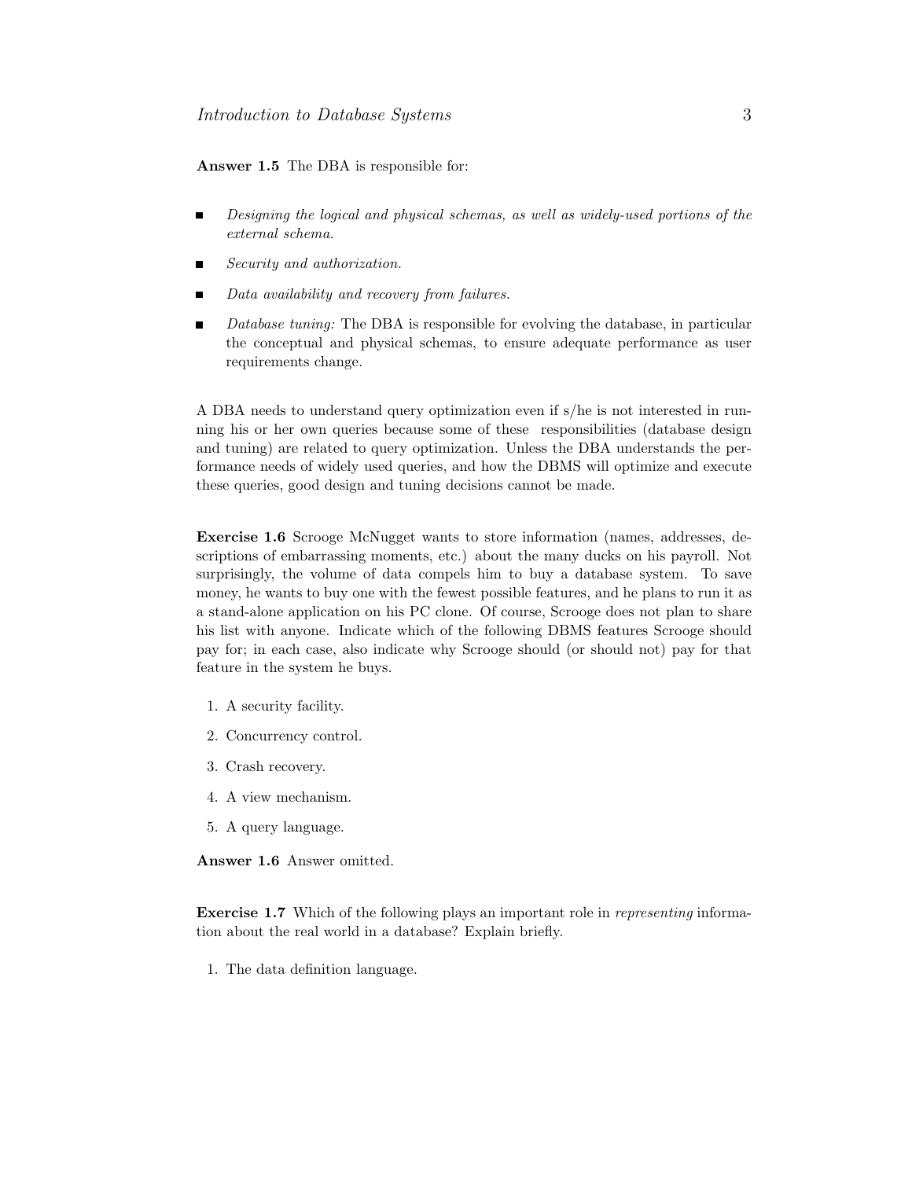**Answer 1.5** The DBA is responsible for:

- *Designing the logical and physical schemas, as well as widely-used portions of the external schema.*
- *Security and authorization.*
- *Data availability and recovery from failures.*
- *Database tuning:* The DBA is responsible for evolving the database, in particular the conceptual and physical schemas, to ensure adequate performance as user requirements change.

A DBA needs to understand query optimization even if s/he is not interested in running his or her own queries because some of these responsibilities (database design and tuning) are related to query optimization. Unless the DBA understands the performance needs of widely used queries, and how the DBMS will optimize and execute these queries, good design and tuning decisions cannot be made.

**Exercise 1.6** Scrooge McNugget wants to store information (names, addresses, descriptions of embarrassing moments, etc.) about the many ducks on his payroll. Not surprisingly, the volume of data compels him to buy a database system. To save money, he wants to buy one with the fewest possible features, and he plans to run it as a stand-alone application on his PC clone. Of course, Scrooge does not plan to share his list with anyone. Indicate which of the following DBMS features Scrooge should pay for; in each case, also indicate why Scrooge should (or should not) pay for that feature in the system he buys.

1. A security facility.
2. Concurrency control.
3. Crash recovery.
4. A view mechanism.
5. A query language.

**Answer 1.6** Answer omitted.

**Exercise 1.7** Which of the following plays an important role in *representing* information about the real world in a database? Explain briefly.

1. The data definition language.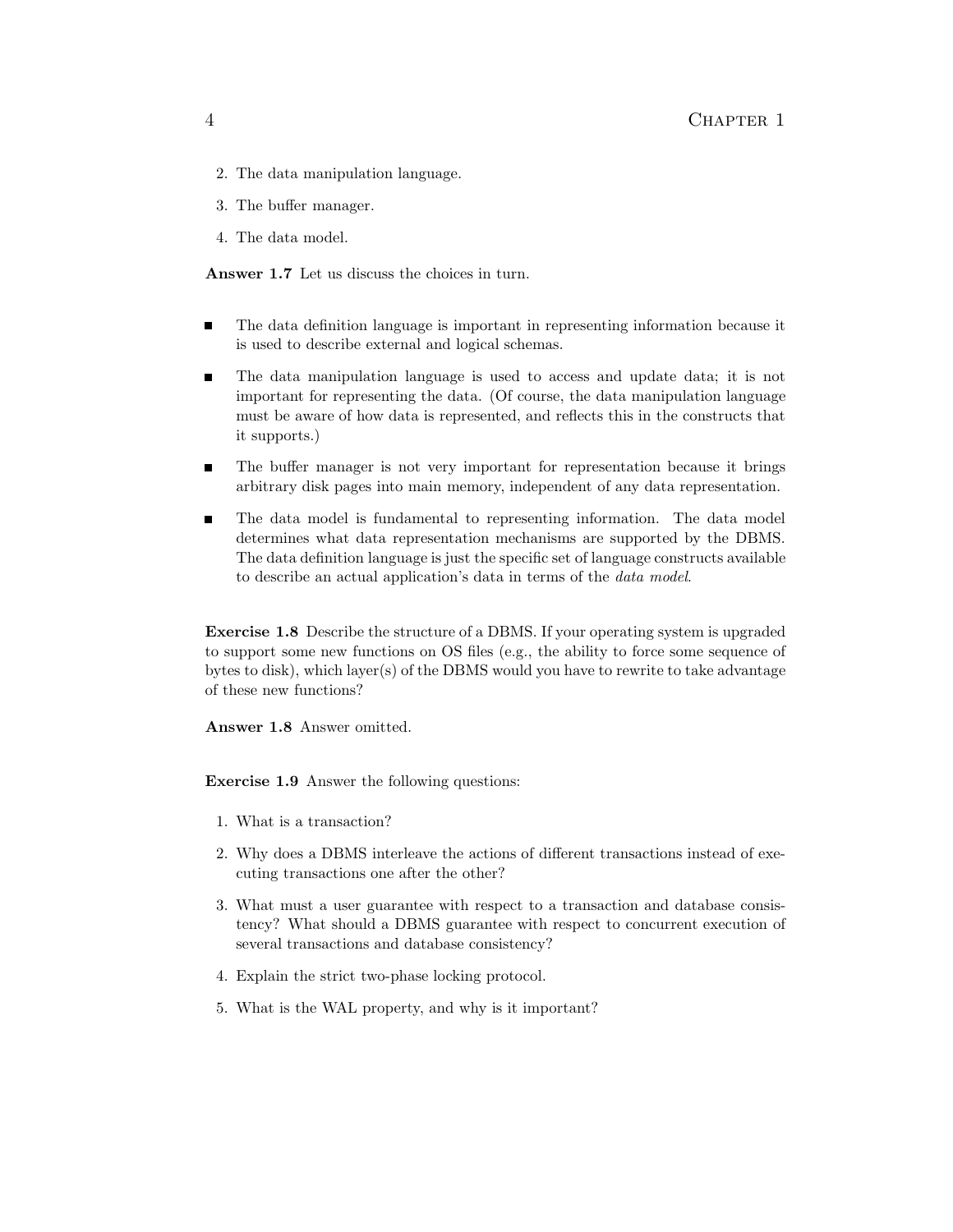2. The data manipulation language.
3. The buffer manager.
4. The data model.

**Answer 1.7** Let us discuss the choices in turn.

- The data definition language is important in representing information because it is used to describe external and logical schemas.
- The data manipulation language is used to access and update data; it is not important for representing the data. (Of course, the data manipulation language must be aware of how data is represented, and reflects this in the constructs that it supports.)
- The buffer manager is not very important for representation because it brings arbitrary disk pages into main memory, independent of any data representation.
- The data model is fundamental to representing information. The data model determines what data representation mechanisms are supported by the DBMS. The data definition language is just the specific set of language constructs available to describe an actual application's data in terms of the *data model*.

**Exercise 1.8** Describe the structure of a DBMS. If your operating system is upgraded to support some new functions on OS files (e.g., the ability to force some sequence of bytes to disk), which layer(s) of the DBMS would you have to rewrite to take advantage of these new functions?

**Answer 1.8** Answer omitted.

**Exercise 1.9** Answer the following questions:

1. What is a transaction?
2. Why does a DBMS interleave the actions of different transactions instead of executing transactions one after the other?
3. What must a user guarantee with respect to a transaction and database consistency? What should a DBMS guarantee with respect to concurrent execution of several transactions and database consistency?
4. Explain the strict two-phase locking protocol.
5. What is the WAL property, and why is it important?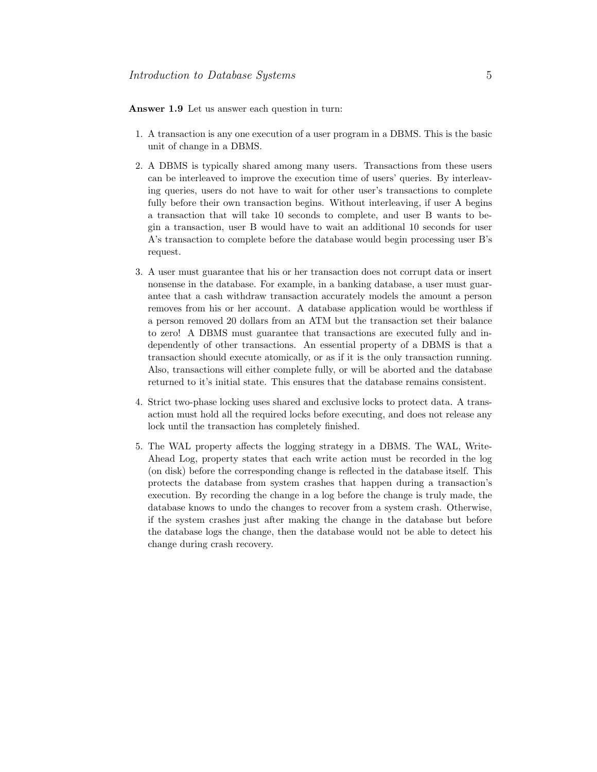**Answer 1.9** Let us answer each question in turn:

1. A transaction is any one execution of a user program in a DBMS. This is the basic unit of change in a DBMS.

2. A DBMS is typically shared among many users. Transactions from these users can be interleaved to improve the execution time of users' queries. By interleaving queries, users do not have to wait for other user's transactions to complete fully before their own transaction begins. Without interleaving, if user A begins a transaction that will take 10 seconds to complete, and user B wants to begin a transaction, user B would have to wait an additional 10 seconds for user A's transaction to complete before the database would begin processing user B's request.

3. A user must guarantee that his or her transaction does not corrupt data or insert nonsense in the database. For example, in a banking database, a user must guarantee that a cash withdraw transaction accurately models the amount a person removes from his or her account. A database application would be worthless if a person removed 20 dollars from an ATM but the transaction set their balance to zero! A DBMS must guarantee that transactions are executed fully and independently of other transactions. An essential property of a DBMS is that a transaction should execute atomically, or as if it is the only transaction running. Also, transactions will either complete fully, or will be aborted and the database returned to it's initial state. This ensures that the database remains consistent.

4. Strict two-phase locking uses shared and exclusive locks to protect data. A transaction must hold all the required locks before executing, and does not release any lock until the transaction has completely finished.

5. The WAL property affects the logging strategy in a DBMS. The WAL, Write-Ahead Log, property states that each write action must be recorded in the log (on disk) before the corresponding change is reflected in the database itself. This protects the database from system crashes that happen during a transaction's execution. By recording the change in a log before the change is truly made, the database knows to undo the changes to recover from a system crash. Otherwise, if the system crashes just after making the change in the database but before the database logs the change, then the database would not be able to detect his change during crash recovery.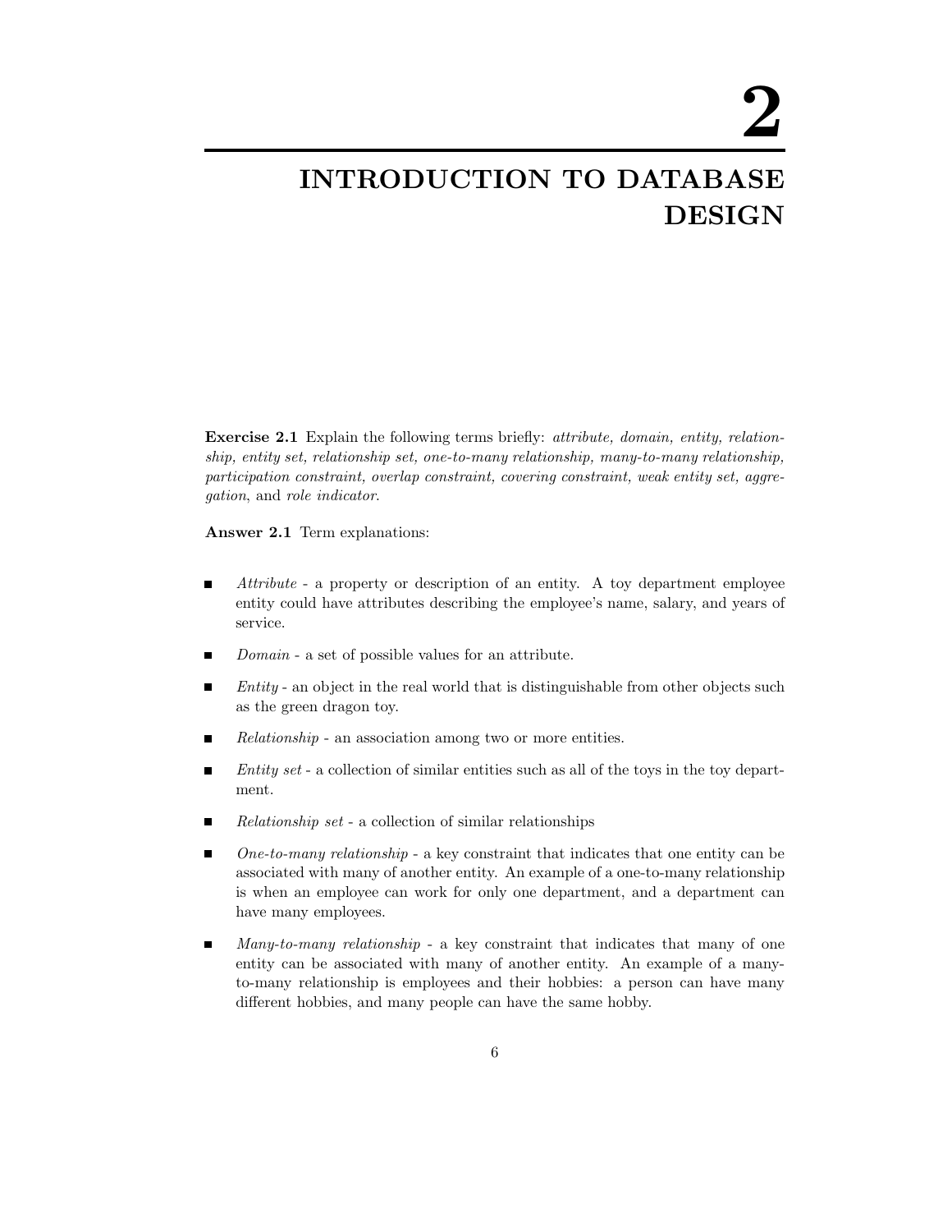# 2

# INTRODUCTION TO DATABASE DESIGN

**Exercise 2.1** Explain the following terms briefly: *attribute, domain, entity, relationship, entity set, relationship set, one-to-many relationship, many-to-many relationship, participation constraint, overlap constraint, covering constraint, weak entity set, aggregation*, and *role indicator*.

**Answer 2.1** Term explanations:

- *Attribute* - a property or description of an entity. A toy department employee entity could have attributes describing the employee's name, salary, and years of service.
- *Domain* - a set of possible values for an attribute.
- *Entity* - an object in the real world that is distinguishable from other objects such as the green dragon toy.
- *Relationship* - an association among two or more entities.
- *Entity set* - a collection of similar entities such as all of the toys in the toy department.
- *Relationship set* - a collection of similar relationships
- *One-to-many relationship* - a key constraint that indicates that one entity can be associated with many of another entity. An example of a one-to-many relationship is when an employee can work for only one department, and a department can have many employees.
- *Many-to-many relationship* - a key constraint that indicates that many of one entity can be associated with many of another entity. An example of a many-to-many relationship is employees and their hobbies: a person can have many different hobbies, and many people can have the same hobby.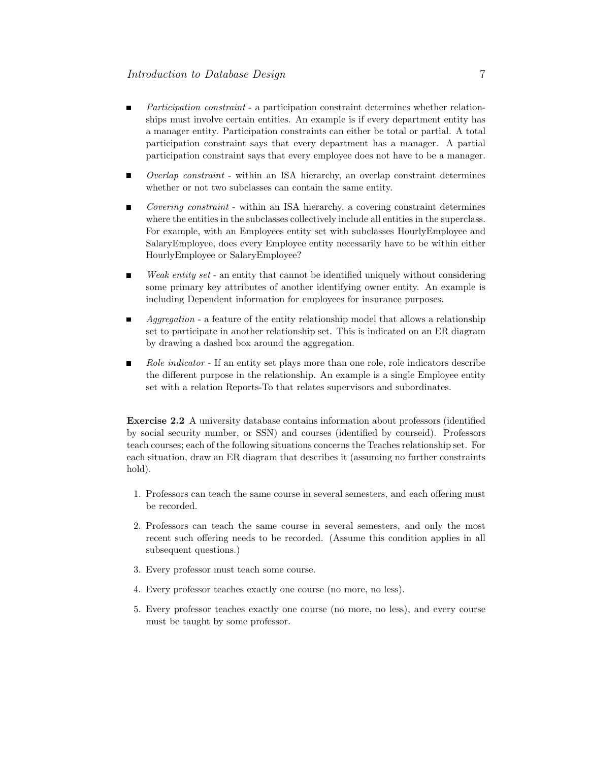- *Participation constraint* - a participation constraint determines whether relationships must involve certain entities. An example is if every department entity has a manager entity. Participation constraints can either be total or partial. A total participation constraint says that every department has a manager. A partial participation constraint says that every employee does not have to be a manager.

- *Overlap constraint* - within an ISA hierarchy, an overlap constraint determines whether or not two subclasses can contain the same entity.

- *Covering constraint* - within an ISA hierarchy, a covering constraint determines where the entities in the subclasses collectively include all entities in the superclass. For example, with an Employees entity set with subclasses HourlyEmployee and SalaryEmployee, does every Employee entity necessarily have to be within either HourlyEmployee or SalaryEmployee?

- *Weak entity set* - an entity that cannot be identified uniquely without considering some primary key attributes of another identifying owner entity. An example is including Dependent information for employees for insurance purposes.

- *Aggregation* - a feature of the entity relationship model that allows a relationship set to participate in another relationship set. This is indicated on an ER diagram by drawing a dashed box around the aggregation.

- *Role indicator* - If an entity set plays more than one role, role indicators describe the different purpose in the relationship. An example is a single Employee entity set with a relation Reports-To that relates supervisors and subordinates.

**Exercise 2.2** A university database contains information about professors (identified by social security number, or SSN) and courses (identified by courseid). Professors teach courses; each of the following situations concerns the Teaches relationship set. For each situation, draw an ER diagram that describes it (assuming no further constraints hold).

1. Professors can teach the same course in several semesters, and each offering must be recorded.

2. Professors can teach the same course in several semesters, and only the most recent such offering needs to be recorded. (Assume this condition applies in all subsequent questions.)

3. Every professor must teach some course.

4. Every professor teaches exactly one course (no more, no less).

5. Every professor teaches exactly one course (no more, no less), and every course must be taught by some professor.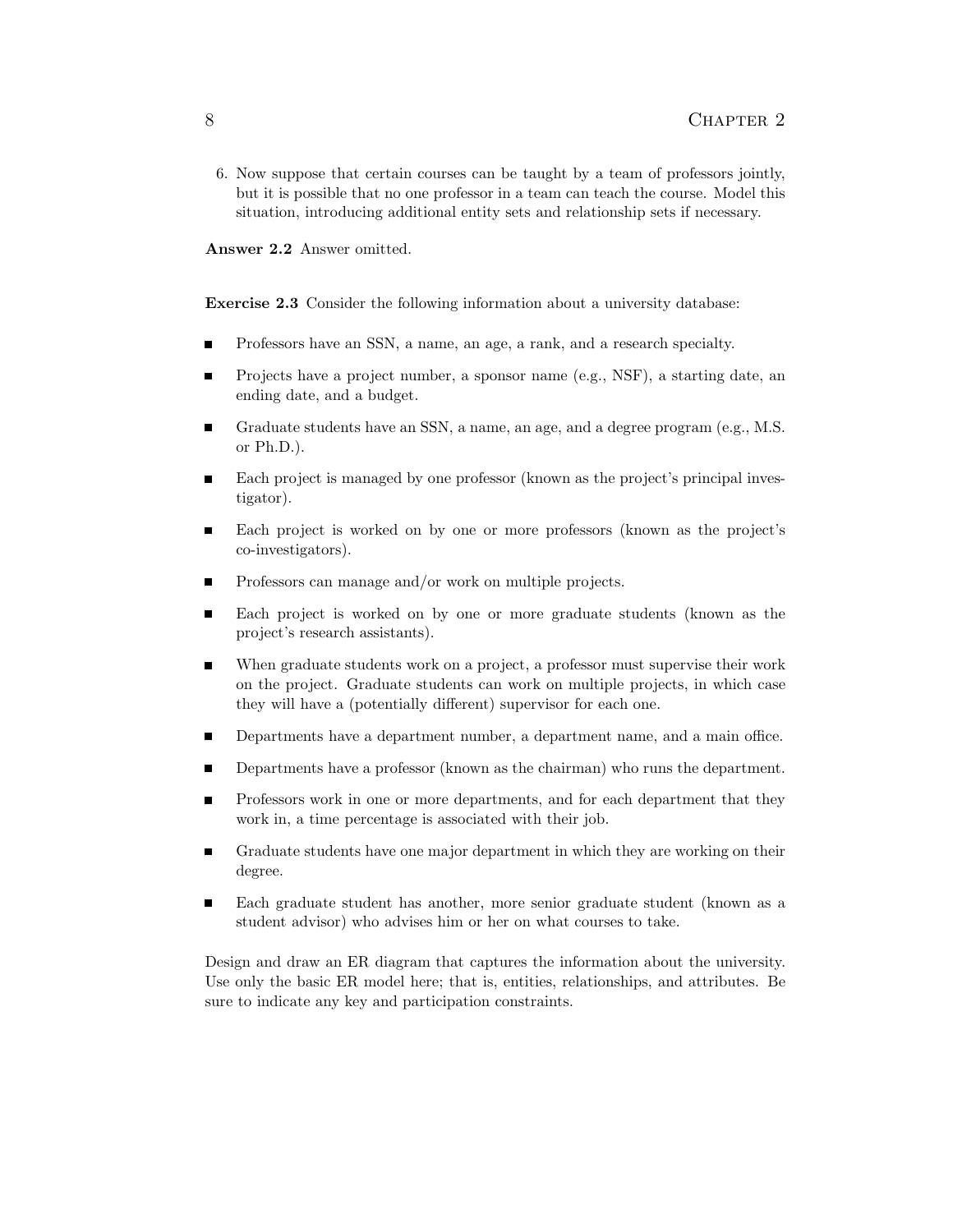6. Now suppose that certain courses can be taught by a team of professors jointly, but it is possible that no one professor in a team can teach the course. Model this situation, introducing additional entity sets and relationship sets if necessary.

**Answer 2.2** Answer omitted.

**Exercise 2.3** Consider the following information about a university database:

- Professors have an SSN, a name, an age, a rank, and a research specialty.
- Projects have a project number, a sponsor name (e.g., NSF), a starting date, an ending date, and a budget.
- Graduate students have an SSN, a name, an age, and a degree program (e.g., M.S. or Ph.D.).
- Each project is managed by one professor (known as the project's principal investigator).
- Each project is worked on by one or more professors (known as the project's co-investigators).
- Professors can manage and/or work on multiple projects.
- Each project is worked on by one or more graduate students (known as the project's research assistants).
- When graduate students work on a project, a professor must supervise their work on the project. Graduate students can work on multiple projects, in which case they will have a (potentially different) supervisor for each one.
- Departments have a department number, a department name, and a main office.
- Departments have a professor (known as the chairman) who runs the department.
- Professors work in one or more departments, and for each department that they work in, a time percentage is associated with their job.
- Graduate students have one major department in which they are working on their degree.
- Each graduate student has another, more senior graduate student (known as a student advisor) who advises him or her on what courses to take.

Design and draw an ER diagram that captures the information about the university. Use only the basic ER model here; that is, entities, relationships, and attributes. Be sure to indicate any key and participation constraints.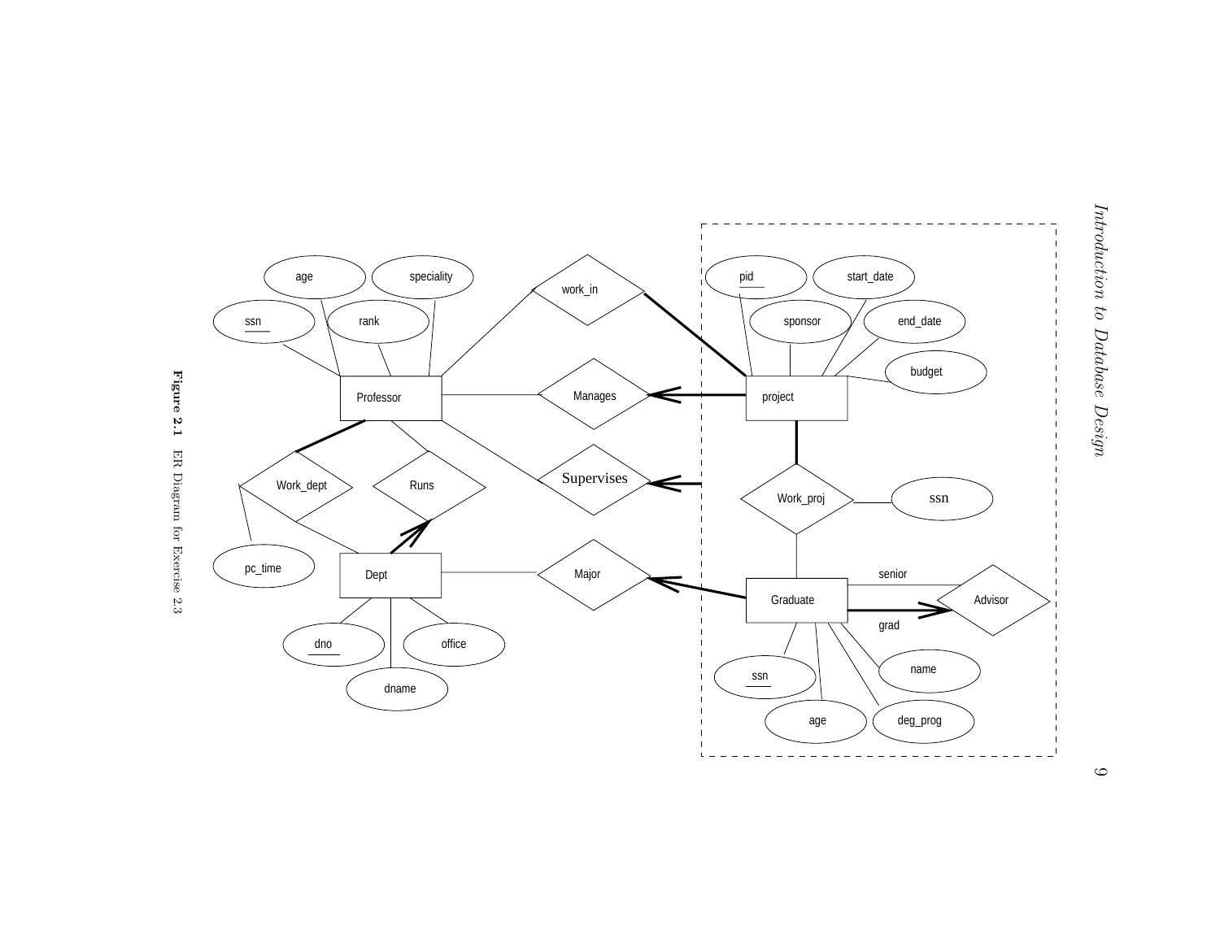**Figure 2.1** ER Diagram for Exercise 2.3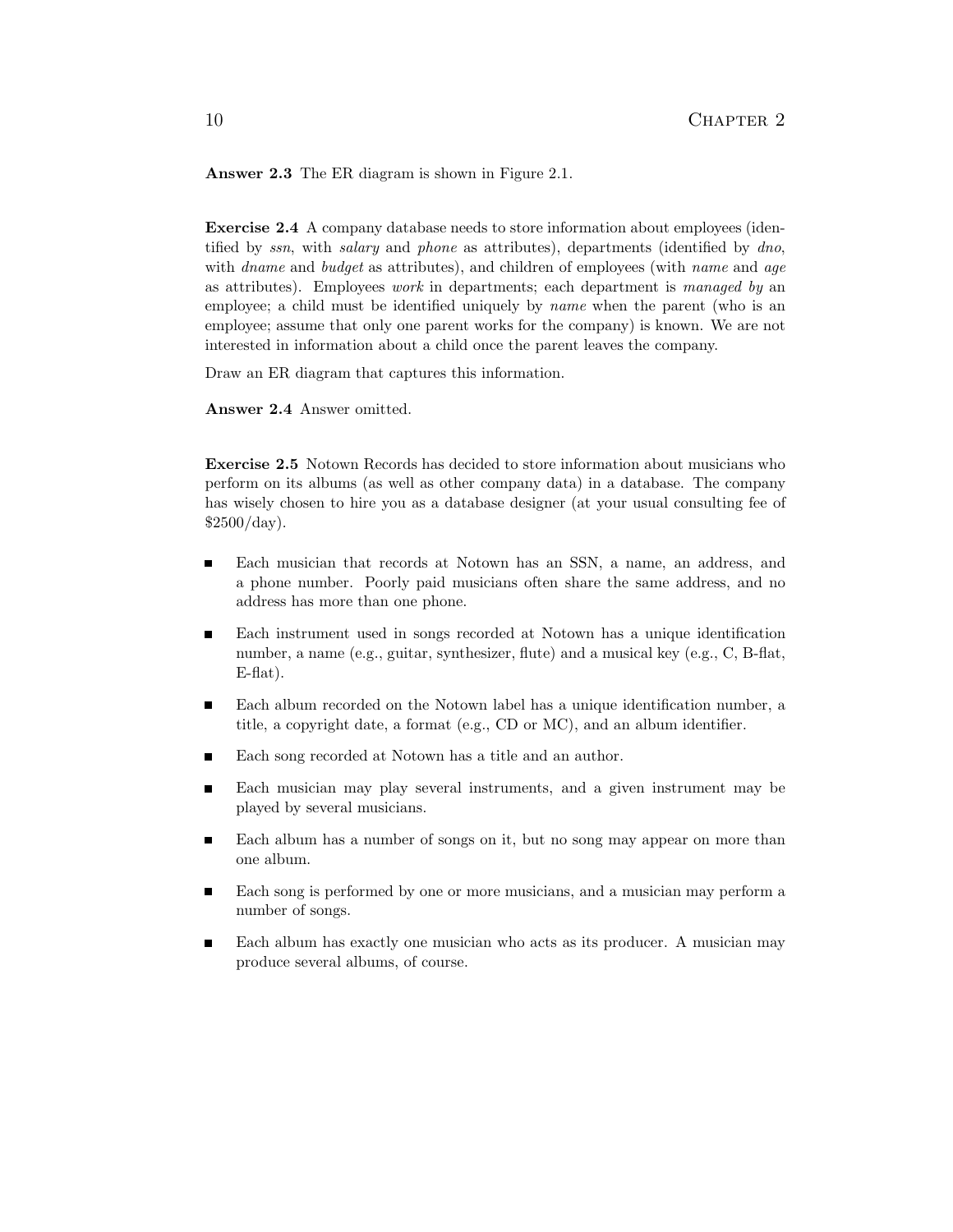**Answer 2.3** The ER diagram is shown in Figure 2.1.

**Exercise 2.4** A company database needs to store information about employees (identified by *ssn*, with *salary* and *phone* as attributes), departments (identified by *dno*, with *dname* and *budget* as attributes), and children of employees (with *name* and *age* as attributes). Employees *work* in departments; each department is *managed by* an employee; a child must be identified uniquely by *name* when the parent (who is an employee; assume that only one parent works for the company) is known. We are not interested in information about a child once the parent leaves the company.

Draw an ER diagram that captures this information.

**Answer 2.4** Answer omitted.

**Exercise 2.5** Notown Records has decided to store information about musicians who perform on its albums (as well as other company data) in a database. The company has wisely chosen to hire you as a database designer (at your usual consulting fee of $2500/day).

- Each musician that records at Notown has an SSN, a name, an address, and a phone number. Poorly paid musicians often share the same address, and no address has more than one phone.
- Each instrument used in songs recorded at Notown has a unique identification number, a name (e.g., guitar, synthesizer, flute) and a musical key (e.g., C, B-flat, E-flat).
- Each album recorded on the Notown label has a unique identification number, a title, a copyright date, a format (e.g., CD or MC), and an album identifier.
- Each song recorded at Notown has a title and an author.
- Each musician may play several instruments, and a given instrument may be played by several musicians.
- Each album has a number of songs on it, but no song may appear on more than one album.
- Each song is performed by one or more musicians, and a musician may perform a number of songs.
- Each album has exactly one musician who acts as its producer. A musician may produce several albums, of course.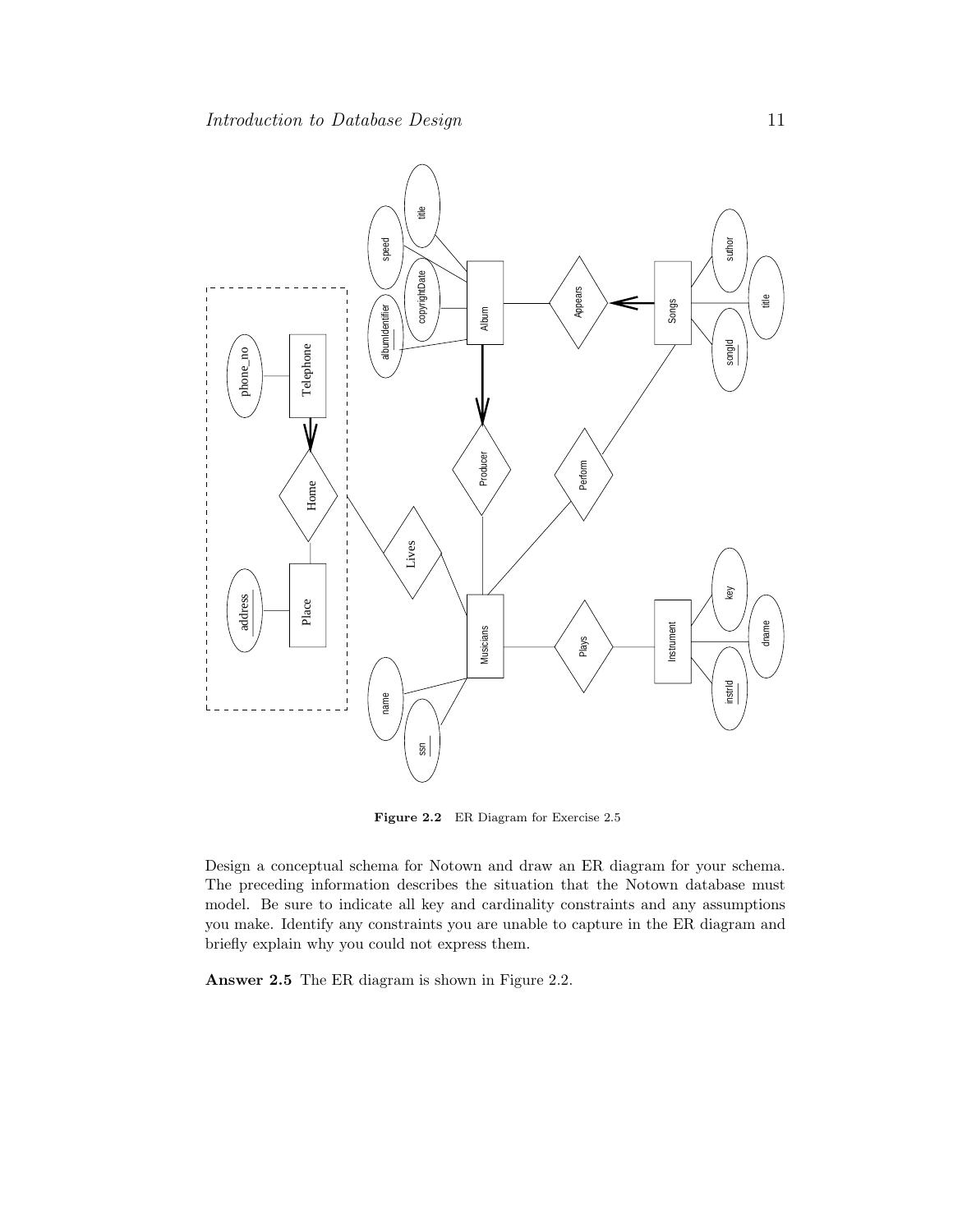**Figure 2.2** ER Diagram for Exercise 2.5

Design a conceptual schema for Notown and draw an ER diagram for your schema. The preceding information describes the situation that the Notown database must model. Be sure to indicate all key and cardinality constraints and any assumptions you make. Identify any constraints you are unable to capture in the ER diagram and briefly explain why you could not express them.

**Answer 2.5** The ER diagram is shown in Figure 2.2.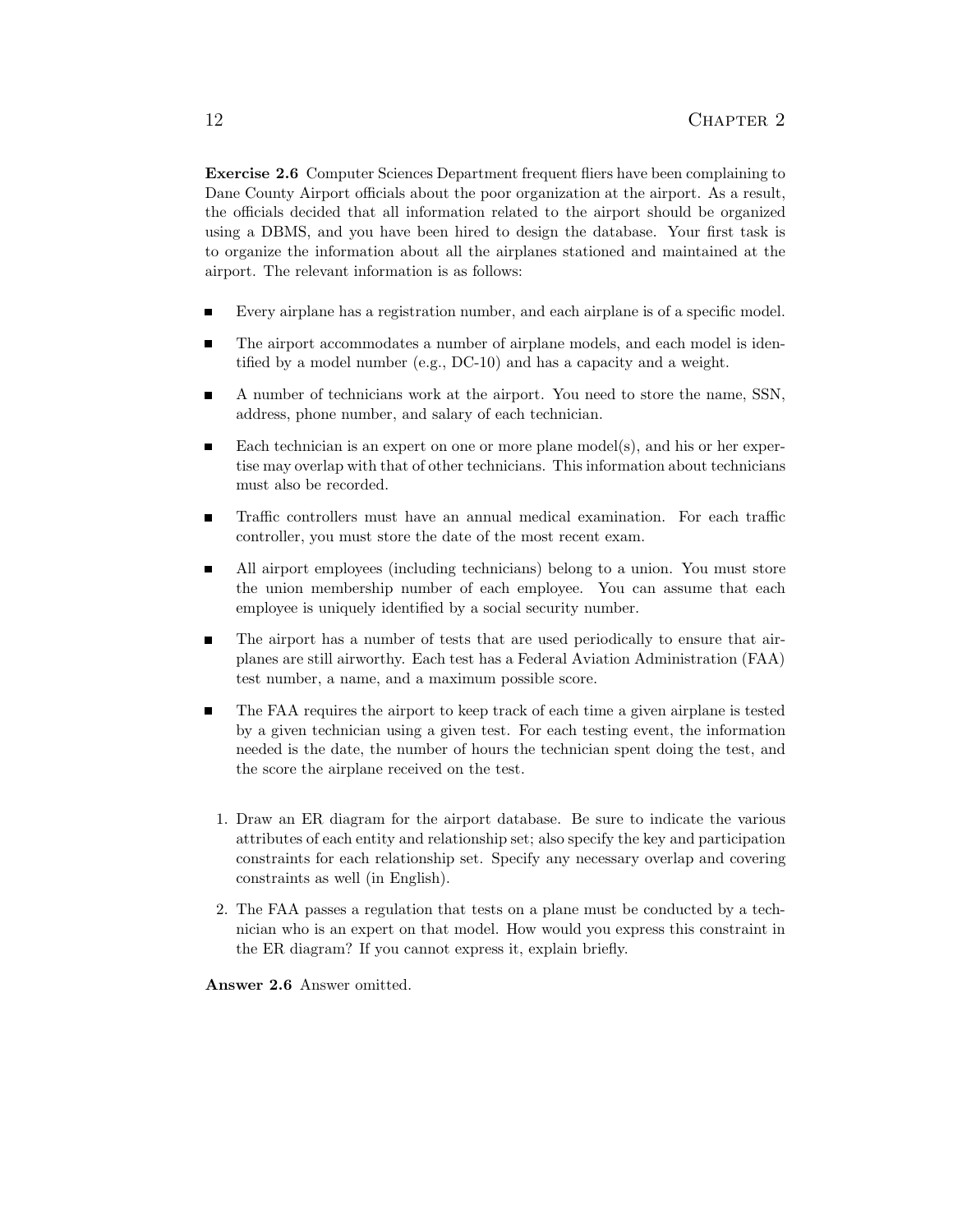**Exercise 2.6** Computer Sciences Department frequent fliers have been complaining to Dane County Airport officials about the poor organization at the airport. As a result, the officials decided that all information related to the airport should be organized using a DBMS, and you have been hired to design the database. Your first task is to organize the information about all the airplanes stationed and maintained at the airport. The relevant information is as follows:

- Every airplane has a registration number, and each airplane is of a specific model.
- The airport accommodates a number of airplane models, and each model is identified by a model number (e.g., DC-10) and has a capacity and a weight.
- A number of technicians work at the airport. You need to store the name, SSN, address, phone number, and salary of each technician.
- Each technician is an expert on one or more plane model(s), and his or her expertise may overlap with that of other technicians. This information about technicians must also be recorded.
- Traffic controllers must have an annual medical examination. For each traffic controller, you must store the date of the most recent exam.
- All airport employees (including technicians) belong to a union. You must store the union membership number of each employee. You can assume that each employee is uniquely identified by a social security number.
- The airport has a number of tests that are used periodically to ensure that airplanes are still airworthy. Each test has a Federal Aviation Administration (FAA) test number, a name, and a maximum possible score.
- The FAA requires the airport to keep track of each time a given airplane is tested by a given technician using a given test. For each testing event, the information needed is the date, the number of hours the technician spent doing the test, and the score the airplane received on the test.

1. Draw an ER diagram for the airport database. Be sure to indicate the various attributes of each entity and relationship set; also specify the key and participation constraints for each relationship set. Specify any necessary overlap and covering constraints as well (in English).
2. The FAA passes a regulation that tests on a plane must be conducted by a technician who is an expert on that model. How would you express this constraint in the ER diagram? If you cannot express it, explain briefly.

**Answer 2.6** Answer omitted.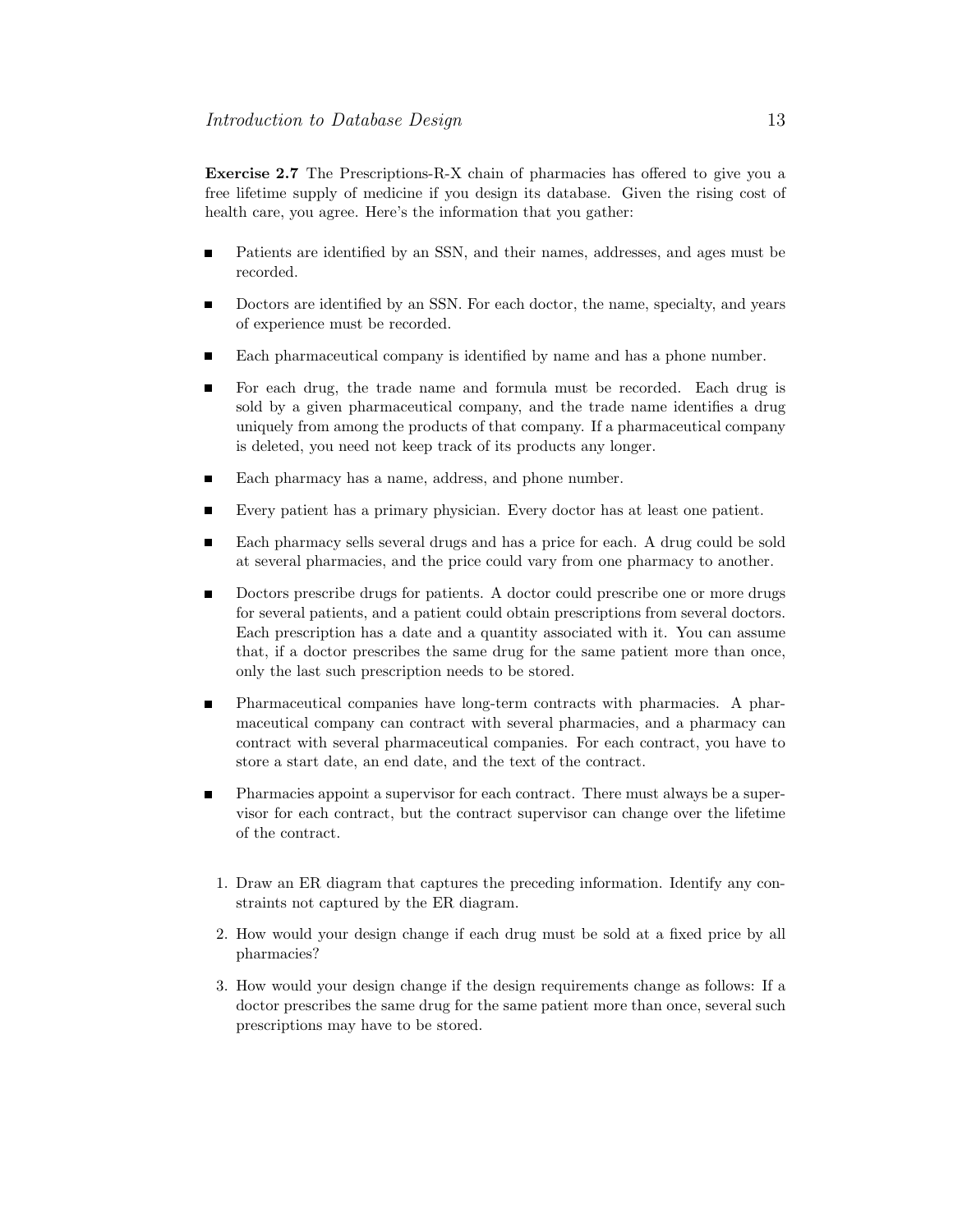**Exercise 2.7** The Prescriptions-R-X chain of pharmacies has offered to give you a free lifetime supply of medicine if you design its database. Given the rising cost of health care, you agree. Here's the information that you gather:

- Patients are identified by an SSN, and their names, addresses, and ages must be recorded.
- Doctors are identified by an SSN. For each doctor, the name, specialty, and years of experience must be recorded.
- Each pharmaceutical company is identified by name and has a phone number.
- For each drug, the trade name and formula must be recorded. Each drug is sold by a given pharmaceutical company, and the trade name identifies a drug uniquely from among the products of that company. If a pharmaceutical company is deleted, you need not keep track of its products any longer.
- Each pharmacy has a name, address, and phone number.
- Every patient has a primary physician. Every doctor has at least one patient.
- Each pharmacy sells several drugs and has a price for each. A drug could be sold at several pharmacies, and the price could vary from one pharmacy to another.
- Doctors prescribe drugs for patients. A doctor could prescribe one or more drugs for several patients, and a patient could obtain prescriptions from several doctors. Each prescription has a date and a quantity associated with it. You can assume that, if a doctor prescribes the same drug for the same patient more than once, only the last such prescription needs to be stored.
- Pharmaceutical companies have long-term contracts with pharmacies. A pharmaceutical company can contract with several pharmacies, and a pharmacy can contract with several pharmaceutical companies. For each contract, you have to store a start date, an end date, and the text of the contract.
- Pharmacies appoint a supervisor for each contract. There must always be a supervisor for each contract, but the contract supervisor can change over the lifetime of the contract.

1. Draw an ER diagram that captures the preceding information. Identify any constraints not captured by the ER diagram.
2. How would your design change if each drug must be sold at a fixed price by all pharmacies?
3. How would your design change if the design requirements change as follows: If a doctor prescribes the same drug for the same patient more than once, several such prescriptions may have to be stored.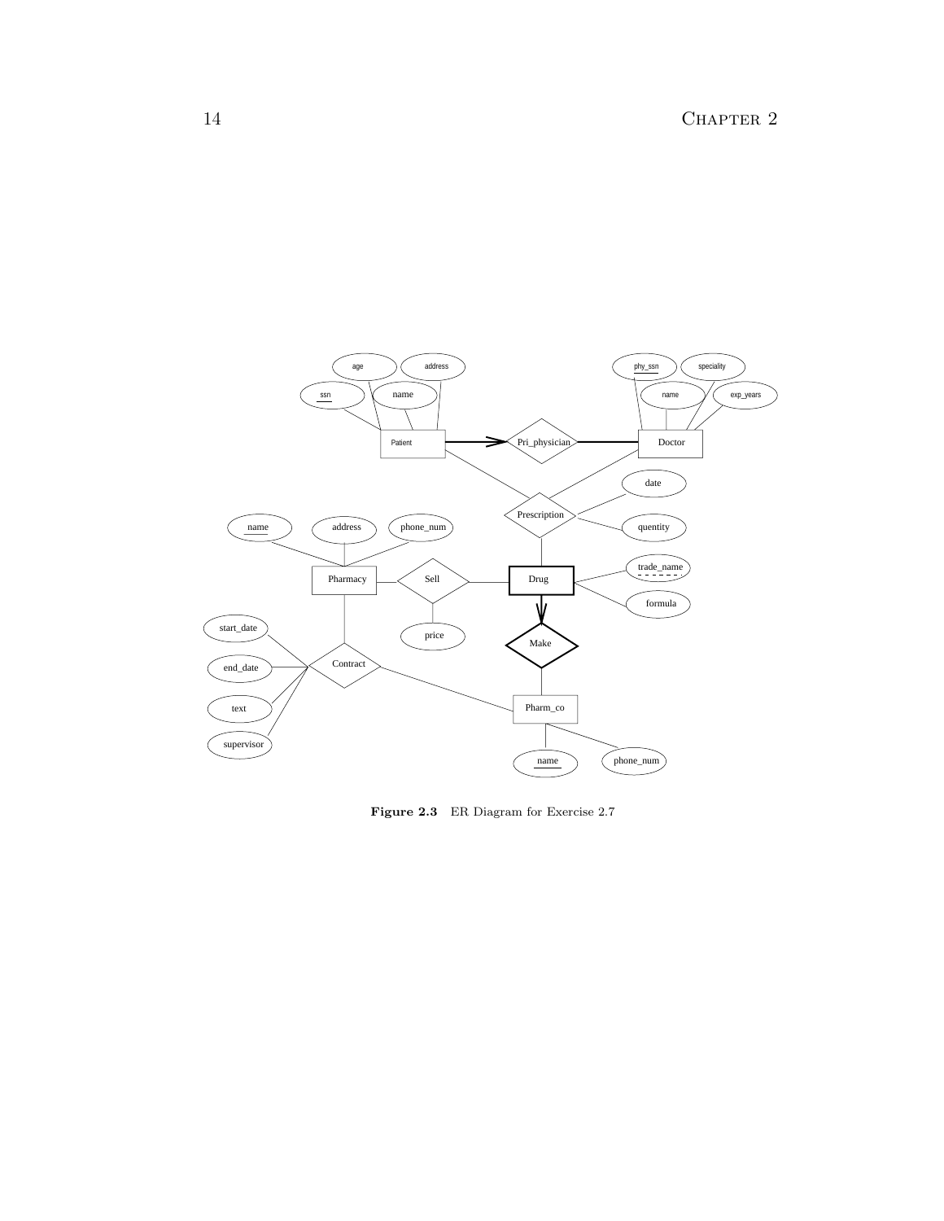**Figure 2.3** ER Diagram for Exercise 2.7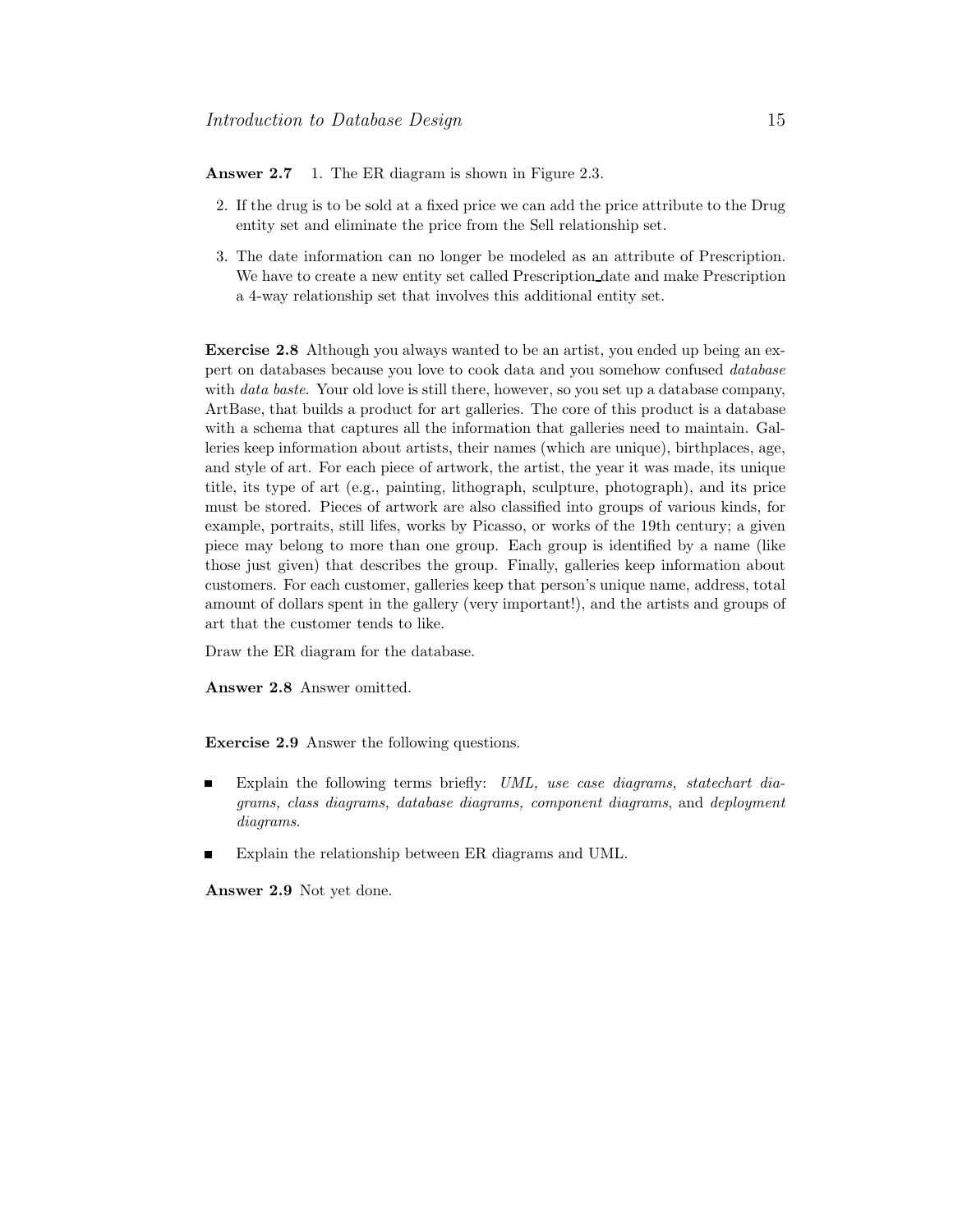**Answer 2.7** 1. The ER diagram is shown in Figure 2.3.

2. If the drug is to be sold at a fixed price we can add the price attribute to the Drug entity set and eliminate the price from the Sell relationship set.

3. The date information can no longer be modeled as an attribute of Prescription. We have to create a new entity set called Prescription_date and make Prescription a 4-way relationship set that involves this additional entity set.

**Exercise 2.8** Although you always wanted to be an artist, you ended up being an expert on databases because you love to cook data and you somehow confused *database* with *data baste*. Your old love is still there, however, so you set up a database company, ArtBase, that builds a product for art galleries. The core of this product is a database with a schema that captures all the information that galleries need to maintain. Galleries keep information about artists, their names (which are unique), birthplaces, age, and style of art. For each piece of artwork, the artist, the year it was made, its unique title, its type of art (e.g., painting, lithograph, sculpture, photograph), and its price must be stored. Pieces of artwork are also classified into groups of various kinds, for example, portraits, still lifes, works by Picasso, or works of the 19th century; a given piece may belong to more than one group. Each group is identified by a name (like those just given) that describes the group. Finally, galleries keep information about customers. For each customer, galleries keep that person's unique name, address, total amount of dollars spent in the gallery (very important!), and the artists and groups of art that the customer tends to like.

Draw the ER diagram for the database.

**Answer 2.8** Answer omitted.

**Exercise 2.9** Answer the following questions.

- Explain the following terms briefly: *UML, use case diagrams, statechart diagrams, class diagrams, database diagrams, component diagrams*, and *deployment diagrams*.
- Explain the relationship between ER diagrams and UML.

**Answer 2.9** Not yet done.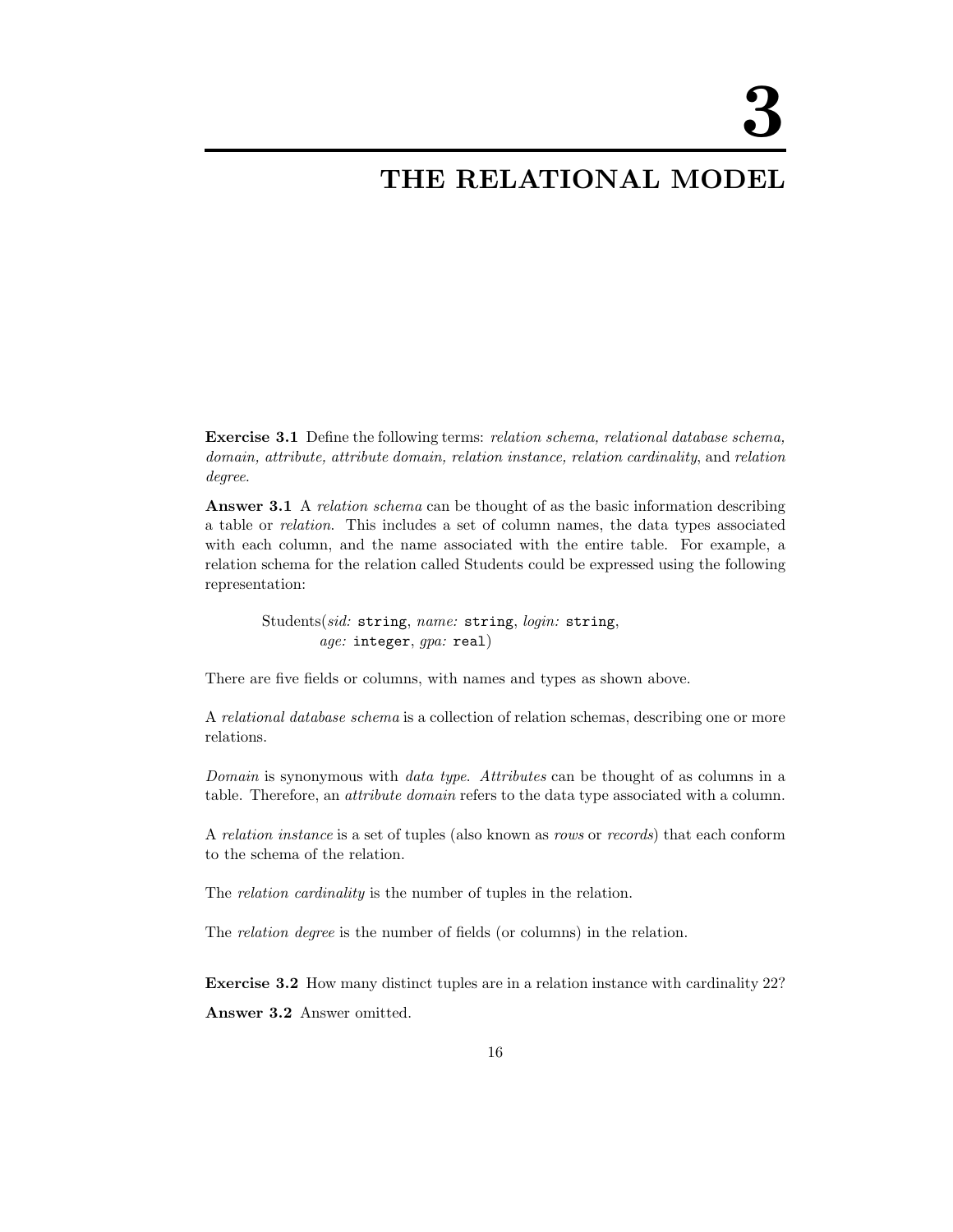# 3

# THE RELATIONAL MODEL

**Exercise 3.1** Define the following terms: *relation schema, relational database schema, domain, attribute, attribute domain, relation instance, relation cardinality*, and *relation degree*.

**Answer 3.1** A *relation schema* can be thought of as the basic information describing a table or *relation*. This includes a set of column names, the data types associated with each column, and the name associated with the entire table. For example, a relation schema for the relation called Students could be expressed using the following representation:

> Students(*sid:* `string`, *name:* `string`, *login:* `string`,
> *age:* `integer`, *gpa:* `real`)

There are five fields or columns, with names and types as shown above.

A *relational database schema* is a collection of relation schemas, describing one or more relations.

*Domain* is synonymous with *data type*. *Attributes* can be thought of as columns in a table. Therefore, an *attribute domain* refers to the data type associated with a column.

A *relation instance* is a set of tuples (also known as *rows* or *records*) that each conform to the schema of the relation.

The *relation cardinality* is the number of tuples in the relation.

The *relation degree* is the number of fields (or columns) in the relation.

**Exercise 3.2** How many distinct tuples are in a relation instance with cardinality 22?

**Answer 3.2** Answer omitted.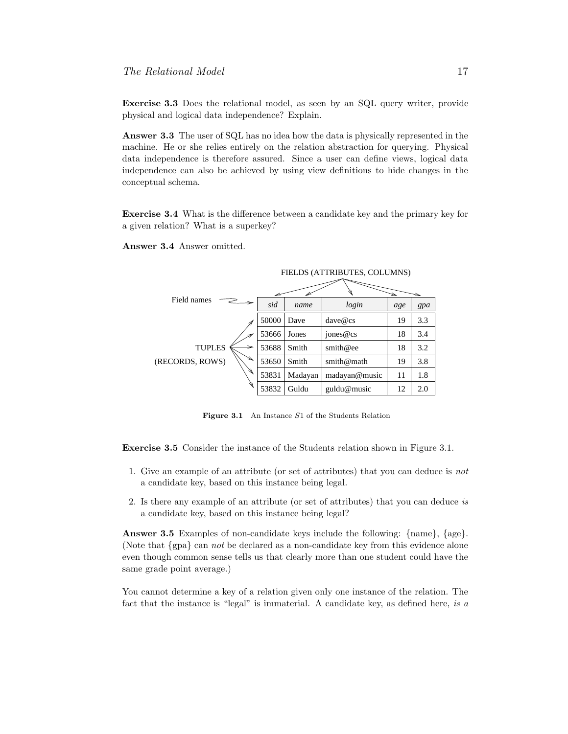**Exercise 3.3** Does the relational model, as seen by an SQL query writer, provide physical and logical data independence? Explain.

**Answer 3.3** The user of SQL has no idea how the data is physically represented in the machine. He or she relies entirely on the relation abstraction for querying. Physical data independence is therefore assured. Since a user can define views, logical data independence can also be achieved by using view definitions to hide changes in the conceptual schema.

**Exercise 3.4** What is the difference between a candidate key and the primary key for a given relation? What is a superkey?

**Answer 3.4** Answer omitted.

FIELDS (ATTRIBUTES, COLUMNS)

Field names → 

| *sid* | *name* | *login* | *age* | *gpa* |
|---|---|---|---|---|
| 50000 | Dave | dave@cs | 19 | 3.3 |
| 53666 | Jones | jones@cs | 18 | 3.4 |
| 53688 | Smith | smith@ee | 18 | 3.2 |
| 53650 | Smith | smith@math | 19 | 3.8 |
| 53831 | Madayan | madayan@music | 11 | 1.8 |
| 53832 | Guldu | guldu@music | 12 | 2.0 |

TUPLES (RECORDS, ROWS)

**Figure 3.1** An Instance *S*1 of the Students Relation

**Exercise 3.5** Consider the instance of the Students relation shown in Figure 3.1.

1. Give an example of an attribute (or set of attributes) that you can deduce is *not* a candidate key, based on this instance being legal.

2. Is there any example of an attribute (or set of attributes) that you can deduce *is* a candidate key, based on this instance being legal?

**Answer 3.5** Examples of non-candidate keys include the following: {name}, {age}. (Note that {gpa} can *not* be declared as a non-candidate key from this evidence alone even though common sense tells us that clearly more than one student could have the same grade point average.)

You cannot determine a key of a relation given only one instance of the relation. The fact that the instance is "legal" is immaterial. A candidate key, as defined here, *is a*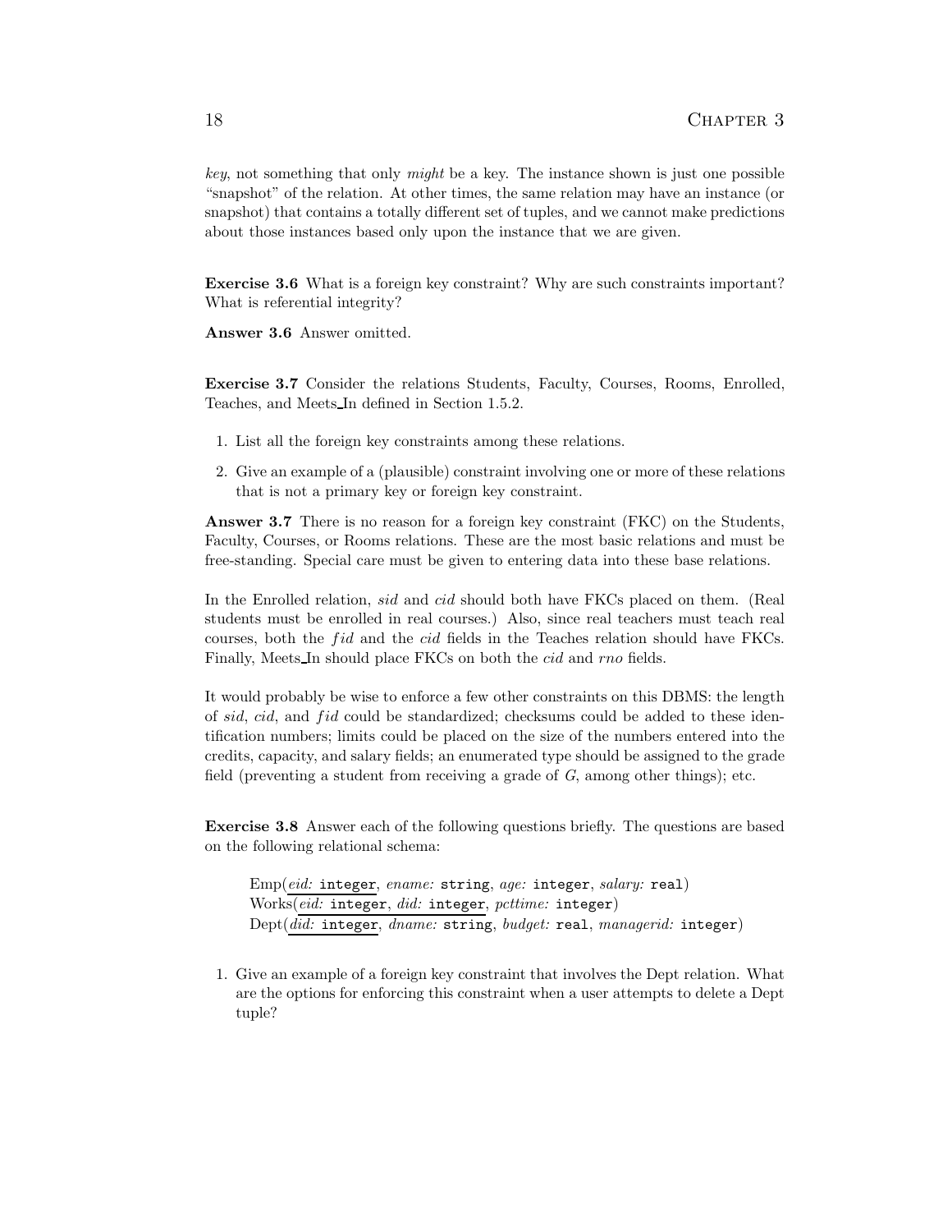*key*, not something that only *might* be a key. The instance shown is just one possible "snapshot" of the relation. At other times, the same relation may have an instance (or snapshot) that contains a totally different set of tuples, and we cannot make predictions about those instances based only upon the instance that we are given.

**Exercise 3.6** What is a foreign key constraint? Why are such constraints important? What is referential integrity?

**Answer 3.6** Answer omitted.

**Exercise 3.7** Consider the relations Students, Faculty, Courses, Rooms, Enrolled, Teaches, and Meets_In defined in Section 1.5.2.

1. List all the foreign key constraints among these relations.
2. Give an example of a (plausible) constraint involving one or more of these relations that is not a primary key or foreign key constraint.

**Answer 3.7** There is no reason for a foreign key constraint (FKC) on the Students, Faculty, Courses, or Rooms relations. These are the most basic relations and must be free-standing. Special care must be given to entering data into these base relations.

In the Enrolled relation, *sid* and *cid* should both have FKCs placed on them. (Real students must be enrolled in real courses.) Also, since real teachers must teach real courses, both the *fid* and the *cid* fields in the Teaches relation should have FKCs. Finally, Meets_In should place FKCs on both the *cid* and *rno* fields.

It would probably be wise to enforce a few other constraints on this DBMS: the length of *sid*, *cid*, and *fid* could be standardized; checksums could be added to these identification numbers; limits could be placed on the size of the numbers entered into the credits, capacity, and salary fields; an enumerated type should be assigned to the grade field (preventing a student from receiving a grade of *G*, among other things); etc.

**Exercise 3.8** Answer each of the following questions briefly. The questions are based on the following relational schema:

> Emp(<u>*eid:* `integer`</u>, *ename:* `string`, *age:* `integer`, *salary:* `real`)
> Works(<u>*eid:* `integer`, *did:* `integer`</u>, *pcttime:* `integer`)
> Dept(<u>*did:* `integer`</u>, *dname:* `string`, *budget:* `real`, *managerid:* `integer`)

1. Give an example of a foreign key constraint that involves the Dept relation. What are the options for enforcing this constraint when a user attempts to delete a Dept tuple?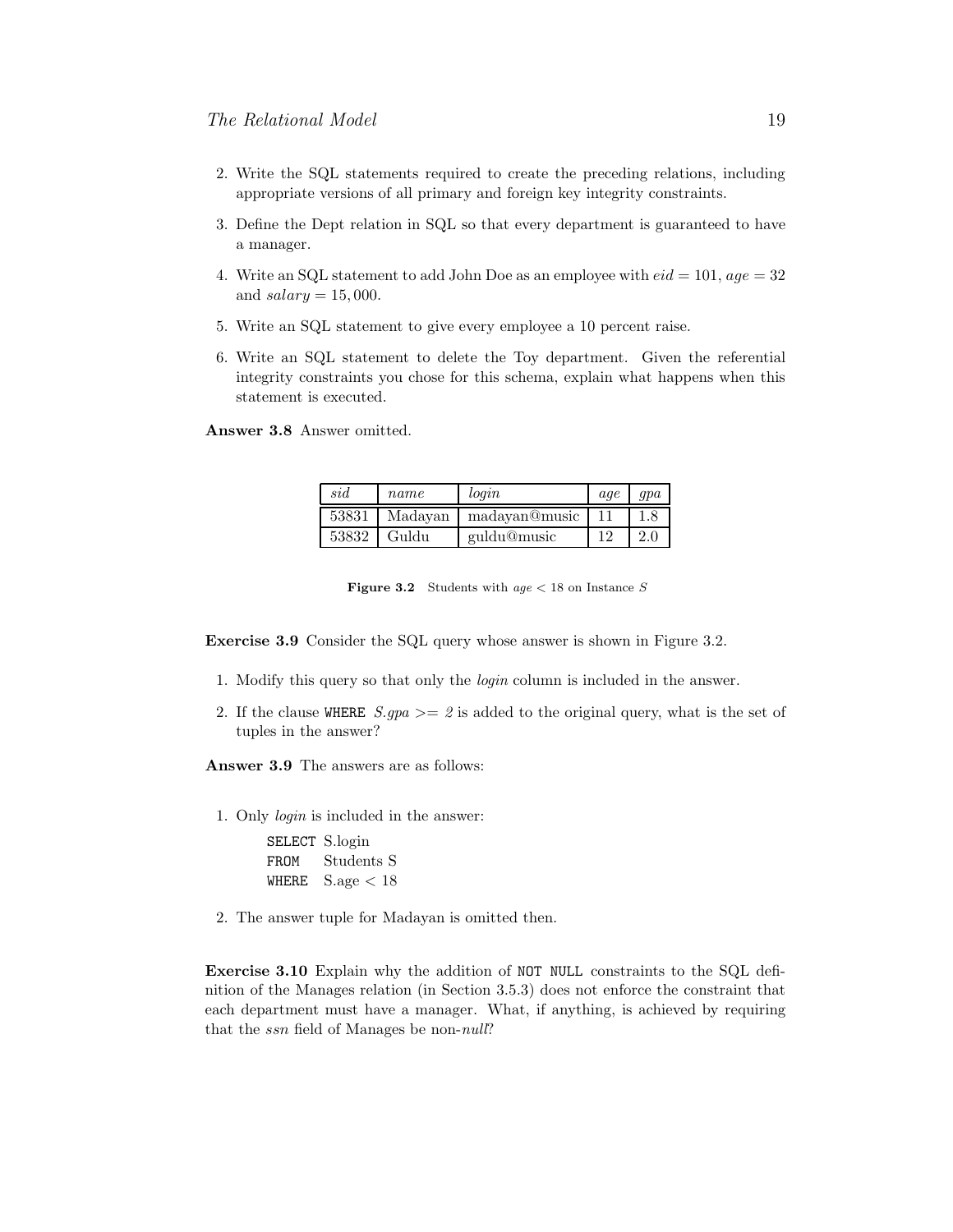2. Write the SQL statements required to create the preceding relations, including appropriate versions of all primary and foreign key integrity constraints.

3. Define the Dept relation in SQL so that every department is guaranteed to have a manager.

4. Write an SQL statement to add John Doe as an employee with $eid = 101$, $age = 32$ and $salary = 15,000$.

5. Write an SQL statement to give every employee a 10 percent raise.

6. Write an SQL statement to delete the Toy department. Given the referential integrity constraints you chose for this schema, explain what happens when this statement is executed.

**Answer 3.8** Answer omitted.

| *sid* | *name* | *login* | *age* | *gpa* |
|---|---|---|---|---|
| 53831 | Madayan | madayan@music | 11 | 1.8 |
| 53832 | Guldu | guldu@music | 12 | 2.0 |

**Figure 3.2** Students with $age < 18$ on Instance $S$

**Exercise 3.9** Consider the SQL query whose answer is shown in Figure 3.2.

1. Modify this query so that only the *login* column is included in the answer.

2. If the clause WHERE *S.gpa >= 2* is added to the original query, what is the set of tuples in the answer?

**Answer 3.9** The answers are as follows:

1. Only *login* is included in the answer:

```
SELECT S.login
FROM   Students S
WHERE  S.age < 18
```

2. The answer tuple for Madayan is omitted then.

**Exercise 3.10** Explain why the addition of NOT NULL constraints to the SQL definition of the Manages relation (in Section 3.5.3) does not enforce the constraint that each department must have a manager. What, if anything, is achieved by requiring that the *ssn* field of Manages be non-*null*?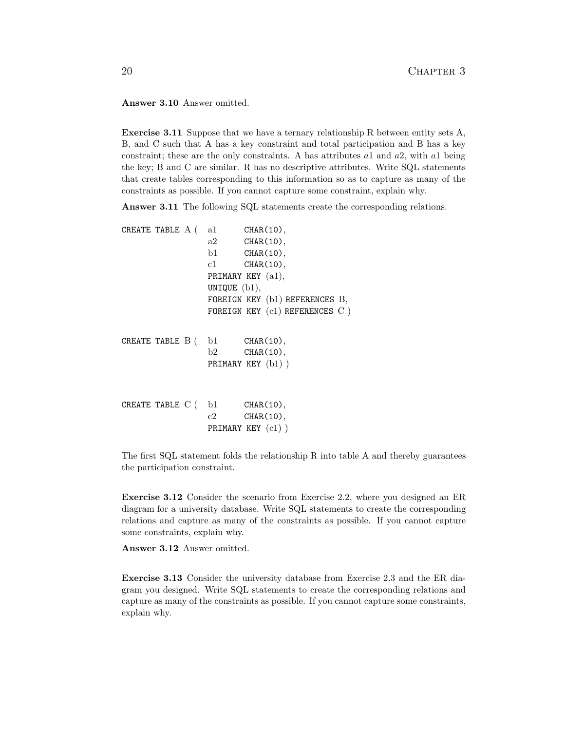**Answer 3.10** Answer omitted.

**Exercise 3.11** Suppose that we have a ternary relationship R between entity sets A, B, and C such that A has a key constraint and total participation and B has a key constraint; these are the only constraints. A has attributes $a1$ and $a2$, with $a1$ being the key; B and C are similar. R has no descriptive attributes. Write SQL statements that create tables corresponding to this information so as to capture as many of the constraints as possible. If you cannot capture some constraint, explain why.

**Answer 3.11** The following SQL statements create the corresponding relations.

```
CREATE TABLE A (  a1     CHAR(10),
                  a2     CHAR(10),
                  b1     CHAR(10),
                  c1     CHAR(10),
                  PRIMARY KEY (a1),
                  UNIQUE (b1),
                  FOREIGN KEY (b1) REFERENCES B,
                  FOREIGN KEY (c1) REFERENCES C )

CREATE TABLE B (  b1     CHAR(10),
                  b2     CHAR(10),
                  PRIMARY KEY (b1) )


CREATE TABLE C (  b1     CHAR(10),
                  c2     CHAR(10),
                  PRIMARY KEY (c1) )
```

The first SQL statement folds the relationship R into table A and thereby guarantees the participation constraint.

**Exercise 3.12** Consider the scenario from Exercise 2.2, where you designed an ER diagram for a university database. Write SQL statements to create the corresponding relations and capture as many of the constraints as possible. If you cannot capture some constraints, explain why.

**Answer 3.12** Answer omitted.

**Exercise 3.13** Consider the university database from Exercise 2.3 and the ER diagram you designed. Write SQL statements to create the corresponding relations and capture as many of the constraints as possible. If you cannot capture some constraints, explain why.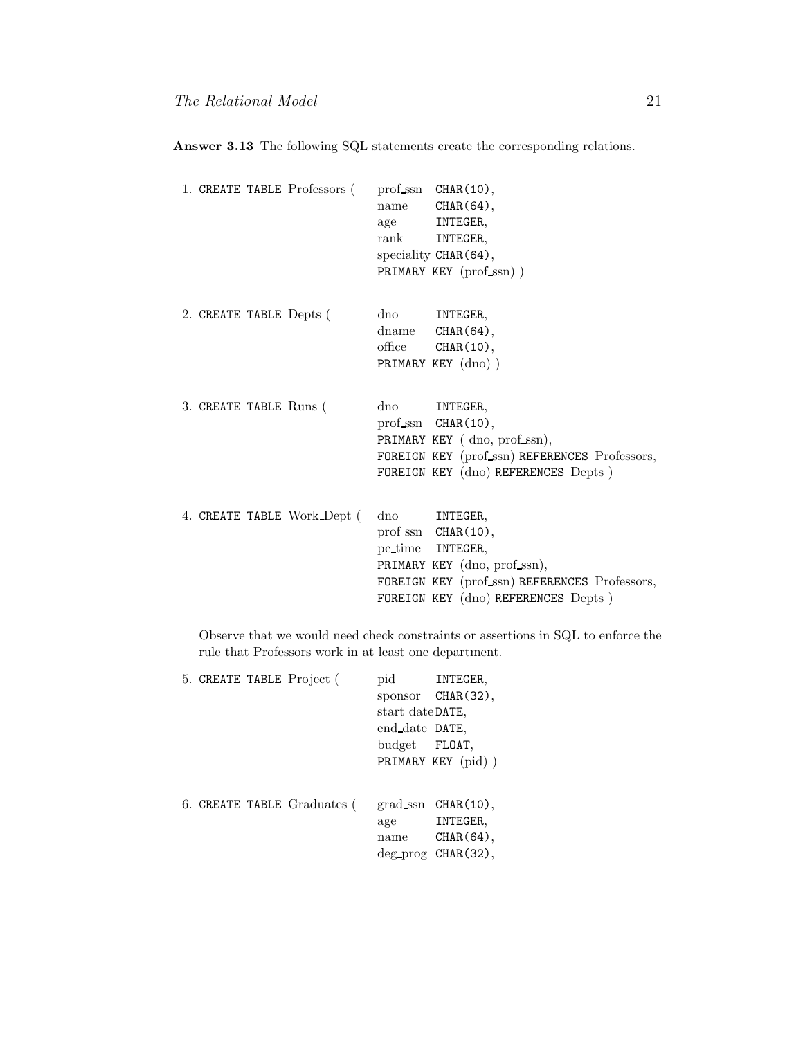**Answer 3.13** The following SQL statements create the corresponding relations.

1.
```
CREATE TABLE Professors ( prof_ssn   CHAR(10),
                          name       CHAR(64),
                          age        INTEGER,
                          rank       INTEGER,
                          speciality CHAR(64),
                          PRIMARY KEY (prof_ssn) )
```

2.
```
CREATE TABLE Depts (      dno        INTEGER,
                          dname      CHAR(64),
                          office     CHAR(10),
                          PRIMARY KEY (dno) )
```

3.
```
CREATE TABLE Runs (       dno        INTEGER,
                          prof_ssn   CHAR(10),
                          PRIMARY KEY ( dno, prof_ssn),
                          FOREIGN KEY (prof_ssn) REFERENCES Professors,
                          FOREIGN KEY (dno) REFERENCES Depts )
```

4.
```
CREATE TABLE Work_Dept (  dno        INTEGER,
                          prof_ssn   CHAR(10),
                          pc_time    INTEGER,
                          PRIMARY KEY (dno, prof_ssn),
                          FOREIGN KEY (prof_ssn) REFERENCES Professors,
                          FOREIGN KEY (dno) REFERENCES Depts )
```

Observe that we would need check constraints or assertions in SQL to enforce the rule that Professors work in at least one department.

5.
```
CREATE TABLE Project (    pid        INTEGER,
                          sponsor    CHAR(32),
                          start_date DATE,
                          end_date   DATE,
                          budget     FLOAT,
                          PRIMARY KEY (pid) )
```

6.
```
CREATE TABLE Graduates (  grad_ssn   CHAR(10),
                          age        INTEGER,
                          name       CHAR(64),
                          deg_prog   CHAR(32),
```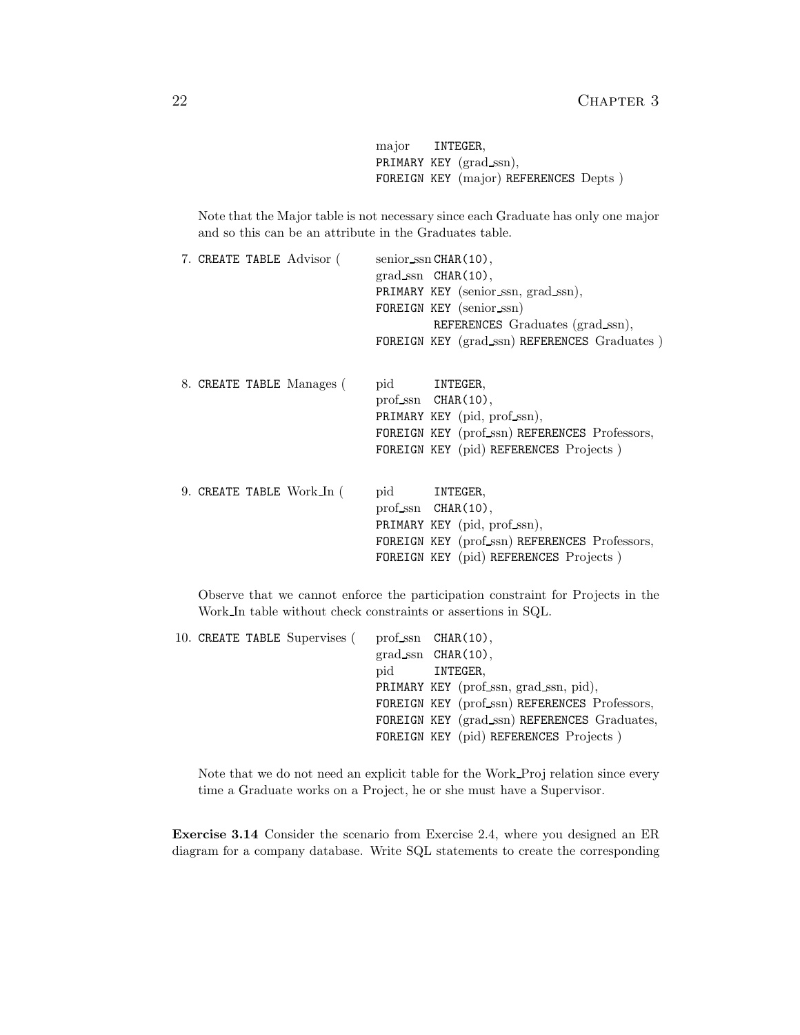```
                                major    INTEGER,
                                PRIMARY KEY (grad_ssn),
                                FOREIGN KEY (major) REFERENCES Depts )
```

Note that the Major table is not necessary since each Graduate has only one major and so this can be an attribute in the Graduates table.

7. 
```
CREATE TABLE Advisor (      senior_ssn CHAR(10),
                            grad_ssn  CHAR(10),
                            PRIMARY KEY (senior_ssn, grad_ssn),
                            FOREIGN KEY (senior_ssn)
                                     REFERENCES Graduates (grad_ssn),
                            FOREIGN KEY (grad_ssn) REFERENCES Graduates )
```

8. 
```
CREATE TABLE Manages (      pid       INTEGER,
                            prof_ssn  CHAR(10),
                            PRIMARY KEY (pid, prof_ssn),
                            FOREIGN KEY (prof_ssn) REFERENCES Professors,
                            FOREIGN KEY (pid) REFERENCES Projects )
```

9. 
```
CREATE TABLE Work_In (      pid       INTEGER,
                            prof_ssn  CHAR(10),
                            PRIMARY KEY (pid, prof_ssn),
                            FOREIGN KEY (prof_ssn) REFERENCES Professors,
                            FOREIGN KEY (pid) REFERENCES Projects )
```

Observe that we cannot enforce the participation constraint for Projects in the Work_In table without check constraints or assertions in SQL.

10. 
```
CREATE TABLE Supervises (   prof_ssn  CHAR(10),
                            grad_ssn  CHAR(10),
                            pid       INTEGER,
                            PRIMARY KEY (prof_ssn, grad_ssn, pid),
                            FOREIGN KEY (prof_ssn) REFERENCES Professors,
                            FOREIGN KEY (grad_ssn) REFERENCES Graduates,
                            FOREIGN KEY (pid) REFERENCES Projects )
```

Note that we do not need an explicit table for the Work_Proj relation since every time a Graduate works on a Project, he or she must have a Supervisor.

**Exercise 3.14** Consider the scenario from Exercise 2.4, where you designed an ER diagram for a company database. Write SQL statements to create the corresponding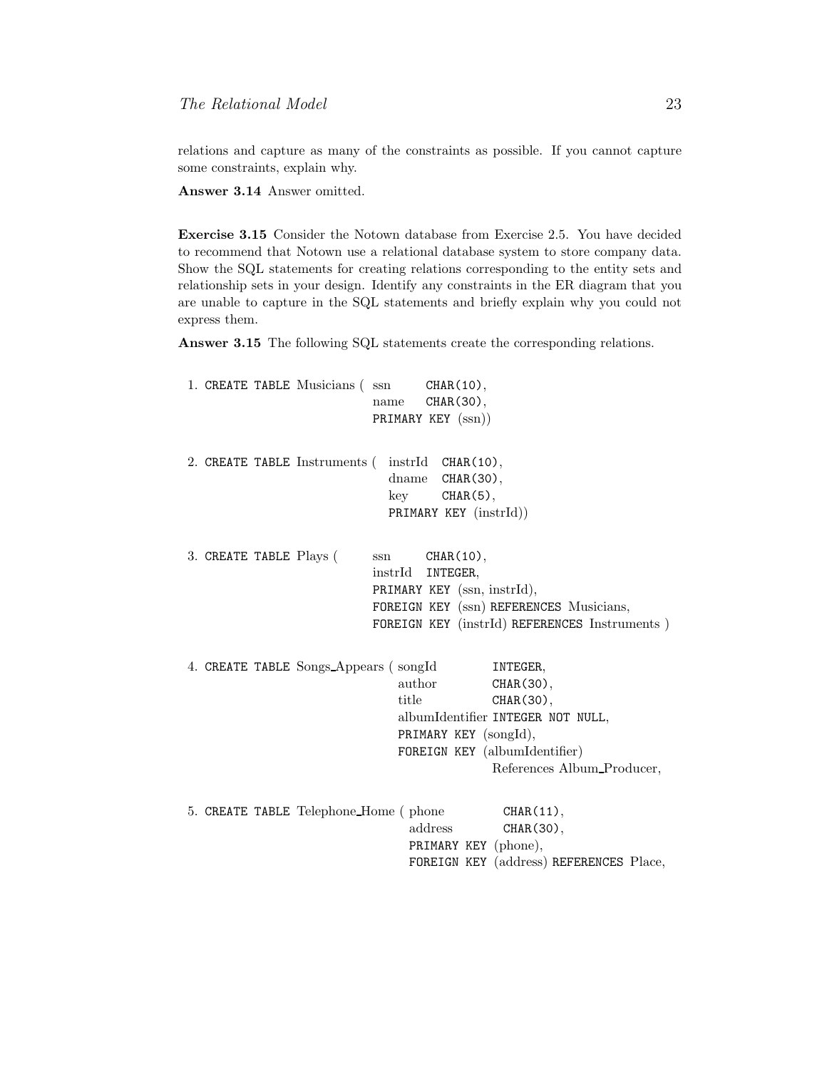relations and capture as many of the constraints as possible. If you cannot capture some constraints, explain why.

**Answer 3.14** Answer omitted.

**Exercise 3.15** Consider the Notown database from Exercise 2.5. You have decided to recommend that Notown use a relational database system to store company data. Show the SQL statements for creating relations corresponding to the entity sets and relationship sets in your design. Identify any constraints in the ER diagram that you are unable to capture in the SQL statements and briefly explain why you could not express them.

**Answer 3.15** The following SQL statements create the corresponding relations.

1. 
```
CREATE TABLE Musicians ( ssn    CHAR(10),
                         name   CHAR(30),
                         PRIMARY KEY (ssn))
```

2. 
```
CREATE TABLE Instruments (  instrId  CHAR(10),
                            dname    CHAR(30),
                            key      CHAR(5),
                            PRIMARY KEY (instrId))
```

3. 
```
CREATE TABLE Plays (     ssn      CHAR(10),
                         instrId  INTEGER,
                         PRIMARY KEY (ssn, instrId),
                         FOREIGN KEY (ssn) REFERENCES Musicians,
                         FOREIGN KEY (instrId) REFERENCES Instruments )
```

4. 
```
CREATE TABLE Songs_Appears ( songId          INTEGER,
                             author          CHAR(30),
                             title           CHAR(30),
                             albumIdentifier INTEGER NOT NULL,
                             PRIMARY KEY (songId),
                             FOREIGN KEY (albumIdentifier)
                                             References Album_Producer,
```

5. 
```
CREATE TABLE Telephone_Home ( phone          CHAR(11),
                              address        CHAR(30),
                              PRIMARY KEY (phone),
                              FOREIGN KEY (address) REFERENCES Place,
```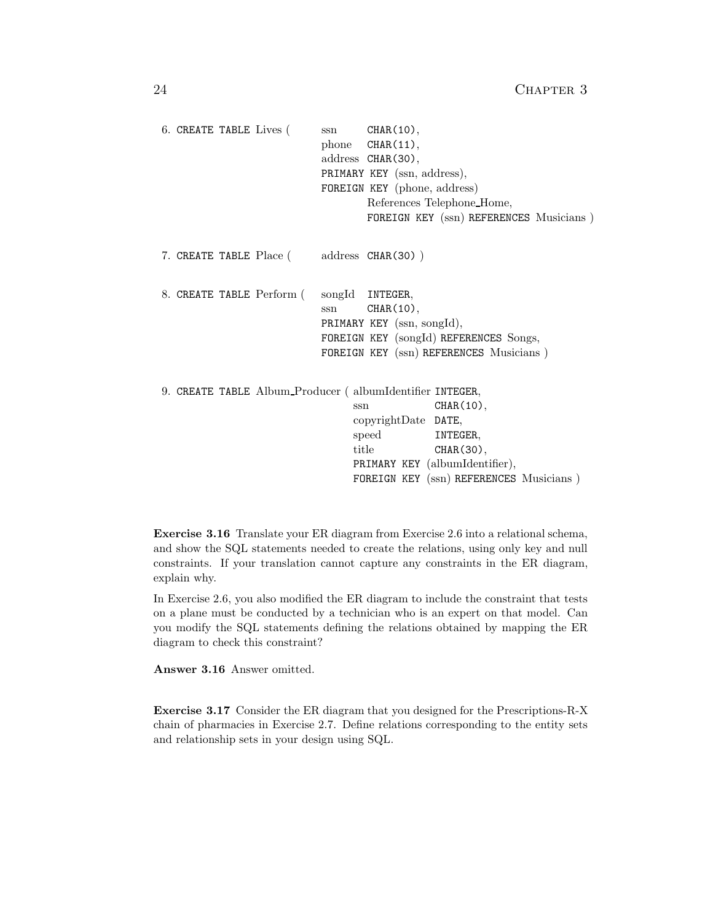6. 
```
CREATE TABLE Lives (    ssn     CHAR(10),
                        phone   CHAR(11),
                        address CHAR(30),
                        PRIMARY KEY (ssn, address),
                        FOREIGN KEY (phone, address)
                                References Telephone_Home,
                                FOREIGN KEY (ssn) REFERENCES Musicians )
```

7. 
```
CREATE TABLE Place (    address CHAR(30) )
```

8. 
```
CREATE TABLE Perform (  songId  INTEGER,
                        ssn     CHAR(10),
                        PRIMARY KEY (ssn, songId),
                        FOREIGN KEY (songId) REFERENCES Songs,
                        FOREIGN KEY (ssn) REFERENCES Musicians )
```

9. 
```
CREATE TABLE Album_Producer ( albumIdentifier INTEGER,
                              ssn             CHAR(10),
                              copyrightDate   DATE,
                              speed           INTEGER,
                              title           CHAR(30),
                              PRIMARY KEY (albumIdentifier),
                              FOREIGN KEY (ssn) REFERENCES Musicians )
```

**Exercise 3.16** Translate your ER diagram from Exercise 2.6 into a relational schema, and show the SQL statements needed to create the relations, using only key and null constraints. If your translation cannot capture any constraints in the ER diagram, explain why.

In Exercise 2.6, you also modified the ER diagram to include the constraint that tests on a plane must be conducted by a technician who is an expert on that model. Can you modify the SQL statements defining the relations obtained by mapping the ER diagram to check this constraint?

**Answer 3.16** Answer omitted.

**Exercise 3.17** Consider the ER diagram that you designed for the Prescriptions-R-X chain of pharmacies in Exercise 2.7. Define relations corresponding to the entity sets and relationship sets in your design using SQL.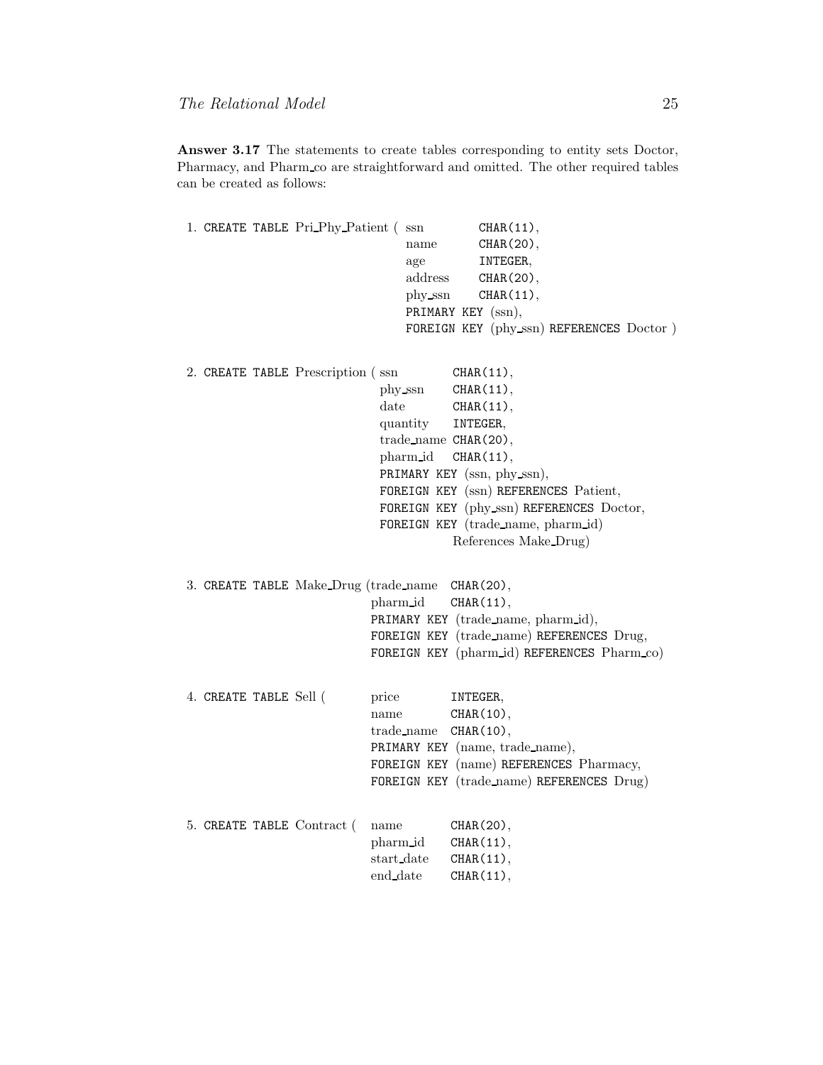**Answer 3.17** The statements to create tables corresponding to entity sets Doctor, Pharmacy, and Pharm_co are straightforward and omitted. The other required tables can be created as follows:

1.
```
CREATE TABLE Pri_Phy_Patient ( ssn         CHAR(11),
                               name        CHAR(20),
                               age         INTEGER,
                               address     CHAR(20),
                               phy_ssn     CHAR(11),
                               PRIMARY KEY (ssn),
                               FOREIGN KEY (phy_ssn) REFERENCES Doctor )
```

2.
```
CREATE TABLE Prescription ( ssn         CHAR(11),
                            phy_ssn     CHAR(11),
                            date        CHAR(11),
                            quantity    INTEGER,
                            trade_name  CHAR(20),
                            pharm_id    CHAR(11),
                            PRIMARY KEY (ssn, phy_ssn),
                            FOREIGN KEY (ssn) REFERENCES Patient,
                            FOREIGN KEY (phy_ssn) REFERENCES Doctor,
                            FOREIGN KEY (trade_name, pharm_id)
                                        References Make_Drug)
```

3.
```
CREATE TABLE Make_Drug (trade_name  CHAR(20),
                        pharm_id    CHAR(11),
                        PRIMARY KEY (trade_name, pharm_id),
                        FOREIGN KEY (trade_name) REFERENCES Drug,
                        FOREIGN KEY (pharm_id) REFERENCES Pharm_co)
```

4.
```
CREATE TABLE Sell (     price       INTEGER,
                        name        CHAR(10),
                        trade_name  CHAR(10),
                        PRIMARY KEY (name, trade_name),
                        FOREIGN KEY (name) REFERENCES Pharmacy,
                        FOREIGN KEY (trade_name) REFERENCES Drug)
```

5.
```
CREATE TABLE Contract ( name        CHAR(20),
                        pharm_id    CHAR(11),
                        start_date  CHAR(11),
                        end_date    CHAR(11),
```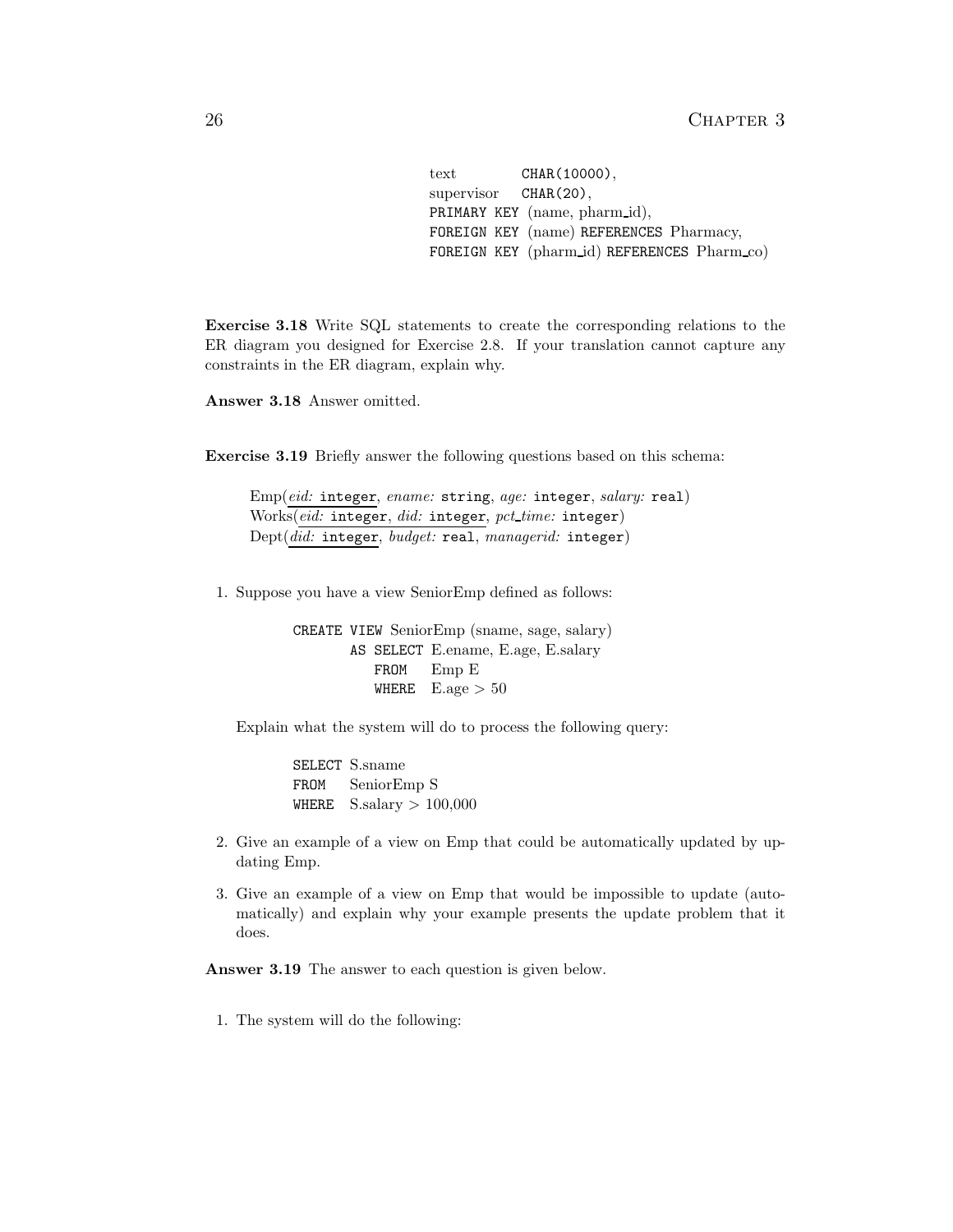```
text        CHAR(10000),
supervisor  CHAR(20),
PRIMARY KEY (name, pharm_id),
FOREIGN KEY (name) REFERENCES Pharmacy,
FOREIGN KEY (pharm_id) REFERENCES Pharm_co)
```

**Exercise 3.18** Write SQL statements to create the corresponding relations to the ER diagram you designed for Exercise 2.8. If your translation cannot capture any constraints in the ER diagram, explain why.

**Answer 3.18** Answer omitted.

**Exercise 3.19** Briefly answer the following questions based on this schema:

> Emp(*eid:* integer, *ename:* string, *age:* integer, *salary:* real)
> Works(*eid:* integer, *did:* integer, *pct_time:* integer)
> Dept(*did:* integer, *budget:* real, *managerid:* integer)

1. Suppose you have a view SeniorEmp defined as follows:

   ```
   CREATE VIEW SeniorEmp (sname, sage, salary)
       AS SELECT E.ename, E.age, E.salary
          FROM   Emp E
          WHERE  E.age > 50
   ```

   Explain what the system will do to process the following query:

   ```
   SELECT S.sname
   FROM   SeniorEmp S
   WHERE  S.salary > 100,000
   ```

2. Give an example of a view on Emp that could be automatically updated by updating Emp.

3. Give an example of a view on Emp that would be impossible to update (automatically) and explain why your example presents the update problem that it does.

**Answer 3.19** The answer to each question is given below.

1. The system will do the following: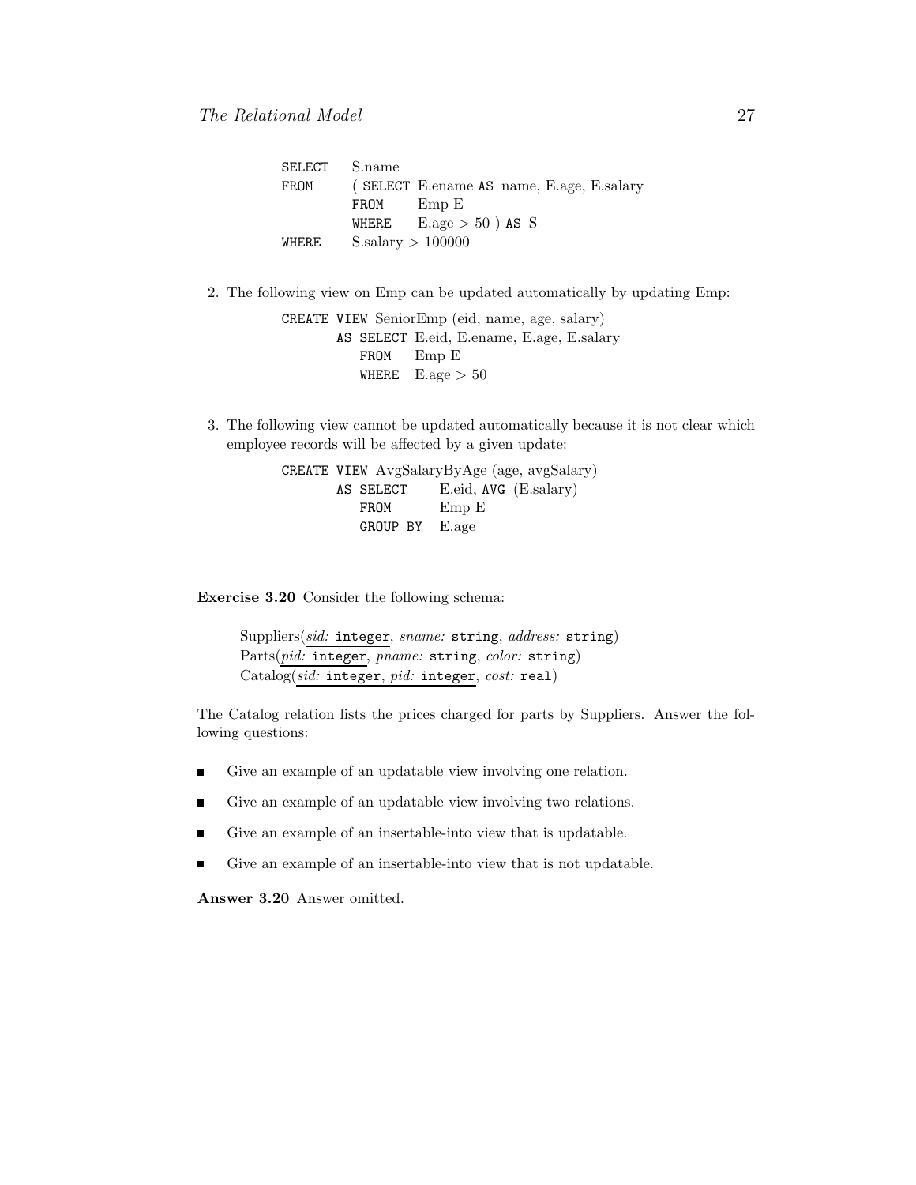```
SELECT  S.name
FROM    ( SELECT E.ename AS name, E.age, E.salary
          FROM   Emp E
          WHERE  E.age > 50 ) AS S
WHERE   S.salary > 100000
```

2. The following view on Emp can be updated automatically by updating Emp:

```
CREATE VIEW SeniorEmp (eid, name, age, salary)
       AS SELECT E.eid, E.ename, E.age, E.salary
          FROM   Emp E
          WHERE  E.age > 50
```

3. The following view cannot be updated automatically because it is not clear which employee records will be affected by a given update:

```
CREATE VIEW AvgSalaryByAge (age, avgSalary)
       AS SELECT   E.eid, AVG (E.salary)
          FROM     Emp E
          GROUP BY E.age
```

**Exercise 3.20** Consider the following schema:

Suppliers(*sid:* integer, *sname:* string, *address:* string)
Parts(*pid:* integer, *pname:* string, *color:* string)
Catalog(*sid:* integer, *pid:* integer, *cost:* real)

The Catalog relation lists the prices charged for parts by Suppliers. Answer the following questions:

- Give an example of an updatable view involving one relation.
- Give an example of an updatable view involving two relations.
- Give an example of an insertable-into view that is updatable.
- Give an example of an insertable-into view that is not updatable.

**Answer 3.20** Answer omitted.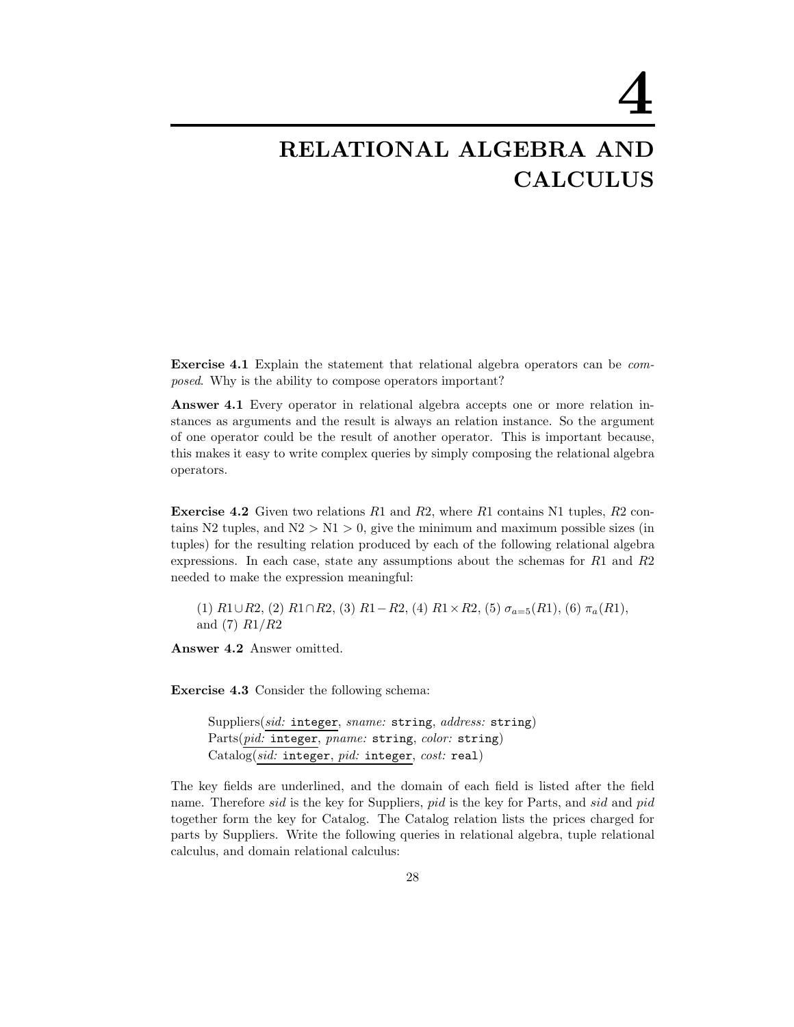# 4

# RELATIONAL ALGEBRA AND CALCULUS

**Exercise 4.1** Explain the statement that relational algebra operators can be *composed*. Why is the ability to compose operators important?

**Answer 4.1** Every operator in relational algebra accepts one or more relation instances as arguments and the result is always an relation instance. So the argument of one operator could be the result of another operator. This is important because, this makes it easy to write complex queries by simply composing the relational algebra operators.

**Exercise 4.2** Given two relations $R1$ and $R2$, where $R1$ contains N1 tuples, $R2$ contains N2 tuples, and $N2 > N1 > 0$, give the minimum and maximum possible sizes (in tuples) for the resulting relation produced by each of the following relational algebra expressions. In each case, state any assumptions about the schemas for $R1$ and $R2$ needed to make the expression meaningful:

(1) $R1 \cup R2$, (2) $R1 \cap R2$, (3) $R1 - R2$, (4) $R1 \times R2$, (5) $\sigma_{a=5}(R1)$, (6) $\pi_a(R1)$, and (7) $R1/R2$

**Answer 4.2** Answer omitted.

**Exercise 4.3** Consider the following schema:

> Suppliers(*sid:* `integer`, *sname:* `string`, *address:* `string`)
> Parts(*pid:* `integer`, *pname:* `string`, *color:* `string`)
> Catalog(*sid:* `integer`, *pid:* `integer`, *cost:* `real`)

The key fields are underlined, and the domain of each field is listed after the field name. Therefore *sid* is the key for Suppliers, *pid* is the key for Parts, and *sid* and *pid* together form the key for Catalog. The Catalog relation lists the prices charged for parts by Suppliers. Write the following queries in relational algebra, tuple relational calculus, and domain relational calculus: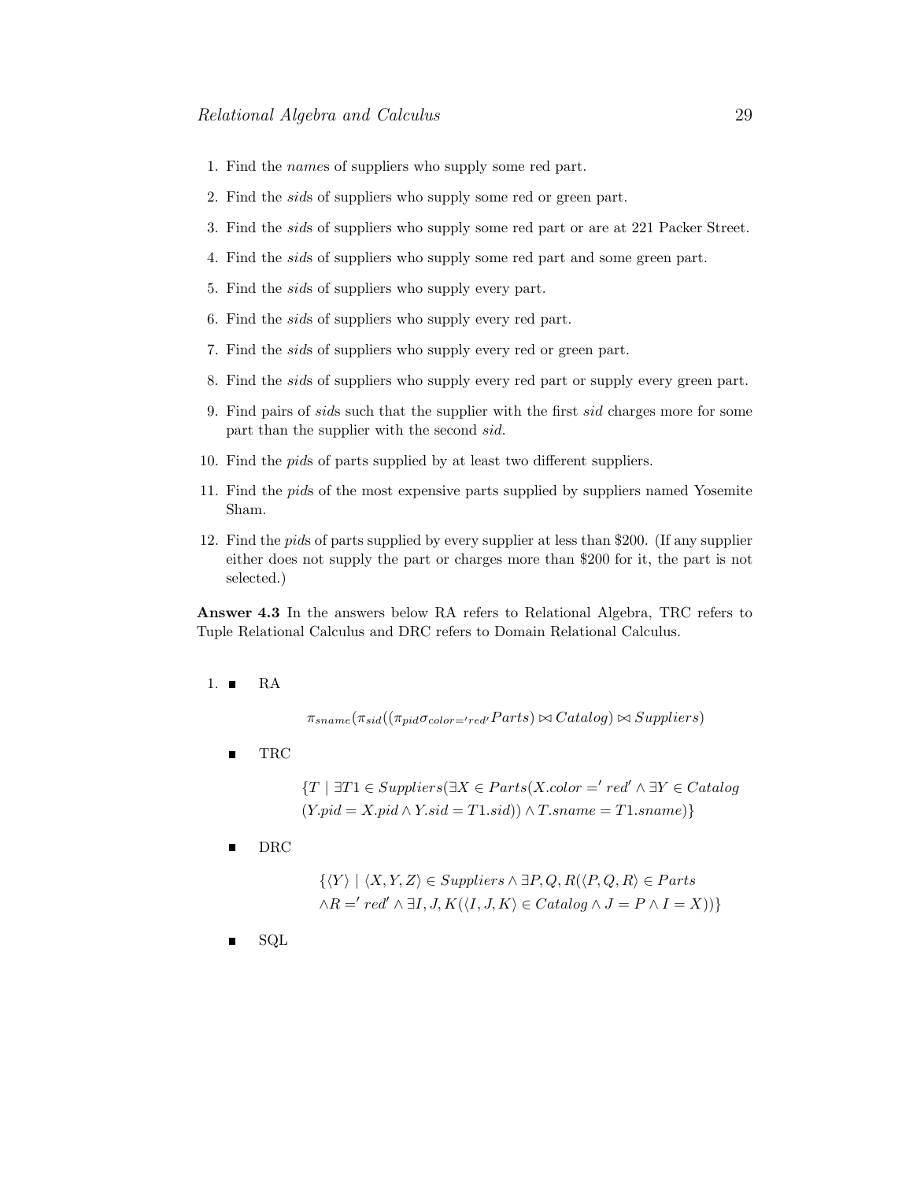1. Find the *names* of suppliers who supply some red part.
2. Find the *sids* of suppliers who supply some red or green part.
3. Find the *sids* of suppliers who supply some red part or are at 221 Packer Street.
4. Find the *sids* of suppliers who supply some red part and some green part.
5. Find the *sids* of suppliers who supply every part.
6. Find the *sids* of suppliers who supply every red part.
7. Find the *sids* of suppliers who supply every red or green part.
8. Find the *sids* of suppliers who supply every red part or supply every green part.
9. Find pairs of *sids* such that the supplier with the first *sid* charges more for some part than the supplier with the second *sid*.
10. Find the *pids* of parts supplied by at least two different suppliers.
11. Find the *pids* of the most expensive parts supplied by suppliers named Yosemite Sham.
12. Find the *pids* of parts supplied by every supplier at less than $200. (If any supplier either does not supply the part or charges more than $200 for it, the part is not selected.)

**Answer 4.3** In the answers below RA refers to Relational Algebra, TRC refers to Tuple Relational Calculus and DRC refers to Domain Relational Calculus.

1. 
   - RA

   $$\pi_{sname}(\pi_{sid}((\pi_{pid}\sigma_{color='red'}Parts) \bowtie Catalog) \bowtie Suppliers)$$

   - TRC

   $$\{T \mid \exists T1 \in Suppliers(\exists X \in Parts(X.color =' red' \wedge \exists Y \in Catalog$$
   $$(Y.pid = X.pid \wedge Y.sid = T1.sid)) \wedge T.sname = T1.sname)\}$$

   - DRC

   $$\{\langle Y \rangle \mid \langle X, Y, Z \rangle \in Suppliers \wedge \exists P, Q, R(\langle P, Q, R \rangle \in Parts$$
   $$\wedge R =' red' \wedge \exists I, J, K(\langle I, J, K \rangle \in Catalog \wedge J = P \wedge I = X))\}$$

   - SQL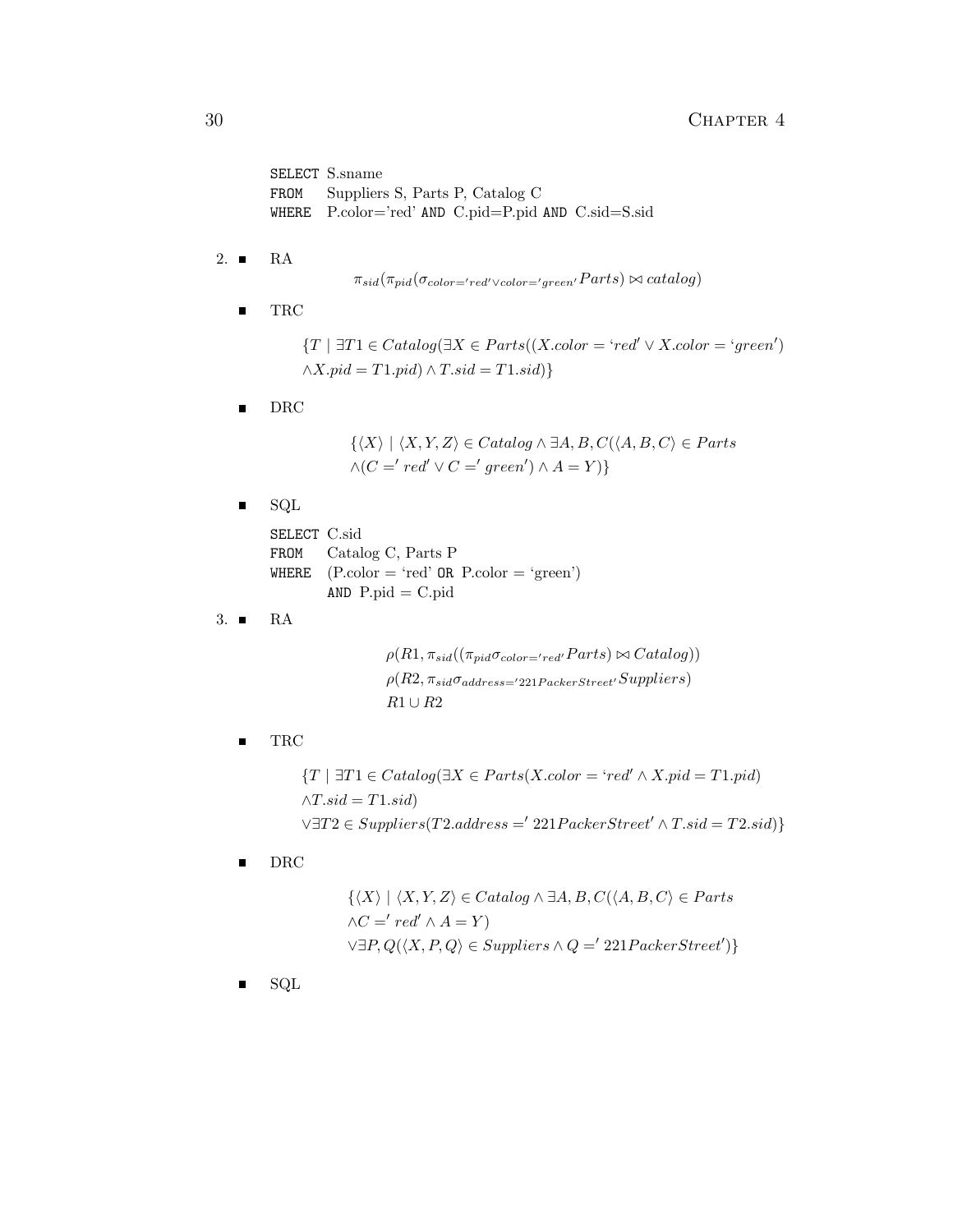```
SELECT S.sname
FROM   Suppliers S, Parts P, Catalog C
WHERE  P.color='red' AND C.pid=P.pid AND C.sid=S.sid
```

2. ■ RA

$$\pi_{sid}(\pi_{pid}(\sigma_{color='red' \vee color='green'} Parts) \bowtie catalog)$$

■ TRC

$$\{T \mid \exists T1 \in Catalog(\exists X \in Parts((X.color = `red' \vee X.color = `green')$$
$$\wedge X.pid = T1.pid) \wedge T.sid = T1.sid)\}$$

■ DRC

$$\{\langle X \rangle \mid \langle X, Y, Z \rangle \in Catalog \wedge \exists A, B, C(\langle A, B, C \rangle \in Parts$$
$$\wedge (C =' red' \vee C =' green') \wedge A = Y)\}$$

■ SQL

```
SELECT C.sid
FROM   Catalog C, Parts P
WHERE  (P.color = 'red' OR P.color = 'green')
       AND P.pid = C.pid
```

3. ■ RA

$$\rho(R1, \pi_{sid}((\pi_{pid}\sigma_{color='red'} Parts) \bowtie Catalog))$$
$$\rho(R2, \pi_{sid}\sigma_{address='221PackerStreet'} Suppliers)$$
$$R1 \cup R2$$

■ TRC

$$\{T \mid \exists T1 \in Catalog(\exists X \in Parts(X.color = `red' \wedge X.pid = T1.pid)$$
$$\wedge T.sid = T1.sid)$$
$$\vee \exists T2 \in Suppliers(T2.address =' 221PackerStreet' \wedge T.sid = T2.sid)\}$$

■ DRC

$$\{\langle X \rangle \mid \langle X, Y, Z \rangle \in Catalog \wedge \exists A, B, C(\langle A, B, C \rangle \in Parts$$
$$\wedge C =' red' \wedge A = Y)$$
$$\vee \exists P, Q(\langle X, P, Q \rangle \in Suppliers \wedge Q =' 221PackerStreet')\}$$

■ SQL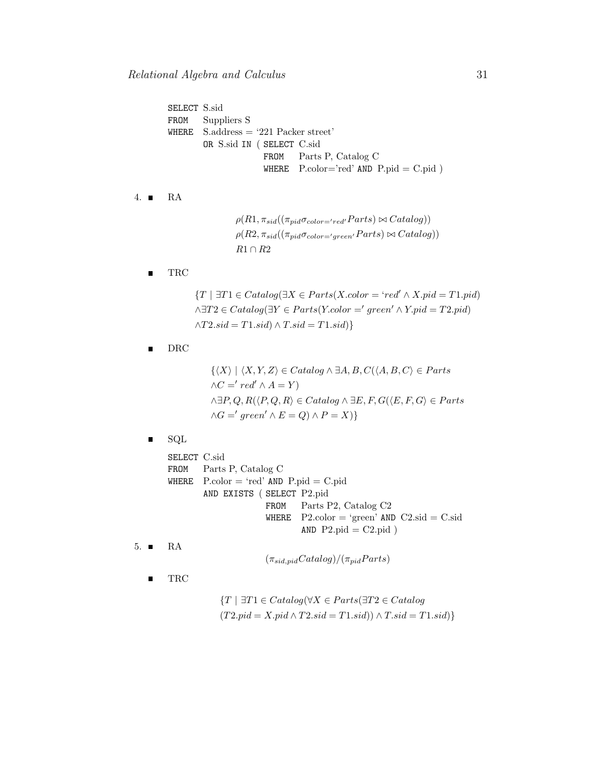```
SELECT S.sid
FROM   Suppliers S
WHERE  S.address = '221 Packer street'
       OR S.sid IN ( SELECT C.sid
                     FROM   Parts P, Catalog C
                     WHERE  P.color='red' AND P.pid = C.pid )
```

4. ■ RA

$$\rho(R1, \pi_{sid}((\pi_{pid}\sigma_{color='red'}Parts) \bowtie Catalog))$$
$$\rho(R2, \pi_{sid}((\pi_{pid}\sigma_{color='green'}Parts) \bowtie Catalog))$$
$$R1 \cap R2$$

■ TRC

$$\{T \mid \exists T1 \in Catalog(\exists X \in Parts(X.color = \text{'}red\text{'} \wedge X.pid = T1.pid)$$
$$\wedge \exists T2 \in Catalog(\exists Y \in Parts(Y.color = \text{'}green\text{'} \wedge Y.pid = T2.pid)$$
$$\wedge T2.sid = T1.sid) \wedge T.sid = T1.sid)\}$$

■ DRC

$$\{\langle X \rangle \mid \langle X, Y, Z \rangle \in Catalog \wedge \exists A, B, C(\langle A, B, C \rangle \in Parts$$
$$\wedge C = \text{'}red\text{'} \wedge A = Y)$$
$$\wedge \exists P, Q, R(\langle P, Q, R \rangle \in Catalog \wedge \exists E, F, G(\langle E, F, G \rangle \in Parts$$
$$\wedge G = \text{'}green\text{'} \wedge E = Q) \wedge P = X)\}$$

■ SQL

```
SELECT C.sid
FROM   Parts P, Catalog C
WHERE  P.color = 'red' AND P.pid = C.pid
       AND EXISTS ( SELECT P2.pid
                    FROM   Parts P2, Catalog C2
                    WHERE  P2.color = 'green' AND C2.sid = C.sid
                           AND P2.pid = C2.pid )
```

5. ■ RA

$$(\pi_{sid,pid}Catalog)/(\pi_{pid}Parts)$$

■ TRC

$$\{T \mid \exists T1 \in Catalog(\forall X \in Parts(\exists T2 \in Catalog$$
$$(T2.pid = X.pid \wedge T2.sid = T1.sid)) \wedge T.sid = T1.sid)\}$$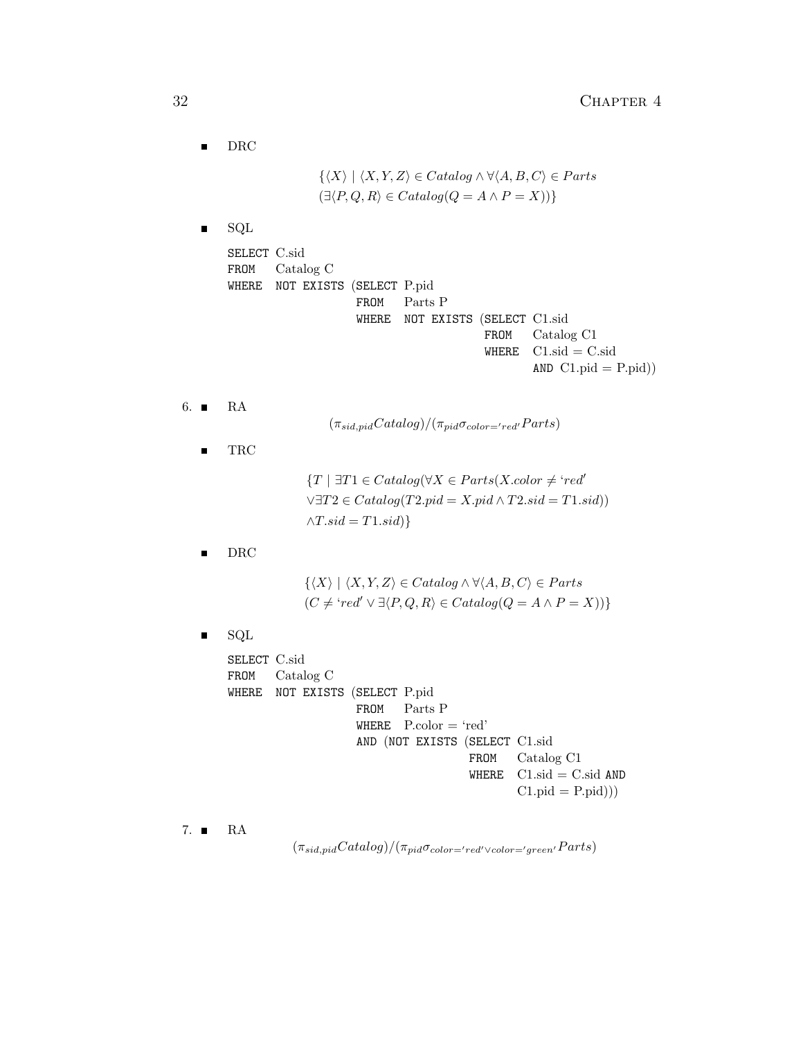- DRC

$$\{\langle X\rangle \mid \langle X,Y,Z\rangle \in Catalog \wedge \forall \langle A,B,C\rangle \in Parts$$
$$(\exists \langle P,Q,R\rangle \in Catalog(Q=A \wedge P=X))\}$$

- SQL

```
SELECT C.sid
FROM   Catalog C
WHERE  NOT EXISTS (SELECT P.pid
                   FROM   Parts P
                   WHERE  NOT EXISTS (SELECT C1.sid
                                      FROM   Catalog C1
                                      WHERE  C1.sid = C.sid
                                             AND C1.pid = P.pid))
```

6. - RA

$$(\pi_{sid,pid}Catalog)/(\pi_{pid}\sigma_{color='red'}Parts)$$

- TRC

$$\{T \mid \exists T1 \in Catalog(\forall X \in Parts(X.color \neq \text{'}red\text{'}$$
$$\vee \exists T2 \in Catalog(T2.pid = X.pid \wedge T2.sid = T1.sid))$$
$$\wedge T.sid = T1.sid)\}$$

- DRC

$$\{\langle X\rangle \mid \langle X,Y,Z\rangle \in Catalog \wedge \forall \langle A,B,C\rangle \in Parts$$
$$(C \neq \text{'}red\text{'} \vee \exists \langle P,Q,R\rangle \in Catalog(Q=A \wedge P=X))\}$$

- SQL

```
SELECT C.sid
FROM   Catalog C
WHERE  NOT EXISTS (SELECT P.pid
                   FROM   Parts P
                   WHERE  P.color = 'red'
                   AND (NOT EXISTS (SELECT C1.sid
                                    FROM   Catalog C1
                                    WHERE  C1.sid = C.sid AND
                                           C1.pid = P.pid)))
```

7. - RA

$$(\pi_{sid,pid}Catalog)/(\pi_{pid}\sigma_{color='red' \vee color='green'}Parts)$$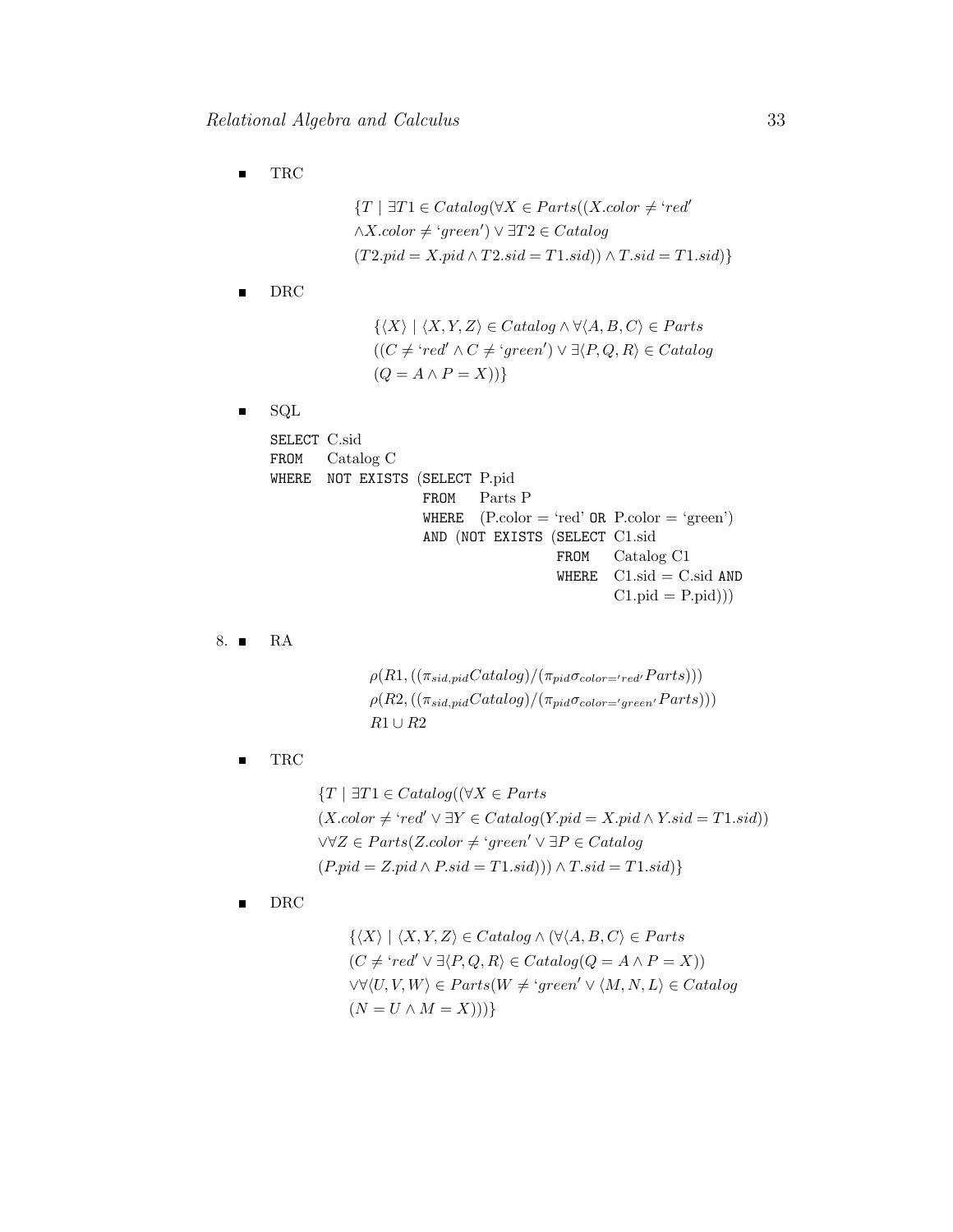- TRC

$$\{T \mid \exists T1 \in Catalog(\forall X \in Parts((X.color \neq `red' \\ \wedge X.color \neq `green') \vee \exists T2 \in Catalog \\ (T2.pid = X.pid \wedge T2.sid = T1.sid)) \wedge T.sid = T1.sid)\}$$

- DRC

$$\{\langle X \rangle \mid \langle X, Y, Z \rangle \in Catalog \wedge \forall \langle A, B, C \rangle \in Parts \\ ((C \neq `red' \wedge C \neq `green') \vee \exists \langle P, Q, R \rangle \in Catalog \\ (Q = A \wedge P = X))\}$$

- SQL

```
SELECT C.sid
FROM   Catalog C
WHERE  NOT EXISTS (SELECT P.pid
                   FROM   Parts P
                   WHERE  (P.color = 'red' OR P.color = 'green')
                   AND (NOT EXISTS (SELECT C1.sid
                                    FROM   Catalog C1
                                    WHERE  C1.sid = C.sid AND
                                           C1.pid = P.pid)))
```

8. - RA

$$\rho(R1, ((\pi_{sid,pid}Catalog)/(\pi_{pid}\sigma_{color='red'}Parts)))$$
$$\rho(R2, ((\pi_{sid,pid}Catalog)/(\pi_{pid}\sigma_{color='green'}Parts)))$$
$$R1 \cup R2$$

- TRC

$$\{T \mid \exists T1 \in Catalog((\forall X \in Parts \\ (X.color \neq `red' \vee \exists Y \in Catalog(Y.pid = X.pid \wedge Y.sid = T1.sid)) \\ \vee \forall Z \in Parts(Z.color \neq `green' \vee \exists P \in Catalog \\ (P.pid = Z.pid \wedge P.sid = T1.sid))) \wedge T.sid = T1.sid)\}$$

- DRC

$$\{\langle X \rangle \mid \langle X, Y, Z \rangle \in Catalog \wedge (\forall \langle A, B, C \rangle \in Parts \\ (C \neq `red' \vee \exists \langle P, Q, R \rangle \in Catalog(Q = A \wedge P = X)) \\ \vee \forall \langle U, V, W \rangle \in Parts(W \neq `green' \vee \langle M, N, L \rangle \in Catalog \\ (N = U \wedge M = X)))\}$$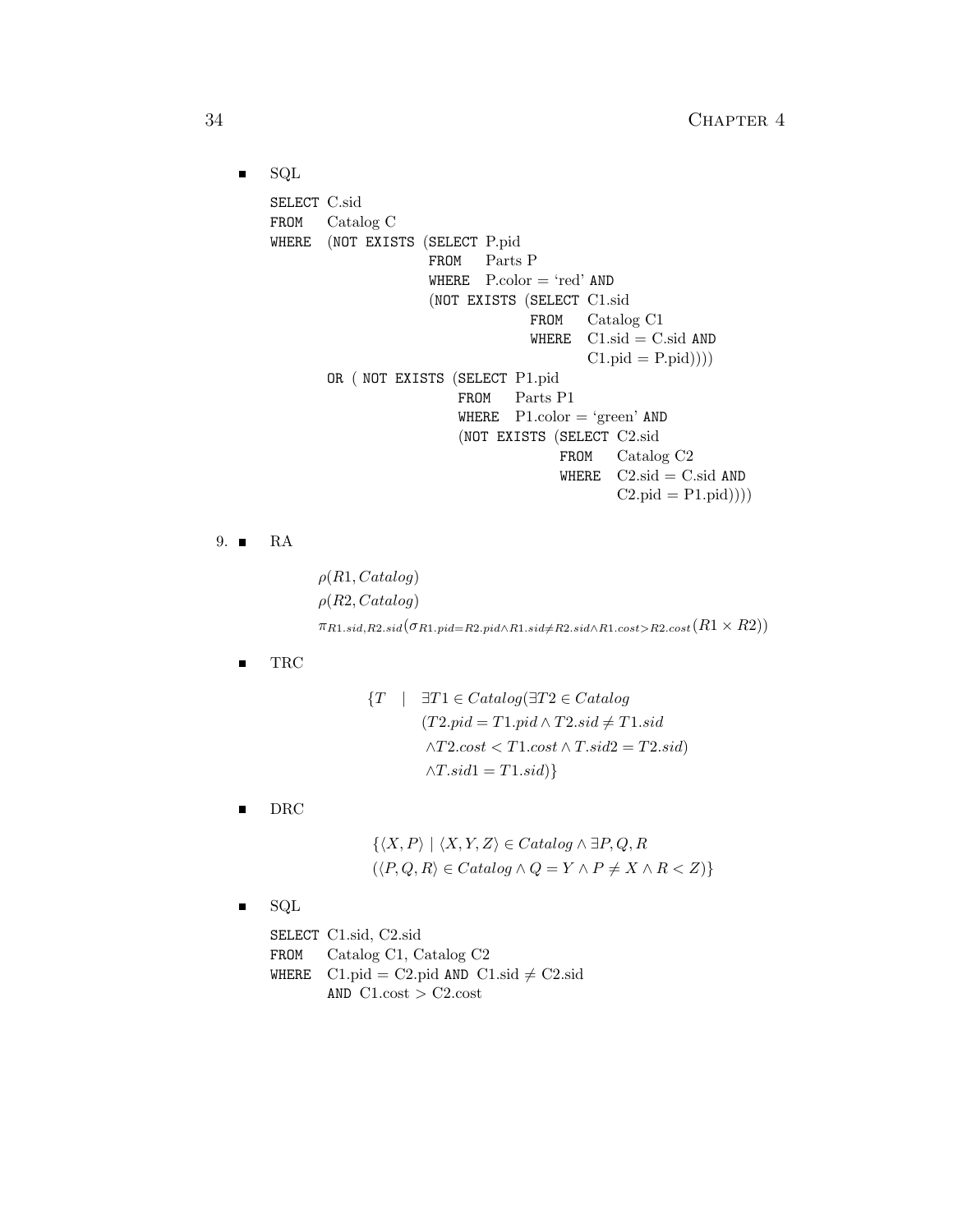- SQL

```
SELECT C.sid
FROM   Catalog C
WHERE  (NOT EXISTS (SELECT P.pid
                    FROM   Parts P
                    WHERE  P.color = 'red' AND
                    (NOT EXISTS (SELECT C1.sid
                                 FROM   Catalog C1
                                 WHERE  C1.sid = C.sid AND
                                        C1.pid = P.pid))))
       OR ( NOT EXISTS (SELECT P1.pid
                        FROM   Parts P1
                        WHERE  P1.color = 'green' AND
                        (NOT EXISTS (SELECT C2.sid
                                     FROM   Catalog C2
                                     WHERE  C2.sid = C.sid AND
                                            C2.pid = P1.pid))))
```

9. - RA

$$\rho(R1, Catalog)$$
$$\rho(R2, Catalog)$$
$$\pi_{R1.sid,R2.sid}(\sigma_{R1.pid=R2.pid \wedge R1.sid \neq R2.sid \wedge R1.cost > R2.cost}(R1 \times R2))$$

- TRC

$$\{T \mid \exists T1 \in Catalog(\exists T2 \in Catalog$$
$$(T2.pid = T1.pid \wedge T2.sid \neq T1.sid$$
$$\wedge T2.cost < T1.cost \wedge T.sid2 = T2.sid)$$
$$\wedge T.sid1 = T1.sid)\}$$

- DRC

$$\{\langle X, P\rangle \mid \langle X, Y, Z\rangle \in Catalog \wedge \exists P, Q, R$$
$$(\langle P, Q, R\rangle \in Catalog \wedge Q = Y \wedge P \neq X \wedge R < Z)\}$$

- SQL

```
SELECT C1.sid, C2.sid
FROM   Catalog C1, Catalog C2
WHERE  C1.pid = C2.pid AND C1.sid ≠ C2.sid
       AND C1.cost > C2.cost
```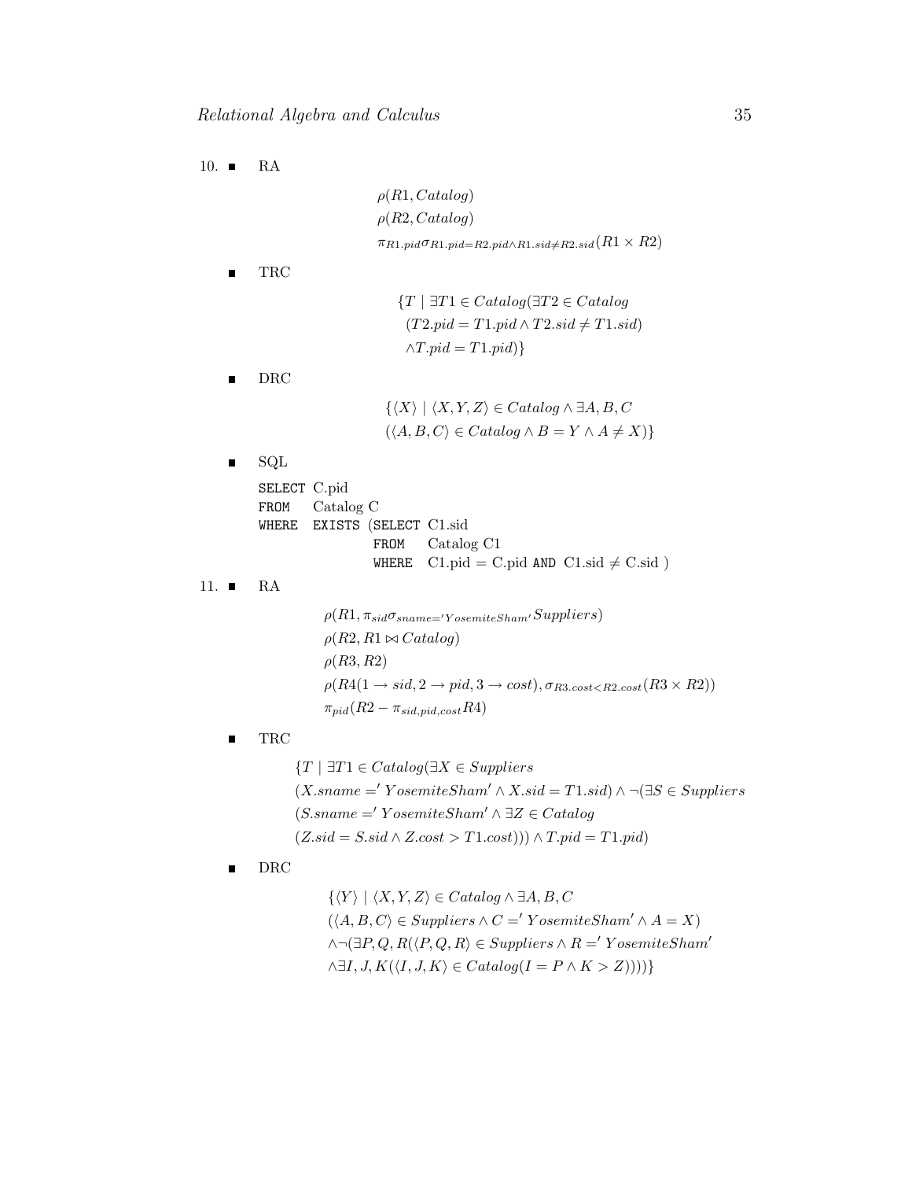10. ■ RA

$$\rho(R1, Catalog)$$
$$\rho(R2, Catalog)$$
$$\pi_{R1.pid}\sigma_{R1.pid=R2.pid \wedge R1.sid \neq R2.sid}(R1 \times R2)$$

■ TRC

$$\{T \mid \exists T1 \in Catalog(\exists T2 \in Catalog$$
$$(T2.pid = T1.pid \wedge T2.sid \neq T1.sid)$$
$$\wedge T.pid = T1.pid)\}$$

■ DRC

$$\{\langle X \rangle \mid \langle X, Y, Z \rangle \in Catalog \wedge \exists A, B, C$$
$$(\langle A, B, C \rangle \in Catalog \wedge B = Y \wedge A \neq X)\}$$

■ SQL

```
SELECT C.pid
FROM   Catalog C
WHERE  EXISTS (SELECT C1.sid
               FROM   Catalog C1
               WHERE  C1.pid = C.pid AND C1.sid ≠ C.sid )
```

11. ■ RA

$$\rho(R1, \pi_{sid}\sigma_{sname='YosemiteSham'}Suppliers)$$
$$\rho(R2, R1 \bowtie Catalog)$$
$$\rho(R3, R2)$$
$$\rho(R4(1 \rightarrow sid, 2 \rightarrow pid, 3 \rightarrow cost), \sigma_{R3.cost<R2.cost}(R3 \times R2))$$
$$\pi_{pid}(R2 - \pi_{sid,pid,cost}R4)$$

■ TRC

$$\{T \mid \exists T1 \in Catalog(\exists X \in Suppliers$$
$$(X.sname =' YosemiteSham' \wedge X.sid = T1.sid) \wedge \neg(\exists S \in Suppliers$$
$$(S.sname =' YosemiteSham' \wedge \exists Z \in Catalog$$
$$(Z.sid = S.sid \wedge Z.cost > T1.cost))) \wedge T.pid = T1.pid)$$

■ DRC

$$\{\langle Y \rangle \mid \langle X, Y, Z \rangle \in Catalog \wedge \exists A, B, C$$
$$(\langle A, B, C \rangle \in Suppliers \wedge C =' YosemiteSham' \wedge A = X)$$
$$\wedge \neg(\exists P, Q, R(\langle P, Q, R \rangle \in Suppliers \wedge R =' YosemiteSham'$$
$$\wedge \exists I, J, K(\langle I, J, K \rangle \in Catalog(I = P \wedge K > Z))))\}$$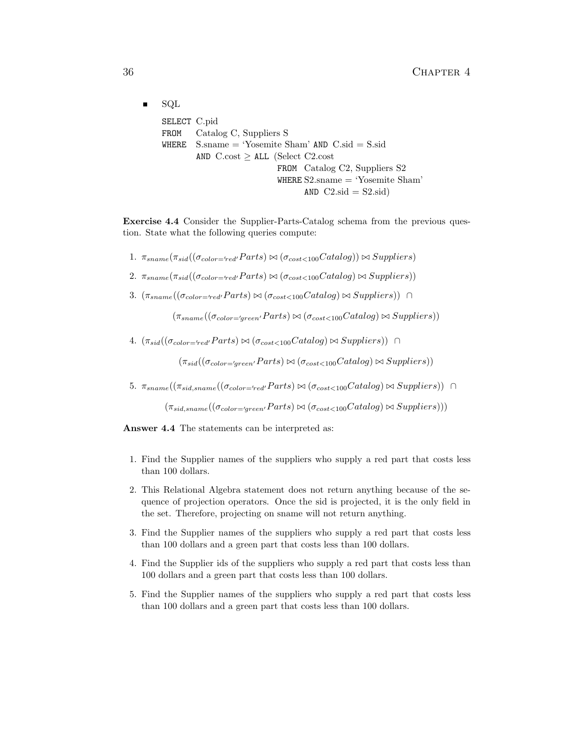- SQL

```
SELECT C.pid
FROM   Catalog C, Suppliers S
WHERE  S.sname = 'Yosemite Sham' AND C.sid = S.sid
       AND C.cost ≥ ALL (Select C2.cost
                         FROM  Catalog C2, Suppliers S2
                         WHERE S2.sname = 'Yosemite Sham'
                               AND C2.sid = S2.sid)
```

**Exercise 4.4** Consider the Supplier-Parts-Catalog schema from the previous question. State what the following queries compute:

1. $\pi_{sname}(\pi_{sid}((\sigma_{color='red'}Parts) \bowtie (\sigma_{cost<100}Catalog)) \bowtie Suppliers)$

2. $\pi_{sname}(\pi_{sid}((\sigma_{color='red'}Parts) \bowtie (\sigma_{cost<100}Catalog) \bowtie Suppliers))$

3. $(\pi_{sname}((\sigma_{color='red'}Parts) \bowtie (\sigma_{cost<100}Catalog) \bowtie Suppliers)) \cap$

   $(\pi_{sname}((\sigma_{color='green'}Parts) \bowtie (\sigma_{cost<100}Catalog) \bowtie Suppliers))$

4. $(\pi_{sid}((\sigma_{color='red'}Parts) \bowtie (\sigma_{cost<100}Catalog) \bowtie Suppliers)) \cap$

   $(\pi_{sid}((\sigma_{color='green'}Parts) \bowtie (\sigma_{cost<100}Catalog) \bowtie Suppliers))$

5. $\pi_{sname}((\pi_{sid,sname}((\sigma_{color='red'}Parts) \bowtie (\sigma_{cost<100}Catalog) \bowtie Suppliers)) \cap$

   $(\pi_{sid,sname}((\sigma_{color='green'}Parts) \bowtie (\sigma_{cost<100}Catalog) \bowtie Suppliers)))$

**Answer 4.4** The statements can be interpreted as:

1. Find the Supplier names of the suppliers who supply a red part that costs less than 100 dollars.

2. This Relational Algebra statement does not return anything because of the sequence of projection operators. Once the sid is projected, it is the only field in the set. Therefore, projecting on sname will not return anything.

3. Find the Supplier names of the suppliers who supply a red part that costs less than 100 dollars and a green part that costs less than 100 dollars.

4. Find the Supplier ids of the suppliers who supply a red part that costs less than 100 dollars and a green part that costs less than 100 dollars.

5. Find the Supplier names of the suppliers who supply a red part that costs less than 100 dollars and a green part that costs less than 100 dollars.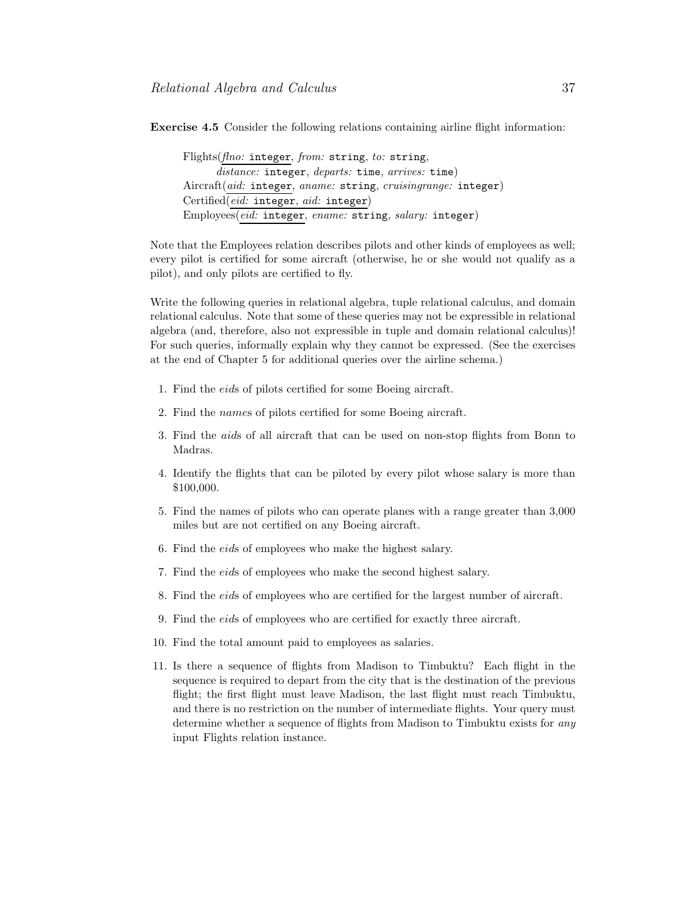**Exercise 4.5** Consider the following relations containing airline flight information:

> Flights(<u>*flno:* `integer`</u>, *from:* `string`, *to:* `string`,
> *distance:* `integer`, *departs:* `time`, *arrives:* `time`)
> Aircraft(<u>*aid:* `integer`</u>, *aname:* `string`, *cruisingrange:* `integer`)
> Certified(<u>*eid:* `integer`, *aid:* `integer`</u>)
> Employees(<u>*eid:* `integer`</u>, *ename:* `string`, *salary:* `integer`)

Note that the Employees relation describes pilots and other kinds of employees as well; every pilot is certified for some aircraft (otherwise, he or she would not qualify as a pilot), and only pilots are certified to fly.

Write the following queries in relational algebra, tuple relational calculus, and domain relational calculus. Note that some of these queries may not be expressible in relational algebra (and, therefore, also not expressible in tuple and domain relational calculus)! For such queries, informally explain why they cannot be expressed. (See the exercises at the end of Chapter 5 for additional queries over the airline schema.)

1. Find the *eid*s of pilots certified for some Boeing aircraft.
2. Find the *name*s of pilots certified for some Boeing aircraft.
3. Find the *aid*s of all aircraft that can be used on non-stop flights from Bonn to Madras.
4. Identify the flights that can be piloted by every pilot whose salary is more than $100,000.
5. Find the names of pilots who can operate planes with a range greater than 3,000 miles but are not certified on any Boeing aircraft.
6. Find the *eid*s of employees who make the highest salary.
7. Find the *eid*s of employees who make the second highest salary.
8. Find the *eid*s of employees who are certified for the largest number of aircraft.
9. Find the *eid*s of employees who are certified for exactly three aircraft.
10. Find the total amount paid to employees as salaries.
11. Is there a sequence of flights from Madison to Timbuktu? Each flight in the sequence is required to depart from the city that is the destination of the previous flight; the first flight must leave Madison, the last flight must reach Timbuktu, and there is no restriction on the number of intermediate flights. Your query must determine whether a sequence of flights from Madison to Timbuktu exists for *any* input Flights relation instance.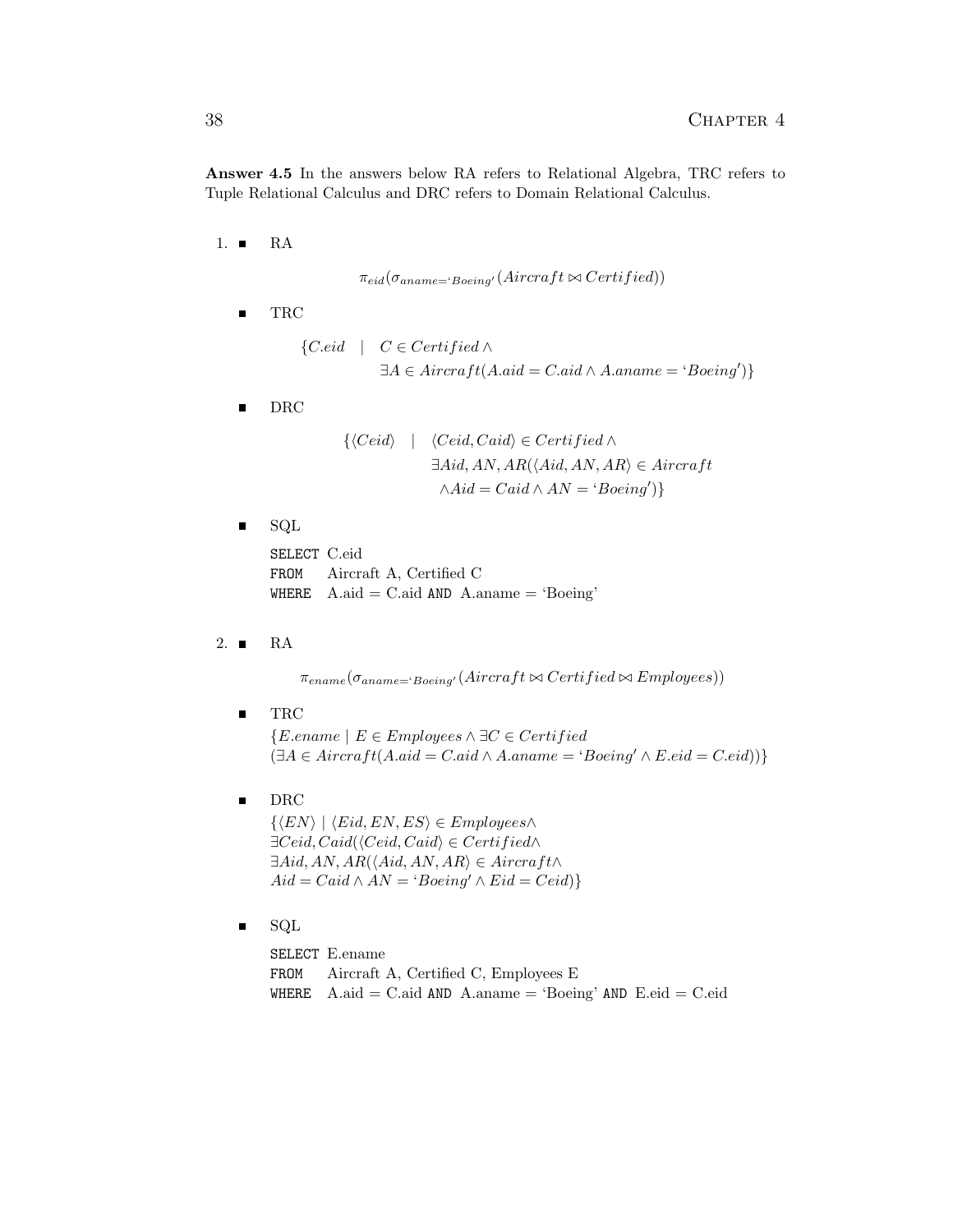**Answer 4.5** In the answers below RA refers to Relational Algebra, TRC refers to Tuple Relational Calculus and DRC refers to Domain Relational Calculus.

1. - RA

   $$\pi_{eid}(\sigma_{aname=\text{'}Boeing'}(Aircraft \bowtie Certified))$$

   - TRC

   $$\{C.eid \mid C \in Certified \wedge \exists A \in Aircraft(A.aid = C.aid \wedge A.aname = \text{'}Boeing')\}$$

   - DRC

   $$\{\langle Ceid\rangle \mid \langle Ceid, Caid\rangle \in Certified \wedge \exists Aid, AN, AR(\langle Aid, AN, AR\rangle \in Aircraft \wedge Aid = Caid \wedge AN = \text{'}Boeing')\}$$

   - SQL

   ```
   SELECT C.eid
   FROM   Aircraft A, Certified C
   WHERE  A.aid = C.aid AND A.aname = 'Boeing'
   ```

2. - RA

   $$\pi_{ename}(\sigma_{aname=\text{'}Boeing'}(Aircraft \bowtie Certified \bowtie Employees))$$

   - TRC

   $\{E.ename \mid E \in Employees \wedge \exists C \in Certified$
   $(\exists A \in Aircraft(A.aid = C.aid \wedge A.aname = \text{'}Boeing' \wedge E.eid = C.eid))\}$

   - DRC

   $\{\langle EN\rangle \mid \langle Eid, EN, ES\rangle \in Employees \wedge$
   $\exists Ceid, Caid(\langle Ceid, Caid\rangle \in Certified \wedge$
   $\exists Aid, AN, AR(\langle Aid, AN, AR\rangle \in Aircraft \wedge$
   $Aid = Caid \wedge AN = \text{'}Boeing' \wedge Eid = Ceid)\}$

   - SQL

   ```
   SELECT E.ename
   FROM   Aircraft A, Certified C, Employees E
   WHERE  A.aid = C.aid AND A.aname = 'Boeing' AND E.eid = C.eid
   ```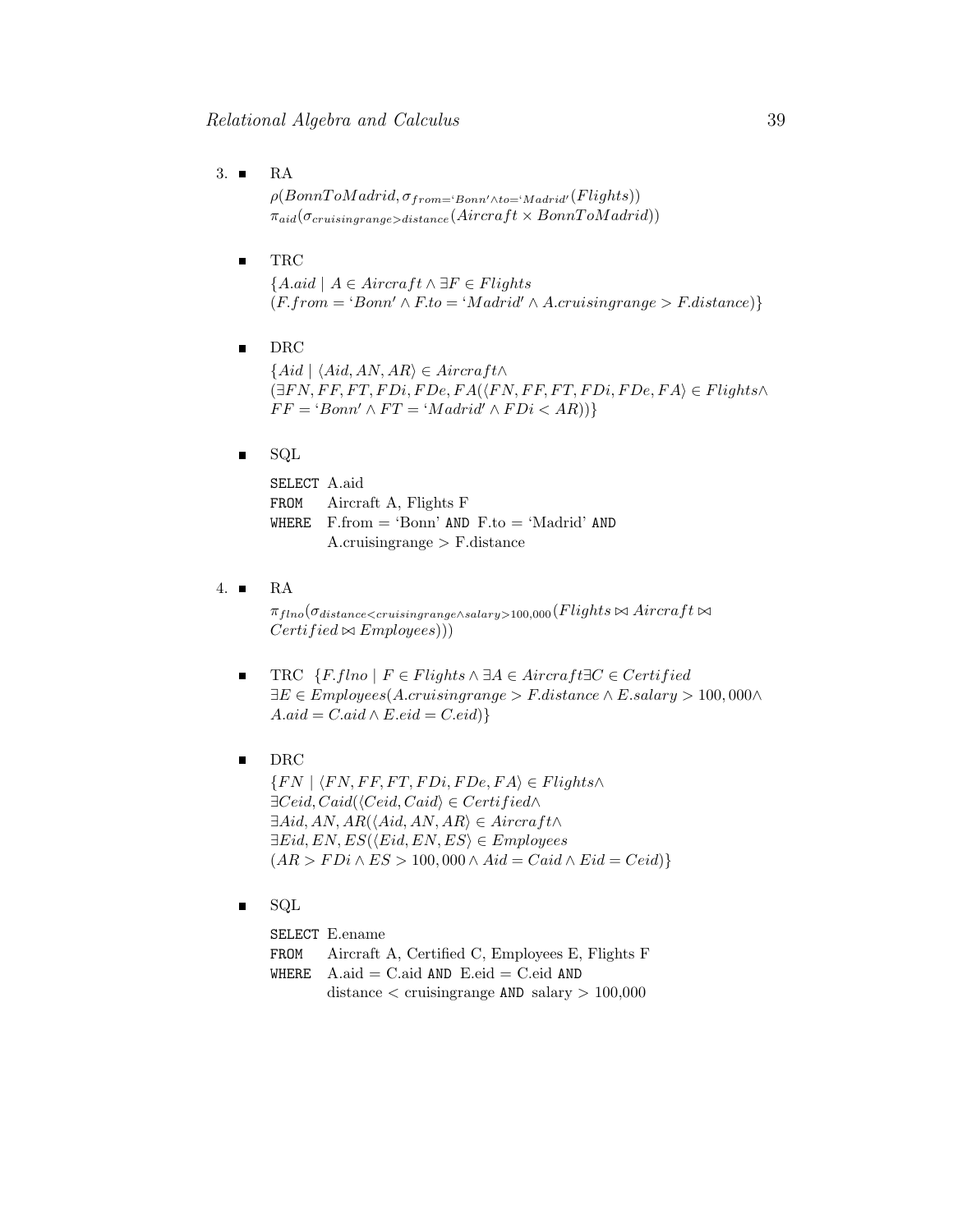3. - RA

     $\rho(BonnToMadrid, \sigma_{from='Bonn' \wedge to='Madrid'}(Flights))$
     $\pi_{aid}(\sigma_{cruisingrange > distance}(Aircraft \times BonnToMadrid))$

   - TRC

     $\{A.aid \mid A \in Aircraft \wedge \exists F \in Flights$
     $(F.from = \text{'}Bonn' \wedge F.to = \text{'}Madrid' \wedge A.cruisingrange > F.distance)\}$

   - DRC

     $\{Aid \mid \langle Aid, AN, AR \rangle \in Aircraft \wedge$
     $(\exists FN, FF, FT, FDi, FDe, FA(\langle FN, FF, FT, FDi, FDe, FA \rangle \in Flights \wedge$
     $FF = \text{'}Bonn' \wedge FT = \text{'}Madrid' \wedge FDi < AR))\}$

   - SQL

     ```
     SELECT A.aid
     FROM   Aircraft A, Flights F
     WHERE  F.from = 'Bonn' AND F.to = 'Madrid' AND
            A.cruisingrange > F.distance
     ```

4. - RA

     $\pi_{flno}(\sigma_{distance < cruisingrange \wedge salary > 100,000}(Flights \bowtie Aircraft \bowtie$
     $Certified \bowtie Employees)))$

   - TRC $\{F.flno \mid F \in Flights \wedge \exists A \in Aircraft \exists C \in Certified$
     $\exists E \in Employees(A.cruisingrange > F.distance \wedge E.salary > 100,000 \wedge$
     $A.aid = C.aid \wedge E.eid = C.eid)\}$

   - DRC

     $\{FN \mid \langle FN, FF, FT, FDi, FDe, FA \rangle \in Flights \wedge$
     $\exists Ceid, Caid(\langle Ceid, Caid \rangle \in Certified \wedge$
     $\exists Aid, AN, AR(\langle Aid, AN, AR \rangle \in Aircraft \wedge$
     $\exists Eid, EN, ES(\langle Eid, EN, ES \rangle \in Employees$
     $(AR > FDi \wedge ES > 100,000 \wedge Aid = Caid \wedge Eid = Ceid)\}$

   - SQL

     ```
     SELECT E.ename
     FROM   Aircraft A, Certified C, Employees E, Flights F
     WHERE  A.aid = C.aid AND E.eid = C.eid AND
            distance < cruisingrange AND salary > 100,000
     ```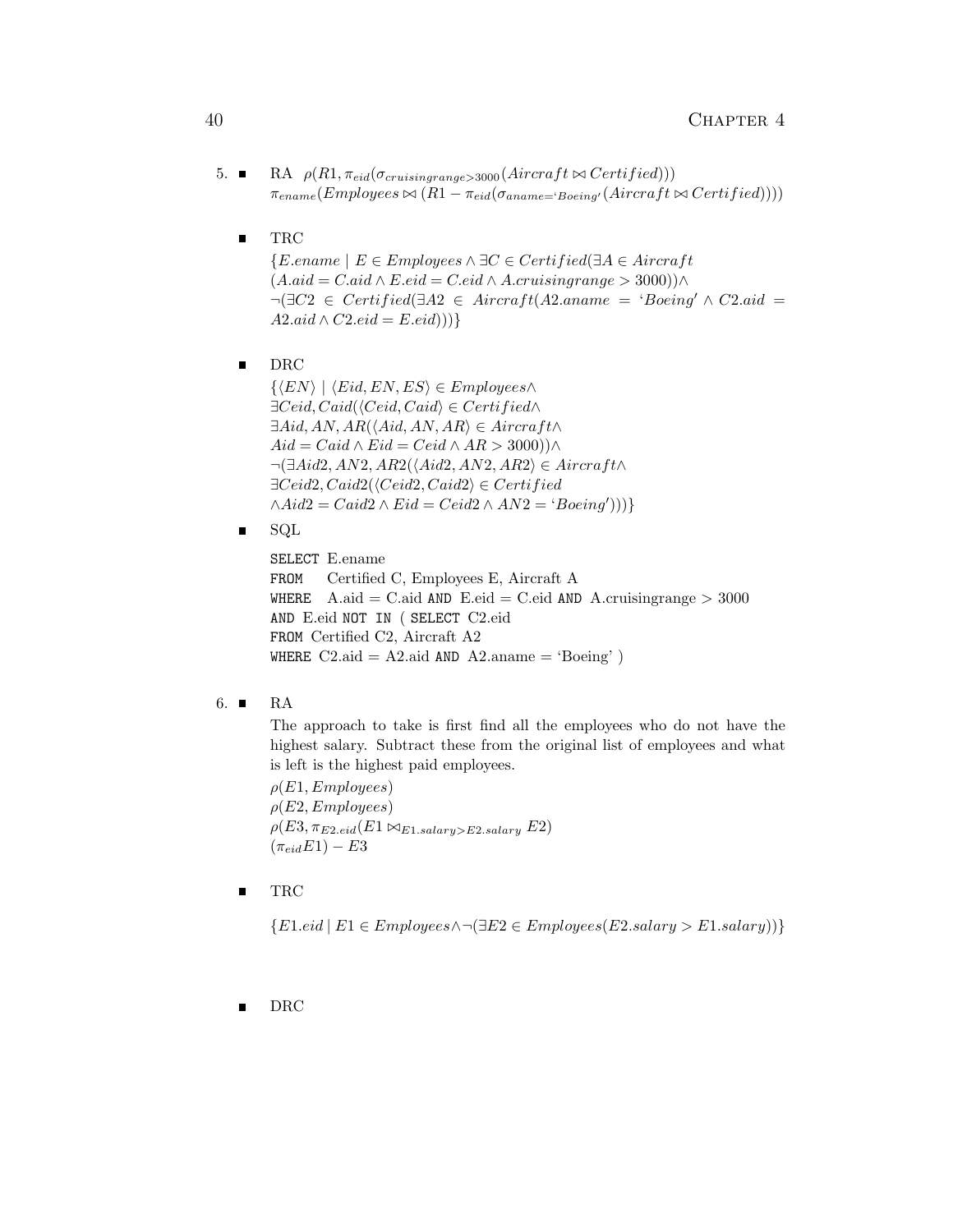5. - RA $\rho(R1, \pi_{eid}(\sigma_{cruisingrange>3000}(Aircraft \bowtie Certified)))$
   $\pi_{ename}(Employees \bowtie (R1 - \pi_{eid}(\sigma_{aname='Boeing'}(Aircraft \bowtie Certified))))$

   - TRC
   $\{E.ename \mid E \in Employees \wedge \exists C \in Certified(\exists A \in Aircraft$
   $(A.aid = C.aid \wedge E.eid = C.eid \wedge A.cruisingrange > 3000)) \wedge$
   $\neg(\exists C2 \in Certified(\exists A2 \in Aircraft(A2.aname = 'Boeing' \wedge C2.aid = A2.aid \wedge C2.eid = E.eid)))\}$

   - DRC
   $\{\langle EN \rangle \mid \langle Eid, EN, ES \rangle \in Employees \wedge$
   $\exists Ceid, Caid(\langle Ceid, Caid \rangle \in Certified \wedge$
   $\exists Aid, AN, AR(\langle Aid, AN, AR \rangle \in Aircraft \wedge$
   $Aid = Caid \wedge Eid = Ceid \wedge AR > 3000)) \wedge$
   $\neg(\exists Aid2, AN2, AR2(\langle Aid2, AN2, AR2 \rangle \in Aircraft \wedge$
   $\exists Ceid2, Caid2(\langle Ceid2, Caid2 \rangle \in Certified$
   $\wedge Aid2 = Caid2 \wedge Eid = Ceid2 \wedge AN2 = 'Boeing')))\}$

   - SQL

```
SELECT E.ename
FROM   Certified C, Employees E, Aircraft A
WHERE  A.aid = C.aid AND E.eid = C.eid AND A.cruisingrange > 3000
AND E.eid NOT IN ( SELECT C2.eid
FROM Certified C2, Aircraft A2
WHERE C2.aid = A2.aid AND A2.aname = 'Boeing' )
```

6. - RA

   The approach to take is first find all the employees who do not have the highest salary. Subtract these from the original list of employees and what is left is the highest paid employees.

   $\rho(E1, Employees)$
   $\rho(E2, Employees)$
   $\rho(E3, \pi_{E2.eid}(E1 \bowtie_{E1.salary>E2.salary} E2)$
   $(\pi_{eid}E1) - E3$

   - TRC

   $\{E1.eid \mid E1 \in Employees \wedge \neg(\exists E2 \in Employees(E2.salary > E1.salary))\}$

   - DRC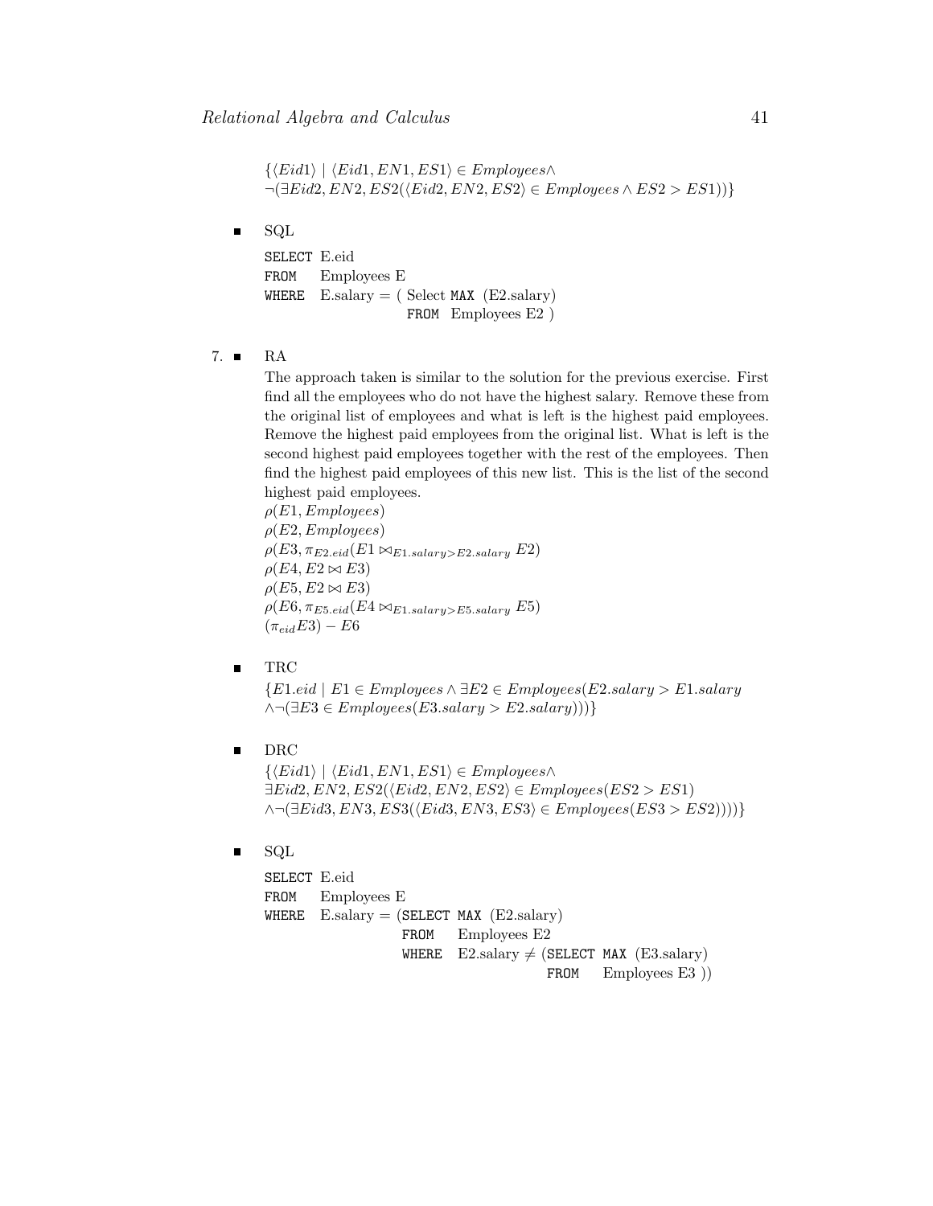$\{\langle Eid1 \rangle \mid \langle Eid1, EN1, ES1 \rangle \in Employees \wedge$
$\neg(\exists Eid2, EN2, ES2(\langle Eid2, EN2, ES2 \rangle \in Employees \wedge ES2 > ES1))\}$

- SQL

```
SELECT E.eid
FROM   Employees E
WHERE  E.salary = ( Select MAX (E2.salary)
                    FROM  Employees E2 )
```

7. - RA

   The approach taken is similar to the solution for the previous exercise. First find all the employees who do not have the highest salary. Remove these from the original list of employees and what is left is the highest paid employees. Remove the highest paid employees from the original list. What is left is the second highest paid employees together with the rest of the employees. Then find the highest paid employees of this new list. This is the list of the second highest paid employees.

   $\rho(E1, Employees)$
   $\rho(E2, Employees)$
   $\rho(E3, \pi_{E2.eid}(E1 \bowtie_{E1.salary > E2.salary} E2)$
   $\rho(E4, E2 \bowtie E3)$
   $\rho(E5, E2 \bowtie E3)$
   $\rho(E6, \pi_{E5.eid}(E4 \bowtie_{E1.salary > E5.salary} E5)$
   $(\pi_{eid} E3) - E6$

- TRC

  $\{E1.eid \mid E1 \in Employees \wedge \exists E2 \in Employees(E2.salary > E1.salary$
  $\wedge \neg(\exists E3 \in Employees(E3.salary > E2.salary)))\}$

- DRC

  $\{\langle Eid1 \rangle \mid \langle Eid1, EN1, ES1 \rangle \in Employees \wedge$
  $\exists Eid2, EN2, ES2(\langle Eid2, EN2, ES2 \rangle \in Employees(ES2 > ES1)$
  $\wedge \neg(\exists Eid3, EN3, ES3(\langle Eid3, EN3, ES3 \rangle \in Employees(ES3 > ES2))))\}$

- SQL

```
SELECT E.eid
FROM   Employees E
WHERE  E.salary = (SELECT MAX (E2.salary)
                   FROM   Employees E2
                   WHERE  E2.salary ≠ (SELECT MAX (E3.salary)
                                       FROM   Employees E3 ))
```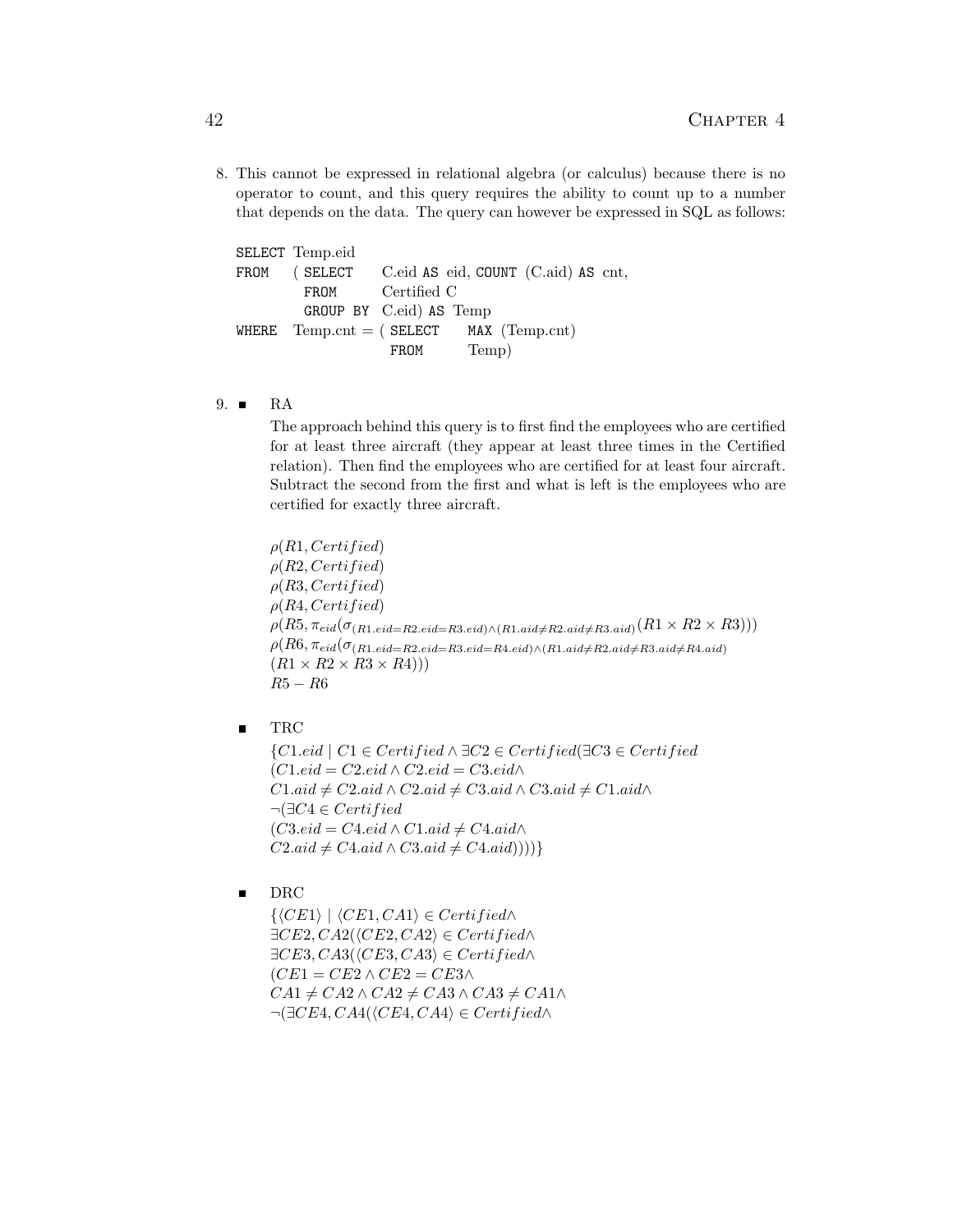8. This cannot be expressed in relational algebra (or calculus) because there is no operator to count, and this query requires the ability to count up to a number that depends on the data. The query can however be expressed in SQL as follows:

```
SELECT Temp.eid
FROM   ( SELECT    C.eid AS eid, COUNT (C.aid) AS cnt,
         FROM      Certified C
         GROUP BY  C.eid) AS Temp
WHERE  Temp.cnt = ( SELECT   MAX (Temp.cnt)
                    FROM     Temp)
```

9. - RA

     The approach behind this query is to first find the employees who are certified for at least three aircraft (they appear at least three times in the Certified relation). Then find the employees who are certified for at least four aircraft. Subtract the second from the first and what is left is the employees who are certified for exactly three aircraft.

     $\rho(R1, Certified)$
     $\rho(R2, Certified)$
     $\rho(R3, Certified)$
     $\rho(R4, Certified)$
     $\rho(R5, \pi_{eid}(\sigma_{(R1.eid=R2.eid=R3.eid)\wedge(R1.aid\neq R2.aid\neq R3.aid)}(R1 \times R2 \times R3)))$
     $\rho(R6, \pi_{eid}(\sigma_{(R1.eid=R2.eid=R3.eid=R4.eid)\wedge(R1.aid\neq R2.aid\neq R3.aid\neq R4.aid)}$
     $(R1 \times R2 \times R3 \times R4)))$
     $R5 - R6$

   - TRC

     $\{C1.eid \mid C1 \in Certified \wedge \exists C2 \in Certified(\exists C3 \in Certified$
     $(C1.eid = C2.eid \wedge C2.eid = C3.eid \wedge$
     $C1.aid \neq C2.aid \wedge C2.aid \neq C3.aid \wedge C3.aid \neq C1.aid \wedge$
     $\neg(\exists C4 \in Certified$
     $(C3.eid = C4.eid \wedge C1.aid \neq C4.aid \wedge$
     $C2.aid \neq C4.aid \wedge C3.aid \neq C4.aid))))\}$

   - DRC

     $\{\langle CE1\rangle \mid \langle CE1, CA1\rangle \in Certified \wedge$
     $\exists CE2, CA2(\langle CE2, CA2\rangle \in Certified \wedge$
     $\exists CE3, CA3(\langle CE3, CA3\rangle \in Certified \wedge$
     $(CE1 = CE2 \wedge CE2 = CE3 \wedge$
     $CA1 \neq CA2 \wedge CA2 \neq CA3 \wedge CA3 \neq CA1 \wedge$
     $\neg(\exists CE4, CA4(\langle CE4, CA4\rangle \in Certified \wedge$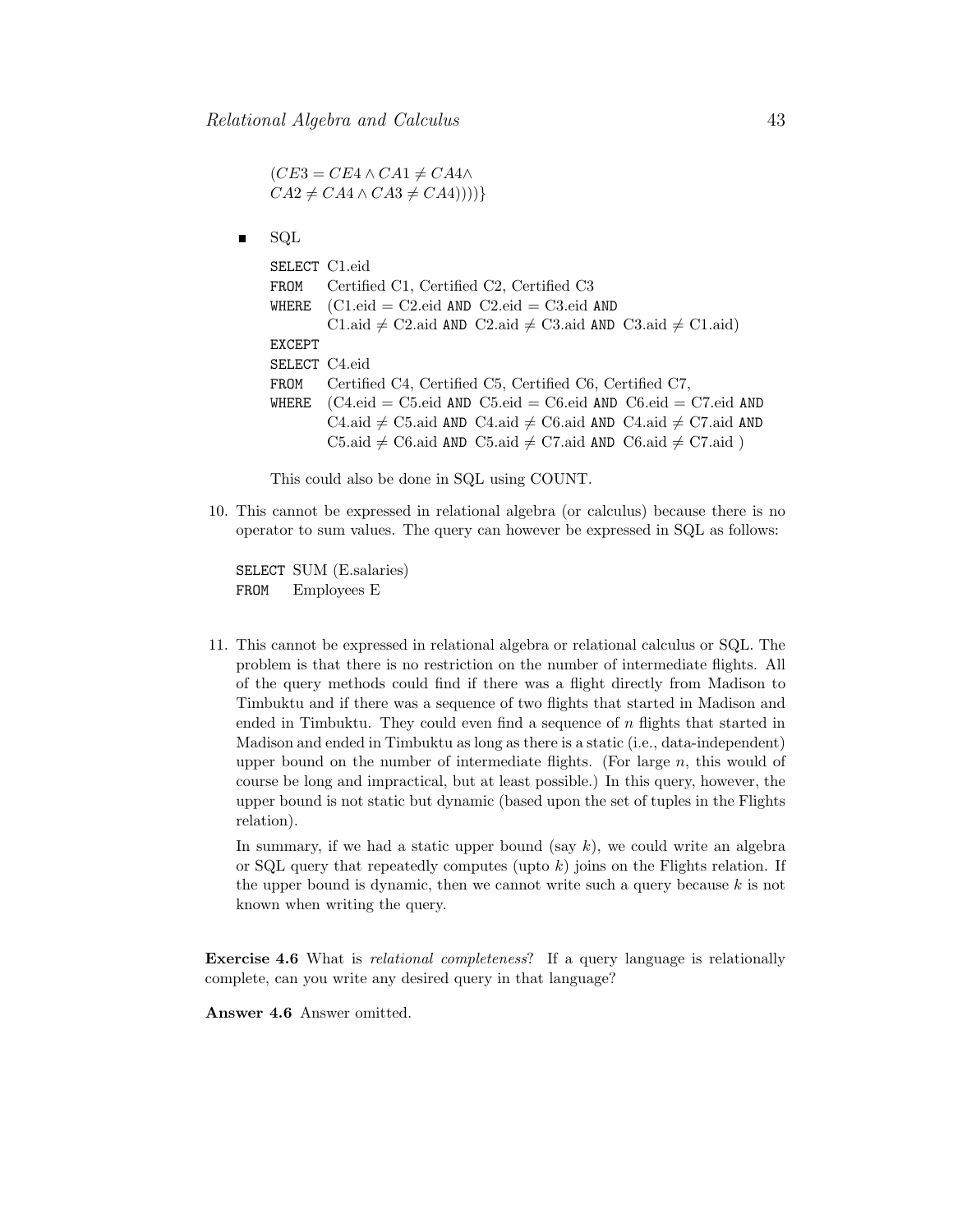$(CE3 = CE4 \wedge CA1 \neq CA4 \wedge$
$CA2 \neq CA4 \wedge CA3 \neq CA4))))\}$

- SQL

```
SELECT C1.eid
FROM   Certified C1, Certified C2, Certified C3
WHERE  (C1.eid = C2.eid AND C2.eid = C3.eid AND
       C1.aid ≠ C2.aid AND C2.aid ≠ C3.aid AND C3.aid ≠ C1.aid)
EXCEPT
SELECT C4.eid
FROM   Certified C4, Certified C5, Certified C6, Certified C7,
WHERE  (C4.eid = C5.eid AND C5.eid = C6.eid AND C6.eid = C7.eid AND
       C4.aid ≠ C5.aid AND C4.aid ≠ C6.aid AND C4.aid ≠ C7.aid AND
       C5.aid ≠ C6.aid AND C5.aid ≠ C7.aid AND C6.aid ≠ C7.aid )
```

This could also be done in SQL using COUNT.

10. This cannot be expressed in relational algebra (or calculus) because there is no operator to sum values. The query can however be expressed in SQL as follows:

```
SELECT SUM (E.salaries)
FROM   Employees E
```

11. This cannot be expressed in relational algebra or relational calculus or SQL. The problem is that there is no restriction on the number of intermediate flights. All of the query methods could find if there was a flight directly from Madison to Timbuktu and if there was a sequence of two flights that started in Madison and ended in Timbuktu. They could even find a sequence of $n$ flights that started in Madison and ended in Timbuktu as long as there is a static (i.e., data-independent) upper bound on the number of intermediate flights. (For large $n$, this would of course be long and impractical, but at least possible.) In this query, however, the upper bound is not static but dynamic (based upon the set of tuples in the Flights relation).

    In summary, if we had a static upper bound (say $k$), we could write an algebra or SQL query that repeatedly computes (upto $k$) joins on the Flights relation. If the upper bound is dynamic, then we cannot write such a query because $k$ is not known when writing the query.

**Exercise 4.6** What is *relational completeness*? If a query language is relationally complete, can you write any desired query in that language?

**Answer 4.6** Answer omitted.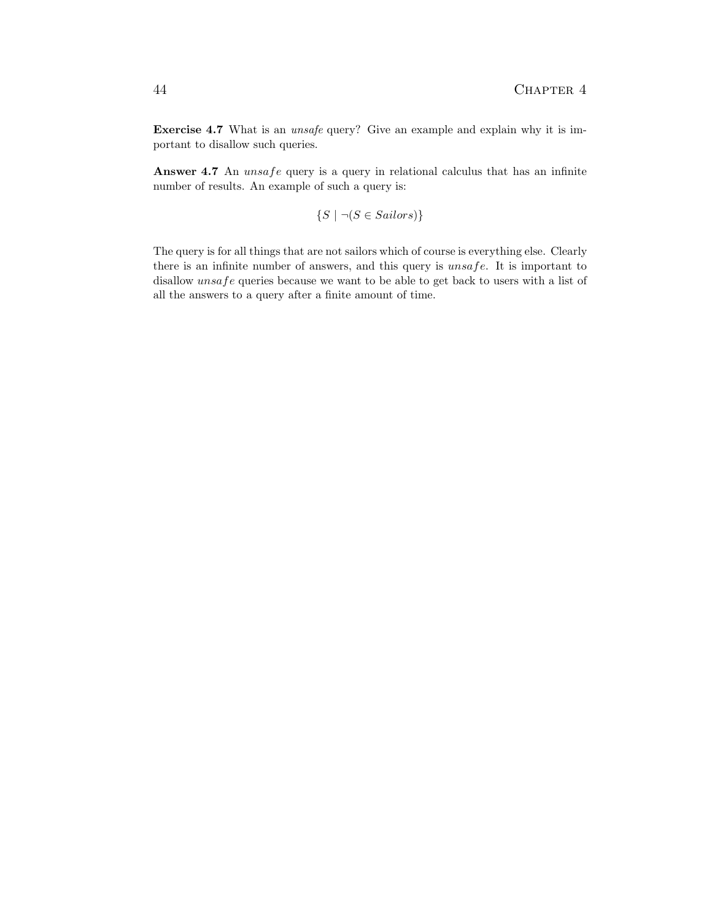**Exercise 4.7** What is an *unsafe* query? Give an example and explain why it is important to disallow such queries.

**Answer 4.7** An $unsafe$ query is a query in relational calculus that has an infinite number of results. An example of such a query is:

$$\{S \mid \neg(S \in Sailors)\}$$

The query is for all things that are not sailors which of course is everything else. Clearly there is an infinite number of answers, and this query is $unsafe$. It is important to disallow $unsafe$ queries because we want to be able to get back to users with a list of all the answers to a query after a finite amount of time.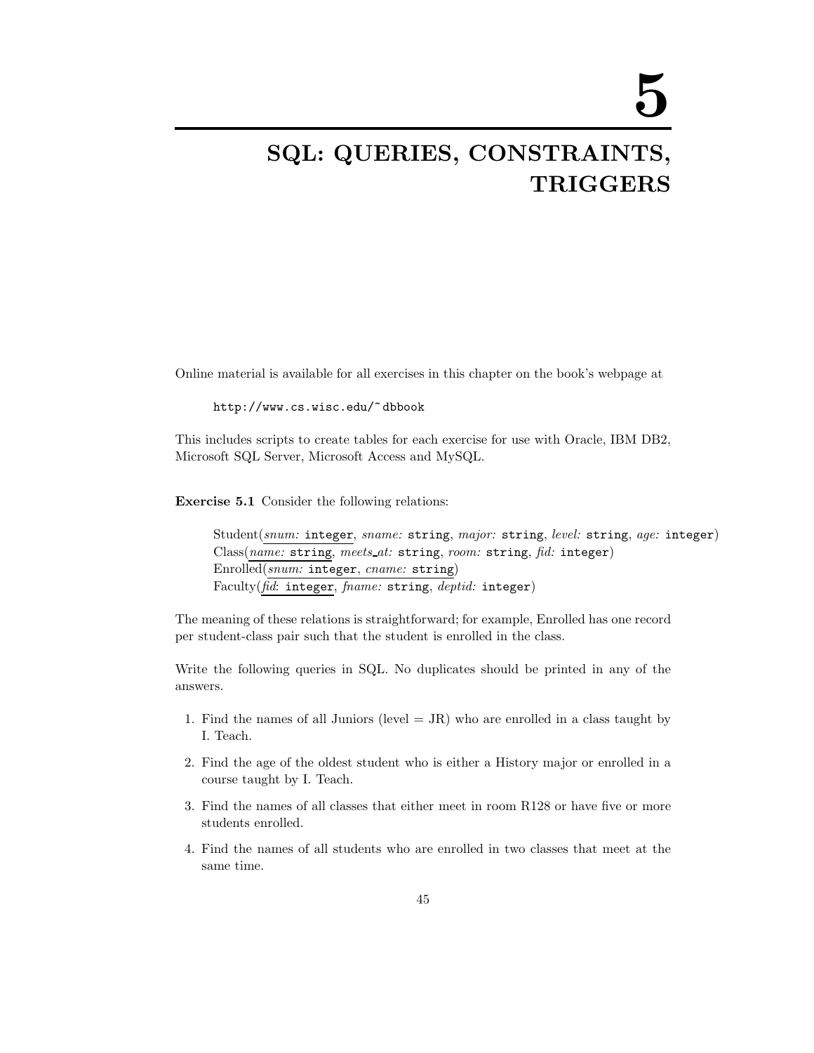# 5

# SQL: QUERIES, CONSTRAINTS, TRIGGERS

Online material is available for all exercises in this chapter on the book's webpage at

```
http://www.cs.wisc.edu/~dbbook
```

This includes scripts to create tables for each exercise for use with Oracle, IBM DB2, Microsoft SQL Server, Microsoft Access and MySQL.

**Exercise 5.1** Consider the following relations:

> Student(*snum:* `integer`, *sname:* `string`, *major:* `string`, *level:* `string`, *age:* `integer`)
> Class(*name:* `string`, *meets_at:* `string`, *room:* `string`, *fid:* `integer`)
> Enrolled(*snum:* `integer`, *cname:* `string`)
> Faculty(*fid*: `integer`, *fname:* `string`, *deptid:* `integer`)

The meaning of these relations is straightforward; for example, Enrolled has one record per student-class pair such that the student is enrolled in the class.

Write the following queries in SQL. No duplicates should be printed in any of the answers.

1. Find the names of all Juniors (level = JR) who are enrolled in a class taught by I. Teach.
2. Find the age of the oldest student who is either a History major or enrolled in a course taught by I. Teach.
3. Find the names of all classes that either meet in room R128 or have five or more students enrolled.
4. Find the names of all students who are enrolled in two classes that meet at the same time.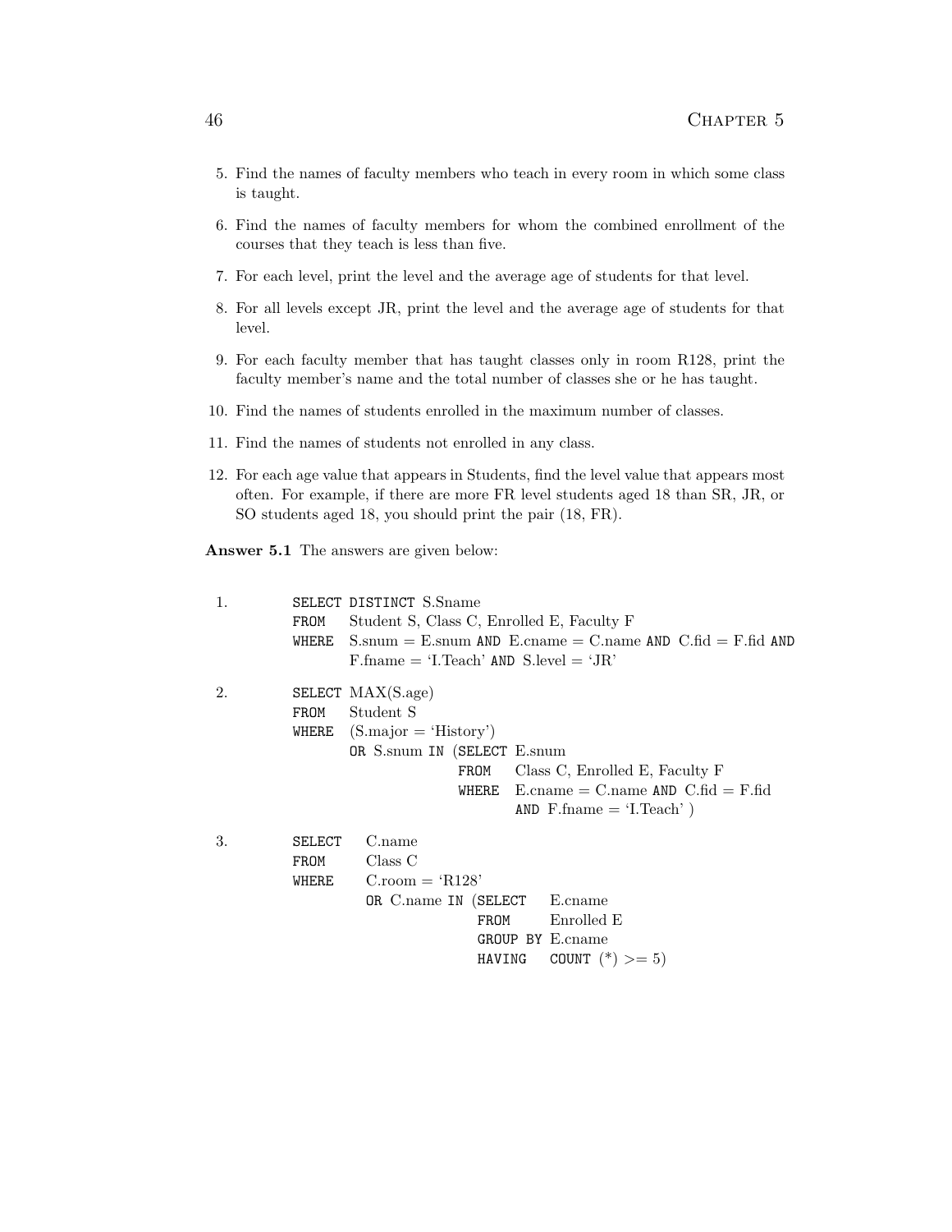5. Find the names of faculty members who teach in every room in which some class is taught.

6. Find the names of faculty members for whom the combined enrollment of the courses that they teach is less than five.

7. For each level, print the level and the average age of students for that level.

8. For all levels except JR, print the level and the average age of students for that level.

9. For each faculty member that has taught classes only in room R128, print the faculty member's name and the total number of classes she or he has taught.

10. Find the names of students enrolled in the maximum number of classes.

11. Find the names of students not enrolled in any class.

12. For each age value that appears in Students, find the level value that appears most often. For example, if there are more FR level students aged 18 than SR, JR, or SO students aged 18, you should print the pair (18, FR).

**Answer 5.1** The answers are given below:

1.
```
SELECT DISTINCT S.Sname
FROM   Student S, Class C, Enrolled E, Faculty F
WHERE  S.snum = E.snum AND E.cname = C.name AND C.fid = F.fid AND
       F.fname = 'I.Teach' AND S.level = 'JR'
```

2.
```
SELECT MAX(S.age)
FROM   Student S
WHERE  (S.major = 'History')
       OR S.snum IN (SELECT E.snum
                     FROM   Class C, Enrolled E, Faculty F
                     WHERE  E.cname = C.name AND C.fid = F.fid
                            AND F.fname = 'I.Teach' )
```

3.
```
SELECT   C.name
FROM     Class C
WHERE    C.room = 'R128'
         OR C.name IN (SELECT   E.cname
                       FROM     Enrolled E
                       GROUP BY E.cname
                       HAVING   COUNT (*) >= 5)
```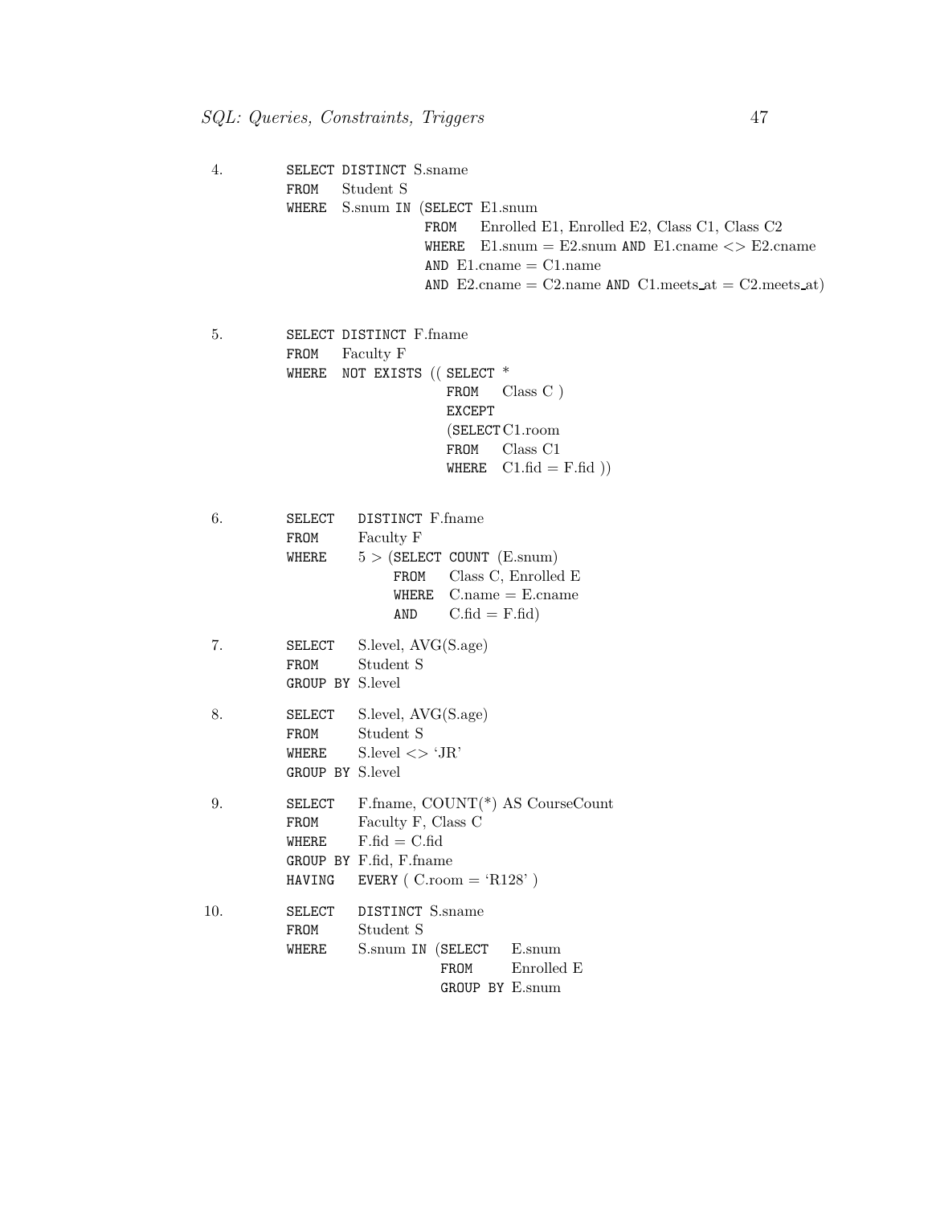4.
```
SELECT DISTINCT S.sname
FROM   Student S
WHERE  S.snum IN (SELECT E1.snum
                  FROM   Enrolled E1, Enrolled E2, Class C1, Class C2
                  WHERE  E1.snum = E2.snum AND E1.cname <> E2.cname
                  AND E1.cname = C1.name
                  AND E2.cname = C2.name AND C1.meets_at = C2.meets_at)
```

5.
```
SELECT DISTINCT F.fname
FROM   Faculty F
WHERE  NOT EXISTS (( SELECT *
                     FROM   Class C )
                     EXCEPT
                     (SELECT C1.room
                     FROM   Class C1
                     WHERE  C1.fid = F.fid ))
```

6.
```
SELECT   DISTINCT F.fname
FROM     Faculty F
WHERE    5 > (SELECT COUNT (E.snum)
              FROM   Class C, Enrolled E
              WHERE  C.name = E.cname
              AND    C.fid = F.fid)
```

7.
```
SELECT   S.level, AVG(S.age)
FROM     Student S
GROUP BY S.level
```

8.
```
SELECT   S.level, AVG(S.age)
FROM     Student S
WHERE    S.level <> 'JR'
GROUP BY S.level
```

9.
```
SELECT   F.fname, COUNT(*) AS CourseCount
FROM     Faculty F, Class C
WHERE    F.fid = C.fid
GROUP BY F.fid, F.fname
HAVING   EVERY ( C.room = 'R128' )
```

10.
```
SELECT   DISTINCT S.sname
FROM     Student S
WHERE    S.snum IN (SELECT   E.snum
                    FROM     Enrolled E
                    GROUP BY E.snum
```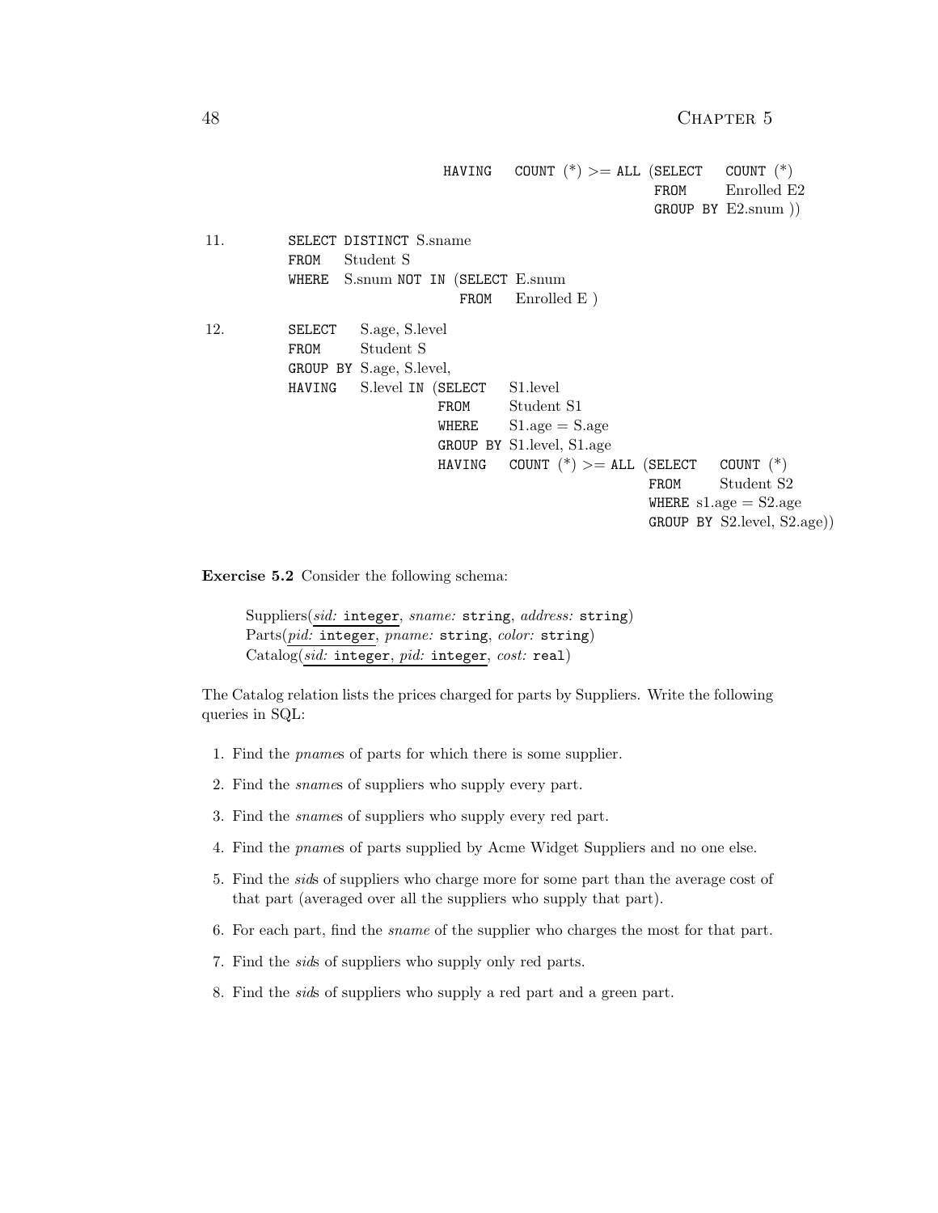```
                    HAVING   COUNT (*) >= ALL (SELECT   COUNT (*)
                                               FROM     Enrolled E2
                                               GROUP BY E2.snum ))
```

11.

```
SELECT DISTINCT S.sname
FROM   Student S
WHERE  S.snum NOT IN (SELECT E.snum
                      FROM   Enrolled E )
```

12.

```
SELECT    S.age, S.level
FROM      Student S
GROUP BY S.age, S.level,
HAVING    S.level IN (SELECT    S1.level
                      FROM      Student S1
                      WHERE     S1.age = S.age
                      GROUP BY S1.level, S1.age
                      HAVING    COUNT (*) >= ALL (SELECT    COUNT (*)
                                                  FROM      Student S2
                                                  WHERE s1.age = S2.age
                                                  GROUP BY S2.level, S2.age))
```

**Exercise 5.2** Consider the following schema:

> Suppliers(<u>*sid:* integer</u>, *sname:* string, *address:* string)
> Parts(<u>*pid:* integer</u>, *pname:* string, *color:* string)
> Catalog(<u>*sid:* integer, *pid:* integer</u>, *cost:* real)

The Catalog relation lists the prices charged for parts by Suppliers. Write the following queries in SQL:

1. Find the *pname*s of parts for which there is some supplier.
2. Find the *sname*s of suppliers who supply every part.
3. Find the *sname*s of suppliers who supply every red part.
4. Find the *pname*s of parts supplied by Acme Widget Suppliers and no one else.
5. Find the *sid*s of suppliers who charge more for some part than the average cost of that part (averaged over all the suppliers who supply that part).
6. For each part, find the *sname* of the supplier who charges the most for that part.
7. Find the *sid*s of suppliers who supply only red parts.
8. Find the *sid*s of suppliers who supply a red part and a green part.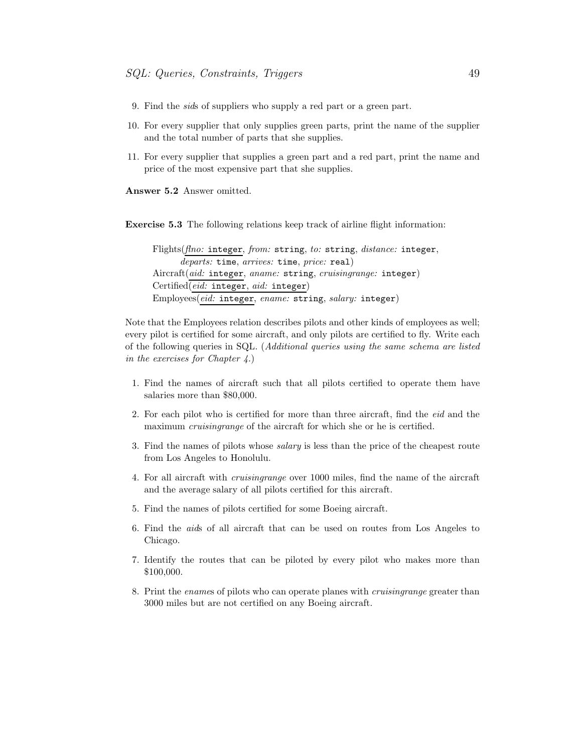9. Find the *sid*s of suppliers who supply a red part or a green part.

10. For every supplier that only supplies green parts, print the name of the supplier and the total number of parts that she supplies.

11. For every supplier that supplies a green part and a red part, print the name and price of the most expensive part that she supplies.

**Answer 5.2** Answer omitted.

**Exercise 5.3** The following relations keep track of airline flight information:

> Flights(<u>*flno:* `integer`</u>, *from:* `string`, *to:* `string`, *distance:* `integer`,
> *departs:* `time`, *arrives:* `time`, *price:* `real`)
> Aircraft(<u>*aid:* `integer`</u>, *aname:* `string`, *cruisingrange:* `integer`)
> Certified(<u>*eid:* `integer`, *aid:* `integer`</u>)
> Employees(<u>*eid:* `integer`</u>, *ename:* `string`, *salary:* `integer`)

Note that the Employees relation describes pilots and other kinds of employees as well; every pilot is certified for some aircraft, and only pilots are certified to fly. Write each of the following queries in SQL. (*Additional queries using the same schema are listed in the exercises for Chapter 4.*)

1. Find the names of aircraft such that all pilots certified to operate them have salaries more than $80,000.

2. For each pilot who is certified for more than three aircraft, find the *eid* and the maximum *cruisingrange* of the aircraft for which she or he is certified.

3. Find the names of pilots whose *salary* is less than the price of the cheapest route from Los Angeles to Honolulu.

4. For all aircraft with *cruisingrange* over 1000 miles, find the name of the aircraft and the average salary of all pilots certified for this aircraft.

5. Find the names of pilots certified for some Boeing aircraft.

6. Find the *aid*s of all aircraft that can be used on routes from Los Angeles to Chicago.

7. Identify the routes that can be piloted by every pilot who makes more than $100,000.

8. Print the *ename*s of pilots who can operate planes with *cruisingrange* greater than 3000 miles but are not certified on any Boeing aircraft.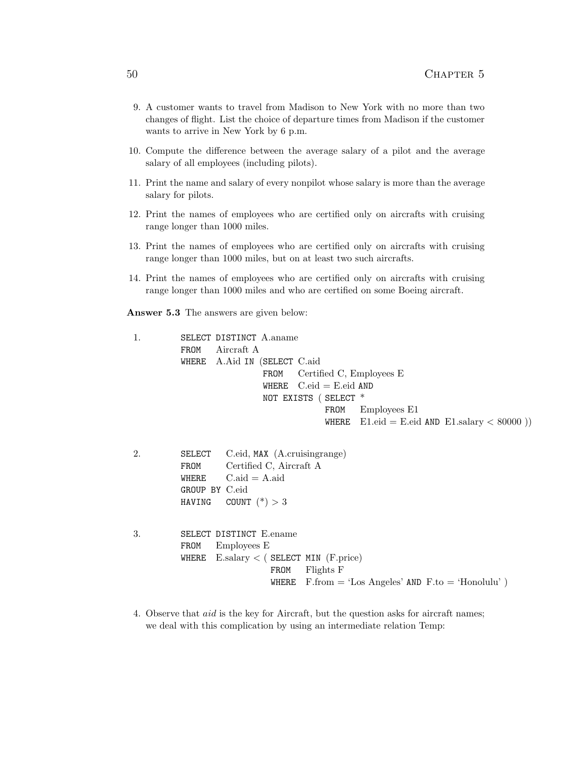9. A customer wants to travel from Madison to New York with no more than two changes of flight. List the choice of departure times from Madison if the customer wants to arrive in New York by 6 p.m.

10. Compute the difference between the average salary of a pilot and the average salary of all employees (including pilots).

11. Print the name and salary of every nonpilot whose salary is more than the average salary for pilots.

12. Print the names of employees who are certified only on aircrafts with cruising range longer than 1000 miles.

13. Print the names of employees who are certified only on aircrafts with cruising range longer than 1000 miles, but on at least two such aircrafts.

14. Print the names of employees who are certified only on aircrafts with cruising range longer than 1000 miles and who are certified on some Boeing aircraft.

**Answer 5.3** The answers are given below:

1.
```
SELECT DISTINCT A.aname
FROM   Aircraft A
WHERE  A.Aid IN (SELECT C.aid
                 FROM   Certified C, Employees E
                 WHERE  C.eid = E.eid AND
                 NOT EXISTS ( SELECT *
                              FROM   Employees E1
                              WHERE  E1.eid = E.eid AND E1.salary < 80000 ))
```

2.
```
SELECT   C.eid, MAX (A.cruisingrange)
FROM     Certified C, Aircraft A
WHERE    C.aid = A.aid
GROUP BY C.eid
HAVING   COUNT (*) > 3
```

3.
```
SELECT DISTINCT E.ename
FROM   Employees E
WHERE  E.salary < ( SELECT MIN (F.price)
                    FROM   Flights F
                    WHERE  F.from = 'Los Angeles' AND F.to = 'Honolulu' )
```

4. Observe that *aid* is the key for Aircraft, but the question asks for aircraft names; we deal with this complication by using an intermediate relation Temp: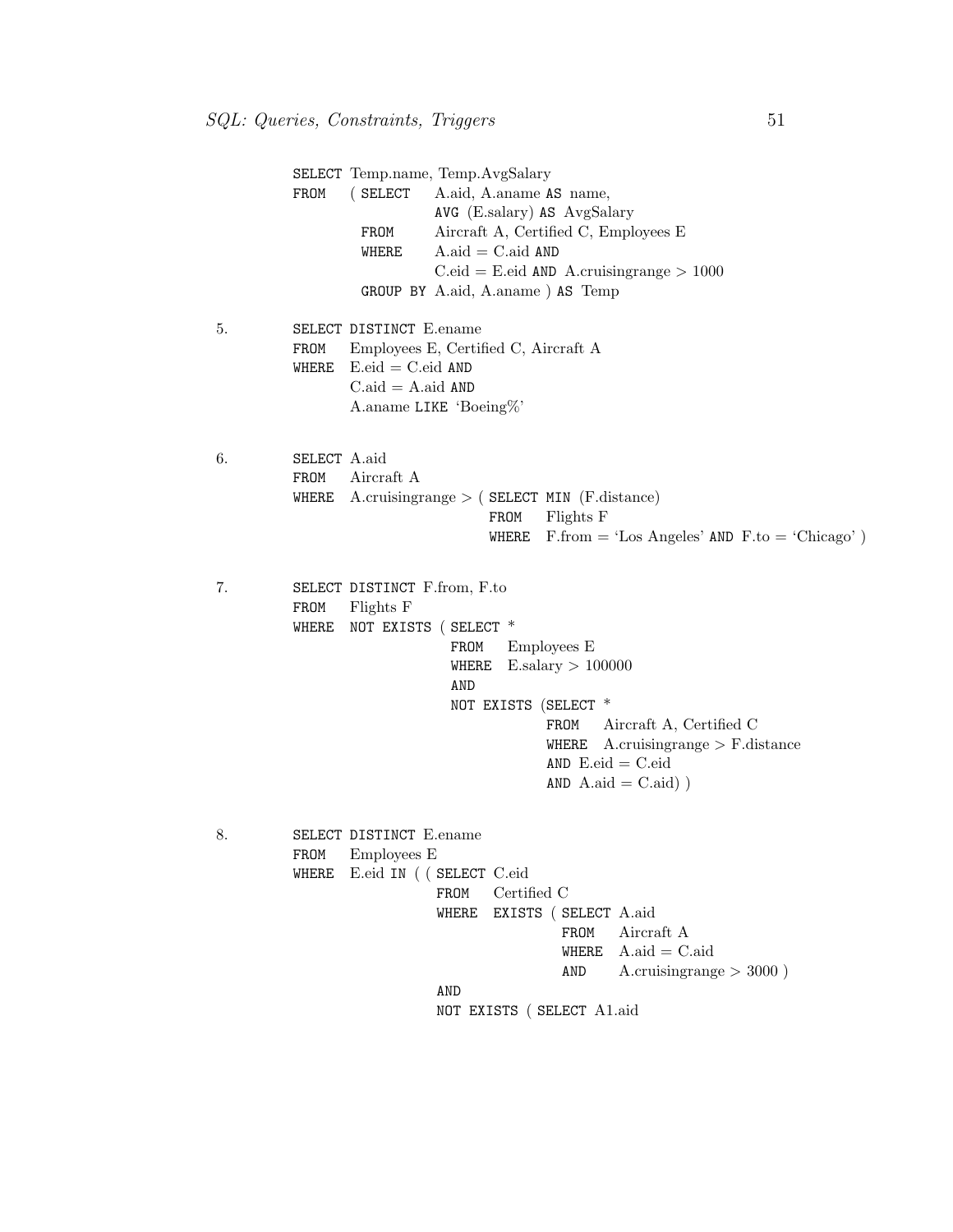```
SELECT Temp.name, Temp.AvgSalary
FROM   ( SELECT   A.aid, A.aname AS name,
                  AVG (E.salary) AS AvgSalary
         FROM     Aircraft A, Certified C, Employees E
         WHERE    A.aid = C.aid AND
                  C.eid = E.eid AND A.cruisingrange > 1000
         GROUP BY A.aid, A.aname ) AS Temp
```

5.

```
SELECT DISTINCT E.ename
FROM   Employees E, Certified C, Aircraft A
WHERE  E.eid = C.eid AND
       C.aid = A.aid AND
       A.aname LIKE 'Boeing%'
```

6.

```
SELECT A.aid
FROM   Aircraft A
WHERE  A.cruisingrange > ( SELECT MIN (F.distance)
                           FROM   Flights F
                           WHERE  F.from = 'Los Angeles' AND F.to = 'Chicago' )
```

7.

```
SELECT DISTINCT F.from, F.to
FROM   Flights F
WHERE  NOT EXISTS ( SELECT *
                    FROM   Employees E
                    WHERE  E.salary > 100000
                    AND
                    NOT EXISTS (SELECT *
                                FROM   Aircraft A, Certified C
                                WHERE  A.cruisingrange > F.distance
                                AND E.eid = C.eid
                                AND A.aid = C.aid) )
```

8.

```
SELECT DISTINCT E.ename
FROM   Employees E
WHERE  E.eid IN ( ( SELECT C.eid
                    FROM   Certified C
                    WHERE  EXISTS ( SELECT A.aid
                                    FROM   Aircraft A
                                    WHERE  A.aid = C.aid
                                    AND    A.cruisingrange > 3000 )
                    AND
                    NOT EXISTS ( SELECT A1.aid
```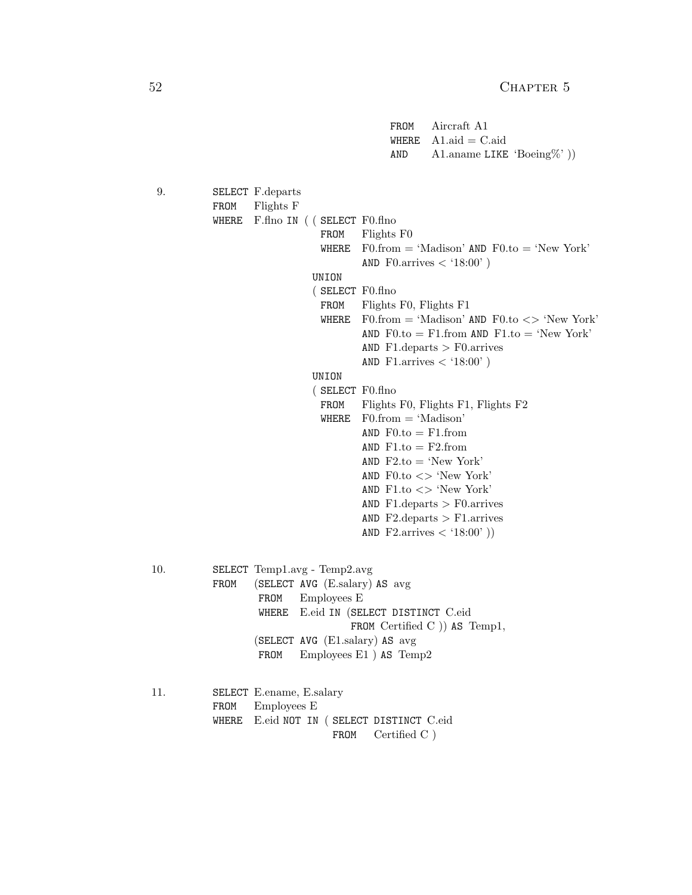```
                                      FROM   Aircraft A1
                                      WHERE  A1.aid = C.aid
                                      AND    A1.aname LIKE 'Boeing%' ))
```

9.

```
SELECT F.departs
FROM   Flights F
WHERE  F.flno IN ( ( SELECT F0.flno
                     FROM   Flights F0
                     WHERE  F0.from = 'Madison' AND F0.to = 'New York'
                            AND F0.arrives < '18:00' )
                   UNION
                   ( SELECT F0.flno
                     FROM   Flights F0, Flights F1
                     WHERE  F0.from = 'Madison' AND F0.to <> 'New York'
                            AND F0.to = F1.from AND F1.to = 'New York'
                            AND F1.departs > F0.arrives
                            AND F1.arrives < '18:00' )
                   UNION
                   ( SELECT F0.flno
                     FROM   Flights F0, Flights F1, Flights F2
                     WHERE  F0.from = 'Madison'
                            AND F0.to = F1.from
                            AND F1.to = F2.from
                            AND F2.to = 'New York'
                            AND F0.to <> 'New York'
                            AND F1.to <> 'New York'
                            AND F1.departs > F0.arrives
                            AND F2.departs > F1.arrives
                            AND F2.arrives < '18:00' ))
```

10.

```
SELECT Temp1.avg - Temp2.avg
FROM   (SELECT AVG (E.salary) AS avg
        FROM   Employees E
        WHERE  E.eid IN (SELECT DISTINCT C.eid
                         FROM Certified C )) AS Temp1,
       (SELECT AVG (E1.salary) AS avg
        FROM   Employees E1 ) AS Temp2
```

11.

```
SELECT E.ename, E.salary
FROM   Employees E
WHERE  E.eid NOT IN ( SELECT DISTINCT C.eid
                      FROM   Certified C )
```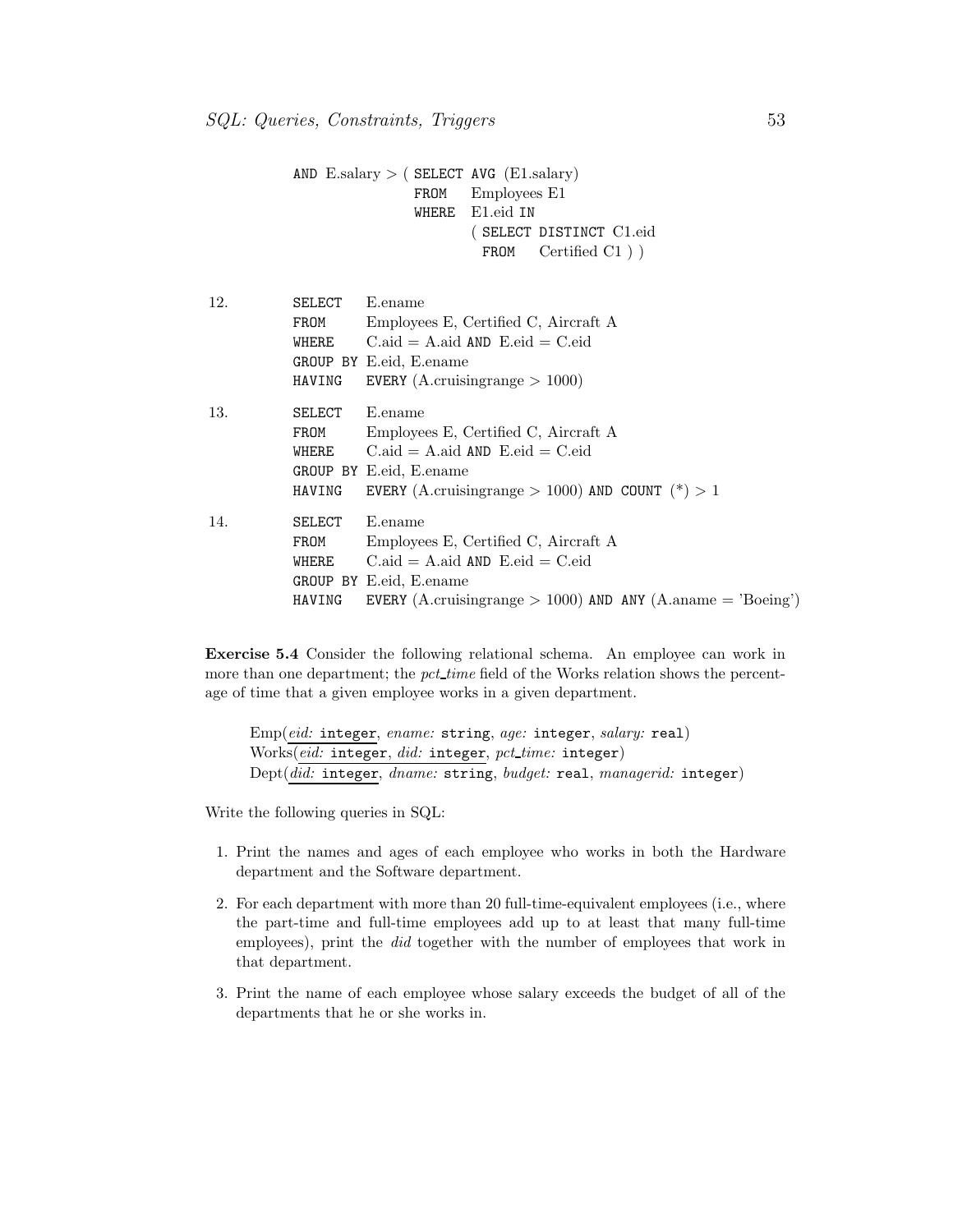```
        AND E.salary > ( SELECT AVG (E1.salary)
                         FROM   Employees E1
                         WHERE  E1.eid IN
                                ( SELECT DISTINCT C1.eid
                                  FROM   Certified C1 ) )
```

12.
```
SELECT   E.ename
FROM     Employees E, Certified C, Aircraft A
WHERE    C.aid = A.aid AND E.eid = C.eid
GROUP BY E.eid, E.ename
HAVING   EVERY (A.cruisingrange > 1000)
```

13.
```
SELECT   E.ename
FROM     Employees E, Certified C, Aircraft A
WHERE    C.aid = A.aid AND E.eid = C.eid
GROUP BY E.eid, E.ename
HAVING   EVERY (A.cruisingrange > 1000) AND COUNT (*) > 1
```

14.
```
SELECT   E.ename
FROM     Employees E, Certified C, Aircraft A
WHERE    C.aid = A.aid AND E.eid = C.eid
GROUP BY E.eid, E.ename
HAVING   EVERY (A.cruisingrange > 1000) AND ANY (A.aname = 'Boeing')
```

**Exercise 5.4** Consider the following relational schema. An employee can work in more than one department; the *pct_time* field of the Works relation shows the percentage of time that a given employee works in a given department.

> Emp(*eid:* `integer`, *ename:* `string`, *age:* `integer`, *salary:* `real`)
> Works(*eid:* `integer`, *did:* `integer`, *pct_time:* `integer`)
> Dept(*did:* `integer`, *dname:* `string`, *budget:* `real`, *managerid:* `integer`)

Write the following queries in SQL:

1. Print the names and ages of each employee who works in both the Hardware department and the Software department.
2. For each department with more than 20 full-time-equivalent employees (i.e., where the part-time and full-time employees add up to at least that many full-time employees), print the *did* together with the number of employees that work in that department.
3. Print the name of each employee whose salary exceeds the budget of all of the departments that he or she works in.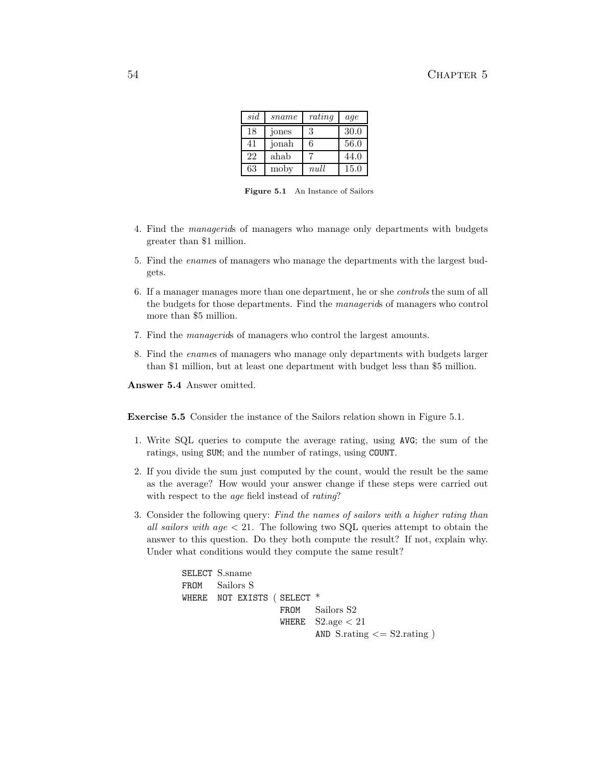| *sid* | *sname* | *rating* | *age* |
|---|---|---|---|
| 18 | jones | 3 | 30.0 |
| 41 | jonah | 6 | 56.0 |
| 22 | ahab | 7 | 44.0 |
| 63 | moby | *null* | 15.0 |

**Figure 5.1** An Instance of Sailors

4. Find the *managerid*s of managers who manage only departments with budgets greater than \$1 million.

5. Find the *ename*s of managers who manage the departments with the largest budgets.

6. If a manager manages more than one department, he or she *controls* the sum of all the budgets for those departments. Find the *managerid*s of managers who control more than \$5 million.

7. Find the *managerid*s of managers who control the largest amounts.

8. Find the *ename*s of managers who manage only departments with budgets larger than \$1 million, but at least one department with budget less than \$5 million.

**Answer 5.4** Answer omitted.

**Exercise 5.5** Consider the instance of the Sailors relation shown in Figure 5.1.

1. Write SQL queries to compute the average rating, using `AVG`; the sum of the ratings, using `SUM`; and the number of ratings, using `COUNT`.

2. If you divide the sum just computed by the count, would the result be the same as the average? How would your answer change if these steps were carried out with respect to the *age* field instead of *rating*?

3. Consider the following query: *Find the names of sailors with a higher rating than all sailors with age < 21.* The following two SQL queries attempt to obtain the answer to this question. Do they both compute the result? If not, explain why. Under what conditions would they compute the same result?

```
SELECT S.sname
FROM   Sailors S
WHERE  NOT EXISTS ( SELECT *
                    FROM   Sailors S2
                    WHERE  S2.age < 21
                           AND S.rating <= S2.rating )
```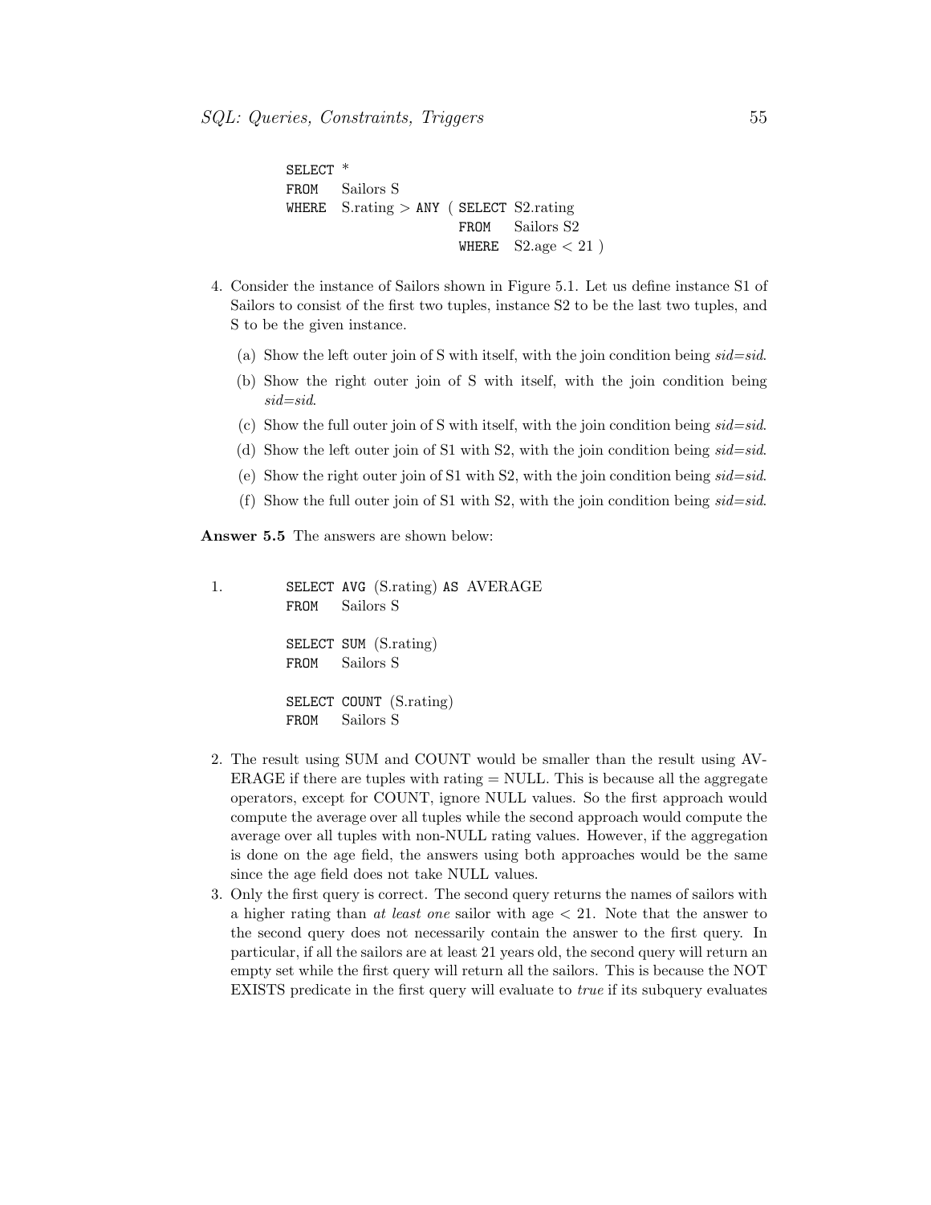```
SELECT *
FROM   Sailors S
WHERE  S.rating > ANY ( SELECT S2.rating
                        FROM   Sailors S2
                        WHERE  S2.age < 21 )
```

4. Consider the instance of Sailors shown in Figure 5.1. Let us define instance S1 of Sailors to consist of the first two tuples, instance S2 to be the last two tuples, and S to be the given instance.

   (a) Show the left outer join of S with itself, with the join condition being *sid=sid*.

   (b) Show the right outer join of S with itself, with the join condition being *sid=sid*.

   (c) Show the full outer join of S with itself, with the join condition being *sid=sid*.

   (d) Show the left outer join of S1 with S2, with the join condition being *sid=sid*.

   (e) Show the right outer join of S1 with S2, with the join condition being *sid=sid*.

   (f) Show the full outer join of S1 with S2, with the join condition being *sid=sid*.

**Answer 5.5** The answers are shown below:

1.

```
SELECT AVG (S.rating) AS AVERAGE
FROM   Sailors S

SELECT SUM (S.rating)
FROM   Sailors S

SELECT COUNT (S.rating)
FROM   Sailors S
```

2. The result using SUM and COUNT would be smaller than the result using AVERAGE if there are tuples with rating = NULL. This is because all the aggregate operators, except for COUNT, ignore NULL values. So the first approach would compute the average over all tuples while the second approach would compute the average over all tuples with non-NULL rating values. However, if the aggregation is done on the age field, the answers using both approaches would be the same since the age field does not take NULL values.

3. Only the first query is correct. The second query returns the names of sailors with a higher rating than *at least one* sailor with age < 21. Note that the answer to the second query does not necessarily contain the answer to the first query. In particular, if all the sailors are at least 21 years old, the second query will return an empty set while the first query will return all the sailors. This is because the NOT EXISTS predicate in the first query will evaluate to *true* if its subquery evaluates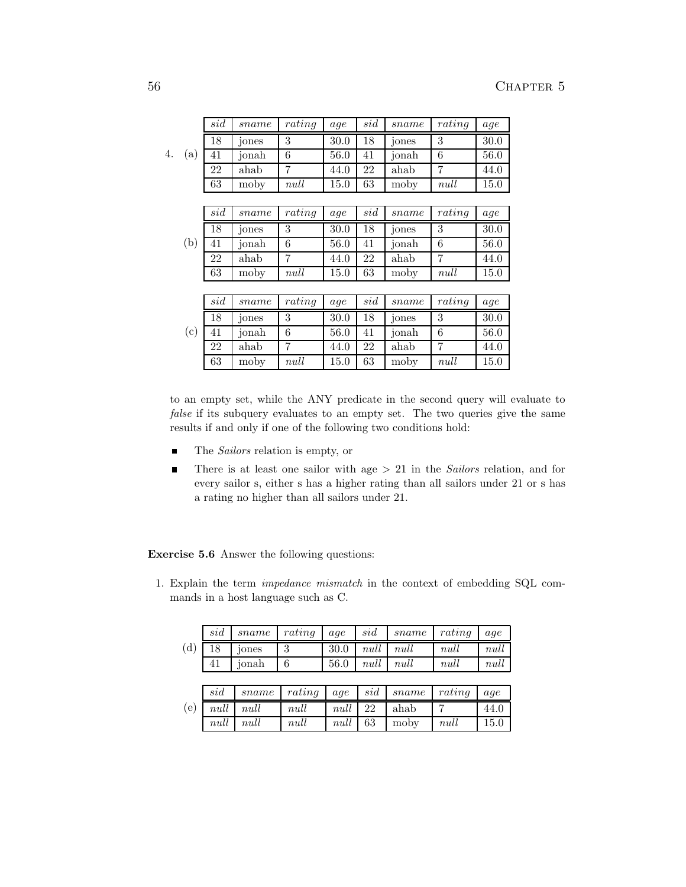4. (a)

| *sid* | *sname* | *rating* | *age* | *sid* | *sname* | *rating* | *age* |
|---|---|---|---|---|---|---|---|
| 18 | jones | 3 | 30.0 | 18 | jones | 3 | 30.0 |
| 41 | jonah | 6 | 56.0 | 41 | jonah | 6 | 56.0 |
| 22 | ahab | 7 | 44.0 | 22 | ahab | 7 | 44.0 |
| 63 | moby | *null* | 15.0 | 63 | moby | *null* | 15.0 |

(b)

| *sid* | *sname* | *rating* | *age* | *sid* | *sname* | *rating* | *age* |
|---|---|---|---|---|---|---|---|
| 18 | jones | 3 | 30.0 | 18 | jones | 3 | 30.0 |
| 41 | jonah | 6 | 56.0 | 41 | jonah | 6 | 56.0 |
| 22 | ahab | 7 | 44.0 | 22 | ahab | 7 | 44.0 |
| 63 | moby | *null* | 15.0 | 63 | moby | *null* | 15.0 |

(c)

| *sid* | *sname* | *rating* | *age* | *sid* | *sname* | *rating* | *age* |
|---|---|---|---|---|---|---|---|
| 18 | jones | 3 | 30.0 | 18 | jones | 3 | 30.0 |
| 41 | jonah | 6 | 56.0 | 41 | jonah | 6 | 56.0 |
| 22 | ahab | 7 | 44.0 | 22 | ahab | 7 | 44.0 |
| 63 | moby | *null* | 15.0 | 63 | moby | *null* | 15.0 |

to an empty set, while the ANY predicate in the second query will evaluate to *false* if its subquery evaluates to an empty set. The two queries give the same results if and only if one of the following two conditions hold:

- The *Sailors* relation is empty, or
- There is at least one sailor with age > 21 in the *Sailors* relation, and for every sailor s, either s has a higher rating than all sailors under 21 or s has a rating no higher than all sailors under 21.

**Exercise 5.6** Answer the following questions:

1. Explain the term *impedance mismatch* in the context of embedding SQL commands in a host language such as C.

(d)

| *sid* | *sname* | *rating* | *age* | *sid* | *sname* | *rating* | *age* |
|---|---|---|---|---|---|---|---|
| 18 | jones | 3 | 30.0 | *null* | *null* | *null* | *null* |
| 41 | jonah | 6 | 56.0 | *null* | *null* | *null* | *null* |

(e)

| *sid* | *sname* | *rating* | *age* | *sid* | *sname* | *rating* | *age* |
|---|---|---|---|---|---|---|---|
| *null* | *null* | *null* | *null* | 22 | ahab | 7 | 44.0 |
| *null* | *null* | *null* | *null* | 63 | moby | *null* | 15.0 |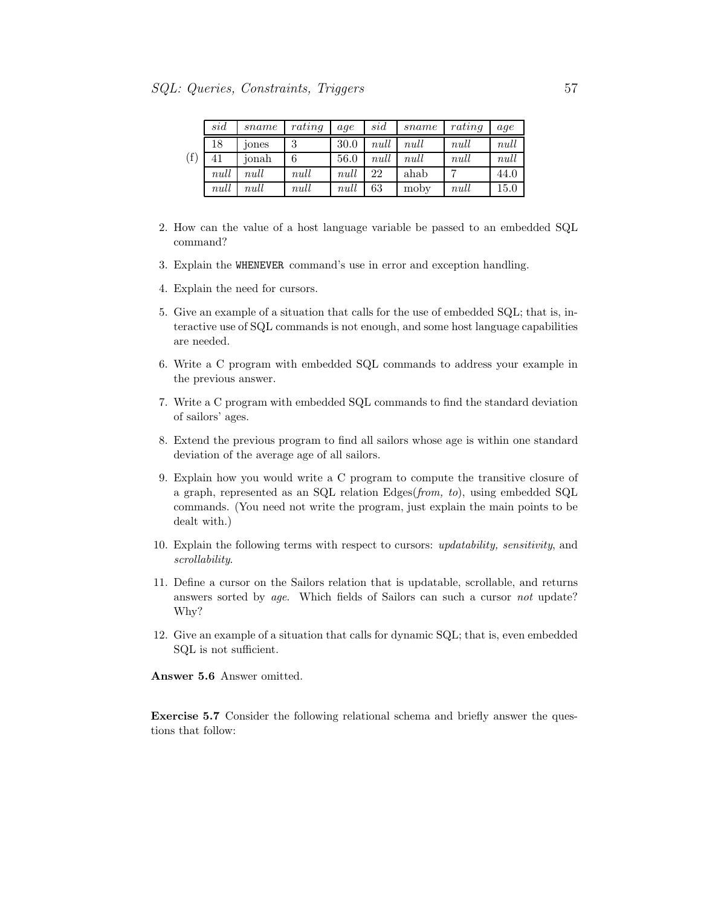(f)

| *sid* | *sname* | *rating* | *age* | *sid* | *sname* | *rating* | *age* |
|---|---|---|---|---|---|---|---|
| 18 | jones | 3 | 30.0 | *null* | *null* | *null* | *null* |
| 41 | jonah | 6 | 56.0 | *null* | *null* | *null* | *null* |
| *null* | *null* | *null* | *null* | 22 | ahab | 7 | 44.0 |
| *null* | *null* | *null* | *null* | 63 | moby | *null* | 15.0 |

2. How can the value of a host language variable be passed to an embedded SQL command?

3. Explain the `WHENEVER` command's use in error and exception handling.

4. Explain the need for cursors.

5. Give an example of a situation that calls for the use of embedded SQL; that is, interactive use of SQL commands is not enough, and some host language capabilities are needed.

6. Write a C program with embedded SQL commands to address your example in the previous answer.

7. Write a C program with embedded SQL commands to find the standard deviation of sailors' ages.

8. Extend the previous program to find all sailors whose age is within one standard deviation of the average age of all sailors.

9. Explain how you would write a C program to compute the transitive closure of a graph, represented as an SQL relation Edges(*from, to*), using embedded SQL commands. (You need not write the program, just explain the main points to be dealt with.)

10. Explain the following terms with respect to cursors: *updatability, sensitivity*, and *scrollability*.

11. Define a cursor on the Sailors relation that is updatable, scrollable, and returns answers sorted by *age*. Which fields of Sailors can such a cursor *not* update? Why?

12. Give an example of a situation that calls for dynamic SQL; that is, even embedded SQL is not sufficient.

**Answer 5.6** Answer omitted.

**Exercise 5.7** Consider the following relational schema and briefly answer the questions that follow: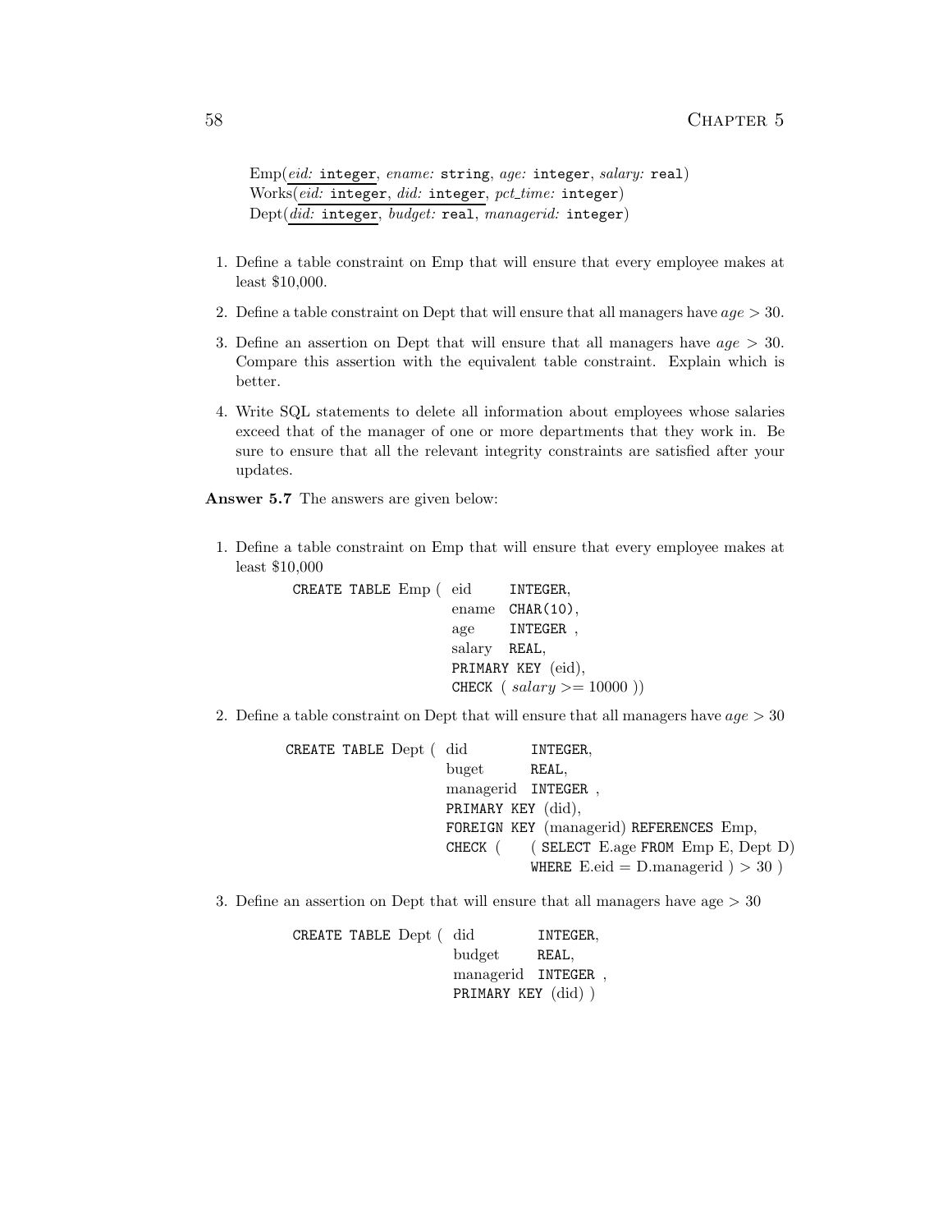Emp(*eid:* integer, *ename:* string, *age:* integer, *salary:* real)
Works(*eid:* integer, *did:* integer, *pct_time:* integer)
Dept(*did:* integer, *budget:* real, *managerid:* integer)

1. Define a table constraint on Emp that will ensure that every employee makes at least \$10,000.

2. Define a table constraint on Dept that will ensure that all managers have $age > 30$.

3. Define an assertion on Dept that will ensure that all managers have $age > 30$. Compare this assertion with the equivalent table constraint. Explain which is better.

4. Write SQL statements to delete all information about employees whose salaries exceed that of the manager of one or more departments that they work in. Be sure to ensure that all the relevant integrity constraints are satisfied after your updates.

**Answer 5.7** The answers are given below:

1. Define a table constraint on Emp that will ensure that every employee makes at least \$10,000

```
CREATE TABLE Emp ( eid      INTEGER,
                   ename    CHAR(10),
                   age      INTEGER ,
                   salary   REAL,
                   PRIMARY KEY (eid),
                   CHECK ( salary >= 10000 ))
```

2. Define a table constraint on Dept that will ensure that all managers have $age > 30$

```
CREATE TABLE Dept ( did         INTEGER,
                    buget       REAL,
                    managerid   INTEGER ,
                    PRIMARY KEY (did),
                    FOREIGN KEY (managerid) REFERENCES Emp,
                    CHECK (     ( SELECT E.age FROM Emp E, Dept D)
                                WHERE E.eid = D.managerid ) > 30 )
```

3. Define an assertion on Dept that will ensure that all managers have age > 30

```
CREATE TABLE Dept ( did         INTEGER,
                    budget      REAL,
                    managerid   INTEGER ,
                    PRIMARY KEY (did) )
```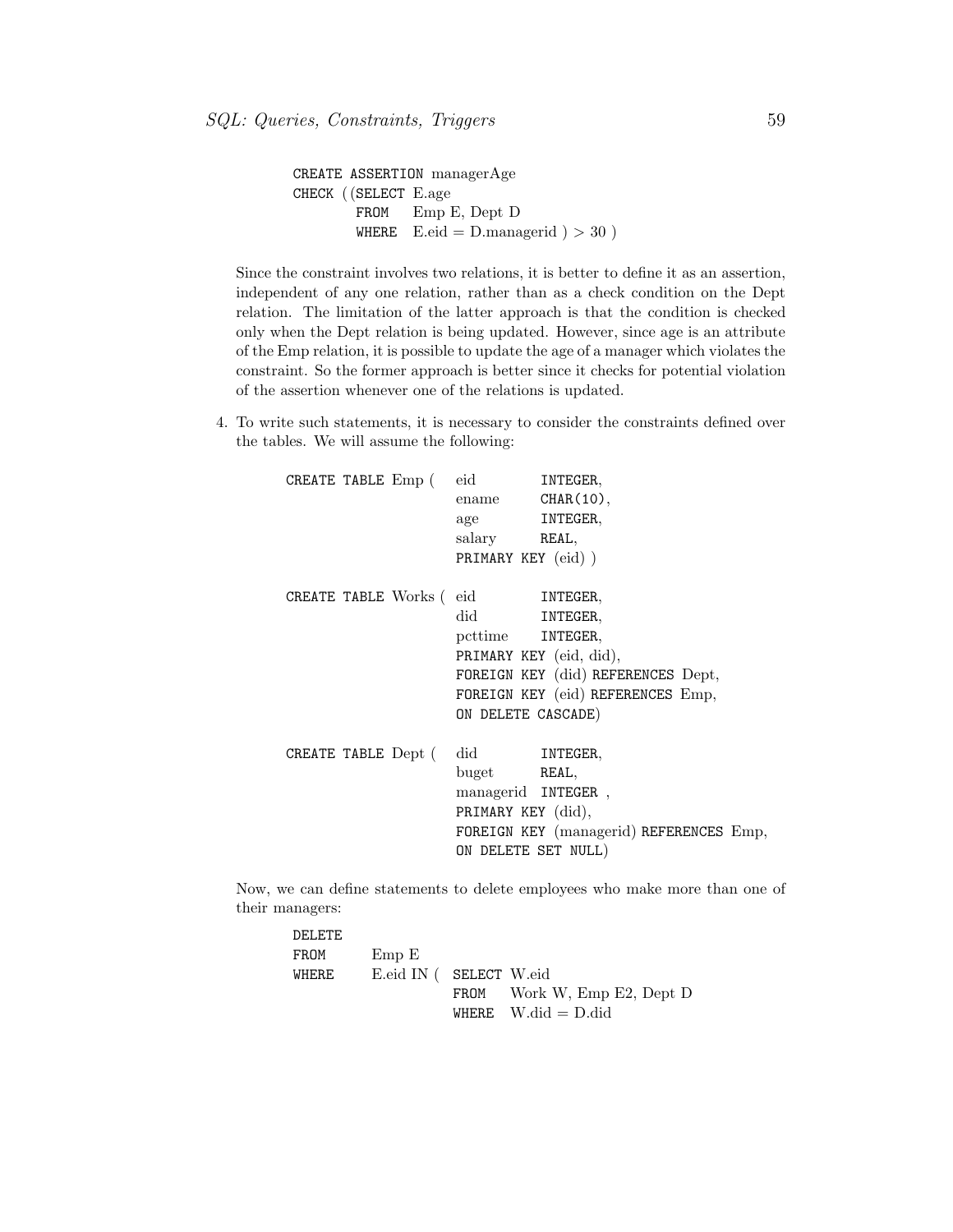```
CREATE ASSERTION managerAge
CHECK ((SELECT E.age
        FROM   Emp E, Dept D
        WHERE  E.eid = D.managerid ) > 30 )
```

Since the constraint involves two relations, it is better to define it as an assertion, independent of any one relation, rather than as a check condition on the Dept relation. The limitation of the latter approach is that the condition is checked only when the Dept relation is being updated. However, since age is an attribute of the Emp relation, it is possible to update the age of a manager which violates the constraint. So the former approach is better since it checks for potential violation of the assertion whenever one of the relations is updated.

4. To write such statements, it is necessary to consider the constraints defined over the tables. We will assume the following:

```
CREATE TABLE Emp (   eid        INTEGER,
                     ename      CHAR(10),
                     age        INTEGER,
                     salary     REAL,
                     PRIMARY KEY (eid) )

CREATE TABLE Works ( eid        INTEGER,
                     did        INTEGER,
                     pcttime    INTEGER,
                     PRIMARY KEY (eid, did),
                     FOREIGN KEY (did) REFERENCES Dept,
                     FOREIGN KEY (eid) REFERENCES Emp,
                     ON DELETE CASCADE)

CREATE TABLE Dept (  did        INTEGER,
                     buget      REAL,
                     managerid  INTEGER ,
                     PRIMARY KEY (did),
                     FOREIGN KEY (managerid) REFERENCES Emp,
                     ON DELETE SET NULL)
```

Now, we can define statements to delete employees who make more than one of their managers:

```
DELETE
FROM    Emp E
WHERE   E.eid IN (  SELECT W.eid
                    FROM   Work W, Emp E2, Dept D
                    WHERE  W.did = D.did
```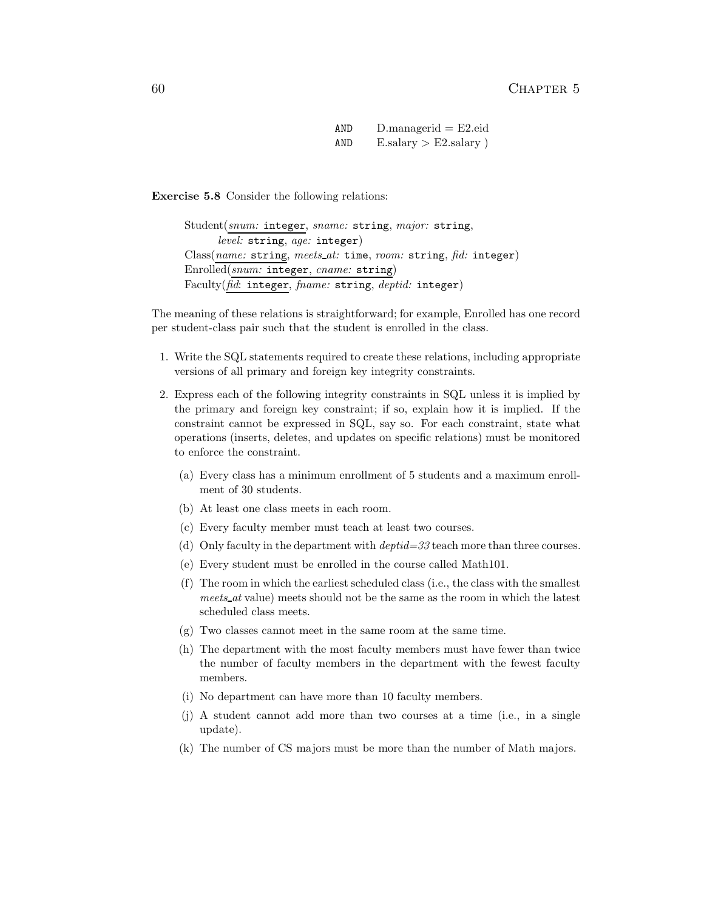```
AND     D.managerid = E2.eid
AND     E.salary > E2.salary )
```

**Exercise 5.8** Consider the following relations:

> Student(<u>*snum:* `integer`</u>, *sname:* `string`, *major:* `string`,
>     *level:* `string`, *age:* `integer`)
> Class(<u>*name:* `string`</u>, *meets_at:* `time`, *room:* `string`, *fid:* `integer`)
> Enrolled(<u>*snum:* `integer`, *cname:* `string`</u>)
> Faculty(<u>*fid*: `integer`</u>, *fname:* `string`, *deptid:* `integer`)

The meaning of these relations is straightforward; for example, Enrolled has one record per student-class pair such that the student is enrolled in the class.

1. Write the SQL statements required to create these relations, including appropriate versions of all primary and foreign key integrity constraints.
2. Express each of the following integrity constraints in SQL unless it is implied by the primary and foreign key constraint; if so, explain how it is implied. If the constraint cannot be expressed in SQL, say so. For each constraint, state what operations (inserts, deletes, and updates on specific relations) must be monitored to enforce the constraint.
   (a) Every class has a minimum enrollment of 5 students and a maximum enrollment of 30 students.
   (b) At least one class meets in each room.
   (c) Every faculty member must teach at least two courses.
   (d) Only faculty in the department with *deptid=33* teach more than three courses.
   (e) Every student must be enrolled in the course called Math101.
   (f) The room in which the earliest scheduled class (i.e., the class with the smallest *meets_at* value) meets should not be the same as the room in which the latest scheduled class meets.
   (g) Two classes cannot meet in the same room at the same time.
   (h) The department with the most faculty members must have fewer than twice the number of faculty members in the department with the fewest faculty members.
   (i) No department can have more than 10 faculty members.
   (j) A student cannot add more than two courses at a time (i.e., in a single update).
   (k) The number of CS majors must be more than the number of Math majors.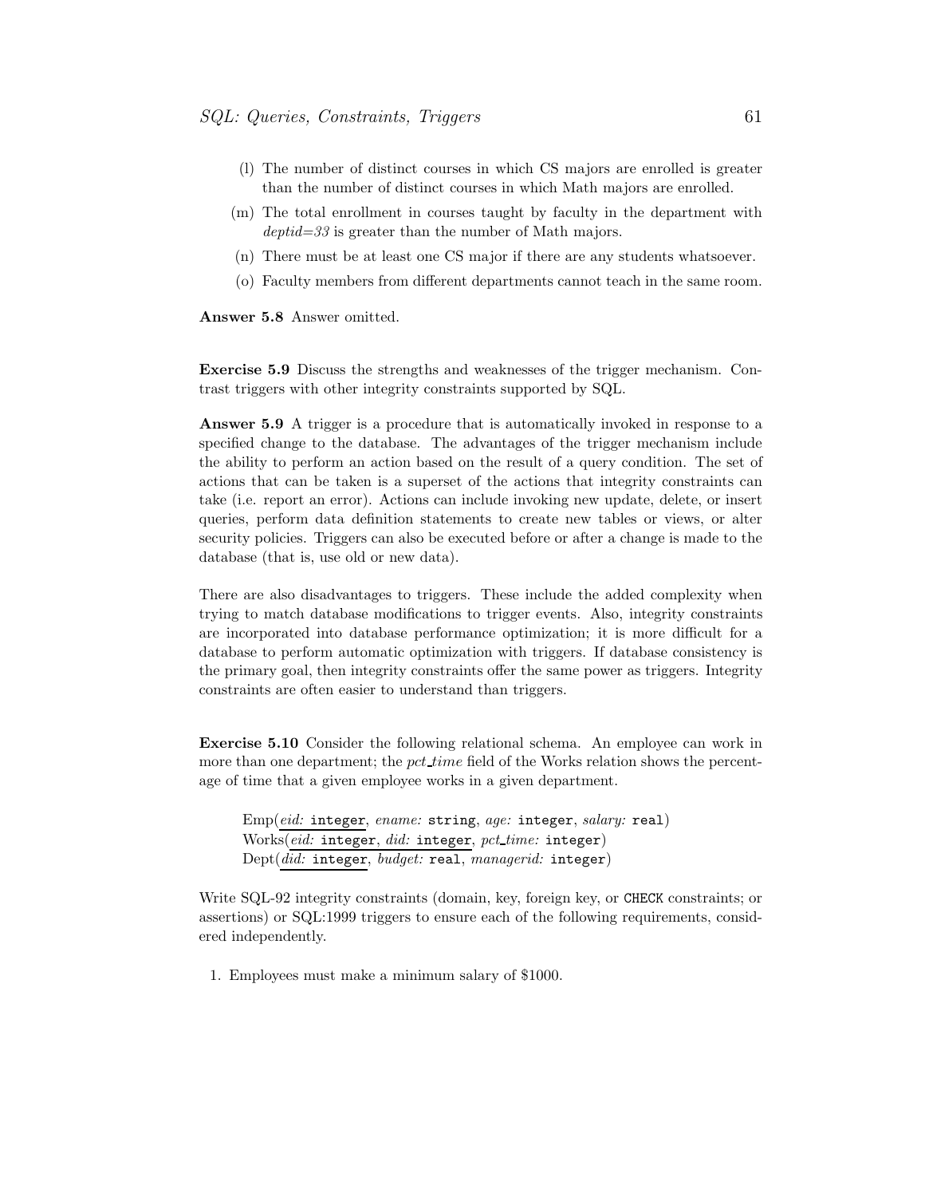(l) The number of distinct courses in which CS majors are enrolled is greater than the number of distinct courses in which Math majors are enrolled.

(m) The total enrollment in courses taught by faculty in the department with *deptid=33* is greater than the number of Math majors.

(n) There must be at least one CS major if there are any students whatsoever.

(o) Faculty members from different departments cannot teach in the same room.

**Answer 5.8** Answer omitted.

**Exercise 5.9** Discuss the strengths and weaknesses of the trigger mechanism. Contrast triggers with other integrity constraints supported by SQL.

**Answer 5.9** A trigger is a procedure that is automatically invoked in response to a specified change to the database. The advantages of the trigger mechanism include the ability to perform an action based on the result of a query condition. The set of actions that can be taken is a superset of the actions that integrity constraints can take (i.e. report an error). Actions can include invoking new update, delete, or insert queries, perform data definition statements to create new tables or views, or alter security policies. Triggers can also be executed before or after a change is made to the database (that is, use old or new data).

There are also disadvantages to triggers. These include the added complexity when trying to match database modifications to trigger events. Also, integrity constraints are incorporated into database performance optimization; it is more difficult for a database to perform automatic optimization with triggers. If database consistency is the primary goal, then integrity constraints offer the same power as triggers. Integrity constraints are often easier to understand than triggers.

**Exercise 5.10** Consider the following relational schema. An employee can work in more than one department; the *pct_time* field of the Works relation shows the percentage of time that a given employee works in a given department.

> Emp(*eid:* `integer`, *ename:* `string`, *age:* `integer`, *salary:* `real`)
> Works(*eid:* `integer`, *did:* `integer`, *pct_time:* `integer`)
> Dept(*did:* `integer`, *budget:* `real`, *managerid:* `integer`)

Write SQL-92 integrity constraints (domain, key, foreign key, or `CHECK` constraints; or assertions) or SQL:1999 triggers to ensure each of the following requirements, considered independently.

1. Employees must make a minimum salary of $1000.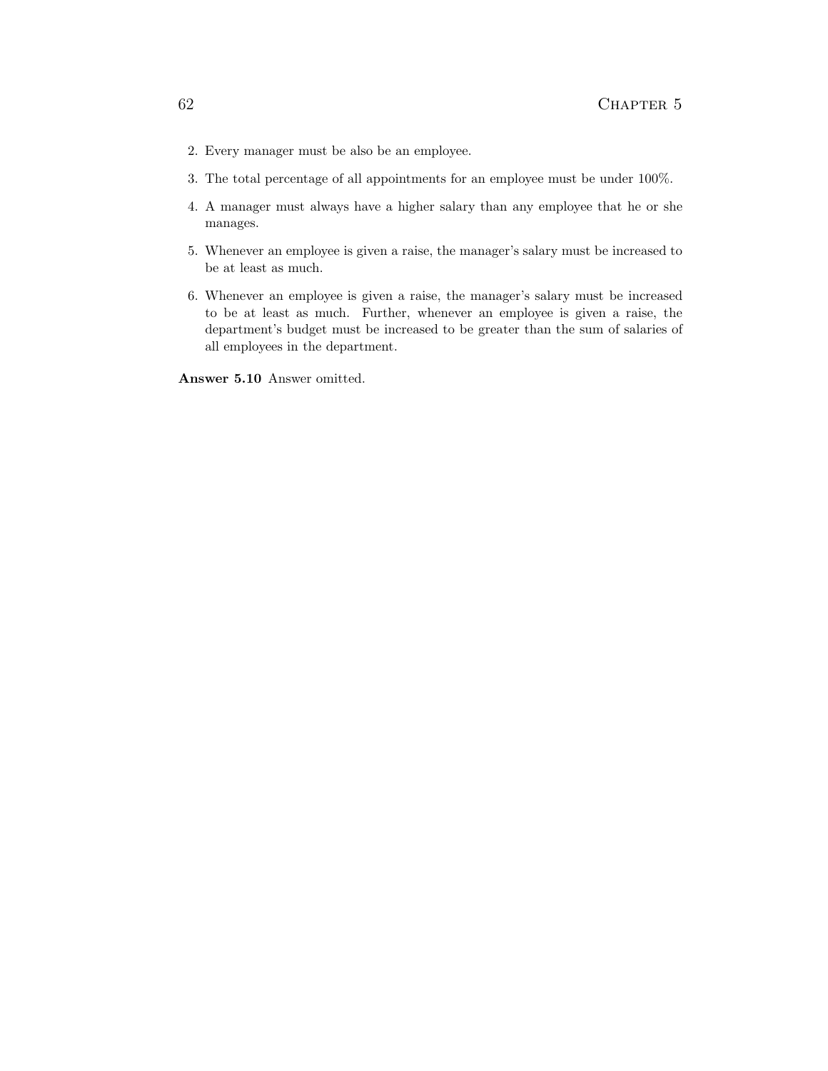2. Every manager must be also be an employee.
3. The total percentage of all appointments for an employee must be under 100%.
4. A manager must always have a higher salary than any employee that he or she manages.
5. Whenever an employee is given a raise, the manager's salary must be increased to be at least as much.
6. Whenever an employee is given a raise, the manager's salary must be increased to be at least as much. Further, whenever an employee is given a raise, the department's budget must be increased to be greater than the sum of salaries of all employees in the department.

**Answer 5.10** Answer omitted.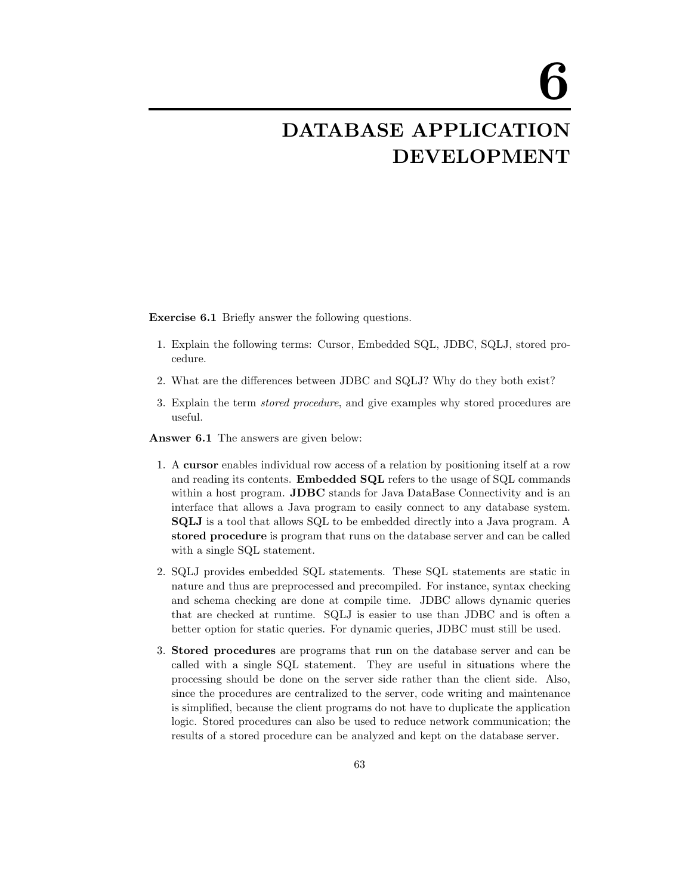# 6 DATABASE APPLICATION DEVELOPMENT

**Exercise 6.1** Briefly answer the following questions.

1. Explain the following terms: Cursor, Embedded SQL, JDBC, SQLJ, stored procedure.
2. What are the differences between JDBC and SQLJ? Why do they both exist?
3. Explain the term *stored procedure*, and give examples why stored procedures are useful.

**Answer 6.1** The answers are given below:

1. A **cursor** enables individual row access of a relation by positioning itself at a row and reading its contents. **Embedded SQL** refers to the usage of SQL commands within a host program. **JDBC** stands for Java DataBase Connectivity and is an interface that allows a Java program to easily connect to any database system. **SQLJ** is a tool that allows SQL to be embedded directly into a Java program. A **stored procedure** is program that runs on the database server and can be called with a single SQL statement.
2. SQLJ provides embedded SQL statements. These SQL statements are static in nature and thus are preprocessed and precompiled. For instance, syntax checking and schema checking are done at compile time. JDBC allows dynamic queries that are checked at runtime. SQLJ is easier to use than JDBC and is often a better option for static queries. For dynamic queries, JDBC must still be used.
3. **Stored procedures** are programs that run on the database server and can be called with a single SQL statement. They are useful in situations where the processing should be done on the server side rather than the client side. Also, since the procedures are centralized to the server, code writing and maintenance is simplified, because the client programs do not have to duplicate the application logic. Stored procedures can also be used to reduce network communication; the results of a stored procedure can be analyzed and kept on the database server.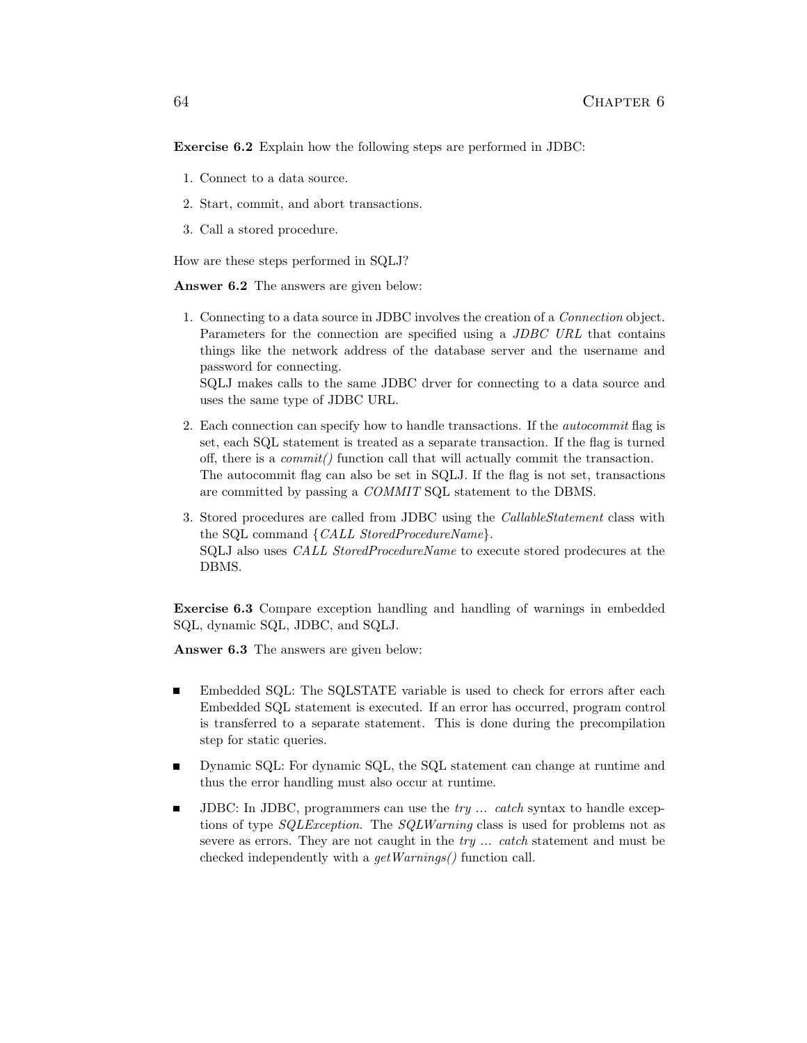**Exercise 6.2** Explain how the following steps are performed in JDBC:

1. Connect to a data source.
2. Start, commit, and abort transactions.
3. Call a stored procedure.

How are these steps performed in SQLJ?

**Answer 6.2** The answers are given below:

1. Connecting to a data source in JDBC involves the creation of a *Connection* object. Parameters for the connection are specified using a *JDBC URL* that contains things like the network address of the database server and the username and password for connecting.
   SQLJ makes calls to the same JDBC drver for connecting to a data source and uses the same type of JDBC URL.

2. Each connection can specify how to handle transactions. If the *autocommit* flag is set, each SQL statement is treated as a separate transaction. If the flag is turned off, there is a *commit()* function call that will actually commit the transaction.
   The autocommit flag can also be set in SQLJ. If the flag is not set, transactions are committed by passing a *COMMIT* SQL statement to the DBMS.

3. Stored procedures are called from JDBC using the *CallableStatement* class with the SQL command {*CALL StoredProcedureName*}.
   SQLJ also uses *CALL StoredProcedureName* to execute stored prodecures at the DBMS.

**Exercise 6.3** Compare exception handling and handling of warnings in embedded SQL, dynamic SQL, JDBC, and SQLJ.

**Answer 6.3** The answers are given below:

- Embedded SQL: The SQLSTATE variable is used to check for errors after each Embedded SQL statement is executed. If an error has occurred, program control is transferred to a separate statement. This is done during the precompilation step for static queries.

- Dynamic SQL: For dynamic SQL, the SQL statement can change at runtime and thus the error handling must also occur at runtime.

- JDBC: In JDBC, programmers can use the *try ... catch* syntax to handle exceptions of type *SQLException*. The *SQLWarning* class is used for problems not as severe as errors. They are not caught in the *try ... catch* statement and must be checked independently with a *getWarnings()* function call.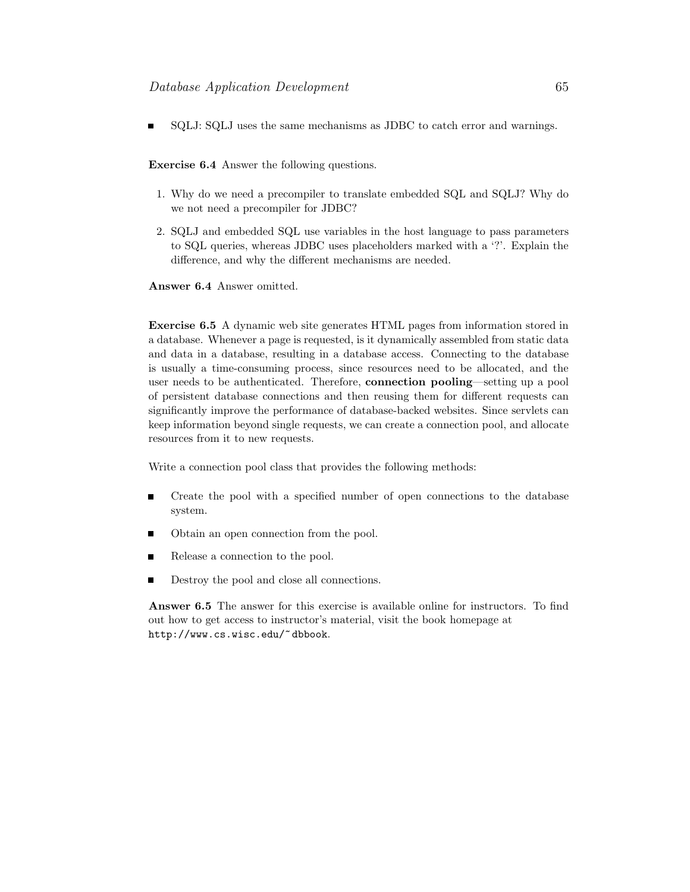- SQLJ: SQLJ uses the same mechanisms as JDBC to catch error and warnings.

**Exercise 6.4** Answer the following questions.

1. Why do we need a precompiler to translate embedded SQL and SQLJ? Why do we not need a precompiler for JDBC?
2. SQLJ and embedded SQL use variables in the host language to pass parameters to SQL queries, whereas JDBC uses placeholders marked with a '?'. Explain the difference, and why the different mechanisms are needed.

**Answer 6.4** Answer omitted.

**Exercise 6.5** A dynamic web site generates HTML pages from information stored in a database. Whenever a page is requested, is it dynamically assembled from static data and data in a database, resulting in a database access. Connecting to the database is usually a time-consuming process, since resources need to be allocated, and the user needs to be authenticated. Therefore, **connection pooling**—setting up a pool of persistent database connections and then reusing them for different requests can significantly improve the performance of database-backed websites. Since servlets can keep information beyond single requests, we can create a connection pool, and allocate resources from it to new requests.

Write a connection pool class that provides the following methods:

- Create the pool with a specified number of open connections to the database system.
- Obtain an open connection from the pool.
- Release a connection to the pool.
- Destroy the pool and close all connections.

**Answer 6.5** The answer for this exercise is available online for instructors. To find out how to get access to instructor's material, visit the book homepage at `http://www.cs.wisc.edu/~dbbook`.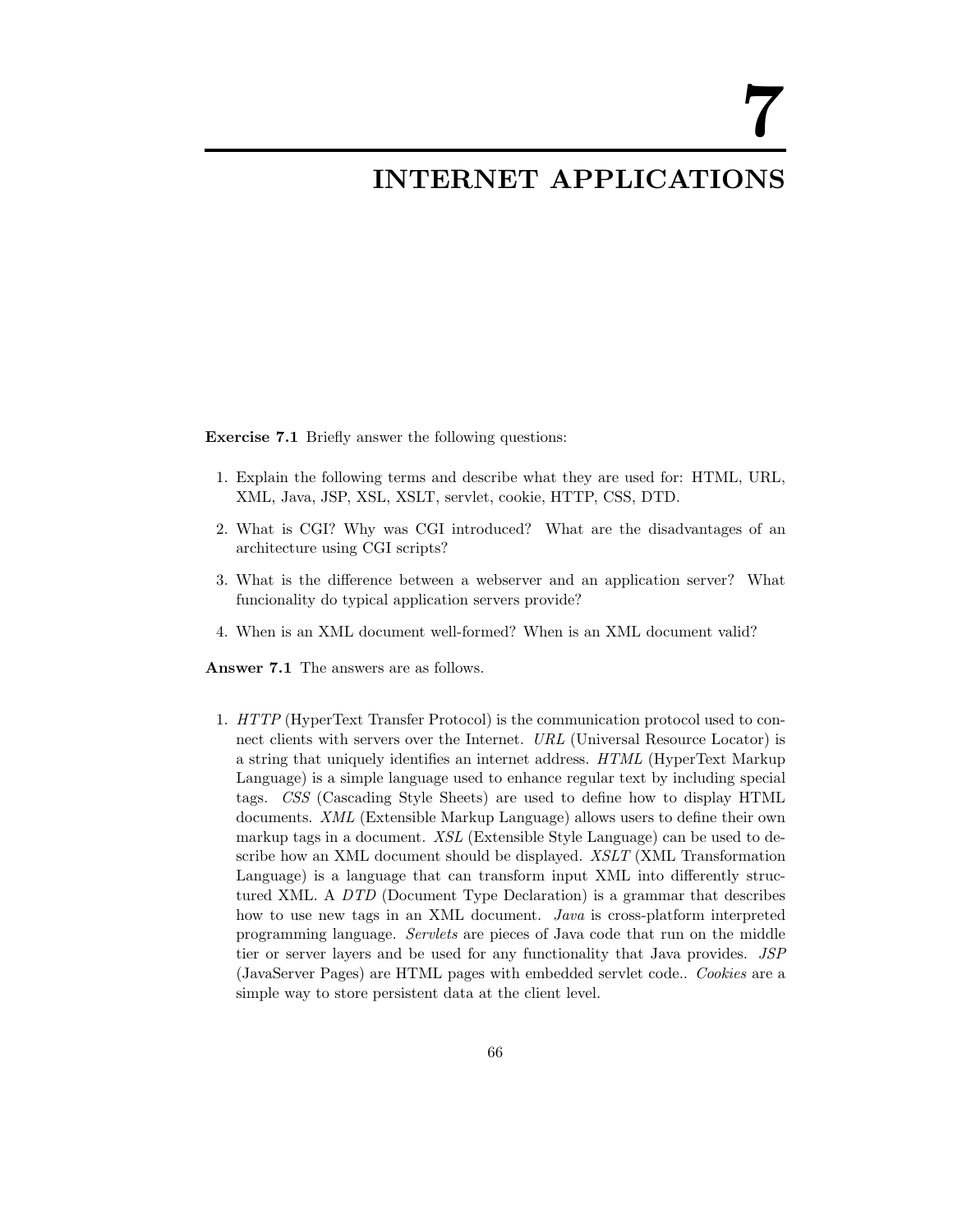# 7

# INTERNET APPLICATIONS

**Exercise 7.1** Briefly answer the following questions:

1. Explain the following terms and describe what they are used for: HTML, URL, XML, Java, JSP, XSL, XSLT, servlet, cookie, HTTP, CSS, DTD.
2. What is CGI? Why was CGI introduced? What are the disadvantages of an architecture using CGI scripts?
3. What is the difference between a webserver and an application server? What funcionality do typical application servers provide?
4. When is an XML document well-formed? When is an XML document valid?

**Answer 7.1** The answers are as follows.

1. *HTTP* (HyperText Transfer Protocol) is the communication protocol used to connect clients with servers over the Internet. *URL* (Universal Resource Locator) is a string that uniquely identifies an internet address. *HTML* (HyperText Markup Language) is a simple language used to enhance regular text by including special tags. *CSS* (Cascading Style Sheets) are used to define how to display HTML documents. *XML* (Extensible Markup Language) allows users to define their own markup tags in a document. *XSL* (Extensible Style Language) can be used to describe how an XML document should be displayed. *XSLT* (XML Transformation Language) is a language that can transform input XML into differently structured XML. A *DTD* (Document Type Declaration) is a grammar that describes how to use new tags in an XML document. *Java* is cross-platform interpreted programming language. *Servlets* are pieces of Java code that run on the middle tier or server layers and be used for any functionality that Java provides. *JSP* (JavaServer Pages) are HTML pages with embedded servlet code.. *Cookies* are a simple way to store persistent data at the client level.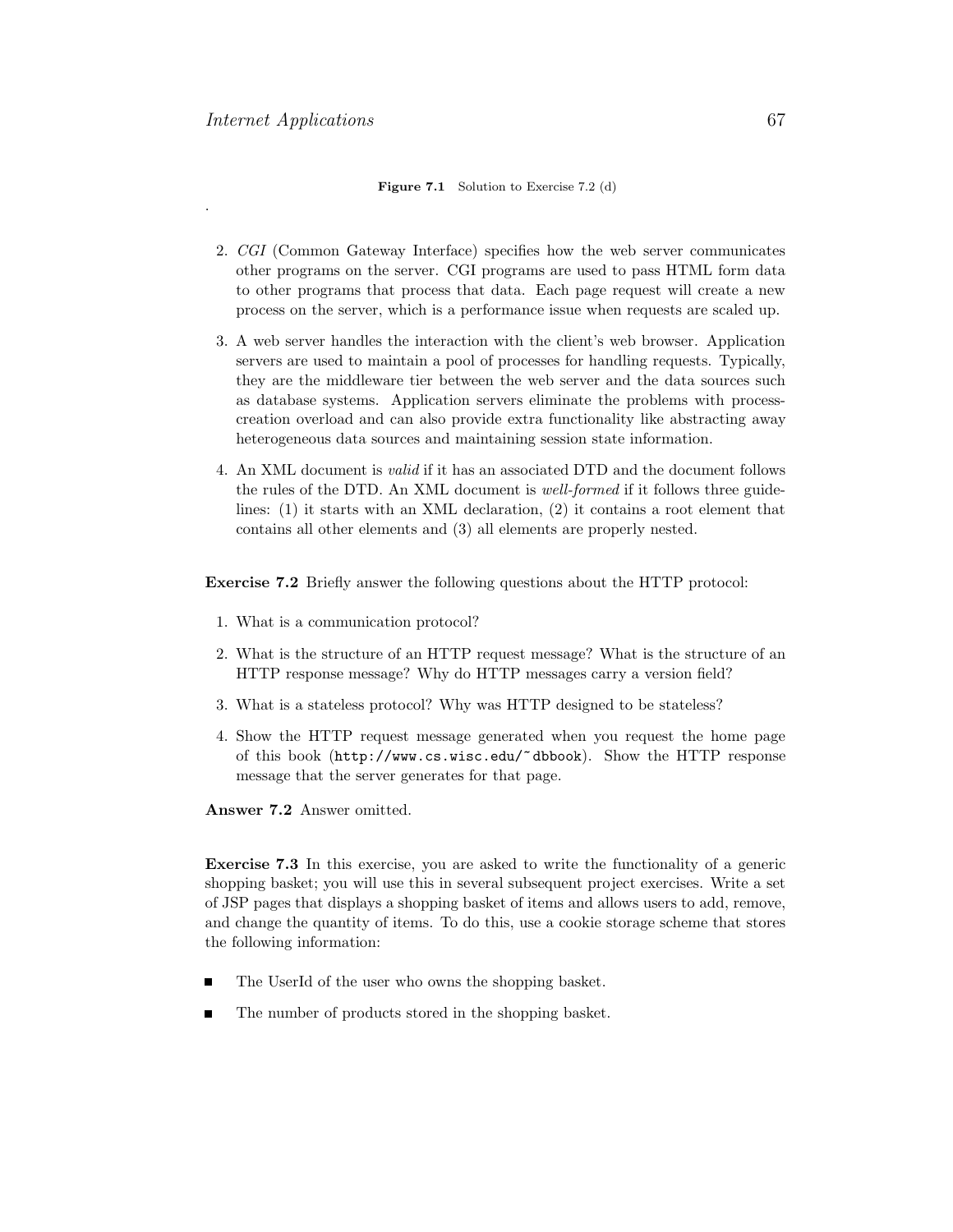**Figure 7.1** Solution to Exercise 7.2 (d)

.

2. *CGI* (Common Gateway Interface) specifies how the web server communicates other programs on the server. CGI programs are used to pass HTML form data to other programs that process that data. Each page request will create a new process on the server, which is a performance issue when requests are scaled up.

3. A web server handles the interaction with the client's web browser. Application servers are used to maintain a pool of processes for handling requests. Typically, they are the middleware tier between the web server and the data sources such as database systems. Application servers eliminate the problems with process-creation overload and can also provide extra functionality like abstracting away heterogeneous data sources and maintaining session state information.

4. An XML document is *valid* if it has an associated DTD and the document follows the rules of the DTD. An XML document is *well-formed* if it follows three guidelines: (1) it starts with an XML declaration, (2) it contains a root element that contains all other elements and (3) all elements are properly nested.

**Exercise 7.2** Briefly answer the following questions about the HTTP protocol:

1. What is a communication protocol?

2. What is the structure of an HTTP request message? What is the structure of an HTTP response message? Why do HTTP messages carry a version field?

3. What is a stateless protocol? Why was HTTP designed to be stateless?

4. Show the HTTP request message generated when you request the home page of this book (`http://www.cs.wisc.edu/~dbbook`). Show the HTTP response message that the server generates for that page.

**Answer 7.2** Answer omitted.

**Exercise 7.3** In this exercise, you are asked to write the functionality of a generic shopping basket; you will use this in several subsequent project exercises. Write a set of JSP pages that displays a shopping basket of items and allows users to add, remove, and change the quantity of items. To do this, use a cookie storage scheme that stores the following information:

- The UserId of the user who owns the shopping basket.
- The number of products stored in the shopping basket.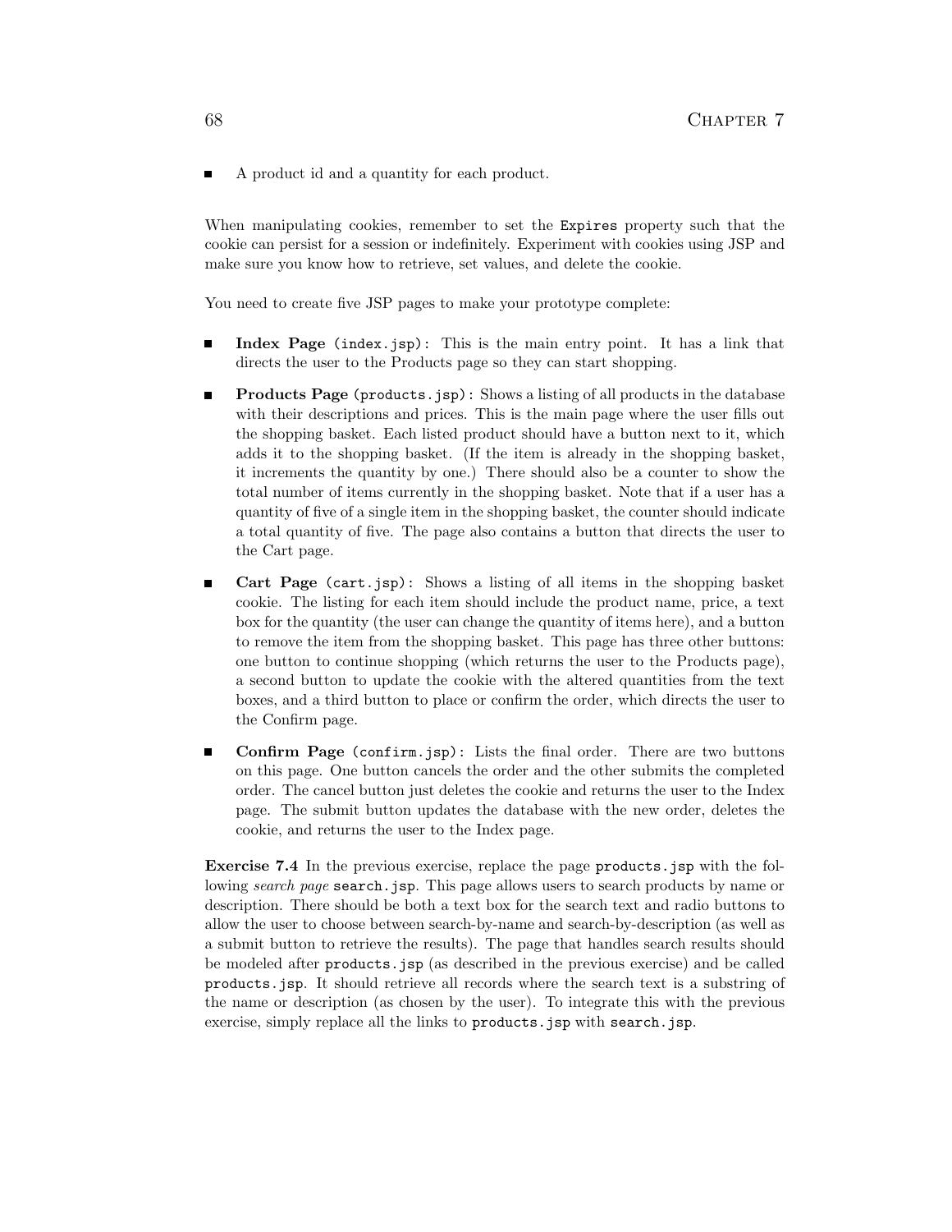- A product id and a quantity for each product.

When manipulating cookies, remember to set the `Expires` property such that the cookie can persist for a session or indefinitely. Experiment with cookies using JSP and make sure you know how to retrieve, set values, and delete the cookie.

You need to create five JSP pages to make your prototype complete:

- **Index Page** (`index.jsp`)**:** This is the main entry point. It has a link that directs the user to the Products page so they can start shopping.
- **Products Page** (`products.jsp`)**:** Shows a listing of all products in the database with their descriptions and prices. This is the main page where the user fills out the shopping basket. Each listed product should have a button next to it, which adds it to the shopping basket. (If the item is already in the shopping basket, it increments the quantity by one.) There should also be a counter to show the total number of items currently in the shopping basket. Note that if a user has a quantity of five of a single item in the shopping basket, the counter should indicate a total quantity of five. The page also contains a button that directs the user to the Cart page.
- **Cart Page** (`cart.jsp`)**:** Shows a listing of all items in the shopping basket cookie. The listing for each item should include the product name, price, a text box for the quantity (the user can change the quantity of items here), and a button to remove the item from the shopping basket. This page has three other buttons: one button to continue shopping (which returns the user to the Products page), a second button to update the cookie with the altered quantities from the text boxes, and a third button to place or confirm the order, which directs the user to the Confirm page.
- **Confirm Page** (`confirm.jsp`)**:** Lists the final order. There are two buttons on this page. One button cancels the order and the other submits the completed order. The cancel button just deletes the cookie and returns the user to the Index page. The submit button updates the database with the new order, deletes the cookie, and returns the user to the Index page.

**Exercise 7.4** In the previous exercise, replace the page `products.jsp` with the following *search page* `search.jsp`. This page allows users to search products by name or description. There should be both a text box for the search text and radio buttons to allow the user to choose between search-by-name and search-by-description (as well as a submit button to retrieve the results). The page that handles search results should be modeled after `products.jsp` (as described in the previous exercise) and be called `products.jsp`. It should retrieve all records where the search text is a substring of the name or description (as chosen by the user). To integrate this with the previous exercise, simply replace all the links to `products.jsp` with `search.jsp`.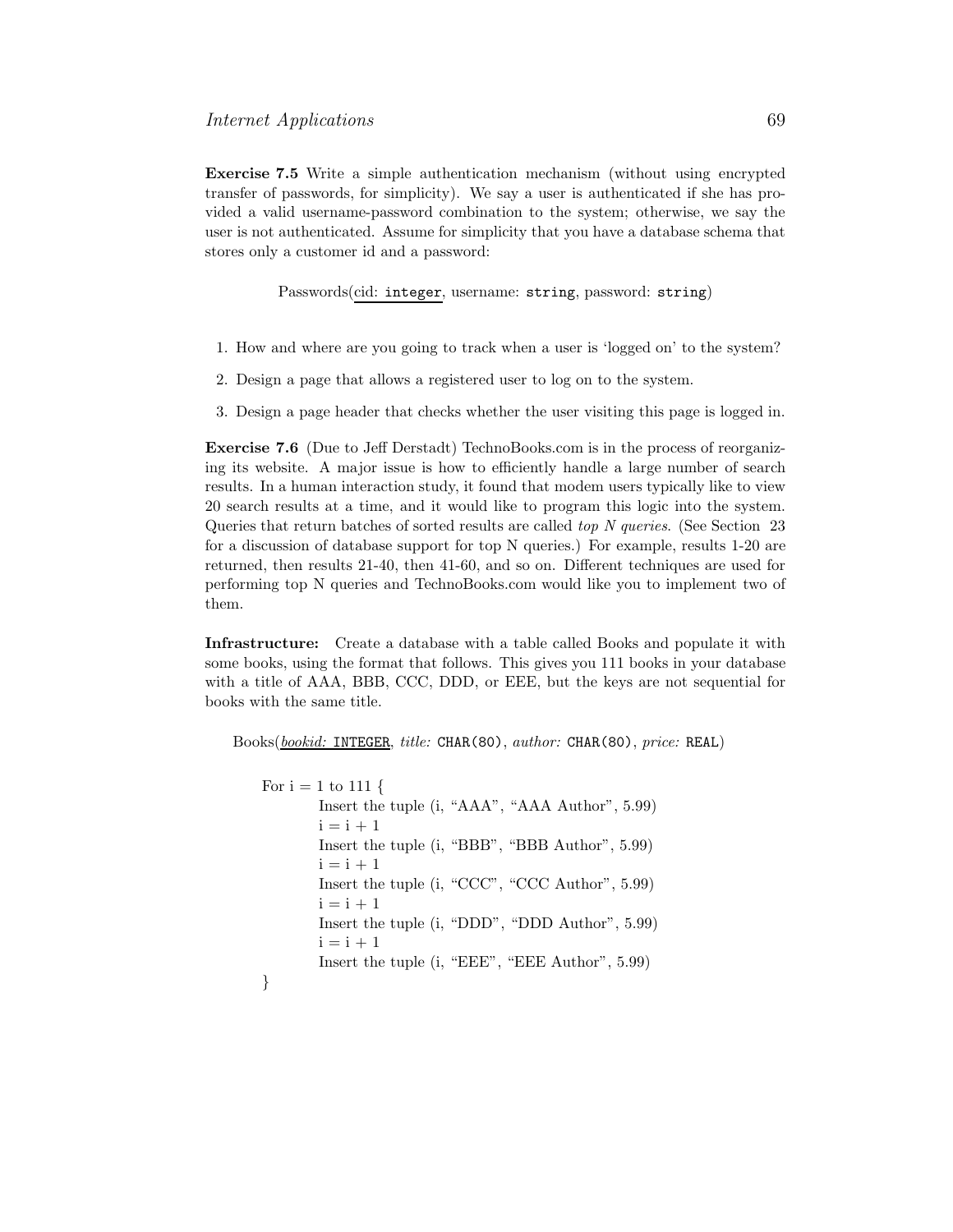**Exercise 7.5** Write a simple authentication mechanism (without using encrypted transfer of passwords, for simplicity). We say a user is authenticated if she has provided a valid username-password combination to the system; otherwise, we say the user is not authenticated. Assume for simplicity that you have a database schema that stores only a customer id and a password:

Passwords(<u>cid: `integer`</u>, username: `string`, password: `string`)

1. How and where are you going to track when a user is 'logged on' to the system?
2. Design a page that allows a registered user to log on to the system.
3. Design a page header that checks whether the user visiting this page is logged in.

**Exercise 7.6** (Due to Jeff Derstadt) TechnoBooks.com is in the process of reorganizing its website. A major issue is how to efficiently handle a large number of search results. In a human interaction study, it found that modem users typically like to view 20 search results at a time, and it would like to program this logic into the system. Queries that return batches of sorted results are called *top N queries*. (See Section 23 for a discussion of database support for top N queries.) For example, results 1-20 are returned, then results 21-40, then 41-60, and so on. Different techniques are used for performing top N queries and TechnoBooks.com would like you to implement two of them.

**Infrastructure:** Create a database with a table called Books and populate it with some books, using the format that follows. This gives you 111 books in your database with a title of AAA, BBB, CCC, DDD, or EEE, but the keys are not sequential for books with the same title.

Books(<u>*bookid:* `INTEGER`</u>, *title:* `CHAR(80)`, *author:* `CHAR(80)`, *price:* `REAL`)

```
For i = 1 to 111 {
        Insert the tuple (i, "AAA", "AAA Author", 5.99)
        i = i + 1
        Insert the tuple (i, "BBB", "BBB Author", 5.99)
        i = i + 1
        Insert the tuple (i, "CCC", "CCC Author", 5.99)
        i = i + 1
        Insert the tuple (i, "DDD", "DDD Author", 5.99)
        i = i + 1
        Insert the tuple (i, "EEE", "EEE Author", 5.99)
}
```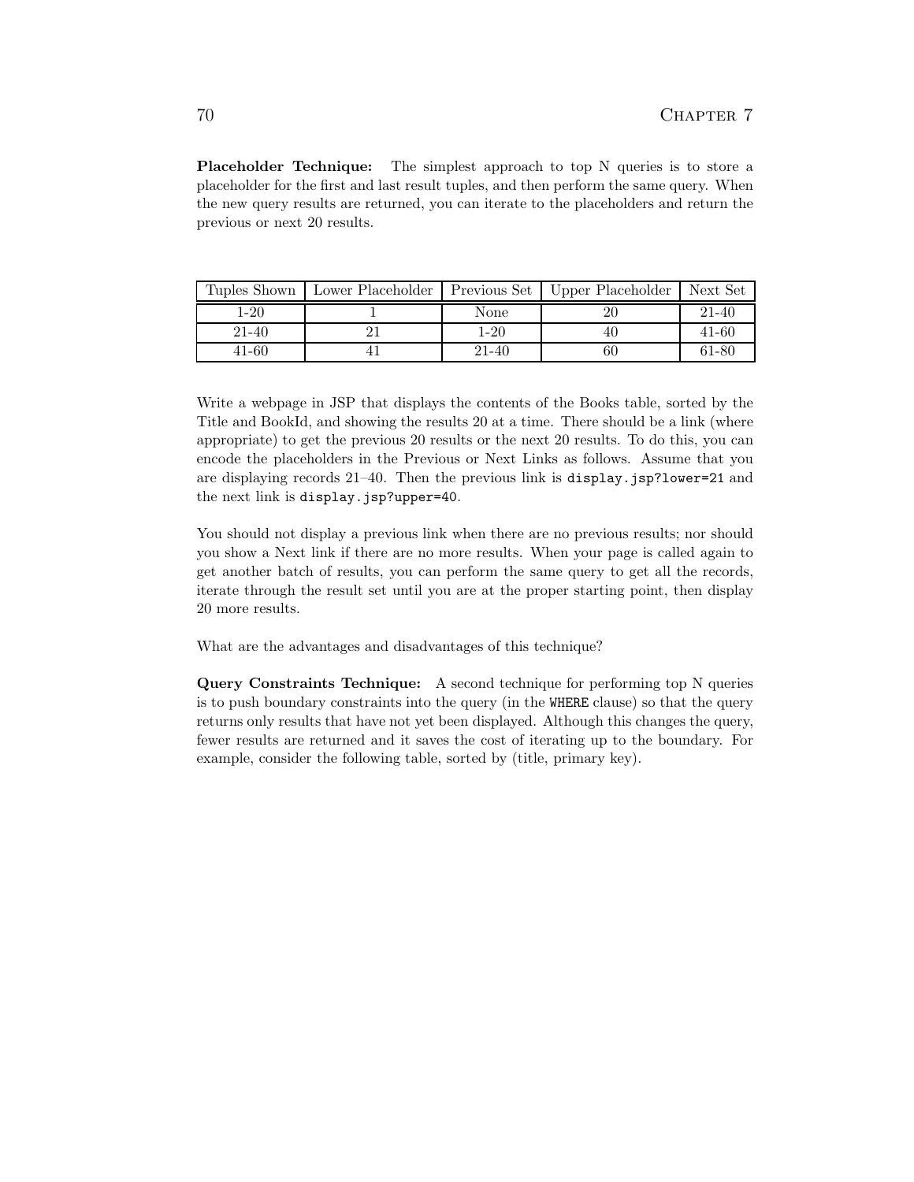**Placeholder Technique:** The simplest approach to top N queries is to store a placeholder for the first and last result tuples, and then perform the same query. When the new query results are returned, you can iterate to the placeholders and return the previous or next 20 results.

| Tuples Shown | Lower Placeholder | Previous Set | Upper Placeholder | Next Set |
|---|---|---|---|---|
| 1-20 | 1 | None | 20 | 21-40 |
| 21-40 | 21 | 1-20 | 40 | 41-60 |
| 41-60 | 41 | 21-40 | 60 | 61-80 |

Write a webpage in JSP that displays the contents of the Books table, sorted by the Title and BookId, and showing the results 20 at a time. There should be a link (where appropriate) to get the previous 20 results or the next 20 results. To do this, you can encode the placeholders in the Previous or Next Links as follows. Assume that you are displaying records 21–40. Then the previous link is `display.jsp?lower=21` and the next link is `display.jsp?upper=40`.

You should not display a previous link when there are no previous results; nor should you show a Next link if there are no more results. When your page is called again to get another batch of results, you can perform the same query to get all the records, iterate through the result set until you are at the proper starting point, then display 20 more results.

What are the advantages and disadvantages of this technique?

**Query Constraints Technique:** A second technique for performing top N queries is to push boundary constraints into the query (in the `WHERE` clause) so that the query returns only results that have not yet been displayed. Although this changes the query, fewer results are returned and it saves the cost of iterating up to the boundary. For example, consider the following table, sorted by (title, primary key).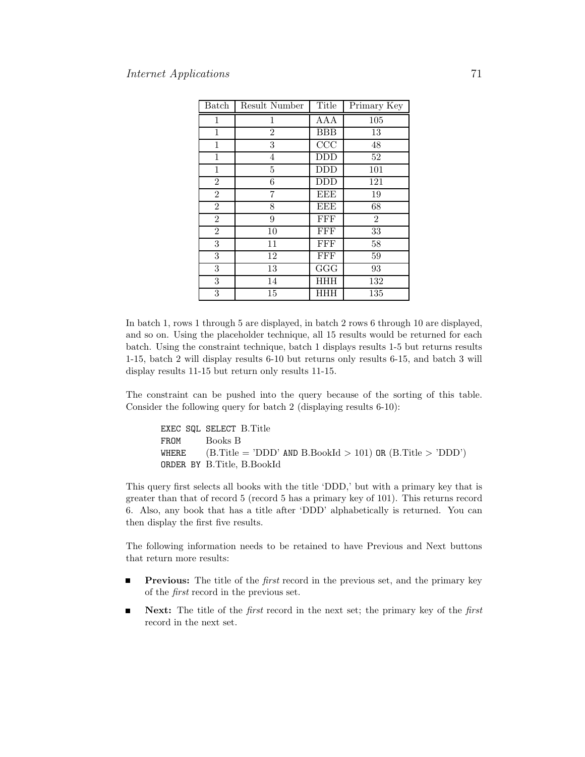| Batch | Result Number | Title | Primary Key |
| --- | --- | --- | --- |
| 1 | 1 | AAA | 105 |
| 1 | 2 | BBB | 13 |
| 1 | 3 | CCC | 48 |
| 1 | 4 | DDD | 52 |
| 1 | 5 | DDD | 101 |
| 2 | 6 | DDD | 121 |
| 2 | 7 | EEE | 19 |
| 2 | 8 | EEE | 68 |
| 2 | 9 | FFF | 2 |
| 2 | 10 | FFF | 33 |
| 3 | 11 | FFF | 58 |
| 3 | 12 | FFF | 59 |
| 3 | 13 | GGG | 93 |
| 3 | 14 | HHH | 132 |
| 3 | 15 | HHH | 135 |

In batch 1, rows 1 through 5 are displayed, in batch 2 rows 6 through 10 are displayed, and so on. Using the placeholder technique, all 15 results would be returned for each batch. Using the constraint technique, batch 1 displays results 1-5 but returns results 1-15, batch 2 will display results 6-10 but returns only results 6-15, and batch 3 will display results 11-15 but return only results 11-15.

The constraint can be pushed into the query because of the sorting of this table. Consider the following query for batch 2 (displaying results 6-10):

```
EXEC SQL SELECT B.Title
FROM     Books B
WHERE    (B.Title = 'DDD' AND B.BookId > 101) OR (B.Title > 'DDD')
ORDER BY B.Title, B.BookId
```

This query first selects all books with the title 'DDD,' but with a primary key that is greater than that of record 5 (record 5 has a primary key of 101). This returns record 6. Also, any book that has a title after 'DDD' alphabetically is returned. You can then display the first five results.

The following information needs to be retained to have Previous and Next buttons that return more results:

- **Previous:** The title of the *first* record in the previous set, and the primary key of the *first* record in the previous set.
- **Next:** The title of the *first* record in the next set; the primary key of the *first* record in the next set.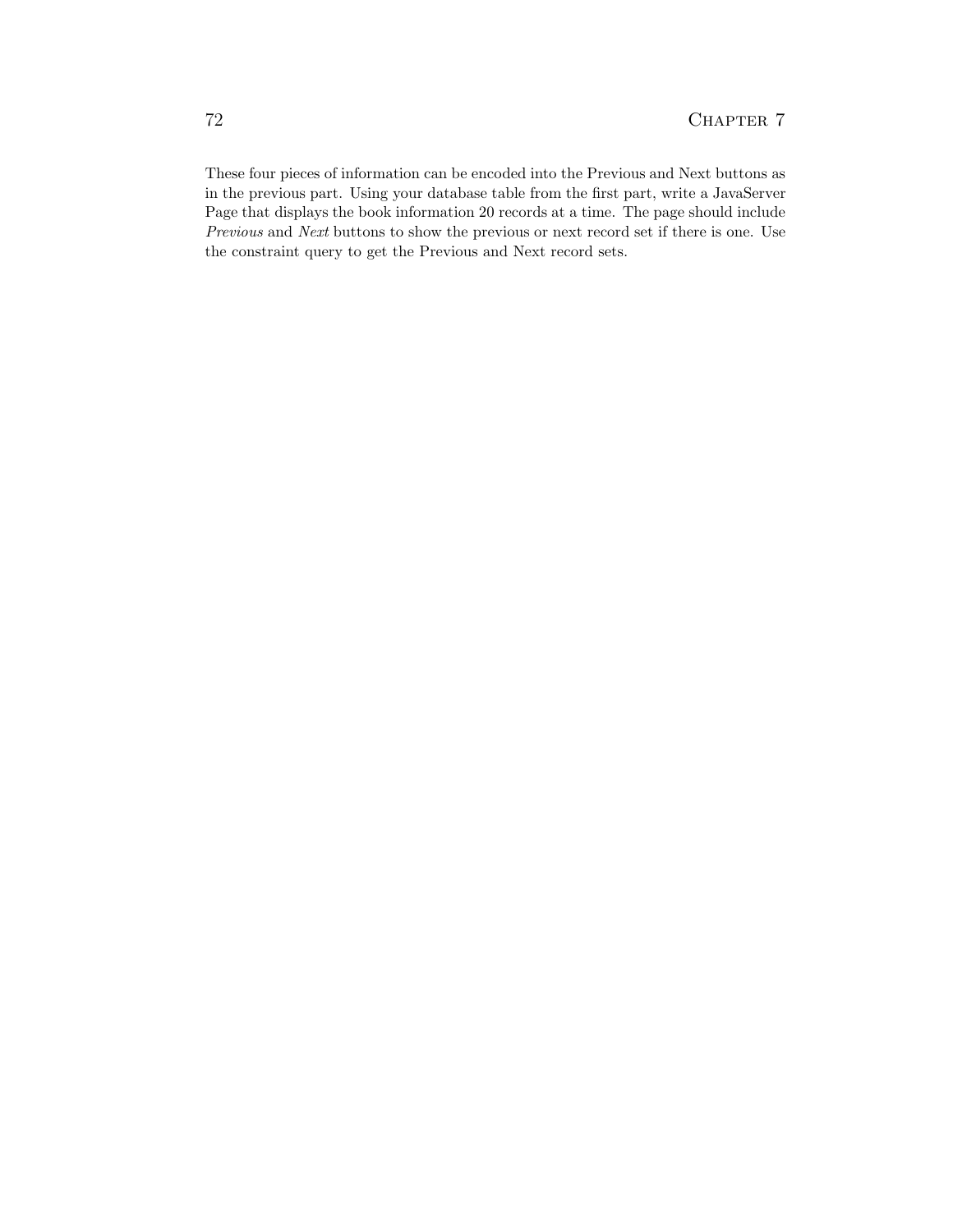These four pieces of information can be encoded into the Previous and Next buttons as in the previous part. Using your database table from the first part, write a JavaServer Page that displays the book information 20 records at a time. The page should include *Previous* and *Next* buttons to show the previous or next record set if there is one. Use the constraint query to get the Previous and Next record sets.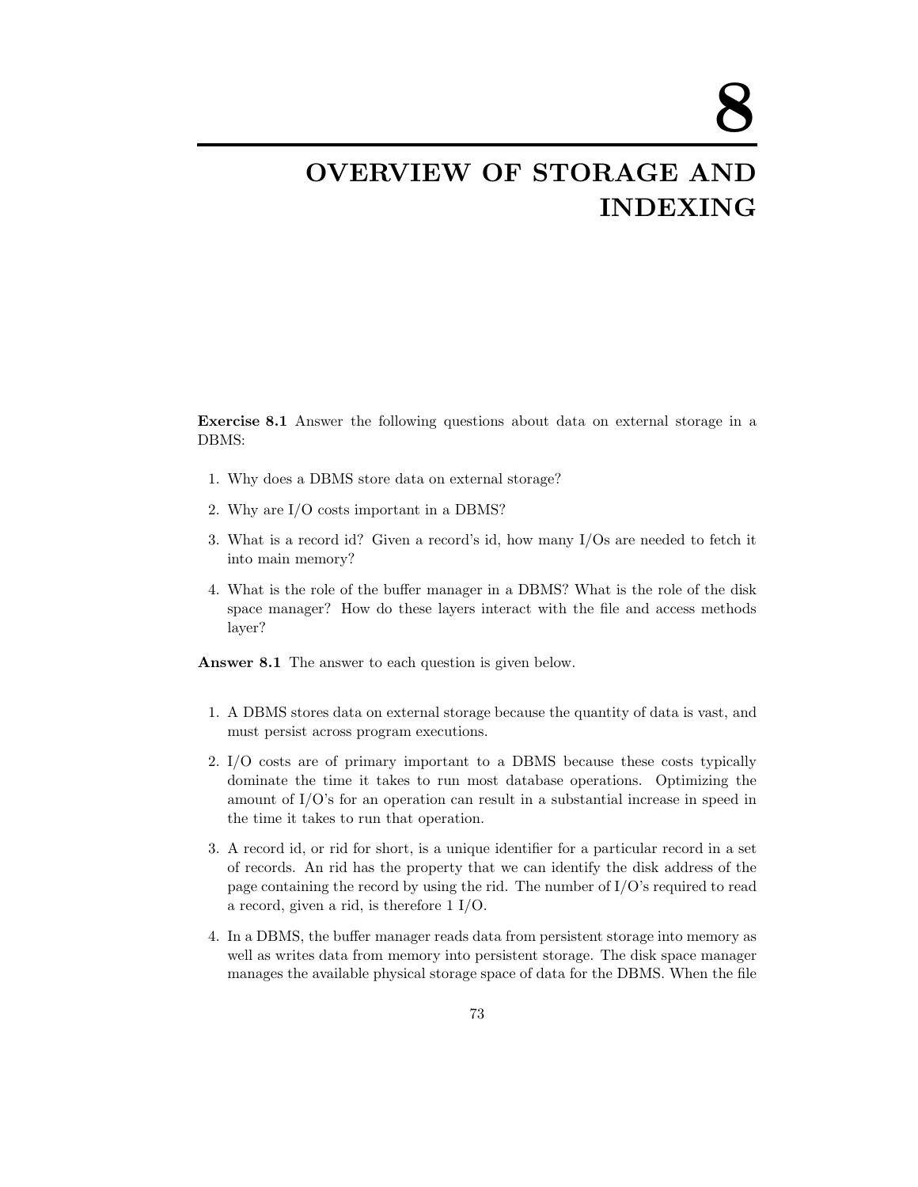# 8

# OVERVIEW OF STORAGE AND INDEXING

**Exercise 8.1** Answer the following questions about data on external storage in a DBMS:

1. Why does a DBMS store data on external storage?
2. Why are I/O costs important in a DBMS?
3. What is a record id? Given a record's id, how many I/Os are needed to fetch it into main memory?
4. What is the role of the buffer manager in a DBMS? What is the role of the disk space manager? How do these layers interact with the file and access methods layer?

**Answer 8.1** The answer to each question is given below.

1. A DBMS stores data on external storage because the quantity of data is vast, and must persist across program executions.
2. I/O costs are of primary important to a DBMS because these costs typically dominate the time it takes to run most database operations. Optimizing the amount of I/O's for an operation can result in a substantial increase in speed in the time it takes to run that operation.
3. A record id, or rid for short, is a unique identifier for a particular record in a set of records. An rid has the property that we can identify the disk address of the page containing the record by using the rid. The number of I/O's required to read a record, given a rid, is therefore 1 I/O.
4. In a DBMS, the buffer manager reads data from persistent storage into memory as well as writes data from memory into persistent storage. The disk space manager manages the available physical storage space of data for the DBMS. When the file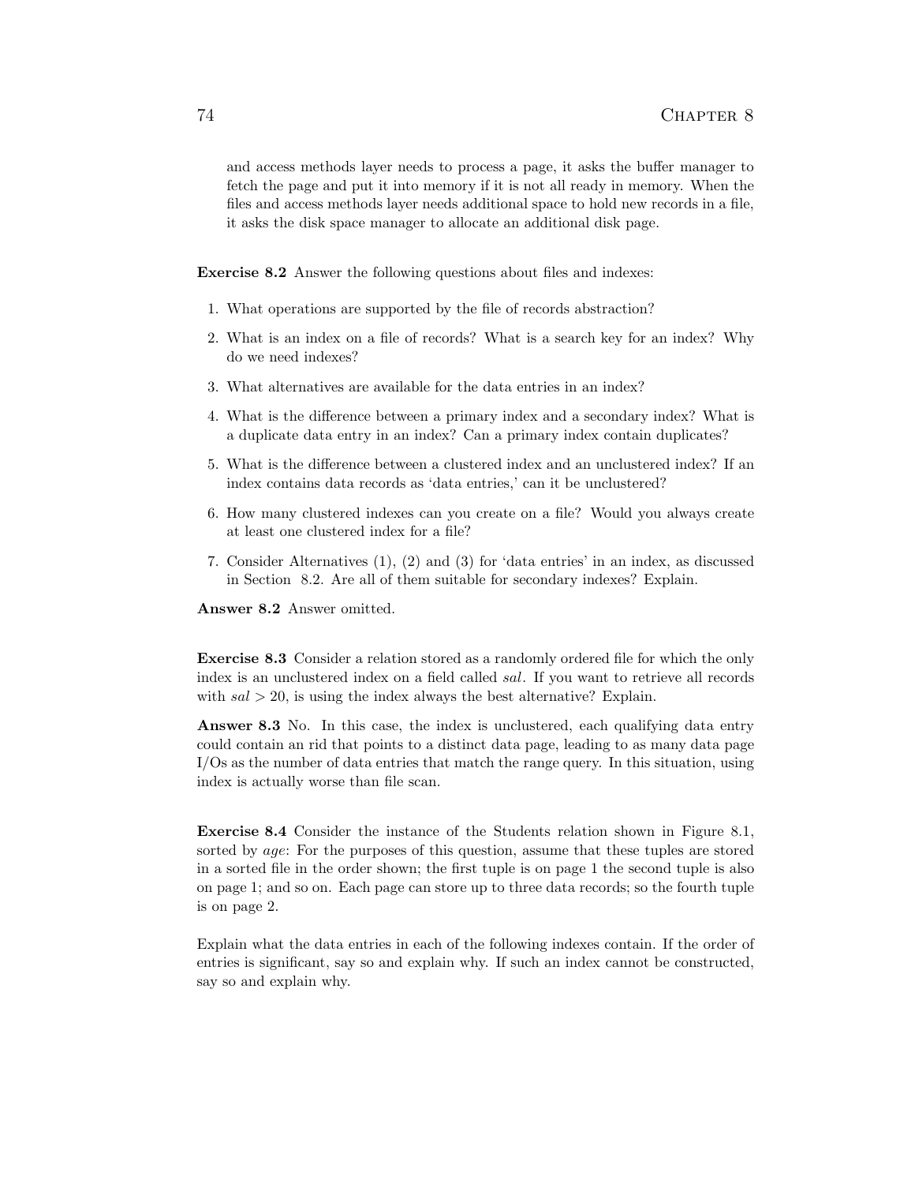and access methods layer needs to process a page, it asks the buffer manager to fetch the page and put it into memory if it is not all ready in memory. When the files and access methods layer needs additional space to hold new records in a file, it asks the disk space manager to allocate an additional disk page.

**Exercise 8.2** Answer the following questions about files and indexes:

1. What operations are supported by the file of records abstraction?
2. What is an index on a file of records? What is a search key for an index? Why do we need indexes?
3. What alternatives are available for the data entries in an index?
4. What is the difference between a primary index and a secondary index? What is a duplicate data entry in an index? Can a primary index contain duplicates?
5. What is the difference between a clustered index and an unclustered index? If an index contains data records as 'data entries,' can it be unclustered?
6. How many clustered indexes can you create on a file? Would you always create at least one clustered index for a file?
7. Consider Alternatives (1), (2) and (3) for 'data entries' in an index, as discussed in Section 8.2. Are all of them suitable for secondary indexes? Explain.

**Answer 8.2** Answer omitted.

**Exercise 8.3** Consider a relation stored as a randomly ordered file for which the only index is an unclustered index on a field called *sal*. If you want to retrieve all records with $sal > 20$, is using the index always the best alternative? Explain.

**Answer 8.3** No. In this case, the index is unclustered, each qualifying data entry could contain an rid that points to a distinct data page, leading to as many data page I/Os as the number of data entries that match the range query. In this situation, using index is actually worse than file scan.

**Exercise 8.4** Consider the instance of the Students relation shown in Figure 8.1, sorted by *age*: For the purposes of this question, assume that these tuples are stored in a sorted file in the order shown; the first tuple is on page 1 the second tuple is also on page 1; and so on. Each page can store up to three data records; so the fourth tuple is on page 2.

Explain what the data entries in each of the following indexes contain. If the order of entries is significant, say so and explain why. If such an index cannot be constructed, say so and explain why.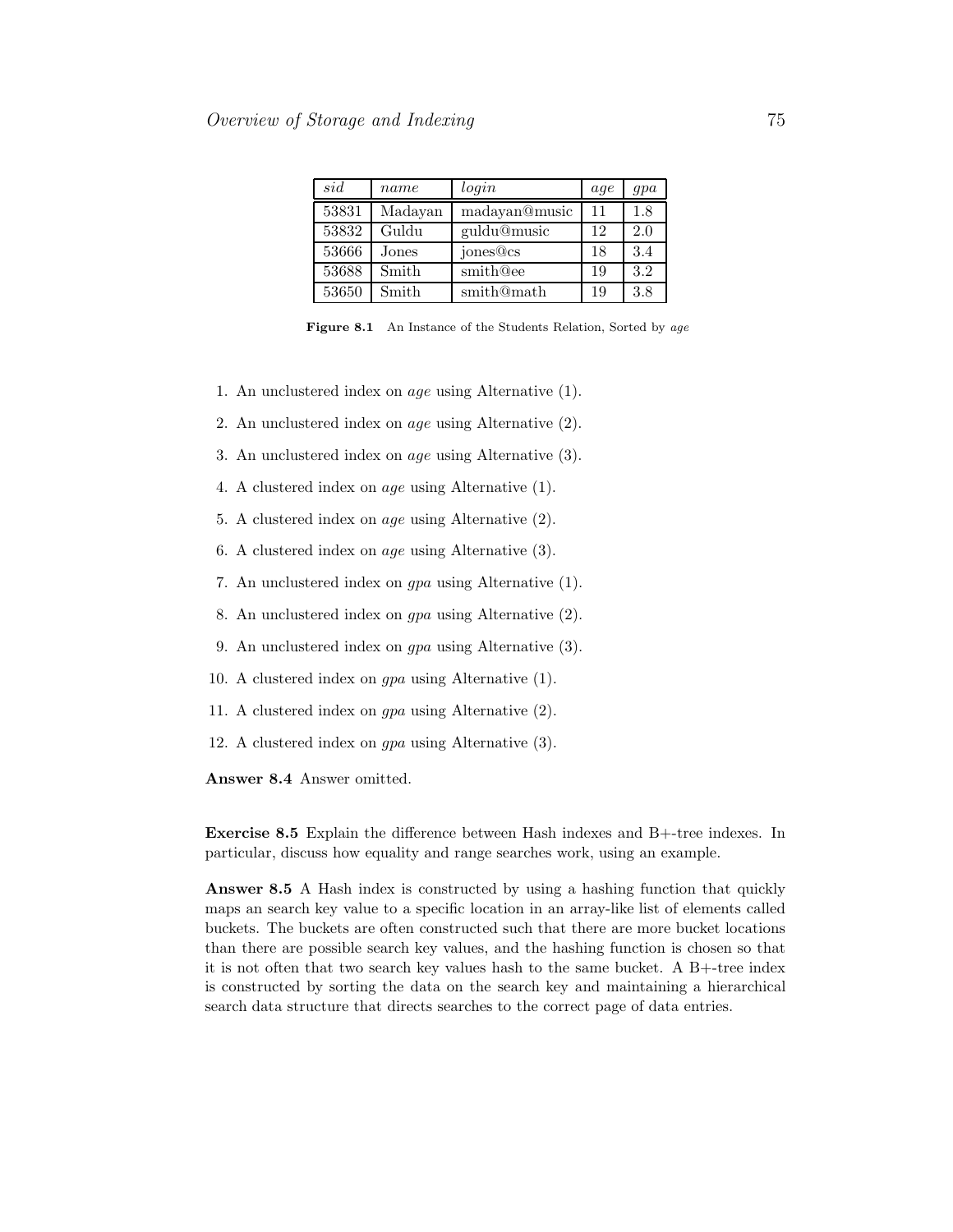| *sid* | *name* | *login* | *age* | *gpa* |
|---|---|---|---|---|
| 53831 | Madayan | madayan@music | 11 | 1.8 |
| 53832 | Guldu | guldu@music | 12 | 2.0 |
| 53666 | Jones | jones@cs | 18 | 3.4 |
| 53688 | Smith | smith@ee | 19 | 3.2 |
| 53650 | Smith | smith@math | 19 | 3.8 |

**Figure 8.1** An Instance of the Students Relation, Sorted by *age*

1. An unclustered index on *age* using Alternative (1).
2. An unclustered index on *age* using Alternative (2).
3. An unclustered index on *age* using Alternative (3).
4. A clustered index on *age* using Alternative (1).
5. A clustered index on *age* using Alternative (2).
6. A clustered index on *age* using Alternative (3).
7. An unclustered index on *gpa* using Alternative (1).
8. An unclustered index on *gpa* using Alternative (2).
9. An unclustered index on *gpa* using Alternative (3).
10. A clustered index on *gpa* using Alternative (1).
11. A clustered index on *gpa* using Alternative (2).
12. A clustered index on *gpa* using Alternative (3).

**Answer 8.4** Answer omitted.

**Exercise 8.5** Explain the difference between Hash indexes and B+-tree indexes. In particular, discuss how equality and range searches work, using an example.

**Answer 8.5** A Hash index is constructed by using a hashing function that quickly maps an search key value to a specific location in an array-like list of elements called buckets. The buckets are often constructed such that there are more bucket locations than there are possible search key values, and the hashing function is chosen so that it is not often that two search key values hash to the same bucket. A B+-tree index is constructed by sorting the data on the search key and maintaining a hierarchical search data structure that directs searches to the correct page of data entries.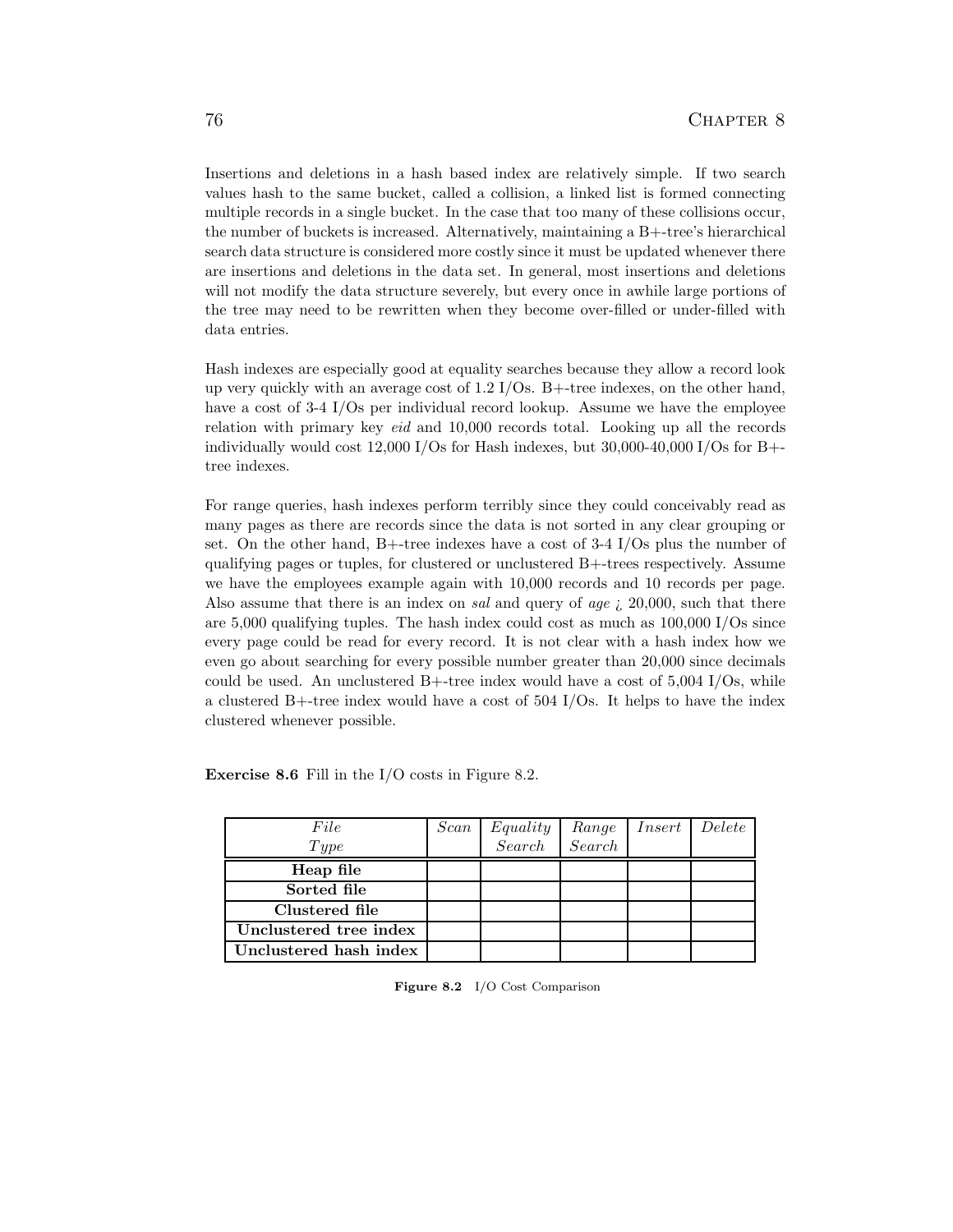Insertions and deletions in a hash based index are relatively simple. If two search values hash to the same bucket, called a collision, a linked list is formed connecting multiple records in a single bucket. In the case that too many of these collisions occur, the number of buckets is increased. Alternatively, maintaining a B+-tree's hierarchical search data structure is considered more costly since it must be updated whenever there are insertions and deletions in the data set. In general, most insertions and deletions will not modify the data structure severely, but every once in awhile large portions of the tree may need to be rewritten when they become over-filled or under-filled with data entries.

Hash indexes are especially good at equality searches because they allow a record look up very quickly with an average cost of 1.2 I/Os. B+-tree indexes, on the other hand, have a cost of 3-4 I/Os per individual record lookup. Assume we have the employee relation with primary key *eid* and 10,000 records total. Looking up all the records individually would cost 12,000 I/Os for Hash indexes, but 30,000-40,000 I/Os for B+-tree indexes.

For range queries, hash indexes perform terribly since they could conceivably read as many pages as there are records since the data is not sorted in any clear grouping or set. On the other hand, B+-tree indexes have a cost of 3-4 I/Os plus the number of qualifying pages or tuples, for clustered or unclustered B+-trees respectively. Assume we have the employees example again with 10,000 records and 10 records per page. Also assume that there is an index on *sal* and query of *age* ¿ 20,000, such that there are 5,000 qualifying tuples. The hash index could cost as much as 100,000 I/Os since every page could be read for every record. It is not clear with a hash index how we even go about searching for every possible number greater than 20,000 since decimals could be used. An unclustered B+-tree index would have a cost of 5,004 I/Os, while a clustered B+-tree index would have a cost of 504 I/Os. It helps to have the index clustered whenever possible.

**Exercise 8.6** Fill in the I/O costs in Figure 8.2.

| *File Type* | *Scan* | *Equality Search* | *Range Search* | *Insert* | *Delete* |
|---|---|---|---|---|---|
| **Heap file** | | | | | |
| **Sorted file** | | | | | |
| **Clustered file** | | | | | |
| **Unclustered tree index** | | | | | |
| **Unclustered hash index** | | | | | |

**Figure 8.2** I/O Cost Comparison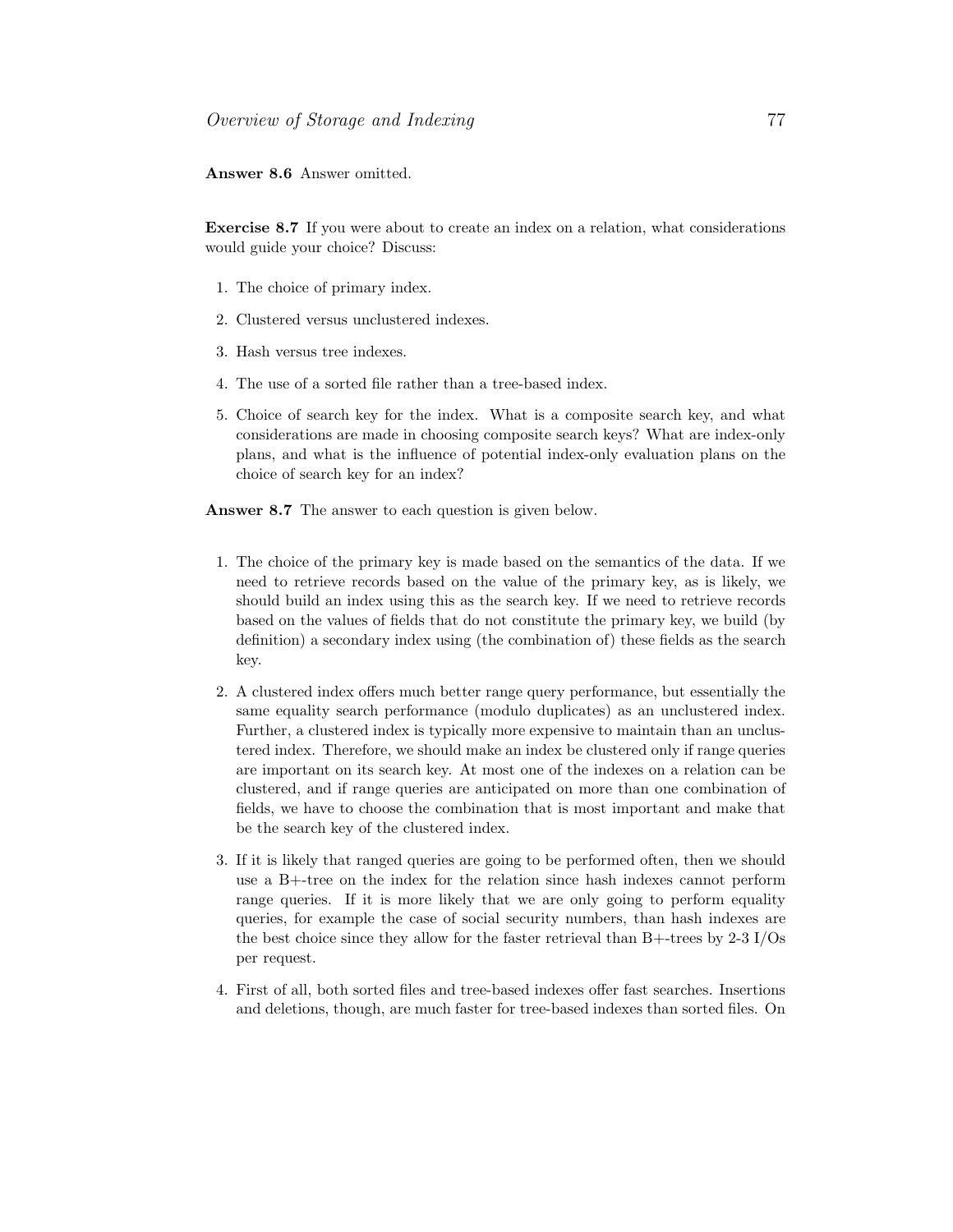**Answer 8.6** Answer omitted.

**Exercise 8.7** If you were about to create an index on a relation, what considerations would guide your choice? Discuss:

1. The choice of primary index.
2. Clustered versus unclustered indexes.
3. Hash versus tree indexes.
4. The use of a sorted file rather than a tree-based index.
5. Choice of search key for the index. What is a composite search key, and what considerations are made in choosing composite search keys? What are index-only plans, and what is the influence of potential index-only evaluation plans on the choice of search key for an index?

**Answer 8.7** The answer to each question is given below.

1. The choice of the primary key is made based on the semantics of the data. If we need to retrieve records based on the value of the primary key, as is likely, we should build an index using this as the search key. If we need to retrieve records based on the values of fields that do not constitute the primary key, we build (by definition) a secondary index using (the combination of) these fields as the search key.
2. A clustered index offers much better range query performance, but essentially the same equality search performance (modulo duplicates) as an unclustered index. Further, a clustered index is typically more expensive to maintain than an unclustered index. Therefore, we should make an index be clustered only if range queries are important on its search key. At most one of the indexes on a relation can be clustered, and if range queries are anticipated on more than one combination of fields, we have to choose the combination that is most important and make that be the search key of the clustered index.
3. If it is likely that ranged queries are going to be performed often, then we should use a B+-tree on the index for the relation since hash indexes cannot perform range queries. If it is more likely that we are only going to perform equality queries, for example the case of social security numbers, than hash indexes are the best choice since they allow for the faster retrieval than B+-trees by 2-3 I/Os per request.
4. First of all, both sorted files and tree-based indexes offer fast searches. Insertions and deletions, though, are much faster for tree-based indexes than sorted files. On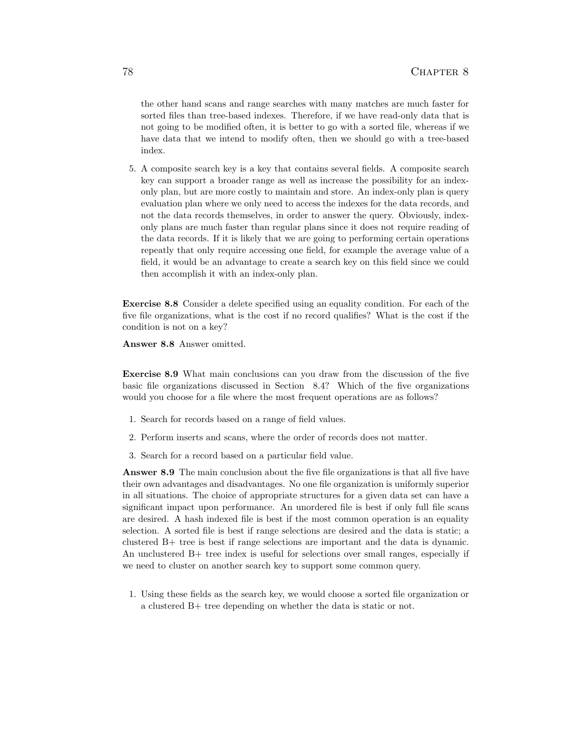the other hand scans and range searches with many matches are much faster for sorted files than tree-based indexes. Therefore, if we have read-only data that is not going to be modified often, it is better to go with a sorted file, whereas if we have data that we intend to modify often, then we should go with a tree-based index.

5. A composite search key is a key that contains several fields. A composite search key can support a broader range as well as increase the possibility for an index-only plan, but are more costly to maintain and store. An index-only plan is query evaluation plan where we only need to access the indexes for the data records, and not the data records themselves, in order to answer the query. Obviously, index-only plans are much faster than regular plans since it does not require reading of the data records. If it is likely that we are going to performing certain operations repeatly that only require accessing one field, for example the average value of a field, it would be an advantage to create a search key on this field since we could then accomplish it with an index-only plan.

**Exercise 8.8** Consider a delete specified using an equality condition. For each of the five file organizations, what is the cost if no record qualifies? What is the cost if the condition is not on a key?

**Answer 8.8** Answer omitted.

**Exercise 8.9** What main conclusions can you draw from the discussion of the five basic file organizations discussed in Section 8.4? Which of the five organizations would you choose for a file where the most frequent operations are as follows?

1. Search for records based on a range of field values.
2. Perform inserts and scans, where the order of records does not matter.
3. Search for a record based on a particular field value.

**Answer 8.9** The main conclusion about the five file organizations is that all five have their own advantages and disadvantages. No one file organization is uniformly superior in all situations. The choice of appropriate structures for a given data set can have a significant impact upon performance. An unordered file is best if only full file scans are desired. A hash indexed file is best if the most common operation is an equality selection. A sorted file is best if range selections are desired and the data is static; a clustered B+ tree is best if range selections are important and the data is dynamic. An unclustered B+ tree index is useful for selections over small ranges, especially if we need to cluster on another search key to support some common query.

1. Using these fields as the search key, we would choose a sorted file organization or a clustered B+ tree depending on whether the data is static or not.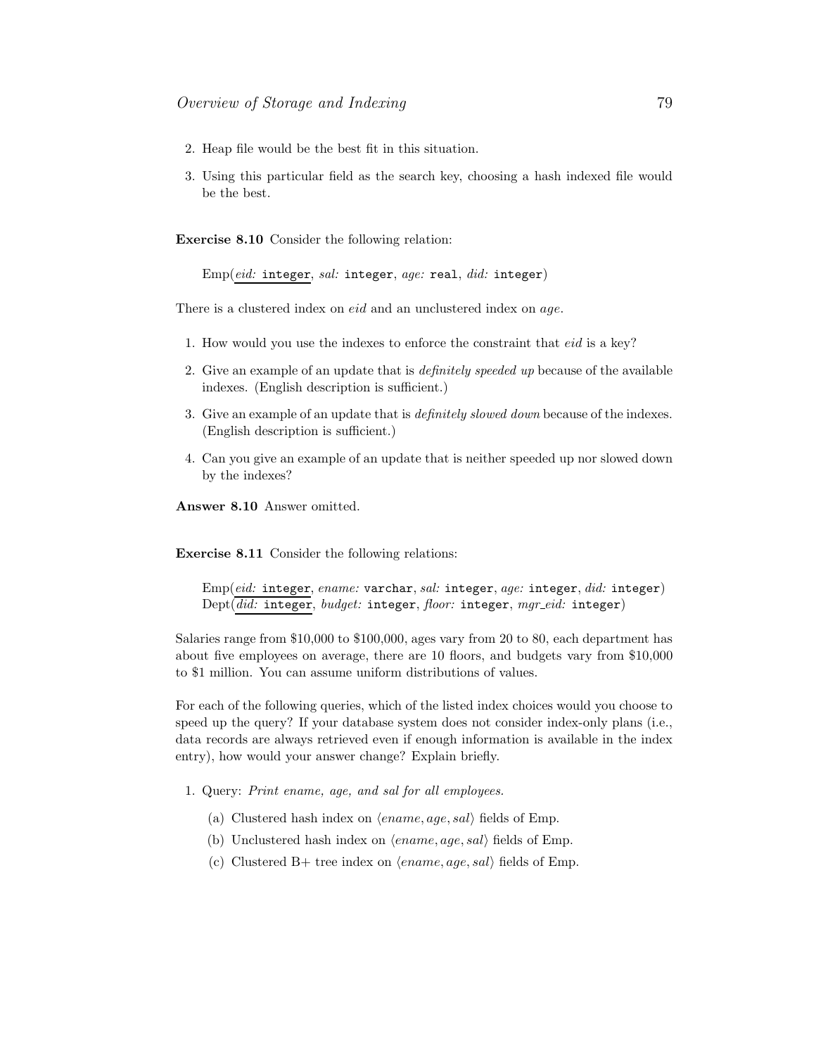2. Heap file would be the best fit in this situation.
3. Using this particular field as the search key, choosing a hash indexed file would be the best.

**Exercise 8.10** Consider the following relation:

> Emp(<u>*eid:* `integer`</u>, *sal:* `integer`, *age:* `real`, *did:* `integer`)

There is a clustered index on *eid* and an unclustered index on *age*.

1. How would you use the indexes to enforce the constraint that *eid* is a key?
2. Give an example of an update that is *definitely speeded up* because of the available indexes. (English description is sufficient.)
3. Give an example of an update that is *definitely slowed down* because of the indexes. (English description is sufficient.)
4. Can you give an example of an update that is neither speeded up nor slowed down by the indexes?

**Answer 8.10** Answer omitted.

**Exercise 8.11** Consider the following relations:

> Emp(<u>*eid:* `integer`</u>, *ename:* `varchar`, *sal:* `integer`, *age:* `integer`, *did:* `integer`)
> Dept(<u>*did:* `integer`</u>, *budget:* `integer`, *floor:* `integer`, *mgr_eid:* `integer`)

Salaries range from \$10,000 to \$100,000, ages vary from 20 to 80, each department has about five employees on average, there are 10 floors, and budgets vary from \$10,000 to \$1 million. You can assume uniform distributions of values.

For each of the following queries, which of the listed index choices would you choose to speed up the query? If your database system does not consider index-only plans (i.e., data records are always retrieved even if enough information is available in the index entry), how would your answer change? Explain briefly.

1. Query: *Print ename, age, and sal for all employees.*
   (a) Clustered hash index on $\langle ename, age, sal \rangle$ fields of Emp.
   (b) Unclustered hash index on $\langle ename, age, sal \rangle$ fields of Emp.
   (c) Clustered B+ tree index on $\langle ename, age, sal \rangle$ fields of Emp.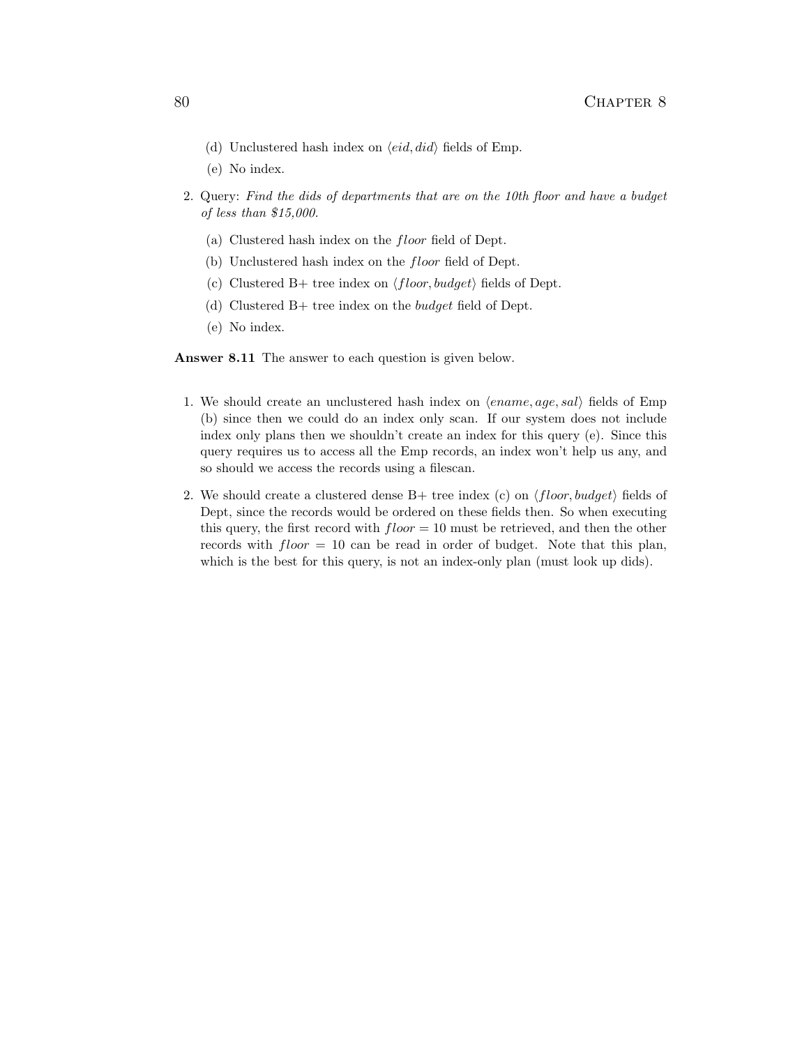(d) Unclustered hash index on $\langle eid, did \rangle$ fields of Emp.

   (e) No index.

2. Query: *Find the dids of departments that are on the 10th floor and have a budget of less than \$15,000.*

   (a) Clustered hash index on the $floor$ field of Dept.

   (b) Unclustered hash index on the $floor$ field of Dept.

   (c) Clustered B+ tree index on $\langle floor, budget \rangle$ fields of Dept.

   (d) Clustered B+ tree index on the $budget$ field of Dept.

   (e) No index.

**Answer 8.11** The answer to each question is given below.

1. We should create an unclustered hash index on $\langle ename, age, sal \rangle$ fields of Emp (b) since then we could do an index only scan. If our system does not include index only plans then we shouldn't create an index for this query (e). Since this query requires us to access all the Emp records, an index won't help us any, and so should we access the records using a filescan.

2. We should create a clustered dense B+ tree index (c) on $\langle floor, budget \rangle$ fields of Dept, since the records would be ordered on these fields then. So when executing this query, the first record with $floor = 10$ must be retrieved, and then the other records with $floor = 10$ can be read in order of budget. Note that this plan, which is the best for this query, is not an index-only plan (must look up dids).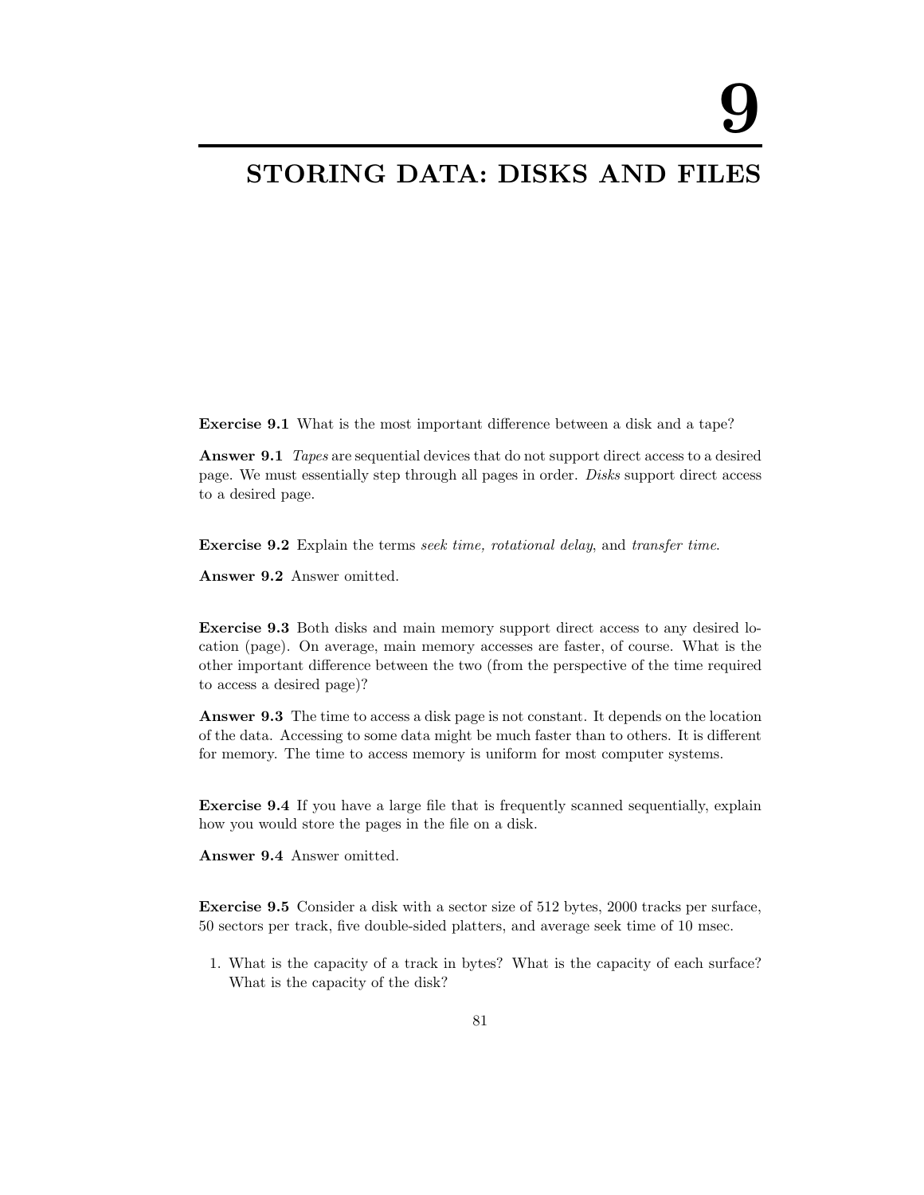# 9

# STORING DATA: DISKS AND FILES

**Exercise 9.1** What is the most important difference between a disk and a tape?

**Answer 9.1** *Tapes* are sequential devices that do not support direct access to a desired page. We must essentially step through all pages in order. *Disks* support direct access to a desired page.

**Exercise 9.2** Explain the terms *seek time, rotational delay*, and *transfer time*.

**Answer 9.2** Answer omitted.

**Exercise 9.3** Both disks and main memory support direct access to any desired location (page). On average, main memory accesses are faster, of course. What is the other important difference between the two (from the perspective of the time required to access a desired page)?

**Answer 9.3** The time to access a disk page is not constant. It depends on the location of the data. Accessing to some data might be much faster than to others. It is different for memory. The time to access memory is uniform for most computer systems.

**Exercise 9.4** If you have a large file that is frequently scanned sequentially, explain how you would store the pages in the file on a disk.

**Answer 9.4** Answer omitted.

**Exercise 9.5** Consider a disk with a sector size of 512 bytes, 2000 tracks per surface, 50 sectors per track, five double-sided platters, and average seek time of 10 msec.

1. What is the capacity of a track in bytes? What is the capacity of each surface? What is the capacity of the disk?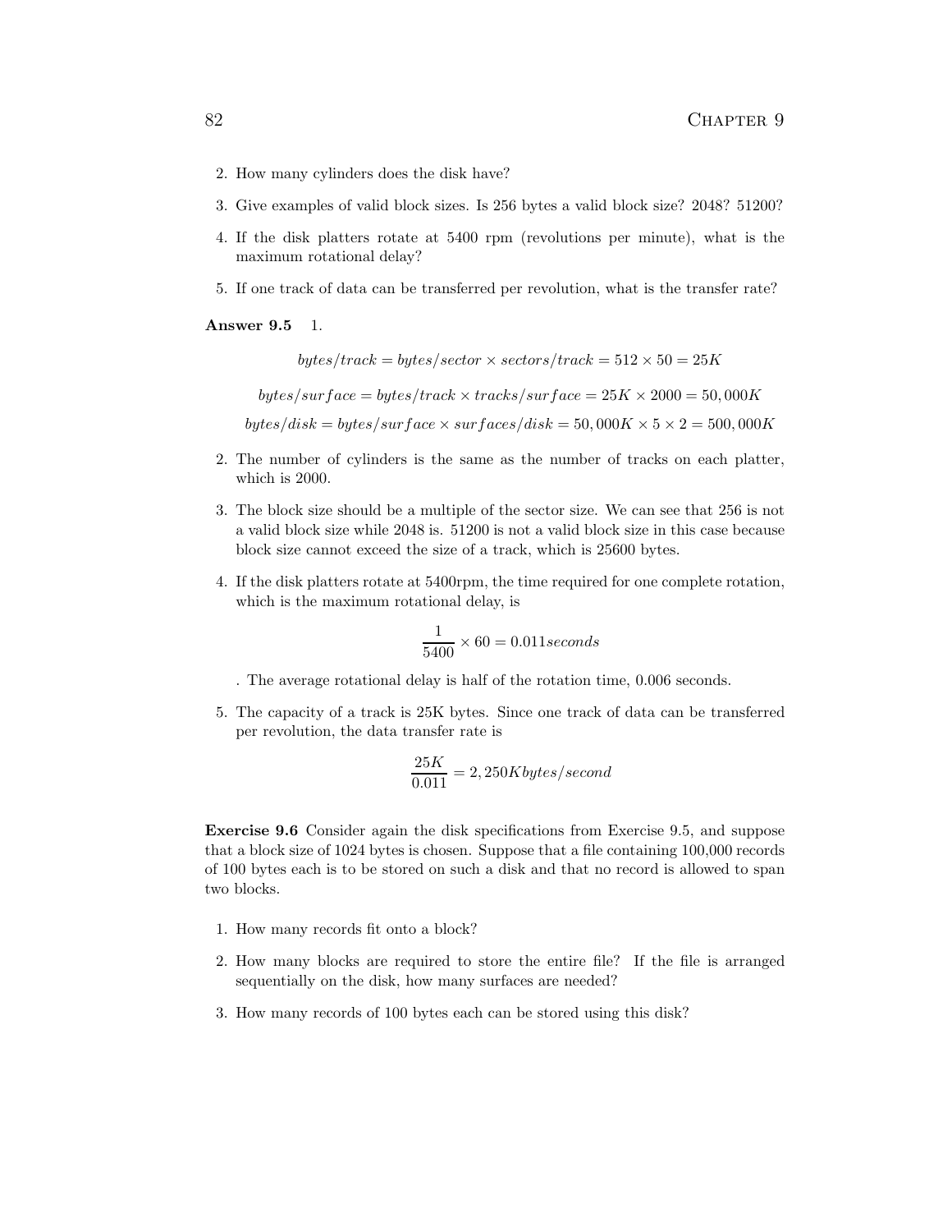2. How many cylinders does the disk have?
3. Give examples of valid block sizes. Is 256 bytes a valid block size? 2048? 51200?
4. If the disk platters rotate at 5400 rpm (revolutions per minute), what is the maximum rotational delay?
5. If one track of data can be transferred per revolution, what is the transfer rate?

**Answer 9.5** 1.

$$bytes/track = bytes/sector \times sectors/track = 512 \times 50 = 25K$$

$$bytes/surface = bytes/track \times tracks/surface = 25K \times 2000 = 50,000K$$

$$bytes/disk = bytes/surface \times surfaces/disk = 50,000K \times 5 \times 2 = 500,000K$$

2. The number of cylinders is the same as the number of tracks on each platter, which is 2000.
3. The block size should be a multiple of the sector size. We can see that 256 is not a valid block size while 2048 is. 51200 is not a valid block size in this case because block size cannot exceed the size of a track, which is 25600 bytes.
4. If the disk platters rotate at 5400rpm, the time required for one complete rotation, which is the maximum rotational delay, is

   $$\frac{1}{5400} \times 60 = 0.011 seconds$$

   . The average rotational delay is half of the rotation time, 0.006 seconds.
5. The capacity of a track is 25K bytes. Since one track of data can be transferred per revolution, the data transfer rate is

   $$\frac{25K}{0.011} = 2,250K bytes/second$$

**Exercise 9.6** Consider again the disk specifications from Exercise 9.5, and suppose that a block size of 1024 bytes is chosen. Suppose that a file containing 100,000 records of 100 bytes each is to be stored on such a disk and that no record is allowed to span two blocks.

1. How many records fit onto a block?
2. How many blocks are required to store the entire file? If the file is arranged sequentially on the disk, how many surfaces are needed?
3. How many records of 100 bytes each can be stored using this disk?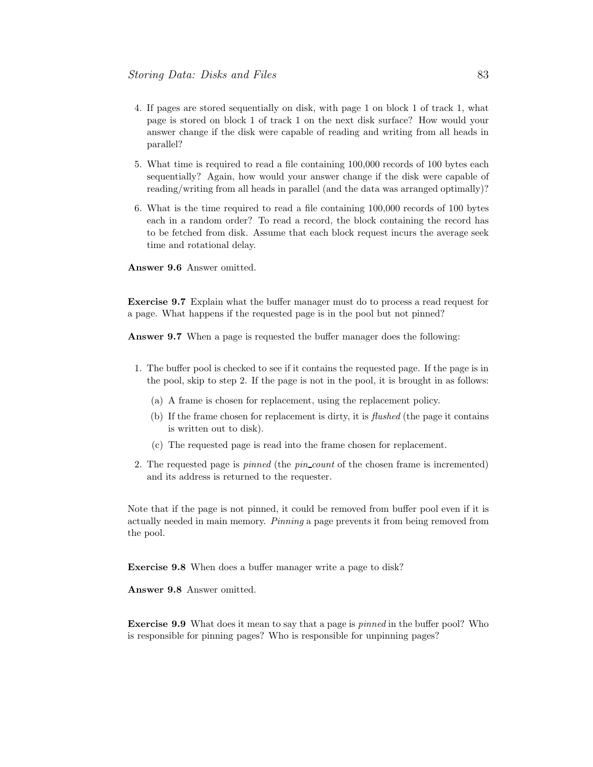4. If pages are stored sequentially on disk, with page 1 on block 1 of track 1, what page is stored on block 1 of track 1 on the next disk surface? How would your answer change if the disk were capable of reading and writing from all heads in parallel?

5. What time is required to read a file containing 100,000 records of 100 bytes each sequentially? Again, how would your answer change if the disk were capable of reading/writing from all heads in parallel (and the data was arranged optimally)?

6. What is the time required to read a file containing 100,000 records of 100 bytes each in a random order? To read a record, the block containing the record has to be fetched from disk. Assume that each block request incurs the average seek time and rotational delay.

**Answer 9.6** Answer omitted.

**Exercise 9.7** Explain what the buffer manager must do to process a read request for a page. What happens if the requested page is in the pool but not pinned?

**Answer 9.7** When a page is requested the buffer manager does the following:

1. The buffer pool is checked to see if it contains the requested page. If the page is in the pool, skip to step 2. If the page is not in the pool, it is brought in as follows:
   (a) A frame is chosen for replacement, using the replacement policy.
   (b) If the frame chosen for replacement is dirty, it is *flushed* (the page it contains is written out to disk).
   (c) The requested page is read into the frame chosen for replacement.
2. The requested page is *pinned* (the *pin_count* of the chosen frame is incremented) and its address is returned to the requester.

Note that if the page is not pinned, it could be removed from buffer pool even if it is actually needed in main memory. *Pinning* a page prevents it from being removed from the pool.

**Exercise 9.8** When does a buffer manager write a page to disk?

**Answer 9.8** Answer omitted.

**Exercise 9.9** What does it mean to say that a page is *pinned* in the buffer pool? Who is responsible for pinning pages? Who is responsible for unpinning pages?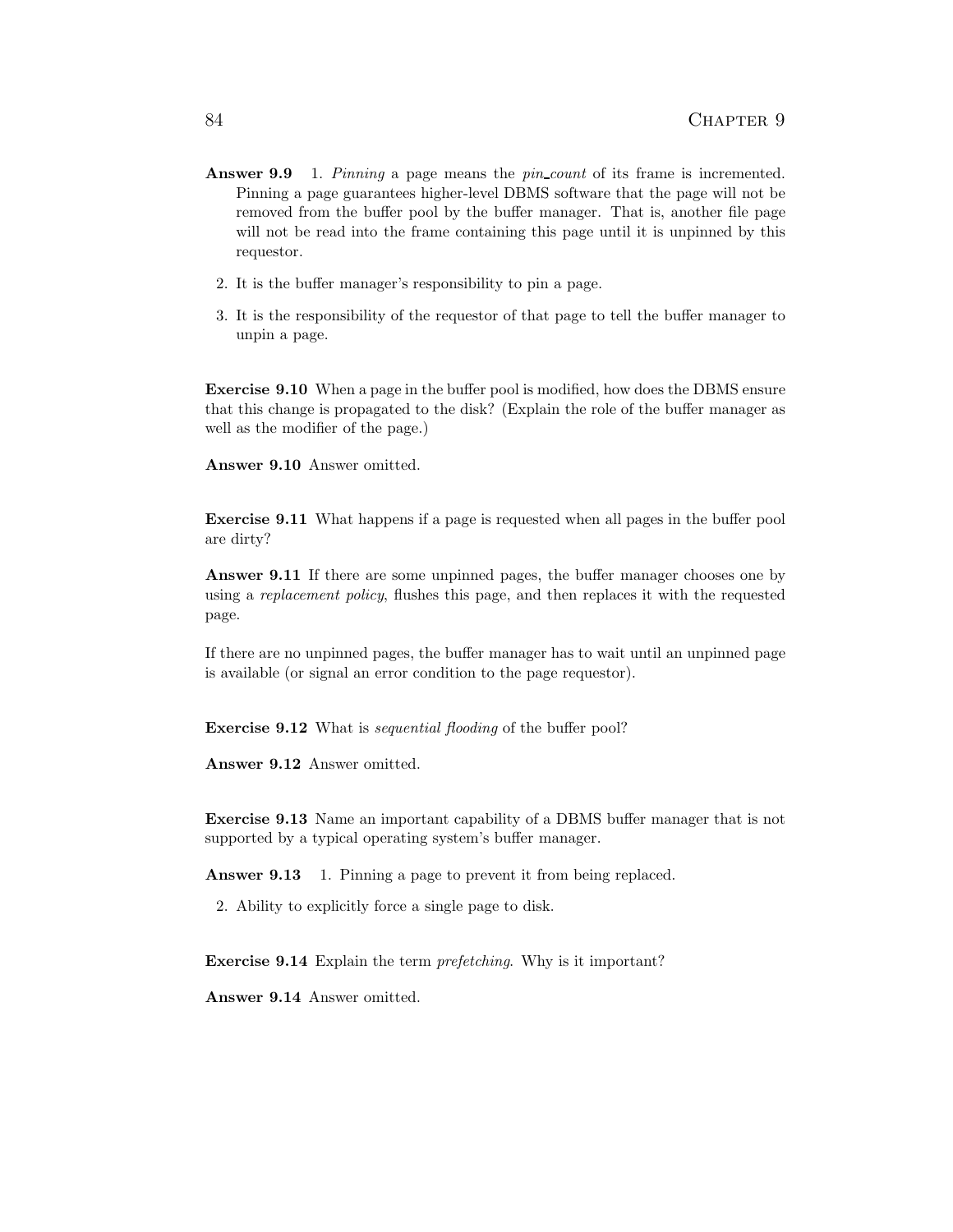**Answer 9.9** 1. *Pinning* a page means the *pin_count* of its frame is incremented. Pinning a page guarantees higher-level DBMS software that the page will not be removed from the buffer pool by the buffer manager. That is, another file page will not be read into the frame containing this page until it is unpinned by this requestor.

2. It is the buffer manager's responsibility to pin a page.

3. It is the responsibility of the requestor of that page to tell the buffer manager to unpin a page.

**Exercise 9.10** When a page in the buffer pool is modified, how does the DBMS ensure that this change is propagated to the disk? (Explain the role of the buffer manager as well as the modifier of the page.)

**Answer 9.10** Answer omitted.

**Exercise 9.11** What happens if a page is requested when all pages in the buffer pool are dirty?

**Answer 9.11** If there are some unpinned pages, the buffer manager chooses one by using a *replacement policy*, flushes this page, and then replaces it with the requested page.

If there are no unpinned pages, the buffer manager has to wait until an unpinned page is available (or signal an error condition to the page requestor).

**Exercise 9.12** What is *sequential flooding* of the buffer pool?

**Answer 9.12** Answer omitted.

**Exercise 9.13** Name an important capability of a DBMS buffer manager that is not supported by a typical operating system's buffer manager.

**Answer 9.13** 1. Pinning a page to prevent it from being replaced.

2. Ability to explicitly force a single page to disk.

**Exercise 9.14** Explain the term *prefetching*. Why is it important?

**Answer 9.14** Answer omitted.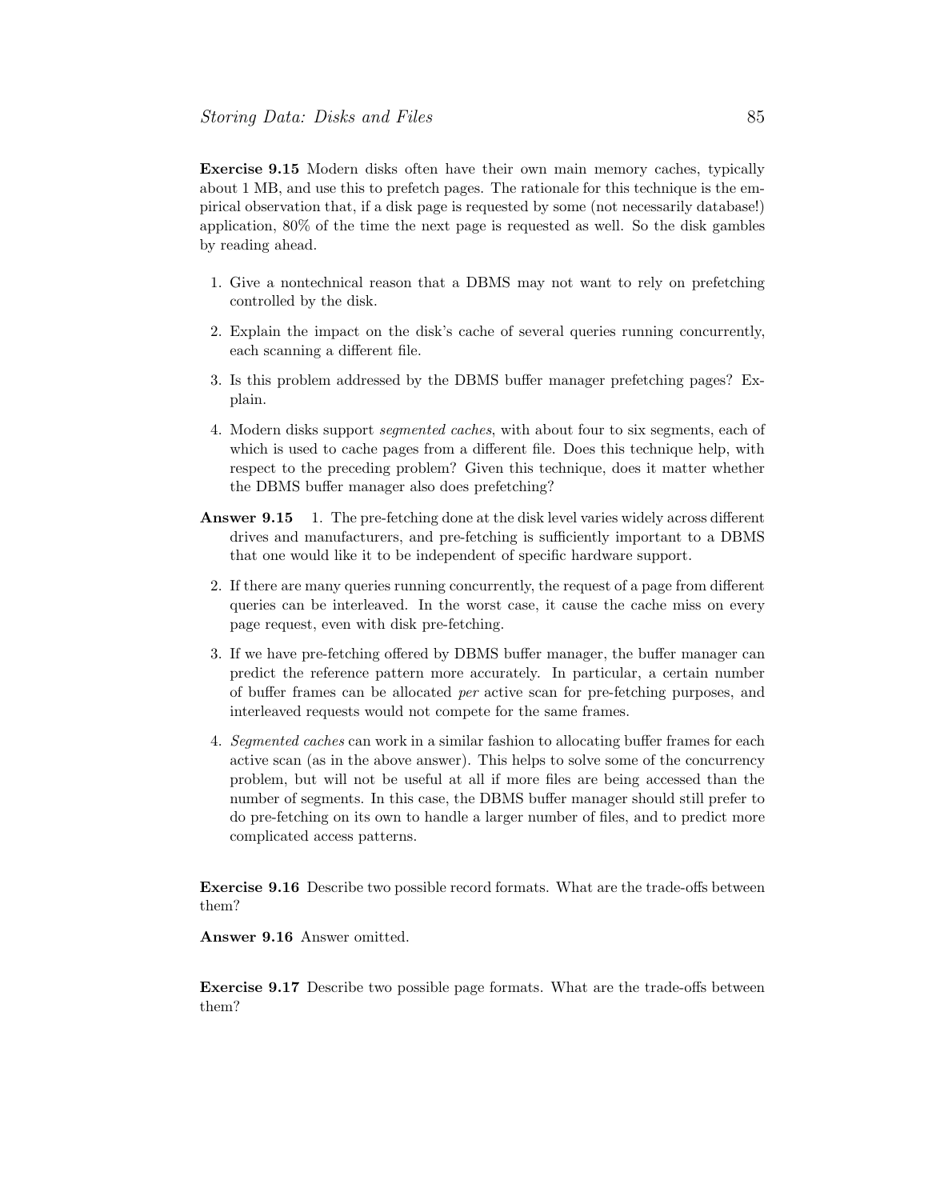**Exercise 9.15** Modern disks often have their own main memory caches, typically about 1 MB, and use this to prefetch pages. The rationale for this technique is the empirical observation that, if a disk page is requested by some (not necessarily database!) application, 80% of the time the next page is requested as well. So the disk gambles by reading ahead.

1. Give a nontechnical reason that a DBMS may not want to rely on prefetching controlled by the disk.
2. Explain the impact on the disk's cache of several queries running concurrently, each scanning a different file.
3. Is this problem addressed by the DBMS buffer manager prefetching pages? Explain.
4. Modern disks support *segmented caches*, with about four to six segments, each of which is used to cache pages from a different file. Does this technique help, with respect to the preceding problem? Given this technique, does it matter whether the DBMS buffer manager also does prefetching?

**Answer 9.15**

1. The pre-fetching done at the disk level varies widely across different drives and manufacturers, and pre-fetching is sufficiently important to a DBMS that one would like it to be independent of specific hardware support.
2. If there are many queries running concurrently, the request of a page from different queries can be interleaved. In the worst case, it cause the cache miss on every page request, even with disk pre-fetching.
3. If we have pre-fetching offered by DBMS buffer manager, the buffer manager can predict the reference pattern more accurately. In particular, a certain number of buffer frames can be allocated *per* active scan for pre-fetching purposes, and interleaved requests would not compete for the same frames.
4. *Segmented caches* can work in a similar fashion to allocating buffer frames for each active scan (as in the above answer). This helps to solve some of the concurrency problem, but will not be useful at all if more files are being accessed than the number of segments. In this case, the DBMS buffer manager should still prefer to do pre-fetching on its own to handle a larger number of files, and to predict more complicated access patterns.

**Exercise 9.16** Describe two possible record formats. What are the trade-offs between them?

**Answer 9.16** Answer omitted.

**Exercise 9.17** Describe two possible page formats. What are the trade-offs between them?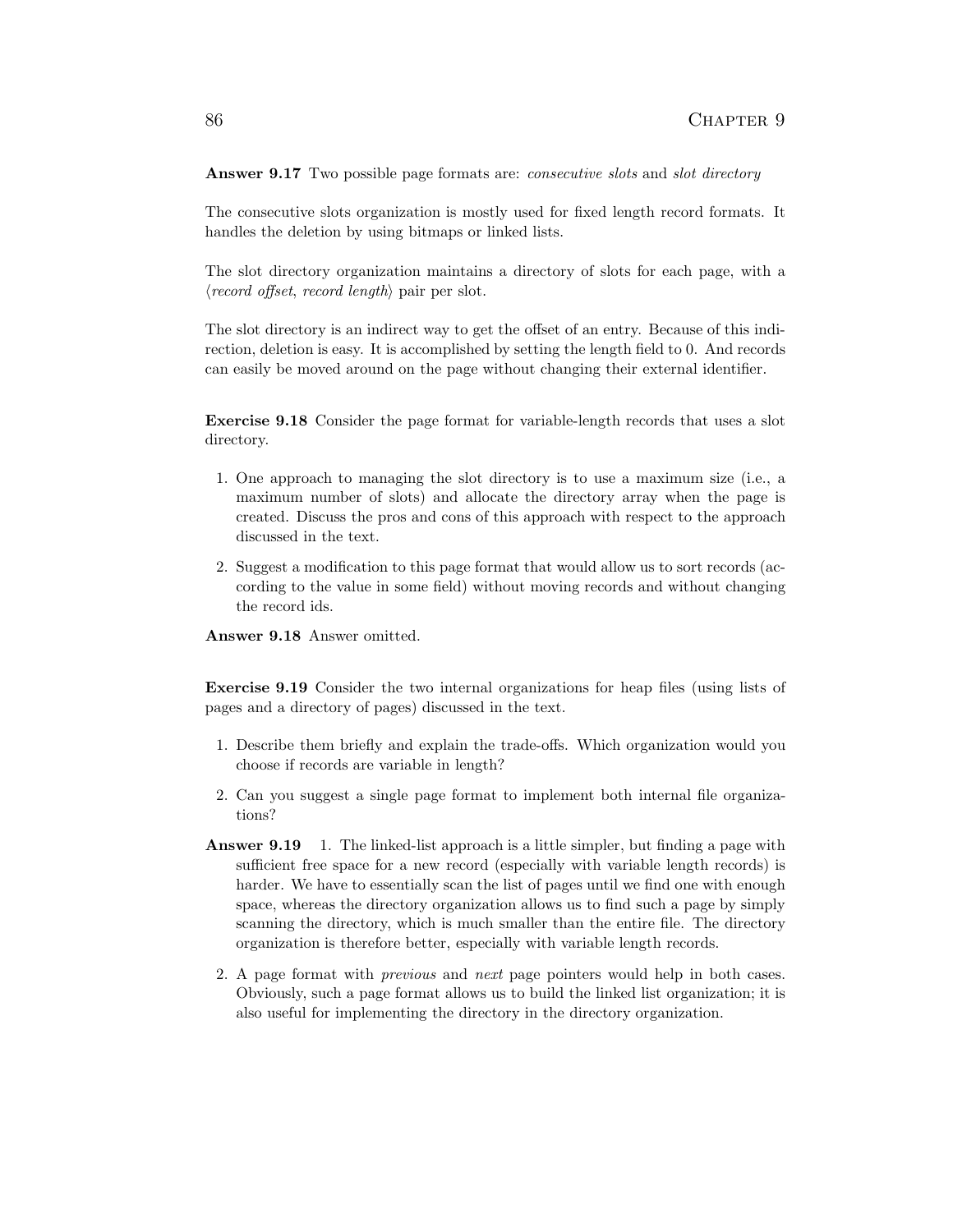**Answer 9.17** Two possible page formats are: *consecutive slots* and *slot directory*

The consecutive slots organization is mostly used for fixed length record formats. It handles the deletion by using bitmaps or linked lists.

The slot directory organization maintains a directory of slots for each page, with a ⟨*record offset*, *record length*⟩ pair per slot.

The slot directory is an indirect way to get the offset of an entry. Because of this indirection, deletion is easy. It is accomplished by setting the length field to 0. And records can easily be moved around on the page without changing their external identifier.

**Exercise 9.18** Consider the page format for variable-length records that uses a slot directory.

1. One approach to managing the slot directory is to use a maximum size (i.e., a maximum number of slots) and allocate the directory array when the page is created. Discuss the pros and cons of this approach with respect to the approach discussed in the text.
2. Suggest a modification to this page format that would allow us to sort records (according to the value in some field) without moving records and without changing the record ids.

**Answer 9.18** Answer omitted.

**Exercise 9.19** Consider the two internal organizations for heap files (using lists of pages and a directory of pages) discussed in the text.

1. Describe them briefly and explain the trade-offs. Which organization would you choose if records are variable in length?
2. Can you suggest a single page format to implement both internal file organizations?

**Answer 9.19**

1. The linked-list approach is a little simpler, but finding a page with sufficient free space for a new record (especially with variable length records) is harder. We have to essentially scan the list of pages until we find one with enough space, whereas the directory organization allows us to find such a page by simply scanning the directory, which is much smaller than the entire file. The directory organization is therefore better, especially with variable length records.
2. A page format with *previous* and *next* page pointers would help in both cases. Obviously, such a page format allows us to build the linked list organization; it is also useful for implementing the directory in the directory organization.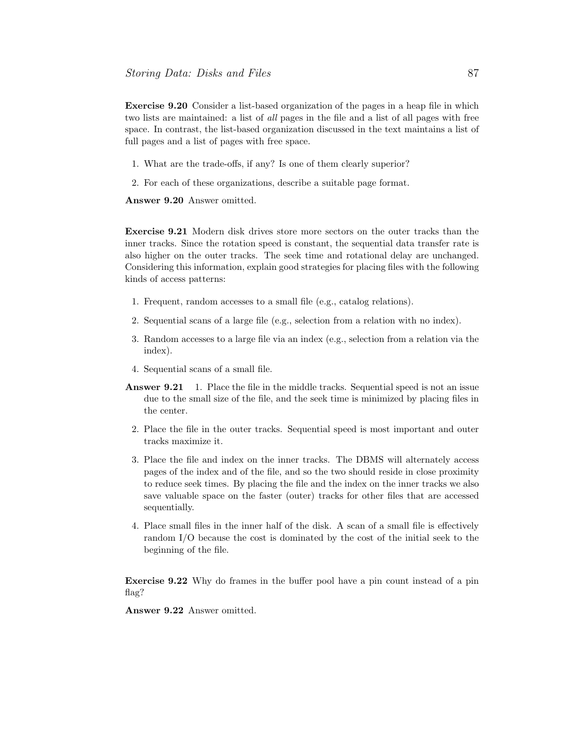**Exercise 9.20** Consider a list-based organization of the pages in a heap file in which two lists are maintained: a list of *all* pages in the file and a list of all pages with free space. In contrast, the list-based organization discussed in the text maintains a list of full pages and a list of pages with free space.

1. What are the trade-offs, if any? Is one of them clearly superior?
2. For each of these organizations, describe a suitable page format.

**Answer 9.20** Answer omitted.

**Exercise 9.21** Modern disk drives store more sectors on the outer tracks than the inner tracks. Since the rotation speed is constant, the sequential data transfer rate is also higher on the outer tracks. The seek time and rotational delay are unchanged. Considering this information, explain good strategies for placing files with the following kinds of access patterns:

1. Frequent, random accesses to a small file (e.g., catalog relations).
2. Sequential scans of a large file (e.g., selection from a relation with no index).
3. Random accesses to a large file via an index (e.g., selection from a relation via the index).
4. Sequential scans of a small file.

**Answer 9.21**

1. Place the file in the middle tracks. Sequential speed is not an issue due to the small size of the file, and the seek time is minimized by placing files in the center.
2. Place the file in the outer tracks. Sequential speed is most important and outer tracks maximize it.
3. Place the file and index on the inner tracks. The DBMS will alternately access pages of the index and of the file, and so the two should reside in close proximity to reduce seek times. By placing the file and the index on the inner tracks we also save valuable space on the faster (outer) tracks for other files that are accessed sequentially.
4. Place small files in the inner half of the disk. A scan of a small file is effectively random I/O because the cost is dominated by the cost of the initial seek to the beginning of the file.

**Exercise 9.22** Why do frames in the buffer pool have a pin count instead of a pin flag?

**Answer 9.22** Answer omitted.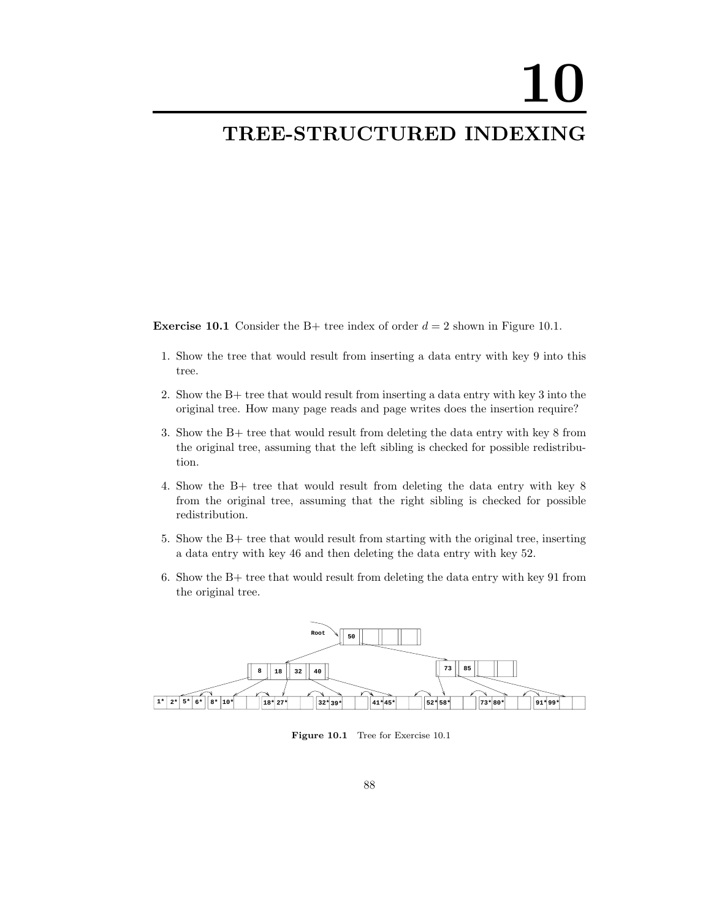# 10

# TREE-STRUCTURED INDEXING

**Exercise 10.1** Consider the B+ tree index of order $d = 2$ shown in Figure 10.1.

1. Show the tree that would result from inserting a data entry with key 9 into this tree.
2. Show the B+ tree that would result from inserting a data entry with key 3 into the original tree. How many page reads and page writes does the insertion require?
3. Show the B+ tree that would result from deleting the data entry with key 8 from the original tree, assuming that the left sibling is checked for possible redistribution.
4. Show the B+ tree that would result from deleting the data entry with key 8 from the original tree, assuming that the right sibling is checked for possible redistribution.
5. Show the B+ tree that would result from starting with the original tree, inserting a data entry with key 46 and then deleting the data entry with key 52.
6. Show the B+ tree that would result from deleting the data entry with key 91 from the original tree.

Root: 50

Internal nodes: 8 | 18 | 32 | 40 and 73 | 85

Leaves: 1* 2* 5* 6* | 8* 10* | 18* 27* | 32* 39* | 41* 45* | 52* 58* | 73* 80* | 91* 99*

**Figure 10.1** Tree for Exercise 10.1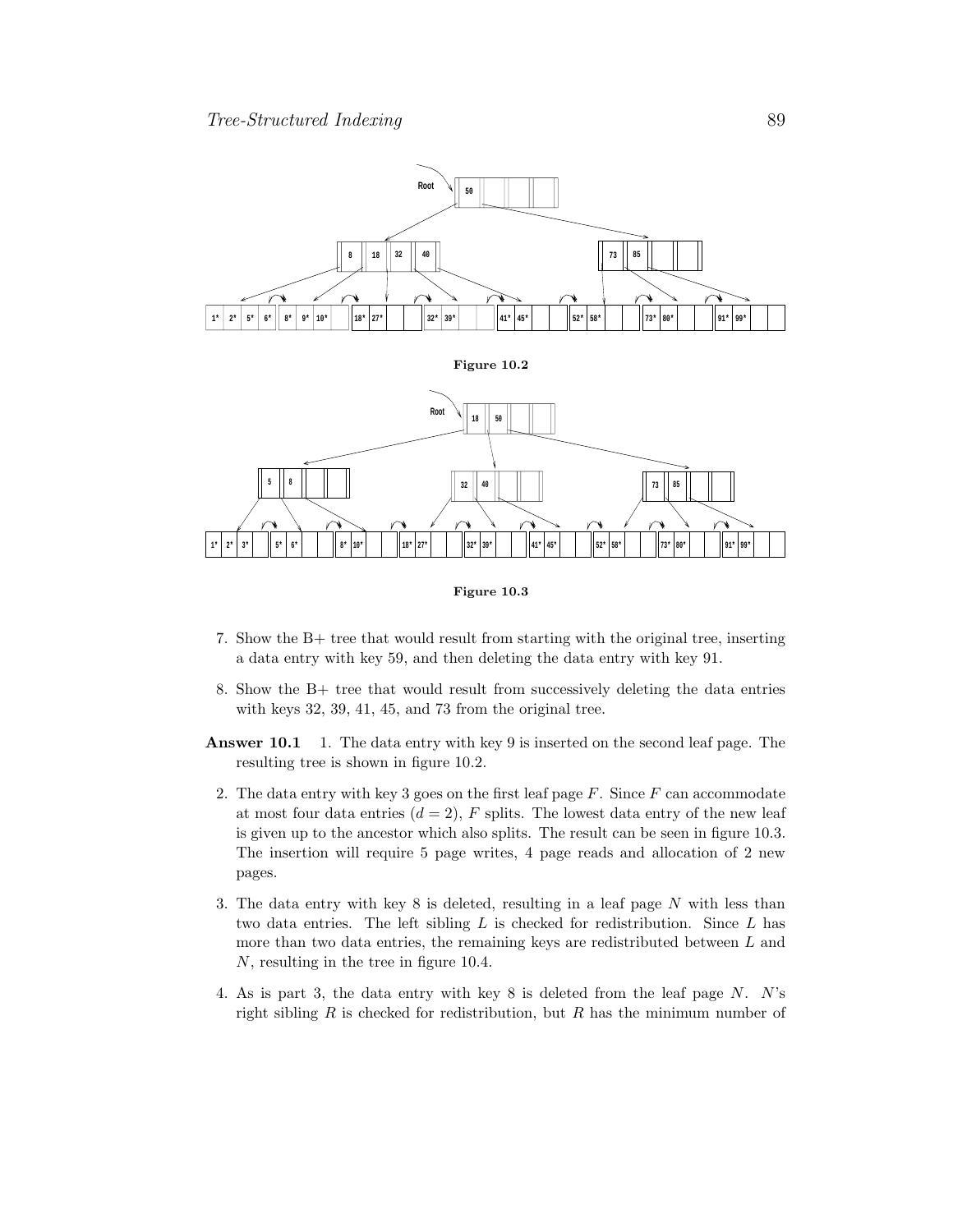**Figure 10.2**

**Figure 10.3**

7. Show the B+ tree that would result from starting with the original tree, inserting a data entry with key 59, and then deleting the data entry with key 91.

8. Show the B+ tree that would result from successively deleting the data entries with keys 32, 39, 41, 45, and 73 from the original tree.

**Answer 10.1** 1. The data entry with key 9 is inserted on the second leaf page. The resulting tree is shown in figure 10.2.

2. The data entry with key 3 goes on the first leaf page $F$. Since $F$ can accommodate at most four data entries ($d = 2$), $F$ splits. The lowest data entry of the new leaf is given up to the ancestor which also splits. The result can be seen in figure 10.3. The insertion will require 5 page writes, 4 page reads and allocation of 2 new pages.

3. The data entry with key 8 is deleted, resulting in a leaf page $N$ with less than two data entries. The left sibling $L$ is checked for redistribution. Since $L$ has more than two data entries, the remaining keys are redistributed between $L$ and $N$, resulting in the tree in figure 10.4.

4. As is part 3, the data entry with key 8 is deleted from the leaf page $N$. $N$'s right sibling $R$ is checked for redistribution, but $R$ has the minimum number of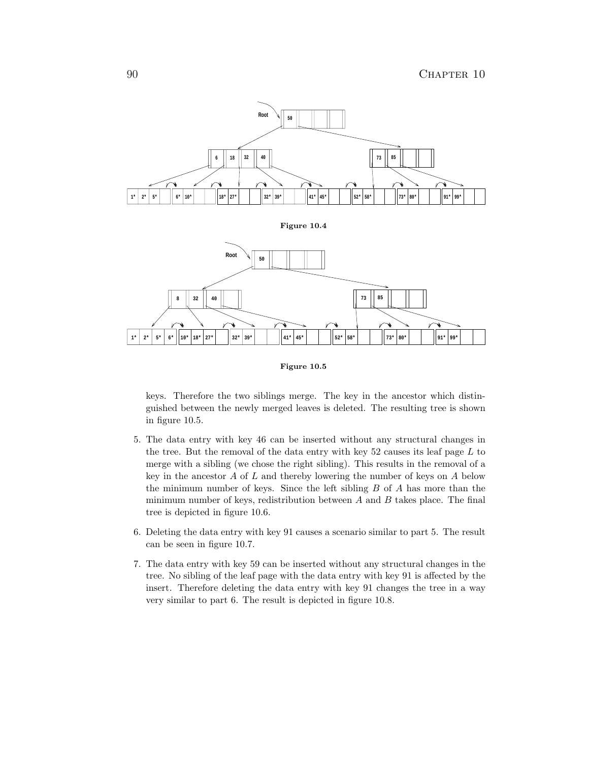**Figure 10.4**

**Figure 10.5**

keys. Therefore the two siblings merge. The key in the ancestor which distinguished between the newly merged leaves is deleted. The resulting tree is shown in figure 10.5.

5. The data entry with key 46 can be inserted without any structural changes in the tree. But the removal of the data entry with key 52 causes its leaf page $L$ to merge with a sibling (we chose the right sibling). This results in the removal of a key in the ancestor $A$ of $L$ and thereby lowering the number of keys on $A$ below the minimum number of keys. Since the left sibling $B$ of $A$ has more than the minimum number of keys, redistribution between $A$ and $B$ takes place. The final tree is depicted in figure 10.6.

6. Deleting the data entry with key 91 causes a scenario similar to part 5. The result can be seen in figure 10.7.

7. The data entry with key 59 can be inserted without any structural changes in the tree. No sibling of the leaf page with the data entry with key 91 is affected by the insert. Therefore deleting the data entry with key 91 changes the tree in a way very similar to part 6. The result is depicted in figure 10.8.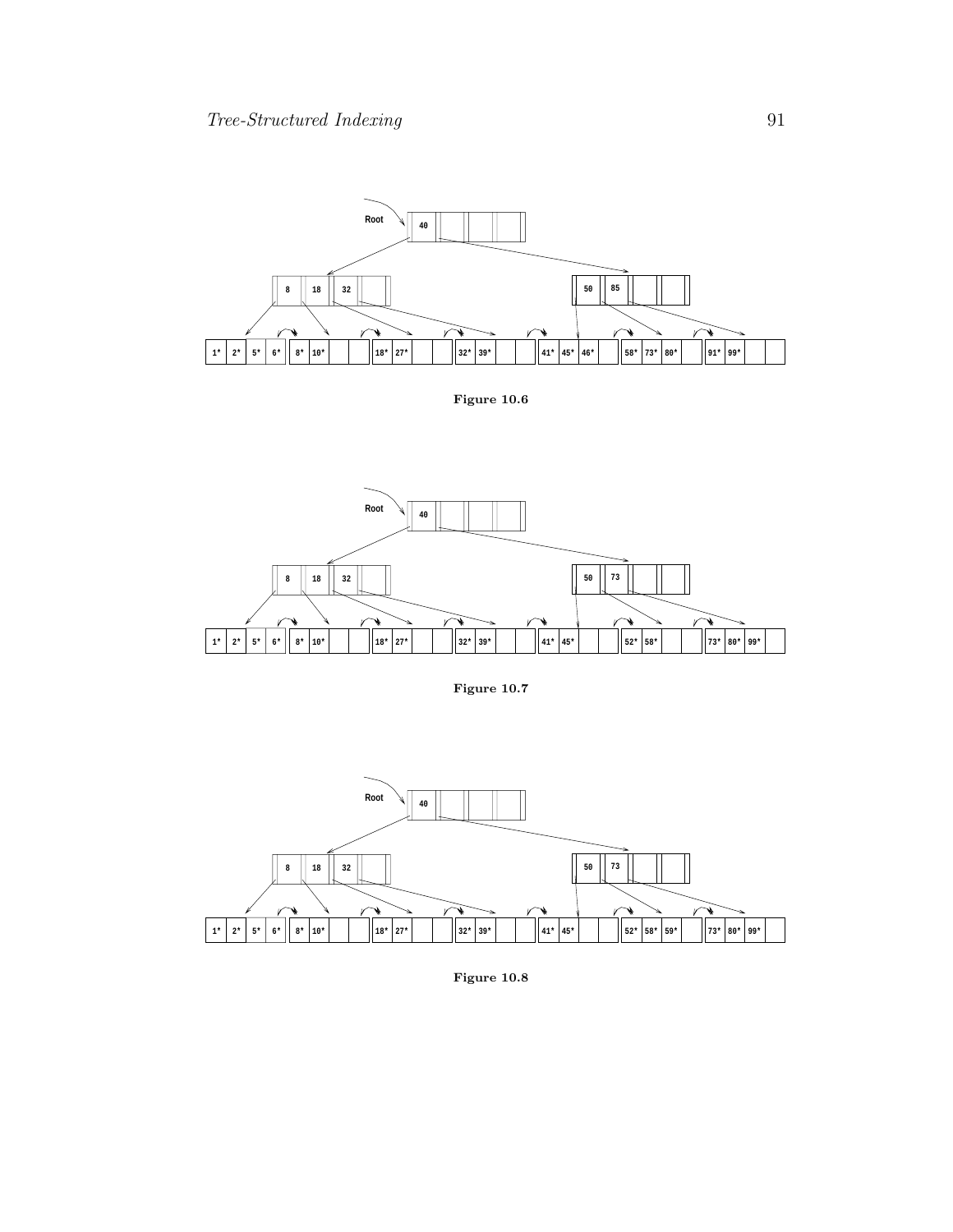Figure 10.6

Figure 10.7

Figure 10.8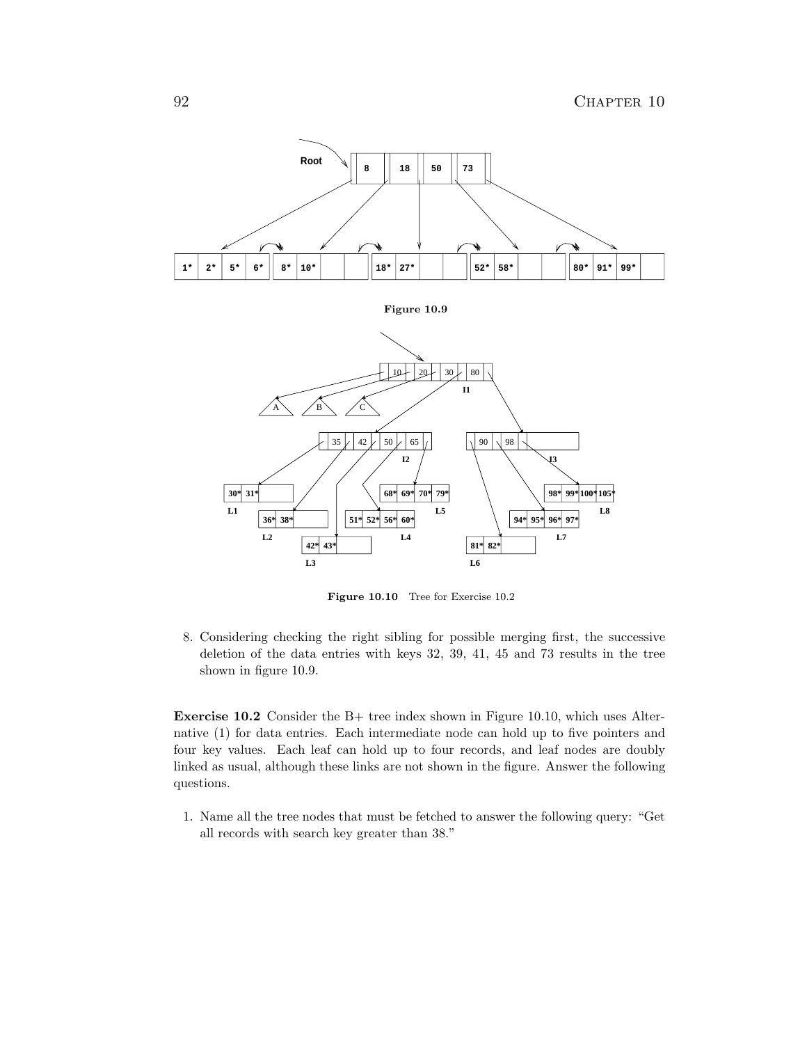**Figure 10.9**

**Figure 10.10** Tree for Exercise 10.2

8. Considering checking the right sibling for possible merging first, the successive deletion of the data entries with keys 32, 39, 41, 45 and 73 results in the tree shown in figure 10.9.

**Exercise 10.2** Consider the B+ tree index shown in Figure 10.10, which uses Alternative (1) for data entries. Each intermediate node can hold up to five pointers and four key values. Each leaf can hold up to four records, and leaf nodes are doubly linked as usual, although these links are not shown in the figure. Answer the following questions.

1. Name all the tree nodes that must be fetched to answer the following query: "Get all records with search key greater than 38."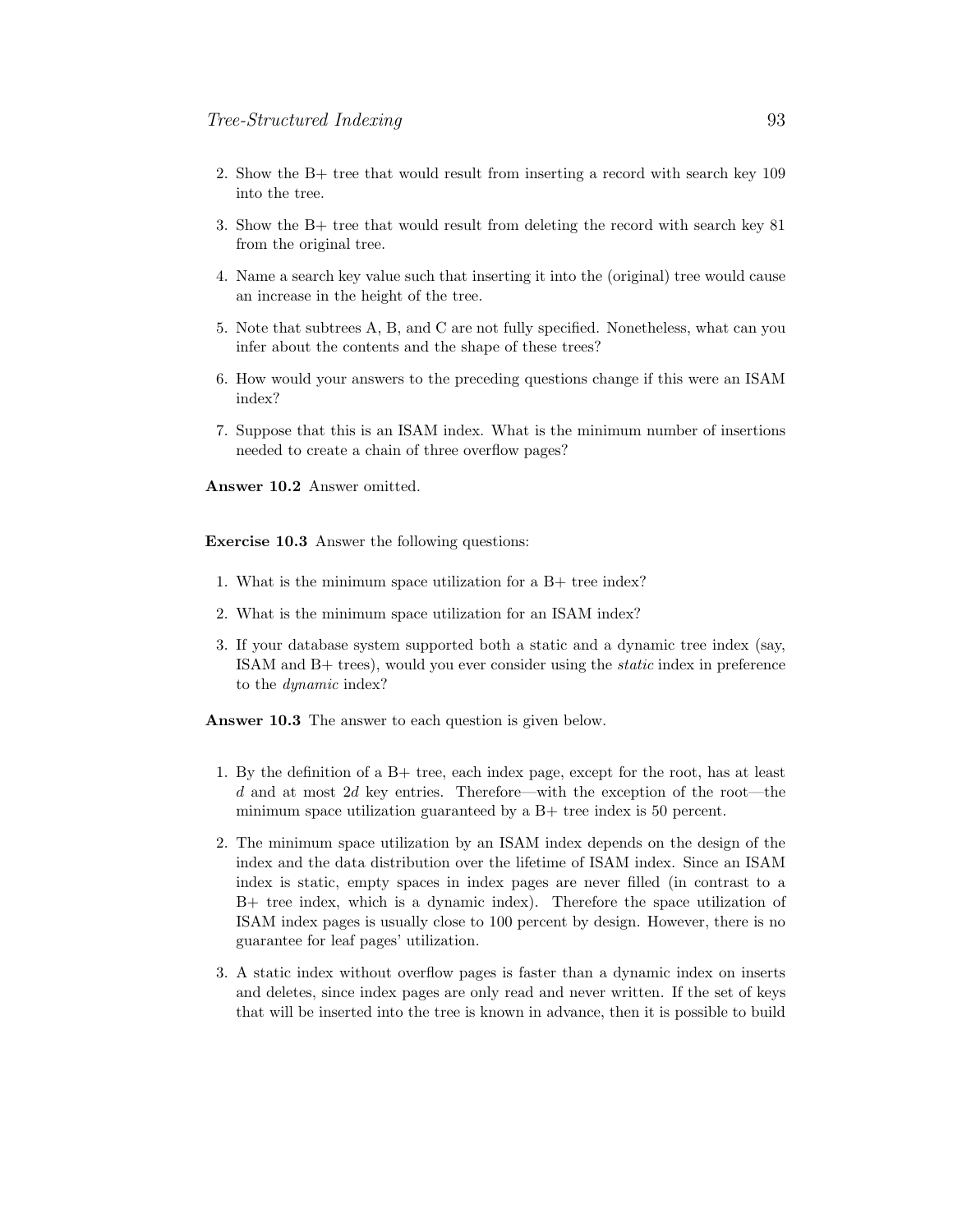2. Show the B+ tree that would result from inserting a record with search key 109 into the tree.
3. Show the B+ tree that would result from deleting the record with search key 81 from the original tree.
4. Name a search key value such that inserting it into the (original) tree would cause an increase in the height of the tree.
5. Note that subtrees A, B, and C are not fully specified. Nonetheless, what can you infer about the contents and the shape of these trees?
6. How would your answers to the preceding questions change if this were an ISAM index?
7. Suppose that this is an ISAM index. What is the minimum number of insertions needed to create a chain of three overflow pages?

**Answer 10.2** Answer omitted.

**Exercise 10.3** Answer the following questions:

1. What is the minimum space utilization for a B+ tree index?
2. What is the minimum space utilization for an ISAM index?
3. If your database system supported both a static and a dynamic tree index (say, ISAM and B+ trees), would you ever consider using the *static* index in preference to the *dynamic* index?

**Answer 10.3** The answer to each question is given below.

1. By the definition of a B+ tree, each index page, except for the root, has at least $d$ and at most $2d$ key entries. Therefore—with the exception of the root—the minimum space utilization guaranteed by a B+ tree index is 50 percent.
2. The minimum space utilization by an ISAM index depends on the design of the index and the data distribution over the lifetime of ISAM index. Since an ISAM index is static, empty spaces in index pages are never filled (in contrast to a B+ tree index, which is a dynamic index). Therefore the space utilization of ISAM index pages is usually close to 100 percent by design. However, there is no guarantee for leaf pages' utilization.
3. A static index without overflow pages is faster than a dynamic index on inserts and deletes, since index pages are only read and never written. If the set of keys that will be inserted into the tree is known in advance, then it is possible to build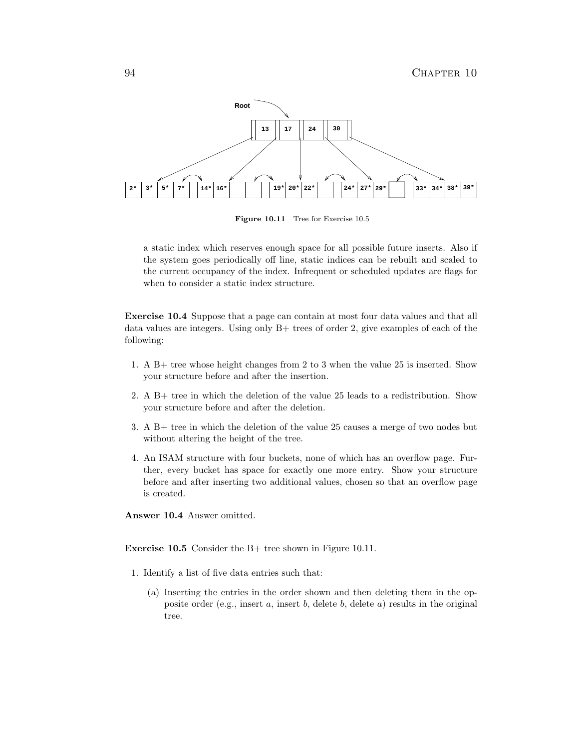Figure 10.11 Tree for Exercise 10.5

a static index which reserves enough space for all possible future inserts. Also if the system goes periodically off line, static indices can be rebuilt and scaled to the current occupancy of the index. Infrequent or scheduled updates are flags for when to consider a static index structure.

**Exercise 10.4** Suppose that a page can contain at most four data values and that all data values are integers. Using only B+ trees of order 2, give examples of each of the following:

1. A B+ tree whose height changes from 2 to 3 when the value 25 is inserted. Show your structure before and after the insertion.
2. A B+ tree in which the deletion of the value 25 leads to a redistribution. Show your structure before and after the deletion.
3. A B+ tree in which the deletion of the value 25 causes a merge of two nodes but without altering the height of the tree.
4. An ISAM structure with four buckets, none of which has an overflow page. Further, every bucket has space for exactly one more entry. Show your structure before and after inserting two additional values, chosen so that an overflow page is created.

**Answer 10.4** Answer omitted.

**Exercise 10.5** Consider the B+ tree shown in Figure 10.11.

1. Identify a list of five data entries such that:
   (a) Inserting the entries in the order shown and then deleting them in the opposite order (e.g., insert *a*, insert *b*, delete *b*, delete *a*) results in the original tree.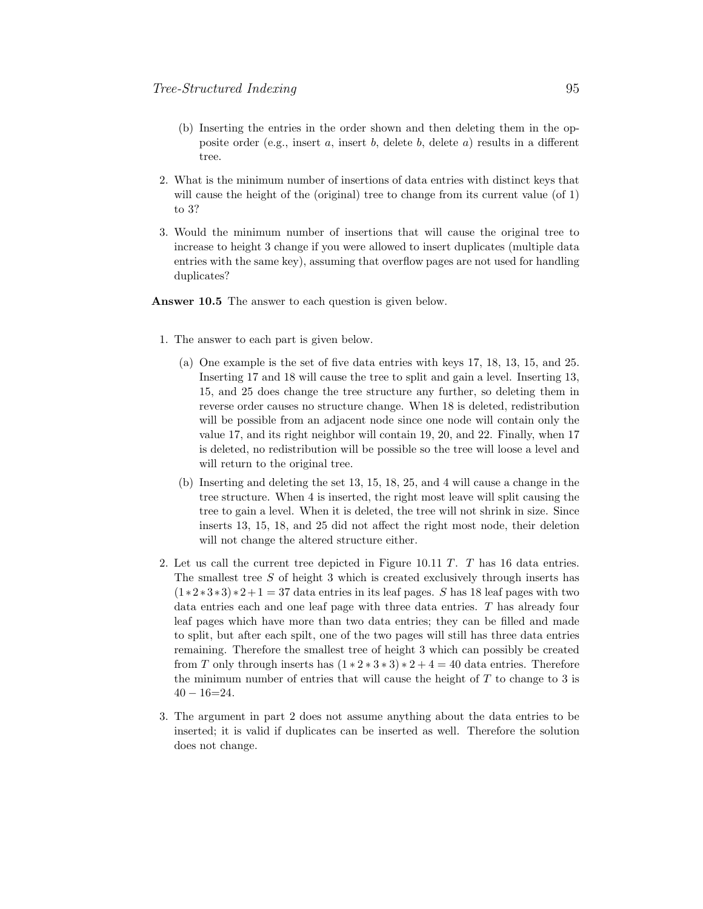(b) Inserting the entries in the order shown and then deleting them in the opposite order (e.g., insert $a$, insert $b$, delete $b$, delete $a$) results in a different tree.

2. What is the minimum number of insertions of data entries with distinct keys that will cause the height of the (original) tree to change from its current value (of 1) to 3?

3. Would the minimum number of insertions that will cause the original tree to increase to height 3 change if you were allowed to insert duplicates (multiple data entries with the same key), assuming that overflow pages are not used for handling duplicates?

**Answer 10.5** The answer to each question is given below.

1. The answer to each part is given below.

   (a) One example is the set of five data entries with keys 17, 18, 13, 15, and 25. Inserting 17 and 18 will cause the tree to split and gain a level. Inserting 13, 15, and 25 does change the tree structure any further, so deleting them in reverse order causes no structure change. When 18 is deleted, redistribution will be possible from an adjacent node since one node will contain only the value 17, and its right neighbor will contain 19, 20, and 22. Finally, when 17 is deleted, no redistribution will be possible so the tree will loose a level and will return to the original tree.

   (b) Inserting and deleting the set 13, 15, 18, 25, and 4 will cause a change in the tree structure. When 4 is inserted, the right most leave will split causing the tree to gain a level. When it is deleted, the tree will not shrink in size. Since inserts 13, 15, 18, and 25 did not affect the right most node, their deletion will not change the altered structure either.

2. Let us call the current tree depicted in Figure 10.11 $T$. $T$ has 16 data entries. The smallest tree $S$ of height 3 which is created exclusively through inserts has $(1*2*3*3)*2+1 = 37$ data entries in its leaf pages. $S$ has 18 leaf pages with two data entries each and one leaf page with three data entries. $T$ has already four leaf pages which have more than two data entries; they can be filled and made to split, but after each spilt, one of the two pages will still has three data entries remaining. Therefore the smallest tree of height 3 which can possibly be created from $T$ only through inserts has $(1*2*3*3)*2+4 = 40$ data entries. Therefore the minimum number of entries that will cause the height of $T$ to change to 3 is $40-16$=24.

3. The argument in part 2 does not assume anything about the data entries to be inserted; it is valid if duplicates can be inserted as well. Therefore the solution does not change.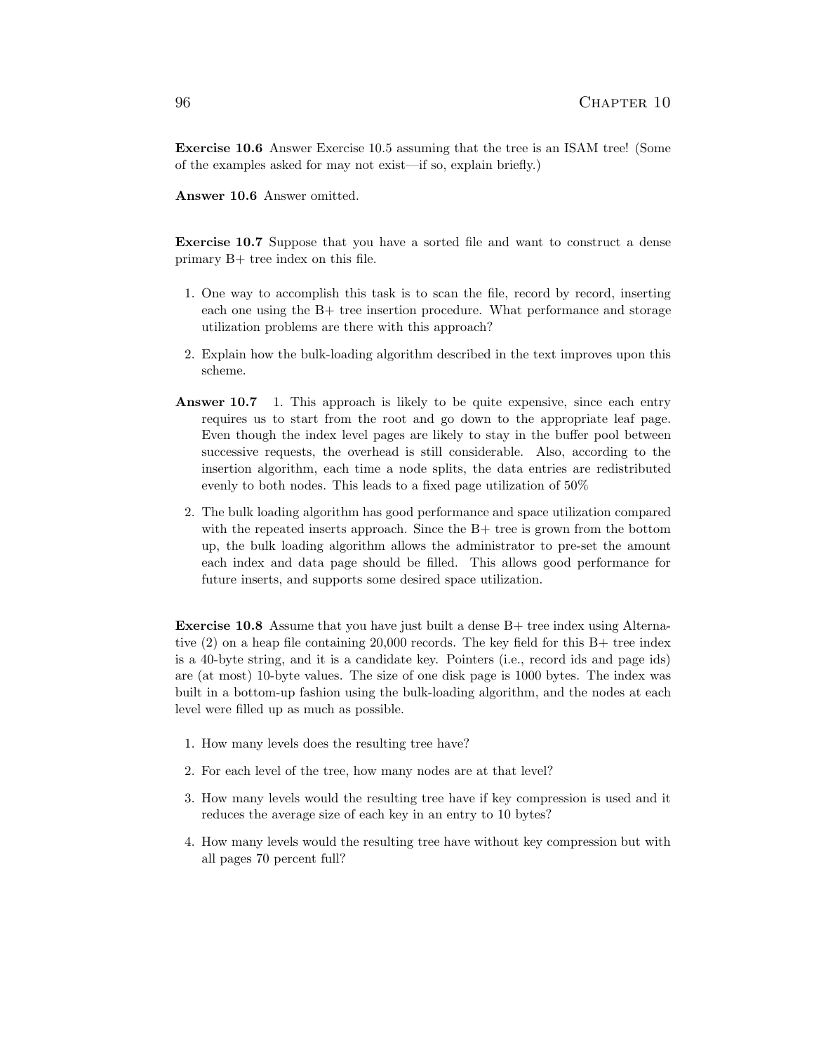**Exercise 10.6** Answer Exercise 10.5 assuming that the tree is an ISAM tree! (Some of the examples asked for may not exist—if so, explain briefly.)

**Answer 10.6** Answer omitted.

**Exercise 10.7** Suppose that you have a sorted file and want to construct a dense primary B+ tree index on this file.

1. One way to accomplish this task is to scan the file, record by record, inserting each one using the B+ tree insertion procedure. What performance and storage utilization problems are there with this approach?
2. Explain how the bulk-loading algorithm described in the text improves upon this scheme.

**Answer 10.7**

1. This approach is likely to be quite expensive, since each entry requires us to start from the root and go down to the appropriate leaf page. Even though the index level pages are likely to stay in the buffer pool between successive requests, the overhead is still considerable. Also, according to the insertion algorithm, each time a node splits, the data entries are redistributed evenly to both nodes. This leads to a fixed page utilization of 50%
2. The bulk loading algorithm has good performance and space utilization compared with the repeated inserts approach. Since the B+ tree is grown from the bottom up, the bulk loading algorithm allows the administrator to pre-set the amount each index and data page should be filled. This allows good performance for future inserts, and supports some desired space utilization.

**Exercise 10.8** Assume that you have just built a dense B+ tree index using Alternative (2) on a heap file containing 20,000 records. The key field for this B+ tree index is a 40-byte string, and it is a candidate key. Pointers (i.e., record ids and page ids) are (at most) 10-byte values. The size of one disk page is 1000 bytes. The index was built in a bottom-up fashion using the bulk-loading algorithm, and the nodes at each level were filled up as much as possible.

1. How many levels does the resulting tree have?
2. For each level of the tree, how many nodes are at that level?
3. How many levels would the resulting tree have if key compression is used and it reduces the average size of each key in an entry to 10 bytes?
4. How many levels would the resulting tree have without key compression but with all pages 70 percent full?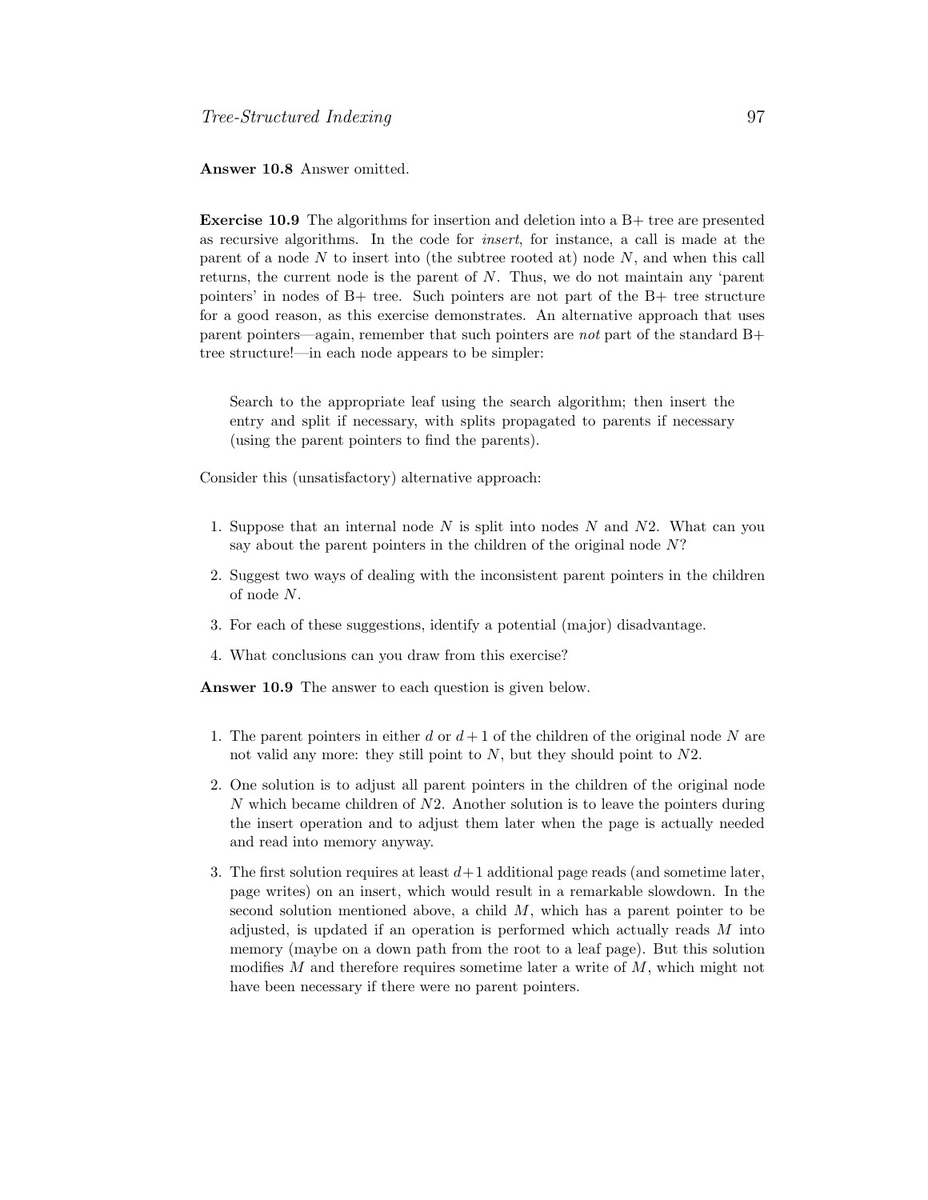**Answer 10.8** Answer omitted.

**Exercise 10.9** The algorithms for insertion and deletion into a B+ tree are presented as recursive algorithms. In the code for *insert*, for instance, a call is made at the parent of a node $N$ to insert into (the subtree rooted at) node $N$, and when this call returns, the current node is the parent of $N$. Thus, we do not maintain any 'parent pointers' in nodes of B+ tree. Such pointers are not part of the B+ tree structure for a good reason, as this exercise demonstrates. An alternative approach that uses parent pointers—again, remember that such pointers are *not* part of the standard B+ tree structure!—in each node appears to be simpler:

> Search to the appropriate leaf using the search algorithm; then insert the entry and split if necessary, with splits propagated to parents if necessary (using the parent pointers to find the parents).

Consider this (unsatisfactory) alternative approach:

1. Suppose that an internal node $N$ is split into nodes $N$ and $N2$. What can you say about the parent pointers in the children of the original node $N$?
2. Suggest two ways of dealing with the inconsistent parent pointers in the children of node $N$.
3. For each of these suggestions, identify a potential (major) disadvantage.
4. What conclusions can you draw from this exercise?

**Answer 10.9** The answer to each question is given below.

1. The parent pointers in either $d$ or $d+1$ of the children of the original node $N$ are not valid any more: they still point to $N$, but they should point to $N2$.
2. One solution is to adjust all parent pointers in the children of the original node $N$ which became children of $N2$. Another solution is to leave the pointers during the insert operation and to adjust them later when the page is actually needed and read into memory anyway.
3. The first solution requires at least $d+1$ additional page reads (and sometime later, page writes) on an insert, which would result in a remarkable slowdown. In the second solution mentioned above, a child $M$, which has a parent pointer to be adjusted, is updated if an operation is performed which actually reads $M$ into memory (maybe on a down path from the root to a leaf page). But this solution modifies $M$ and therefore requires sometime later a write of $M$, which might not have been necessary if there were no parent pointers.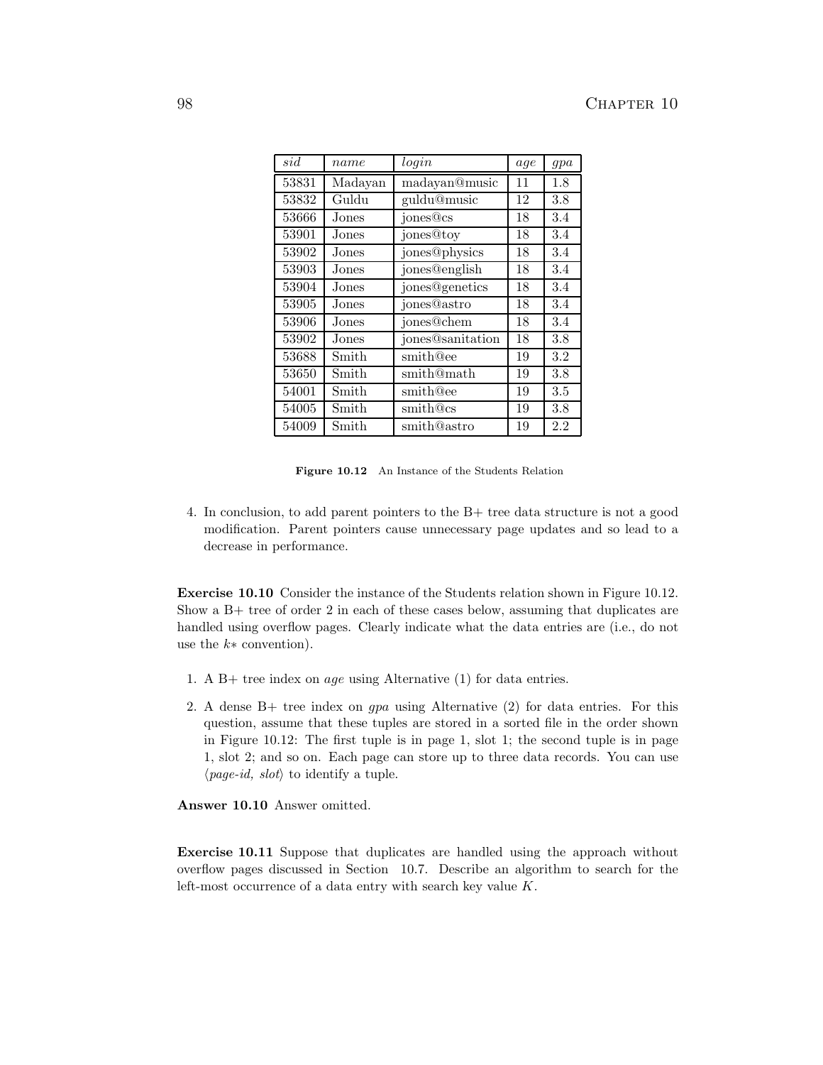| *sid* | *name* | *login* | *age* | *gpa* |
|---|---|---|---|---|
| 53831 | Madayan | madayan@music | 11 | 1.8 |
| 53832 | Guldu | guldu@music | 12 | 3.8 |
| 53666 | Jones | jones@cs | 18 | 3.4 |
| 53901 | Jones | jones@toy | 18 | 3.4 |
| 53902 | Jones | jones@physics | 18 | 3.4 |
| 53903 | Jones | jones@english | 18 | 3.4 |
| 53904 | Jones | jones@genetics | 18 | 3.4 |
| 53905 | Jones | jones@astro | 18 | 3.4 |
| 53906 | Jones | jones@chem | 18 | 3.4 |
| 53902 | Jones | jones@sanitation | 18 | 3.8 |
| 53688 | Smith | smith@ee | 19 | 3.2 |
| 53650 | Smith | smith@math | 19 | 3.8 |
| 54001 | Smith | smith@ee | 19 | 3.5 |
| 54005 | Smith | smith@cs | 19 | 3.8 |
| 54009 | Smith | smith@astro | 19 | 2.2 |

**Figure 10.12** An Instance of the Students Relation

4. In conclusion, to add parent pointers to the B+ tree data structure is not a good modification. Parent pointers cause unnecessary page updates and so lead to a decrease in performance.

**Exercise 10.10** Consider the instance of the Students relation shown in Figure 10.12. Show a B+ tree of order 2 in each of these cases below, assuming that duplicates are handled using overflow pages. Clearly indicate what the data entries are (i.e., do not use the $k*$ convention).

1. A B+ tree index on *age* using Alternative (1) for data entries.

2. A dense B+ tree index on *gpa* using Alternative (2) for data entries. For this question, assume that these tuples are stored in a sorted file in the order shown in Figure 10.12: The first tuple is in page 1, slot 1; the second tuple is in page 1, slot 2; and so on. Each page can store up to three data records. You can use $\langle$*page-id, slot*$\rangle$ to identify a tuple.

**Answer 10.10** Answer omitted.

**Exercise 10.11** Suppose that duplicates are handled using the approach without overflow pages discussed in Section 10.7. Describe an algorithm to search for the left-most occurrence of a data entry with search key value $K$.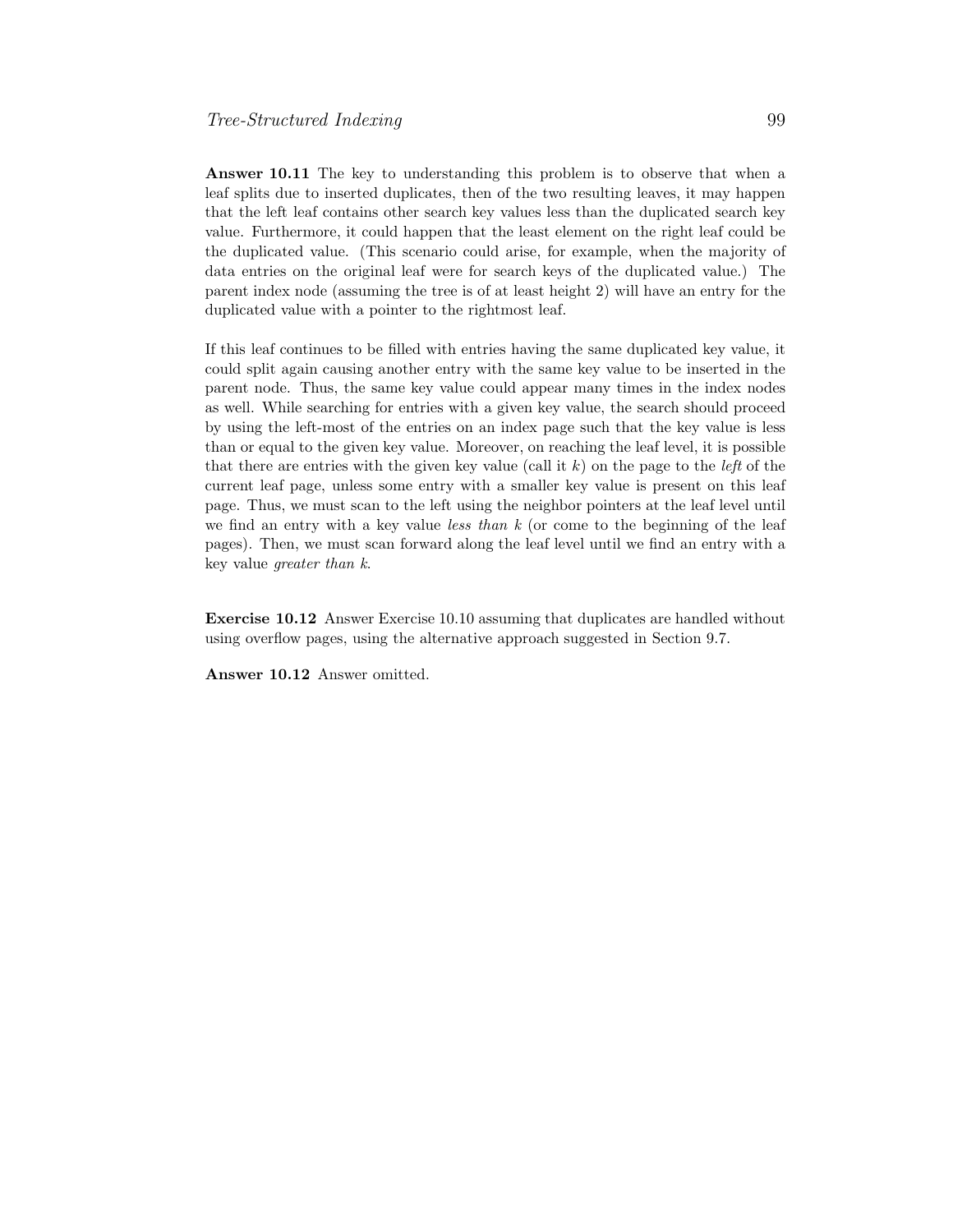**Answer 10.11** The key to understanding this problem is to observe that when a leaf splits due to inserted duplicates, then of the two resulting leaves, it may happen that the left leaf contains other search key values less than the duplicated search key value. Furthermore, it could happen that the least element on the right leaf could be the duplicated value. (This scenario could arise, for example, when the majority of data entries on the original leaf were for search keys of the duplicated value.) The parent index node (assuming the tree is of at least height 2) will have an entry for the duplicated value with a pointer to the rightmost leaf.

If this leaf continues to be filled with entries having the same duplicated key value, it could split again causing another entry with the same key value to be inserted in the parent node. Thus, the same key value could appear many times in the index nodes as well. While searching for entries with a given key value, the search should proceed by using the left-most of the entries on an index page such that the key value is less than or equal to the given key value. Moreover, on reaching the leaf level, it is possible that there are entries with the given key value (call it $k$) on the page to the *left* of the current leaf page, unless some entry with a smaller key value is present on this leaf page. Thus, we must scan to the left using the neighbor pointers at the leaf level until we find an entry with a key value *less than* $k$ (or come to the beginning of the leaf pages). Then, we must scan forward along the leaf level until we find an entry with a key value *greater than* $k$.

**Exercise 10.12** Answer Exercise 10.10 assuming that duplicates are handled without using overflow pages, using the alternative approach suggested in Section 9.7.

**Answer 10.12** Answer omitted.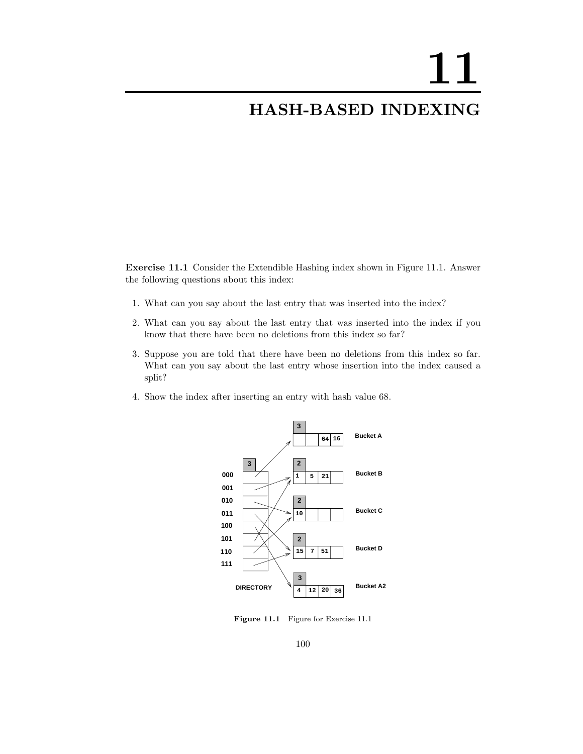# 11

# HASH-BASED INDEXING

**Exercise 11.1** Consider the Extendible Hashing index shown in Figure 11.1. Answer the following questions about this index:

1. What can you say about the last entry that was inserted into the index?
2. What can you say about the last entry that was inserted into the index if you know that there have been no deletions from this index so far?
3. Suppose you are told that there have been no deletions from this index so far. What can you say about the last entry whose insertion into the index caused a split?
4. Show the index after inserting an entry with hash value 68.

**Figure 11.1** Figure for Exercise 11.1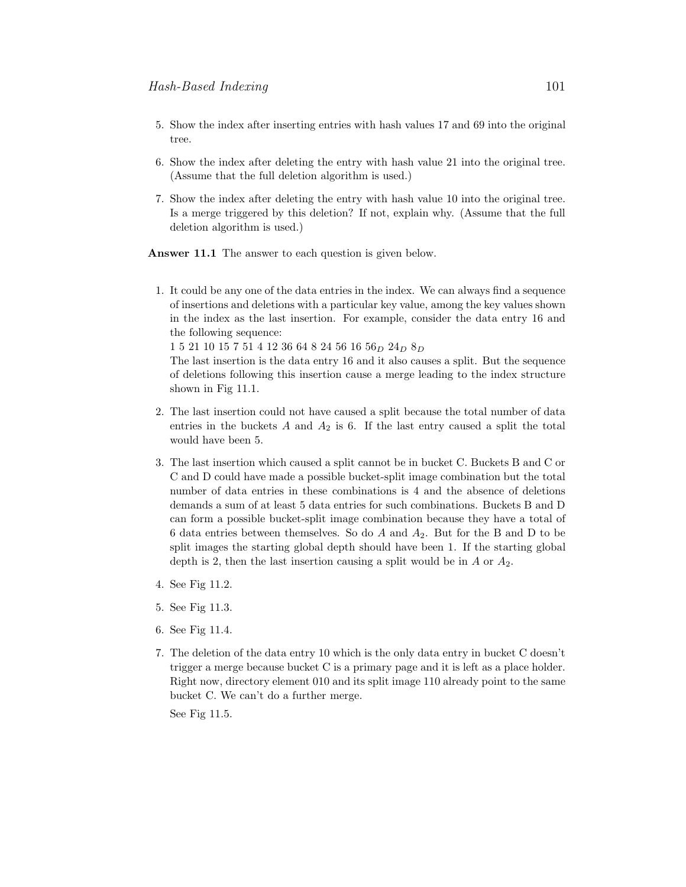5. Show the index after inserting entries with hash values 17 and 69 into the original tree.

6. Show the index after deleting the entry with hash value 21 into the original tree. (Assume that the full deletion algorithm is used.)

7. Show the index after deleting the entry with hash value 10 into the original tree. Is a merge triggered by this deletion? If not, explain why. (Assume that the full deletion algorithm is used.)

**Answer 11.1** The answer to each question is given below.

1. It could be any one of the data entries in the index. We can always find a sequence of insertions and deletions with a particular key value, among the key values shown in the index as the last insertion. For example, consider the data entry 16 and the following sequence:
   1 5 21 10 15 7 51 4 12 36 64 8 24 56 16 $56_D$ $24_D$ $8_D$
   The last insertion is the data entry 16 and it also causes a split. But the sequence of deletions following this insertion cause a merge leading to the index structure shown in Fig 11.1.

2. The last insertion could not have caused a split because the total number of data entries in the buckets $A$ and $A_2$ is 6. If the last entry caused a split the total would have been 5.

3. The last insertion which caused a split cannot be in bucket C. Buckets B and C or C and D could have made a possible bucket-split image combination but the total number of data entries in these combinations is 4 and the absence of deletions demands a sum of at least 5 data entries for such combinations. Buckets B and D can form a possible bucket-split image combination because they have a total of 6 data entries between themselves. So do $A$ and $A_2$. But for the B and D to be split images the starting global depth should have been 1. If the starting global depth is 2, then the last insertion causing a split would be in $A$ or $A_2$.

4. See Fig 11.2.

5. See Fig 11.3.

6. See Fig 11.4.

7. The deletion of the data entry 10 which is the only data entry in bucket C doesn't trigger a merge because bucket C is a primary page and it is left as a place holder. Right now, directory element 010 and its split image 110 already point to the same bucket C. We can't do a further merge.

   See Fig 11.5.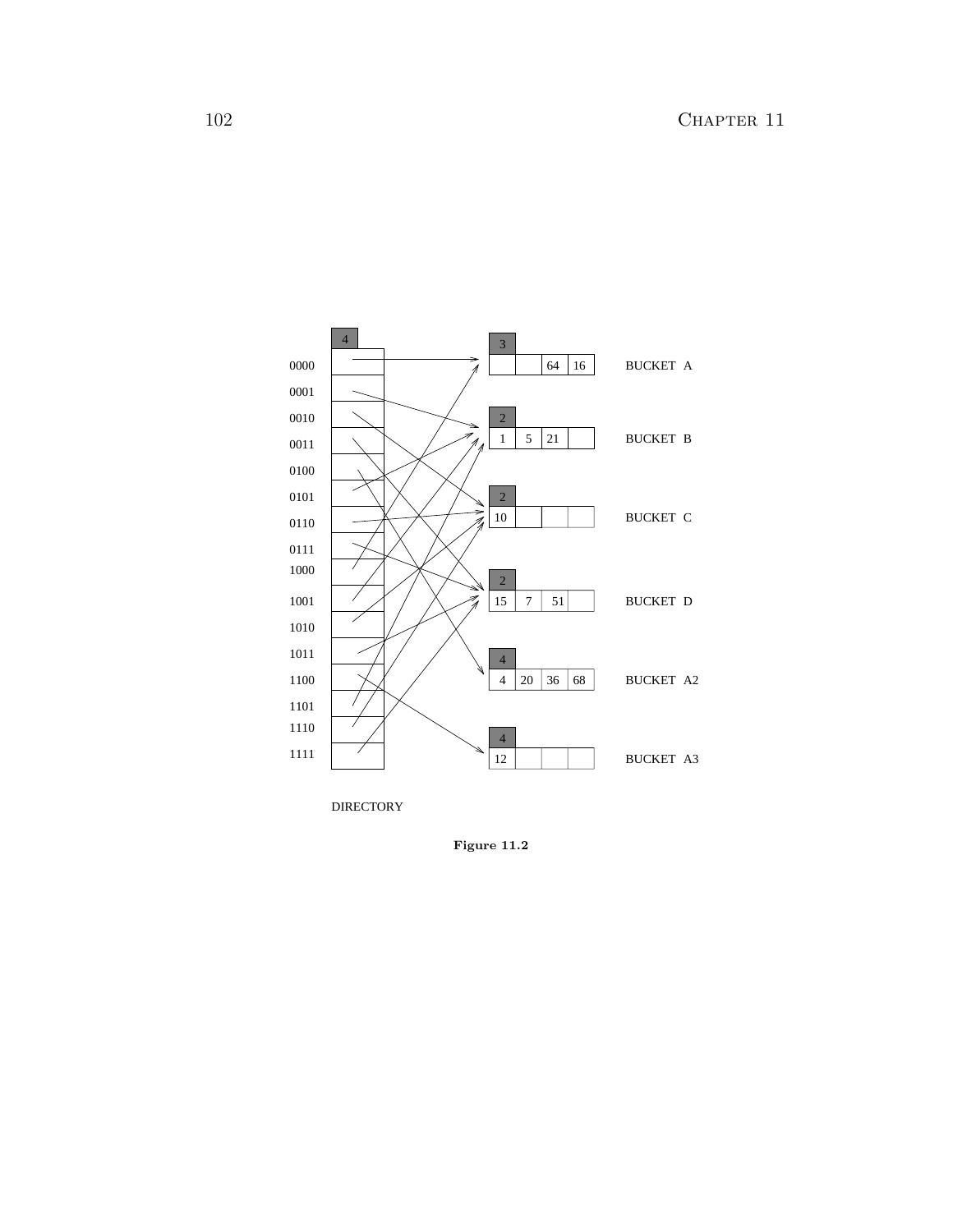Figure 11.2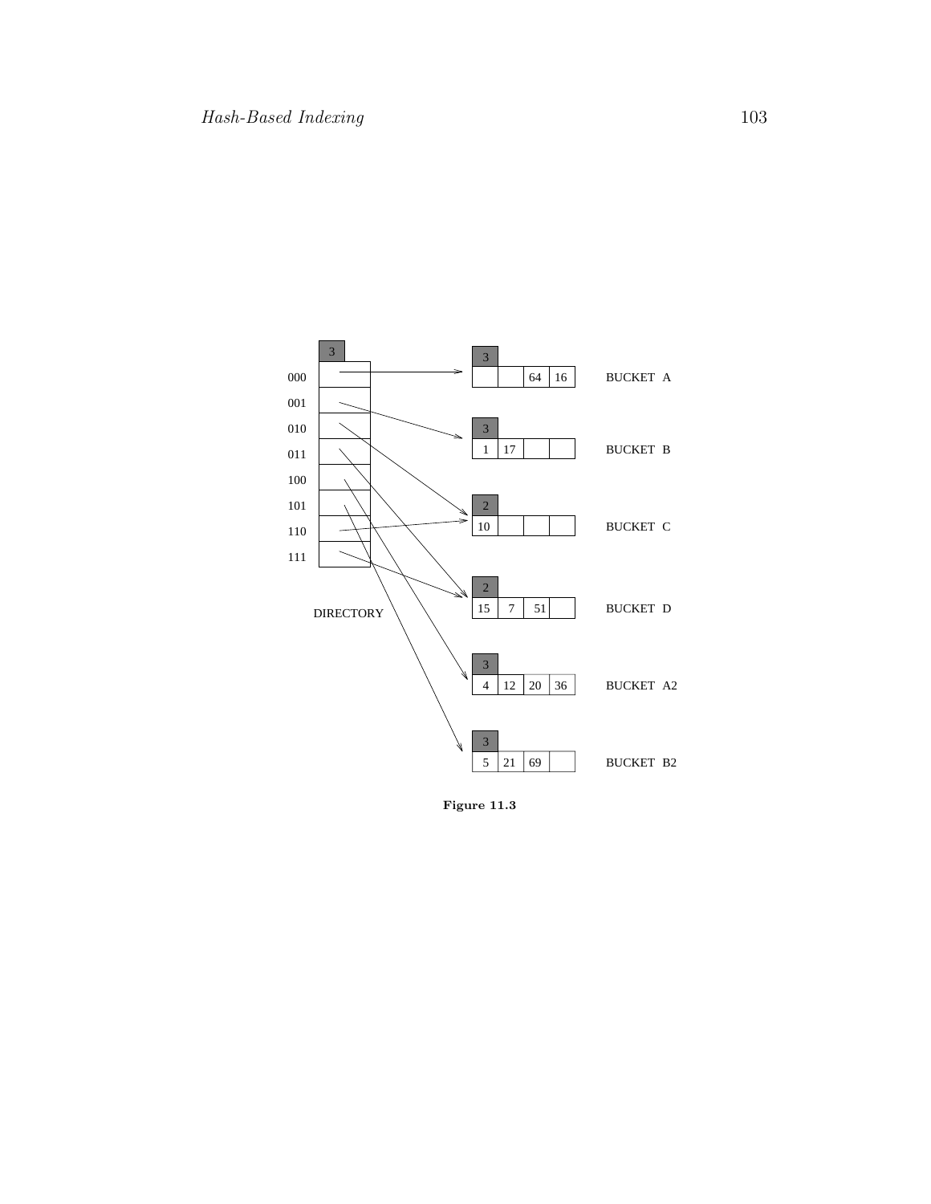**Figure 11.3**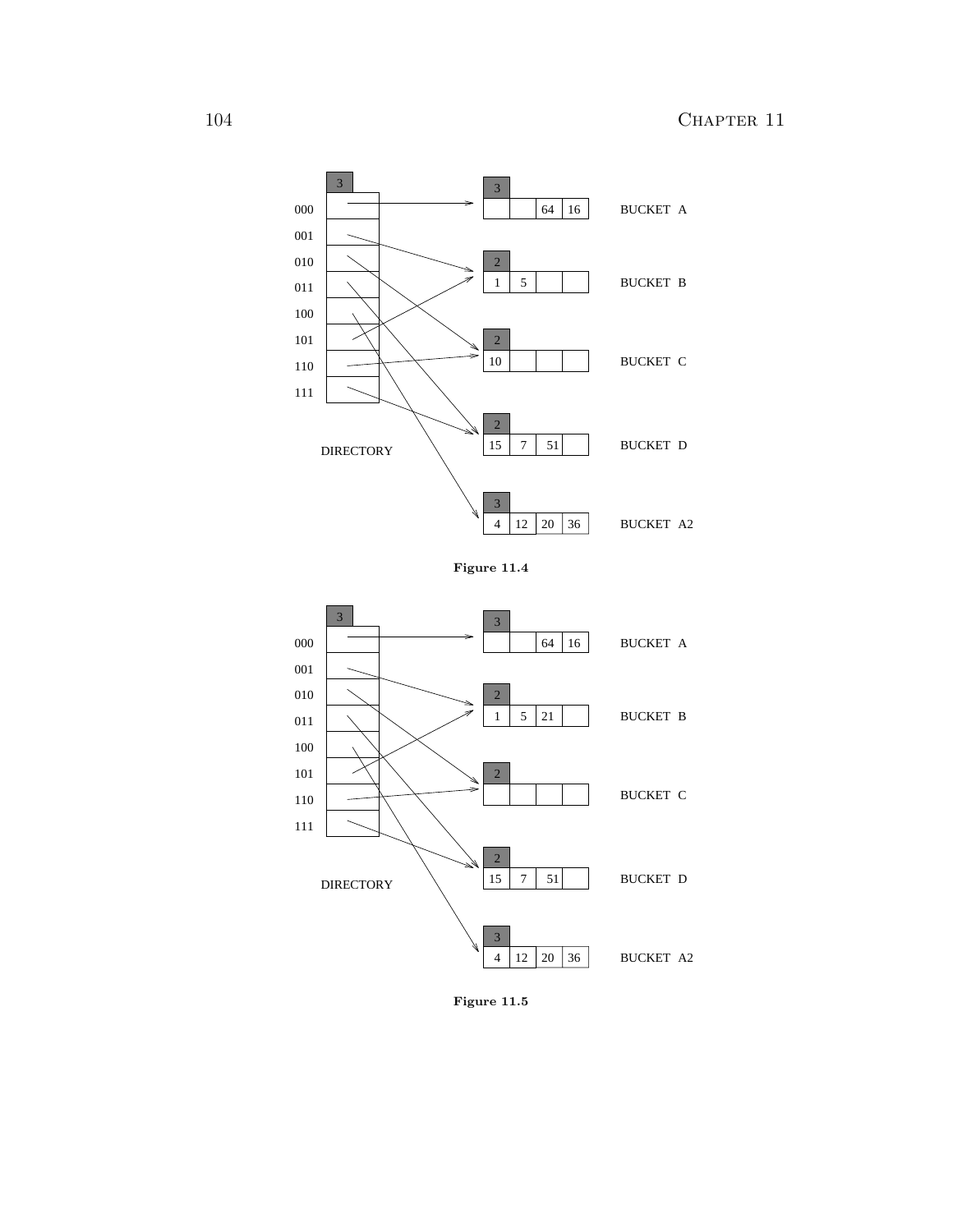**Figure 11.4**

**Figure 11.5**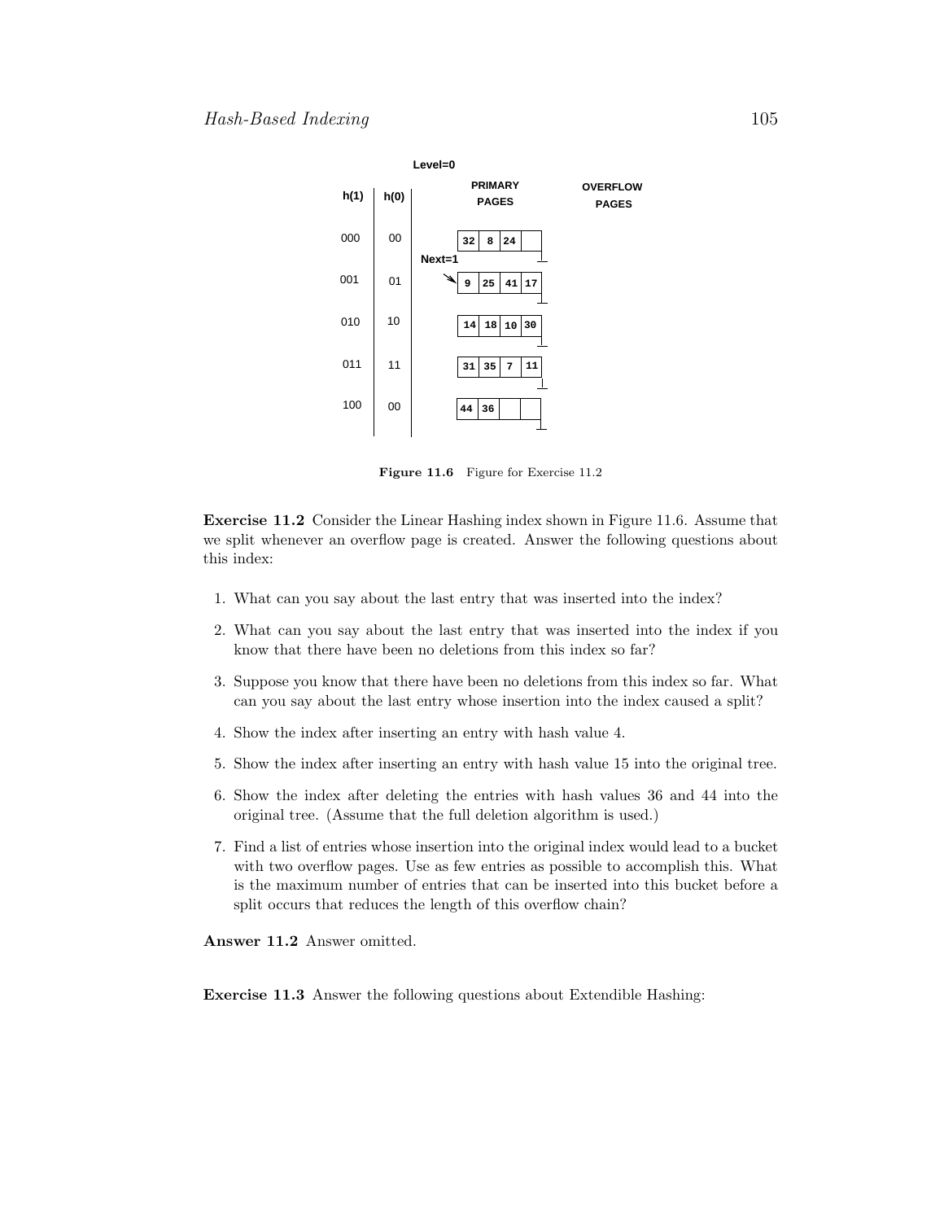Level=0

| h(1) | h(0) | PRIMARY PAGES | OVERFLOW PAGES |
|---|---|---|---|
| 000 | 00 | 32 8 24 | |
| 001 | 01 | Next=1 → 9 25 41 17 | |
| 010 | 10 | 14 18 10 30 | |
| 011 | 11 | 31 35 7 11 | |
| 100 | 00 | 44 36 | |

**Figure 11.6** Figure for Exercise 11.2

**Exercise 11.2** Consider the Linear Hashing index shown in Figure 11.6. Assume that we split whenever an overflow page is created. Answer the following questions about this index:

1. What can you say about the last entry that was inserted into the index?
2. What can you say about the last entry that was inserted into the index if you know that there have been no deletions from this index so far?
3. Suppose you know that there have been no deletions from this index so far. What can you say about the last entry whose insertion into the index caused a split?
4. Show the index after inserting an entry with hash value 4.
5. Show the index after inserting an entry with hash value 15 into the original tree.
6. Show the index after deleting the entries with hash values 36 and 44 into the original tree. (Assume that the full deletion algorithm is used.)
7. Find a list of entries whose insertion into the original index would lead to a bucket with two overflow pages. Use as few entries as possible to accomplish this. What is the maximum number of entries that can be inserted into this bucket before a split occurs that reduces the length of this overflow chain?

**Answer 11.2** Answer omitted.

**Exercise 11.3** Answer the following questions about Extendible Hashing: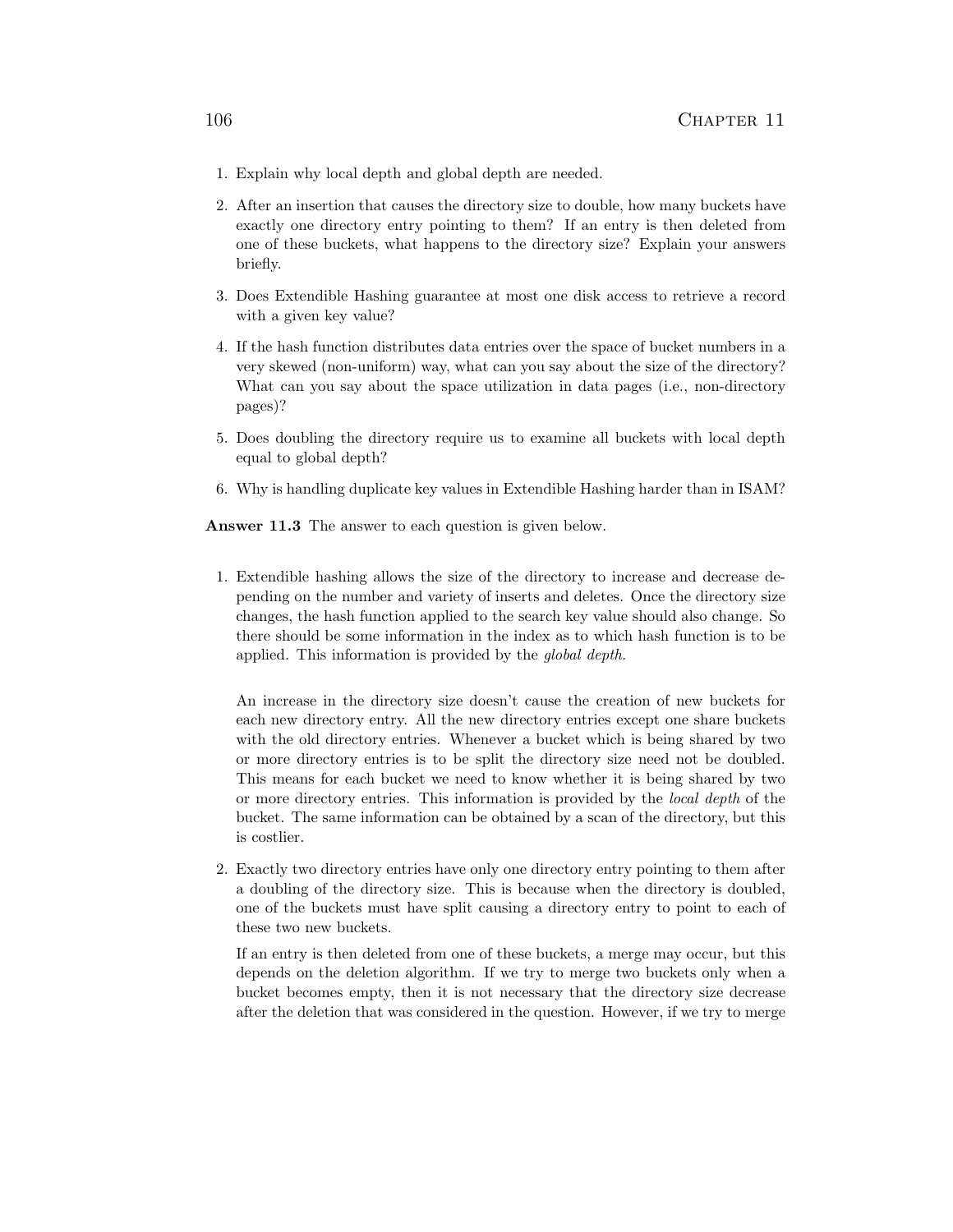1. Explain why local depth and global depth are needed.
2. After an insertion that causes the directory size to double, how many buckets have exactly one directory entry pointing to them? If an entry is then deleted from one of these buckets, what happens to the directory size? Explain your answers briefly.
3. Does Extendible Hashing guarantee at most one disk access to retrieve a record with a given key value?
4. If the hash function distributes data entries over the space of bucket numbers in a very skewed (non-uniform) way, what can you say about the size of the directory? What can you say about the space utilization in data pages (i.e., non-directory pages)?
5. Does doubling the directory require us to examine all buckets with local depth equal to global depth?
6. Why is handling duplicate key values in Extendible Hashing harder than in ISAM?

**Answer 11.3** The answer to each question is given below.

1. Extendible hashing allows the size of the directory to increase and decrease depending on the number and variety of inserts and deletes. Once the directory size changes, the hash function applied to the search key value should also change. So there should be some information in the index as to which hash function is to be applied. This information is provided by the *global depth*.

   An increase in the directory size doesn't cause the creation of new buckets for each new directory entry. All the new directory entries except one share buckets with the old directory entries. Whenever a bucket which is being shared by two or more directory entries is to be split the directory size need not be doubled. This means for each bucket we need to know whether it is being shared by two or more directory entries. This information is provided by the *local depth* of the bucket. The same information can be obtained by a scan of the directory, but this is costlier.

2. Exactly two directory entries have only one directory entry pointing to them after a doubling of the directory size. This is because when the directory is doubled, one of the buckets must have split causing a directory entry to point to each of these two new buckets.

   If an entry is then deleted from one of these buckets, a merge may occur, but this depends on the deletion algorithm. If we try to merge two buckets only when a bucket becomes empty, then it is not necessary that the directory size decrease after the deletion that was considered in the question. However, if we try to merge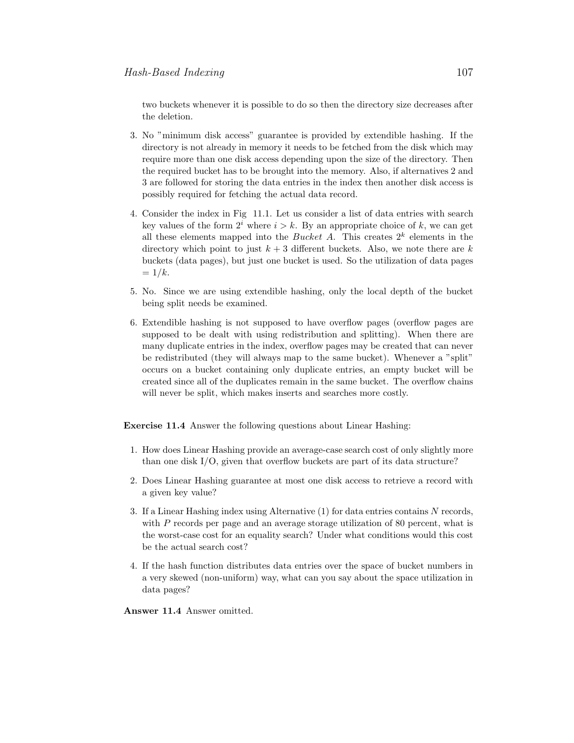two buckets whenever it is possible to do so then the directory size decreases after the deletion.

3. No "minimum disk access" guarantee is provided by extendible hashing. If the directory is not already in memory it needs to be fetched from the disk which may require more than one disk access depending upon the size of the directory. Then the required bucket has to be brought into the memory. Also, if alternatives 2 and 3 are followed for storing the data entries in the index then another disk access is possibly required for fetching the actual data record.

4. Consider the index in Fig 11.1. Let us consider a list of data entries with search key values of the form $2^i$ where $i > k$. By an appropriate choice of $k$, we can get all these elements mapped into the *Bucket A*. This creates $2^k$ elements in the directory which point to just $k + 3$ different buckets. Also, we note there are $k$ buckets (data pages), but just one bucket is used. So the utilization of data pages $= 1/k$.

5. No. Since we are using extendible hashing, only the local depth of the bucket being split needs be examined.

6. Extendible hashing is not supposed to have overflow pages (overflow pages are supposed to be dealt with using redistribution and splitting). When there are many duplicate entries in the index, overflow pages may be created that can never be redistributed (they will always map to the same bucket). Whenever a "split" occurs on a bucket containing only duplicate entries, an empty bucket will be created since all of the duplicates remain in the same bucket. The overflow chains will never be split, which makes inserts and searches more costly.

**Exercise 11.4** Answer the following questions about Linear Hashing:

1. How does Linear Hashing provide an average-case search cost of only slightly more than one disk I/O, given that overflow buckets are part of its data structure?

2. Does Linear Hashing guarantee at most one disk access to retrieve a record with a given key value?

3. If a Linear Hashing index using Alternative (1) for data entries contains $N$ records, with $P$ records per page and an average storage utilization of 80 percent, what is the worst-case cost for an equality search? Under what conditions would this cost be the actual search cost?

4. If the hash function distributes data entries over the space of bucket numbers in a very skewed (non-uniform) way, what can you say about the space utilization in data pages?

**Answer 11.4** Answer omitted.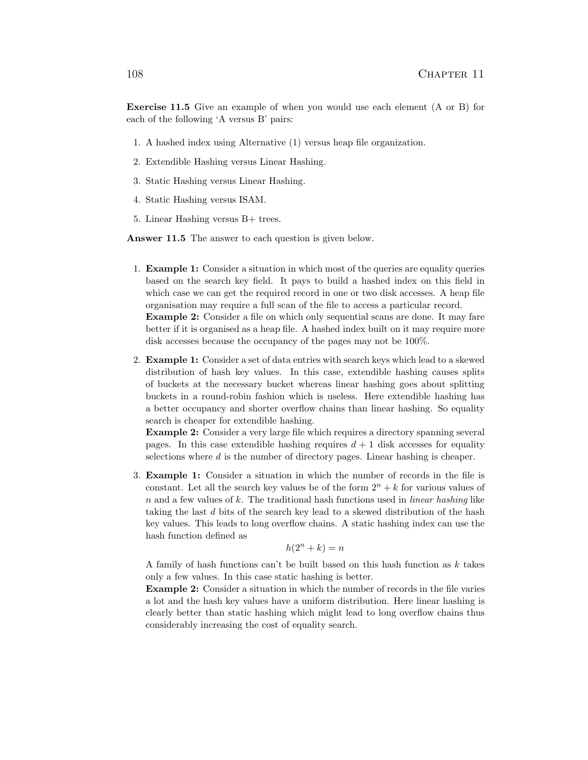**Exercise 11.5** Give an example of when you would use each element (A or B) for each of the following 'A versus B' pairs:

1. A hashed index using Alternative (1) versus heap file organization.
2. Extendible Hashing versus Linear Hashing.
3. Static Hashing versus Linear Hashing.
4. Static Hashing versus ISAM.
5. Linear Hashing versus B+ trees.

**Answer 11.5** The answer to each question is given below.

1. **Example 1:** Consider a situation in which most of the queries are equality queries based on the search key field. It pays to build a hashed index on this field in which case we can get the required record in one or two disk accesses. A heap file organisation may require a full scan of the file to access a particular record.
   **Example 2:** Consider a file on which only sequential scans are done. It may fare better if it is organised as a heap file. A hashed index built on it may require more disk accesses because the occupancy of the pages may not be 100%.

2. **Example 1:** Consider a set of data entries with search keys which lead to a skewed distribution of hash key values. In this case, extendible hashing causes splits of buckets at the necessary bucket whereas linear hashing goes about splitting buckets in a round-robin fashion which is useless. Here extendible hashing has a better occupancy and shorter overflow chains than linear hashing. So equality search is cheaper for extendible hashing.
   **Example 2:** Consider a very large file which requires a directory spanning several pages. In this case extendible hashing requires $d + 1$ disk accesses for equality selections where $d$ is the number of directory pages. Linear hashing is cheaper.

3. **Example 1:** Consider a situation in which the number of records in the file is constant. Let all the search key values be of the form $2^n + k$ for various values of $n$ and a few values of $k$. The traditional hash functions used in *linear hashing* like taking the last $d$ bits of the search key lead to a skewed distribution of the hash key values. This leads to long overflow chains. A static hashing index can use the hash function defined as

   $$h(2^n + k) = n$$

   A family of hash functions can't be built based on this hash function as $k$ takes only a few values. In this case static hashing is better.
   **Example 2:** Consider a situation in which the number of records in the file varies a lot and the hash key values have a uniform distribution. Here linear hashing is clearly better than static hashing which might lead to long overflow chains thus considerably increasing the cost of equality search.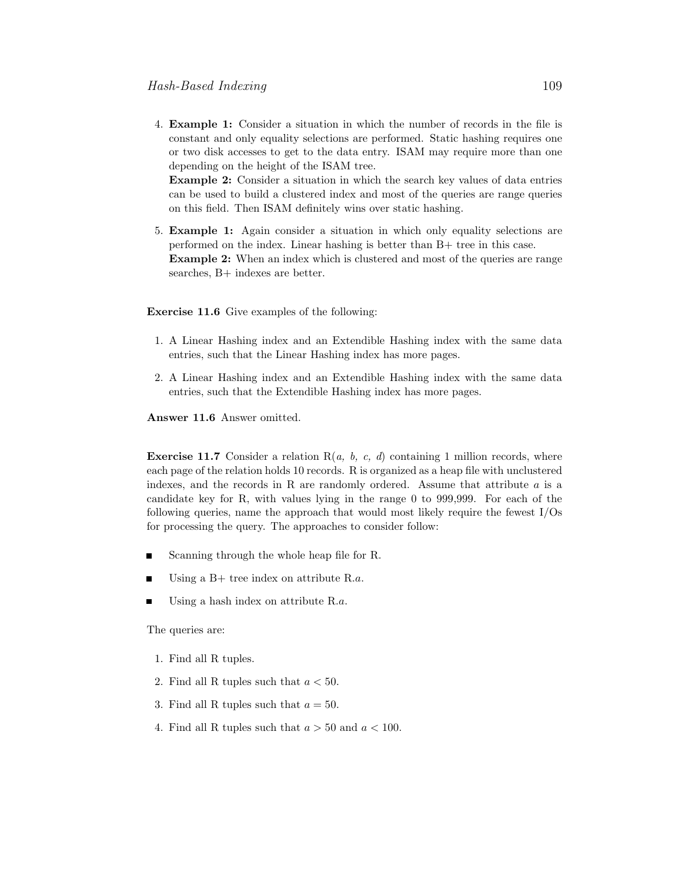4. **Example 1:** Consider a situation in which the number of records in the file is constant and only equality selections are performed. Static hashing requires one or two disk accesses to get to the data entry. ISAM may require more than one depending on the height of the ISAM tree.
   **Example 2:** Consider a situation in which the search key values of data entries can be used to build a clustered index and most of the queries are range queries on this field. Then ISAM definitely wins over static hashing.

5. **Example 1:** Again consider a situation in which only equality selections are performed on the index. Linear hashing is better than B+ tree in this case.
   **Example 2:** When an index which is clustered and most of the queries are range searches, B+ indexes are better.

**Exercise 11.6** Give examples of the following:

1. A Linear Hashing index and an Extendible Hashing index with the same data entries, such that the Linear Hashing index has more pages.

2. A Linear Hashing index and an Extendible Hashing index with the same data entries, such that the Extendible Hashing index has more pages.

**Answer 11.6** Answer omitted.

**Exercise 11.7** Consider a relation R(*a, b, c, d*) containing 1 million records, where each page of the relation holds 10 records. R is organized as a heap file with unclustered indexes, and the records in R are randomly ordered. Assume that attribute *a* is a candidate key for R, with values lying in the range 0 to 999,999. For each of the following queries, name the approach that would most likely require the fewest I/Os for processing the query. The approaches to consider follow:

- Scanning through the whole heap file for R.
- Using a B+ tree index on attribute R.*a*.
- Using a hash index on attribute R.*a*.

The queries are:

1. Find all R tuples.

2. Find all R tuples such that $a < 50$.

3. Find all R tuples such that $a = 50$.

4. Find all R tuples such that $a > 50$ and $a < 100$.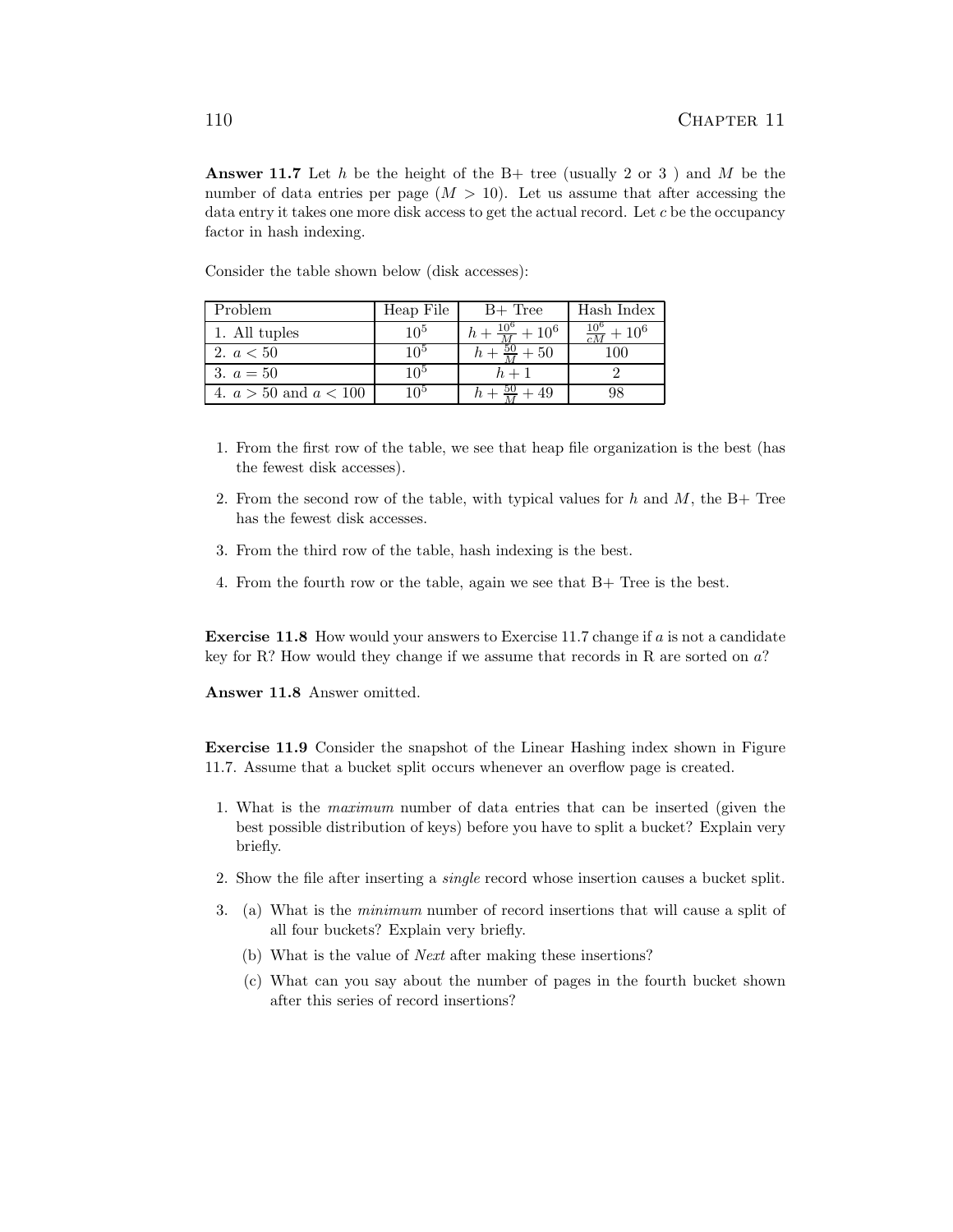**Answer 11.7** Let $h$ be the height of the B+ tree (usually 2 or 3 ) and $M$ be the number of data entries per page ($M > 10$). Let us assume that after accessing the data entry it takes one more disk access to get the actual record. Let $c$ be the occupancy factor in hash indexing.

Consider the table shown below (disk accesses):

| Problem | Heap File | B+ Tree | Hash Index |
|---|---|---|---|
| 1. All tuples | $10^5$ | $h + \frac{10^6}{M} + 10^6$ | $\frac{10^6}{cM} + 10^6$ |
| 2. $a < 50$ | $10^5$ | $h + \frac{50}{M} + 50$ | 100 |
| 3. $a = 50$ | $10^5$ | $h + 1$ | 2 |
| 4. $a > 50$ and $a < 100$ | $10^5$ | $h + \frac{50}{M} + 49$ | 98 |

1. From the first row of the table, we see that heap file organization is the best (has the fewest disk accesses).
2. From the second row of the table, with typical values for $h$ and $M$, the B+ Tree has the fewest disk accesses.
3. From the third row of the table, hash indexing is the best.
4. From the fourth row or the table, again we see that B+ Tree is the best.

**Exercise 11.8** How would your answers to Exercise 11.7 change if $a$ is not a candidate key for R? How would they change if we assume that records in R are sorted on $a$?

**Answer 11.8** Answer omitted.

**Exercise 11.9** Consider the snapshot of the Linear Hashing index shown in Figure 11.7. Assume that a bucket split occurs whenever an overflow page is created.

1. What is the *maximum* number of data entries that can be inserted (given the best possible distribution of keys) before you have to split a bucket? Explain very briefly.
2. Show the file after inserting a *single* record whose insertion causes a bucket split.
3. (a) What is the *minimum* number of record insertions that will cause a split of all four buckets? Explain very briefly.

   (b) What is the value of *Next* after making these insertions?

   (c) What can you say about the number of pages in the fourth bucket shown after this series of record insertions?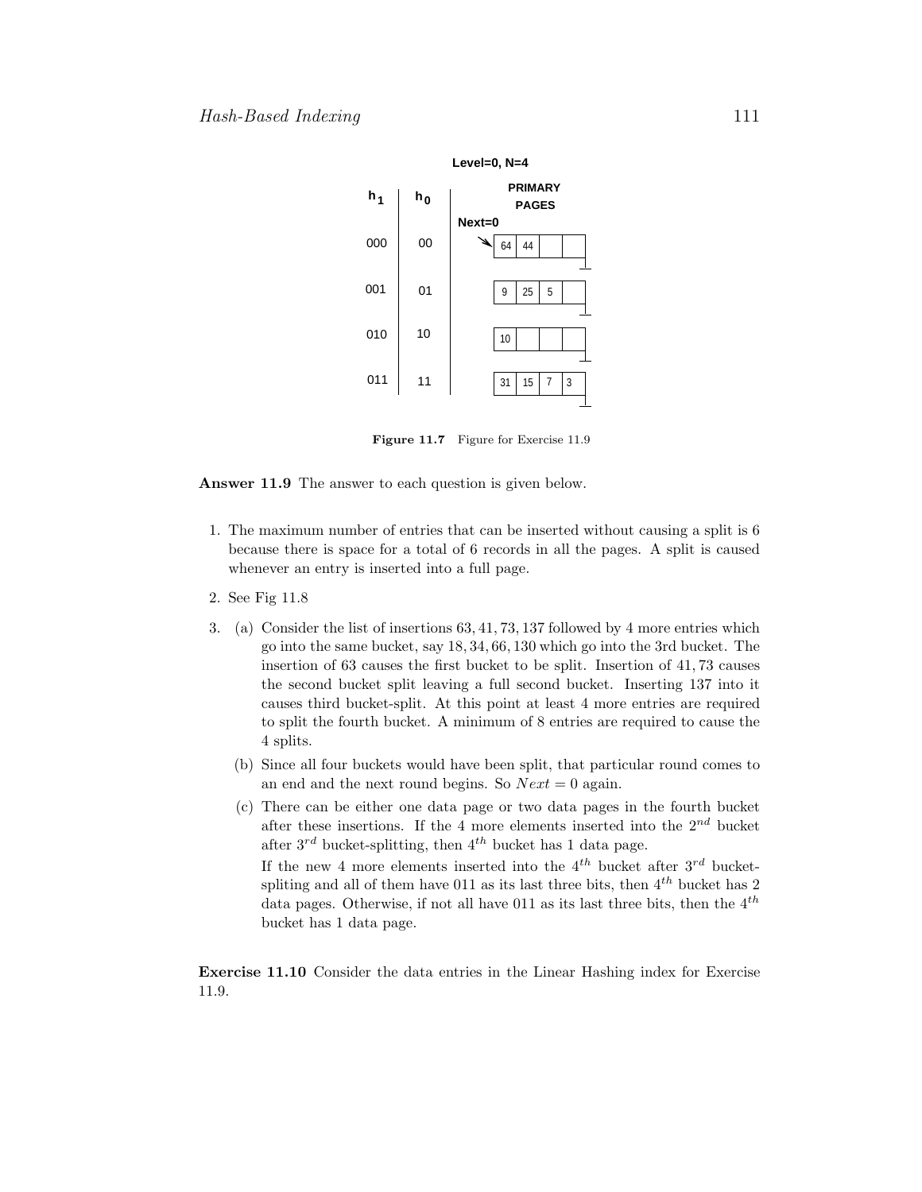Level=0, N=4

| $h_1$ | $h_0$ | PRIMARY PAGES (Next=0) |
|---|---|---|
| 000 | 00 | 64, 44 |
| 001 | 01 | 9, 25, 5 |
| 010 | 10 | 10 |
| 011 | 11 | 31, 15, 7, 3 |

**Figure 11.7** Figure for Exercise 11.9

**Answer 11.9** The answer to each question is given below.

1. The maximum number of entries that can be inserted without causing a split is 6 because there is space for a total of 6 records in all the pages. A split is caused whenever an entry is inserted into a full page.

2. See Fig 11.8

3. (a) Consider the list of insertions $63, 41, 73, 137$ followed by 4 more entries which go into the same bucket, say $18, 34, 66, 130$ which go into the 3rd bucket. The insertion of 63 causes the first bucket to be split. Insertion of $41, 73$ causes the second bucket split leaving a full second bucket. Inserting 137 into it causes third bucket-split. At this point at least 4 more entries are required to split the fourth bucket. A minimum of 8 entries are required to cause the 4 splits.

   (b) Since all four buckets would have been split, that particular round comes to an end and the next round begins. So $Next = 0$ again.

   (c) There can be either one data page or two data pages in the fourth bucket after these insertions. If the 4 more elements inserted into the $2^{nd}$ bucket after $3^{rd}$ bucket-splitting, then $4^{th}$ bucket has 1 data page.

   If the new 4 more elements inserted into the $4^{th}$ bucket after $3^{rd}$ bucket-spliting and all of them have 011 as its last three bits, then $4^{th}$ bucket has 2 data pages. Otherwise, if not all have 011 as its last three bits, then the $4^{th}$ bucket has 1 data page.

**Exercise 11.10** Consider the data entries in the Linear Hashing index for Exercise 11.9.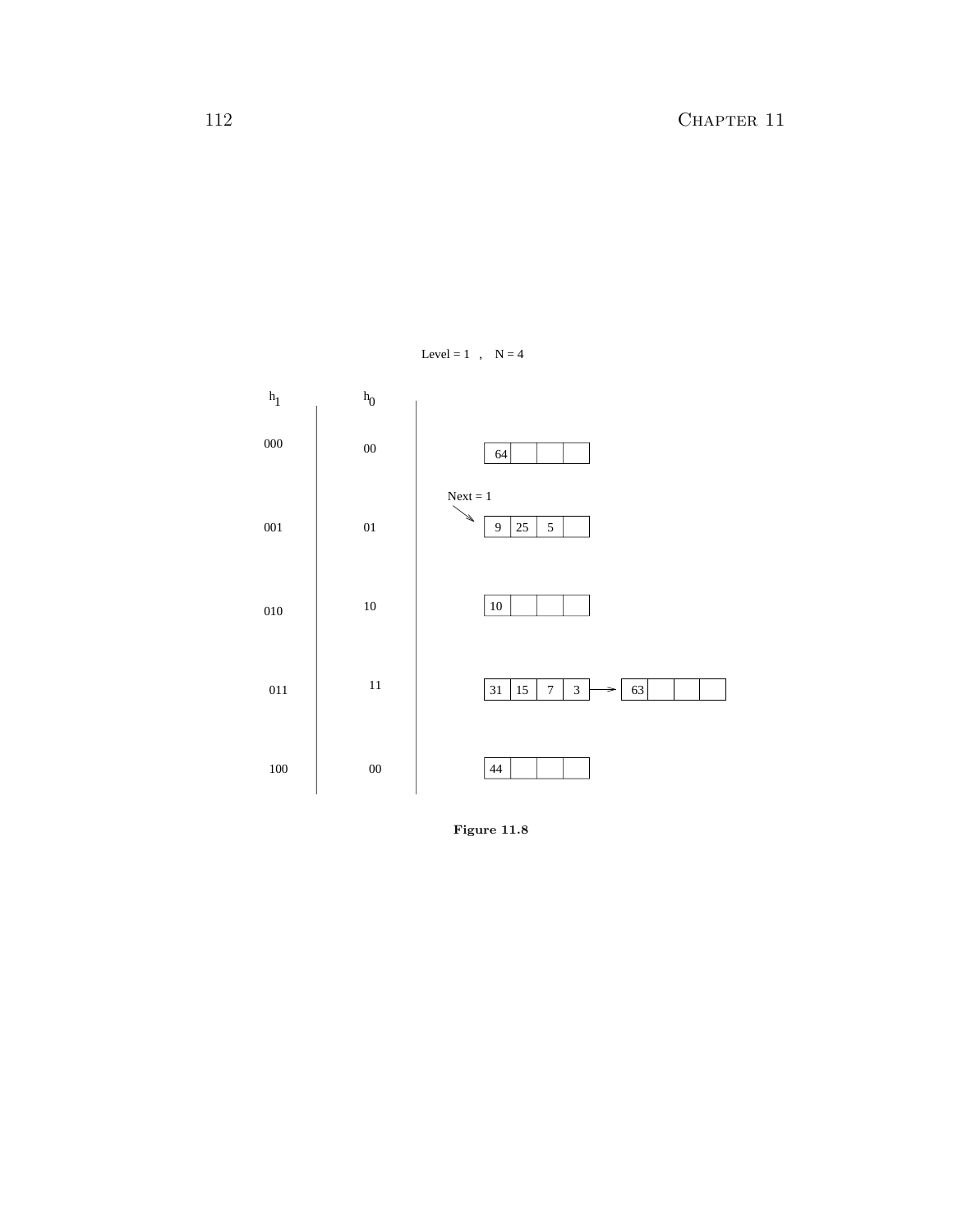Level = 1 , N = 4

| $h_1$ | $h_0$ | |
|---|---|---|
| 000 | 00 | 64 |
| 001 | 01 | 9, 25, 5 (Next = 1) |
| 010 | 10 | 10 |
| 011 | 11 | 31, 15, 7, 3 → 63 |
| 100 | 00 | 44 |

**Figure 11.8**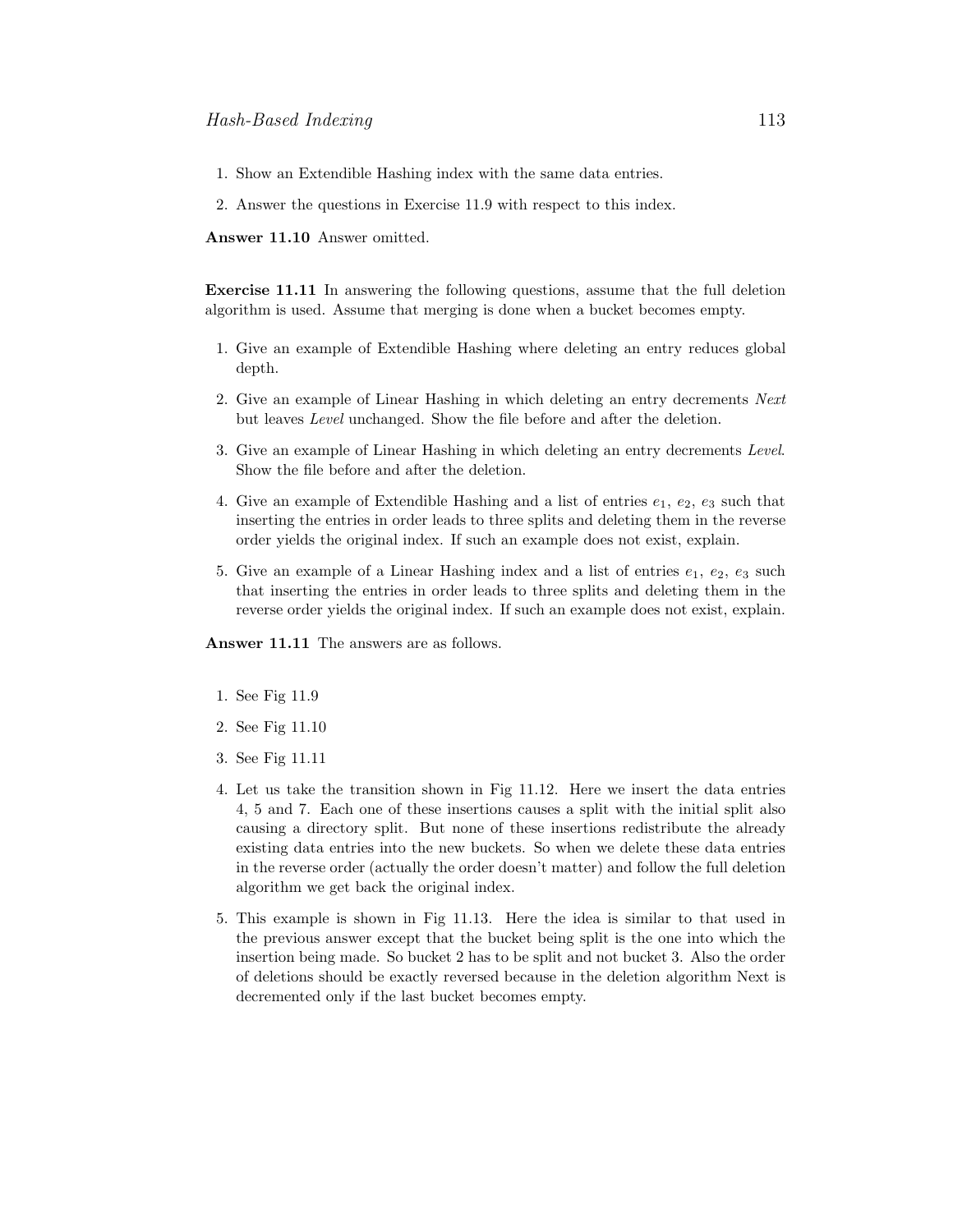1. Show an Extendible Hashing index with the same data entries.
2. Answer the questions in Exercise 11.9 with respect to this index.

**Answer 11.10** Answer omitted.

**Exercise 11.11** In answering the following questions, assume that the full deletion algorithm is used. Assume that merging is done when a bucket becomes empty.

1. Give an example of Extendible Hashing where deleting an entry reduces global depth.
2. Give an example of Linear Hashing in which deleting an entry decrements *Next* but leaves *Level* unchanged. Show the file before and after the deletion.
3. Give an example of Linear Hashing in which deleting an entry decrements *Level*. Show the file before and after the deletion.
4. Give an example of Extendible Hashing and a list of entries $e_1$, $e_2$, $e_3$ such that inserting the entries in order leads to three splits and deleting them in the reverse order yields the original index. If such an example does not exist, explain.
5. Give an example of a Linear Hashing index and a list of entries $e_1$, $e_2$, $e_3$ such that inserting the entries in order leads to three splits and deleting them in the reverse order yields the original index. If such an example does not exist, explain.

**Answer 11.11** The answers are as follows.

1. See Fig 11.9
2. See Fig 11.10
3. See Fig 11.11
4. Let us take the transition shown in Fig 11.12. Here we insert the data entries 4, 5 and 7. Each one of these insertions causes a split with the initial split also causing a directory split. But none of these insertions redistribute the already existing data entries into the new buckets. So when we delete these data entries in the reverse order (actually the order doesn't matter) and follow the full deletion algorithm we get back the original index.
5. This example is shown in Fig 11.13. Here the idea is similar to that used in the previous answer except that the bucket being split is the one into which the insertion being made. So bucket 2 has to be split and not bucket 3. Also the order of deletions should be exactly reversed because in the deletion algorithm Next is decremented only if the last bucket becomes empty.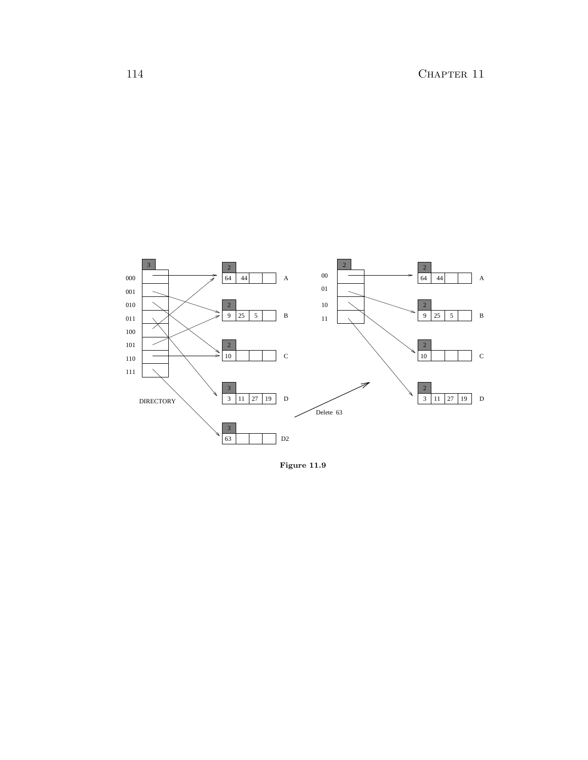**Figure 11.9**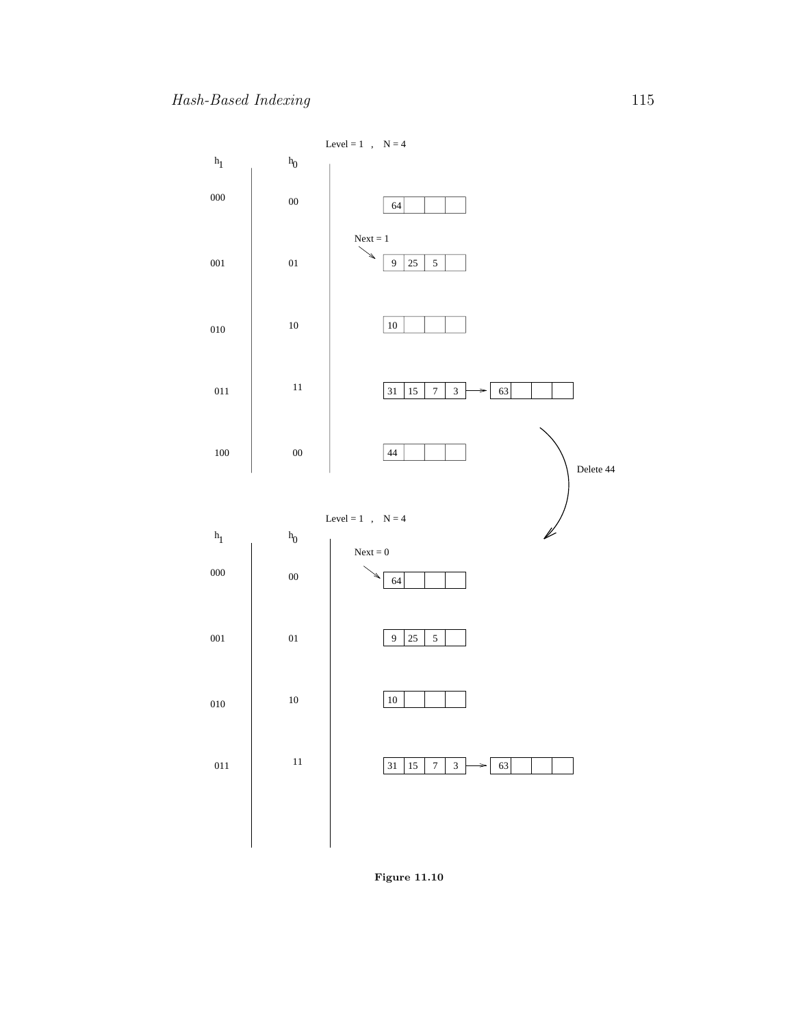Level = 1 , N = 4

| $h_1$ | $h_0$ | |
|---|---|---|
| 000 | 00 | 64 |
| 001 | 01 | Next = 1 → 9, 25, 5 |
| 010 | 10 | 10 |
| 011 | 11 | 31, 15, 7, 3 → 63 |
| 100 | 00 | 44 |

Delete 44

Level = 1 , N = 4

| $h_1$ | $h_0$ | |
|---|---|---|
| 000 | 00 | Next = 0 → 64 |
| 001 | 01 | 9, 25, 5 |
| 010 | 10 | 10 |
| 011 | 11 | 31, 15, 7, 3 → 63 |

**Figure 11.10**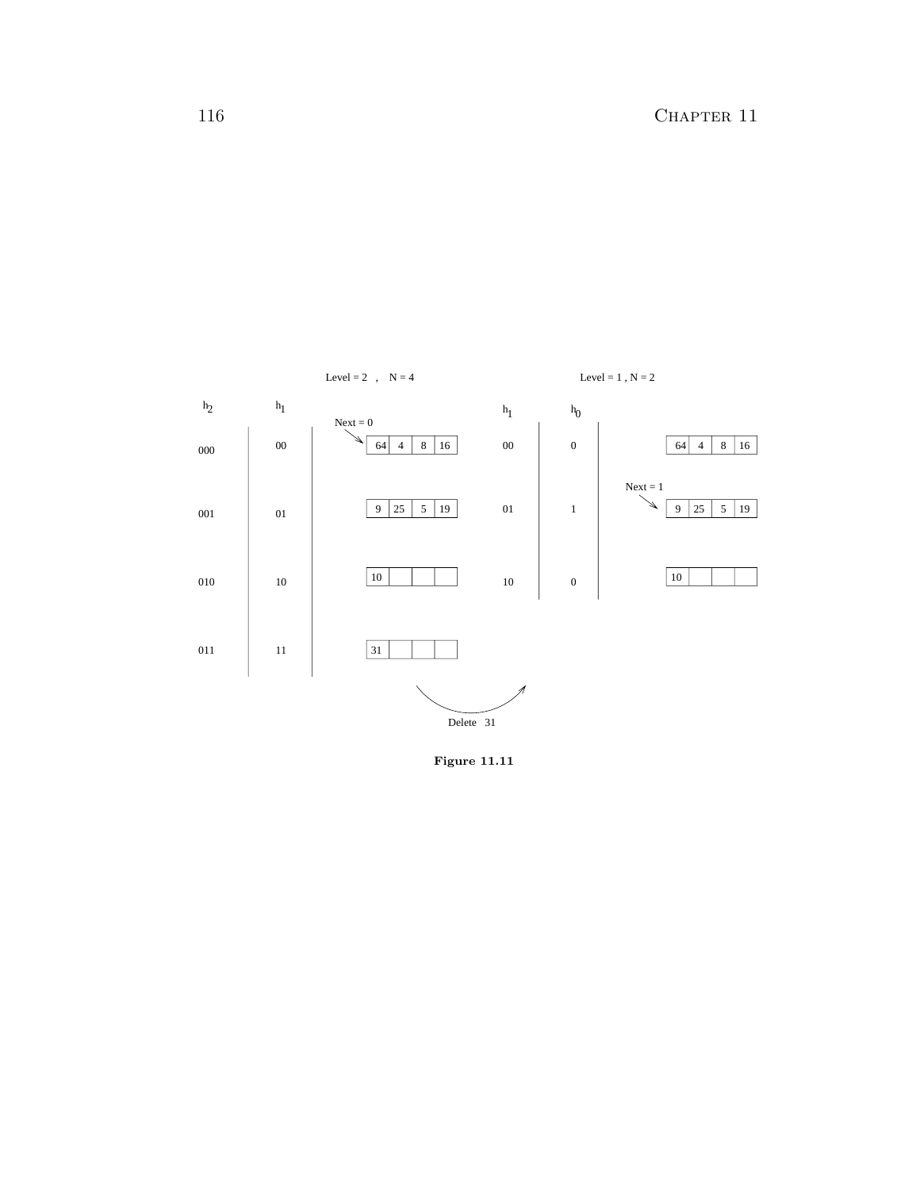Level = 2 , N = 4

| $h_2$ | $h_1$ | |
|---|---|---|
| 000 | 00 | Next = 0 → 64 4 8 16 |
| 001 | 01 | 9 25 5 19 |
| 010 | 10 | 10 |
| 011 | 11 | 31 |

Delete 31

Level = 1 , N = 2

| $h_1$ | $h_0$ | |
|---|---|---|
| 00 | 0 | 64 4 8 16 |
| 01 | 1 | Next = 1 → 9 25 5 19 |
| 10 | 0 | 10 |

**Figure 11.11**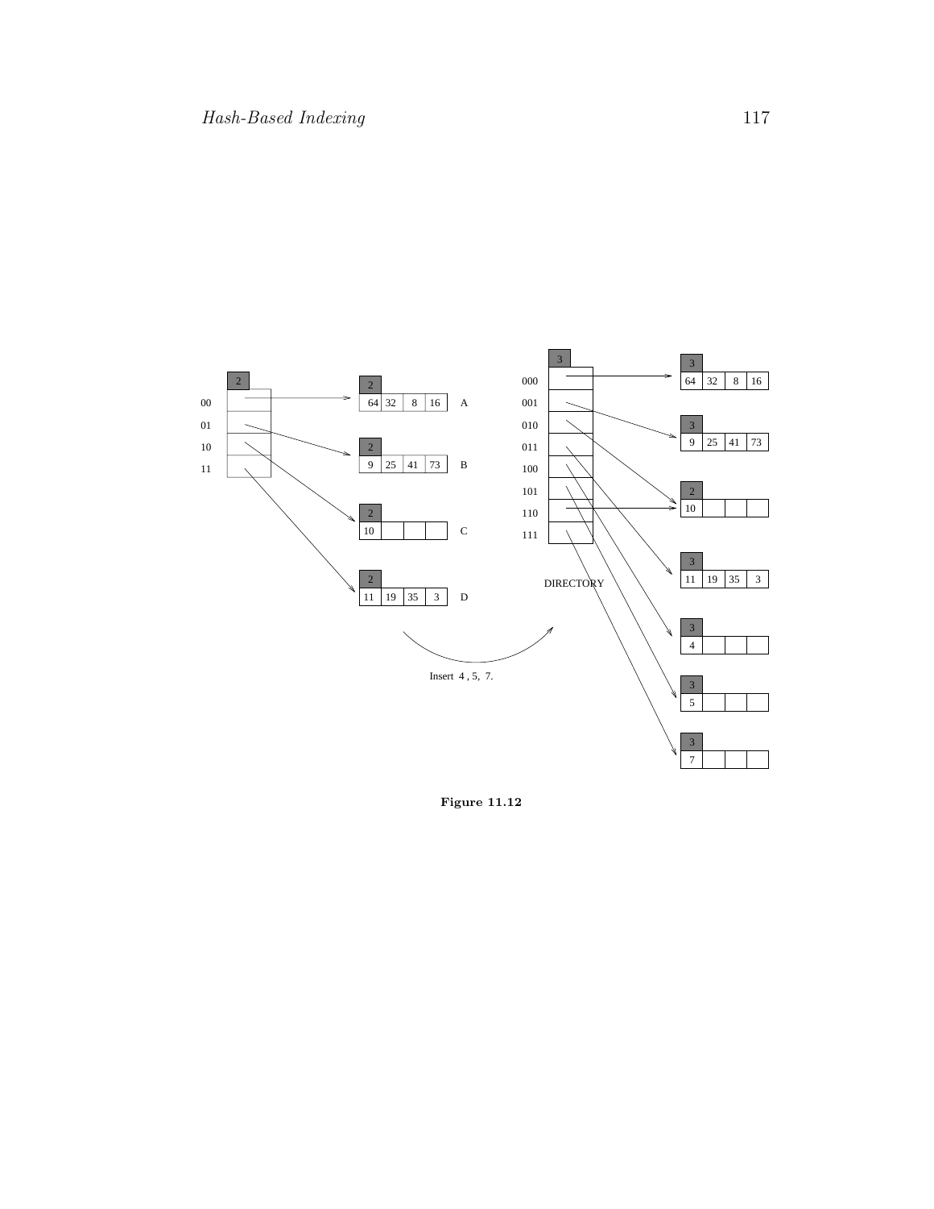**Figure 11.12**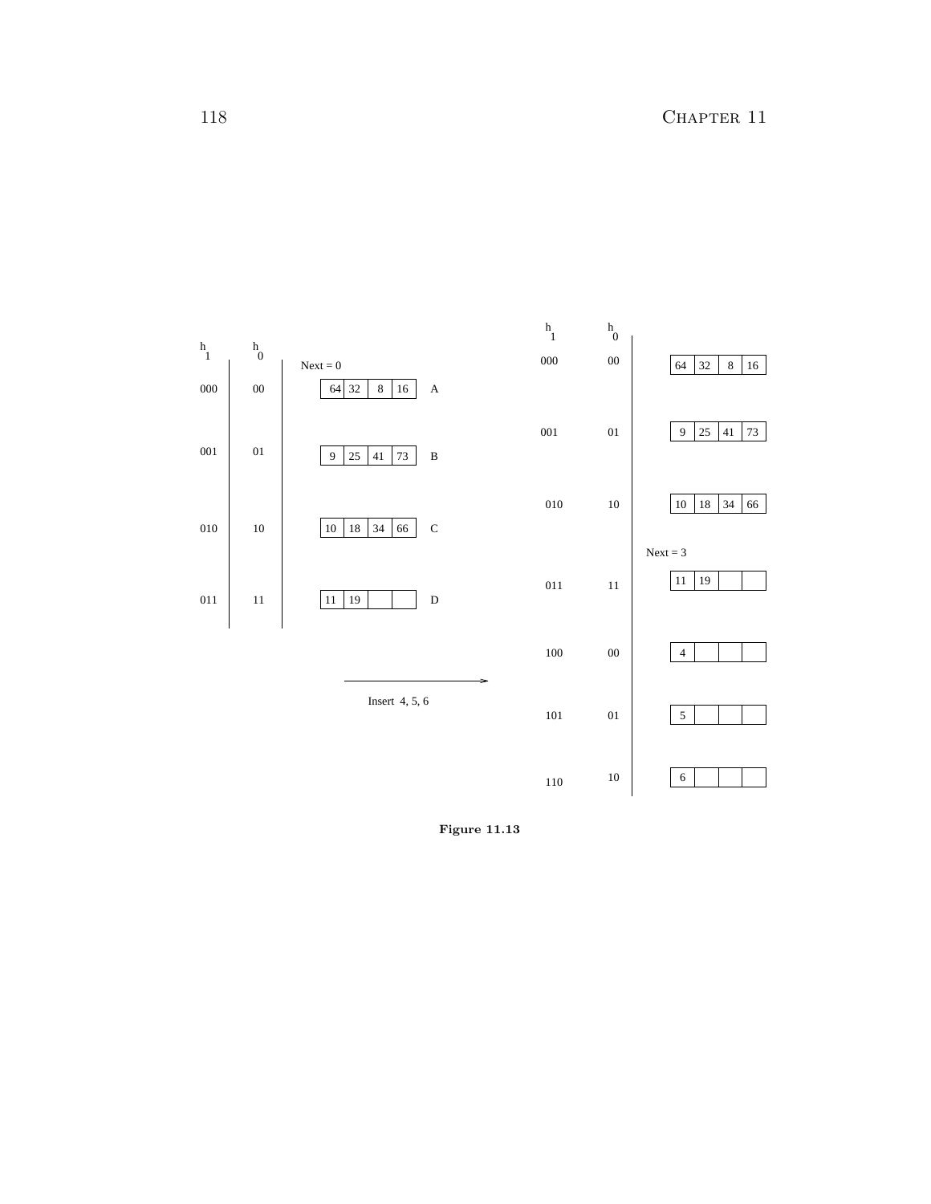| $h_1$ | $h_0$ | Next = 0 | |
|---|---|---|---|
| 000 | 00 | 64 32 8 16 | A |
| 001 | 01 | 9 25 41 73 | B |
| 010 | 10 | 10 18 34 66 | C |
| 011 | 11 | 11 19 | D |

Insert 4, 5, 6

| $h_1$ | $h_0$ | |
|---|---|---|
| 000 | 00 | 64 32 8 16 |
| 001 | 01 | 9 25 41 73 |
| 010 | 10 | 10 18 34 66 |
| | | Next = 3 |
| 011 | 11 | 11 19 |
| 100 | 00 | 4 |
| 101 | 01 | 5 |
| 110 | 10 | 6 |

**Figure 11.13**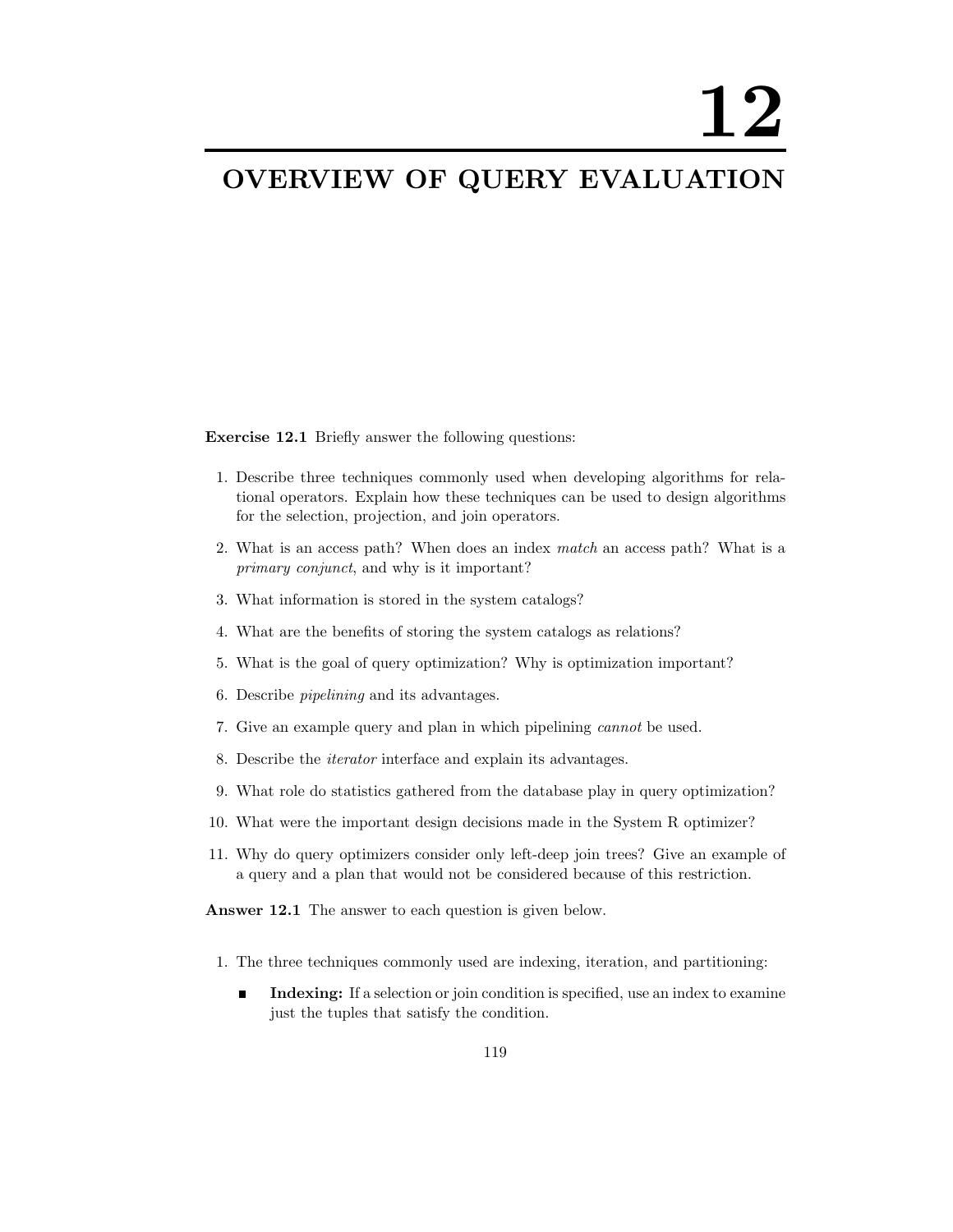# 12

# OVERVIEW OF QUERY EVALUATION

**Exercise 12.1** Briefly answer the following questions:

1. Describe three techniques commonly used when developing algorithms for relational operators. Explain how these techniques can be used to design algorithms for the selection, projection, and join operators.
2. What is an access path? When does an index *match* an access path? What is a *primary conjunct*, and why is it important?
3. What information is stored in the system catalogs?
4. What are the benefits of storing the system catalogs as relations?
5. What is the goal of query optimization? Why is optimization important?
6. Describe *pipelining* and its advantages.
7. Give an example query and plan in which pipelining *cannot* be used.
8. Describe the *iterator* interface and explain its advantages.
9. What role do statistics gathered from the database play in query optimization?
10. What were the important design decisions made in the System R optimizer?
11. Why do query optimizers consider only left-deep join trees? Give an example of a query and a plan that would not be considered because of this restriction.

**Answer 12.1** The answer to each question is given below.

1. The three techniques commonly used are indexing, iteration, and partitioning:
   - **Indexing:** If a selection or join condition is specified, use an index to examine just the tuples that satisfy the condition.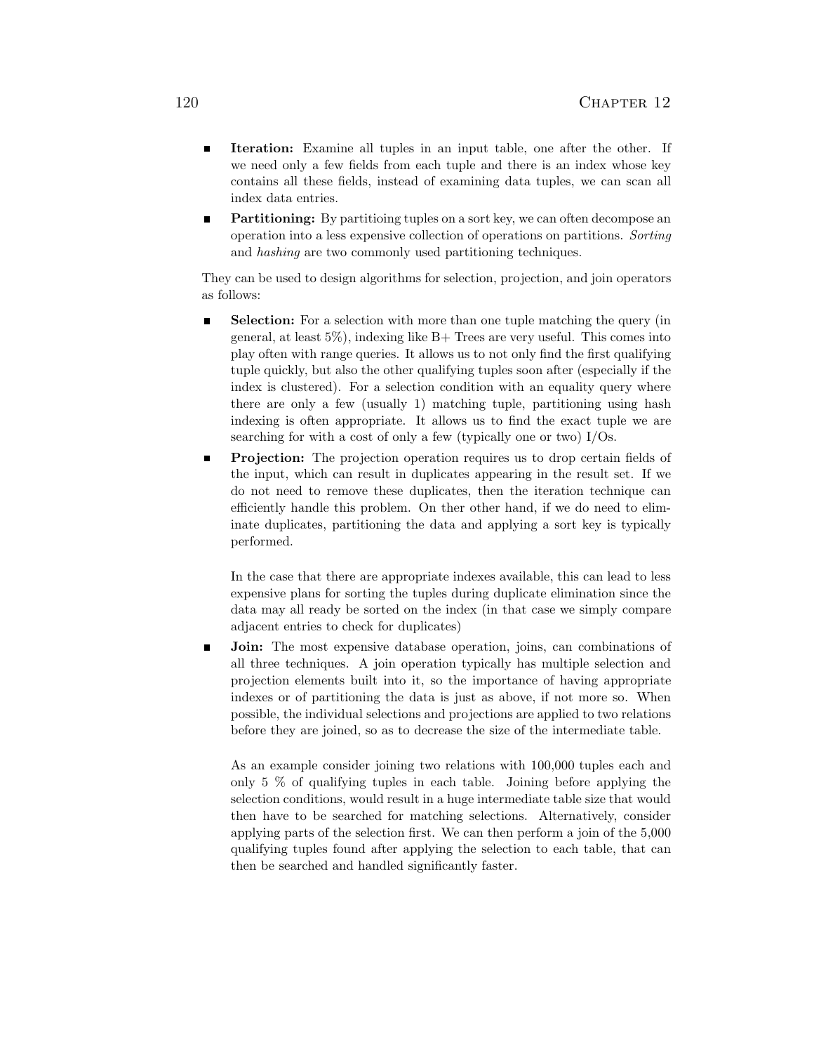- **Iteration:** Examine all tuples in an input table, one after the other. If we need only a few fields from each tuple and there is an index whose key contains all these fields, instead of examining data tuples, we can scan all index data entries.
- **Partitioning:** By partitioing tuples on a sort key, we can often decompose an operation into a less expensive collection of operations on partitions. *Sorting* and *hashing* are two commonly used partitioning techniques.

They can be used to design algorithms for selection, projection, and join operators as follows:

- **Selection:** For a selection with more than one tuple matching the query (in general, at least 5%), indexing like B+ Trees are very useful. This comes into play often with range queries. It allows us to not only find the first qualifying tuple quickly, but also the other qualifying tuples soon after (especially if the index is clustered). For a selection condition with an equality query where there are only a few (usually 1) matching tuple, partitioning using hash indexing is often appropriate. It allows us to find the exact tuple we are searching for with a cost of only a few (typically one or two) I/Os.
- **Projection:** The projection operation requires us to drop certain fields of the input, which can result in duplicates appearing in the result set. If we do not need to remove these duplicates, then the iteration technique can efficiently handle this problem. On ther other hand, if we do need to eliminate duplicates, partitioning the data and applying a sort key is typically performed.

  In the case that there are appropriate indexes available, this can lead to less expensive plans for sorting the tuples during duplicate elimination since the data may all ready be sorted on the index (in that case we simply compare adjacent entries to check for duplicates)

- **Join:** The most expensive database operation, joins, can combinations of all three techniques. A join operation typically has multiple selection and projection elements built into it, so the importance of having appropriate indexes or of partitioning the data is just as above, if not more so. When possible, the individual selections and projections are applied to two relations before they are joined, so as to decrease the size of the intermediate table.

  As an example consider joining two relations with 100,000 tuples each and only 5 % of qualifying tuples in each table. Joining before applying the selection conditions, would result in a huge intermediate table size that would then have to be searched for matching selections. Alternatively, consider applying parts of the selection first. We can then perform a join of the 5,000 qualifying tuples found after applying the selection to each table, that can then be searched and handled significantly faster.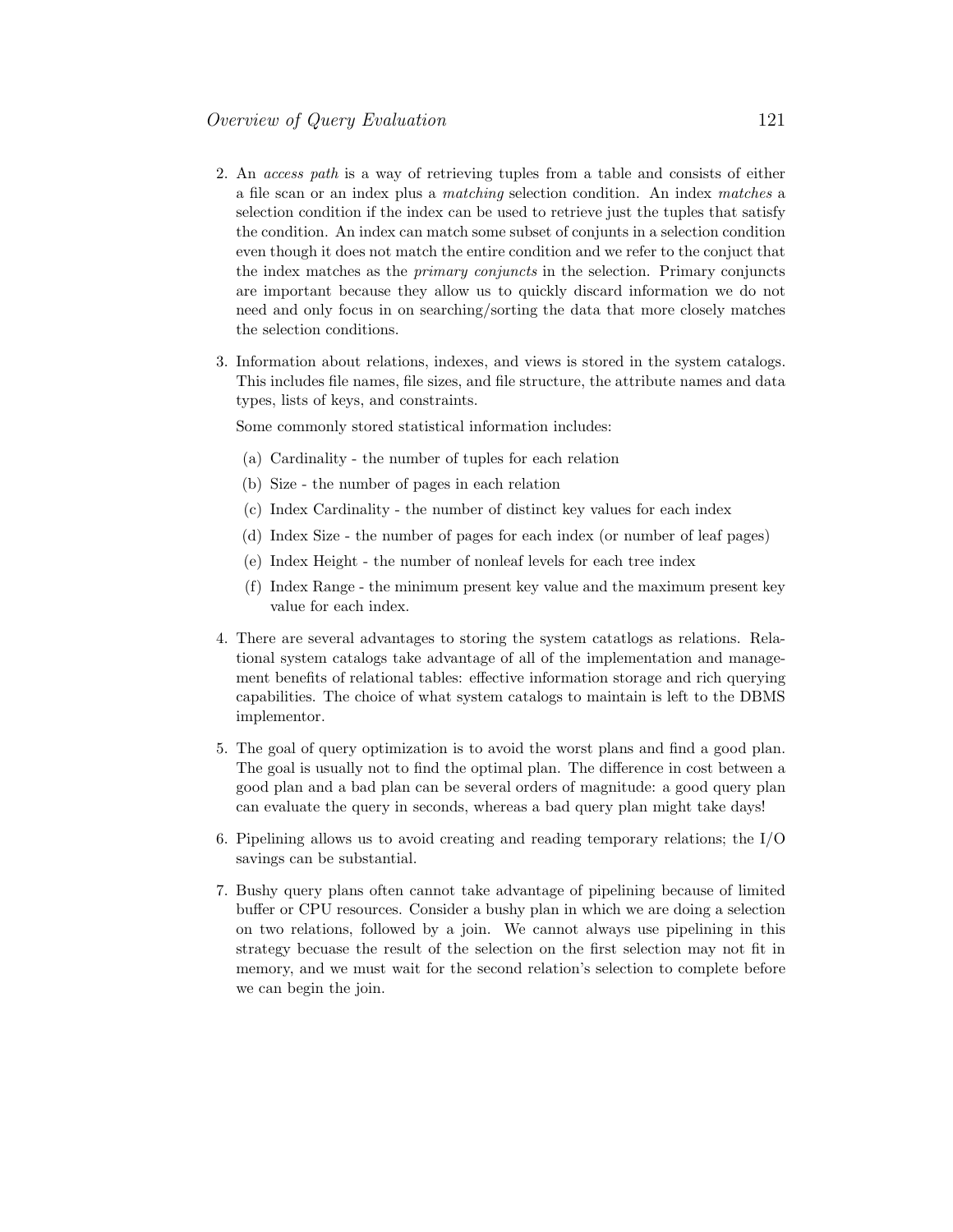2. An *access path* is a way of retrieving tuples from a table and consists of either a file scan or an index plus a *matching* selection condition. An index *matches* a selection condition if the index can be used to retrieve just the tuples that satisfy the condition. An index can match some subset of conjunts in a selection condition even though it does not match the entire condition and we refer to the conjuct that the index matches as the *primary conjuncts* in the selection. Primary conjuncts are important because they allow us to quickly discard information we do not need and only focus in on searching/sorting the data that more closely matches the selection conditions.

3. Information about relations, indexes, and views is stored in the system catalogs. This includes file names, file sizes, and file structure, the attribute names and data types, lists of keys, and constraints.

   Some commonly stored statistical information includes:

   (a) Cardinality - the number of tuples for each relation

   (b) Size - the number of pages in each relation

   (c) Index Cardinality - the number of distinct key values for each index

   (d) Index Size - the number of pages for each index (or number of leaf pages)

   (e) Index Height - the number of nonleaf levels for each tree index

   (f) Index Range - the minimum present key value and the maximum present key value for each index.

4. There are several advantages to storing the system catatlogs as relations. Relational system catalogs take advantage of all of the implementation and management benefits of relational tables: effective information storage and rich querying capabilities. The choice of what system catalogs to maintain is left to the DBMS implementor.

5. The goal of query optimization is to avoid the worst plans and find a good plan. The goal is usually not to find the optimal plan. The difference in cost between a good plan and a bad plan can be several orders of magnitude: a good query plan can evaluate the query in seconds, whereas a bad query plan might take days!

6. Pipelining allows us to avoid creating and reading temporary relations; the I/O savings can be substantial.

7. Bushy query plans often cannot take advantage of pipelining because of limited buffer or CPU resources. Consider a bushy plan in which we are doing a selection on two relations, followed by a join. We cannot always use pipelining in this strategy becuase the result of the selection on the first selection may not fit in memory, and we must wait for the second relation's selection to complete before we can begin the join.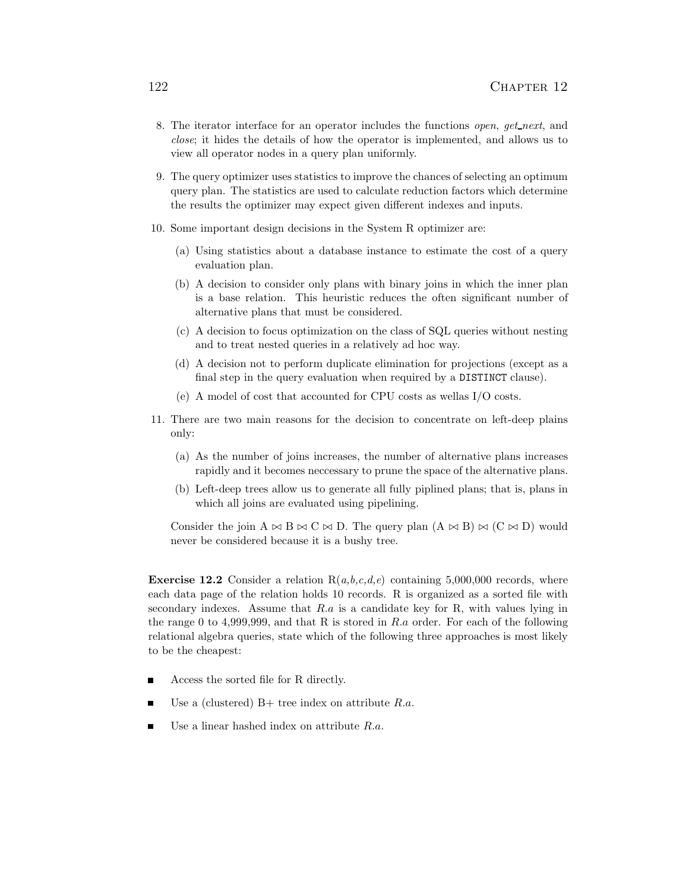8. The iterator interface for an operator includes the functions *open*, *get_next*, and *close*; it hides the details of how the operator is implemented, and allows us to view all operator nodes in a query plan uniformly.

9. The query optimizer uses statistics to improve the chances of selecting an optimum query plan. The statistics are used to calculate reduction factors which determine the results the optimizer may expect given different indexes and inputs.

10. Some important design decisions in the System R optimizer are:

    (a) Using statistics about a database instance to estimate the cost of a query evaluation plan.

    (b) A decision to consider only plans with binary joins in which the inner plan is a base relation. This heuristic reduces the often significant number of alternative plans that must be considered.

    (c) A decision to focus optimization on the class of SQL queries without nesting and to treat nested queries in a relatively ad hoc way.

    (d) A decision not to perform duplicate elimination for projections (except as a final step in the query evaluation when required by a `DISTINCT` clause).

    (e) A model of cost that accounted for CPU costs as wellas I/O costs.

11. There are two main reasons for the decision to concentrate on left-deep plains only:

    (a) As the number of joins increases, the number of alternative plans increases rapidly and it becomes neccessary to prune the space of the alternative plans.

    (b) Left-deep trees allow us to generate all fully piplined plans; that is, plans in which all joins are evaluated using pipelining.

    Consider the join A $\bowtie$ B $\bowtie$ C $\bowtie$ D. The query plan (A $\bowtie$ B) $\bowtie$ (C $\bowtie$ D) would never be considered because it is a bushy tree.

**Exercise 12.2** Consider a relation R(*a,b,c,d,e*) containing 5,000,000 records, where each data page of the relation holds 10 records. R is organized as a sorted file with secondary indexes. Assume that *R.a* is a candidate key for R, with values lying in the range 0 to 4,999,999, and that R is stored in *R.a* order. For each of the following relational algebra queries, state which of the following three approaches is most likely to be the cheapest:

- Access the sorted file for R directly.
- Use a (clustered) B+ tree index on attribute *R.a*.
- Use a linear hashed index on attribute *R.a*.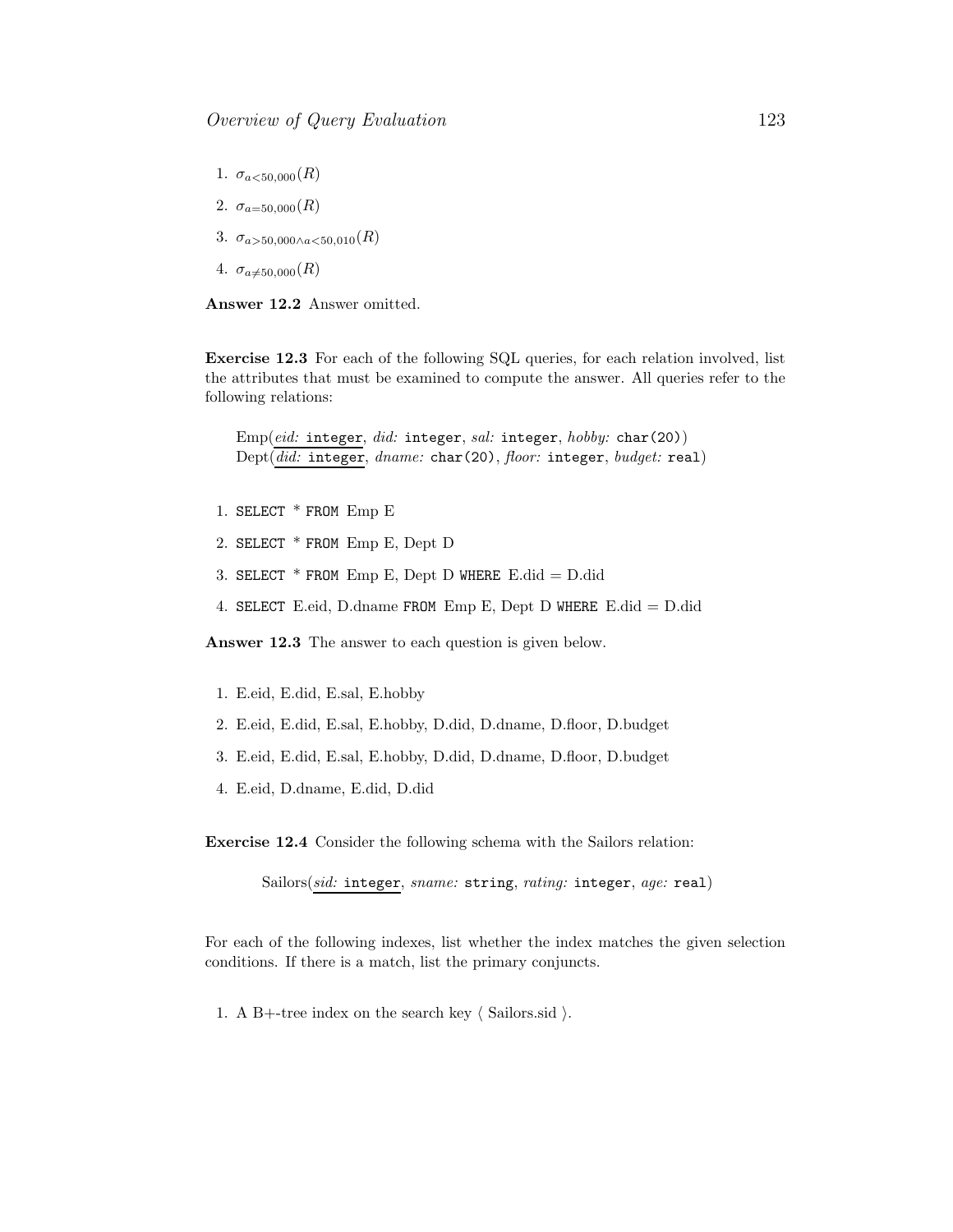1. $\sigma_{a<50,000}(R)$
2. $\sigma_{a=50,000}(R)$
3. $\sigma_{a>50,000 \wedge a<50,010}(R)$
4. $\sigma_{a \neq 50,000}(R)$

**Answer 12.2** Answer omitted.

**Exercise 12.3** For each of the following SQL queries, for each relation involved, list the attributes that must be examined to compute the answer. All queries refer to the following relations:

> Emp(<u>*eid:* `integer`</u>, *did:* `integer`, *sal:* `integer`, *hobby:* `char(20)`)
> Dept(<u>*did:* `integer`</u>, *dname:* `char(20)`, *floor:* `integer`, *budget:* `real`)

1. `SELECT` * `FROM` Emp E
2. `SELECT` * `FROM` Emp E, Dept D
3. `SELECT` * `FROM` Emp E, Dept D `WHERE` E.did = D.did
4. `SELECT` E.eid, D.dname `FROM` Emp E, Dept D `WHERE` E.did = D.did

**Answer 12.3** The answer to each question is given below.

1. E.eid, E.did, E.sal, E.hobby
2. E.eid, E.did, E.sal, E.hobby, D.did, D.dname, D.floor, D.budget
3. E.eid, E.did, E.sal, E.hobby, D.did, D.dname, D.floor, D.budget
4. E.eid, D.dname, E.did, D.did

**Exercise 12.4** Consider the following schema with the Sailors relation:

> Sailors(<u>*sid:* `integer`</u>, *sname:* `string`, *rating:* `integer`, *age:* `real`)

For each of the following indexes, list whether the index matches the given selection conditions. If there is a match, list the primary conjuncts.

1. A B+-tree index on the search key $\langle$ Sailors.sid $\rangle$.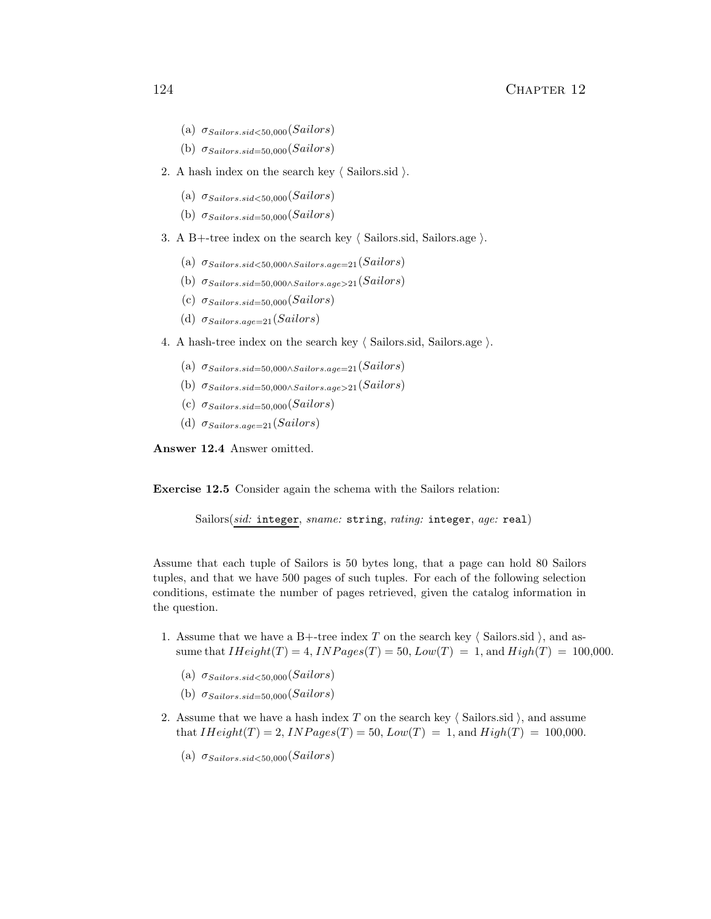(a) $\sigma_{Sailors.sid<50,000}(Sailors)$

(b) $\sigma_{Sailors.sid=50,000}(Sailors)$

2. A hash index on the search key ⟨ Sailors.sid ⟩.

   (a) $\sigma_{Sailors.sid<50,000}(Sailors)$

   (b) $\sigma_{Sailors.sid=50,000}(Sailors)$

3. A B+-tree index on the search key ⟨ Sailors.sid, Sailors.age ⟩.

   (a) $\sigma_{Sailors.sid<50,000 \wedge Sailors.age=21}(Sailors)$

   (b) $\sigma_{Sailors.sid=50,000 \wedge Sailors.age>21}(Sailors)$

   (c) $\sigma_{Sailors.sid=50,000}(Sailors)$

   (d) $\sigma_{Sailors.age=21}(Sailors)$

4. A hash-tree index on the search key ⟨ Sailors.sid, Sailors.age ⟩.

   (a) $\sigma_{Sailors.sid=50,000 \wedge Sailors.age=21}(Sailors)$

   (b) $\sigma_{Sailors.sid=50,000 \wedge Sailors.age>21}(Sailors)$

   (c) $\sigma_{Sailors.sid=50,000}(Sailors)$

   (d) $\sigma_{Sailors.age=21}(Sailors)$

**Answer 12.4** Answer omitted.

**Exercise 12.5** Consider again the schema with the Sailors relation:

Sailors(*sid:* `integer`, *sname:* `string`, *rating:* `integer`, *age:* `real`)

Assume that each tuple of Sailors is 50 bytes long, that a page can hold 80 Sailors tuples, and that we have 500 pages of such tuples. For each of the following selection conditions, estimate the number of pages retrieved, given the catalog information in the question.

1. Assume that we have a B+-tree index $T$ on the search key ⟨ Sailors.sid ⟩, and assume that $IHeight(T) = 4$, $INPages(T) = 50$, $Low(T) = 1$, and $High(T) = 100{,}000$.

   (a) $\sigma_{Sailors.sid<50,000}(Sailors)$

   (b) $\sigma_{Sailors.sid=50,000}(Sailors)$

2. Assume that we have a hash index $T$ on the search key ⟨ Sailors.sid ⟩, and assume that $IHeight(T) = 2$, $INPages(T) = 50$, $Low(T) = 1$, and $High(T) = 100{,}000$.

   (a) $\sigma_{Sailors.sid<50,000}(Sailors)$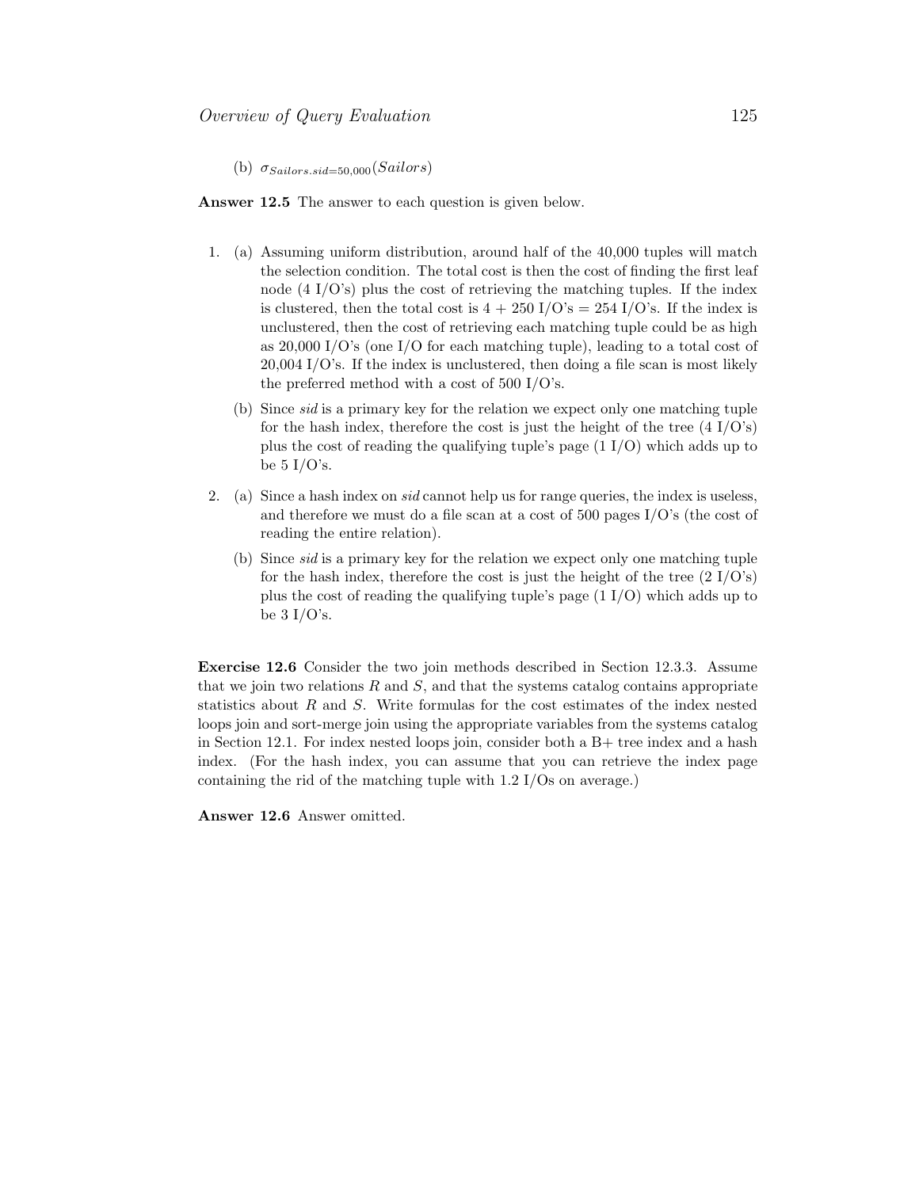(b) $\sigma_{Sailors.sid=50,000}(Sailors)$

**Answer 12.5** The answer to each question is given below.

1. (a) Assuming uniform distribution, around half of the 40,000 tuples will match the selection condition. The total cost is then the cost of finding the first leaf node (4 I/O's) plus the cost of retrieving the matching tuples. If the index is clustered, then the total cost is 4 + 250 I/O's = 254 I/O's. If the index is unclustered, then the cost of retrieving each matching tuple could be as high as 20,000 I/O's (one I/O for each matching tuple), leading to a total cost of 20,004 I/O's. If the index is unclustered, then doing a file scan is most likely the preferred method with a cost of 500 I/O's.

   (b) Since *sid* is a primary key for the relation we expect only one matching tuple for the hash index, therefore the cost is just the height of the tree (4 I/O's) plus the cost of reading the qualifying tuple's page (1 I/O) which adds up to be 5 I/O's.

2. (a) Since a hash index on *sid* cannot help us for range queries, the index is useless, and therefore we must do a file scan at a cost of 500 pages I/O's (the cost of reading the entire relation).

   (b) Since *sid* is a primary key for the relation we expect only one matching tuple for the hash index, therefore the cost is just the height of the tree (2 I/O's) plus the cost of reading the qualifying tuple's page (1 I/O) which adds up to be 3 I/O's.

**Exercise 12.6** Consider the two join methods described in Section 12.3.3. Assume that we join two relations $R$ and $S$, and that the systems catalog contains appropriate statistics about $R$ and $S$. Write formulas for the cost estimates of the index nested loops join and sort-merge join using the appropriate variables from the systems catalog in Section 12.1. For index nested loops join, consider both a B+ tree index and a hash index. (For the hash index, you can assume that you can retrieve the index page containing the rid of the matching tuple with 1.2 I/Os on average.)

**Answer 12.6** Answer omitted.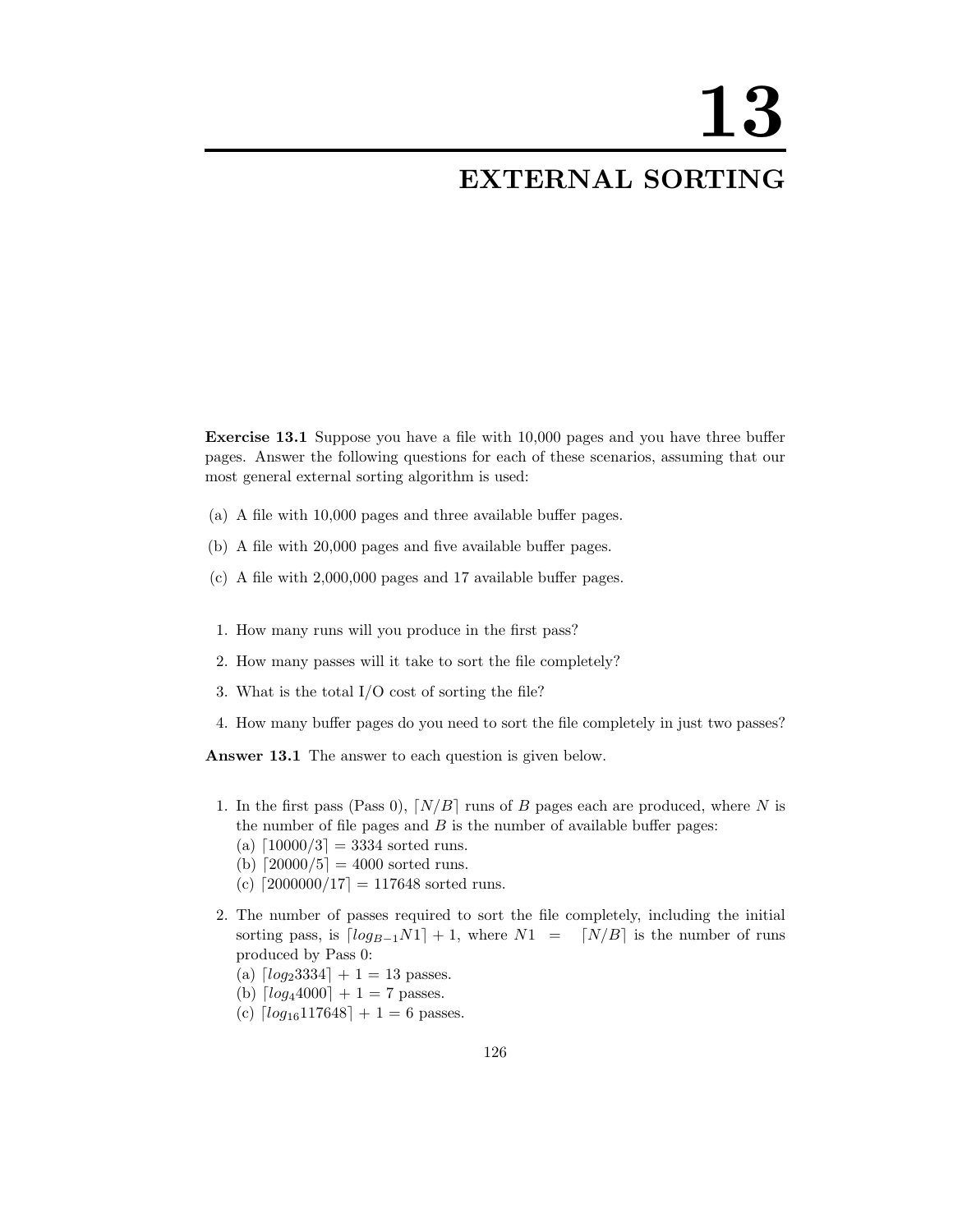# 13

# EXTERNAL SORTING

**Exercise 13.1** Suppose you have a file with 10,000 pages and you have three buffer pages. Answer the following questions for each of these scenarios, assuming that our most general external sorting algorithm is used:

(a) A file with 10,000 pages and three available buffer pages.

(b) A file with 20,000 pages and five available buffer pages.

(c) A file with 2,000,000 pages and 17 available buffer pages.

1. How many runs will you produce in the first pass?
2. How many passes will it take to sort the file completely?
3. What is the total I/O cost of sorting the file?
4. How many buffer pages do you need to sort the file completely in just two passes?

**Answer 13.1** The answer to each question is given below.

1. In the first pass (Pass 0), $\lceil N/B \rceil$ runs of $B$ pages each are produced, where $N$ is the number of file pages and $B$ is the number of available buffer pages:
   (a) $\lceil 10000/3 \rceil = 3334$ sorted runs.
   (b) $\lceil 20000/5 \rceil = 4000$ sorted runs.
   (c) $\lceil 2000000/17 \rceil = 117648$ sorted runs.

2. The number of passes required to sort the file completely, including the initial sorting pass, is $\lceil log_{B-1} N1 \rceil + 1$, where $N1 = \lceil N/B \rceil$ is the number of runs produced by Pass 0:
   (a) $\lceil log_2 3334 \rceil + 1 = 13$ passes.
   (b) $\lceil log_4 4000 \rceil + 1 = 7$ passes.
   (c) $\lceil log_{16} 117648 \rceil + 1 = 6$ passes.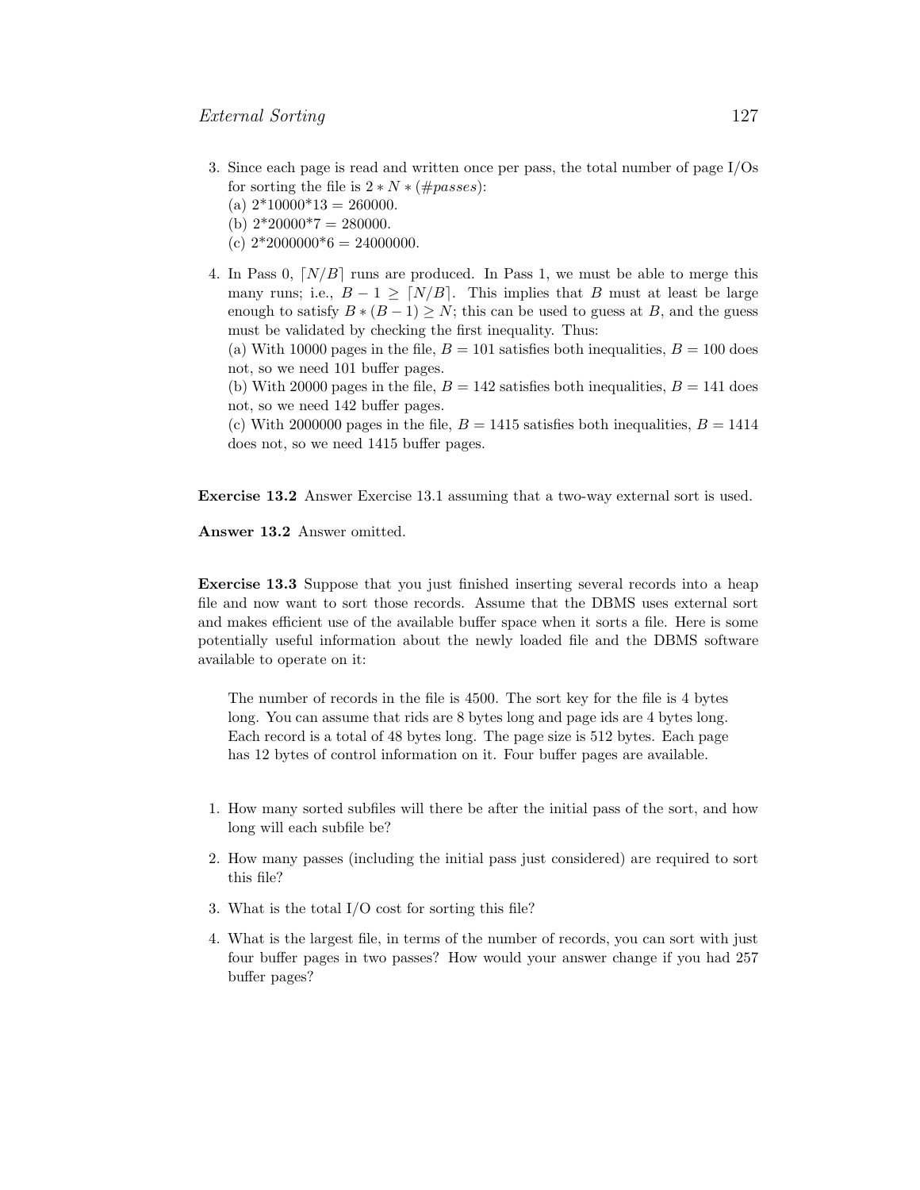3. Since each page is read and written once per pass, the total number of page I/Os for sorting the file is $2 * N * (\#passes)$:
   (a) 2*10000*13 = 260000.
   (b) 2*20000*7 = 280000.
   (c) 2*2000000*6 = 24000000.

4. In Pass 0, $\lceil N/B \rceil$ runs are produced. In Pass 1, we must be able to merge this many runs; i.e., $B - 1 \geq \lceil N/B \rceil$. This implies that $B$ must at least be large enough to satisfy $B * (B - 1) \geq N$; this can be used to guess at $B$, and the guess must be validated by checking the first inequality. Thus:
   (a) With 10000 pages in the file, $B = 101$ satisfies both inequalities, $B = 100$ does not, so we need 101 buffer pages.
   (b) With 20000 pages in the file, $B = 142$ satisfies both inequalities, $B = 141$ does not, so we need 142 buffer pages.
   (c) With 2000000 pages in the file, $B = 1415$ satisfies both inequalities, $B = 1414$ does not, so we need 1415 buffer pages.

**Exercise 13.2** Answer Exercise 13.1 assuming that a two-way external sort is used.

**Answer 13.2** Answer omitted.

**Exercise 13.3** Suppose that you just finished inserting several records into a heap file and now want to sort those records. Assume that the DBMS uses external sort and makes efficient use of the available buffer space when it sorts a file. Here is some potentially useful information about the newly loaded file and the DBMS software available to operate on it:

> The number of records in the file is 4500. The sort key for the file is 4 bytes long. You can assume that rids are 8 bytes long and page ids are 4 bytes long. Each record is a total of 48 bytes long. The page size is 512 bytes. Each page has 12 bytes of control information on it. Four buffer pages are available.

1. How many sorted subfiles will there be after the initial pass of the sort, and how long will each subfile be?

2. How many passes (including the initial pass just considered) are required to sort this file?

3. What is the total I/O cost for sorting this file?

4. What is the largest file, in terms of the number of records, you can sort with just four buffer pages in two passes? How would your answer change if you had 257 buffer pages?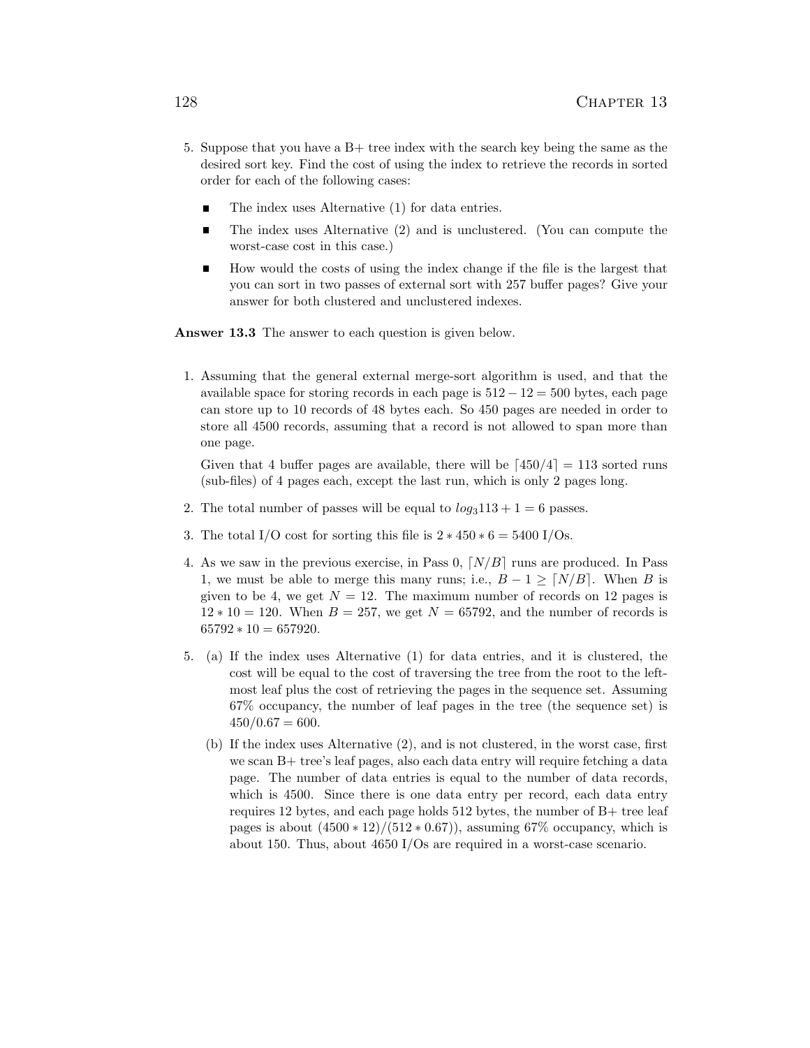5. Suppose that you have a B+ tree index with the search key being the same as the desired sort key. Find the cost of using the index to retrieve the records in sorted order for each of the following cases:

   - The index uses Alternative (1) for data entries.
   - The index uses Alternative (2) and is unclustered. (You can compute the worst-case cost in this case.)
   - How would the costs of using the index change if the file is the largest that you can sort in two passes of external sort with 257 buffer pages? Give your answer for both clustered and unclustered indexes.

**Answer 13.3** The answer to each question is given below.

1. Assuming that the general external merge-sort algorithm is used, and that the available space for storing records in each page is $512 - 12 = 500$ bytes, each page can store up to 10 records of 48 bytes each. So 450 pages are needed in order to store all 4500 records, assuming that a record is not allowed to span more than one page.

   Given that 4 buffer pages are available, there will be $\lceil 450/4 \rceil = 113$ sorted runs (sub-files) of 4 pages each, except the last run, which is only 2 pages long.

2. The total number of passes will be equal to $log_3 113 + 1 = 6$ passes.

3. The total I/O cost for sorting this file is $2 * 450 * 6 = 5400$ I/Os.

4. As we saw in the previous exercise, in Pass 0, $\lceil N/B \rceil$ runs are produced. In Pass 1, we must be able to merge this many runs; i.e., $B - 1 \geq \lceil N/B \rceil$. When $B$ is given to be 4, we get $N = 12$. The maximum number of records on 12 pages is $12 * 10 = 120$. When $B = 257$, we get $N = 65792$, and the number of records is $65792 * 10 = 657920$.

5. (a) If the index uses Alternative (1) for data entries, and it is clustered, the cost will be equal to the cost of traversing the tree from the root to the left-most leaf plus the cost of retrieving the pages in the sequence set. Assuming 67% occupancy, the number of leaf pages in the tree (the sequence set) is $450/0.67 = 600$.

   (b) If the index uses Alternative (2), and is not clustered, in the worst case, first we scan B+ tree's leaf pages, also each data entry will require fetching a data page. The number of data entries is equal to the number of data records, which is 4500. Since there is one data entry per record, each data entry requires 12 bytes, and each page holds 512 bytes, the number of B+ tree leaf pages is about $(4500 * 12)/(512 * 0.67))$, assuming 67% occupancy, which is about 150. Thus, about 4650 I/Os are required in a worst-case scenario.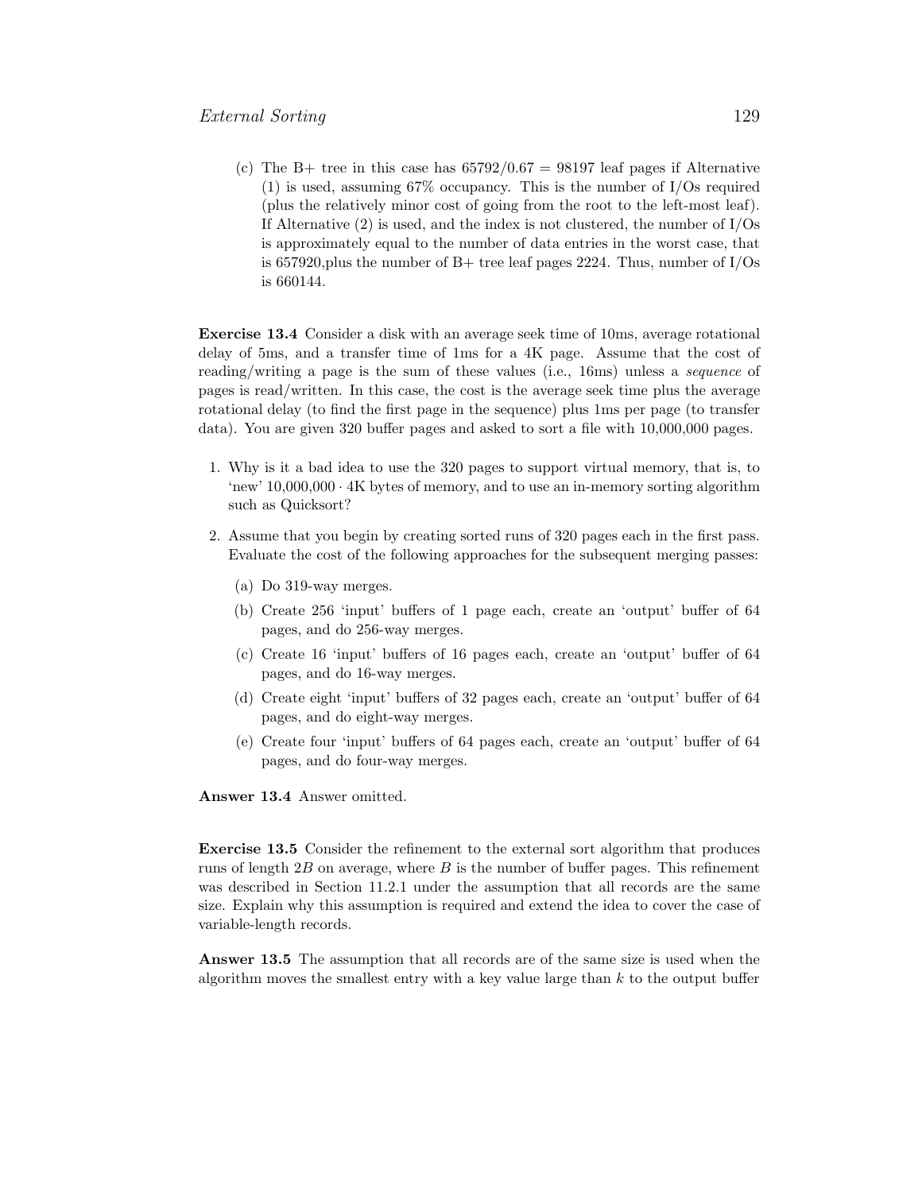(c) The B+ tree in this case has $65792/0.67 = 98197$ leaf pages if Alternative (1) is used, assuming 67% occupancy. This is the number of I/Os required (plus the relatively minor cost of going from the root to the left-most leaf). If Alternative (2) is used, and the index is not clustered, the number of I/Os is approximately equal to the number of data entries in the worst case, that is 657920,plus the number of B+ tree leaf pages 2224. Thus, number of I/Os is 660144.

**Exercise 13.4** Consider a disk with an average seek time of 10ms, average rotational delay of 5ms, and a transfer time of 1ms for a 4K page. Assume that the cost of reading/writing a page is the sum of these values (i.e., 16ms) unless a *sequence* of pages is read/written. In this case, the cost is the average seek time plus the average rotational delay (to find the first page in the sequence) plus 1ms per page (to transfer data). You are given 320 buffer pages and asked to sort a file with 10,000,000 pages.

1. Why is it a bad idea to use the 320 pages to support virtual memory, that is, to 'new' $10{,}000{,}000 \cdot 4\text{K}$ bytes of memory, and to use an in-memory sorting algorithm such as Quicksort?

2. Assume that you begin by creating sorted runs of 320 pages each in the first pass. Evaluate the cost of the following approaches for the subsequent merging passes:

   (a) Do 319-way merges.

   (b) Create 256 'input' buffers of 1 page each, create an 'output' buffer of 64 pages, and do 256-way merges.

   (c) Create 16 'input' buffers of 16 pages each, create an 'output' buffer of 64 pages, and do 16-way merges.

   (d) Create eight 'input' buffers of 32 pages each, create an 'output' buffer of 64 pages, and do eight-way merges.

   (e) Create four 'input' buffers of 64 pages each, create an 'output' buffer of 64 pages, and do four-way merges.

**Answer 13.4** Answer omitted.

**Exercise 13.5** Consider the refinement to the external sort algorithm that produces runs of length $2B$ on average, where $B$ is the number of buffer pages. This refinement was described in Section 11.2.1 under the assumption that all records are the same size. Explain why this assumption is required and extend the idea to cover the case of variable-length records.

**Answer 13.5** The assumption that all records are of the same size is used when the algorithm moves the smallest entry with a key value large than $k$ to the output buffer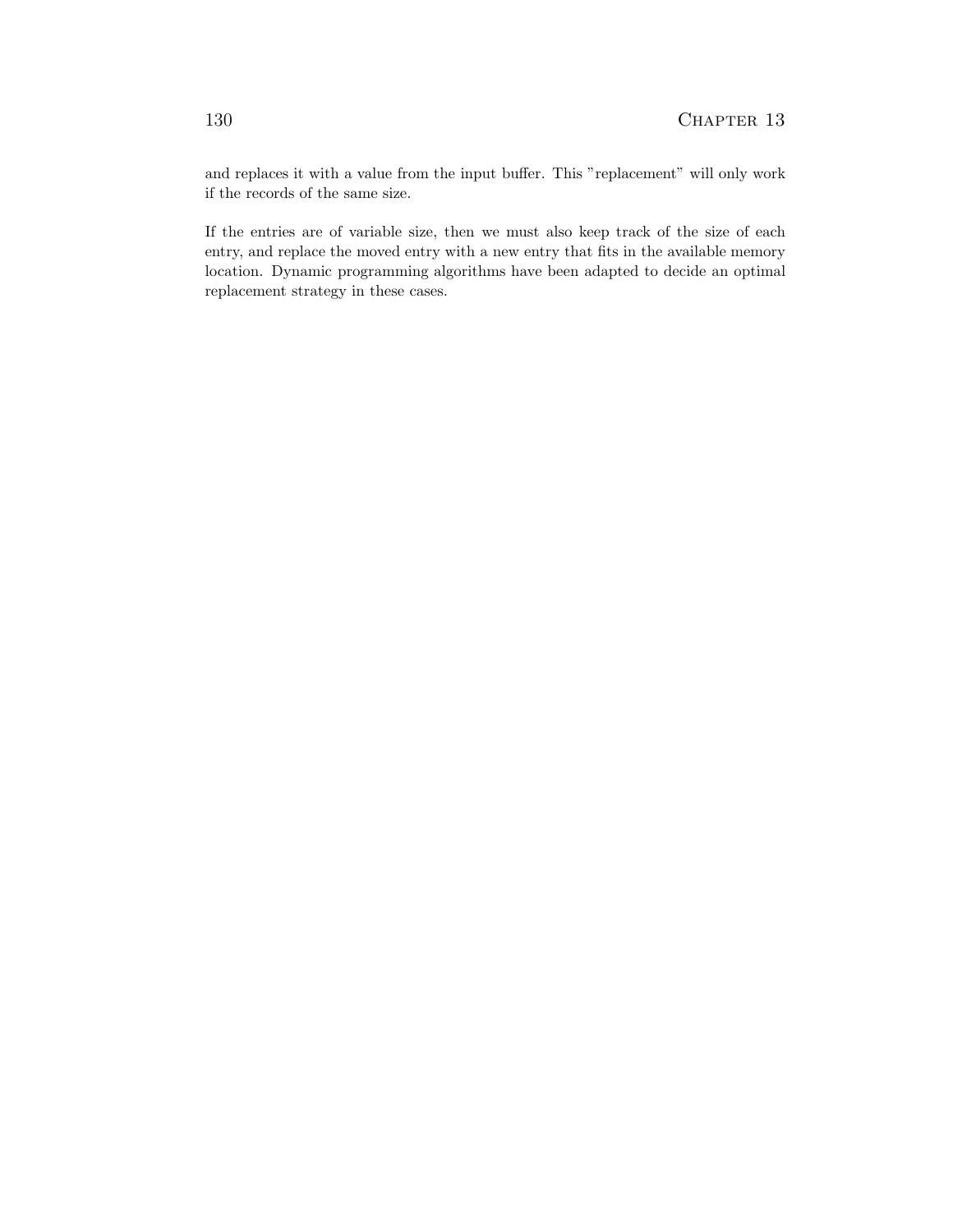and replaces it with a value from the input buffer. This "replacement" will only work if the records of the same size.

If the entries are of variable size, then we must also keep track of the size of each entry, and replace the moved entry with a new entry that fits in the available memory location. Dynamic programming algorithms have been adapted to decide an optimal replacement strategy in these cases.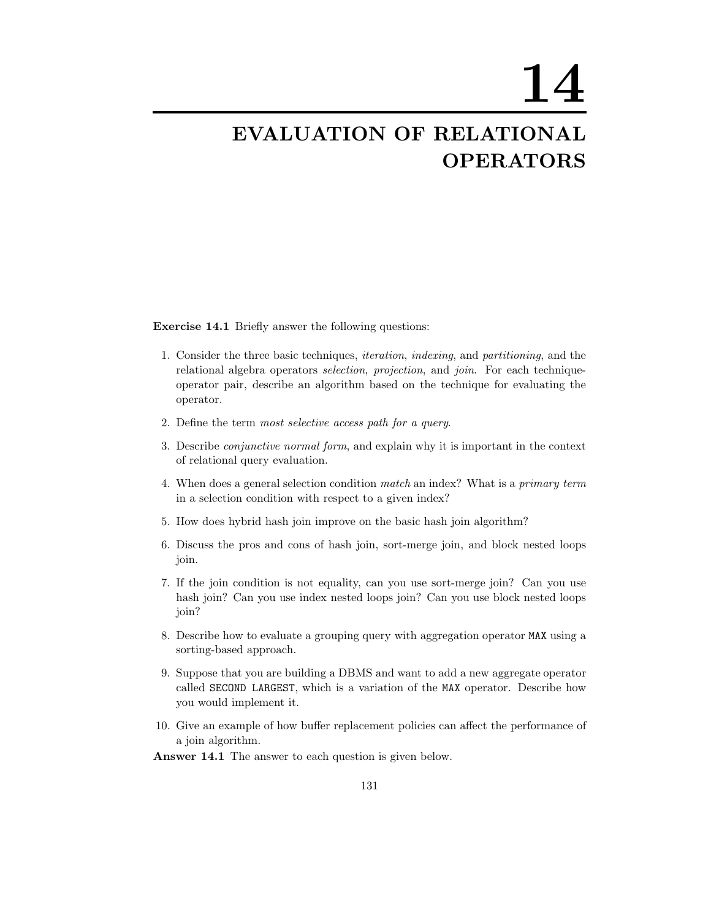# 14

# EVALUATION OF RELATIONAL OPERATORS

**Exercise 14.1** Briefly answer the following questions:

1. Consider the three basic techniques, *iteration*, *indexing*, and *partitioning*, and the relational algebra operators *selection*, *projection*, and *join*. For each technique-operator pair, describe an algorithm based on the technique for evaluating the operator.
2. Define the term *most selective access path for a query*.
3. Describe *conjunctive normal form*, and explain why it is important in the context of relational query evaluation.
4. When does a general selection condition *match* an index? What is a *primary term* in a selection condition with respect to a given index?
5. How does hybrid hash join improve on the basic hash join algorithm?
6. Discuss the pros and cons of hash join, sort-merge join, and block nested loops join.
7. If the join condition is not equality, can you use sort-merge join? Can you use hash join? Can you use index nested loops join? Can you use block nested loops join?
8. Describe how to evaluate a grouping query with aggregation operator `MAX` using a sorting-based approach.
9. Suppose that you are building a DBMS and want to add a new aggregate operator called `SECOND LARGEST`, which is a variation of the `MAX` operator. Describe how you would implement it.
10. Give an example of how buffer replacement policies can affect the performance of a join algorithm.

**Answer 14.1** The answer to each question is given below.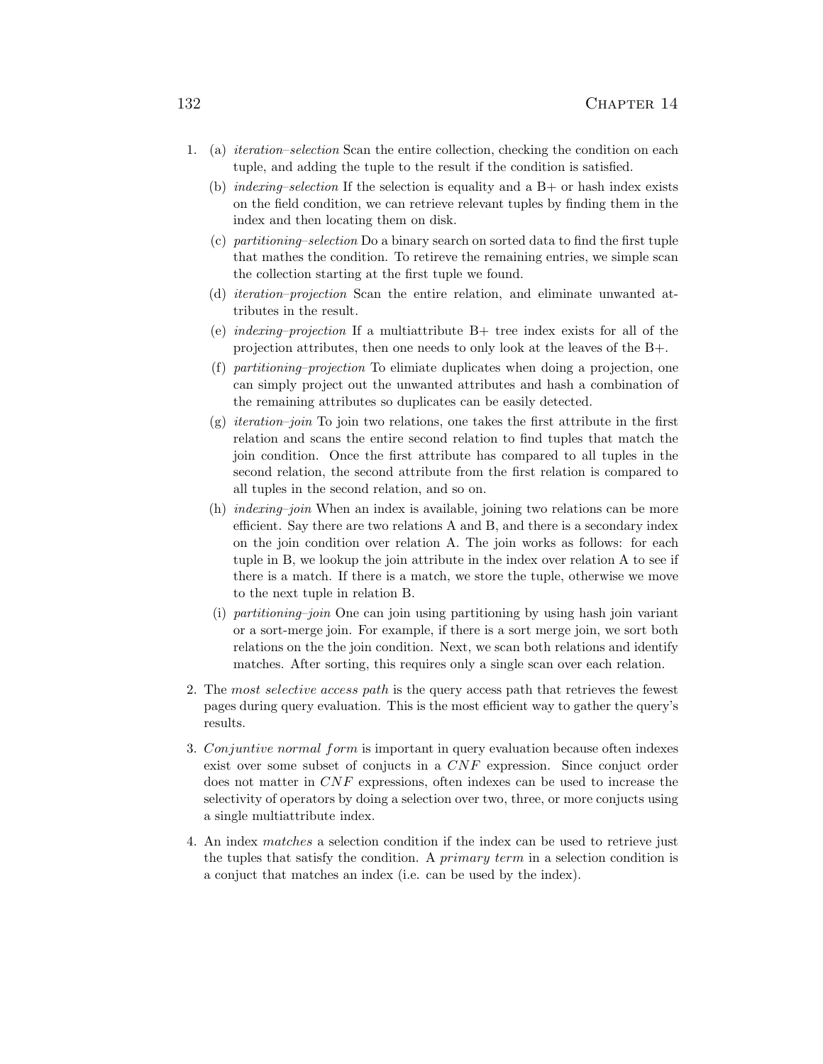1. (a) *iteration–selection* Scan the entire collection, checking the condition on each tuple, and adding the tuple to the result if the condition is satisfied.

   (b) *indexing–selection* If the selection is equality and a B+ or hash index exists on the field condition, we can retrieve relevant tuples by finding them in the index and then locating them on disk.

   (c) *partitioning–selection* Do a binary search on sorted data to find the first tuple that mathes the condition. To retireve the remaining entries, we simple scan the collection starting at the first tuple we found.

   (d) *iteration–projection* Scan the entire relation, and eliminate unwanted attributes in the result.

   (e) *indexing–projection* If a multiattribute B+ tree index exists for all of the projection attributes, then one needs to only look at the leaves of the B+.

   (f) *partitioning–projection* To elimiate duplicates when doing a projection, one can simply project out the unwanted attributes and hash a combination of the remaining attributes so duplicates can be easily detected.

   (g) *iteration–join* To join two relations, one takes the first attribute in the first relation and scans the entire second relation to find tuples that match the join condition. Once the first attribute has compared to all tuples in the second relation, the second attribute from the first relation is compared to all tuples in the second relation, and so on.

   (h) *indexing–join* When an index is available, joining two relations can be more efficient. Say there are two relations A and B, and there is a secondary index on the join condition over relation A. The join works as follows: for each tuple in B, we lookup the join attribute in the index over relation A to see if there is a match. If there is a match, we store the tuple, otherwise we move to the next tuple in relation B.

   (i) *partitioning–join* One can join using partitioning by using hash join variant or a sort-merge join. For example, if there is a sort merge join, we sort both relations on the the join condition. Next, we scan both relations and identify matches. After sorting, this requires only a single scan over each relation.

2. The *most selective access path* is the query access path that retrieves the fewest pages during query evaluation. This is the most efficient way to gather the query's results.

3. *Conjuntive normal form* is important in query evaluation because often indexes exist over some subset of conjucts in a *CNF* expression. Since conjuct order does not matter in *CNF* expressions, often indexes can be used to increase the selectivity of operators by doing a selection over two, three, or more conjucts using a single multiattribute index.

4. An index *matches* a selection condition if the index can be used to retrieve just the tuples that satisfy the condition. A *primary term* in a selection condition is a conjuct that matches an index (i.e. can be used by the index).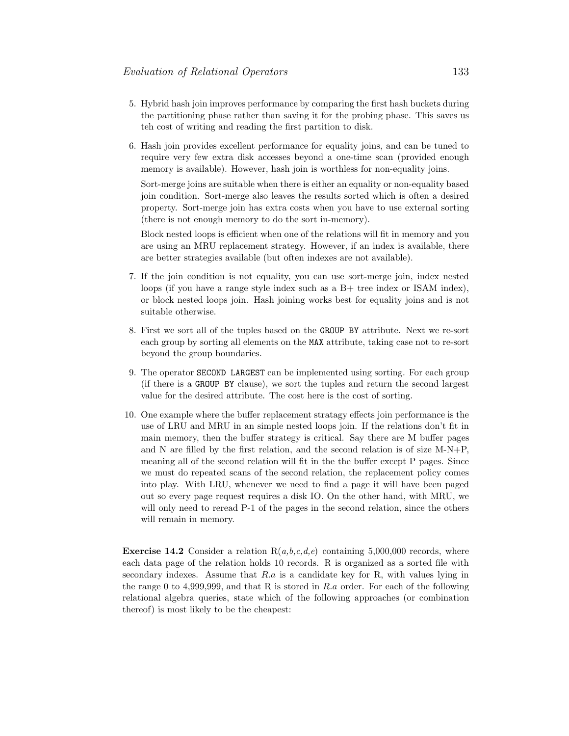5. Hybrid hash join improves performance by comparing the first hash buckets during the partitioning phase rather than saving it for the probing phase. This saves us teh cost of writing and reading the first partition to disk.

6. Hash join provides excellent performance for equality joins, and can be tuned to require very few extra disk accesses beyond a one-time scan (provided enough memory is available). However, hash join is worthless for non-equality joins.

   Sort-merge joins are suitable when there is either an equality or non-equality based join condition. Sort-merge also leaves the results sorted which is often a desired property. Sort-merge join has extra costs when you have to use external sorting (there is not enough memory to do the sort in-memory).

   Block nested loops is efficient when one of the relations will fit in memory and you are using an MRU replacement strategy. However, if an index is available, there are better strategies available (but often indexes are not available).

7. If the join condition is not equality, you can use sort-merge join, index nested loops (if you have a range style index such as a B+ tree index or ISAM index), or block nested loops join. Hash joining works best for equality joins and is not suitable otherwise.

8. First we sort all of the tuples based on the `GROUP BY` attribute. Next we re-sort each group by sorting all elements on the `MAX` attribute, taking case not to re-sort beyond the group boundaries.

9. The operator `SECOND LARGEST` can be implemented using sorting. For each group (if there is a `GROUP BY` clause), we sort the tuples and return the second largest value for the desired attribute. The cost here is the cost of sorting.

10. One example where the buffer replacement stratagy effects join performance is the use of LRU and MRU in an simple nested loops join. If the relations don't fit in main memory, then the buffer strategy is critical. Say there are M buffer pages and N are filled by the first relation, and the second relation is of size M-N+P, meaning all of the second relation will fit in the the buffer except P pages. Since we must do repeated scans of the second relation, the replacement policy comes into play. With LRU, whenever we need to find a page it will have been paged out so every page request requires a disk IO. On the other hand, with MRU, we will only need to reread P-1 of the pages in the second relation, since the others will remain in memory.

**Exercise 14.2** Consider a relation R(*a,b,c,d,e*) containing 5,000,000 records, where each data page of the relation holds 10 records. R is organized as a sorted file with secondary indexes. Assume that *R.a* is a candidate key for R, with values lying in the range 0 to 4,999,999, and that R is stored in *R.a* order. For each of the following relational algebra queries, state which of the following approaches (or combination thereof) is most likely to be the cheapest: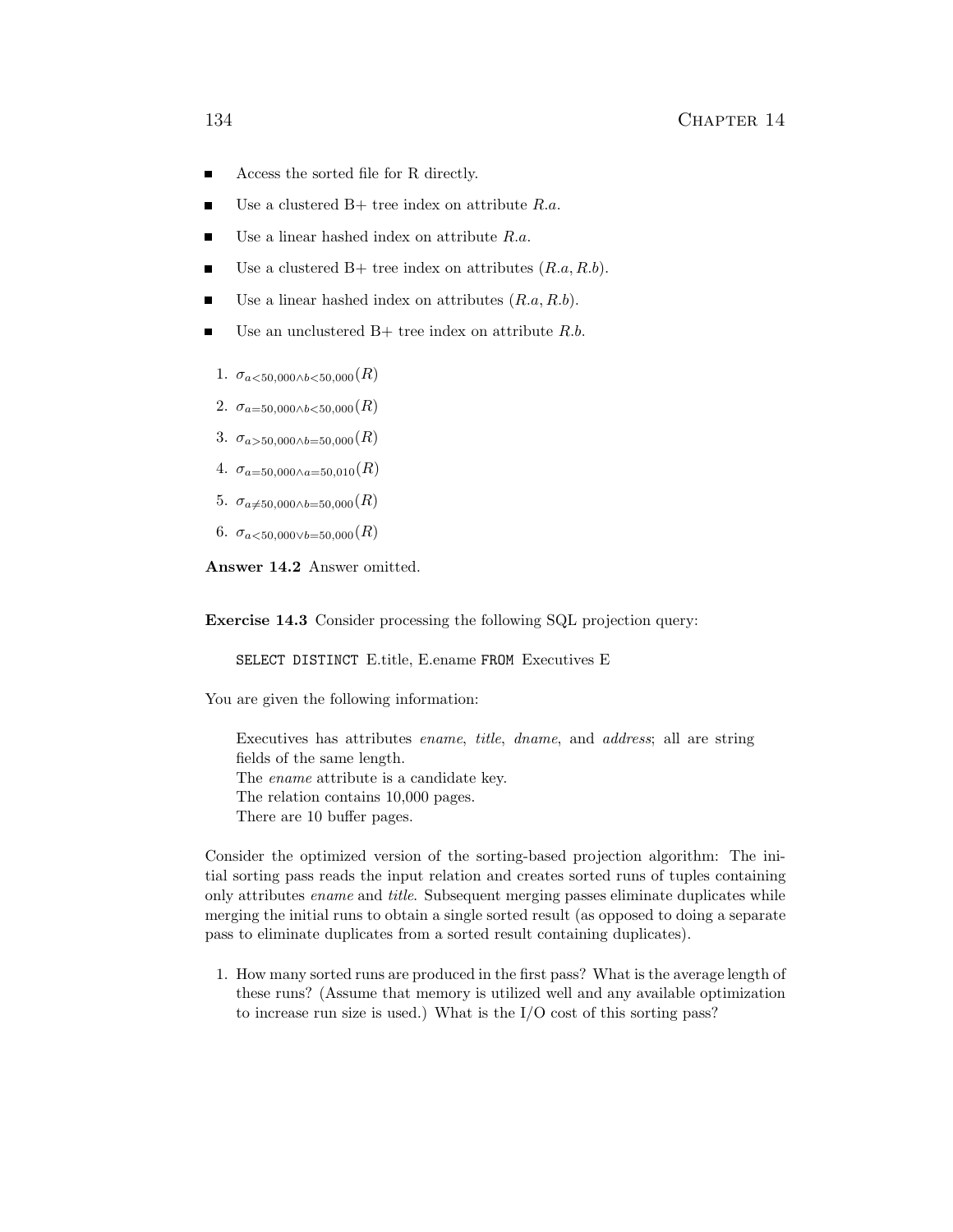- Access the sorted file for R directly.
- Use a clustered B+ tree index on attribute $R.a$.
- Use a linear hashed index on attribute $R.a$.
- Use a clustered B+ tree index on attributes $(R.a, R.b)$.
- Use a linear hashed index on attributes $(R.a, R.b)$.
- Use an unclustered B+ tree index on attribute $R.b$.

1. $\sigma_{a<50,000 \wedge b<50,000}(R)$
2. $\sigma_{a=50,000 \wedge b<50,000}(R)$
3. $\sigma_{a>50,000 \wedge b=50,000}(R)$
4. $\sigma_{a=50,000 \wedge a=50,010}(R)$
5. $\sigma_{a \neq 50,000 \wedge b=50,000}(R)$
6. $\sigma_{a<50,000 \vee b=50,000}(R)$

**Answer 14.2** Answer omitted.

**Exercise 14.3** Consider processing the following SQL projection query:

```
SELECT DISTINCT E.title, E.ename FROM Executives E
```

You are given the following information:

> Executives has attributes *ename*, *title*, *dname*, and *address*; all are string fields of the same length.
> The *ename* attribute is a candidate key.
> The relation contains 10,000 pages.
> There are 10 buffer pages.

Consider the optimized version of the sorting-based projection algorithm: The initial sorting pass reads the input relation and creates sorted runs of tuples containing only attributes *ename* and *title*. Subsequent merging passes eliminate duplicates while merging the initial runs to obtain a single sorted result (as opposed to doing a separate pass to eliminate duplicates from a sorted result containing duplicates).

1. How many sorted runs are produced in the first pass? What is the average length of these runs? (Assume that memory is utilized well and any available optimization to increase run size is used.) What is the I/O cost of this sorting pass?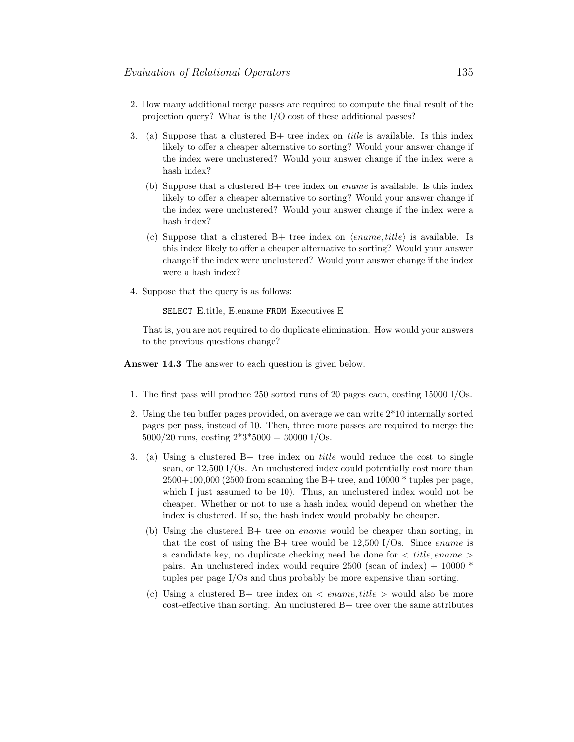2. How many additional merge passes are required to compute the final result of the projection query? What is the I/O cost of these additional passes?

3. (a) Suppose that a clustered B+ tree index on *title* is available. Is this index likely to offer a cheaper alternative to sorting? Would your answer change if the index were unclustered? Would your answer change if the index were a hash index?

   (b) Suppose that a clustered B+ tree index on *ename* is available. Is this index likely to offer a cheaper alternative to sorting? Would your answer change if the index were unclustered? Would your answer change if the index were a hash index?

   (c) Suppose that a clustered B+ tree index on $\langle ename, title \rangle$ is available. Is this index likely to offer a cheaper alternative to sorting? Would your answer change if the index were unclustered? Would your answer change if the index were a hash index?

4. Suppose that the query is as follows:

   ```
   SELECT E.title, E.ename FROM Executives E
   ```

   That is, you are not required to do duplicate elimination. How would your answers to the previous questions change?

**Answer 14.3** The answer to each question is given below.

1. The first pass will produce 250 sorted runs of 20 pages each, costing 15000 I/Os.

2. Using the ten buffer pages provided, on average we can write 2*10 internally sorted pages per pass, instead of 10. Then, three more passes are required to merge the 5000/20 runs, costing 2*3*5000 = 30000 I/Os.

3. (a) Using a clustered B+ tree index on *title* would reduce the cost to single scan, or 12,500 I/Os. An unclustered index could potentially cost more than 2500+100,000 (2500 from scanning the B+ tree, and 10000 * tuples per page, which I just assumed to be 10). Thus, an unclustered index would not be cheaper. Whether or not to use a hash index would depend on whether the index is clustered. If so, the hash index would probably be cheaper.

   (b) Using the clustered B+ tree on *ename* would be cheaper than sorting, in that the cost of using the B+ tree would be 12,500 I/Os. Since *ename* is a candidate key, no duplicate checking need be done for $< title, ename >$ pairs. An unclustered index would require 2500 (scan of index) + 10000 * tuples per page I/Os and thus probably be more expensive than sorting.

   (c) Using a clustered B+ tree index on $< ename, title >$ would also be more cost-effective than sorting. An unclustered B+ tree over the same attributes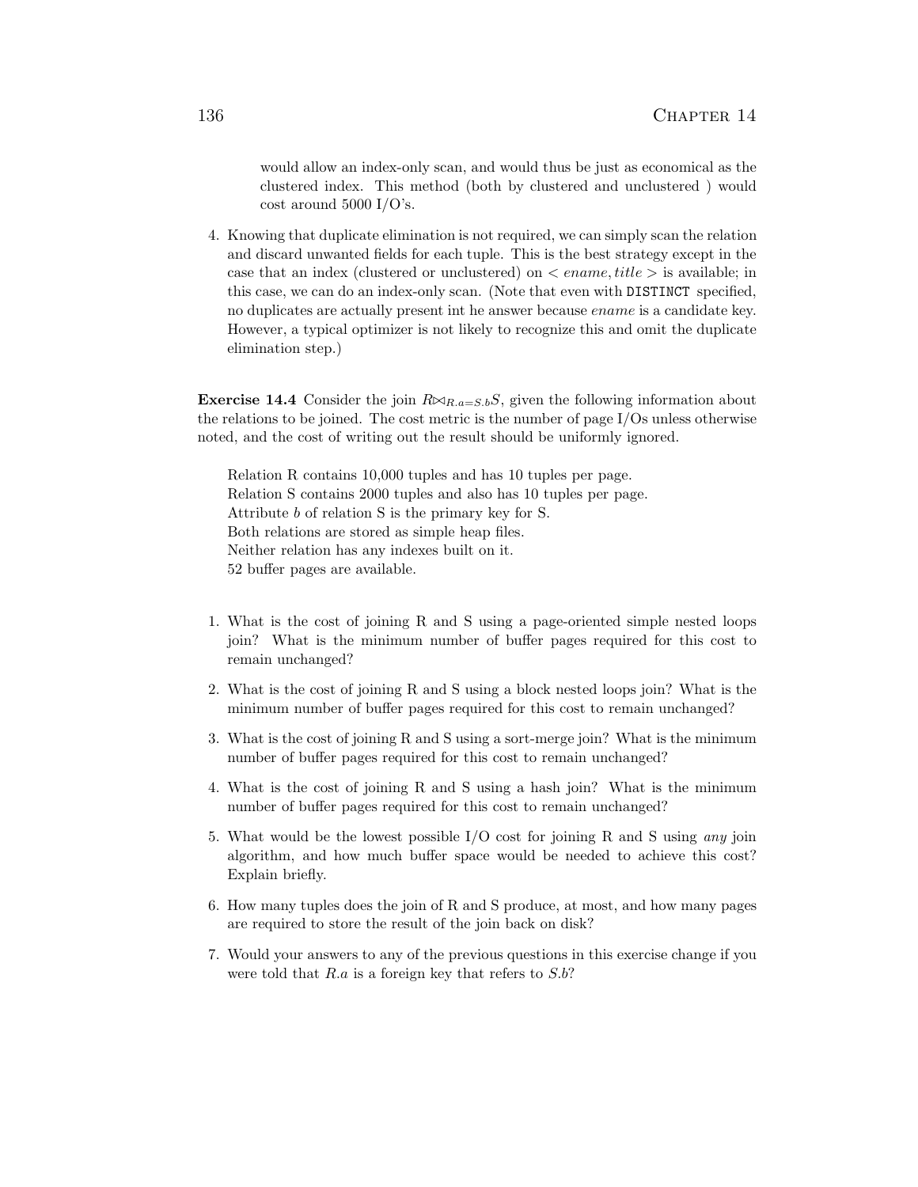would allow an index-only scan, and would thus be just as economical as the clustered index. This method (both by clustered and unclustered ) would cost around 5000 I/O's.

4. Knowing that duplicate elimination is not required, we can simply scan the relation and discard unwanted fields for each tuple. This is the best strategy except in the case that an index (clustered or unclustered) on $< ename, title >$ is available; in this case, we can do an index-only scan. (Note that even with `DISTINCT` specified, no duplicates are actually present int he answer because *ename* is a candidate key. However, a typical optimizer is not likely to recognize this and omit the duplicate elimination step.)

**Exercise 14.4** Consider the join $R \bowtie_{R.a=S.b} S$, given the following information about the relations to be joined. The cost metric is the number of page I/Os unless otherwise noted, and the cost of writing out the result should be uniformly ignored.

Relation R contains 10,000 tuples and has 10 tuples per page.
Relation S contains 2000 tuples and also has 10 tuples per page.
Attribute *b* of relation S is the primary key for S.
Both relations are stored as simple heap files.
Neither relation has any indexes built on it.
52 buffer pages are available.

1. What is the cost of joining R and S using a page-oriented simple nested loops join? What is the minimum number of buffer pages required for this cost to remain unchanged?
2. What is the cost of joining R and S using a block nested loops join? What is the minimum number of buffer pages required for this cost to remain unchanged?
3. What is the cost of joining R and S using a sort-merge join? What is the minimum number of buffer pages required for this cost to remain unchanged?
4. What is the cost of joining R and S using a hash join? What is the minimum number of buffer pages required for this cost to remain unchanged?
5. What would be the lowest possible I/O cost for joining R and S using *any* join algorithm, and how much buffer space would be needed to achieve this cost? Explain briefly.
6. How many tuples does the join of R and S produce, at most, and how many pages are required to store the result of the join back on disk?
7. Would your answers to any of the previous questions in this exercise change if you were told that *R.a* is a foreign key that refers to *S.b*?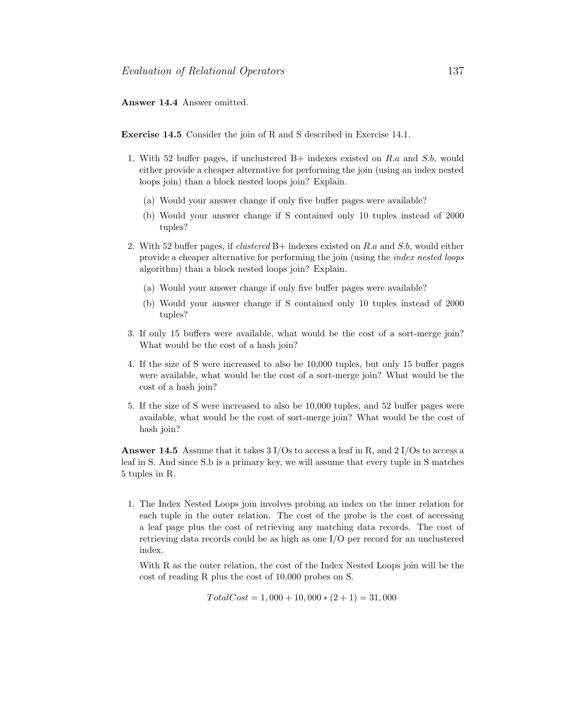**Answer 14.4** Answer omitted.

**Exercise 14.5** Consider the join of R and S described in Exercise 14.1.

1. With 52 buffer pages, if unclustered B+ indexes existed on *R.a* and *S.b*, would either provide a cheaper alternative for performing the join (using an index nested loops join) than a block nested loops join? Explain.
   - (a) Would your answer change if only five buffer pages were available?
   - (b) Would your answer change if S contained only 10 tuples instead of 2000 tuples?
2. With 52 buffer pages, if *clustered* B+ indexes existed on *R.a* and *S.b*, would either provide a cheaper alternative for performing the join (using the *index nested loops* algorithm) than a block nested loops join? Explain.
   - (a) Would your answer change if only five buffer pages were available?
   - (b) Would your answer change if S contained only 10 tuples instead of 2000 tuples?
3. If only 15 buffers were available, what would be the cost of a sort-merge join? What would be the cost of a hash join?
4. If the size of S were increased to also be 10,000 tuples, but only 15 buffer pages were available, what would be the cost of a sort-merge join? What would be the cost of a hash join?
5. If the size of S were increased to also be 10,000 tuples, and 52 buffer pages were available, what would be the cost of sort-merge join? What would be the cost of hash join?

**Answer 14.5** Assume that it takes 3 I/Os to access a leaf in R, and 2 I/Os to access a leaf in S. And since S.b is a primary key, we will assume that every tuple in S matches 5 tuples in R.

1. The Index Nested Loops join involves probing an index on the inner relation for each tuple in the outer relation. The cost of the probe is the cost of accessing a leaf page plus the cost of retrieving any matching data records. The cost of retrieving data records could be as high as one I/O per record for an unclustered index.

   With R as the outer relation, the cost of the Index Nested Loops join will be the cost of reading R plus the cost of 10,000 probes on S.

   $$TotalCost = 1,000 + 10,000 * (2 + 1) = 31,000$$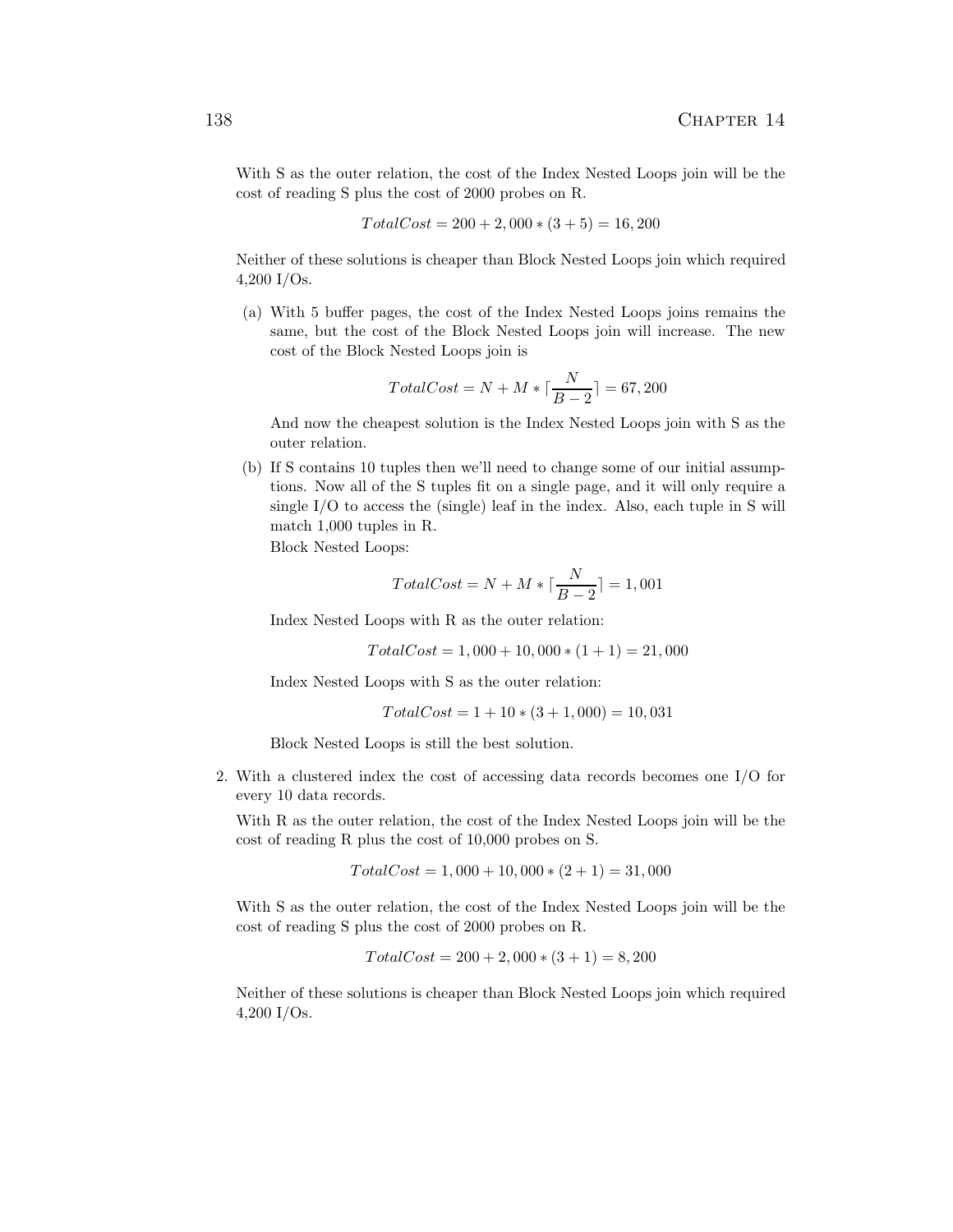With S as the outer relation, the cost of the Index Nested Loops join will be the cost of reading S plus the cost of 2000 probes on R.

$$TotalCost = 200 + 2,000 * (3 + 5) = 16,200$$

Neither of these solutions is cheaper than Block Nested Loops join which required 4,200 I/Os.

(a) With 5 buffer pages, the cost of the Index Nested Loops joins remains the same, but the cost of the Block Nested Loops join will increase. The new cost of the Block Nested Loops join is

$$TotalCost = N + M * \lceil \frac{N}{B-2} \rceil = 67,200$$

And now the cheapest solution is the Index Nested Loops join with S as the outer relation.

(b) If S contains 10 tuples then we'll need to change some of our initial assumptions. Now all of the S tuples fit on a single page, and it will only require a single I/O to access the (single) leaf in the index. Also, each tuple in S will match 1,000 tuples in R.

Block Nested Loops:

$$TotalCost = N + M * \lceil \frac{N}{B-2} \rceil = 1,001$$

Index Nested Loops with R as the outer relation:

$$TotalCost = 1,000 + 10,000 * (1 + 1) = 21,000$$

Index Nested Loops with S as the outer relation:

$$TotalCost = 1 + 10 * (3 + 1,000) = 10,031$$

Block Nested Loops is still the best solution.

2. With a clustered index the cost of accessing data records becomes one I/O for every 10 data records.

With R as the outer relation, the cost of the Index Nested Loops join will be the cost of reading R plus the cost of 10,000 probes on S.

$$TotalCost = 1,000 + 10,000 * (2 + 1) = 31,000$$

With S as the outer relation, the cost of the Index Nested Loops join will be the cost of reading S plus the cost of 2000 probes on R.

$$TotalCost = 200 + 2,000 * (3 + 1) = 8,200$$

Neither of these solutions is cheaper than Block Nested Loops join which required 4,200 I/Os.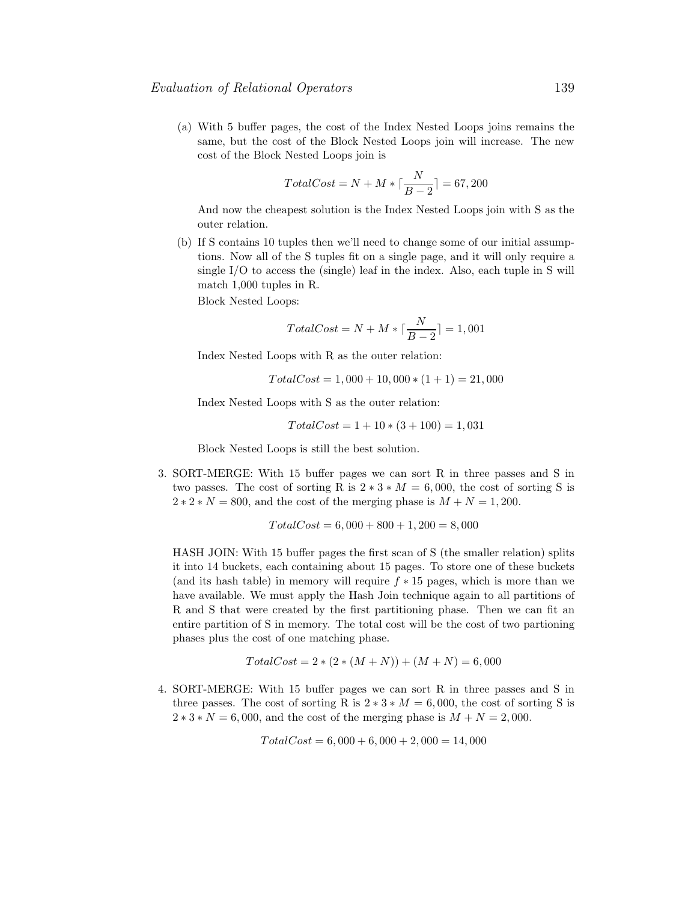(a) With 5 buffer pages, the cost of the Index Nested Loops joins remains the same, but the cost of the Block Nested Loops join will increase. The new cost of the Block Nested Loops join is

$$TotalCost = N + M * \lceil \frac{N}{B-2} \rceil = 67,200$$

And now the cheapest solution is the Index Nested Loops join with S as the outer relation.

(b) If S contains 10 tuples then we'll need to change some of our initial assumptions. Now all of the S tuples fit on a single page, and it will only require a single I/O to access the (single) leaf in the index. Also, each tuple in S will match 1,000 tuples in R.

Block Nested Loops:

$$TotalCost = N + M * \lceil \frac{N}{B-2} \rceil = 1,001$$

Index Nested Loops with R as the outer relation:

$$TotalCost = 1,000 + 10,000 * (1 + 1) = 21,000$$

Index Nested Loops with S as the outer relation:

$$TotalCost = 1 + 10 * (3 + 100) = 1,031$$

Block Nested Loops is still the best solution.

3. SORT-MERGE: With 15 buffer pages we can sort R in three passes and S in two passes. The cost of sorting R is $2 * 3 * M = 6,000$, the cost of sorting S is $2 * 2 * N = 800$, and the cost of the merging phase is $M + N = 1,200$.

$$TotalCost = 6,000 + 800 + 1,200 = 8,000$$

HASH JOIN: With 15 buffer pages the first scan of S (the smaller relation) splits it into 14 buckets, each containing about 15 pages. To store one of these buckets (and its hash table) in memory will require $f * 15$ pages, which is more than we have available. We must apply the Hash Join technique again to all partitions of R and S that were created by the first partitioning phase. Then we can fit an entire partition of S in memory. The total cost will be the cost of two partioning phases plus the cost of one matching phase.

$$TotalCost = 2 * (2 * (M + N)) + (M + N) = 6,000$$

4. SORT-MERGE: With 15 buffer pages we can sort R in three passes and S in three passes. The cost of sorting R is $2 * 3 * M = 6,000$, the cost of sorting S is $2 * 3 * N = 6,000$, and the cost of the merging phase is $M + N = 2,000$.

$$TotalCost = 6,000 + 6,000 + 2,000 = 14,000$$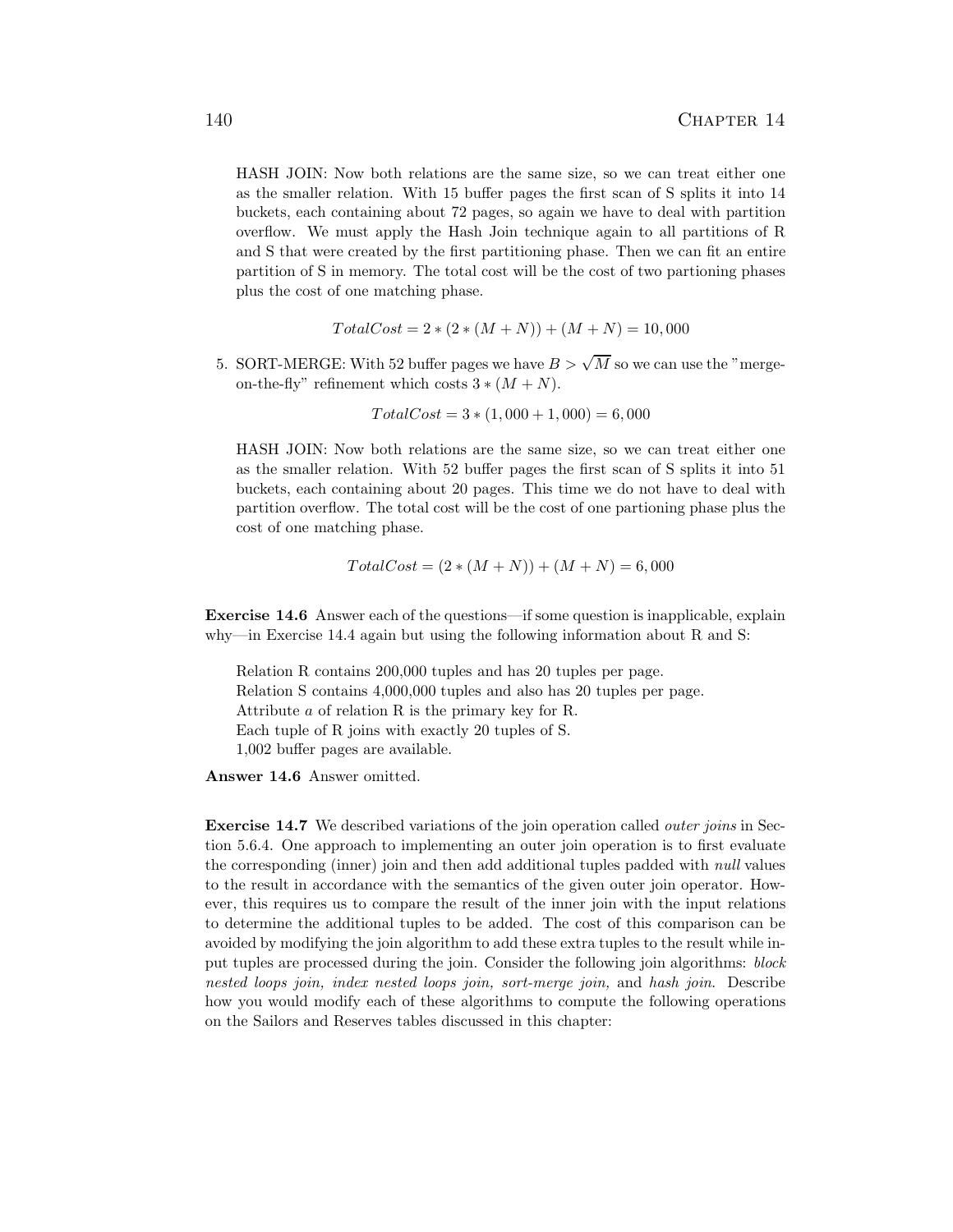HASH JOIN: Now both relations are the same size, so we can treat either one as the smaller relation. With 15 buffer pages the first scan of S splits it into 14 buckets, each containing about 72 pages, so again we have to deal with partition overflow. We must apply the Hash Join technique again to all partitions of R and S that were created by the first partitioning phase. Then we can fit an entire partition of S in memory. The total cost will be the cost of two partioning phases plus the cost of one matching phase.

$$TotalCost = 2 * (2 * (M + N)) + (M + N) = 10,000$$

5. SORT-MERGE: With 52 buffer pages we have $B > \sqrt{M}$ so we can use the "merge-on-the-fly" refinement which costs $3 * (M + N)$.

$$TotalCost = 3 * (1,000 + 1,000) = 6,000$$

HASH JOIN: Now both relations are the same size, so we can treat either one as the smaller relation. With 52 buffer pages the first scan of S splits it into 51 buckets, each containing about 20 pages. This time we do not have to deal with partition overflow. The total cost will be the cost of one partioning phase plus the cost of one matching phase.

$$TotalCost = (2 * (M + N)) + (M + N) = 6,000$$

**Exercise 14.6** Answer each of the questions—if some question is inapplicable, explain why—in Exercise 14.4 again but using the following information about R and S:

Relation R contains 200,000 tuples and has 20 tuples per page.
Relation S contains 4,000,000 tuples and also has 20 tuples per page.
Attribute *a* of relation R is the primary key for R.
Each tuple of R joins with exactly 20 tuples of S.
1,002 buffer pages are available.

**Answer 14.6** Answer omitted.

**Exercise 14.7** We described variations of the join operation called *outer joins* in Section 5.6.4. One approach to implementing an outer join operation is to first evaluate the corresponding (inner) join and then add additional tuples padded with *null* values to the result in accordance with the semantics of the given outer join operator. However, this requires us to compare the result of the inner join with the input relations to determine the additional tuples to be added. The cost of this comparison can be avoided by modifying the join algorithm to add these extra tuples to the result while input tuples are processed during the join. Consider the following join algorithms: *block nested loops join, index nested loops join, sort-merge join,* and *hash join*. Describe how you would modify each of these algorithms to compute the following operations on the Sailors and Reserves tables discussed in this chapter: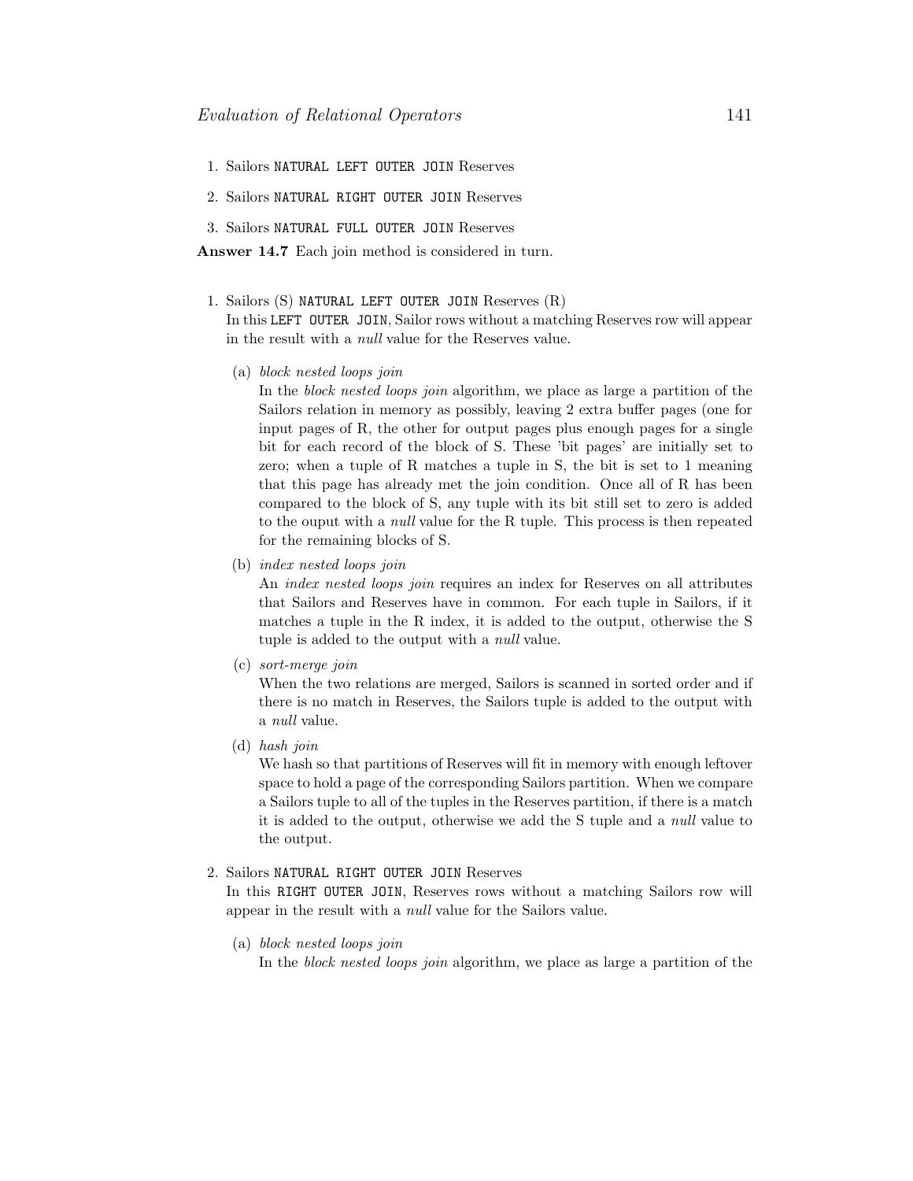1. Sailors NATURAL LEFT OUTER JOIN Reserves
2. Sailors NATURAL RIGHT OUTER JOIN Reserves
3. Sailors NATURAL FULL OUTER JOIN Reserves

**Answer 14.7** Each join method is considered in turn.

1. Sailors (S) NATURAL LEFT OUTER JOIN Reserves (R)
   In this LEFT OUTER JOIN, Sailor rows without a matching Reserves row will appear in the result with a *null* value for the Reserves value.

   (a) *block nested loops join*
   In the *block nested loops join* algorithm, we place as large a partition of the Sailors relation in memory as possibly, leaving 2 extra buffer pages (one for input pages of R, the other for output pages plus enough pages for a single bit for each record of the block of S. These 'bit pages' are initially set to zero; when a tuple of R matches a tuple in S, the bit is set to 1 meaning that this page has already met the join condition. Once all of R has been compared to the block of S, any tuple with its bit still set to zero is added to the ouput with a *null* value for the R tuple. This process is then repeated for the remaining blocks of S.

   (b) *index nested loops join*
   An *index nested loops join* requires an index for Reserves on all attributes that Sailors and Reserves have in common. For each tuple in Sailors, if it matches a tuple in the R index, it is added to the output, otherwise the S tuple is added to the output with a *null* value.

   (c) *sort-merge join*
   When the two relations are merged, Sailors is scanned in sorted order and if there is no match in Reserves, the Sailors tuple is added to the output with a *null* value.

   (d) *hash join*
   We hash so that partitions of Reserves will fit in memory with enough leftover space to hold a page of the corresponding Sailors partition. When we compare a Sailors tuple to all of the tuples in the Reserves partition, if there is a match it is added to the output, otherwise we add the S tuple and a *null* value to the output.

2. Sailors NATURAL RIGHT OUTER JOIN Reserves
   In this RIGHT OUTER JOIN, Reserves rows without a matching Sailors row will appear in the result with a *null* value for the Sailors value.

   (a) *block nested loops join*
   In the *block nested loops join* algorithm, we place as large a partition of the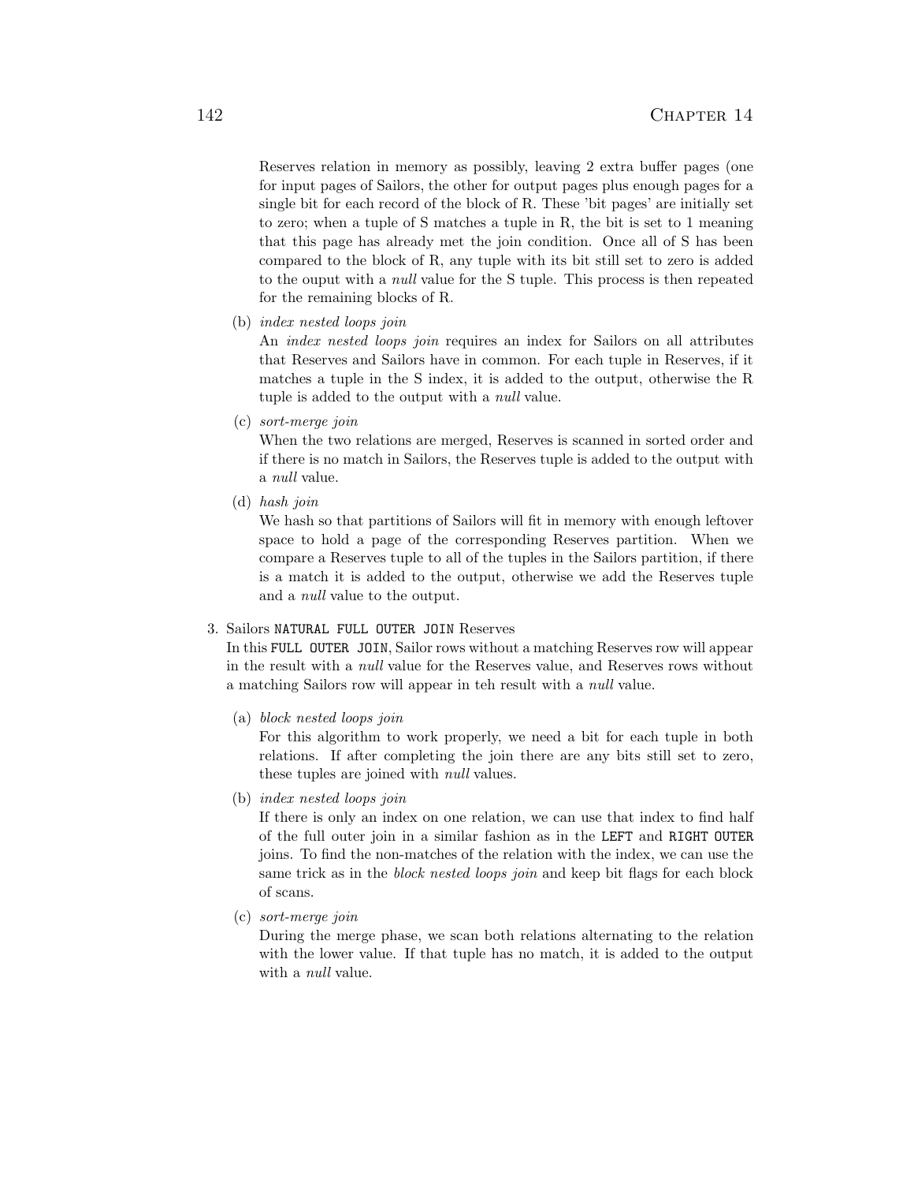Reserves relation in memory as possibly, leaving 2 extra buffer pages (one for input pages of Sailors, the other for output pages plus enough pages for a single bit for each record of the block of R. These 'bit pages' are initially set to zero; when a tuple of S matches a tuple in R, the bit is set to 1 meaning that this page has already met the join condition. Once all of S has been compared to the block of R, any tuple with its bit still set to zero is added to the ouput with a *null* value for the S tuple. This process is then repeated for the remaining blocks of R.

(b) *index nested loops join*

An *index nested loops join* requires an index for Sailors on all attributes that Reserves and Sailors have in common. For each tuple in Reserves, if it matches a tuple in the S index, it is added to the output, otherwise the R tuple is added to the output with a *null* value.

(c) *sort-merge join*

When the two relations are merged, Reserves is scanned in sorted order and if there is no match in Sailors, the Reserves tuple is added to the output with a *null* value.

(d) *hash join*

We hash so that partitions of Sailors will fit in memory with enough leftover space to hold a page of the corresponding Reserves partition. When we compare a Reserves tuple to all of the tuples in the Sailors partition, if there is a match it is added to the output, otherwise we add the Reserves tuple and a *null* value to the output.

3. Sailors `NATURAL FULL OUTER JOIN` Reserves

In this `FULL OUTER JOIN`, Sailor rows without a matching Reserves row will appear in the result with a *null* value for the Reserves value, and Reserves rows without a matching Sailors row will appear in teh result with a *null* value.

(a) *block nested loops join*

For this algorithm to work properly, we need a bit for each tuple in both relations. If after completing the join there are any bits still set to zero, these tuples are joined with *null* values.

(b) *index nested loops join*

If there is only an index on one relation, we can use that index to find half of the full outer join in a similar fashion as in the `LEFT` and `RIGHT OUTER` joins. To find the non-matches of the relation with the index, we can use the same trick as in the *block nested loops join* and keep bit flags for each block of scans.

(c) *sort-merge join*

During the merge phase, we scan both relations alternating to the relation with the lower value. If that tuple has no match, it is added to the output with a *null* value.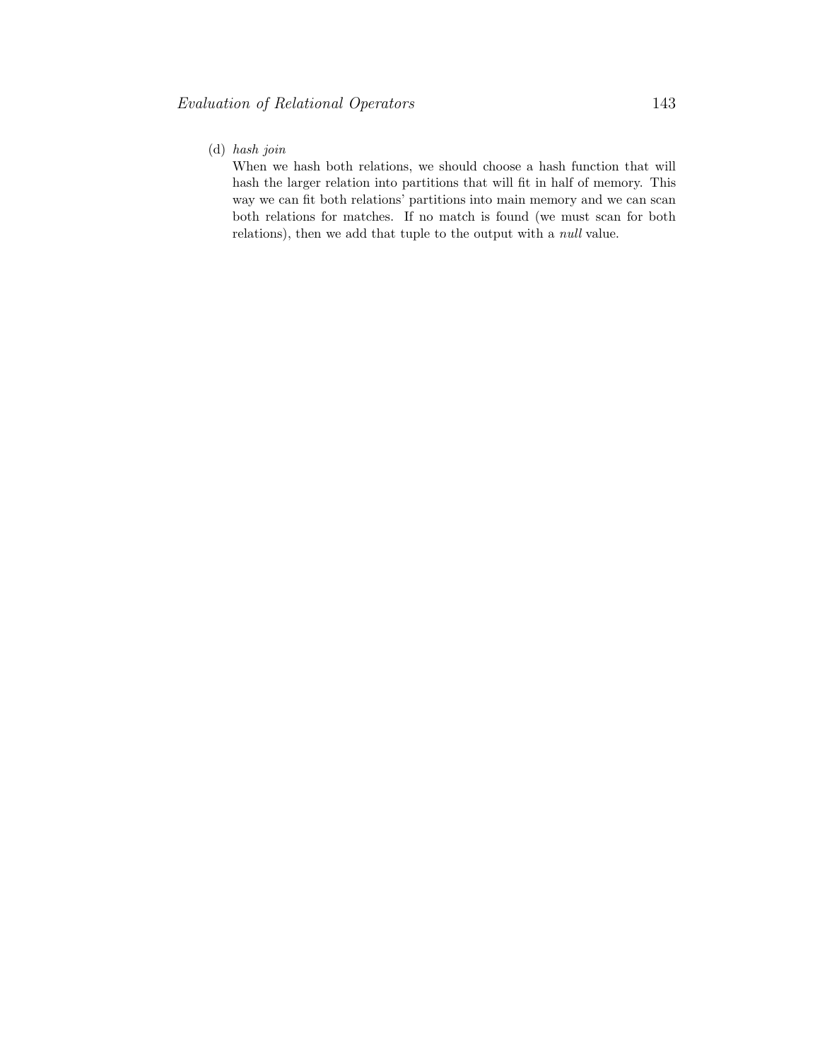(d) *hash join*

When we hash both relations, we should choose a hash function that will hash the larger relation into partitions that will fit in half of memory. This way we can fit both relations' partitions into main memory and we can scan both relations for matches. If no match is found (we must scan for both relations), then we add that tuple to the output with a *null* value.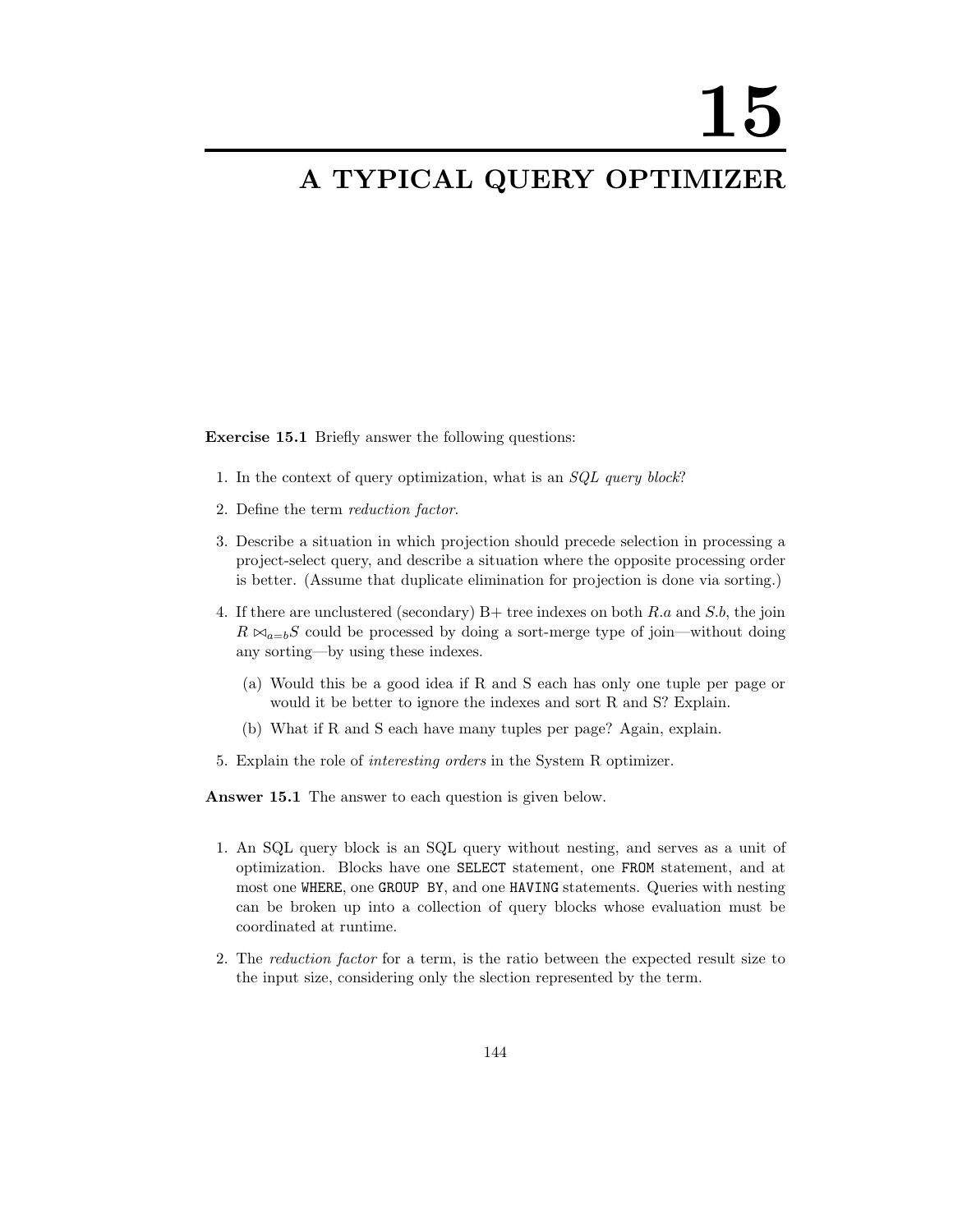# 15

# A TYPICAL QUERY OPTIMIZER

**Exercise 15.1** Briefly answer the following questions:

1. In the context of query optimization, what is an *SQL query block*?
2. Define the term *reduction factor*.
3. Describe a situation in which projection should precede selection in processing a project-select query, and describe a situation where the opposite processing order is better. (Assume that duplicate elimination for projection is done via sorting.)
4. If there are unclustered (secondary) B+ tree indexes on both $R.a$ and $S.b$, the join $R \bowtie_{a=b} S$ could be processed by doing a sort-merge type of join—without doing any sorting—by using these indexes.
   (a) Would this be a good idea if R and S each has only one tuple per page or would it be better to ignore the indexes and sort R and S? Explain.
   (b) What if R and S each have many tuples per page? Again, explain.
5. Explain the role of *interesting orders* in the System R optimizer.

**Answer 15.1** The answer to each question is given below.

1. An SQL query block is an SQL query without nesting, and serves as a unit of optimization. Blocks have one `SELECT` statement, one `FROM` statement, and at most one `WHERE`, one `GROUP BY`, and one `HAVING` statements. Queries with nesting can be broken up into a collection of query blocks whose evaluation must be coordinated at runtime.
2. The *reduction factor* for a term, is the ratio between the expected result size to the input size, considering only the slection represented by the term.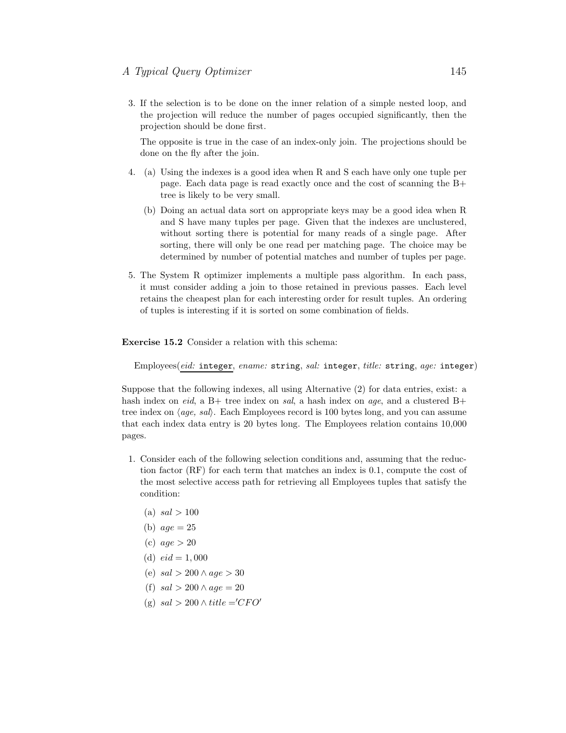3. If the selection is to be done on the inner relation of a simple nested loop, and the projection will reduce the number of pages occupied significantly, then the projection should be done first.

   The opposite is true in the case of an index-only join. The projections should be done on the fly after the join.

4. (a) Using the indexes is a good idea when R and S each have only one tuple per page. Each data page is read exactly once and the cost of scanning the B+ tree is likely to be very small.

   (b) Doing an actual data sort on appropriate keys may be a good idea when R and S have many tuples per page. Given that the indexes are unclustered, without sorting there is potential for many reads of a single page. After sorting, there will only be one read per matching page. The choice may be determined by number of potential matches and number of tuples per page.

5. The System R optimizer implements a multiple pass algorithm. In each pass, it must consider adding a join to those retained in previous passes. Each level retains the cheapest plan for each interesting order for result tuples. An ordering of tuples is interesting if it is sorted on some combination of fields.

**Exercise 15.2** Consider a relation with this schema:

Employees(<u>*eid:* `integer`</u>, *ename:* `string`, *sal:* `integer`, *title:* `string`, *age:* `integer`)

Suppose that the following indexes, all using Alternative (2) for data entries, exist: a hash index on *eid*, a B+ tree index on *sal*, a hash index on *age*, and a clustered B+ tree index on $\langle age, sal \rangle$. Each Employees record is 100 bytes long, and you can assume that each index data entry is 20 bytes long. The Employees relation contains 10,000 pages.

1. Consider each of the following selection conditions and, assuming that the reduction factor (RF) for each term that matches an index is 0.1, compute the cost of the most selective access path for retrieving all Employees tuples that satisfy the condition:

   (a) $sal > 100$

   (b) $age = 25$

   (c) $age > 20$

   (d) $eid = 1,000$

   (e) $sal > 200 \wedge age > 30$

   (f) $sal > 200 \wedge age = 20$

   (g) $sal > 200 \wedge title = 'CFO'$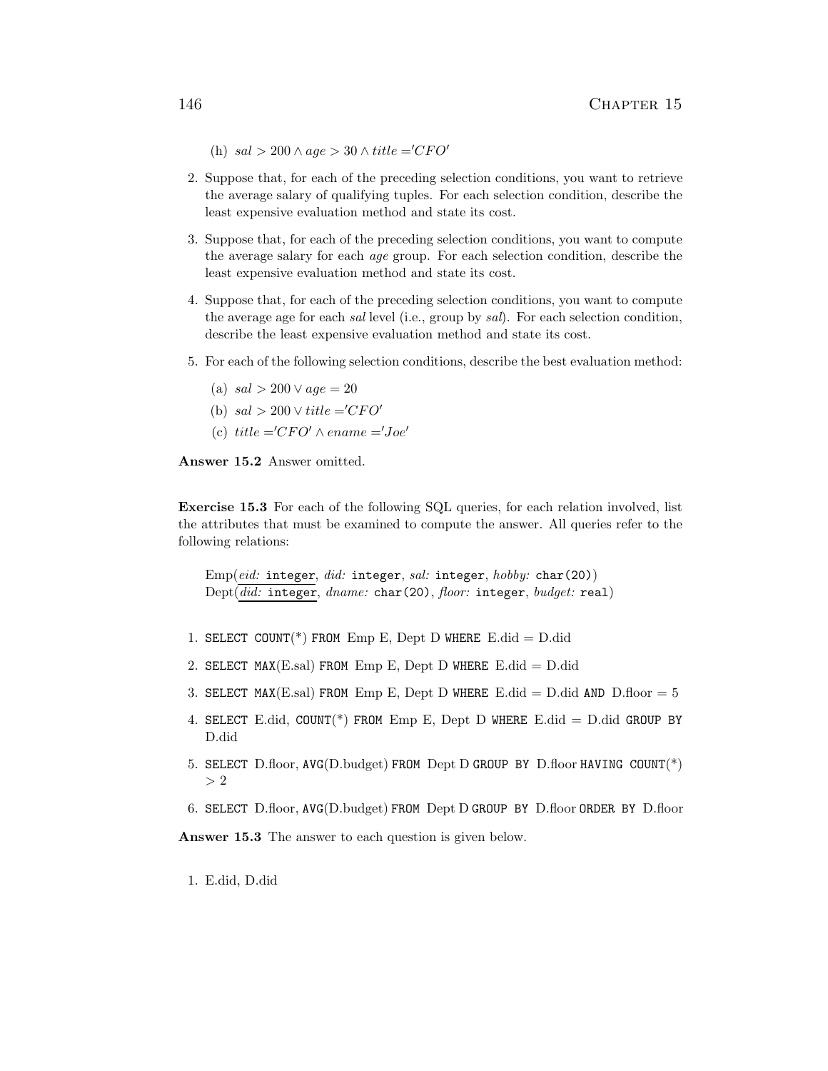(h) $sal > 200 \wedge age > 30 \wedge title = 'CFO'$

2. Suppose that, for each of the preceding selection conditions, you want to retrieve the average salary of qualifying tuples. For each selection condition, describe the least expensive evaluation method and state its cost.

3. Suppose that, for each of the preceding selection conditions, you want to compute the average salary for each *age* group. For each selection condition, describe the least expensive evaluation method and state its cost.

4. Suppose that, for each of the preceding selection conditions, you want to compute the average age for each *sal* level (i.e., group by *sal*). For each selection condition, describe the least expensive evaluation method and state its cost.

5. For each of the following selection conditions, describe the best evaluation method:

   (a) $sal > 200 \vee age = 20$

   (b) $sal > 200 \vee title = 'CFO'$

   (c) $title = 'CFO' \wedge ename = 'Joe'$

**Answer 15.2** Answer omitted.

**Exercise 15.3** For each of the following SQL queries, for each relation involved, list the attributes that must be examined to compute the answer. All queries refer to the following relations:

Emp(<u>*eid:* `integer`</u>, *did:* `integer`, *sal:* `integer`, *hobby:* `char(20)`)
Dept(<u>*did:* `integer`</u>, *dname:* `char(20)`, *floor:* `integer`, *budget:* `real`)

1. `SELECT COUNT(*) FROM` Emp E, Dept D `WHERE` E.did = D.did

2. `SELECT MAX(`E.sal`) FROM` Emp E, Dept D `WHERE` E.did = D.did

3. `SELECT MAX(`E.sal`) FROM` Emp E, Dept D `WHERE` E.did = D.did `AND` D.floor = 5

4. `SELECT` E.did, `COUNT(*) FROM` Emp E, Dept D `WHERE` E.did = D.did `GROUP BY` D.did

5. `SELECT` D.floor, `AVG(`D.budget`) FROM` Dept D `GROUP BY` D.floor `HAVING COUNT(*)` > 2

6. `SELECT` D.floor, `AVG(`D.budget`) FROM` Dept D `GROUP BY` D.floor `ORDER BY` D.floor

**Answer 15.3** The answer to each question is given below.

1. E.did, D.did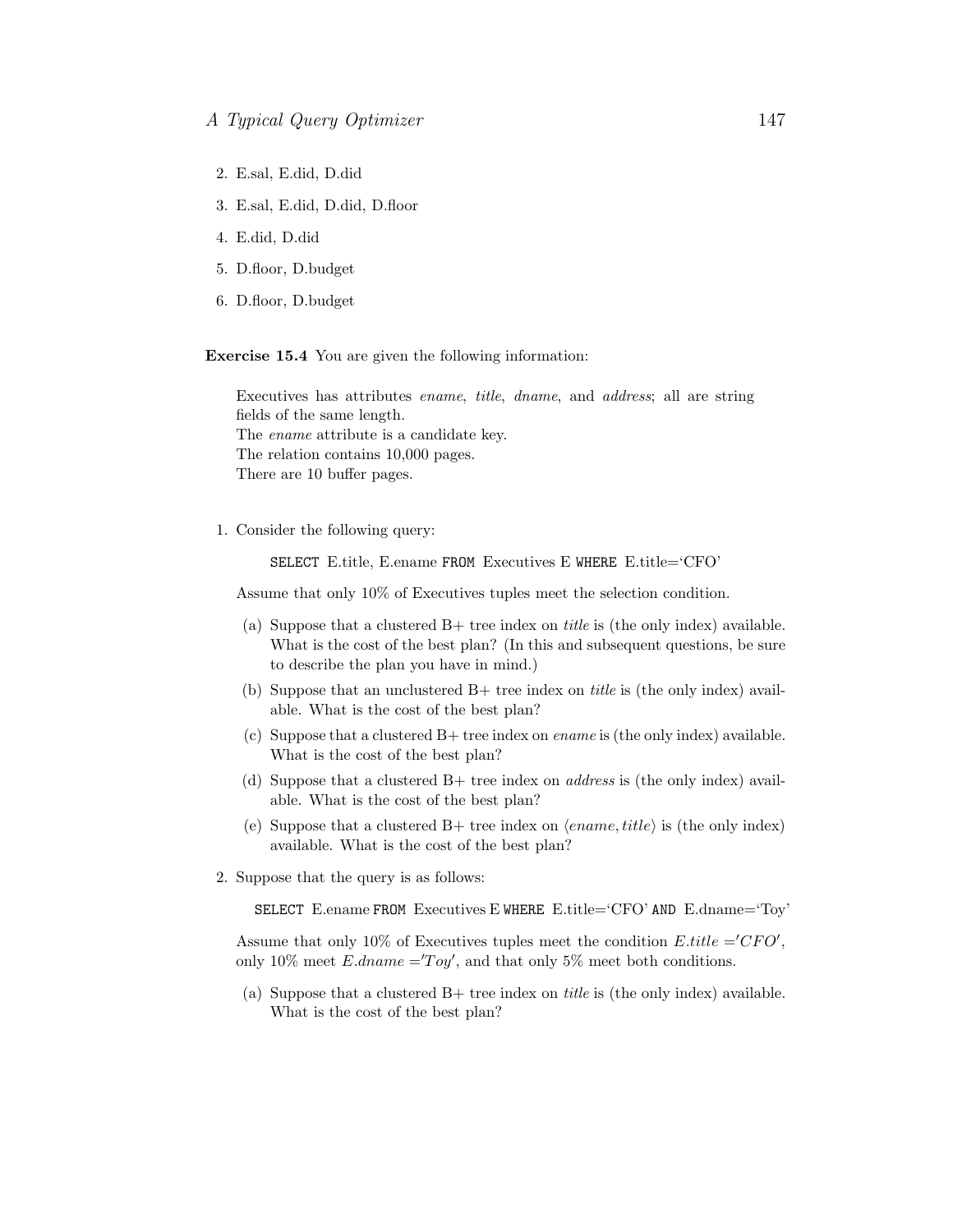2. E.sal, E.did, D.did
3. E.sal, E.did, D.did, D.floor
4. E.did, D.did
5. D.floor, D.budget
6. D.floor, D.budget

**Exercise 15.4** You are given the following information:

> Executives has attributes *ename*, *title*, *dname*, and *address*; all are string fields of the same length.
> The *ename* attribute is a candidate key.
> The relation contains 10,000 pages.
> There are 10 buffer pages.

1. Consider the following query:

   ```
   SELECT E.title, E.ename FROM Executives E WHERE E.title='CFO'
   ```

   Assume that only 10% of Executives tuples meet the selection condition.

   (a) Suppose that a clustered B+ tree index on *title* is (the only index) available. What is the cost of the best plan? (In this and subsequent questions, be sure to describe the plan you have in mind.)

   (b) Suppose that an unclustered B+ tree index on *title* is (the only index) available. What is the cost of the best plan?

   (c) Suppose that a clustered B+ tree index on *ename* is (the only index) available. What is the cost of the best plan?

   (d) Suppose that a clustered B+ tree index on *address* is (the only index) available. What is the cost of the best plan?

   (e) Suppose that a clustered B+ tree index on $\langle ename, title \rangle$ is (the only index) available. What is the cost of the best plan?

2. Suppose that the query is as follows:

   ```
   SELECT E.ename FROM Executives E WHERE E.title='CFO' AND E.dname='Toy'
   ```

   Assume that only 10% of Executives tuples meet the condition $E.title = 'CFO'$, only 10% meet $E.dname = 'Toy'$, and that only 5% meet both conditions.

   (a) Suppose that a clustered B+ tree index on *title* is (the only index) available. What is the cost of the best plan?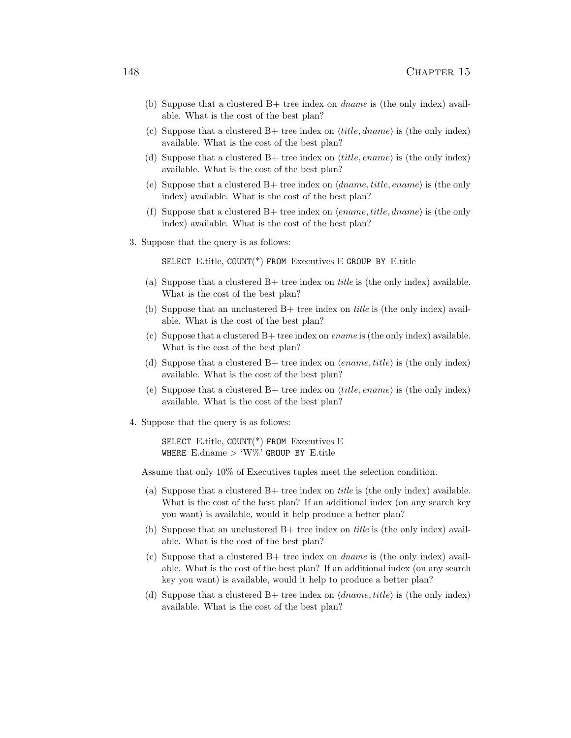(b) Suppose that a clustered B+ tree index on *dname* is (the only index) available. What is the cost of the best plan?

(c) Suppose that a clustered B+ tree index on $\langle title, dname \rangle$ is (the only index) available. What is the cost of the best plan?

(d) Suppose that a clustered B+ tree index on $\langle title, ename \rangle$ is (the only index) available. What is the cost of the best plan?

(e) Suppose that a clustered B+ tree index on $\langle dname, title, ename \rangle$ is (the only index) available. What is the cost of the best plan?

(f) Suppose that a clustered B+ tree index on $\langle ename, title, dname \rangle$ is (the only index) available. What is the cost of the best plan?

3. Suppose that the query is as follows:

```
SELECT E.title, COUNT(*) FROM Executives E GROUP BY E.title
```

(a) Suppose that a clustered B+ tree index on *title* is (the only index) available. What is the cost of the best plan?

(b) Suppose that an unclustered B+ tree index on *title* is (the only index) available. What is the cost of the best plan?

(c) Suppose that a clustered B+ tree index on *ename* is (the only index) available. What is the cost of the best plan?

(d) Suppose that a clustered B+ tree index on $\langle ename, title \rangle$ is (the only index) available. What is the cost of the best plan?

(e) Suppose that a clustered B+ tree index on $\langle title, ename \rangle$ is (the only index) available. What is the cost of the best plan?

4. Suppose that the query is as follows:

```
SELECT E.title, COUNT(*) FROM Executives E
WHERE E.dname > 'W%' GROUP BY E.title
```

Assume that only 10% of Executives tuples meet the selection condition.

(a) Suppose that a clustered B+ tree index on *title* is (the only index) available. What is the cost of the best plan? If an additional index (on any search key you want) is available, would it help produce a better plan?

(b) Suppose that an unclustered B+ tree index on *title* is (the only index) available. What is the cost of the best plan?

(c) Suppose that a clustered B+ tree index on *dname* is (the only index) available. What is the cost of the best plan? If an additional index (on any search key you want) is available, would it help to produce a better plan?

(d) Suppose that a clustered B+ tree index on $\langle dname, title \rangle$ is (the only index) available. What is the cost of the best plan?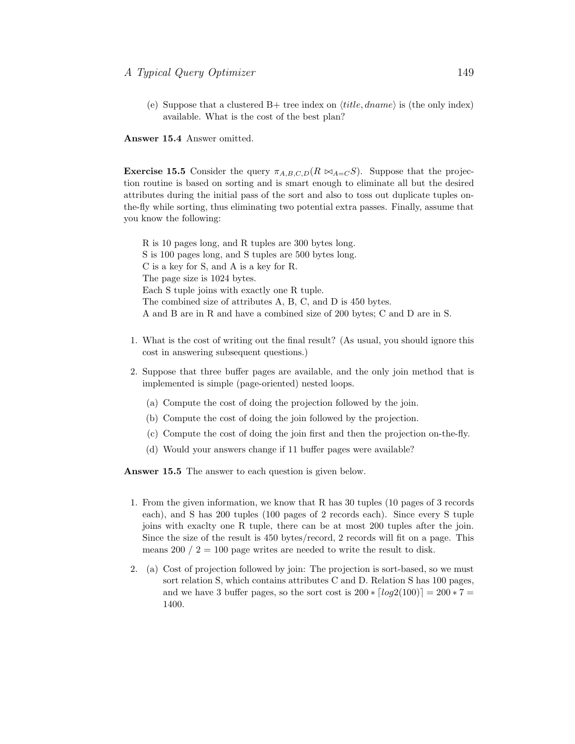(e) Suppose that a clustered B+ tree index on $\langle title, dname \rangle$ is (the only index) available. What is the cost of the best plan?

**Answer 15.4** Answer omitted.

**Exercise 15.5** Consider the query $\pi_{A,B,C,D}(R \bowtie_{A=C} S)$. Suppose that the projection routine is based on sorting and is smart enough to eliminate all but the desired attributes during the initial pass of the sort and also to toss out duplicate tuples on-the-fly while sorting, thus eliminating two potential extra passes. Finally, assume that you know the following:

R is 10 pages long, and R tuples are 300 bytes long.
S is 100 pages long, and S tuples are 500 bytes long.
C is a key for S, and A is a key for R.
The page size is 1024 bytes.
Each S tuple joins with exactly one R tuple.
The combined size of attributes A, B, C, and D is 450 bytes.
A and B are in R and have a combined size of 200 bytes; C and D are in S.

1. What is the cost of writing out the final result? (As usual, you should ignore this cost in answering subsequent questions.)
2. Suppose that three buffer pages are available, and the only join method that is implemented is simple (page-oriented) nested loops.
   (a) Compute the cost of doing the projection followed by the join.
   (b) Compute the cost of doing the join followed by the projection.
   (c) Compute the cost of doing the join first and then the projection on-the-fly.
   (d) Would your answers change if 11 buffer pages were available?

**Answer 15.5** The answer to each question is given below.

1. From the given information, we know that R has 30 tuples (10 pages of 3 records each), and S has 200 tuples (100 pages of 2 records each). Since every S tuple joins with exaclty one R tuple, there can be at most 200 tuples after the join. Since the size of the result is 450 bytes/record, 2 records will fit on a page. This means 200 / 2 = 100 page writes are needed to write the result to disk.
2. (a) Cost of projection followed by join: The projection is sort-based, so we must sort relation S, which contains attributes C and D. Relation S has 100 pages, and we have 3 buffer pages, so the sort cost is $200 * \lceil log2(100) \rceil = 200 * 7 = 1400$.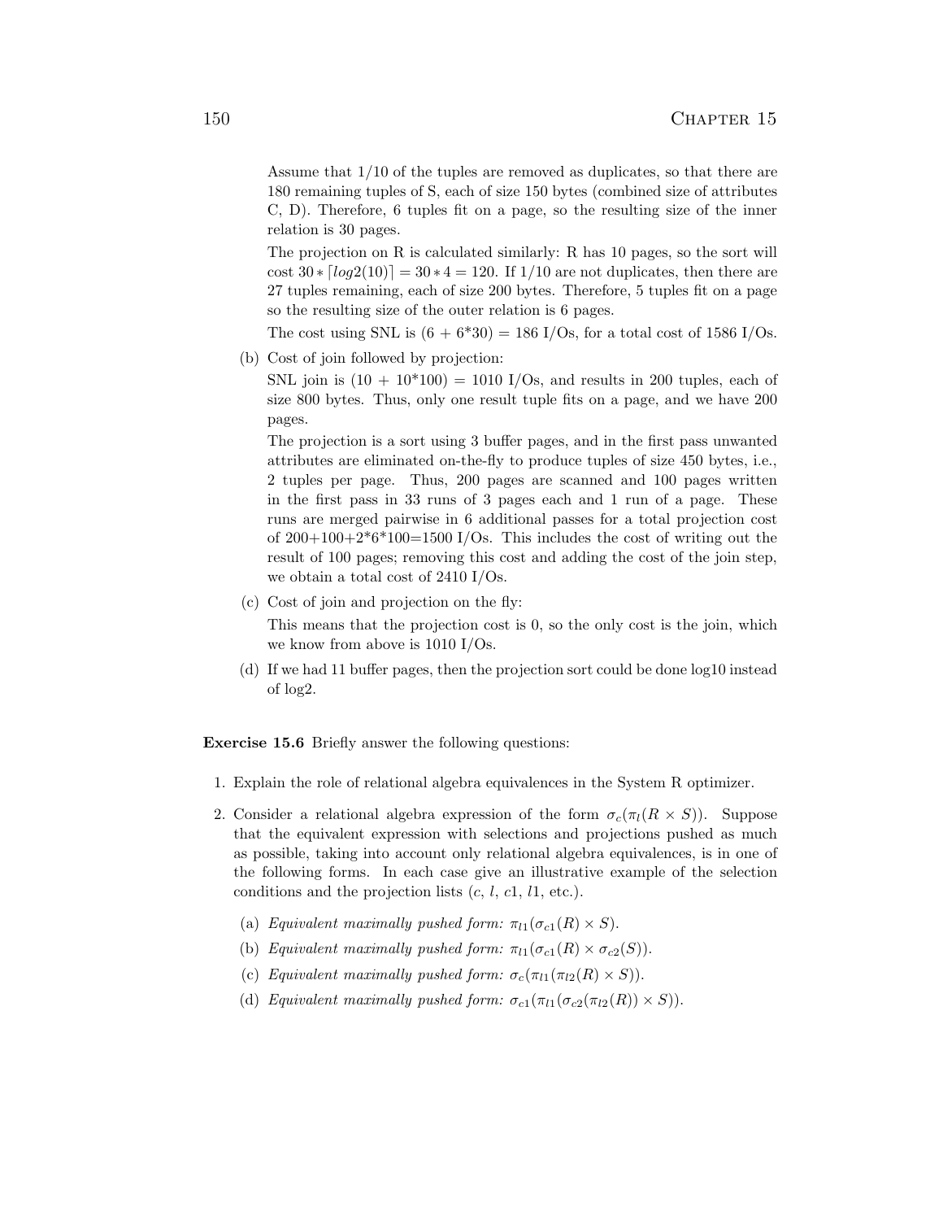Assume that 1/10 of the tuples are removed as duplicates, so that there are 180 remaining tuples of S, each of size 150 bytes (combined size of attributes C, D). Therefore, 6 tuples fit on a page, so the resulting size of the inner relation is 30 pages.

The projection on R is calculated similarly: R has 10 pages, so the sort will cost $30 * \lceil log2(10) \rceil = 30 * 4 = 120$. If 1/10 are not duplicates, then there are 27 tuples remaining, each of size 200 bytes. Therefore, 5 tuples fit on a page so the resulting size of the outer relation is 6 pages.

The cost using SNL is (6 + 6*30) = 186 I/Os, for a total cost of 1586 I/Os.

(b) Cost of join followed by projection:

SNL join is (10 + 10*100) = 1010 I/Os, and results in 200 tuples, each of size 800 bytes. Thus, only one result tuple fits on a page, and we have 200 pages.

The projection is a sort using 3 buffer pages, and in the first pass unwanted attributes are eliminated on-the-fly to produce tuples of size 450 bytes, i.e., 2 tuples per page. Thus, 200 pages are scanned and 100 pages written in the first pass in 33 runs of 3 pages each and 1 run of a page. These runs are merged pairwise in 6 additional passes for a total projection cost of 200+100+2*6*100=1500 I/Os. This includes the cost of writing out the result of 100 pages; removing this cost and adding the cost of the join step, we obtain a total cost of 2410 I/Os.

(c) Cost of join and projection on the fly:

This means that the projection cost is 0, so the only cost is the join, which we know from above is 1010 I/Os.

(d) If we had 11 buffer pages, then the projection sort could be done log10 instead of log2.

**Exercise 15.6** Briefly answer the following questions:

1. Explain the role of relational algebra equivalences in the System R optimizer.

2. Consider a relational algebra expression of the form $\sigma_c(\pi_l(R \times S))$. Suppose that the equivalent expression with selections and projections pushed as much as possible, taking into account only relational algebra equivalences, is in one of the following forms. In each case give an illustrative example of the selection conditions and the projection lists ($c$, $l$, $c1$, $l1$, etc.).

   (a) *Equivalent maximally pushed form:* $\pi_{l1}(\sigma_{c1}(R) \times S)$.

   (b) *Equivalent maximally pushed form:* $\pi_{l1}(\sigma_{c1}(R) \times \sigma_{c2}(S))$.

   (c) *Equivalent maximally pushed form:* $\sigma_c(\pi_{l1}(\pi_{l2}(R) \times S))$.

   (d) *Equivalent maximally pushed form:* $\sigma_{c1}(\pi_{l1}(\sigma_{c2}(\pi_{l2}(R)) \times S))$.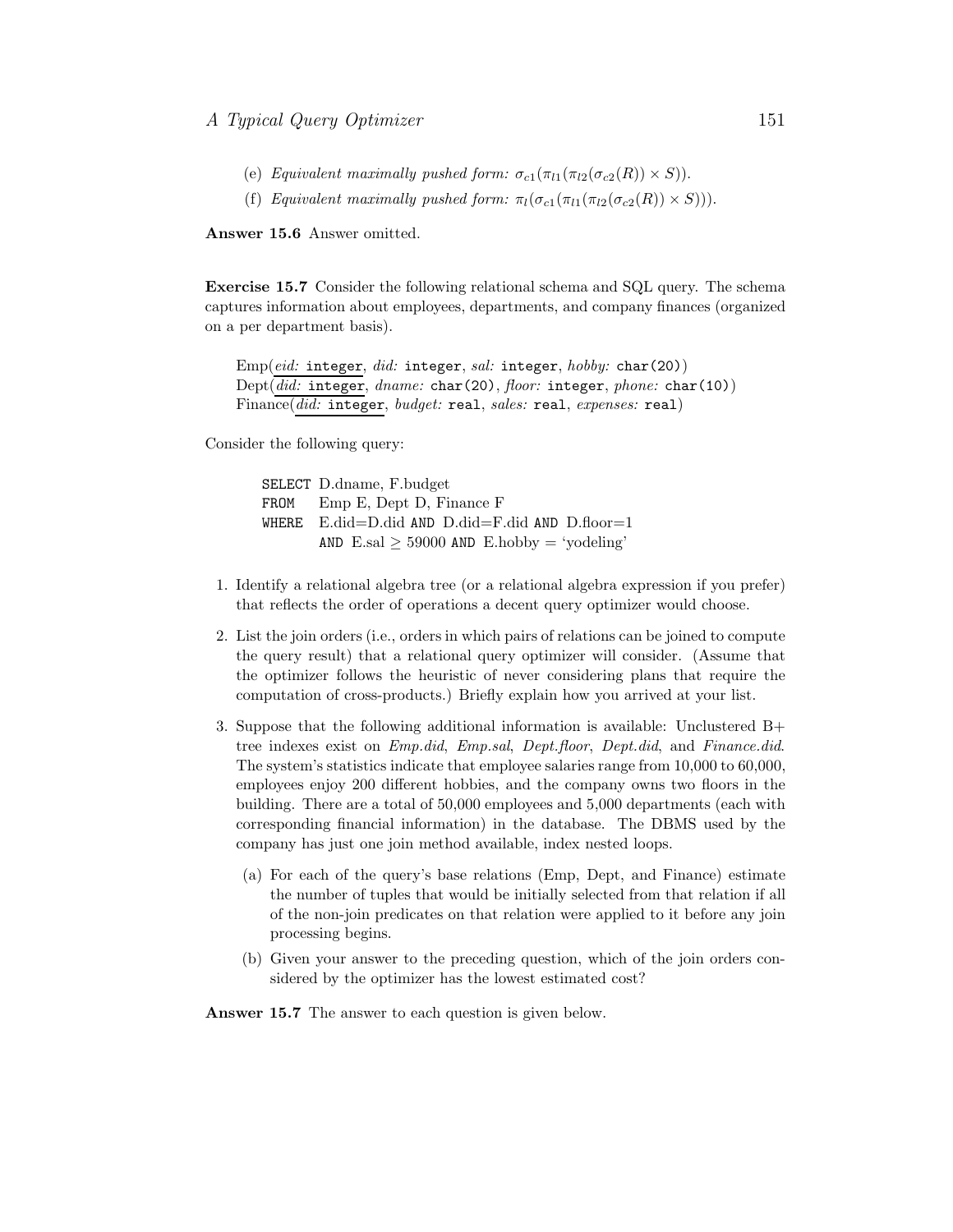(e) *Equivalent maximally pushed form:* $\sigma_{c1}(\pi_{l1}(\pi_{l2}(\sigma_{c2}(R)) \times S))$.

(f) *Equivalent maximally pushed form:* $\pi_l(\sigma_{c1}(\pi_{l1}(\pi_{l2}(\sigma_{c2}(R)) \times S)))$.

**Answer 15.6** Answer omitted.

**Exercise 15.7** Consider the following relational schema and SQL query. The schema captures information about employees, departments, and company finances (organized on a per department basis).

Emp(<u>*eid:* `integer`</u>, *did:* `integer`, *sal:* `integer`, *hobby:* `char(20)`)
Dept(<u>*did:* `integer`</u>, *dname:* `char(20)`, *floor:* `integer`, *phone:* `char(10)`)
Finance(<u>*did:* `integer`</u>, *budget:* `real`, *sales:* `real`, *expenses:* `real`)

Consider the following query:

```
SELECT D.dname, F.budget
FROM   Emp E, Dept D, Finance F
WHERE  E.did=D.did AND D.did=F.did AND D.floor=1
       AND E.sal ≥ 59000 AND E.hobby = 'yodeling'
```

1. Identify a relational algebra tree (or a relational algebra expression if you prefer) that reflects the order of operations a decent query optimizer would choose.
2. List the join orders (i.e., orders in which pairs of relations can be joined to compute the query result) that a relational query optimizer will consider. (Assume that the optimizer follows the heuristic of never considering plans that require the computation of cross-products.) Briefly explain how you arrived at your list.
3. Suppose that the following additional information is available: Unclustered B+ tree indexes exist on *Emp.did*, *Emp.sal*, *Dept.floor*, *Dept.did*, and *Finance.did*. The system's statistics indicate that employee salaries range from 10,000 to 60,000, employees enjoy 200 different hobbies, and the company owns two floors in the building. There are a total of 50,000 employees and 5,000 departments (each with corresponding financial information) in the database. The DBMS used by the company has just one join method available, index nested loops.
   (a) For each of the query's base relations (Emp, Dept, and Finance) estimate the number of tuples that would be initially selected from that relation if all of the non-join predicates on that relation were applied to it before any join processing begins.
   (b) Given your answer to the preceding question, which of the join orders considered by the optimizer has the lowest estimated cost?

**Answer 15.7** The answer to each question is given below.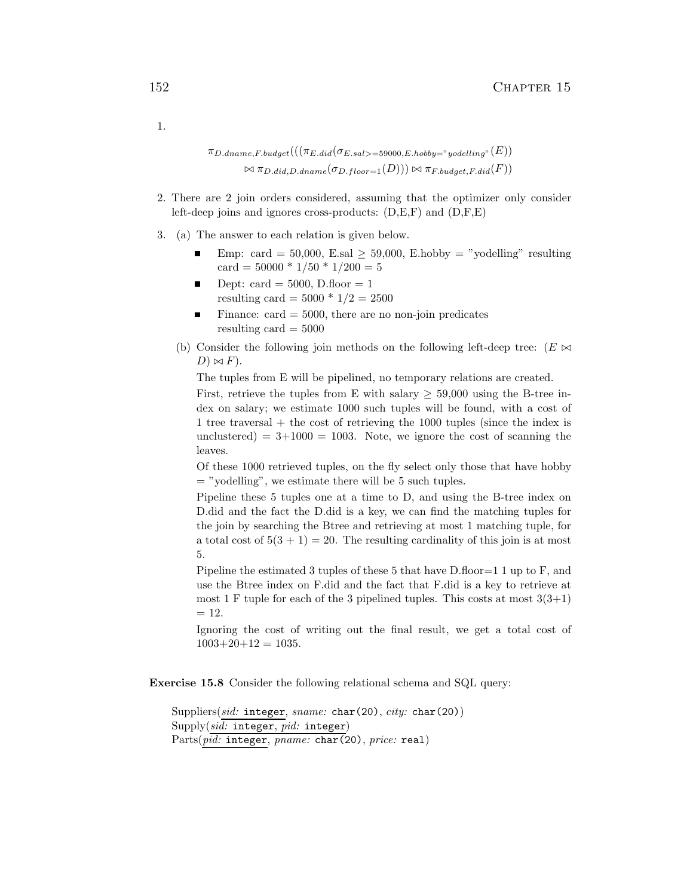1.

$$\pi_{D.dname,F.budget}(((\pi_{E.did}(\sigma_{E.sal>=59000,E.hobby="yodelling"}(E)) \bowtie \pi_{D.did,D.dname}(\sigma_{D.floor=1}(D))) \bowtie \pi_{F.budget,F.did}(F))$$

2. There are 2 join orders considered, assuming that the optimizer only consider left-deep joins and ignores cross-products: (D,E,F) and (D,F,E)

3. (a) The answer to each relation is given below.

   - Emp: card = 50,000, E.sal $\geq$ 59,000, E.hobby = "yodelling" resulting card = 50000 * 1/50 * 1/200 = 5
   - Dept: card = 5000, D.floor = 1  
     resulting card = 5000 * 1/2 = 2500
   - Finance: card = 5000, there are no non-join predicates  
     resulting card = 5000

   (b) Consider the following join methods on the following left-deep tree: $(E \bowtie D) \bowtie F)$.

   The tuples from E will be pipelined, no temporary relations are created.

   First, retrieve the tuples from E with salary $\geq$ 59,000 using the B-tree index on salary; we estimate 1000 such tuples will be found, with a cost of 1 tree traversal + the cost of retrieving the 1000 tuples (since the index is unclustered) = 3+1000 = 1003. Note, we ignore the cost of scanning the leaves.

   Of these 1000 retrieved tuples, on the fly select only those that have hobby = "yodelling", we estimate there will be 5 such tuples.

   Pipeline these 5 tuples one at a time to D, and using the B-tree index on D.did and the fact the D.did is a key, we can find the matching tuples for the join by searching the Btree and retrieving at most 1 matching tuple, for a total cost of $5(3 + 1) = 20$. The resulting cardinality of this join is at most 5.

   Pipeline the estimated 3 tuples of these 5 that have D.floor=1 1 up to F, and use the Btree index on F.did and the fact that F.did is a key to retrieve at most 1 F tuple for each of the 3 pipelined tuples. This costs at most 3(3+1) = 12.

   Ignoring the cost of writing out the final result, we get a total cost of 1003+20+12 = 1035.

**Exercise 15.8** Consider the following relational schema and SQL query:

Suppliers(*sid:* `integer`, *sname:* `char(20)`, *city:* `char(20)`)  
Supply(*sid:* `integer`, *pid:* `integer`)  
Parts(*pid:* `integer`, *pname:* `char(20)`, *price:* `real`)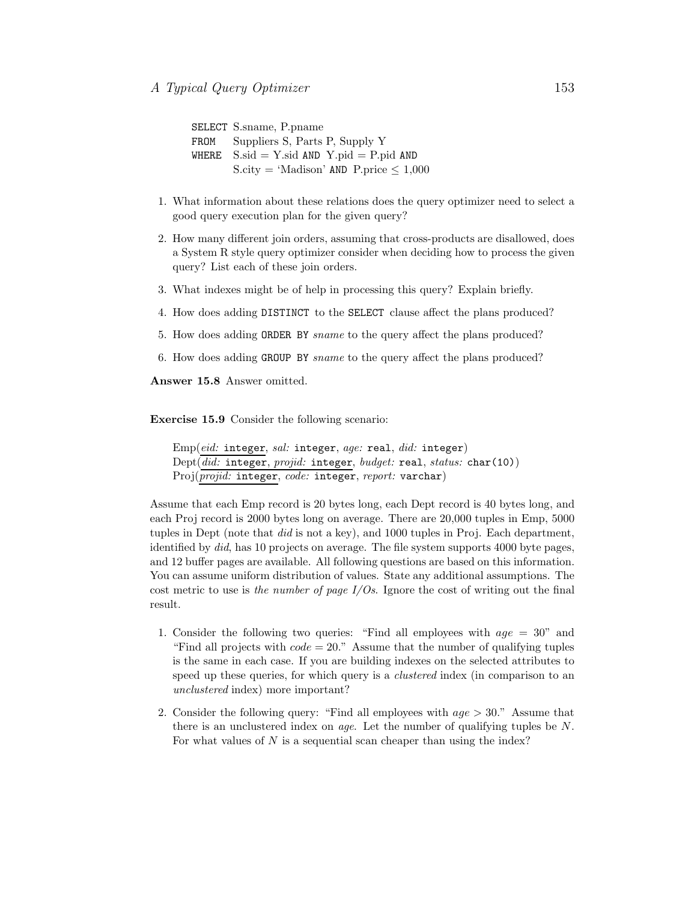```
SELECT S.sname, P.pname
FROM   Suppliers S, Parts P, Supply Y
WHERE  S.sid = Y.sid AND Y.pid = P.pid AND
       S.city = 'Madison' AND P.price ≤ 1,000
```

1. What information about these relations does the query optimizer need to select a good query execution plan for the given query?
2. How many different join orders, assuming that cross-products are disallowed, does a System R style query optimizer consider when deciding how to process the given query? List each of these join orders.
3. What indexes might be of help in processing this query? Explain briefly.
4. How does adding `DISTINCT` to the `SELECT` clause affect the plans produced?
5. How does adding `ORDER BY` *sname* to the query affect the plans produced?
6. How does adding `GROUP BY` *sname* to the query affect the plans produced?

**Answer 15.8** Answer omitted.

**Exercise 15.9** Consider the following scenario:

Emp(<u>*eid:* `integer`</u>, *sal:* `integer`, *age:* `real`, *did:* `integer`)
Dept(<u>*did:* `integer`, *projid:* `integer`</u>, *budget:* `real`, *status:* `char(10)`)
Proj(<u>*projid:* `integer`</u>, *code:* `integer`, *report:* `varchar`)

Assume that each Emp record is 20 bytes long, each Dept record is 40 bytes long, and each Proj record is 2000 bytes long on average. There are 20,000 tuples in Emp, 5000 tuples in Dept (note that *did* is not a key), and 1000 tuples in Proj. Each department, identified by *did*, has 10 projects on average. The file system supports 4000 byte pages, and 12 buffer pages are available. All following questions are based on this information. You can assume uniform distribution of values. State any additional assumptions. The cost metric to use is *the number of page I/Os*. Ignore the cost of writing out the final result.

1. Consider the following two queries: "Find all employees with $age = 30$" and "Find all projects with $code = 20$." Assume that the number of qualifying tuples is the same in each case. If you are building indexes on the selected attributes to speed up these queries, for which query is a *clustered* index (in comparison to an *unclustered* index) more important?
2. Consider the following query: "Find all employees with $age > 30$." Assume that there is an unclustered index on *age*. Let the number of qualifying tuples be $N$. For what values of $N$ is a sequential scan cheaper than using the index?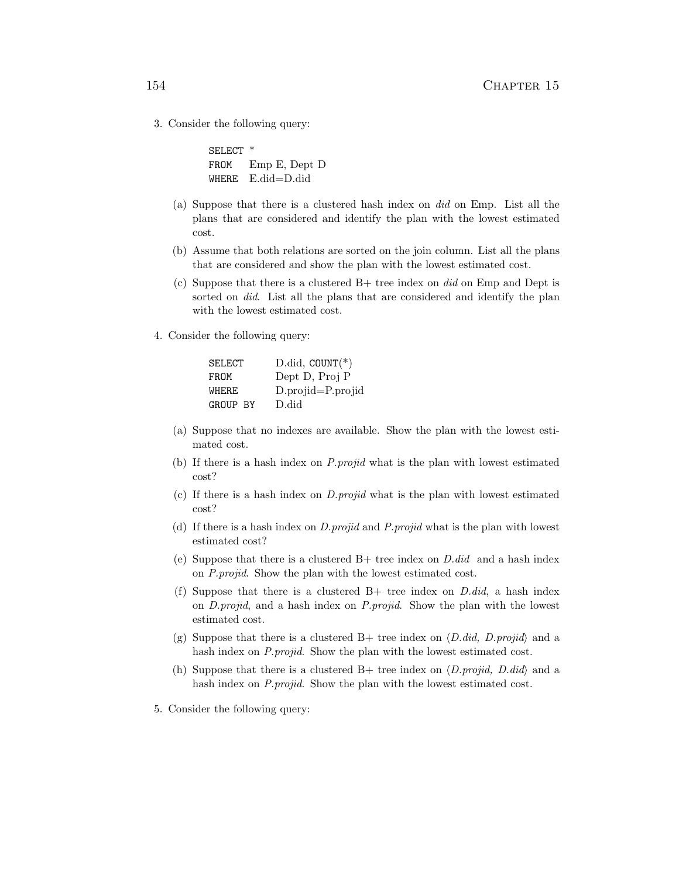3. Consider the following query:

```
SELECT *
FROM   Emp E, Dept D
WHERE  E.did=D.did
```

   (a) Suppose that there is a clustered hash index on *did* on Emp. List all the plans that are considered and identify the plan with the lowest estimated cost.

   (b) Assume that both relations are sorted on the join column. List all the plans that are considered and show the plan with the lowest estimated cost.

   (c) Suppose that there is a clustered B+ tree index on *did* on Emp and Dept is sorted on *did*. List all the plans that are considered and identify the plan with the lowest estimated cost.

4. Consider the following query:

```
SELECT    D.did, COUNT(*)
FROM      Dept D, Proj P
WHERE     D.projid=P.projid
GROUP BY  D.did
```

   (a) Suppose that no indexes are available. Show the plan with the lowest estimated cost.

   (b) If there is a hash index on *P.projid* what is the plan with lowest estimated cost?

   (c) If there is a hash index on *D.projid* what is the plan with lowest estimated cost?

   (d) If there is a hash index on *D.projid* and *P.projid* what is the plan with lowest estimated cost?

   (e) Suppose that there is a clustered B+ tree index on *D.did* and a hash index on *P.projid*. Show the plan with the lowest estimated cost.

   (f) Suppose that there is a clustered B+ tree index on *D.did*, a hash index on *D.projid*, and a hash index on *P.projid*. Show the plan with the lowest estimated cost.

   (g) Suppose that there is a clustered B+ tree index on ⟨*D.did, D.projid*⟩ and a hash index on *P.projid*. Show the plan with the lowest estimated cost.

   (h) Suppose that there is a clustered B+ tree index on ⟨*D.projid, D.did*⟩ and a hash index on *P.projid*. Show the plan with the lowest estimated cost.

5. Consider the following query: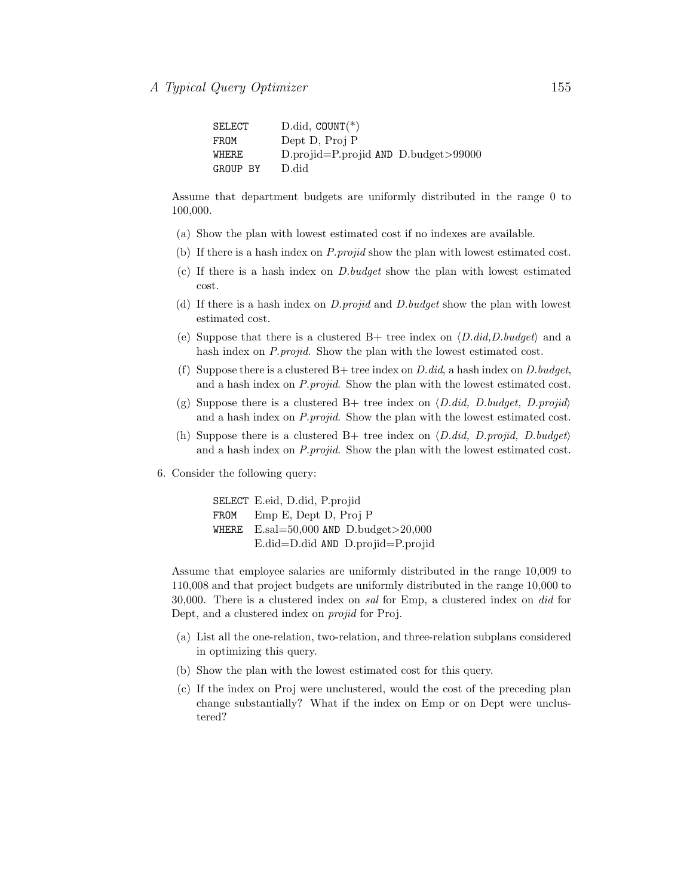```
SELECT    D.did, COUNT(*)
FROM      Dept D, Proj P
WHERE     D.projid=P.projid AND D.budget>99000
GROUP BY  D.did
```

Assume that department budgets are uniformly distributed in the range 0 to 100,000.

(a) Show the plan with lowest estimated cost if no indexes are available.

(b) If there is a hash index on *P.projid* show the plan with lowest estimated cost.

(c) If there is a hash index on *D.budget* show the plan with lowest estimated cost.

(d) If there is a hash index on *D.projid* and *D.budget* show the plan with lowest estimated cost.

(e) Suppose that there is a clustered B+ tree index on ⟨*D.did*,*D.budget*⟩ and a hash index on *P.projid*. Show the plan with the lowest estimated cost.

(f) Suppose there is a clustered B+ tree index on *D.did*, a hash index on *D.budget*, and a hash index on *P.projid*. Show the plan with the lowest estimated cost.

(g) Suppose there is a clustered B+ tree index on ⟨*D.did, D.budget, D.projid*⟩ and a hash index on *P.projid*. Show the plan with the lowest estimated cost.

(h) Suppose there is a clustered B+ tree index on ⟨*D.did, D.projid, D.budget*⟩ and a hash index on *P.projid*. Show the plan with the lowest estimated cost.

6. Consider the following query:

```
SELECT E.eid, D.did, P.projid
FROM   Emp E, Dept D, Proj P
WHERE  E.sal=50,000 AND D.budget>20,000
       E.did=D.did AND D.projid=P.projid
```

Assume that employee salaries are uniformly distributed in the range 10,009 to 110,008 and that project budgets are uniformly distributed in the range 10,000 to 30,000. There is a clustered index on *sal* for Emp, a clustered index on *did* for Dept, and a clustered index on *projid* for Proj.

(a) List all the one-relation, two-relation, and three-relation subplans considered in optimizing this query.

(b) Show the plan with the lowest estimated cost for this query.

(c) If the index on Proj were unclustered, would the cost of the preceding plan change substantially? What if the index on Emp or on Dept were unclustered?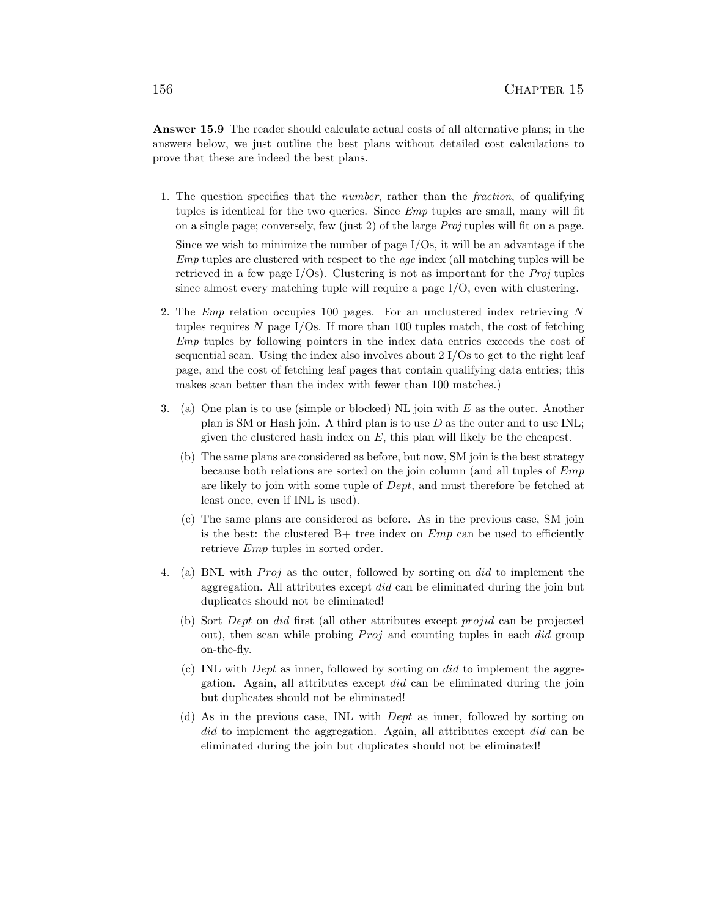**Answer 15.9** The reader should calculate actual costs of all alternative plans; in the answers below, we just outline the best plans without detailed cost calculations to prove that these are indeed the best plans.

1. The question specifies that the *number*, rather than the *fraction*, of qualifying tuples is identical for the two queries. Since *Emp* tuples are small, many will fit on a single page; conversely, few (just 2) of the large *Proj* tuples will fit on a page.

   Since we wish to minimize the number of page I/Os, it will be an advantage if the *Emp* tuples are clustered with respect to the *age* index (all matching tuples will be retrieved in a few page I/Os). Clustering is not as important for the *Proj* tuples since almost every matching tuple will require a page I/O, even with clustering.

2. The *Emp* relation occupies 100 pages. For an unclustered index retrieving $N$ tuples requires $N$ page I/Os. If more than 100 tuples match, the cost of fetching *Emp* tuples by following pointers in the index data entries exceeds the cost of sequential scan. Using the index also involves about 2 I/Os to get to the right leaf page, and the cost of fetching leaf pages that contain qualifying data entries; this makes scan better than the index with fewer than 100 matches.)

3. (a) One plan is to use (simple or blocked) NL join with $E$ as the outer. Another plan is SM or Hash join. A third plan is to use $D$ as the outer and to use INL; given the clustered hash index on $E$, this plan will likely be the cheapest.

   (b) The same plans are considered as before, but now, SM join is the best strategy because both relations are sorted on the join column (and all tuples of *Emp* are likely to join with some tuple of *Dept*, and must therefore be fetched at least once, even if INL is used).

   (c) The same plans are considered as before. As in the previous case, SM join is the best: the clustered B+ tree index on *Emp* can be used to efficiently retrieve *Emp* tuples in sorted order.

4. (a) BNL with *Proj* as the outer, followed by sorting on *did* to implement the aggregation. All attributes except *did* can be eliminated during the join but duplicates should not be eliminated!

   (b) Sort *Dept* on *did* first (all other attributes except *projid* can be projected out), then scan while probing *Proj* and counting tuples in each *did* group on-the-fly.

   (c) INL with *Dept* as inner, followed by sorting on *did* to implement the aggregation. Again, all attributes except *did* can be eliminated during the join but duplicates should not be eliminated!

   (d) As in the previous case, INL with *Dept* as inner, followed by sorting on *did* to implement the aggregation. Again, all attributes except *did* can be eliminated during the join but duplicates should not be eliminated!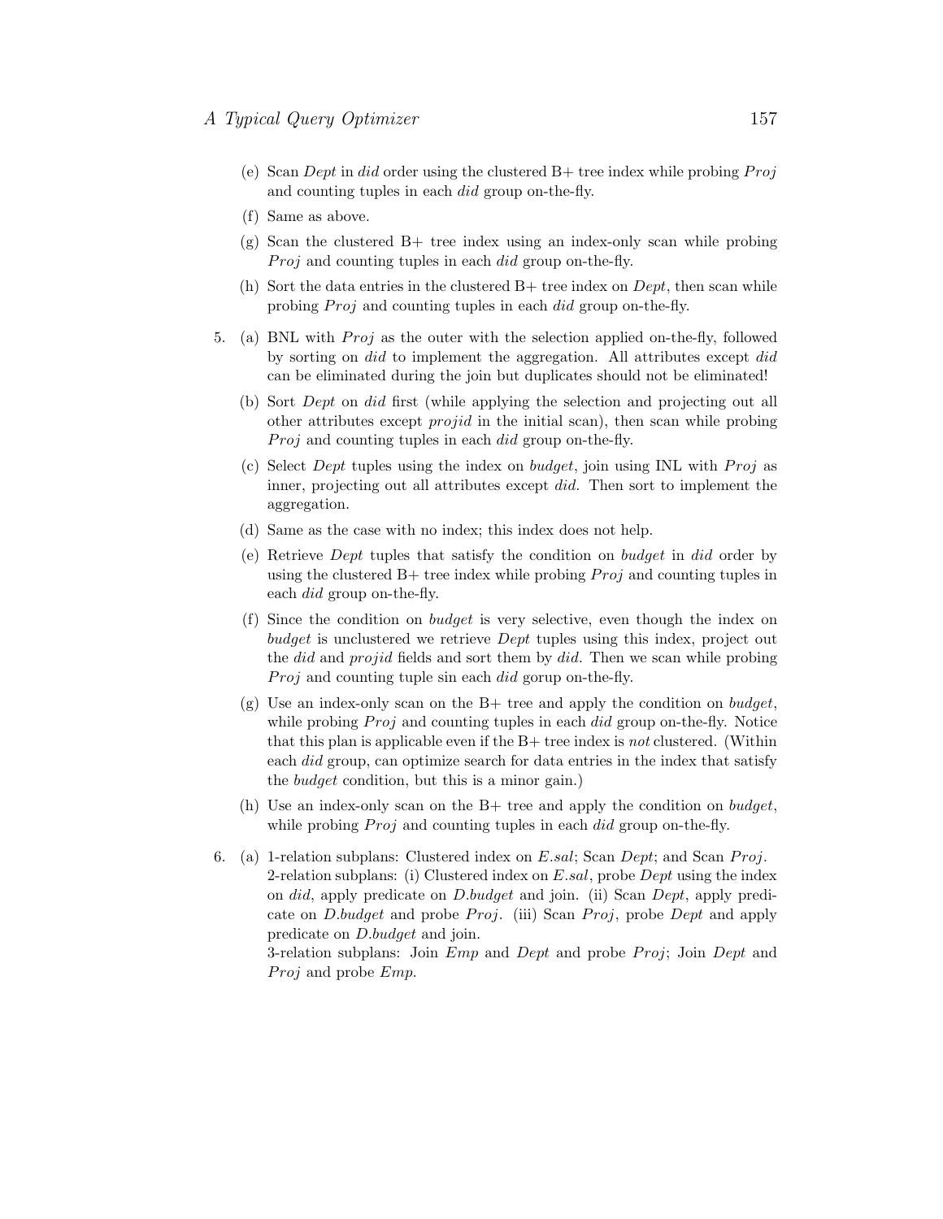(e) Scan *Dept* in *did* order using the clustered B+ tree index while probing *Proj* and counting tuples in each *did* group on-the-fly.

(f) Same as above.

(g) Scan the clustered B+ tree index using an index-only scan while probing *Proj* and counting tuples in each *did* group on-the-fly.

(h) Sort the data entries in the clustered B+ tree index on *Dept*, then scan while probing *Proj* and counting tuples in each *did* group on-the-fly.

5. (a) BNL with *Proj* as the outer with the selection applied on-the-fly, followed by sorting on *did* to implement the aggregation. All attributes except *did* can be eliminated during the join but duplicates should not be eliminated!

   (b) Sort *Dept* on *did* first (while applying the selection and projecting out all other attributes except *projid* in the initial scan), then scan while probing *Proj* and counting tuples in each *did* group on-the-fly.

   (c) Select *Dept* tuples using the index on *budget*, join using INL with *Proj* as inner, projecting out all attributes except *did*. Then sort to implement the aggregation.

   (d) Same as the case with no index; this index does not help.

   (e) Retrieve *Dept* tuples that satisfy the condition on *budget* in *did* order by using the clustered B+ tree index while probing *Proj* and counting tuples in each *did* group on-the-fly.

   (f) Since the condition on *budget* is very selective, even though the index on *budget* is unclustered we retrieve *Dept* tuples using this index, project out the *did* and *projid* fields and sort them by *did*. Then we scan while probing *Proj* and counting tuple sin each *did* gorup on-the-fly.

   (g) Use an index-only scan on the B+ tree and apply the condition on *budget*, while probing *Proj* and counting tuples in each *did* group on-the-fly. Notice that this plan is applicable even if the B+ tree index is *not* clustered. (Within each *did* group, can optimize search for data entries in the index that satisfy the *budget* condition, but this is a minor gain.)

   (h) Use an index-only scan on the B+ tree and apply the condition on *budget*, while probing *Proj* and counting tuples in each *did* group on-the-fly.

6. (a) 1-relation subplans: Clustered index on *E.sal*; Scan *Dept*; and Scan *Proj*.
   2-relation subplans: (i) Clustered index on *E.sal*, probe *Dept* using the index on *did*, apply predicate on *D.budget* and join. (ii) Scan *Dept*, apply predicate on *D.budget* and probe *Proj*. (iii) Scan *Proj*, probe *Dept* and apply predicate on *D.budget* and join.
   3-relation subplans: Join *Emp* and *Dept* and probe *Proj*; Join *Dept* and *Proj* and probe *Emp*.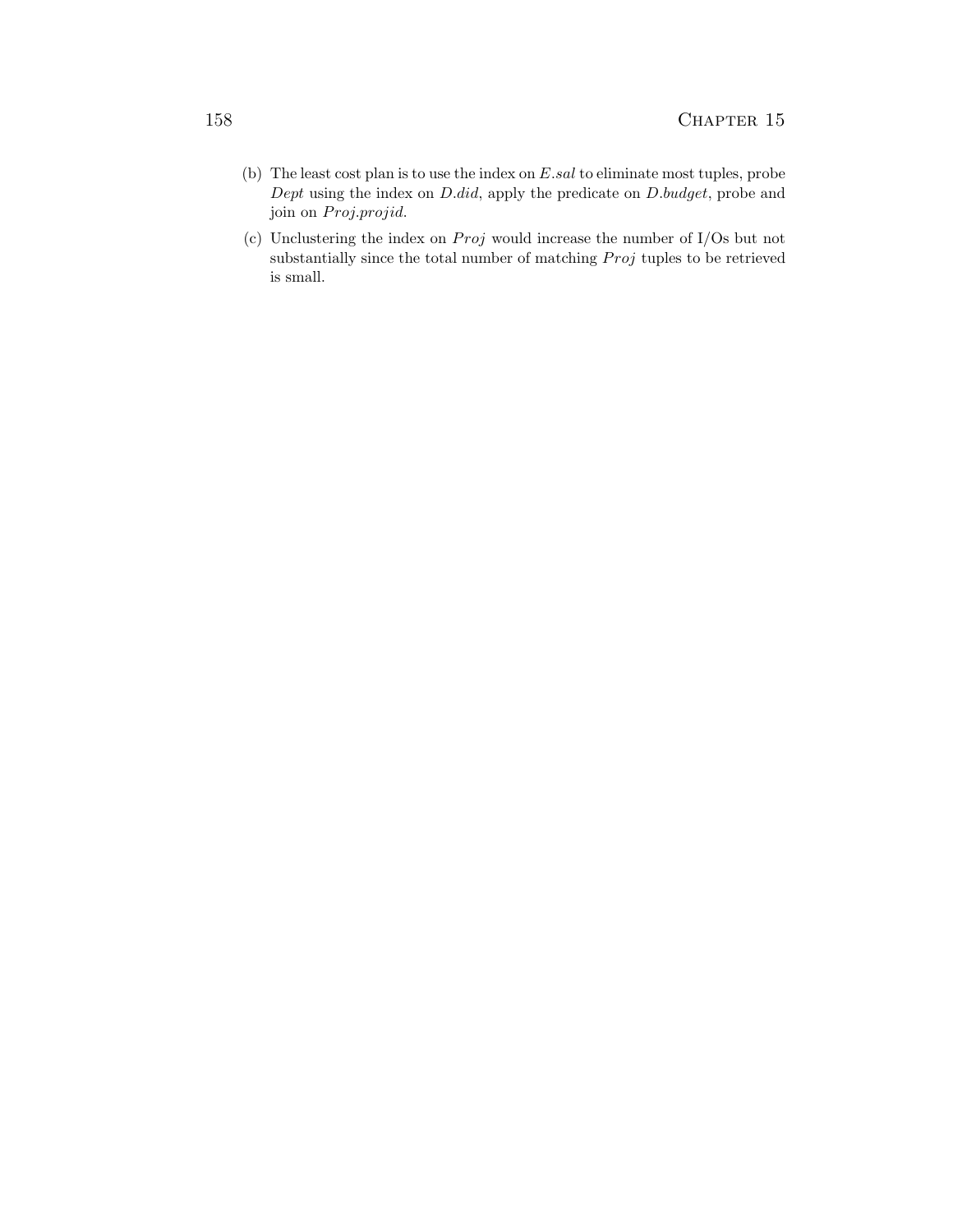(b) The least cost plan is to use the index on *E.sal* to eliminate most tuples, probe *Dept* using the index on *D.did*, apply the predicate on *D.budget*, probe and join on *Proj.projid*.

(c) Unclustering the index on *Proj* would increase the number of I/Os but not substantially since the total number of matching *Proj* tuples to be retrieved is small.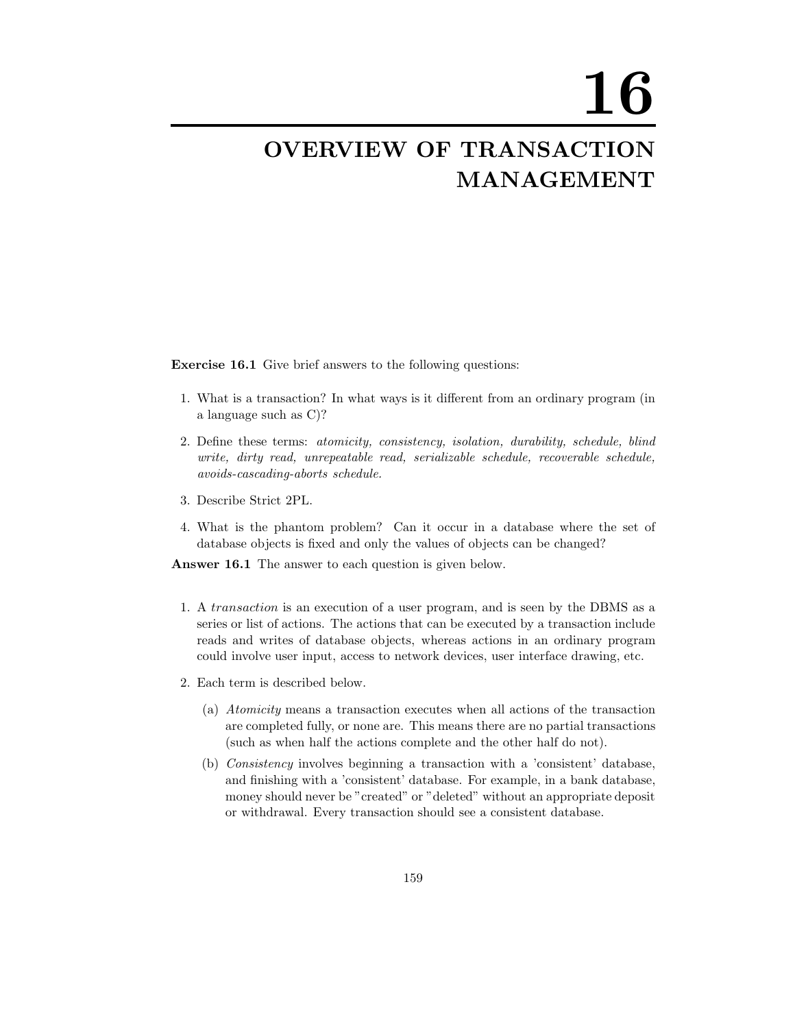# 16

# OVERVIEW OF TRANSACTION MANAGEMENT

**Exercise 16.1** Give brief answers to the following questions:

1. What is a transaction? In what ways is it different from an ordinary program (in a language such as C)?

2. Define these terms: *atomicity, consistency, isolation, durability, schedule, blind write, dirty read, unrepeatable read, serializable schedule, recoverable schedule, avoids-cascading-aborts schedule.*

3. Describe Strict 2PL.

4. What is the phantom problem? Can it occur in a database where the set of database objects is fixed and only the values of objects can be changed?

**Answer 16.1** The answer to each question is given below.

1. A *transaction* is an execution of a user program, and is seen by the DBMS as a series or list of actions. The actions that can be executed by a transaction include reads and writes of database objects, whereas actions in an ordinary program could involve user input, access to network devices, user interface drawing, etc.

2. Each term is described below.

   (a) *Atomicity* means a transaction executes when all actions of the transaction are completed fully, or none are. This means there are no partial transactions (such as when half the actions complete and the other half do not).

   (b) *Consistency* involves beginning a transaction with a 'consistent' database, and finishing with a 'consistent' database. For example, in a bank database, money should never be "created" or "deleted" without an appropriate deposit or withdrawal. Every transaction should see a consistent database.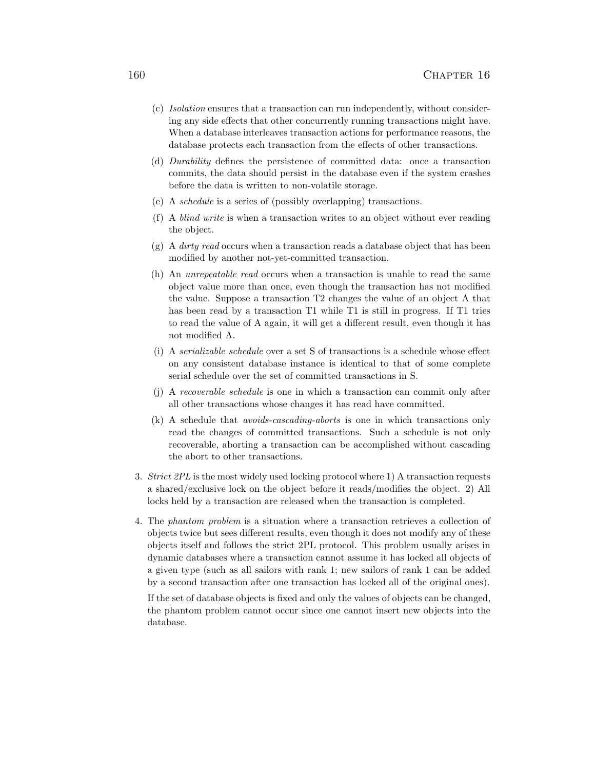(c) *Isolation* ensures that a transaction can run independently, without considering any side effects that other concurrently running transactions might have. When a database interleaves transaction actions for performance reasons, the database protects each transaction from the effects of other transactions.

   (d) *Durability* defines the persistence of committed data: once a transaction commits, the data should persist in the database even if the system crashes before the data is written to non-volatile storage.

   (e) A *schedule* is a series of (possibly overlapping) transactions.

   (f) A *blind write* is when a transaction writes to an object without ever reading the object.

   (g) A *dirty read* occurs when a transaction reads a database object that has been modified by another not-yet-committed transaction.

   (h) An *unrepeatable read* occurs when a transaction is unable to read the same object value more than once, even though the transaction has not modified the value. Suppose a transaction T2 changes the value of an object A that has been read by a transaction T1 while T1 is still in progress. If T1 tries to read the value of A again, it will get a different result, even though it has not modified A.

   (i) A *serializable schedule* over a set S of transactions is a schedule whose effect on any consistent database instance is identical to that of some complete serial schedule over the set of committed transactions in S.

   (j) A *recoverable schedule* is one in which a transaction can commit only after all other transactions whose changes it has read have committed.

   (k) A schedule that *avoids-cascading-aborts* is one in which transactions only read the changes of committed transactions. Such a schedule is not only recoverable, aborting a transaction can be accomplished without cascading the abort to other transactions.

3. *Strict 2PL* is the most widely used locking protocol where 1) A transaction requests a shared/exclusive lock on the object before it reads/modifies the object. 2) All locks held by a transaction are released when the transaction is completed.

4. The *phantom problem* is a situation where a transaction retrieves a collection of objects twice but sees different results, even though it does not modify any of these objects itself and follows the strict 2PL protocol. This problem usually arises in dynamic databases where a transaction cannot assume it has locked all objects of a given type (such as all sailors with rank 1; new sailors of rank 1 can be added by a second transaction after one transaction has locked all of the original ones).

   If the set of database objects is fixed and only the values of objects can be changed, the phantom problem cannot occur since one cannot insert new objects into the database.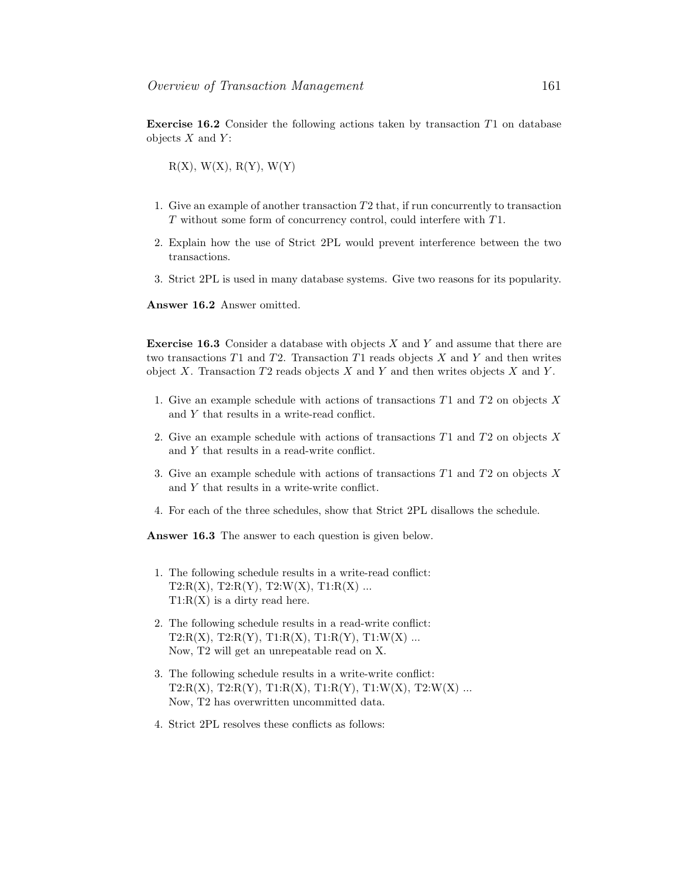**Exercise 16.2** Consider the following actions taken by transaction $T1$ on database objects $X$ and $Y$:

R(X), W(X), R(Y), W(Y)

1. Give an example of another transaction $T2$ that, if run concurrently to transaction $T$ without some form of concurrency control, could interfere with $T1$.
2. Explain how the use of Strict 2PL would prevent interference between the two transactions.
3. Strict 2PL is used in many database systems. Give two reasons for its popularity.

**Answer 16.2** Answer omitted.

**Exercise 16.3** Consider a database with objects $X$ and $Y$ and assume that there are two transactions $T1$ and $T2$. Transaction $T1$ reads objects $X$ and $Y$ and then writes object $X$. Transaction $T2$ reads objects $X$ and $Y$ and then writes objects $X$ and $Y$.

1. Give an example schedule with actions of transactions $T1$ and $T2$ on objects $X$ and $Y$ that results in a write-read conflict.
2. Give an example schedule with actions of transactions $T1$ and $T2$ on objects $X$ and $Y$ that results in a read-write conflict.
3. Give an example schedule with actions of transactions $T1$ and $T2$ on objects $X$ and $Y$ that results in a write-write conflict.
4. For each of the three schedules, show that Strict 2PL disallows the schedule.

**Answer 16.3** The answer to each question is given below.

1. The following schedule results in a write-read conflict:
   T2:R(X), T2:R(Y), T2:W(X), T1:R(X) ...
   T1:R(X) is a dirty read here.
2. The following schedule results in a read-write conflict:
   T2:R(X), T2:R(Y), T1:R(X), T1:R(Y), T1:W(X) ...
   Now, T2 will get an unrepeatable read on X.
3. The following schedule results in a write-write conflict:
   T2:R(X), T2:R(Y), T1:R(X), T1:R(Y), T1:W(X), T2:W(X) ...
   Now, T2 has overwritten uncommitted data.
4. Strict 2PL resolves these conflicts as follows: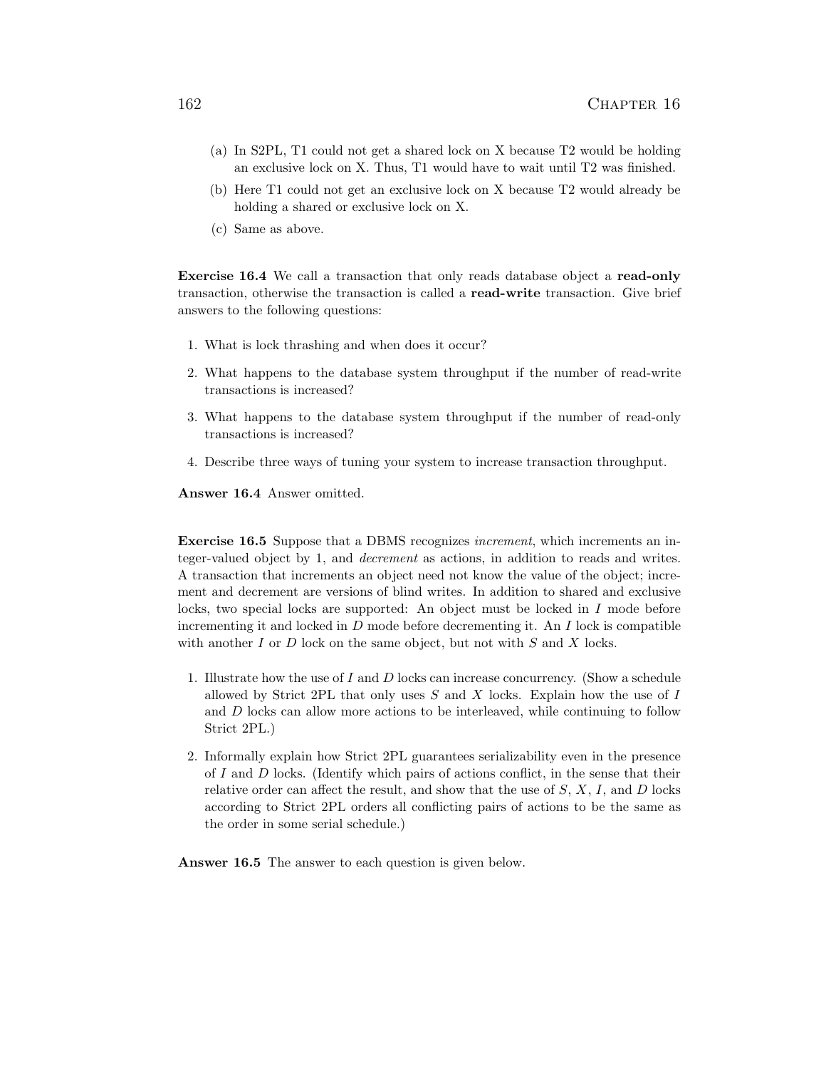(a) In S2PL, T1 could not get a shared lock on X because T2 would be holding an exclusive lock on X. Thus, T1 would have to wait until T2 was finished.

(b) Here T1 could not get an exclusive lock on X because T2 would already be holding a shared or exclusive lock on X.

(c) Same as above.

**Exercise 16.4** We call a transaction that only reads database object a **read-only** transaction, otherwise the transaction is called a **read-write** transaction. Give brief answers to the following questions:

1. What is lock thrashing and when does it occur?
2. What happens to the database system throughput if the number of read-write transactions is increased?
3. What happens to the database system throughput if the number of read-only transactions is increased?
4. Describe three ways of tuning your system to increase transaction throughput.

**Answer 16.4** Answer omitted.

**Exercise 16.5** Suppose that a DBMS recognizes *increment*, which increments an integer-valued object by 1, and *decrement* as actions, in addition to reads and writes. A transaction that increments an object need not know the value of the object; increment and decrement are versions of blind writes. In addition to shared and exclusive locks, two special locks are supported: An object must be locked in $I$ mode before incrementing it and locked in $D$ mode before decrementing it. An $I$ lock is compatible with another $I$ or $D$ lock on the same object, but not with $S$ and $X$ locks.

1. Illustrate how the use of $I$ and $D$ locks can increase concurrency. (Show a schedule allowed by Strict 2PL that only uses $S$ and $X$ locks. Explain how the use of $I$ and $D$ locks can allow more actions to be interleaved, while continuing to follow Strict 2PL.)
2. Informally explain how Strict 2PL guarantees serializability even in the presence of $I$ and $D$ locks. (Identify which pairs of actions conflict, in the sense that their relative order can affect the result, and show that the use of $S$, $X$, $I$, and $D$ locks according to Strict 2PL orders all conflicting pairs of actions to be the same as the order in some serial schedule.)

**Answer 16.5** The answer to each question is given below.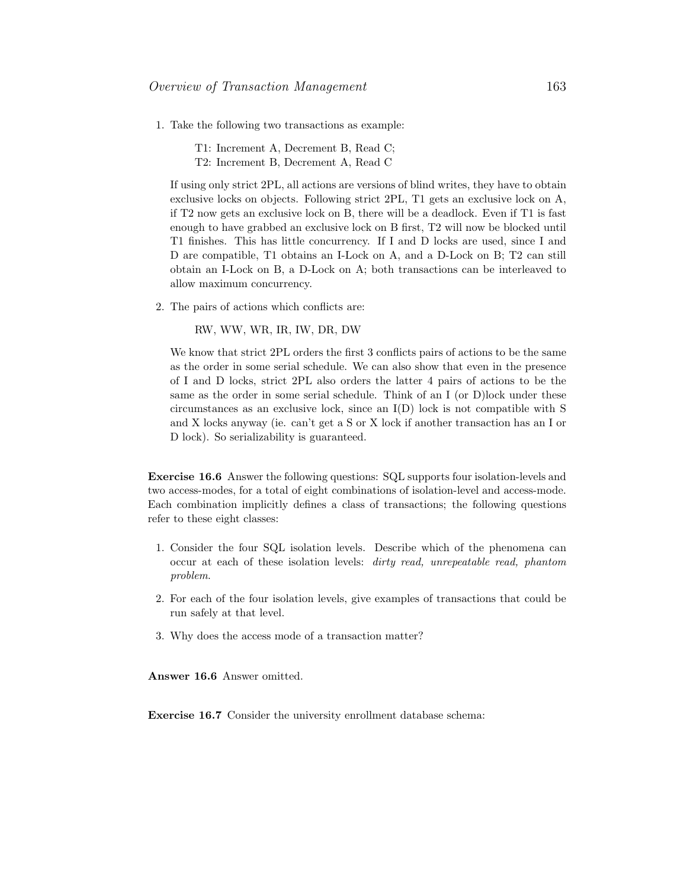1. Take the following two transactions as example:

   T1: Increment A, Decrement B, Read C;
   T2: Increment B, Decrement A, Read C

   If using only strict 2PL, all actions are versions of blind writes, they have to obtain exclusive locks on objects. Following strict 2PL, T1 gets an exclusive lock on A, if T2 now gets an exclusive lock on B, there will be a deadlock. Even if T1 is fast enough to have grabbed an exclusive lock on B first, T2 will now be blocked until T1 finishes. This has little concurrency. If I and D locks are used, since I and D are compatible, T1 obtains an I-Lock on A, and a D-Lock on B; T2 can still obtain an I-Lock on B, a D-Lock on A; both transactions can be interleaved to allow maximum concurrency.

2. The pairs of actions which conflicts are:

   RW, WW, WR, IR, IW, DR, DW

   We know that strict 2PL orders the first 3 conflicts pairs of actions to be the same as the order in some serial schedule. We can also show that even in the presence of I and D locks, strict 2PL also orders the latter 4 pairs of actions to be the same as the order in some serial schedule. Think of an I (or D)lock under these circumstances as an exclusive lock, since an I(D) lock is not compatible with S and X locks anyway (ie. can't get a S or X lock if another transaction has an I or D lock). So serializability is guaranteed.

**Exercise 16.6** Answer the following questions: SQL supports four isolation-levels and two access-modes, for a total of eight combinations of isolation-level and access-mode. Each combination implicitly defines a class of transactions; the following questions refer to these eight classes:

1. Consider the four SQL isolation levels. Describe which of the phenomena can occur at each of these isolation levels: *dirty read, unrepeatable read, phantom problem*.

2. For each of the four isolation levels, give examples of transactions that could be run safely at that level.

3. Why does the access mode of a transaction matter?

**Answer 16.6** Answer omitted.

**Exercise 16.7** Consider the university enrollment database schema: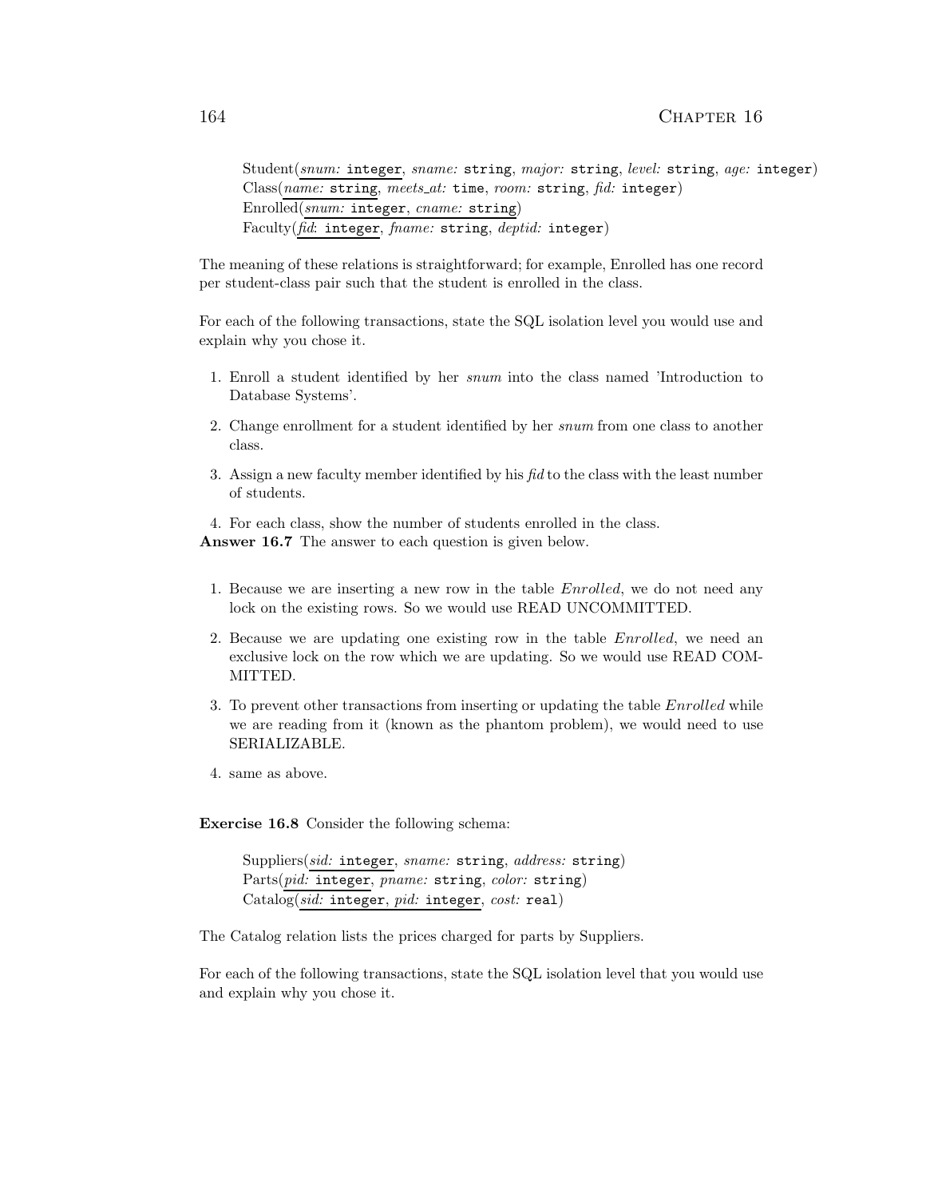Student(<u>*snum:* integer</u>, *sname:* string, *major:* string, *level:* string, *age:* integer)
Class(<u>*name:* string</u>, *meets_at:* time, *room:* string, *fid:* integer)
Enrolled(<u>*snum:* integer, *cname:* string</u>)
Faculty(<u>*fid*: integer</u>, *fname:* string, *deptid:* integer)

The meaning of these relations is straightforward; for example, Enrolled has one record per student-class pair such that the student is enrolled in the class.

For each of the following transactions, state the SQL isolation level you would use and explain why you chose it.

1. Enroll a student identified by her *snum* into the class named 'Introduction to Database Systems'.
2. Change enrollment for a student identified by her *snum* from one class to another class.
3. Assign a new faculty member identified by his *fid* to the class with the least number of students.
4. For each class, show the number of students enrolled in the class.

**Answer 16.7** The answer to each question is given below.

1. Because we are inserting a new row in the table *Enrolled*, we do not need any lock on the existing rows. So we would use READ UNCOMMITTED.
2. Because we are updating one existing row in the table *Enrolled*, we need an exclusive lock on the row which we are updating. So we would use READ COMMITTED.
3. To prevent other transactions from inserting or updating the table *Enrolled* while we are reading from it (known as the phantom problem), we would need to use SERIALIZABLE.
4. same as above.

**Exercise 16.8** Consider the following schema:

Suppliers(<u>*sid:* integer</u>, *sname:* string, *address:* string)
Parts(<u>*pid:* integer</u>, *pname:* string, *color:* string)
Catalog(<u>*sid:* integer, *pid:* integer</u>, *cost:* real)

The Catalog relation lists the prices charged for parts by Suppliers.

For each of the following transactions, state the SQL isolation level that you would use and explain why you chose it.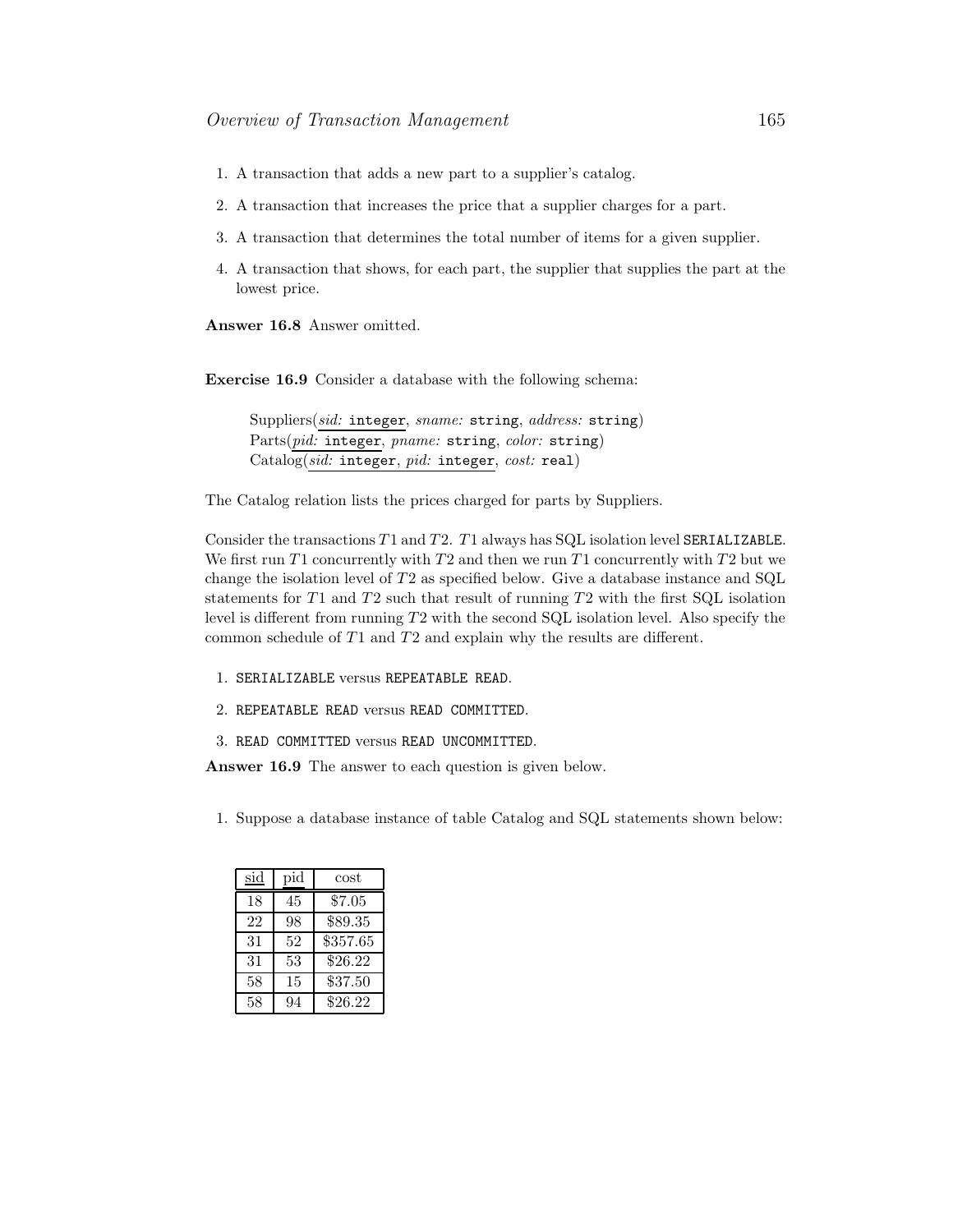1. A transaction that adds a new part to a supplier's catalog.
2. A transaction that increases the price that a supplier charges for a part.
3. A transaction that determines the total number of items for a given supplier.
4. A transaction that shows, for each part, the supplier that supplies the part at the lowest price.

**Answer 16.8** Answer omitted.

**Exercise 16.9** Consider a database with the following schema:

> Suppliers(*sid:* `integer`, *sname:* `string`, *address:* `string`)
> Parts(*pid:* `integer`, *pname:* `string`, *color:* `string`)
> Catalog(*sid:* `integer`, *pid:* `integer`, *cost:* `real`)

The Catalog relation lists the prices charged for parts by Suppliers.

Consider the transactions $T1$ and $T2$. $T1$ always has SQL isolation level `SERIALIZABLE`. We first run $T1$ concurrently with $T2$ and then we run $T1$ concurrently with $T2$ but we change the isolation level of $T2$ as specified below. Give a database instance and SQL statements for $T1$ and $T2$ such that result of running $T2$ with the first SQL isolation level is different from running $T2$ with the second SQL isolation level. Also specify the common schedule of $T1$ and $T2$ and explain why the results are different.

1. `SERIALIZABLE` versus `REPEATABLE READ`.
2. `REPEATABLE READ` versus `READ COMMITTED`.
3. `READ COMMITTED` versus `READ UNCOMMITTED`.

**Answer 16.9** The answer to each question is given below.

1. Suppose a database instance of table Catalog and SQL statements shown below:

| sid | pid | cost |
|---|---|---|
| 18 | 45 | \$7.05 |
| 22 | 98 | \$89.35 |
| 31 | 52 | \$357.65 |
| 31 | 53 | \$26.22 |
| 58 | 15 | \$37.50 |
| 58 | 94 | \$26.22 |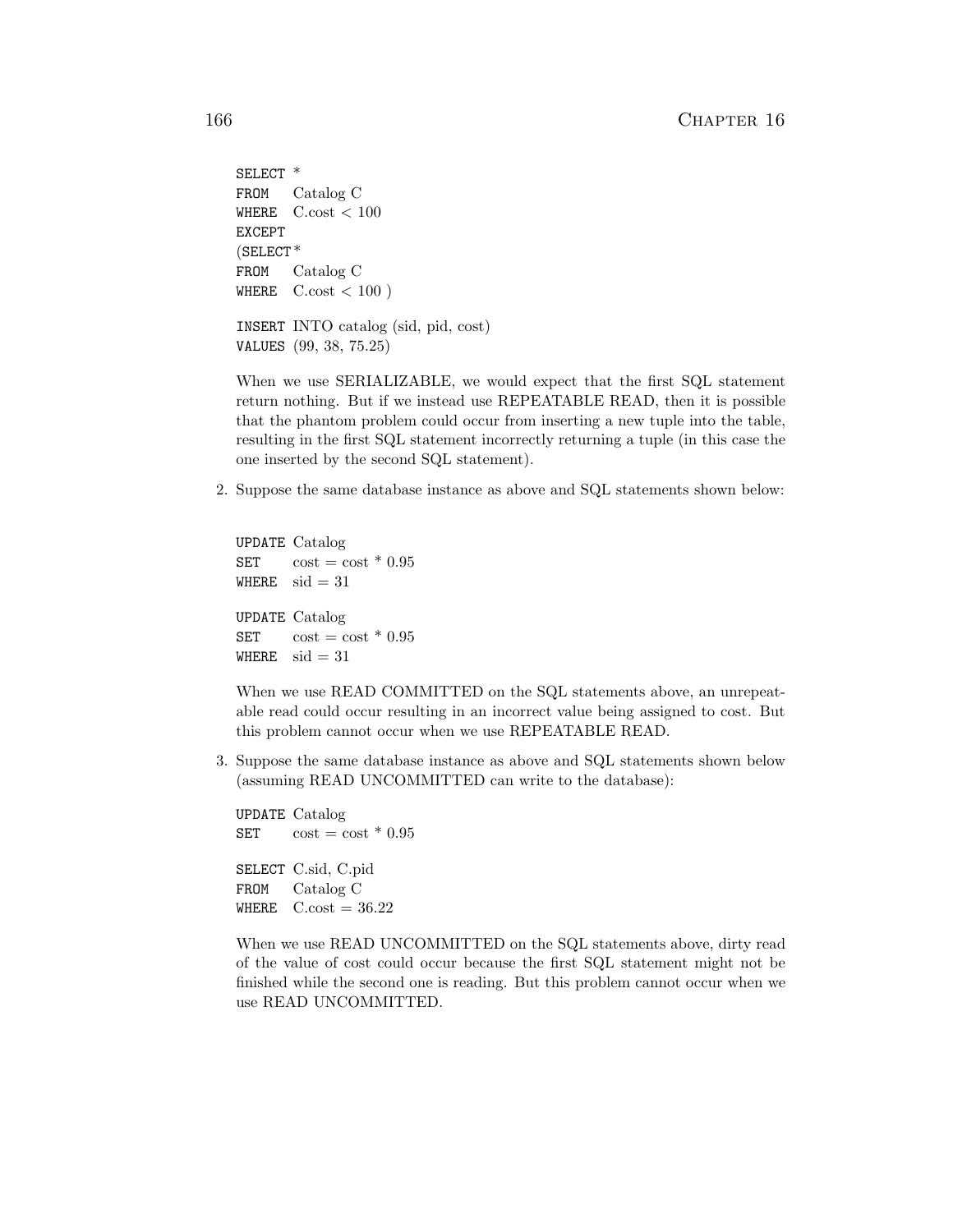```
SELECT *
FROM   Catalog C
WHERE  C.cost < 100
EXCEPT
(SELECT*
FROM   Catalog C
WHERE  C.cost < 100 )
```

```
INSERT INTO catalog (sid, pid, cost)
VALUES (99, 38, 75.25)
```

When we use SERIALIZABLE, we would expect that the first SQL statement return nothing. But if we instead use REPEATABLE READ, then it is possible that the phantom problem could occur from inserting a new tuple into the table, resulting in the first SQL statement incorrectly returning a tuple (in this case the one inserted by the second SQL statement).

2. Suppose the same database instance as above and SQL statements shown below:

```
UPDATE Catalog
SET    cost = cost * 0.95
WHERE  sid = 31
```

```
UPDATE Catalog
SET    cost = cost * 0.95
WHERE  sid = 31
```

When we use READ COMMITTED on the SQL statements above, an unrepeatable read could occur resulting in an incorrect value being assigned to cost. But this problem cannot occur when we use REPEATABLE READ.

3. Suppose the same database instance as above and SQL statements shown below (assuming READ UNCOMMITTED can write to the database):

```
UPDATE Catalog
SET    cost = cost * 0.95
```

```
SELECT C.sid, C.pid
FROM   Catalog C
WHERE  C.cost = 36.22
```

When we use READ UNCOMMITTED on the SQL statements above, dirty read of the value of cost could occur because the first SQL statement might not be finished while the second one is reading. But this problem cannot occur when we use READ UNCOMMITTED.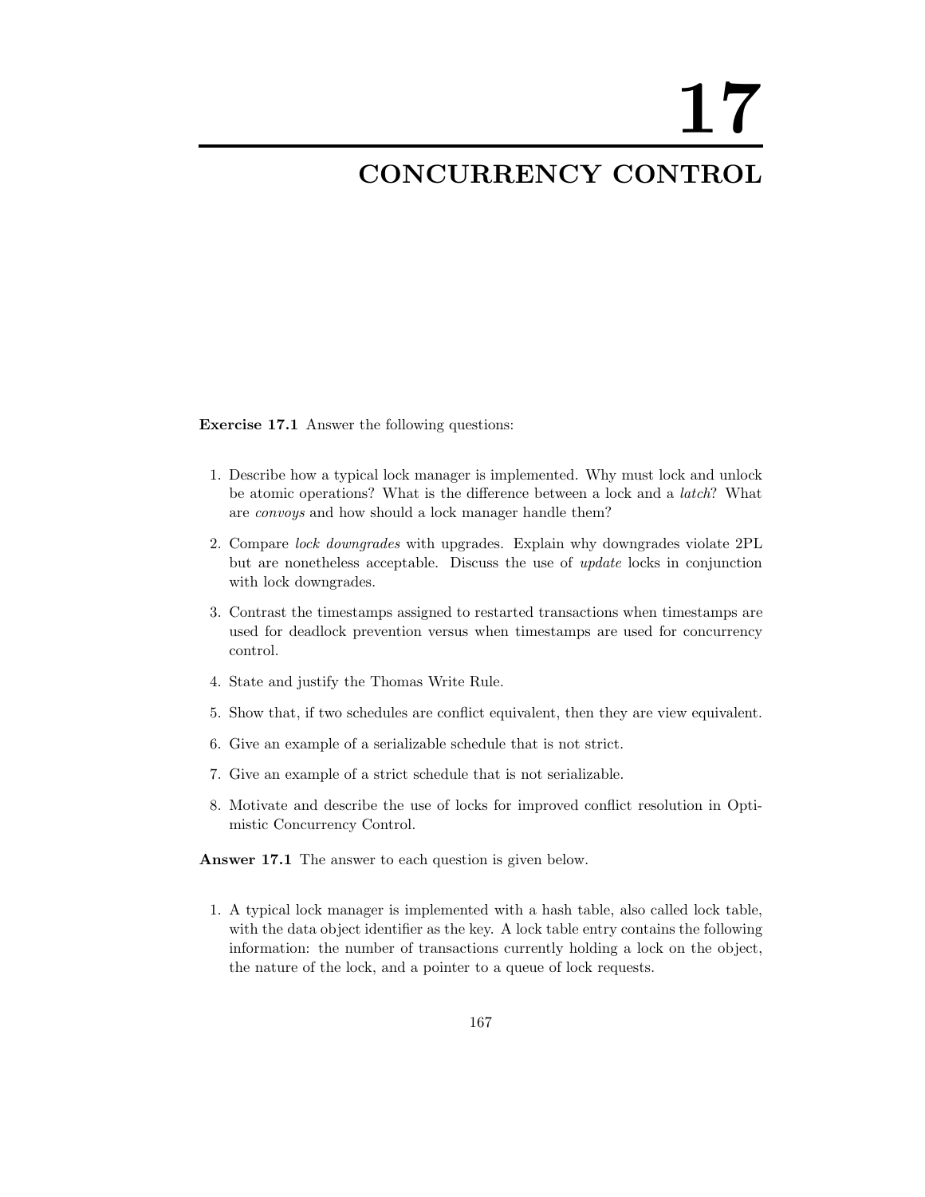# 17

## CONCURRENCY CONTROL

**Exercise 17.1** Answer the following questions:

1. Describe how a typical lock manager is implemented. Why must lock and unlock be atomic operations? What is the difference between a lock and a *latch*? What are *convoys* and how should a lock manager handle them?
2. Compare *lock downgrades* with upgrades. Explain why downgrades violate 2PL but are nonetheless acceptable. Discuss the use of *update* locks in conjunction with lock downgrades.
3. Contrast the timestamps assigned to restarted transactions when timestamps are used for deadlock prevention versus when timestamps are used for concurrency control.
4. State and justify the Thomas Write Rule.
5. Show that, if two schedules are conflict equivalent, then they are view equivalent.
6. Give an example of a serializable schedule that is not strict.
7. Give an example of a strict schedule that is not serializable.
8. Motivate and describe the use of locks for improved conflict resolution in Optimistic Concurrency Control.

**Answer 17.1** The answer to each question is given below.

1. A typical lock manager is implemented with a hash table, also called lock table, with the data object identifier as the key. A lock table entry contains the following information: the number of transactions currently holding a lock on the object, the nature of the lock, and a pointer to a queue of lock requests.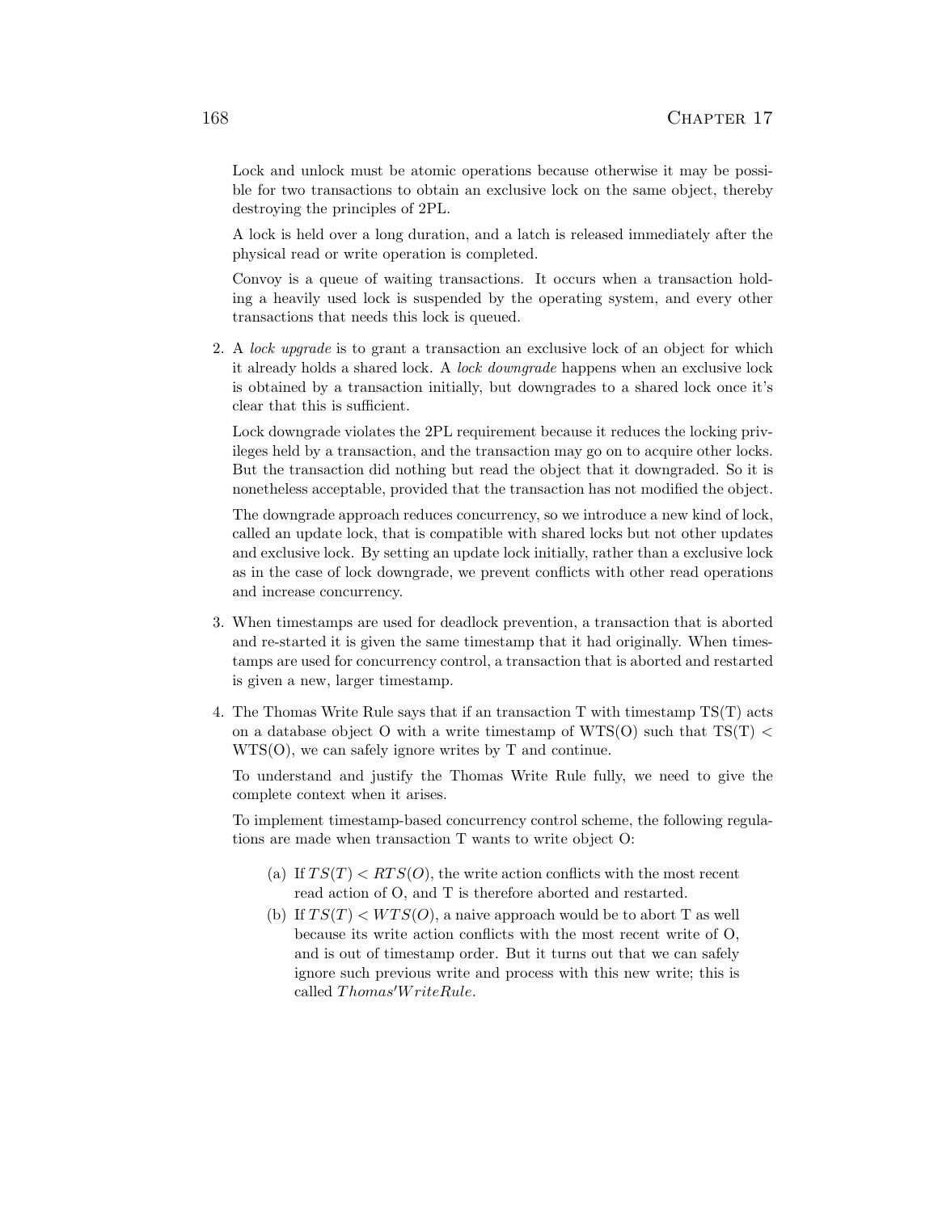Lock and unlock must be atomic operations because otherwise it may be possible for two transactions to obtain an exclusive lock on the same object, thereby destroying the principles of 2PL.

A lock is held over a long duration, and a latch is released immediately after the physical read or write operation is completed.

Convoy is a queue of waiting transactions. It occurs when a transaction holding a heavily used lock is suspended by the operating system, and every other transactions that needs this lock is queued.

2. A *lock upgrade* is to grant a transaction an exclusive lock of an object for which it already holds a shared lock. A *lock downgrade* happens when an exclusive lock is obtained by a transaction initially, but downgrades to a shared lock once it's clear that this is sufficient.

   Lock downgrade violates the 2PL requirement because it reduces the locking privileges held by a transaction, and the transaction may go on to acquire other locks. But the transaction did nothing but read the object that it downgraded. So it is nonetheless acceptable, provided that the transaction has not modified the object.

   The downgrade approach reduces concurrency, so we introduce a new kind of lock, called an update lock, that is compatible with shared locks but not other updates and exclusive lock. By setting an update lock initially, rather than a exclusive lock as in the case of lock downgrade, we prevent conflicts with other read operations and increase concurrency.

3. When timestamps are used for deadlock prevention, a transaction that is aborted and re-started it is given the same timestamp that it had originally. When timestamps are used for concurrency control, a transaction that is aborted and restarted is given a new, larger timestamp.

4. The Thomas Write Rule says that if an transaction T with timestamp TS(T) acts on a database object O with a write timestamp of WTS(O) such that TS(T) < WTS(O), we can safely ignore writes by T and continue.

   To understand and justify the Thomas Write Rule fully, we need to give the complete context when it arises.

   To implement timestamp-based concurrency control scheme, the following regulations are made when transaction T wants to write object O:

   (a) If $TS(T) < RTS(O)$, the write action conflicts with the most recent read action of O, and T is therefore aborted and restarted.

   (b) If $TS(T) < WTS(O)$, a naive approach would be to abort T as well because its write action conflicts with the most recent write of O, and is out of timestamp order. But it turns out that we can safely ignore such previous write and process with this new write; this is called $Thomas'WriteRule$.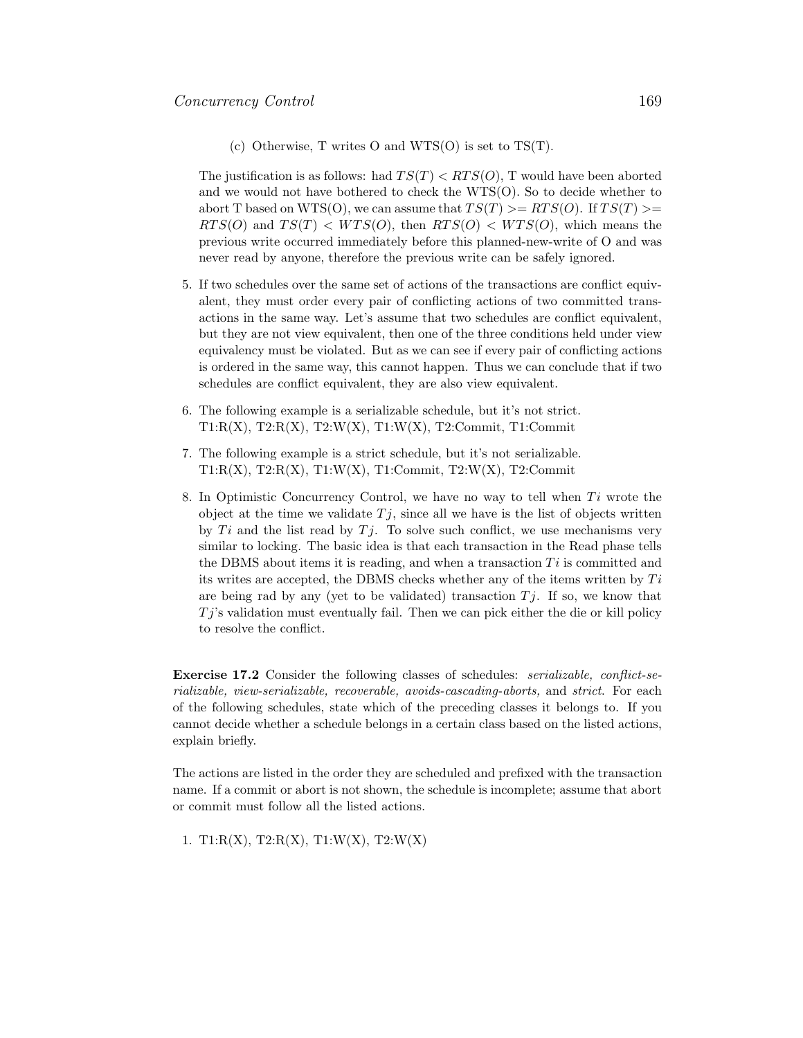(c) Otherwise, T writes O and WTS(O) is set to TS(T).

The justification is as follows: had $TS(T) < RTS(O)$, T would have been aborted and we would not have bothered to check the WTS(O). So to decide whether to abort T based on WTS(O), we can assume that $TS(T) >= RTS(O)$. If $TS(T) >= RTS(O)$ and $TS(T) < WTS(O)$, then $RTS(O) < WTS(O)$, which means the previous write occurred immediately before this planned-new-write of O and was never read by anyone, therefore the previous write can be safely ignored.

5. If two schedules over the same set of actions of the transactions are conflict equivalent, they must order every pair of conflicting actions of two committed transactions in the same way. Let's assume that two schedules are conflict equivalent, but they are not view equivalent, then one of the three conditions held under view equivalency must be violated. But as we can see if every pair of conflicting actions is ordered in the same way, this cannot happen. Thus we can conclude that if two schedules are conflict equivalent, they are also view equivalent.

6. The following example is a serializable schedule, but it's not strict.
   T1:R(X), T2:R(X), T2:W(X), T1:W(X), T2:Commit, T1:Commit

7. The following example is a strict schedule, but it's not serializable.
   T1:R(X), T2:R(X), T1:W(X), T1:Commit, T2:W(X), T2:Commit

8. In Optimistic Concurrency Control, we have no way to tell when $Ti$ wrote the object at the time we validate $Tj$, since all we have is the list of objects written by $Ti$ and the list read by $Tj$. To solve such conflict, we use mechanisms very similar to locking. The basic idea is that each transaction in the Read phase tells the DBMS about items it is reading, and when a transaction $Ti$ is committed and its writes are accepted, the DBMS checks whether any of the items written by $Ti$ are being rad by any (yet to be validated) transaction $Tj$. If so, we know that $Tj$'s validation must eventually fail. Then we can pick either the die or kill policy to resolve the conflict.

**Exercise 17.2** Consider the following classes of schedules: *serializable, conflict-serializable, view-serializable, recoverable, avoids-cascading-aborts,* and *strict*. For each of the following schedules, state which of the preceding classes it belongs to. If you cannot decide whether a schedule belongs in a certain class based on the listed actions, explain briefly.

The actions are listed in the order they are scheduled and prefixed with the transaction name. If a commit or abort is not shown, the schedule is incomplete; assume that abort or commit must follow all the listed actions.

1. T1:R(X), T2:R(X), T1:W(X), T2:W(X)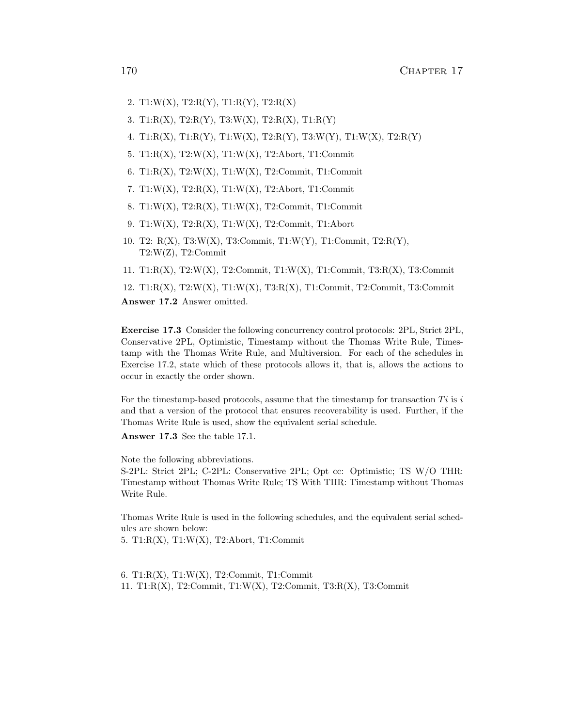2. T1:W(X), T2:R(Y), T1:R(Y), T2:R(X)
3. T1:R(X), T2:R(Y), T3:W(X), T2:R(X), T1:R(Y)
4. T1:R(X), T1:R(Y), T1:W(X), T2:R(Y), T3:W(Y), T1:W(X), T2:R(Y)
5. T1:R(X), T2:W(X), T1:W(X), T2:Abort, T1:Commit
6. T1:R(X), T2:W(X), T1:W(X), T2:Commit, T1:Commit
7. T1:W(X), T2:R(X), T1:W(X), T2:Abort, T1:Commit
8. T1:W(X), T2:R(X), T1:W(X), T2:Commit, T1:Commit
9. T1:W(X), T2:R(X), T1:W(X), T2:Commit, T1:Abort
10. T2: R(X), T3:W(X), T3:Commit, T1:W(Y), T1:Commit, T2:R(Y), T2:W(Z), T2:Commit
11. T1:R(X), T2:W(X), T2:Commit, T1:W(X), T1:Commit, T3:R(X), T3:Commit
12. T1:R(X), T2:W(X), T1:W(X), T3:R(X), T1:Commit, T2:Commit, T3:Commit

**Answer 17.2** Answer omitted.

**Exercise 17.3** Consider the following concurrency control protocols: 2PL, Strict 2PL, Conservative 2PL, Optimistic, Timestamp without the Thomas Write Rule, Timestamp with the Thomas Write Rule, and Multiversion. For each of the schedules in Exercise 17.2, state which of these protocols allows it, that is, allows the actions to occur in exactly the order shown.

For the timestamp-based protocols, assume that the timestamp for transaction $Ti$ is $i$ and that a version of the protocol that ensures recoverability is used. Further, if the Thomas Write Rule is used, show the equivalent serial schedule.

**Answer 17.3** See the table 17.1.

Note the following abbreviations.
S-2PL: Strict 2PL; C-2PL: Conservative 2PL; Opt cc: Optimistic; TS W/O THR: Timestamp without Thomas Write Rule; TS With THR: Timestamp without Thomas Write Rule.

Thomas Write Rule is used in the following schedules, and the equivalent serial schedules are shown below:
5. T1:R(X), T1:W(X), T2:Abort, T1:Commit

6. T1:R(X), T1:W(X), T2:Commit, T1:Commit
11. T1:R(X), T2:Commit, T1:W(X), T2:Commit, T3:R(X), T3:Commit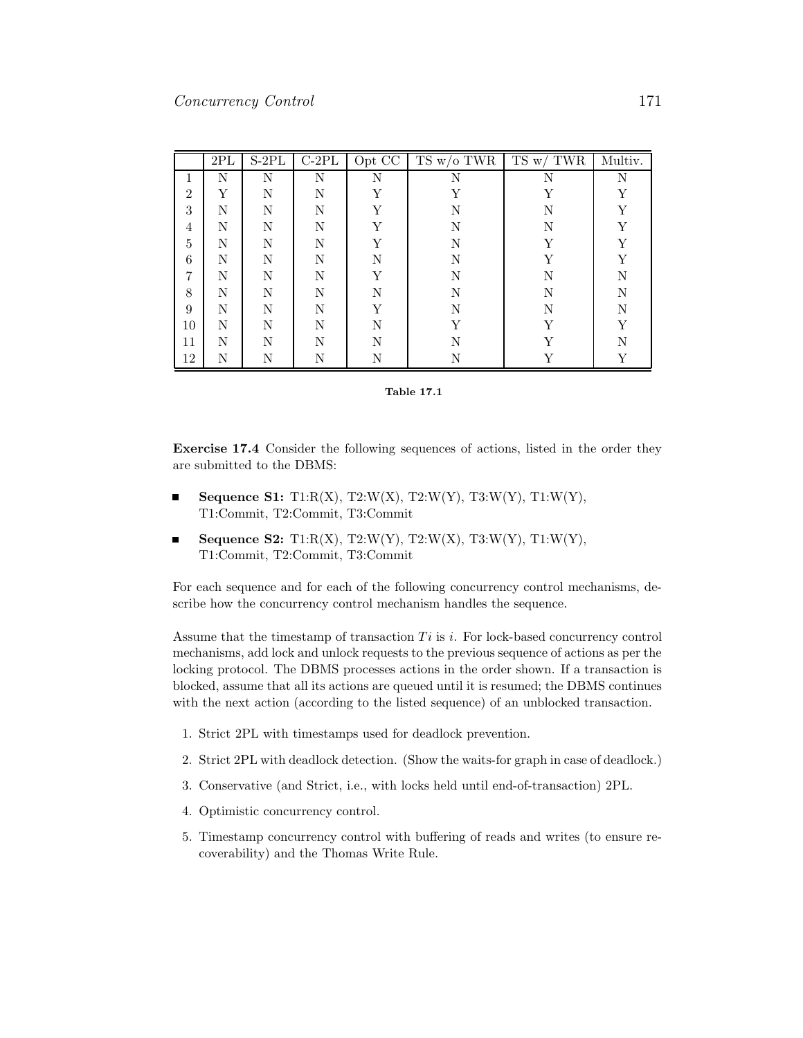| | 2PL | S-2PL | C-2PL | Opt CC | TS w/o TWR | TS w/ TWR | Multiv. |
|---|---|---|---|---|---|---|---|
| 1 | N | N | N | N | N | N | N |
| 2 | Y | N | N | Y | Y | Y | Y |
| 3 | N | N | N | Y | N | N | Y |
| 4 | N | N | N | Y | N | N | Y |
| 5 | N | N | N | Y | N | Y | Y |
| 6 | N | N | N | N | N | Y | Y |
| 7 | N | N | N | Y | N | N | N |
| 8 | N | N | N | N | N | N | N |
| 9 | N | N | N | Y | N | N | N |
| 10 | N | N | N | N | Y | Y | Y |
| 11 | N | N | N | N | N | Y | N |
| 12 | N | N | N | N | N | Y | Y |

**Table 17.1**

**Exercise 17.4** Consider the following sequences of actions, listed in the order they are submitted to the DBMS:

- **Sequence S1:** T1:R(X), T2:W(X), T2:W(Y), T3:W(Y), T1:W(Y), T1:Commit, T2:Commit, T3:Commit
- **Sequence S2:** T1:R(X), T2:W(Y), T2:W(X), T3:W(Y), T1:W(Y), T1:Commit, T2:Commit, T3:Commit

For each sequence and for each of the following concurrency control mechanisms, describe how the concurrency control mechanism handles the sequence.

Assume that the timestamp of transaction $Ti$ is $i$. For lock-based concurrency control mechanisms, add lock and unlock requests to the previous sequence of actions as per the locking protocol. The DBMS processes actions in the order shown. If a transaction is blocked, assume that all its actions are queued until it is resumed; the DBMS continues with the next action (according to the listed sequence) of an unblocked transaction.

1. Strict 2PL with timestamps used for deadlock prevention.
2. Strict 2PL with deadlock detection. (Show the waits-for graph in case of deadlock.)
3. Conservative (and Strict, i.e., with locks held until end-of-transaction) 2PL.
4. Optimistic concurrency control.
5. Timestamp concurrency control with buffering of reads and writes (to ensure recoverability) and the Thomas Write Rule.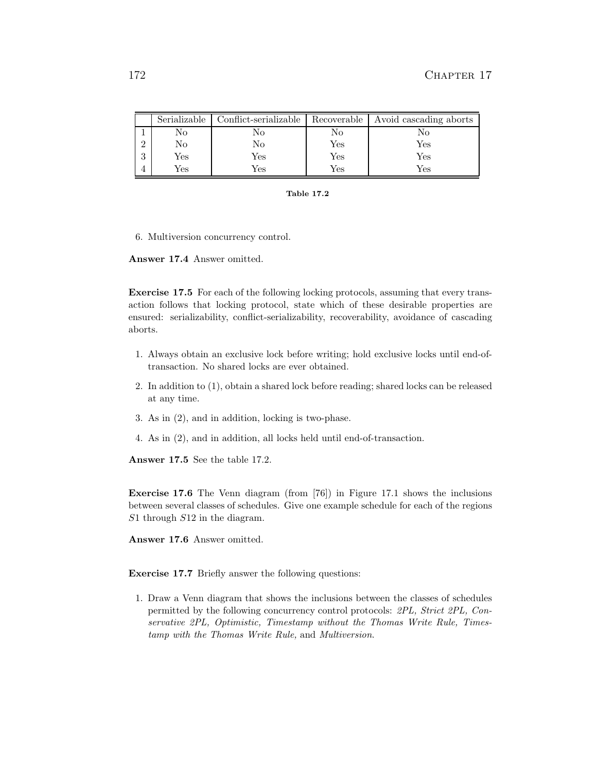|   | Serializable | Conflict-serializable | Recoverable | Avoid cascading aborts |
|---|---|---|---|---|
| 1 | No | No | No | No |
| 2 | No | No | Yes | Yes |
| 3 | Yes | Yes | Yes | Yes |
| 4 | Yes | Yes | Yes | Yes |

**Table 17.2**

6. Multiversion concurrency control.

**Answer 17.4** Answer omitted.

**Exercise 17.5** For each of the following locking protocols, assuming that every transaction follows that locking protocol, state which of these desirable properties are ensured: serializability, conflict-serializability, recoverability, avoidance of cascading aborts.

1. Always obtain an exclusive lock before writing; hold exclusive locks until end-of-transaction. No shared locks are ever obtained.
2. In addition to (1), obtain a shared lock before reading; shared locks can be released at any time.
3. As in (2), and in addition, locking is two-phase.
4. As in (2), and in addition, all locks held until end-of-transaction.

**Answer 17.5** See the table 17.2.

**Exercise 17.6** The Venn diagram (from [76]) in Figure 17.1 shows the inclusions between several classes of schedules. Give one example schedule for each of the regions $S1$ through $S12$ in the diagram.

**Answer 17.6** Answer omitted.

**Exercise 17.7** Briefly answer the following questions:

1. Draw a Venn diagram that shows the inclusions between the classes of schedules permitted by the following concurrency control protocols: *2PL, Strict 2PL, Conservative 2PL, Optimistic, Timestamp without the Thomas Write Rule, Timestamp with the Thomas Write Rule,* and *Multiversion*.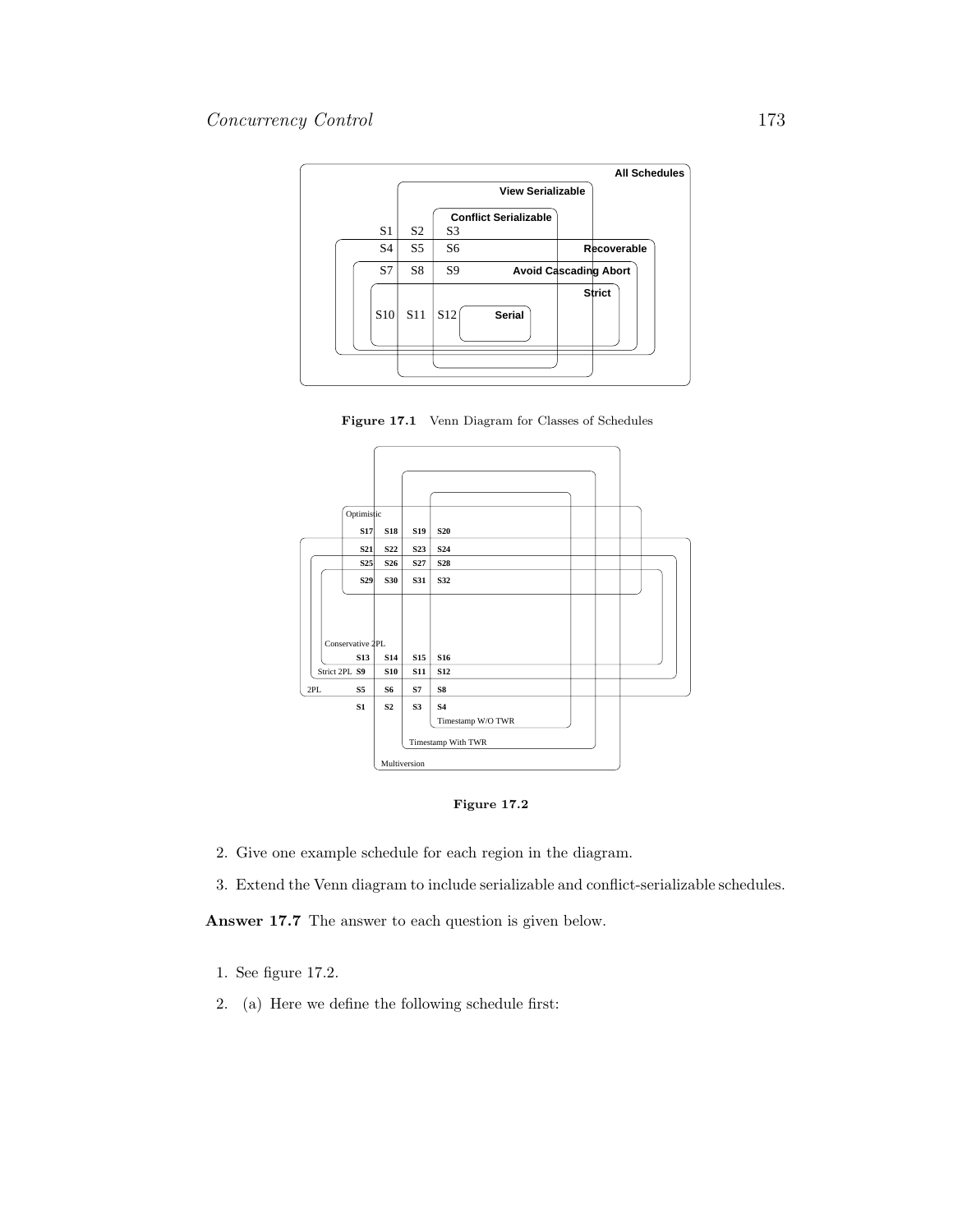**Figure 17.1** Venn Diagram for Classes of Schedules

**Figure 17.2**

2. Give one example schedule for each region in the diagram.

3. Extend the Venn diagram to include serializable and conflict-serializable schedules.

**Answer 17.7** The answer to each question is given below.

1. See figure 17.2.

2. (a) Here we define the following schedule first: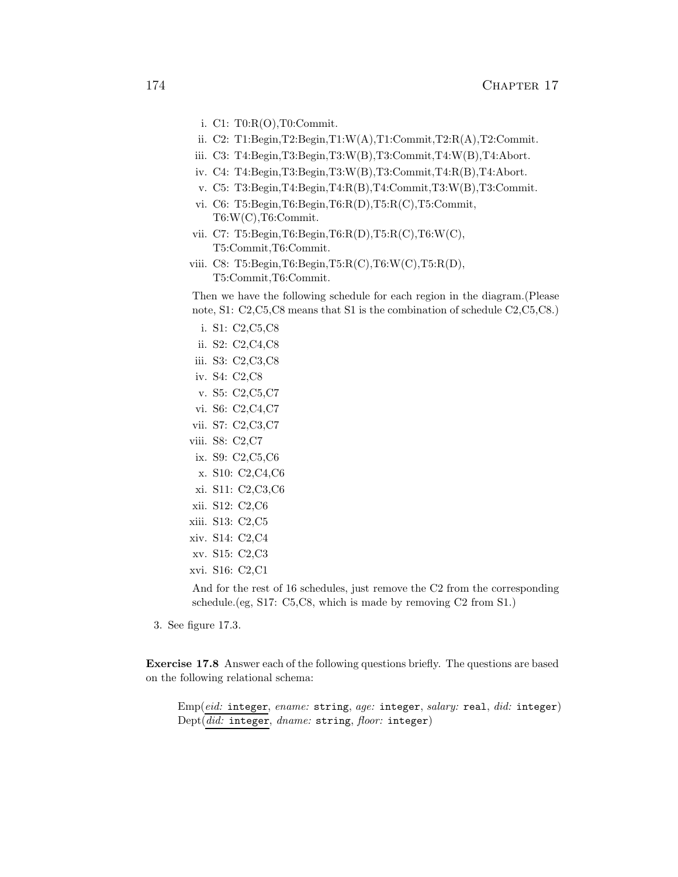i. C1: T0:R(O),T0:Commit.
ii. C2: T1:Begin,T2:Begin,T1:W(A),T1:Commit,T2:R(A),T2:Commit.
iii. C3: T4:Begin,T3:Begin,T3:W(B),T3:Commit,T4:W(B),T4:Abort.
iv. C4: T4:Begin,T3:Begin,T3:W(B),T3:Commit,T4:R(B),T4:Abort.
v. C5: T3:Begin,T4:Begin,T4:R(B),T4:Commit,T3:W(B),T3:Commit.
vi. C6: T5:Begin,T6:Begin,T6:R(D),T5:R(C),T5:Commit, T6:W(C),T6:Commit.
vii. C7: T5:Begin,T6:Begin,T6:R(D),T5:R(C),T6:W(C), T5:Commit,T6:Commit.
viii. C8: T5:Begin,T6:Begin,T5:R(C),T6:W(C),T5:R(D), T5:Commit,T6:Commit.

Then we have the following schedule for each region in the diagram.(Please note, S1: C2,C5,C8 means that S1 is the combination of schedule C2,C5,C8.)

i. S1: C2,C5,C8
ii. S2: C2,C4,C8
iii. S3: C2,C3,C8
iv. S4: C2,C8
v. S5: C2,C5,C7
vi. S6: C2,C4,C7
vii. S7: C2,C3,C7
viii. S8: C2,C7
ix. S9: C2,C5,C6
x. S10: C2,C4,C6
xi. S11: C2,C3,C6
xii. S12: C2,C6
xiii. S13: C2,C5
xiv. S14: C2,C4
xv. S15: C2,C3
xvi. S16: C2,C1

And for the rest of 16 schedules, just remove the C2 from the corresponding schedule.(eg, S17: C5,C8, which is made by removing C2 from S1.)

3. See figure 17.3.

**Exercise 17.8** Answer each of the following questions briefly. The questions are based on the following relational schema:

Emp(*eid:* `integer`, *ename:* `string`, *age:* `integer`, *salary:* `real`, *did:* `integer`)
Dept(*did:* `integer`, *dname:* `string`, *floor:* `integer`)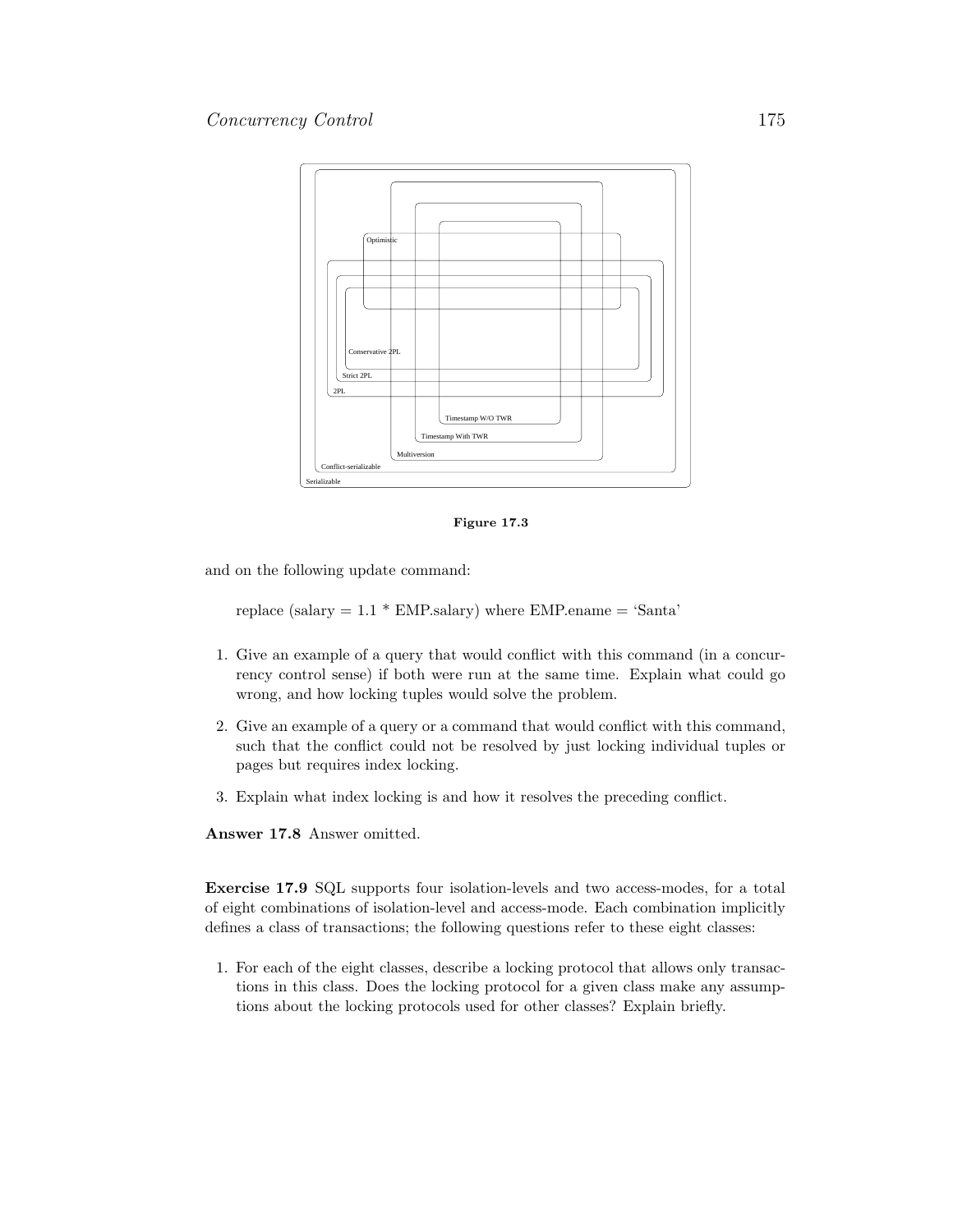Serializable

Conflict-serializable

Multiversion

Timestamp With TWR

Timestamp W/O TWR

2PL

Strict 2PL

Conservative 2PL

Optimistic

**Figure 17.3**

and on the following update command:

replace (salary = 1.1 * EMP.salary) where EMP.ename = 'Santa'

1. Give an example of a query that would conflict with this command (in a concurrency control sense) if both were run at the same time. Explain what could go wrong, and how locking tuples would solve the problem.
2. Give an example of a query or a command that would conflict with this command, such that the conflict could not be resolved by just locking individual tuples or pages but requires index locking.
3. Explain what index locking is and how it resolves the preceding conflict.

**Answer 17.8** Answer omitted.

**Exercise 17.9** SQL supports four isolation-levels and two access-modes, for a total of eight combinations of isolation-level and access-mode. Each combination implicitly defines a class of transactions; the following questions refer to these eight classes:

1. For each of the eight classes, describe a locking protocol that allows only transactions in this class. Does the locking protocol for a given class make any assumptions about the locking protocols used for other classes? Explain briefly.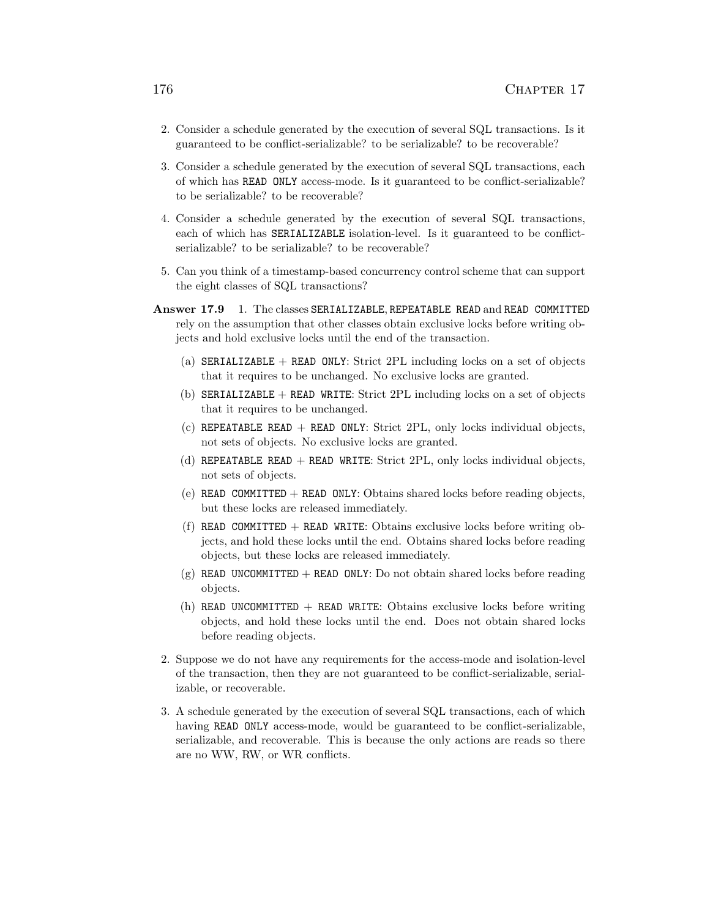2. Consider a schedule generated by the execution of several SQL transactions. Is it guaranteed to be conflict-serializable? to be serializable? to be recoverable?

3. Consider a schedule generated by the execution of several SQL transactions, each of which has `READ ONLY` access-mode. Is it guaranteed to be conflict-serializable? to be serializable? to be recoverable?

4. Consider a schedule generated by the execution of several SQL transactions, each of which has `SERIALIZABLE` isolation-level. Is it guaranteed to be conflict-serializable? to be serializable? to be recoverable?

5. Can you think of a timestamp-based concurrency control scheme that can support the eight classes of SQL transactions?

**Answer 17.9** 1. The classes `SERIALIZABLE`, `REPEATABLE READ` and `READ COMMITTED` rely on the assumption that other classes obtain exclusive locks before writing objects and hold exclusive locks until the end of the transaction.

   (a) `SERIALIZABLE` + `READ ONLY`: Strict 2PL including locks on a set of objects that it requires to be unchanged. No exclusive locks are granted.

   (b) `SERIALIZABLE` + `READ WRITE`: Strict 2PL including locks on a set of objects that it requires to be unchanged.

   (c) `REPEATABLE READ` + `READ ONLY`: Strict 2PL, only locks individual objects, not sets of objects. No exclusive locks are granted.

   (d) `REPEATABLE READ` + `READ WRITE`: Strict 2PL, only locks individual objects, not sets of objects.

   (e) `READ COMMITTED` + `READ ONLY`: Obtains shared locks before reading objects, but these locks are released immediately.

   (f) `READ COMMITTED` + `READ WRITE`: Obtains exclusive locks before writing objects, and hold these locks until the end. Obtains shared locks before reading objects, but these locks are released immediately.

   (g) `READ UNCOMMITTED` + `READ ONLY`: Do not obtain shared locks before reading objects.

   (h) `READ UNCOMMITTED` + `READ WRITE`: Obtains exclusive locks before writing objects, and hold these locks until the end. Does not obtain shared locks before reading objects.

2. Suppose we do not have any requirements for the access-mode and isolation-level of the transaction, then they are not guaranteed to be conflict-serializable, serializable, or recoverable.

3. A schedule generated by the execution of several SQL transactions, each of which having `READ ONLY` access-mode, would be guaranteed to be conflict-serializable, serializable, and recoverable. This is because the only actions are reads so there are no WW, RW, or WR conflicts.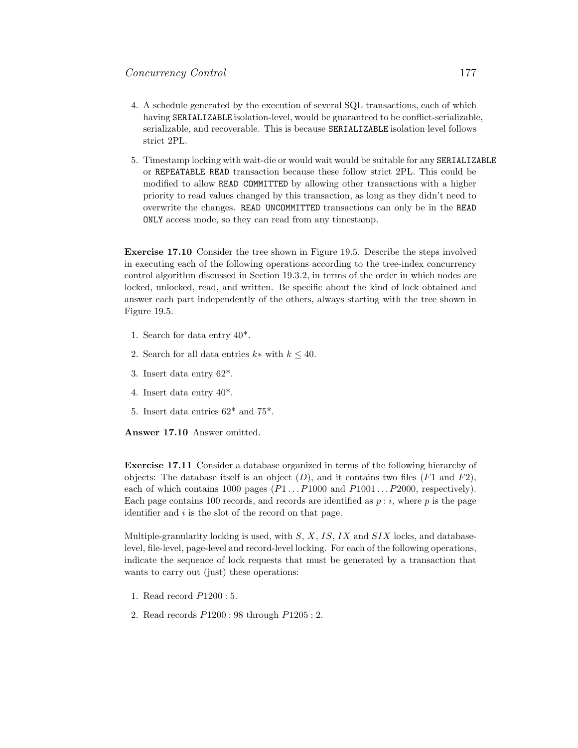4. A schedule generated by the execution of several SQL transactions, each of which having SERIALIZABLE isolation-level, would be guaranteed to be conflict-serializable, serializable, and recoverable. This is because SERIALIZABLE isolation level follows strict 2PL.

5. Timestamp locking with wait-die or would wait would be suitable for any SERIALIZABLE or REPEATABLE READ transaction because these follow strict 2PL. This could be modified to allow READ COMMITTED by allowing other transactions with a higher priority to read values changed by this transaction, as long as they didn't need to overwrite the changes. READ UNCOMMITTED transactions can only be in the READ ONLY access mode, so they can read from any timestamp.

**Exercise 17.10** Consider the tree shown in Figure 19.5. Describe the steps involved in executing each of the following operations according to the tree-index concurrency control algorithm discussed in Section 19.3.2, in terms of the order in which nodes are locked, unlocked, read, and written. Be specific about the kind of lock obtained and answer each part independently of the others, always starting with the tree shown in Figure 19.5.

1. Search for data entry 40*.
2. Search for all data entries $k*$ with $k \leq 40$.
3. Insert data entry 62*.
4. Insert data entry 40*.
5. Insert data entries 62* and 75*.

**Answer 17.10** Answer omitted.

**Exercise 17.11** Consider a database organized in terms of the following hierarchy of objects: The database itself is an object ($D$), and it contains two files ($F1$ and $F2$), each of which contains 1000 pages ($P1 \ldots P1000$ and $P1001 \ldots P2000$, respectively). Each page contains 100 records, and records are identified as $p : i$, where $p$ is the page identifier and $i$ is the slot of the record on that page.

Multiple-granularity locking is used, with $S$, $X$, $IS$, $IX$ and $SIX$ locks, and database-level, file-level, page-level and record-level locking. For each of the following operations, indicate the sequence of lock requests that must be generated by a transaction that wants to carry out (just) these operations:

1. Read record $P1200 : 5$.
2. Read records $P1200 : 98$ through $P1205 : 2$.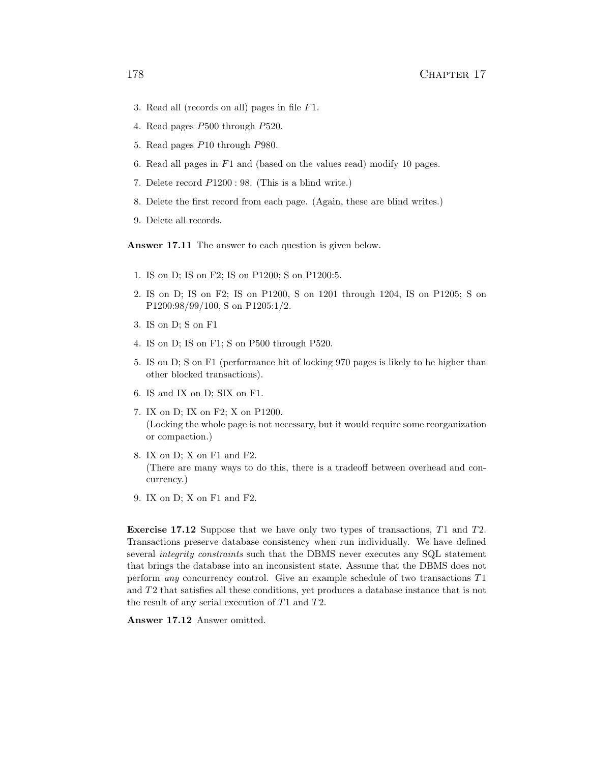3. Read all (records on all) pages in file $F1$.
4. Read pages $P500$ through $P520$.
5. Read pages $P10$ through $P980$.
6. Read all pages in $F1$ and (based on the values read) modify 10 pages.
7. Delete record $P1200 : 98$. (This is a blind write.)
8. Delete the first record from each page. (Again, these are blind writes.)
9. Delete all records.

**Answer 17.11** The answer to each question is given below.

1. IS on D; IS on F2; IS on P1200; S on P1200:5.
2. IS on D; IS on F2; IS on P1200, S on 1201 through 1204, IS on P1205; S on P1200:98/99/100, S on P1205:1/2.
3. IS on D; S on F1
4. IS on D; IS on F1; S on P500 through P520.
5. IS on D; S on F1 (performance hit of locking 970 pages is likely to be higher than other blocked transactions).
6. IS and IX on D; SIX on F1.
7. IX on D; IX on F2; X on P1200.
   (Locking the whole page is not necessary, but it would require some reorganization or compaction.)
8. IX on D; X on F1 and F2.
   (There are many ways to do this, there is a tradeoff between overhead and concurrency.)
9. IX on D; X on F1 and F2.

**Exercise 17.12** Suppose that we have only two types of transactions, $T1$ and $T2$. Transactions preserve database consistency when run individually. We have defined several *integrity constraints* such that the DBMS never executes any SQL statement that brings the database into an inconsistent state. Assume that the DBMS does not perform *any* concurrency control. Give an example schedule of two transactions $T1$ and $T2$ that satisfies all these conditions, yet produces a database instance that is not the result of any serial execution of $T1$ and $T2$.

**Answer 17.12** Answer omitted.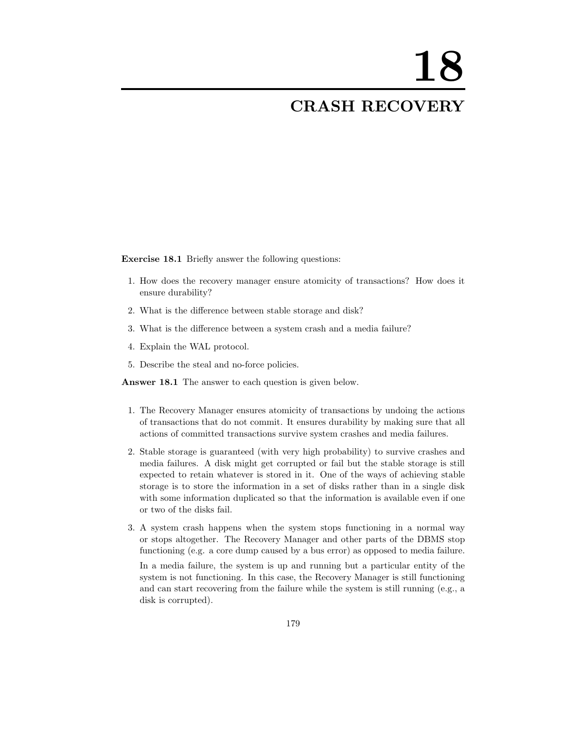# 18

# CRASH RECOVERY

**Exercise 18.1** Briefly answer the following questions:

1. How does the recovery manager ensure atomicity of transactions? How does it ensure durability?
2. What is the difference between stable storage and disk?
3. What is the difference between a system crash and a media failure?
4. Explain the WAL protocol.
5. Describe the steal and no-force policies.

**Answer 18.1** The answer to each question is given below.

1. The Recovery Manager ensures atomicity of transactions by undoing the actions of transactions that do not commit. It ensures durability by making sure that all actions of committed transactions survive system crashes and media failures.
2. Stable storage is guaranteed (with very high probability) to survive crashes and media failures. A disk might get corrupted or fail but the stable storage is still expected to retain whatever is stored in it. One of the ways of achieving stable storage is to store the information in a set of disks rather than in a single disk with some information duplicated so that the information is available even if one or two of the disks fail.
3. A system crash happens when the system stops functioning in a normal way or stops altogether. The Recovery Manager and other parts of the DBMS stop functioning (e.g. a core dump caused by a bus error) as opposed to media failure.

   In a media failure, the system is up and running but a particular entity of the system is not functioning. In this case, the Recovery Manager is still functioning and can start recovering from the failure while the system is still running (e.g., a disk is corrupted).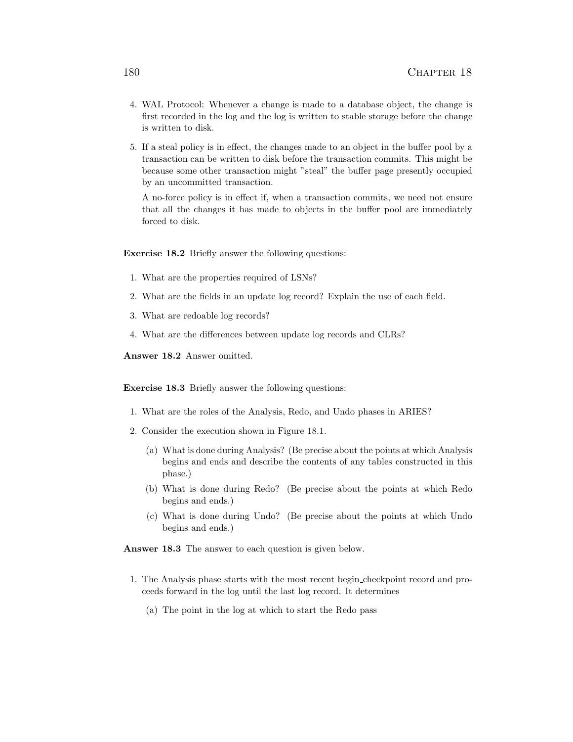4. WAL Protocol: Whenever a change is made to a database object, the change is first recorded in the log and the log is written to stable storage before the change is written to disk.

5. If a steal policy is in effect, the changes made to an object in the buffer pool by a transaction can be written to disk before the transaction commits. This might be because some other transaction might "steal" the buffer page presently occupied by an uncommitted transaction.

   A no-force policy is in effect if, when a transaction commits, we need not ensure that all the changes it has made to objects in the buffer pool are immediately forced to disk.

**Exercise 18.2** Briefly answer the following questions:

1. What are the properties required of LSNs?
2. What are the fields in an update log record? Explain the use of each field.
3. What are redoable log records?
4. What are the differences between update log records and CLRs?

**Answer 18.2** Answer omitted.

**Exercise 18.3** Briefly answer the following questions:

1. What are the roles of the Analysis, Redo, and Undo phases in ARIES?
2. Consider the execution shown in Figure 18.1.
   (a) What is done during Analysis? (Be precise about the points at which Analysis begins and ends and describe the contents of any tables constructed in this phase.)
   (b) What is done during Redo? (Be precise about the points at which Redo begins and ends.)
   (c) What is done during Undo? (Be precise about the points at which Undo begins and ends.)

**Answer 18.3** The answer to each question is given below.

1. The Analysis phase starts with the most recent begin_checkpoint record and proceeds forward in the log until the last log record. It determines
   (a) The point in the log at which to start the Redo pass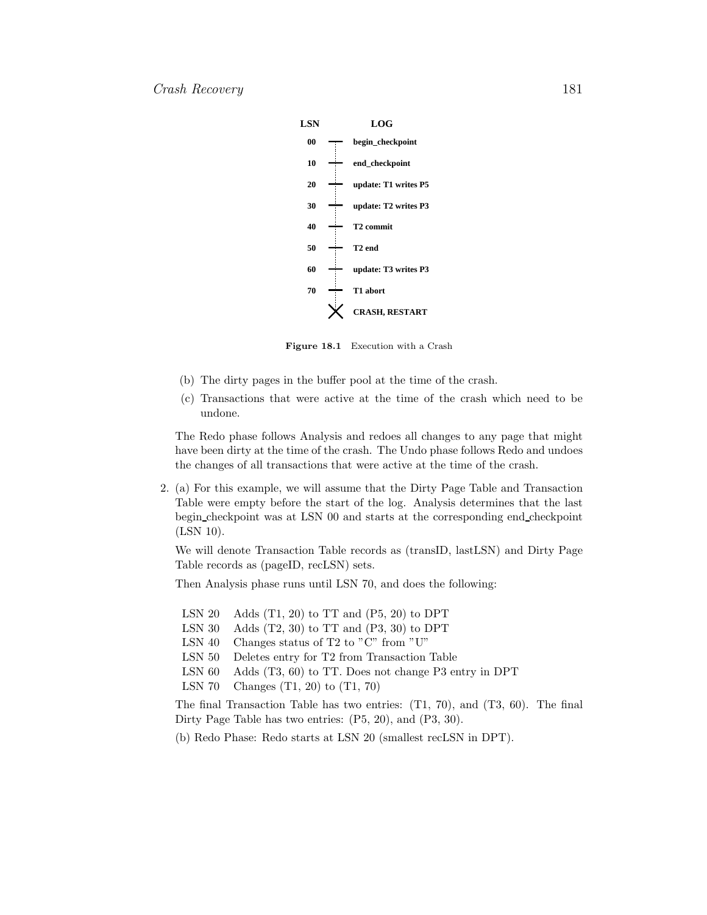| LSN | LOG |
|---|---|
| 00 | begin_checkpoint |
| 10 | end_checkpoint |
| 20 | update: T1 writes P5 |
| 30 | update: T2 writes P3 |
| 40 | T2 commit |
| 50 | T2 end |
| 60 | update: T3 writes P3 |
| 70 | T1 abort |
| X | CRASH, RESTART |

**Figure 18.1** Execution with a Crash

(b) The dirty pages in the buffer pool at the time of the crash.

(c) Transactions that were active at the time of the crash which need to be undone.

The Redo phase follows Analysis and redoes all changes to any page that might have been dirty at the time of the crash. The Undo phase follows Redo and undoes the changes of all transactions that were active at the time of the crash.

2. (a) For this example, we will assume that the Dirty Page Table and Transaction Table were empty before the start of the log. Analysis determines that the last begin_checkpoint was at LSN 00 and starts at the corresponding end_checkpoint (LSN 10).

We will denote Transaction Table records as (transID, lastLSN) and Dirty Page Table records as (pageID, recLSN) sets.

Then Analysis phase runs until LSN 70, and does the following:

| | |
|---|---|
| LSN 20 | Adds (T1, 20) to TT and (P5, 20) to DPT |
| LSN 30 | Adds (T2, 30) to TT and (P3, 30) to DPT |
| LSN 40 | Changes status of T2 to "C" from "U" |
| LSN 50 | Deletes entry for T2 from Transaction Table |
| LSN 60 | Adds (T3, 60) to TT. Does not change P3 entry in DPT |
| LSN 70 | Changes (T1, 20) to (T1, 70) |

The final Transaction Table has two entries: (T1, 70), and (T3, 60). The final Dirty Page Table has two entries: (P5, 20), and (P3, 30).

(b) Redo Phase: Redo starts at LSN 20 (smallest recLSN in DPT).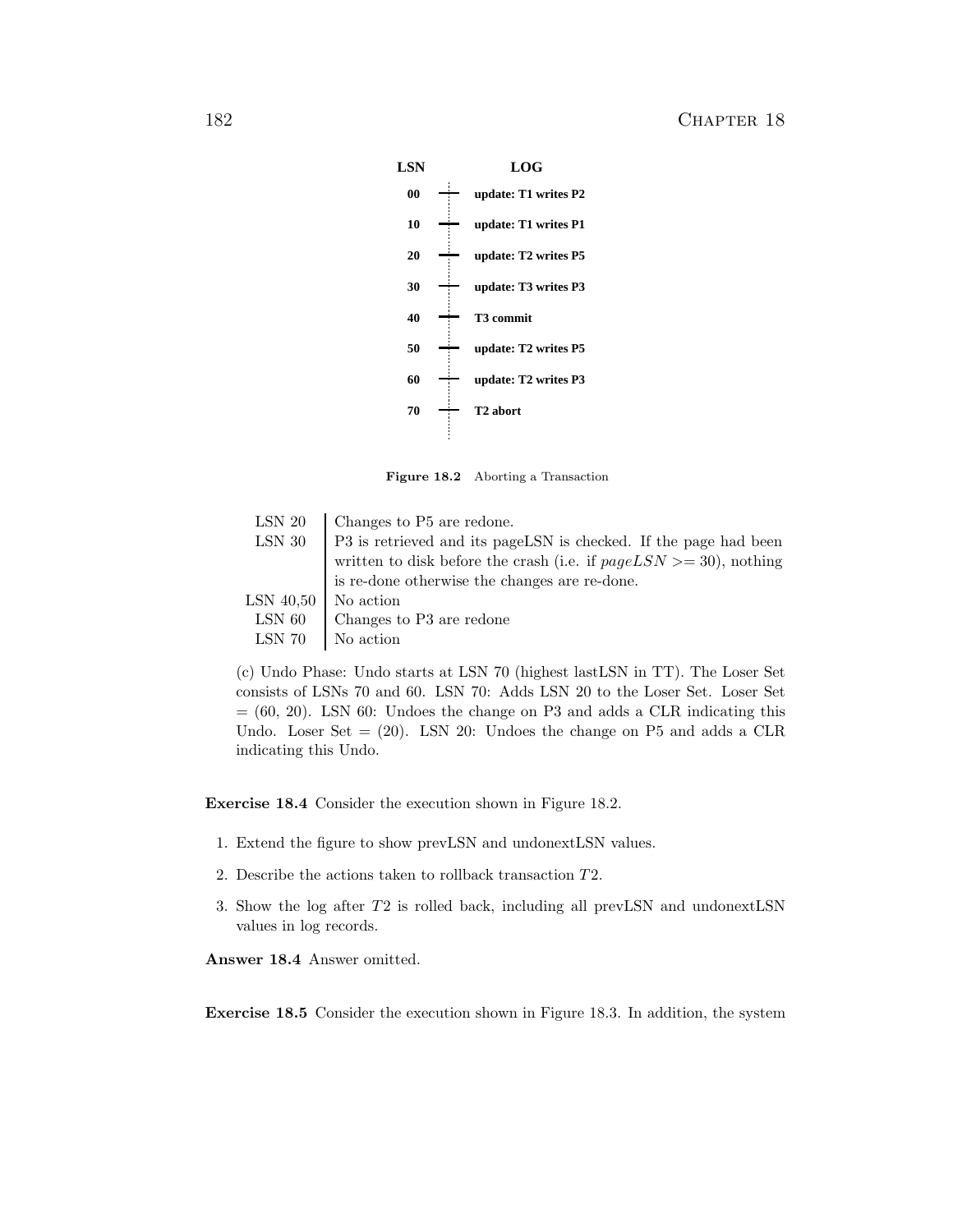| LSN | LOG |
|---|---|
| 00 | update: T1 writes P2 |
| 10 | update: T1 writes P1 |
| 20 | update: T2 writes P5 |
| 30 | update: T3 writes P3 |
| 40 | T3 commit |
| 50 | update: T2 writes P5 |
| 60 | update: T2 writes P3 |
| 70 | T2 abort |

**Figure 18.2** Aborting a Transaction

| | |
|---|---|
| LSN 20 | Changes to P5 are redone. |
| LSN 30 | P3 is retrieved and its pageLSN is checked. If the page had been written to disk before the crash (i.e. if $pageLSN >= 30$), nothing is re-done otherwise the changes are re-done. |
| LSN 40,50 | No action |
| LSN 60 | Changes to P3 are redone |
| LSN 70 | No action |

(c) Undo Phase: Undo starts at LSN 70 (highest lastLSN in TT). The Loser Set consists of LSNs 70 and 60. LSN 70: Adds LSN 20 to the Loser Set. Loser Set = (60, 20). LSN 60: Undoes the change on P3 and adds a CLR indicating this Undo. Loser Set = (20). LSN 20: Undoes the change on P5 and adds a CLR indicating this Undo.

**Exercise 18.4** Consider the execution shown in Figure 18.2.

1. Extend the figure to show prevLSN and undonextLSN values.
2. Describe the actions taken to rollback transaction $T2$.
3. Show the log after $T2$ is rolled back, including all prevLSN and undonextLSN values in log records.

**Answer 18.4** Answer omitted.

**Exercise 18.5** Consider the execution shown in Figure 18.3. In addition, the system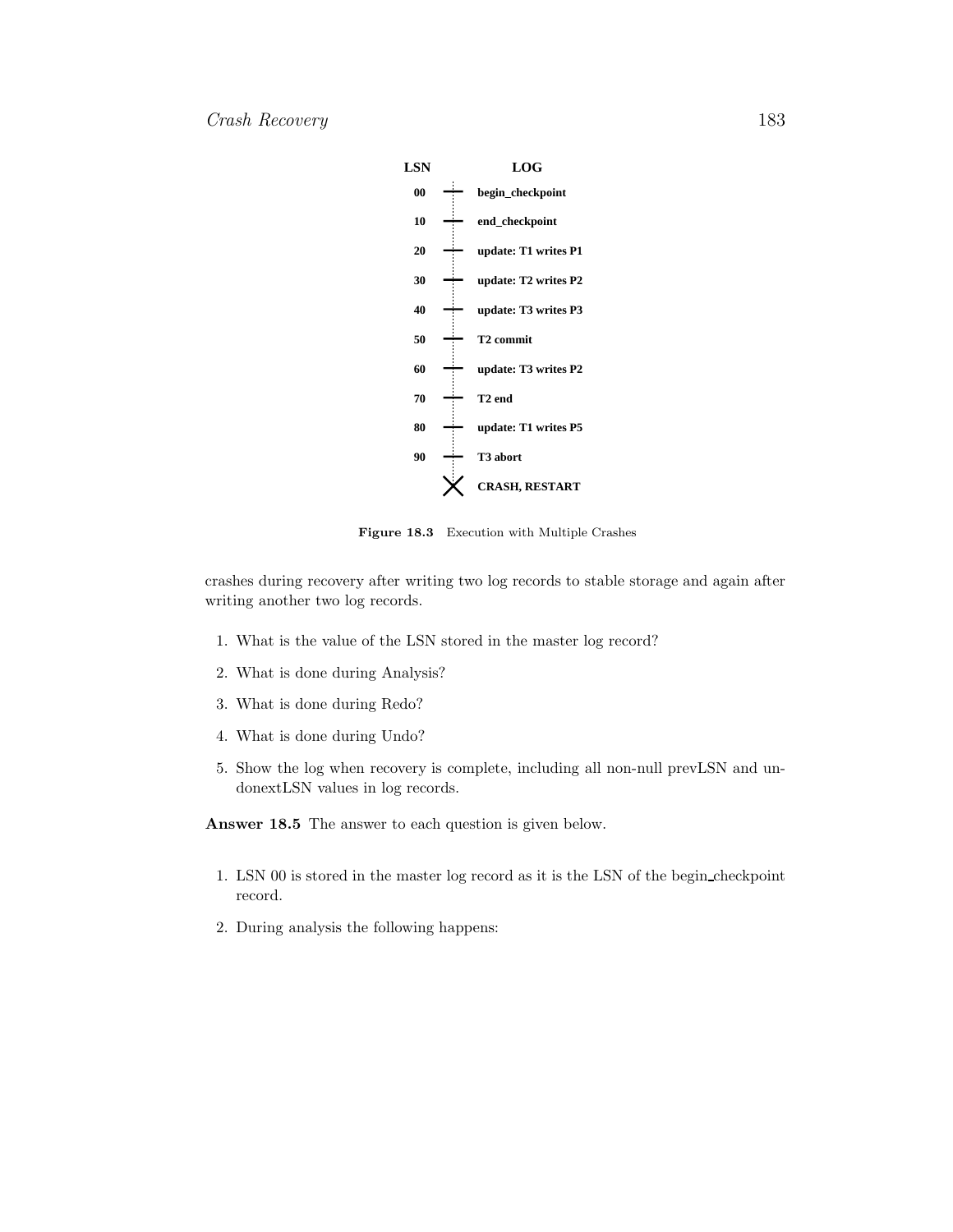| LSN | LOG |
|---|---|
| 00 | begin_checkpoint |
| 10 | end_checkpoint |
| 20 | update: T1 writes P1 |
| 30 | update: T2 writes P2 |
| 40 | update: T3 writes P3 |
| 50 | T2 commit |
| 60 | update: T3 writes P2 |
| 70 | T2 end |
| 80 | update: T1 writes P5 |
| 90 | T3 abort |
| | CRASH, RESTART |

**Figure 18.3** Execution with Multiple Crashes

crashes during recovery after writing two log records to stable storage and again after writing another two log records.

1. What is the value of the LSN stored in the master log record?
2. What is done during Analysis?
3. What is done during Redo?
4. What is done during Undo?
5. Show the log when recovery is complete, including all non-null prevLSN and undonextLSN values in log records.

**Answer 18.5** The answer to each question is given below.

1. LSN 00 is stored in the master log record as it is the LSN of the begin_checkpoint record.
2. During analysis the following happens: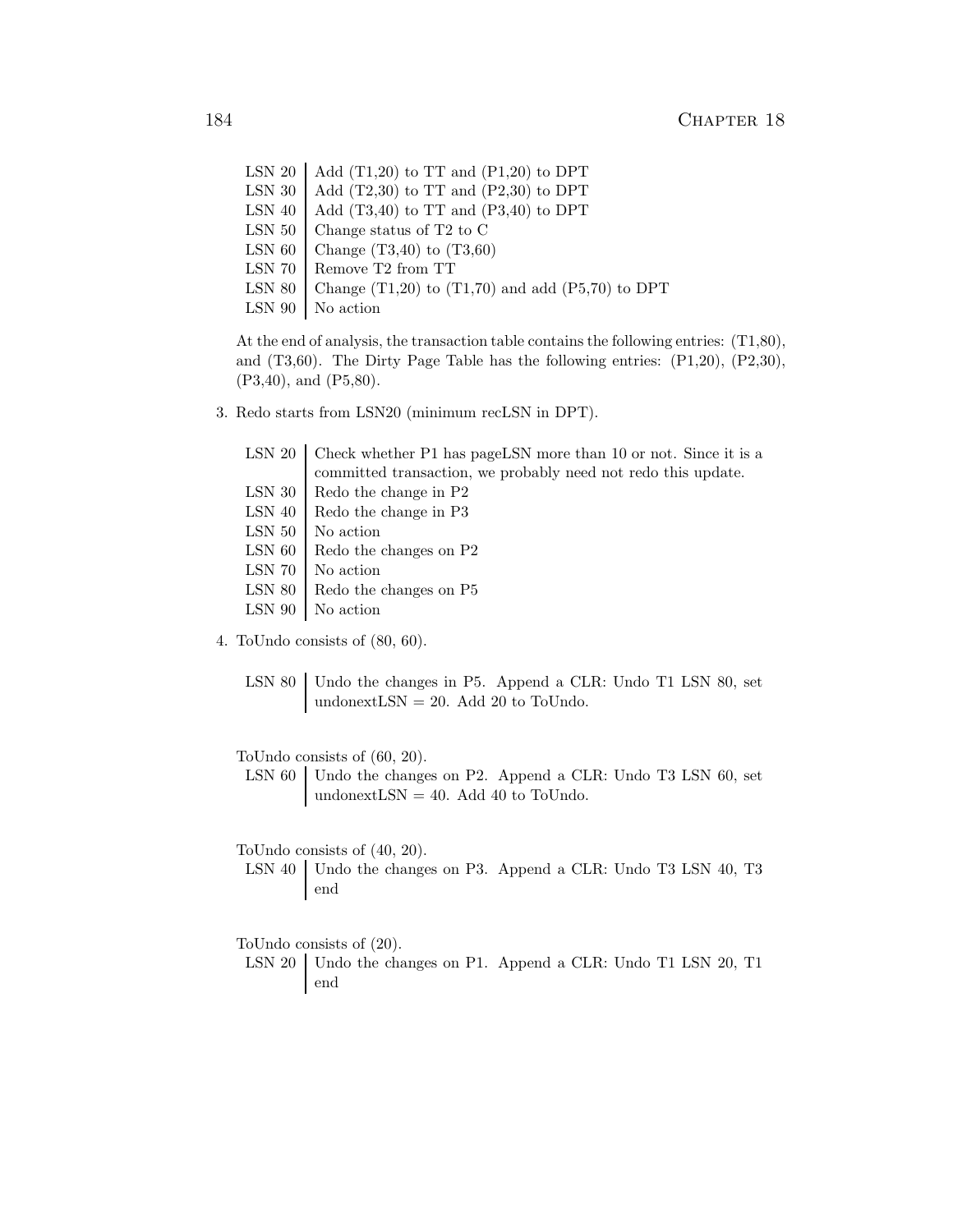| | |
|---|---|
| LSN 20 | Add (T1,20) to TT and (P1,20) to DPT |
| LSN 30 | Add (T2,30) to TT and (P2,30) to DPT |
| LSN 40 | Add (T3,40) to TT and (P3,40) to DPT |
| LSN 50 | Change status of T2 to C |
| LSN 60 | Change (T3,40) to (T3,60) |
| LSN 70 | Remove T2 from TT |
| LSN 80 | Change (T1,20) to (T1,70) and add (P5,70) to DPT |
| LSN 90 | No action |

At the end of analysis, the transaction table contains the following entries: (T1,80), and (T3,60). The Dirty Page Table has the following entries: (P1,20), (P2,30), (P3,40), and (P5,80).

3. Redo starts from LSN20 (minimum recLSN in DPT).

| | |
|---|---|
| LSN 20 | Check whether P1 has pageLSN more than 10 or not. Since it is a committed transaction, we probably need not redo this update. |
| LSN 30 | Redo the change in P2 |
| LSN 40 | Redo the change in P3 |
| LSN 50 | No action |
| LSN 60 | Redo the changes on P2 |
| LSN 70 | No action |
| LSN 80 | Redo the changes on P5 |
| LSN 90 | No action |

4. ToUndo consists of (80, 60).

| | |
|---|---|
| LSN 80 | Undo the changes in P5. Append a CLR: Undo T1 LSN 80, set undonextLSN = 20. Add 20 to ToUndo. |

ToUndo consists of (60, 20).

| | |
|---|---|
| LSN 60 | Undo the changes on P2. Append a CLR: Undo T3 LSN 60, set undonextLSN = 40. Add 40 to ToUndo. |

ToUndo consists of (40, 20).

| | |
|---|---|
| LSN 40 | Undo the changes on P3. Append a CLR: Undo T3 LSN 40, T3 end |

ToUndo consists of (20).

| | |
|---|---|
| LSN 20 | Undo the changes on P1. Append a CLR: Undo T1 LSN 20, T1 end |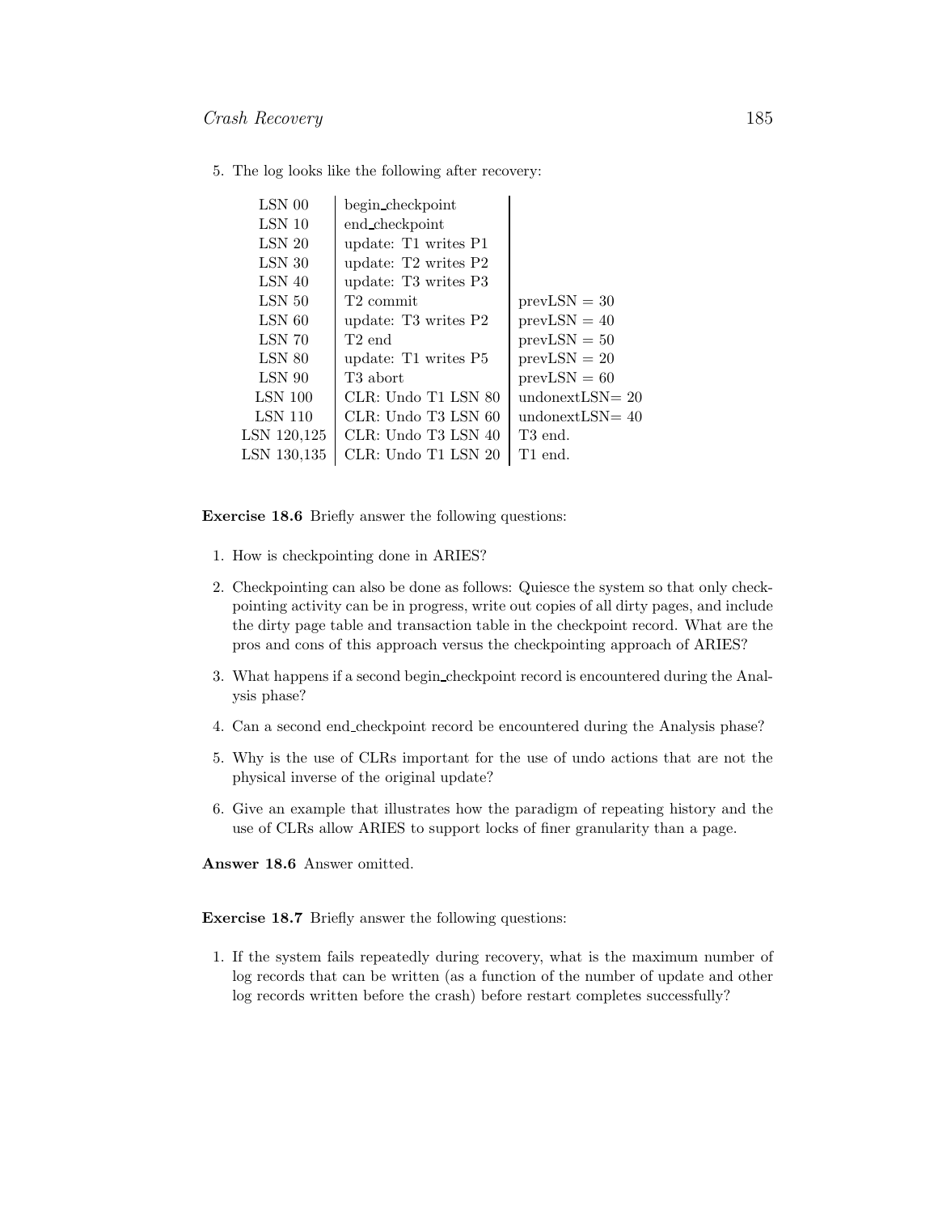5. The log looks like the following after recovery:

| | | |
|---|---|---|
| LSN 00 | begin_checkpoint | |
| LSN 10 | end_checkpoint | |
| LSN 20 | update: T1 writes P1 | |
| LSN 30 | update: T2 writes P2 | |
| LSN 40 | update: T3 writes P3 | |
| LSN 50 | T2 commit | prevLSN = 30 |
| LSN 60 | update: T3 writes P2 | prevLSN = 40 |
| LSN 70 | T2 end | prevLSN = 50 |
| LSN 80 | update: T1 writes P5 | prevLSN = 20 |
| LSN 90 | T3 abort | prevLSN = 60 |
| LSN 100 | CLR: Undo T1 LSN 80 | undonextLSN= 20 |
| LSN 110 | CLR: Undo T3 LSN 60 | undonextLSN= 40 |
| LSN 120,125 | CLR: Undo T3 LSN 40 | T3 end. |
| LSN 130,135 | CLR: Undo T1 LSN 20 | T1 end. |

**Exercise 18.6** Briefly answer the following questions:

1. How is checkpointing done in ARIES?
2. Checkpointing can also be done as follows: Quiesce the system so that only checkpointing activity can be in progress, write out copies of all dirty pages, and include the dirty page table and transaction table in the checkpoint record. What are the pros and cons of this approach versus the checkpointing approach of ARIES?
3. What happens if a second begin_checkpoint record is encountered during the Analysis phase?
4. Can a second end_checkpoint record be encountered during the Analysis phase?
5. Why is the use of CLRs important for the use of undo actions that are not the physical inverse of the original update?
6. Give an example that illustrates how the paradigm of repeating history and the use of CLRs allow ARIES to support locks of finer granularity than a page.

**Answer 18.6** Answer omitted.

**Exercise 18.7** Briefly answer the following questions:

1. If the system fails repeatedly during recovery, what is the maximum number of log records that can be written (as a function of the number of update and other log records written before the crash) before restart completes successfully?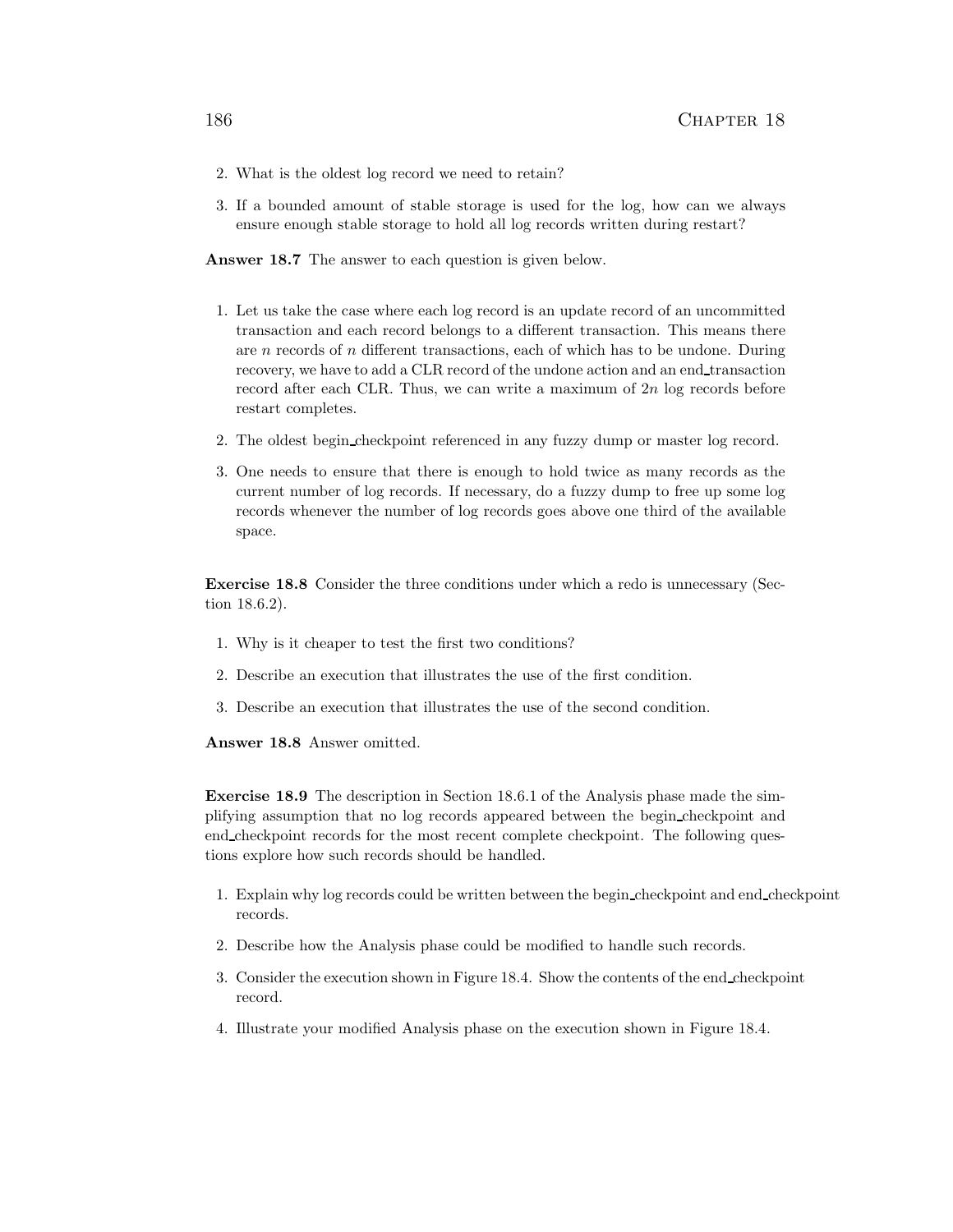2. What is the oldest log record we need to retain?

3. If a bounded amount of stable storage is used for the log, how can we always ensure enough stable storage to hold all log records written during restart?

**Answer 18.7** The answer to each question is given below.

1. Let us take the case where each log record is an update record of an uncommitted transaction and each record belongs to a different transaction. This means there are $n$ records of $n$ different transactions, each of which has to be undone. During recovery, we have to add a CLR record of the undone action and an end_transaction record after each CLR. Thus, we can write a maximum of $2n$ log records before restart completes.

2. The oldest begin_checkpoint referenced in any fuzzy dump or master log record.

3. One needs to ensure that there is enough to hold twice as many records as the current number of log records. If necessary, do a fuzzy dump to free up some log records whenever the number of log records goes above one third of the available space.

**Exercise 18.8** Consider the three conditions under which a redo is unnecessary (Section 18.6.2).

1. Why is it cheaper to test the first two conditions?

2. Describe an execution that illustrates the use of the first condition.

3. Describe an execution that illustrates the use of the second condition.

**Answer 18.8** Answer omitted.

**Exercise 18.9** The description in Section 18.6.1 of the Analysis phase made the simplifying assumption that no log records appeared between the begin_checkpoint and end_checkpoint records for the most recent complete checkpoint. The following questions explore how such records should be handled.

1. Explain why log records could be written between the begin_checkpoint and end_checkpoint records.

2. Describe how the Analysis phase could be modified to handle such records.

3. Consider the execution shown in Figure 18.4. Show the contents of the end_checkpoint record.

4. Illustrate your modified Analysis phase on the execution shown in Figure 18.4.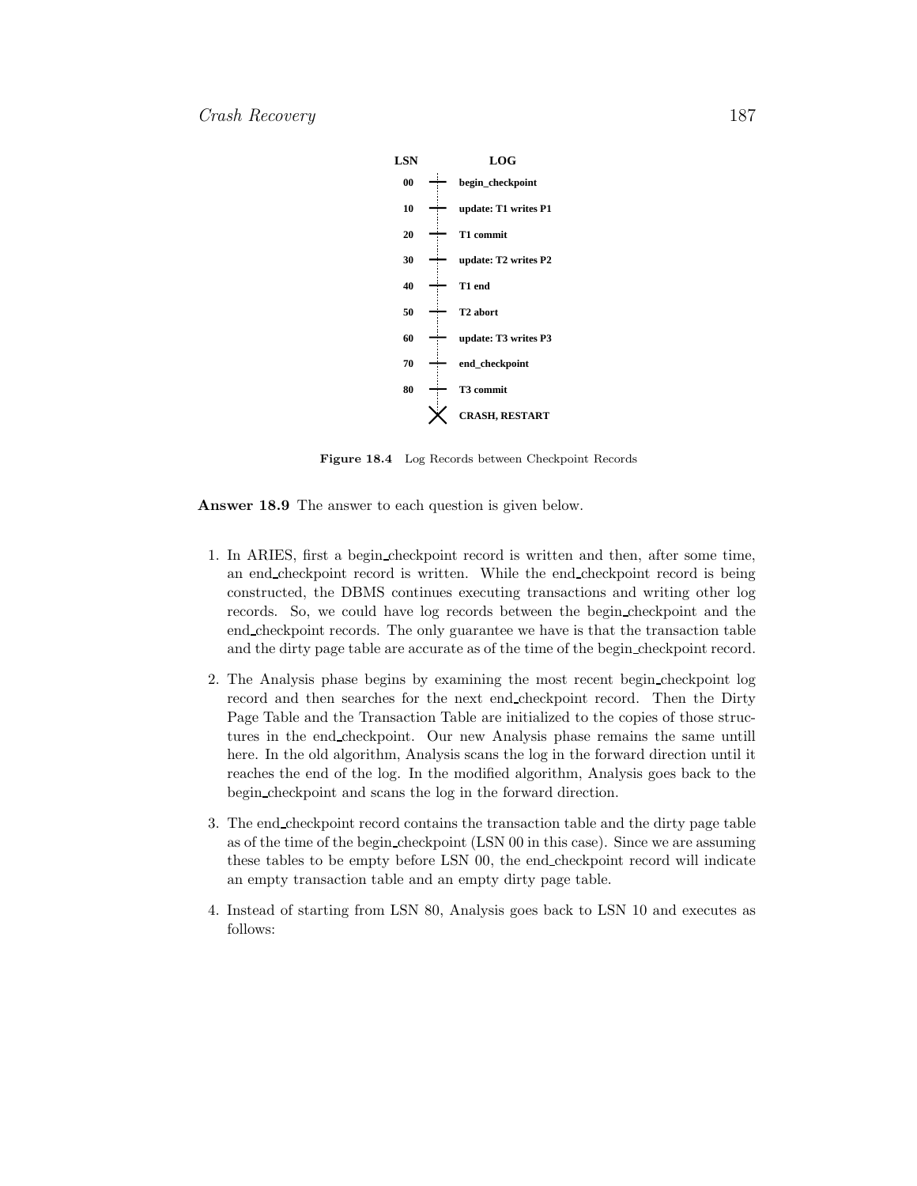| LSN | LOG |
|---|---|
| 00 | begin_checkpoint |
| 10 | update: T1 writes P1 |
| 20 | T1 commit |
| 30 | update: T2 writes P2 |
| 40 | T1 end |
| 50 | T2 abort |
| 60 | update: T3 writes P3 |
| 70 | end_checkpoint |
| 80 | T3 commit |
| | CRASH, RESTART |

**Figure 18.4** Log Records between Checkpoint Records

**Answer 18.9** The answer to each question is given below.

1. In ARIES, first a begin_checkpoint record is written and then, after some time, an end_checkpoint record is written. While the end_checkpoint record is being constructed, the DBMS continues executing transactions and writing other log records. So, we could have log records between the begin_checkpoint and the end_checkpoint records. The only guarantee we have is that the transaction table and the dirty page table are accurate as of the time of the begin_checkpoint record.

2. The Analysis phase begins by examining the most recent begin_checkpoint log record and then searches for the next end_checkpoint record. Then the Dirty Page Table and the Transaction Table are initialized to the copies of those structures in the end_checkpoint. Our new Analysis phase remains the same untill here. In the old algorithm, Analysis scans the log in the forward direction until it reaches the end of the log. In the modified algorithm, Analysis goes back to the begin_checkpoint and scans the log in the forward direction.

3. The end_checkpoint record contains the transaction table and the dirty page table as of the time of the begin_checkpoint (LSN 00 in this case). Since we are assuming these tables to be empty before LSN 00, the end_checkpoint record will indicate an empty transaction table and an empty dirty page table.

4. Instead of starting from LSN 80, Analysis goes back to LSN 10 and executes as follows: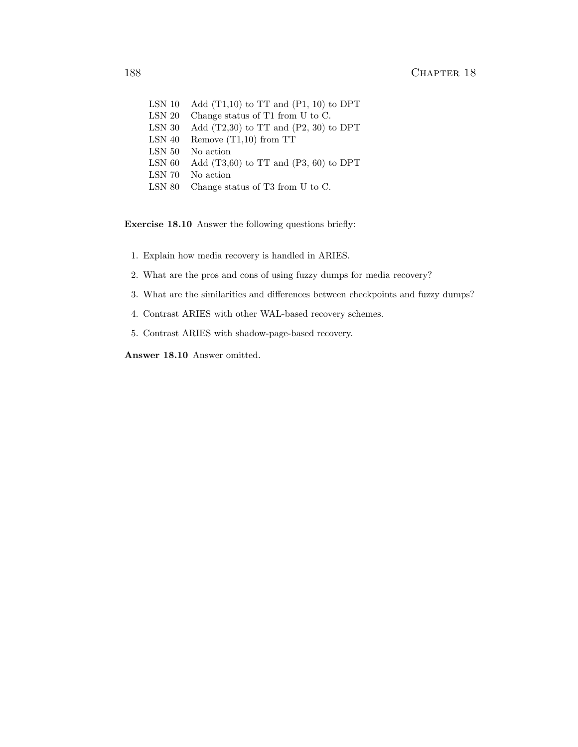| | |
|---|---|
| LSN 10 | Add (T1,10) to TT and (P1, 10) to DPT |
| LSN 20 | Change status of T1 from U to C. |
| LSN 30 | Add (T2,30) to TT and (P2, 30) to DPT |
| LSN 40 | Remove (T1,10) from TT |
| LSN 50 | No action |
| LSN 60 | Add (T3,60) to TT and (P3, 60) to DPT |
| LSN 70 | No action |
| LSN 80 | Change status of T3 from U to C. |

**Exercise 18.10** Answer the following questions briefly:

1. Explain how media recovery is handled in ARIES.
2. What are the pros and cons of using fuzzy dumps for media recovery?
3. What are the similarities and differences between checkpoints and fuzzy dumps?
4. Contrast ARIES with other WAL-based recovery schemes.
5. Contrast ARIES with shadow-page-based recovery.

**Answer 18.10** Answer omitted.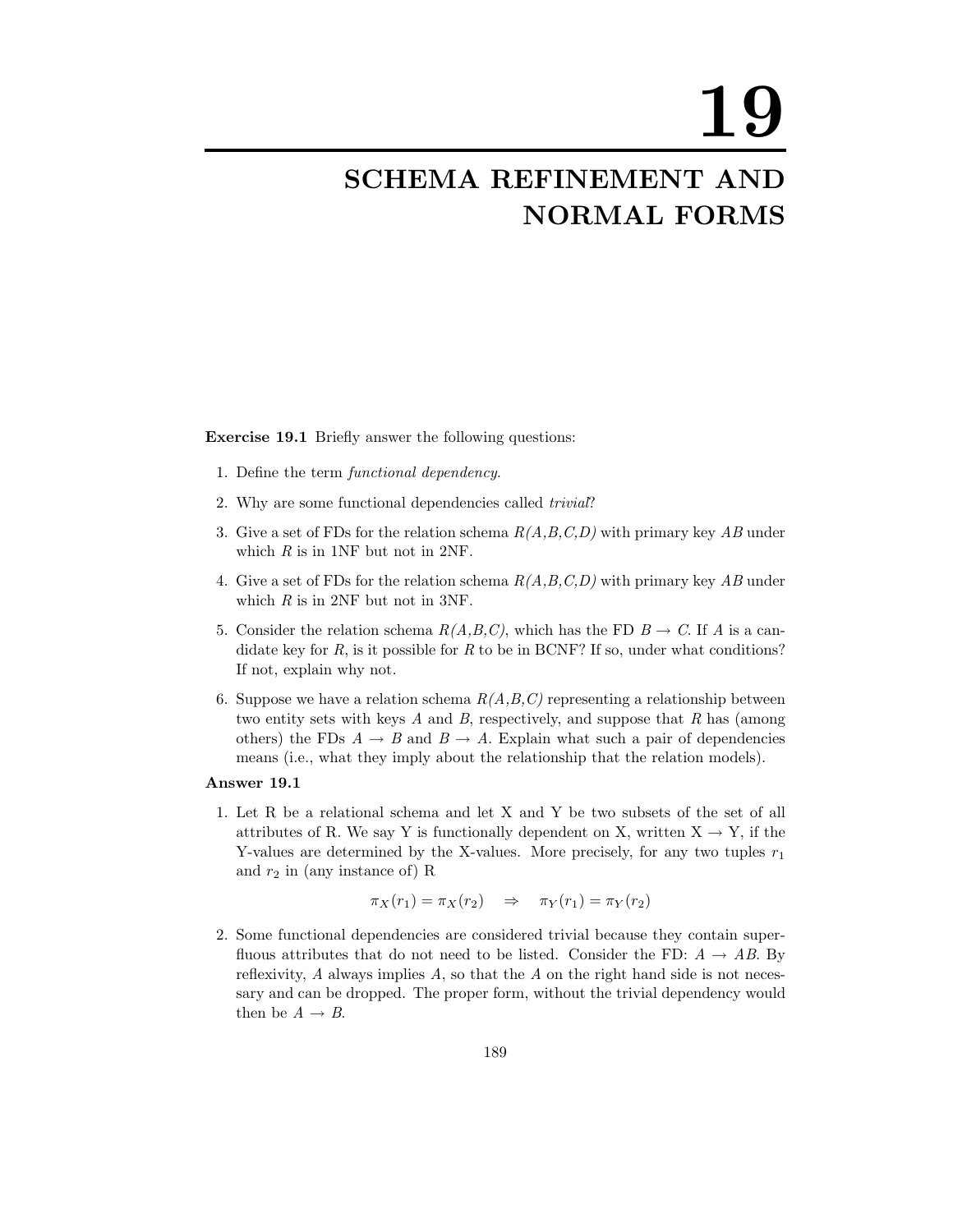# 19

# SCHEMA REFINEMENT AND NORMAL FORMS

**Exercise 19.1** Briefly answer the following questions:

1. Define the term *functional dependency*.
2. Why are some functional dependencies called *trivial*?
3. Give a set of FDs for the relation schema $R(A,B,C,D)$ with primary key $AB$ under which $R$ is in 1NF but not in 2NF.
4. Give a set of FDs for the relation schema $R(A,B,C,D)$ with primary key $AB$ under which $R$ is in 2NF but not in 3NF.
5. Consider the relation schema $R(A,B,C)$, which has the FD $B \rightarrow C$. If $A$ is a candidate key for $R$, is it possible for $R$ to be in BCNF? If so, under what conditions? If not, explain why not.
6. Suppose we have a relation schema $R(A,B,C)$ representing a relationship between two entity sets with keys $A$ and $B$, respectively, and suppose that $R$ has (among others) the FDs $A \rightarrow B$ and $B \rightarrow A$. Explain what such a pair of dependencies means (i.e., what they imply about the relationship that the relation models).

**Answer 19.1**

1. Let R be a relational schema and let X and Y be two subsets of the set of all attributes of R. We say Y is functionally dependent on X, written X $\rightarrow$ Y, if the Y-values are determined by the X-values. More precisely, for any two tuples $r_1$ and $r_2$ in (any instance of) R

$$\pi_X(r_1) = \pi_X(r_2) \quad \Rightarrow \quad \pi_Y(r_1) = \pi_Y(r_2)$$

2. Some functional dependencies are considered trivial because they contain superfluous attributes that do not need to be listed. Consider the FD: $A \rightarrow AB$. By reflexivity, $A$ always implies $A$, so that the $A$ on the right hand side is not necessary and can be dropped. The proper form, without the trivial dependency would then be $A \rightarrow B$.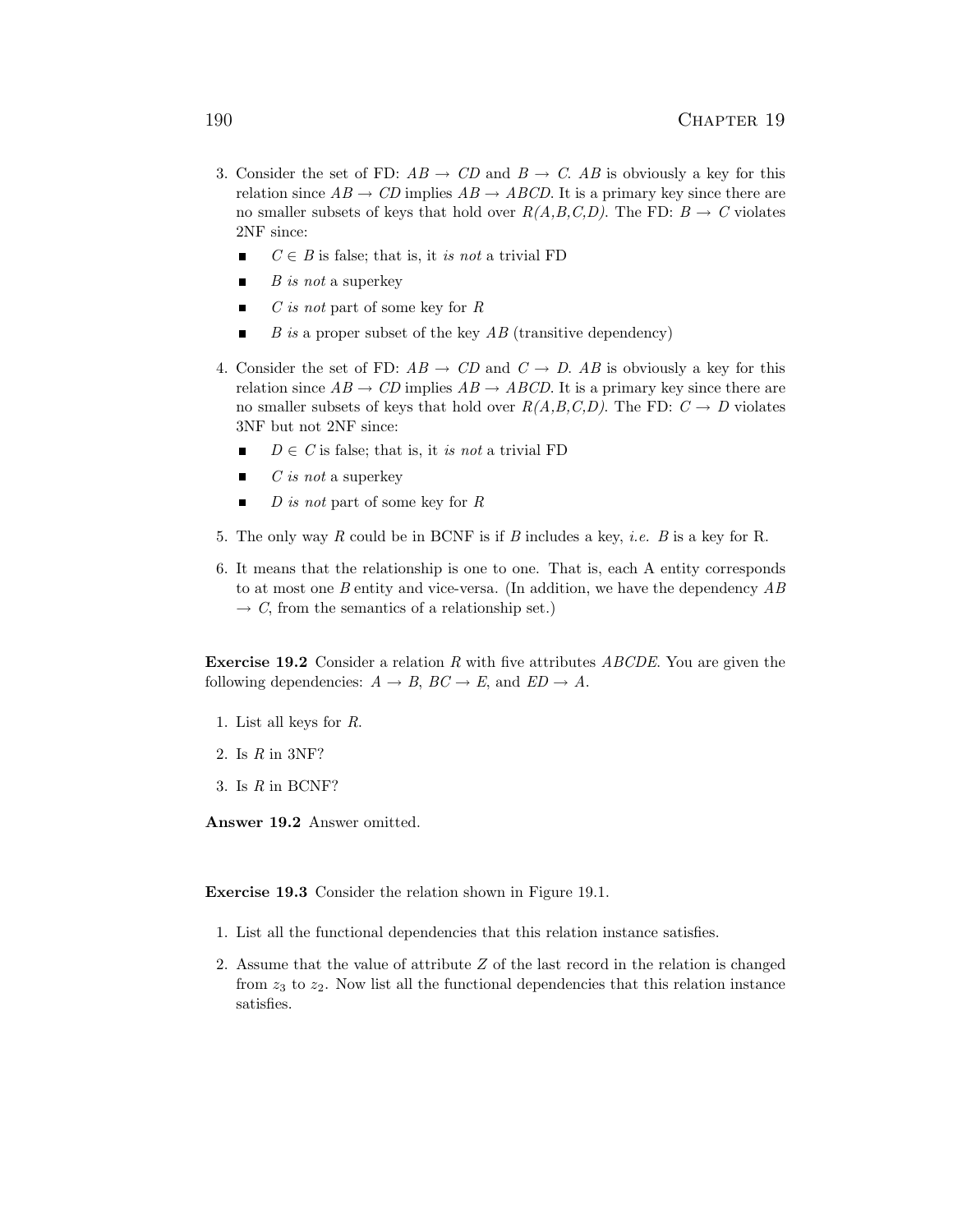3. Consider the set of FD: $AB \rightarrow CD$ and $B \rightarrow C$. $AB$ is obviously a key for this relation since $AB \rightarrow CD$ implies $AB \rightarrow ABCD$. It is a primary key since there are no smaller subsets of keys that hold over *R(A,B,C,D)*. The FD: $B \rightarrow C$ violates 2NF since:

   - $C \in B$ is false; that is, it *is not* a trivial FD
   - $B$ *is not* a superkey
   - $C$ *is not* part of some key for $R$
   - $B$ *is* a proper subset of the key $AB$ (transitive dependency)

4. Consider the set of FD: $AB \rightarrow CD$ and $C \rightarrow D$. $AB$ is obviously a key for this relation since $AB \rightarrow CD$ implies $AB \rightarrow ABCD$. It is a primary key since there are no smaller subsets of keys that hold over *R(A,B,C,D)*. The FD: $C \rightarrow D$ violates 3NF but not 2NF since:

   - $D \in C$ is false; that is, it *is not* a trivial FD
   - $C$ *is not* a superkey
   - $D$ *is not* part of some key for $R$

5. The only way $R$ could be in BCNF is if $B$ includes a key, *i.e.* $B$ is a key for R.

6. It means that the relationship is one to one. That is, each A entity corresponds to at most one $B$ entity and vice-versa. (In addition, we have the dependency $AB \rightarrow C$, from the semantics of a relationship set.)

**Exercise 19.2** Consider a relation $R$ with five attributes $ABCDE$. You are given the following dependencies: $A \rightarrow B$, $BC \rightarrow E$, and $ED \rightarrow A$.

1. List all keys for $R$.
2. Is $R$ in 3NF?
3. Is $R$ in BCNF?

**Answer 19.2** Answer omitted.

**Exercise 19.3** Consider the relation shown in Figure 19.1.

1. List all the functional dependencies that this relation instance satisfies.
2. Assume that the value of attribute $Z$ of the last record in the relation is changed from $z_3$ to $z_2$. Now list all the functional dependencies that this relation instance satisfies.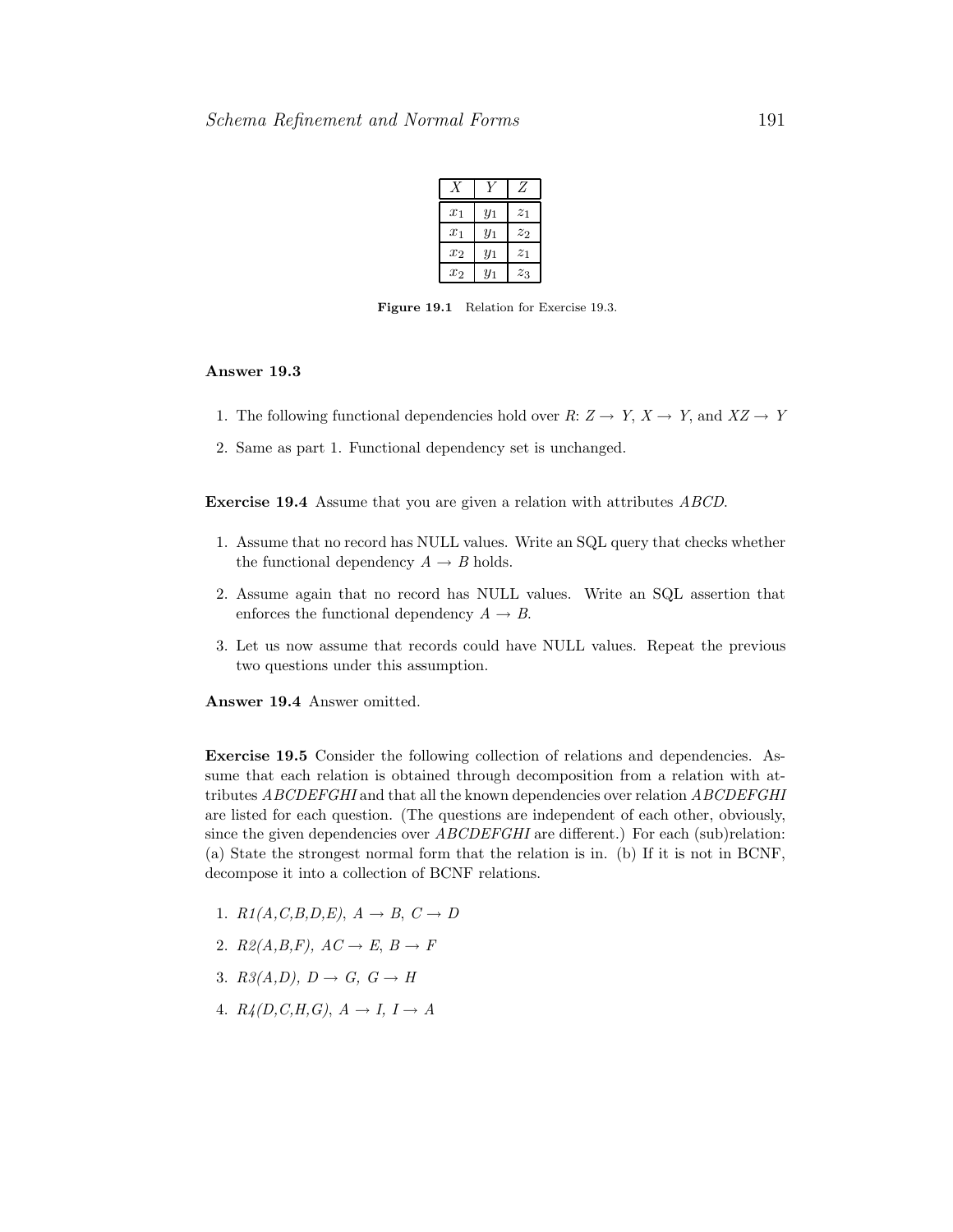| $X$ | $Y$ | $Z$ |
|---|---|---|
| $x_1$ | $y_1$ | $z_1$ |
| $x_1$ | $y_1$ | $z_2$ |
| $x_2$ | $y_1$ | $z_1$ |
| $x_2$ | $y_1$ | $z_3$ |

**Figure 19.1** Relation for Exercise 19.3.

**Answer 19.3**

1. The following functional dependencies hold over $R$: $Z \rightarrow Y$, $X \rightarrow Y$, and $XZ \rightarrow Y$
2. Same as part 1. Functional dependency set is unchanged.

**Exercise 19.4** Assume that you are given a relation with attributes *ABCD*.

1. Assume that no record has NULL values. Write an SQL query that checks whether the functional dependency $A \rightarrow B$ holds.
2. Assume again that no record has NULL values. Write an SQL assertion that enforces the functional dependency $A \rightarrow B$.
3. Let us now assume that records could have NULL values. Repeat the previous two questions under this assumption.

**Answer 19.4** Answer omitted.

**Exercise 19.5** Consider the following collection of relations and dependencies. Assume that each relation is obtained through decomposition from a relation with attributes *ABCDEFGHI* and that all the known dependencies over relation *ABCDEFGHI* are listed for each question. (The questions are independent of each other, obviously, since the given dependencies over *ABCDEFGHI* are different.) For each (sub)relation: (a) State the strongest normal form that the relation is in. (b) If it is not in BCNF, decompose it into a collection of BCNF relations.

1. *R1(A,C,B,D,E)*, $A \rightarrow B$, $C \rightarrow D$
2. *R2(A,B,F)*, $AC \rightarrow E$, $B \rightarrow F$
3. *R3(A,D)*, $D \rightarrow G$, $G \rightarrow H$
4. *R4(D,C,H,G)*, $A \rightarrow I$, $I \rightarrow A$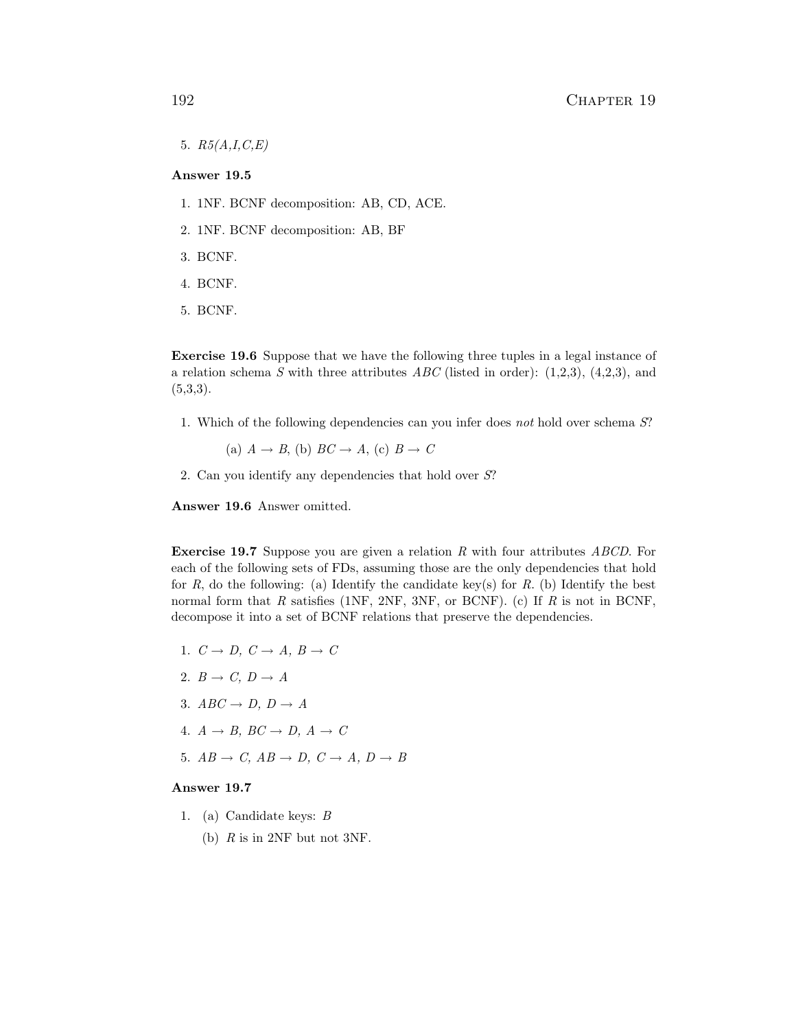5. *R5(A,I,C,E)*

**Answer 19.5**

1. 1NF. BCNF decomposition: AB, CD, ACE.
2. 1NF. BCNF decomposition: AB, BF
3. BCNF.
4. BCNF.
5. BCNF.

**Exercise 19.6** Suppose that we have the following three tuples in a legal instance of a relation schema $S$ with three attributes $ABC$ (listed in order): (1,2,3), (4,2,3), and (5,3,3).

1. Which of the following dependencies can you infer does *not* hold over schema $S$?

   (a) $A \rightarrow B$, (b) $BC \rightarrow A$, (c) $B \rightarrow C$

2. Can you identify any dependencies that hold over $S$?

**Answer 19.6** Answer omitted.

**Exercise 19.7** Suppose you are given a relation $R$ with four attributes $ABCD$. For each of the following sets of FDs, assuming those are the only dependencies that hold for $R$, do the following: (a) Identify the candidate key(s) for $R$. (b) Identify the best normal form that $R$ satisfies (1NF, 2NF, 3NF, or BCNF). (c) If $R$ is not in BCNF, decompose it into a set of BCNF relations that preserve the dependencies.

1. $C \rightarrow D$, $C \rightarrow A$, $B \rightarrow C$
2. $B \rightarrow C$, $D \rightarrow A$
3. $ABC \rightarrow D$, $D \rightarrow A$
4. $A \rightarrow B$, $BC \rightarrow D$, $A \rightarrow C$
5. $AB \rightarrow C$, $AB \rightarrow D$, $C \rightarrow A$, $D \rightarrow B$

**Answer 19.7**

1. (a) Candidate keys: $B$

   (b) $R$ is in 2NF but not 3NF.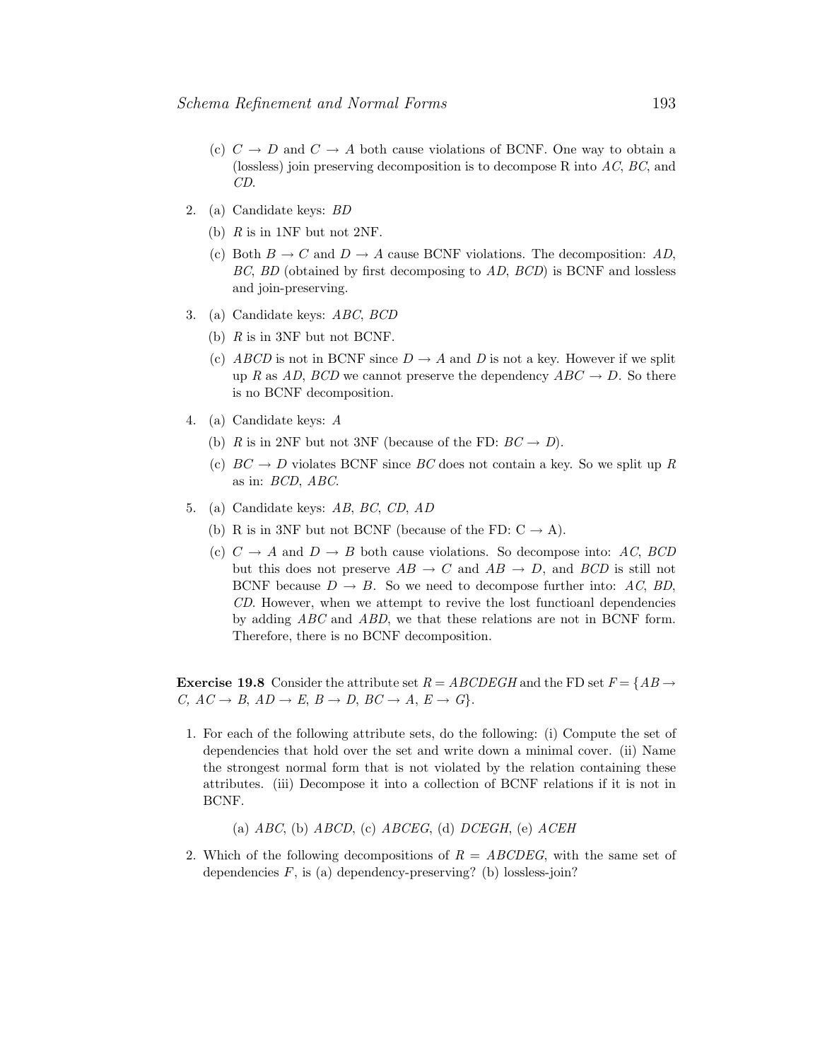(c) $C \rightarrow D$ and $C \rightarrow A$ both cause violations of BCNF. One way to obtain a (lossless) join preserving decomposition is to decompose R into *AC*, *BC*, and *CD*.

2. (a) Candidate keys: *BD*

   (b) $R$ is in 1NF but not 2NF.

   (c) Both $B \rightarrow C$ and $D \rightarrow A$ cause BCNF violations. The decomposition: *AD*, *BC*, *BD* (obtained by first decomposing to *AD*, *BCD*) is BCNF and lossless and join-preserving.

3. (a) Candidate keys: *ABC*, *BCD*

   (b) $R$ is in 3NF but not BCNF.

   (c) *ABCD* is not in BCNF since $D \rightarrow A$ and $D$ is not a key. However if we split up $R$ as *AD*, *BCD* we cannot preserve the dependency $ABC \rightarrow D$. So there is no BCNF decomposition.

4. (a) Candidate keys: *A*

   (b) $R$ is in 2NF but not 3NF (because of the FD: $BC \rightarrow D$).

   (c) $BC \rightarrow D$ violates BCNF since *BC* does not contain a key. So we split up $R$ as in: *BCD*, *ABC*.

5. (a) Candidate keys: *AB*, *BC*, *CD*, *AD*

   (b) R is in 3NF but not BCNF (because of the FD: C $\rightarrow$ A).

   (c) $C \rightarrow A$ and $D \rightarrow B$ both cause violations. So decompose into: *AC*, *BCD* but this does not preserve $AB \rightarrow C$ and $AB \rightarrow D$, and *BCD* is still not BCNF because $D \rightarrow B$. So we need to decompose further into: *AC*, *BD*, *CD*. However, when we attempt to revive the lost functioanl dependencies by adding *ABC* and *ABD*, we that these relations are not in BCNF form. Therefore, there is no BCNF decomposition.

**Exercise 19.8** Consider the attribute set $R = ABCDEGH$ and the FD set $F = \{AB \rightarrow C,\ AC \rightarrow B,\ AD \rightarrow E,\ B \rightarrow D,\ BC \rightarrow A,\ E \rightarrow G\}$.

1. For each of the following attribute sets, do the following: (i) Compute the set of dependencies that hold over the set and write down a minimal cover. (ii) Name the strongest normal form that is not violated by the relation containing these attributes. (iii) Decompose it into a collection of BCNF relations if it is not in BCNF.

   (a) *ABC*, (b) *ABCD*, (c) *ABCEG*, (d) *DCEGH*, (e) *ACEH*

2. Which of the following decompositions of $R = ABCDEG$, with the same set of dependencies $F$, is (a) dependency-preserving? (b) lossless-join?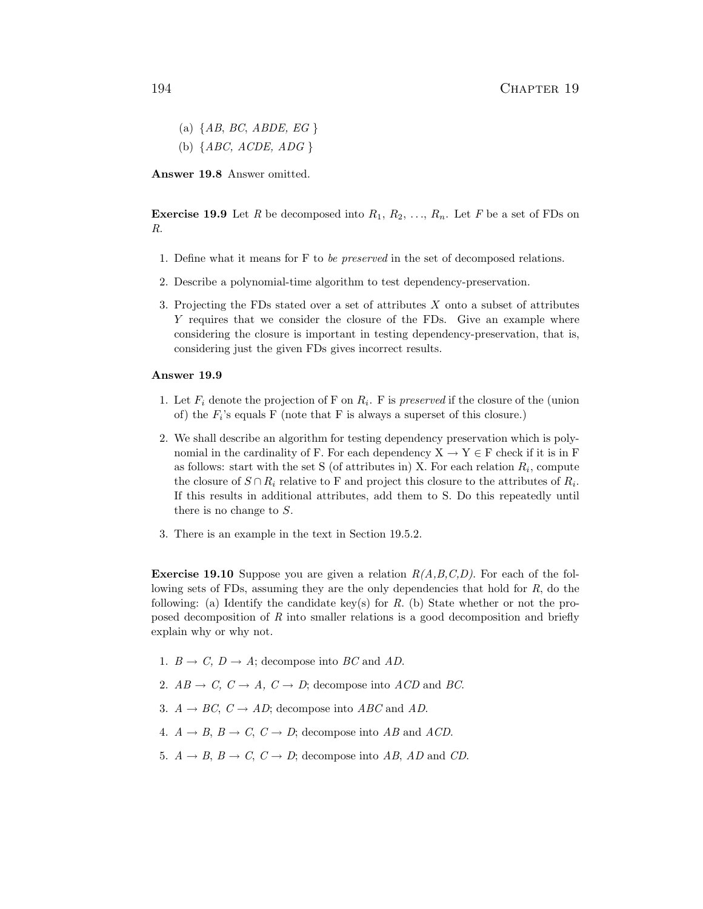(a) {*AB*, *BC*, *ABDE*, *EG* }

(b) {*ABC*, *ACDE*, *ADG* }

**Answer 19.8** Answer omitted.

**Exercise 19.9** Let $R$ be decomposed into $R_1$, $R_2$, ..., $R_n$. Let $F$ be a set of FDs on $R$.

1. Define what it means for F to *be preserved* in the set of decomposed relations.
2. Describe a polynomial-time algorithm to test dependency-preservation.
3. Projecting the FDs stated over a set of attributes $X$ onto a subset of attributes $Y$ requires that we consider the closure of the FDs. Give an example where considering the closure is important in testing dependency-preservation, that is, considering just the given FDs gives incorrect results.

**Answer 19.9**

1. Let $F_i$ denote the projection of F on $R_i$. F is *preserved* if the closure of the (union of) the $F_i$'s equals F (note that F is always a superset of this closure.)
2. We shall describe an algorithm for testing dependency preservation which is polynomial in the cardinality of F. For each dependency X $\rightarrow$ Y $\in$ F check if it is in F as follows: start with the set S (of attributes in) X. For each relation $R_i$, compute the closure of $S \cap R_i$ relative to F and project this closure to the attributes of $R_i$. If this results in additional attributes, add them to S. Do this repeatedly until there is no change to $S$.
3. There is an example in the text in Section 19.5.2.

**Exercise 19.10** Suppose you are given a relation *R(A,B,C,D)*. For each of the following sets of FDs, assuming they are the only dependencies that hold for $R$, do the following: (a) Identify the candidate key(s) for $R$. (b) State whether or not the proposed decomposition of $R$ into smaller relations is a good decomposition and briefly explain why or why not.

1. $B \rightarrow C$, $D \rightarrow A$; decompose into $BC$ and $AD$.
2. $AB \rightarrow C$, $C \rightarrow A$, $C \rightarrow D$; decompose into $ACD$ and $BC$.
3. $A \rightarrow BC$, $C \rightarrow AD$; decompose into $ABC$ and $AD$.
4. $A \rightarrow B$, $B \rightarrow C$, $C \rightarrow D$; decompose into $AB$ and $ACD$.
5. $A \rightarrow B$, $B \rightarrow C$, $C \rightarrow D$; decompose into $AB$, $AD$ and $CD$.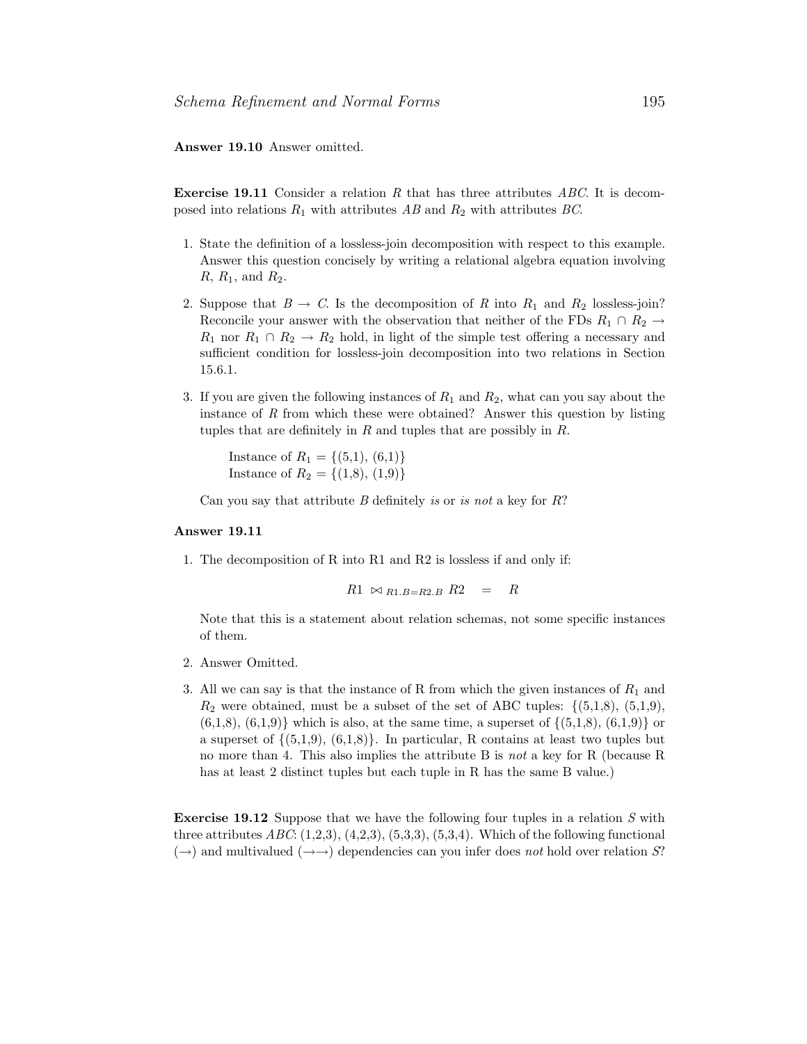**Answer 19.10** Answer omitted.

**Exercise 19.11** Consider a relation $R$ that has three attributes $ABC$. It is decomposed into relations $R_1$ with attributes $AB$ and $R_2$ with attributes $BC$.

1. State the definition of a lossless-join decomposition with respect to this example. Answer this question concisely by writing a relational algebra equation involving $R$, $R_1$, and $R_2$.

2. Suppose that $B \rightarrow C$. Is the decomposition of $R$ into $R_1$ and $R_2$ lossless-join? Reconcile your answer with the observation that neither of the FDs $R_1 \cap R_2 \rightarrow R_1$ nor $R_1 \cap R_2 \rightarrow R_2$ hold, in light of the simple test offering a necessary and sufficient condition for lossless-join decomposition into two relations in Section 15.6.1.

3. If you are given the following instances of $R_1$ and $R_2$, what can you say about the instance of $R$ from which these were obtained? Answer this question by listing tuples that are definitely in $R$ and tuples that are possibly in $R$.

   Instance of $R_1$ = {(5,1), (6,1)}
   Instance of $R_2$ = {(1,8), (1,9)}

   Can you say that attribute $B$ definitely *is* or *is not* a key for $R$?

**Answer 19.11**

1. The decomposition of R into R1 and R2 is lossless if and only if:

$$R1 \bowtie_{R1.B=R2.B} R2 \quad = \quad R$$

   Note that this is a statement about relation schemas, not some specific instances of them.

2. Answer Omitted.

3. All we can say is that the instance of R from which the given instances of $R_1$ and $R_2$ were obtained, must be a subset of the set of ABC tuples: {(5,1,8), (5,1,9), (6,1,8), (6,1,9)} which is also, at the same time, a superset of {(5,1,8), (6,1,9)} or a superset of {(5,1,9), (6,1,8)}. In particular, R contains at least two tuples but no more than 4. This also implies the attribute B is *not* a key for R (because R has at least 2 distinct tuples but each tuple in R has the same B value.)

**Exercise 19.12** Suppose that we have the following four tuples in a relation $S$ with three attributes $ABC$: (1,2,3), (4,2,3), (5,3,3), (5,3,4). Which of the following functional ($\rightarrow$) and multivalued ($\rightarrow\rightarrow$) dependencies can you infer does *not* hold over relation $S$?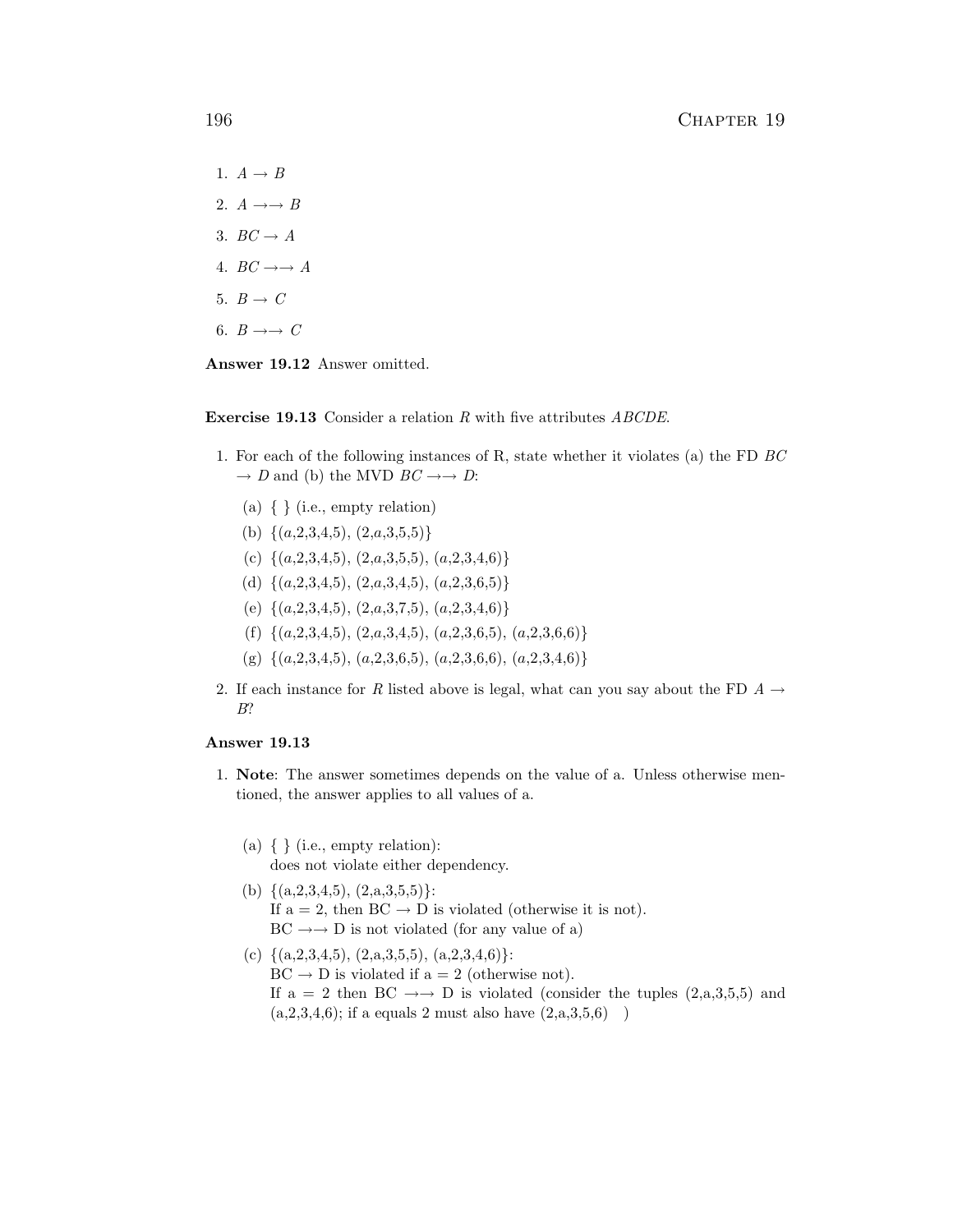1. $A \rightarrow B$
2. $A \rightarrow\rightarrow B$
3. $BC \rightarrow A$
4. $BC \rightarrow\rightarrow A$
5. $B \rightarrow C$
6. $B \rightarrow\rightarrow C$

**Answer 19.12** Answer omitted.

**Exercise 19.13** Consider a relation $R$ with five attributes $ABCDE$.

1. For each of the following instances of R, state whether it violates (a) the FD $BC \rightarrow D$ and (b) the MVD $BC \rightarrow\rightarrow D$:
   (a) { } (i.e., empty relation)
   (b) {($a$,2,3,4,5), (2,$a$,3,5,5)}
   (c) {($a$,2,3,4,5), (2,$a$,3,5,5), ($a$,2,3,4,6)}
   (d) {($a$,2,3,4,5), (2,$a$,3,4,5), ($a$,2,3,6,5)}
   (e) {($a$,2,3,4,5), (2,$a$,3,7,5), ($a$,2,3,4,6)}
   (f) {($a$,2,3,4,5), (2,$a$,3,4,5), ($a$,2,3,6,5), ($a$,2,3,6,6)}
   (g) {($a$,2,3,4,5), ($a$,2,3,6,5), ($a$,2,3,6,6), ($a$,2,3,4,6)}
2. If each instance for $R$ listed above is legal, what can you say about the FD $A \rightarrow B$?

**Answer 19.13**

1. **Note**: The answer sometimes depends on the value of a. Unless otherwise mentioned, the answer applies to all values of a.

   (a) { } (i.e., empty relation):
   does not violate either dependency.

   (b) {(a,2,3,4,5), (2,a,3,5,5)}:
   If a = 2, then BC $\rightarrow$ D is violated (otherwise it is not).
   BC $\rightarrow\rightarrow$ D is not violated (for any value of a)

   (c) {(a,2,3,4,5), (2,a,3,5,5), (a,2,3,4,6)}:
   BC $\rightarrow$ D is violated if a = 2 (otherwise not).
   If a = 2 then BC $\rightarrow\rightarrow$ D is violated (consider the tuples (2,a,3,5,5) and (a,2,3,4,6); if a equals 2 must also have (2,a,3,5,6) )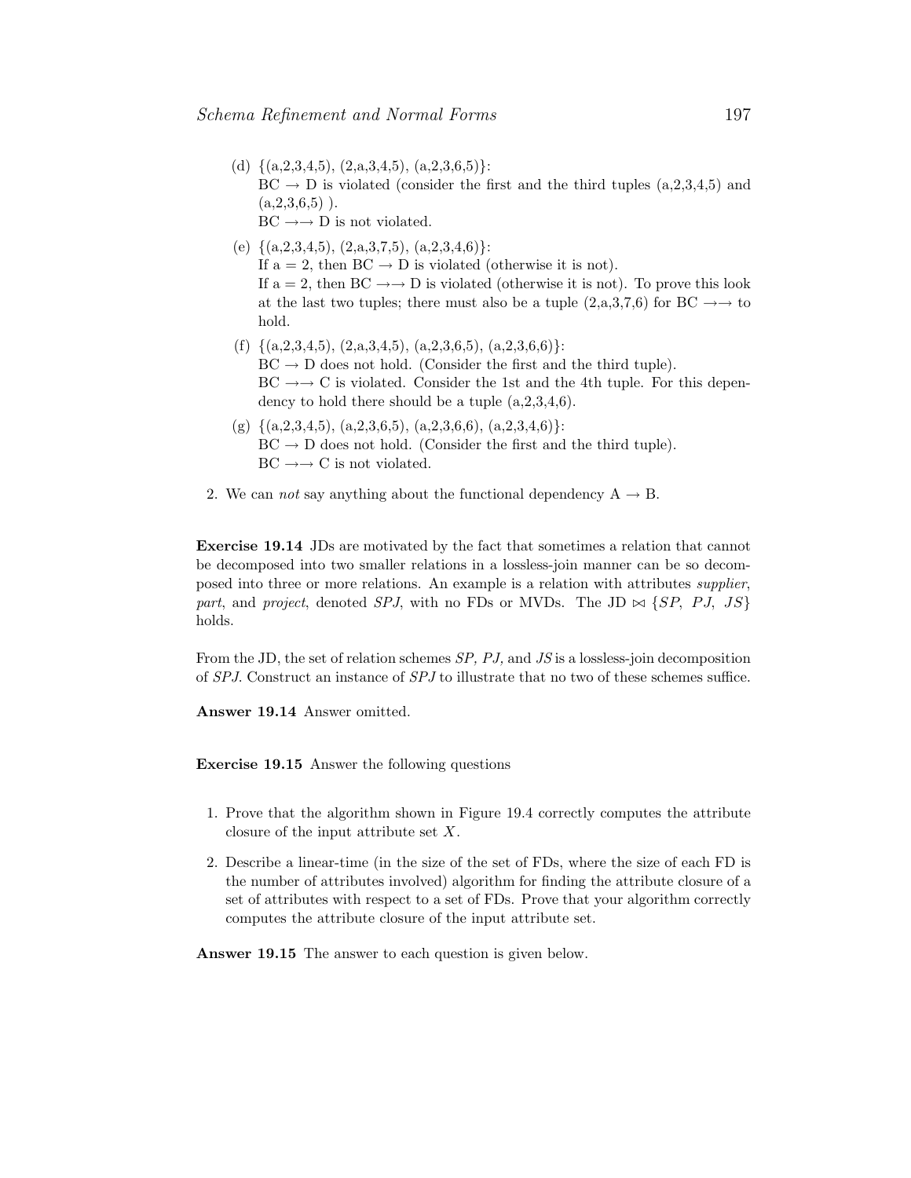(d) {(a,2,3,4,5), (2,a,3,4,5), (a,2,3,6,5)}:  
BC → D is violated (consider the first and the third tuples (a,2,3,4,5) and (a,2,3,6,5) ).  
BC →→ D is not violated.

(e) {(a,2,3,4,5), (2,a,3,7,5), (a,2,3,4,6)}:  
If a = 2, then BC → D is violated (otherwise it is not).  
If a = 2, then BC →→ D is violated (otherwise it is not). To prove this look at the last two tuples; there must also be a tuple (2,a,3,7,6) for BC →→ to hold.

(f) {(a,2,3,4,5), (2,a,3,4,5), (a,2,3,6,5), (a,2,3,6,6)}:  
BC → D does not hold. (Consider the first and the third tuple).  
BC →→ C is violated. Consider the 1st and the 4th tuple. For this dependency to hold there should be a tuple (a,2,3,4,6).

(g) {(a,2,3,4,5), (a,2,3,6,5), (a,2,3,6,6), (a,2,3,4,6)}:  
BC → D does not hold. (Consider the first and the third tuple).  
BC →→ C is not violated.

2. We can *not* say anything about the functional dependency A → B.

**Exercise 19.14** JDs are motivated by the fact that sometimes a relation that cannot be decomposed into two smaller relations in a lossless-join manner can be so decomposed into three or more relations. An example is a relation with attributes *supplier*, *part*, and *project*, denoted *SPJ*, with no FDs or MVDs. The JD $\bowtie$ {*SP*, *PJ*, *JS*} holds.

From the JD, the set of relation schemes *SP, PJ,* and *JS* is a lossless-join decomposition of *SPJ*. Construct an instance of *SPJ* to illustrate that no two of these schemes suffice.

**Answer 19.14** Answer omitted.

**Exercise 19.15** Answer the following questions

1. Prove that the algorithm shown in Figure 19.4 correctly computes the attribute closure of the input attribute set $X$.
2. Describe a linear-time (in the size of the set of FDs, where the size of each FD is the number of attributes involved) algorithm for finding the attribute closure of a set of attributes with respect to a set of FDs. Prove that your algorithm correctly computes the attribute closure of the input attribute set.

**Answer 19.15** The answer to each question is given below.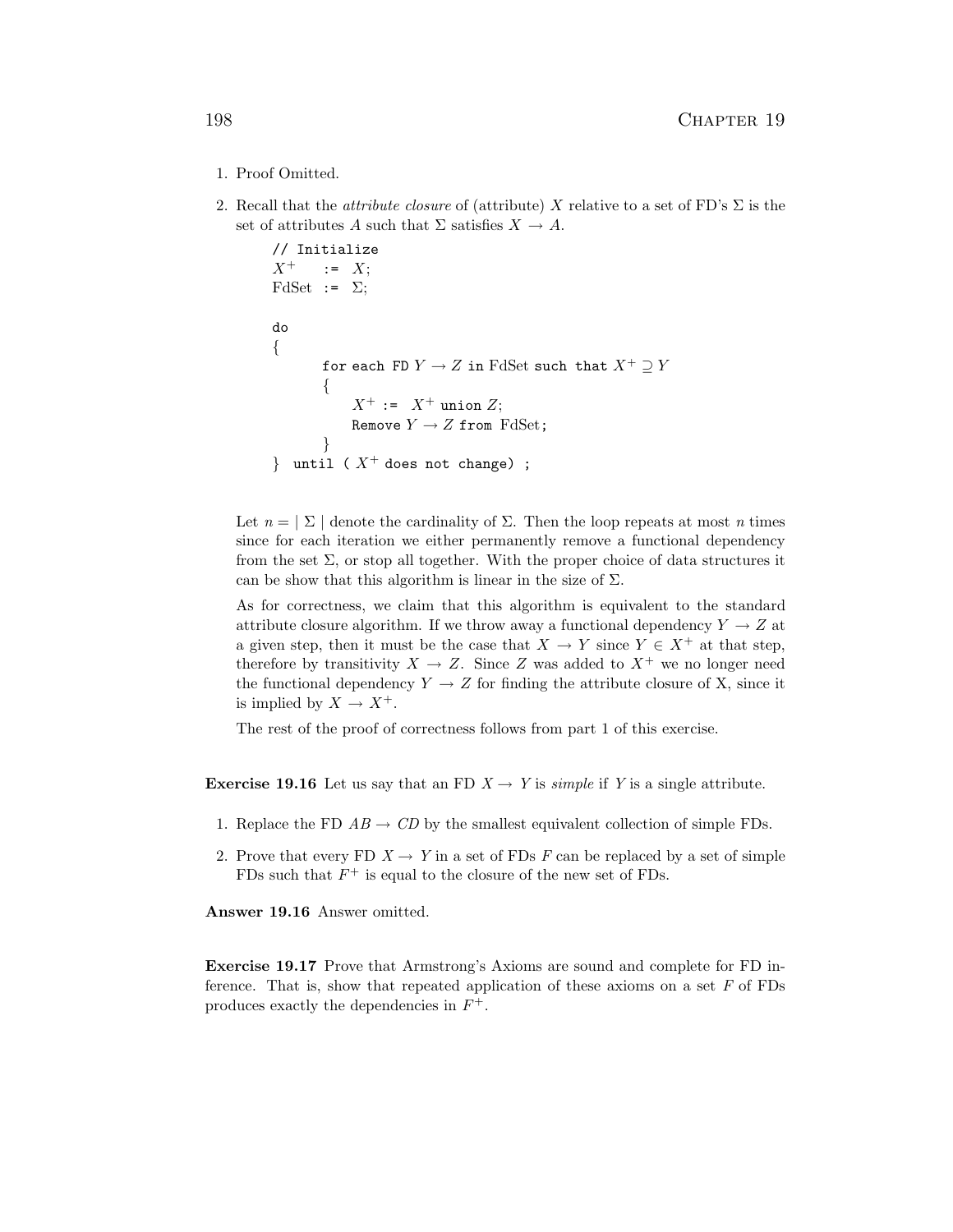1. Proof Omitted.

2. Recall that the *attribute closure* of (attribute) $X$ relative to a set of FD's $\Sigma$ is the set of attributes $A$ such that $\Sigma$ satisfies $X \rightarrow A$.

```
// Initialize
X+    := X;
FdSet := Σ;

do
{
      for each FD Y → Z in FdSet such that X+ ⊇ Y
      {
          X+ := X+ union Z;
          Remove Y → Z from FdSet;
      }
} until ( X+ does not change) ;
```

   Let $n = \mid \Sigma \mid$ denote the cardinality of $\Sigma$. Then the loop repeats at most $n$ times since for each iteration we either permanently remove a functional dependency from the set $\Sigma$, or stop all together. With the proper choice of data structures it can be show that this algorithm is linear in the size of $\Sigma$.

   As for correctness, we claim that this algorithm is equivalent to the standard attribute closure algorithm. If we throw away a functional dependency $Y \rightarrow Z$ at a given step, then it must be the case that $X \rightarrow Y$ since $Y \in X^+$ at that step, therefore by transitivity $X \rightarrow Z$. Since $Z$ was added to $X^+$ we no longer need the functional dependency $Y \rightarrow Z$ for finding the attribute closure of X, since it is implied by $X \rightarrow X^+$.

   The rest of the proof of correctness follows from part 1 of this exercise.

**Exercise 19.16** Let us say that an FD $X \rightarrow Y$ is *simple* if $Y$ is a single attribute.

1. Replace the FD $AB \rightarrow CD$ by the smallest equivalent collection of simple FDs.

2. Prove that every FD $X \rightarrow Y$ in a set of FDs $F$ can be replaced by a set of simple FDs such that $F^+$ is equal to the closure of the new set of FDs.

**Answer 19.16** Answer omitted.

**Exercise 19.17** Prove that Armstrong's Axioms are sound and complete for FD inference. That is, show that repeated application of these axioms on a set $F$ of FDs produces exactly the dependencies in $F^+$.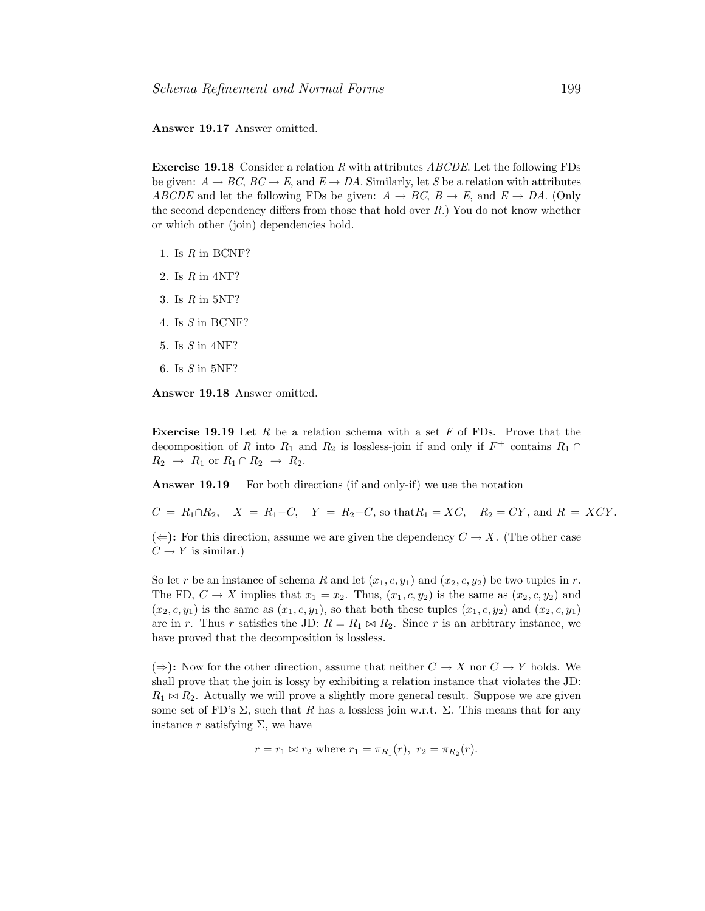**Answer 19.17** Answer omitted.

**Exercise 19.18** Consider a relation $R$ with attributes $ABCDE$. Let the following FDs be given: $A \rightarrow BC$, $BC \rightarrow E$, and $E \rightarrow DA$. Similarly, let $S$ be a relation with attributes $ABCDE$ and let the following FDs be given: $A \rightarrow BC$, $B \rightarrow E$, and $E \rightarrow DA$. (Only the second dependency differs from those that hold over $R$.) You do not know whether or which other (join) dependencies hold.

1. Is $R$ in BCNF?
2. Is $R$ in 4NF?
3. Is $R$ in 5NF?
4. Is $S$ in BCNF?
5. Is $S$ in 4NF?
6. Is $S$ in 5NF?

**Answer 19.18** Answer omitted.

**Exercise 19.19** Let $R$ be a relation schema with a set $F$ of FDs. Prove that the decomposition of $R$ into $R_1$ and $R_2$ is lossless-join if and only if $F^+$ contains $R_1 \cap R_2 \rightarrow R_1$ or $R_1 \cap R_2 \rightarrow R_2$.

**Answer 19.19** For both directions (if and only-if) we use the notation

$C = R_1 \cap R_2$, $X = R_1 - C$, $Y = R_2 - C$, so that $R_1 = XC$, $R_2 = CY$, and $R = XCY$.

**($\Leftarrow$):** For this direction, assume we are given the dependency $C \rightarrow X$. (The other case $C \rightarrow Y$ is similar.)

So let $r$ be an instance of schema $R$ and let $(x_1, c, y_1)$ and $(x_2, c, y_2)$ be two tuples in $r$. The FD, $C \rightarrow X$ implies that $x_1 = x_2$. Thus, $(x_1, c, y_2)$ is the same as $(x_2, c, y_2)$ and $(x_2, c, y_1)$ is the same as $(x_1, c, y_1)$, so that both these tuples $(x_1, c, y_2)$ and $(x_2, c, y_1)$ are in $r$. Thus $r$ satisfies the JD: $R = R_1 \bowtie R_2$. Since $r$ is an arbitrary instance, we have proved that the decomposition is lossless.

**($\Rightarrow$):** Now for the other direction, assume that neither $C \rightarrow X$ nor $C \rightarrow Y$ holds. We shall prove that the join is lossy by exhibiting a relation instance that violates the JD: $R_1 \bowtie R_2$. Actually we will prove a slightly more general result. Suppose we are given some set of FD's $\Sigma$, such that $R$ has a lossless join w.r.t. $\Sigma$. This means that for any instance $r$ satisfying $\Sigma$, we have

$$r = r_1 \bowtie r_2 \text{ where } r_1 = \pi_{R_1}(r),\ r_2 = \pi_{R_2}(r).$$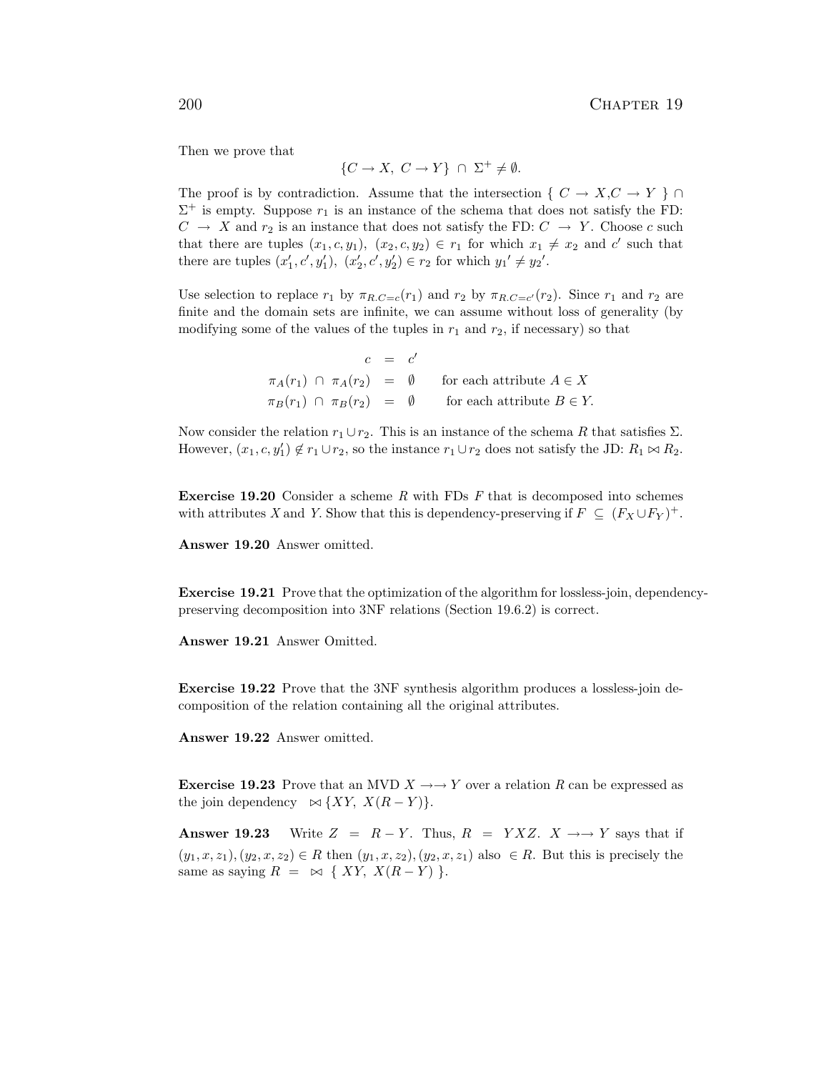Then we prove that

$$\{C \rightarrow X,\ C \rightarrow Y\} \ \cap\ \Sigma^{+} \neq \emptyset.$$

The proof is by contradiction. Assume that the intersection $\{\ C \rightarrow X, C \rightarrow Y\ \} \cap \Sigma^{+}$ is empty. Suppose $r_1$ is an instance of the schema that does not satisfy the FD: $C \rightarrow X$ and $r_2$ is an instance that does not satisfy the FD: $C \rightarrow Y$. Choose $c$ such that there are tuples $(x_1, c, y_1),\ (x_2, c, y_2) \in r_1$ for which $x_1 \neq x_2$ and $c'$ such that there are tuples $(x_1', c', y_1'),\ (x_2', c', y_2') \in r_2$ for which $y_1{}' \neq y_2{}'$.

Use selection to replace $r_1$ by $\pi_{R.C=c}(r_1)$ and $r_2$ by $\pi_{R.C=c'}(r_2)$. Since $r_1$ and $r_2$ are finite and the domain sets are infinite, we can assume without loss of generality (by modifying some of the values of the tuples in $r_1$ and $r_2$, if necessary) so that

$$\begin{aligned} c &= c' \\ \pi_A(r_1)\ \cap\ \pi_A(r_2) &= \emptyset \qquad \text{for each attribute } A \in X \\ \pi_B(r_1)\ \cap\ \pi_B(r_2) &= \emptyset \qquad \text{for each attribute } B \in Y. \end{aligned}$$

Now consider the relation $r_1 \cup r_2$. This is an instance of the schema $R$ that satisfies $\Sigma$. However, $(x_1, c, y_1') \notin r_1 \cup r_2$, so the instance $r_1 \cup r_2$ does not satisfy the JD: $R_1 \bowtie R_2$.

**Exercise 19.20** Consider a scheme $R$ with FDs $F$ that is decomposed into schemes with attributes $X$ and $Y$. Show that this is dependency-preserving if $F \ \subseteq\ (F_X \cup F_Y)^{+}$.

**Answer 19.20** Answer omitted.

**Exercise 19.21** Prove that the optimization of the algorithm for lossless-join, dependency-preserving decomposition into 3NF relations (Section 19.6.2) is correct.

**Answer 19.21** Answer Omitted.

**Exercise 19.22** Prove that the 3NF synthesis algorithm produces a lossless-join decomposition of the relation containing all the original attributes.

**Answer 19.22** Answer omitted.

**Exercise 19.23** Prove that an MVD $X \rightarrow\rightarrow Y$ over a relation $R$ can be expressed as the join dependency $\bowtie \{XY,\ X(R-Y)\}$.

**Answer 19.23** Write $Z\ =\ R - Y$. Thus, $R\ =\ YXZ$. $X \rightarrow\rightarrow Y$ says that if $(y_1, x, z_1), (y_2, x, z_2) \in R$ then $(y_1, x, z_2), (y_2, x, z_1)$ also $\in R$. But this is precisely the same as saying $R\ =\ \bowtie\ \{\ XY,\ X(R-Y)\ \}$.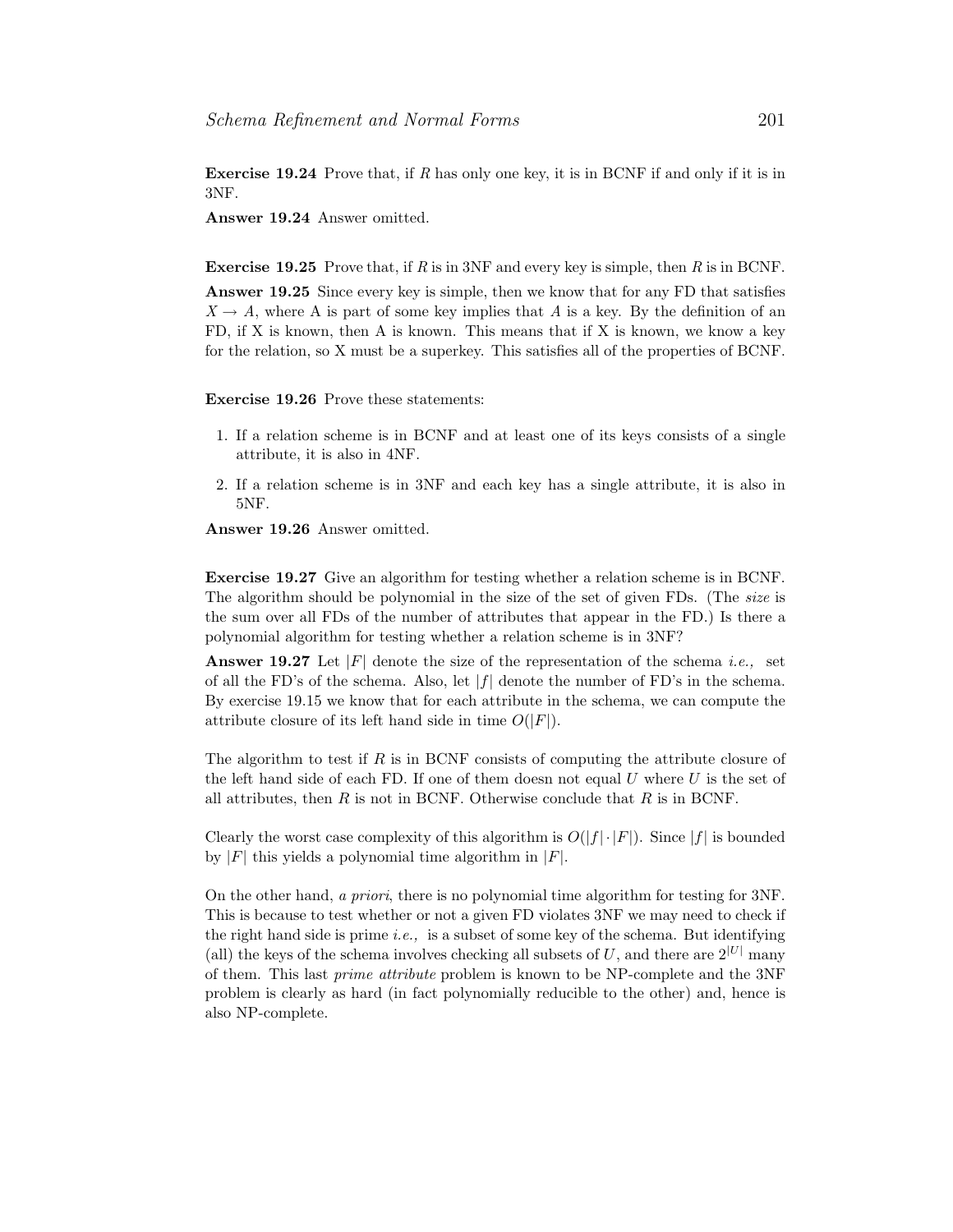**Exercise 19.24** Prove that, if $R$ has only one key, it is in BCNF if and only if it is in 3NF.

**Answer 19.24** Answer omitted.

**Exercise 19.25** Prove that, if $R$ is in 3NF and every key is simple, then $R$ is in BCNF.

**Answer 19.25** Since every key is simple, then we know that for any FD that satisfies $X \rightarrow A$, where A is part of some key implies that $A$ is a key. By the definition of an FD, if X is known, then A is known. This means that if X is known, we know a key for the relation, so X must be a superkey. This satisfies all of the properties of BCNF.

**Exercise 19.26** Prove these statements:

1. If a relation scheme is in BCNF and at least one of its keys consists of a single attribute, it is also in 4NF.
2. If a relation scheme is in 3NF and each key has a single attribute, it is also in 5NF.

**Answer 19.26** Answer omitted.

**Exercise 19.27** Give an algorithm for testing whether a relation scheme is in BCNF. The algorithm should be polynomial in the size of the set of given FDs. (The *size* is the sum over all FDs of the number of attributes that appear in the FD.) Is there a polynomial algorithm for testing whether a relation scheme is in 3NF?

**Answer 19.27** Let $|F|$ denote the size of the representation of the schema *i.e.,* set of all the FD's of the schema. Also, let $|f|$ denote the number of FD's in the schema. By exercise 19.15 we know that for each attribute in the schema, we can compute the attribute closure of its left hand side in time $O(|F|)$.

The algorithm to test if $R$ is in BCNF consists of computing the attribute closure of the left hand side of each FD. If one of them doesn not equal $U$ where $U$ is the set of all attributes, then $R$ is not in BCNF. Otherwise conclude that $R$ is in BCNF.

Clearly the worst case complexity of this algorithm is $O(|f| \cdot |F|)$. Since $|f|$ is bounded by $|F|$ this yields a polynomial time algorithm in $|F|$.

On the other hand, *a priori*, there is no polynomial time algorithm for testing for 3NF. This is because to test whether or not a given FD violates 3NF we may need to check if the right hand side is prime *i.e.,* is a subset of some key of the schema. But identifying (all) the keys of the schema involves checking all subsets of $U$, and there are $2^{|U|}$ many of them. This last *prime attribute* problem is known to be NP-complete and the 3NF problem is clearly as hard (in fact polynomially reducible to the other) and, hence is also NP-complete.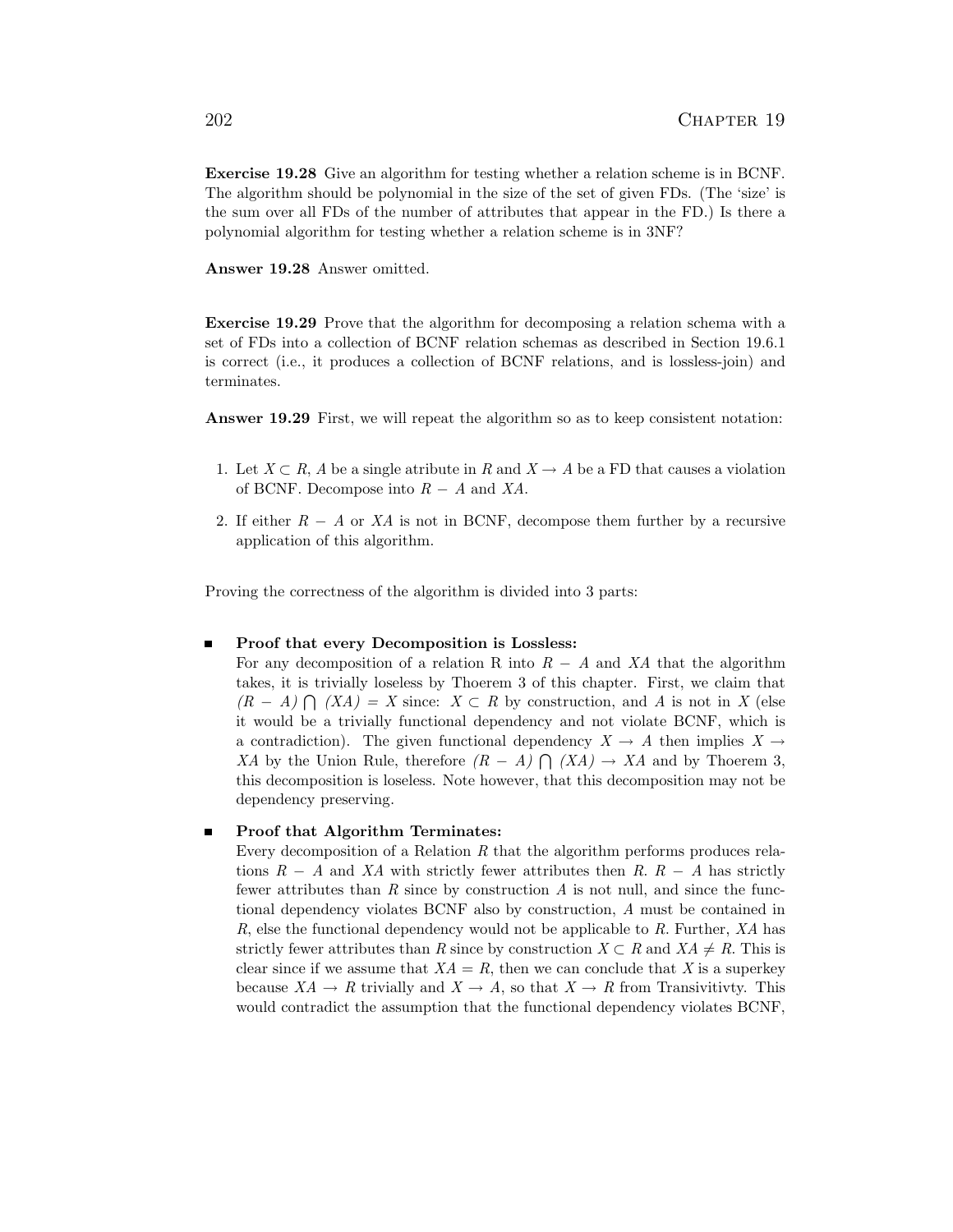**Exercise 19.28** Give an algorithm for testing whether a relation scheme is in BCNF. The algorithm should be polynomial in the size of the set of given FDs. (The 'size' is the sum over all FDs of the number of attributes that appear in the FD.) Is there a polynomial algorithm for testing whether a relation scheme is in 3NF?

**Answer 19.28** Answer omitted.

**Exercise 19.29** Prove that the algorithm for decomposing a relation schema with a set of FDs into a collection of BCNF relation schemas as described in Section 19.6.1 is correct (i.e., it produces a collection of BCNF relations, and is lossless-join) and terminates.

**Answer 19.29** First, we will repeat the algorithm so as to keep consistent notation:

1. Let $X \subset R$, $A$ be a single atribute in $R$ and $X \rightarrow A$ be a FD that causes a violation of BCNF. Decompose into $R - A$ and $XA$.

2. If either $R - A$ or $XA$ is not in BCNF, decompose them further by a recursive application of this algorithm.

Proving the correctness of the algorithm is divided into 3 parts:

- **Proof that every Decomposition is Lossless:**
  For any decomposition of a relation R into $R - A$ and $XA$ that the algorithm takes, it is trivially loseless by Thoerem 3 of this chapter. First, we claim that *$(R - A) \bigcap (XA) = X$* since: $X \subset R$ by construction, and $A$ is not in $X$ (else it would be a trivially functional dependency and not violate BCNF, which is a contradiction). The given functional dependency $X \rightarrow A$ then implies $X \rightarrow XA$ by the Union Rule, therefore *$(R - A) \bigcap (XA) \rightarrow XA$* and by Thoerem 3, this decomposition is loseless. Note however, that this decomposition may not be dependency preserving.

- **Proof that Algorithm Terminates:**
  Every decomposition of a Relation $R$ that the algorithm performs produces relations $R - A$ and $XA$ with strictly fewer attributes then $R$. $R - A$ has strictly fewer attributes than $R$ since by construction $A$ is not null, and since the functional dependency violates BCNF also by construction, $A$ must be contained in $R$, else the functional dependency would not be applicable to $R$. Further, $XA$ has strictly fewer attributes than $R$ since by construction $X \subset R$ and $XA \neq R$. This is clear since if we assume that $XA = R$, then we can conclude that $X$ is a superkey because $XA \rightarrow R$ trivially and $X \rightarrow A$, so that $X \rightarrow R$ from Transivitivty. This would contradict the assumption that the functional dependency violates BCNF,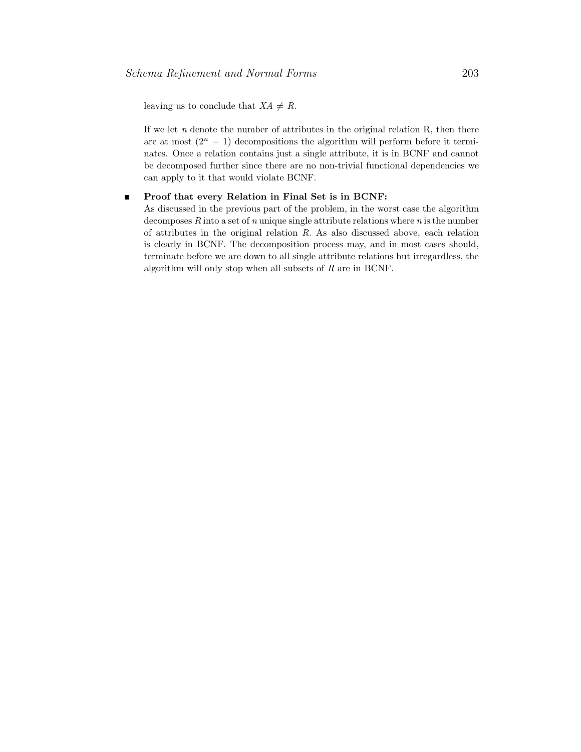leaving us to conclude that $XA \neq R$.

If we let $n$ denote the number of attributes in the original relation R, then there are at most $(2^n - 1)$ decompositions the algorithm will perform before it terminates. Once a relation contains just a single attribute, it is in BCNF and cannot be decomposed further since there are no non-trivial functional dependencies we can apply to it that would violate BCNF.

- **Proof that every Relation in Final Set is in BCNF:**
  As discussed in the previous part of the problem, in the worst case the algorithm decomposes $R$ into a set of $n$ unique single attribute relations where $n$ is the number of attributes in the original relation $R$. As also discussed above, each relation is clearly in BCNF. The decomposition process may, and in most cases should, terminate before we are down to all single attribute relations but irregardless, the algorithm will only stop when all subsets of $R$ are in BCNF.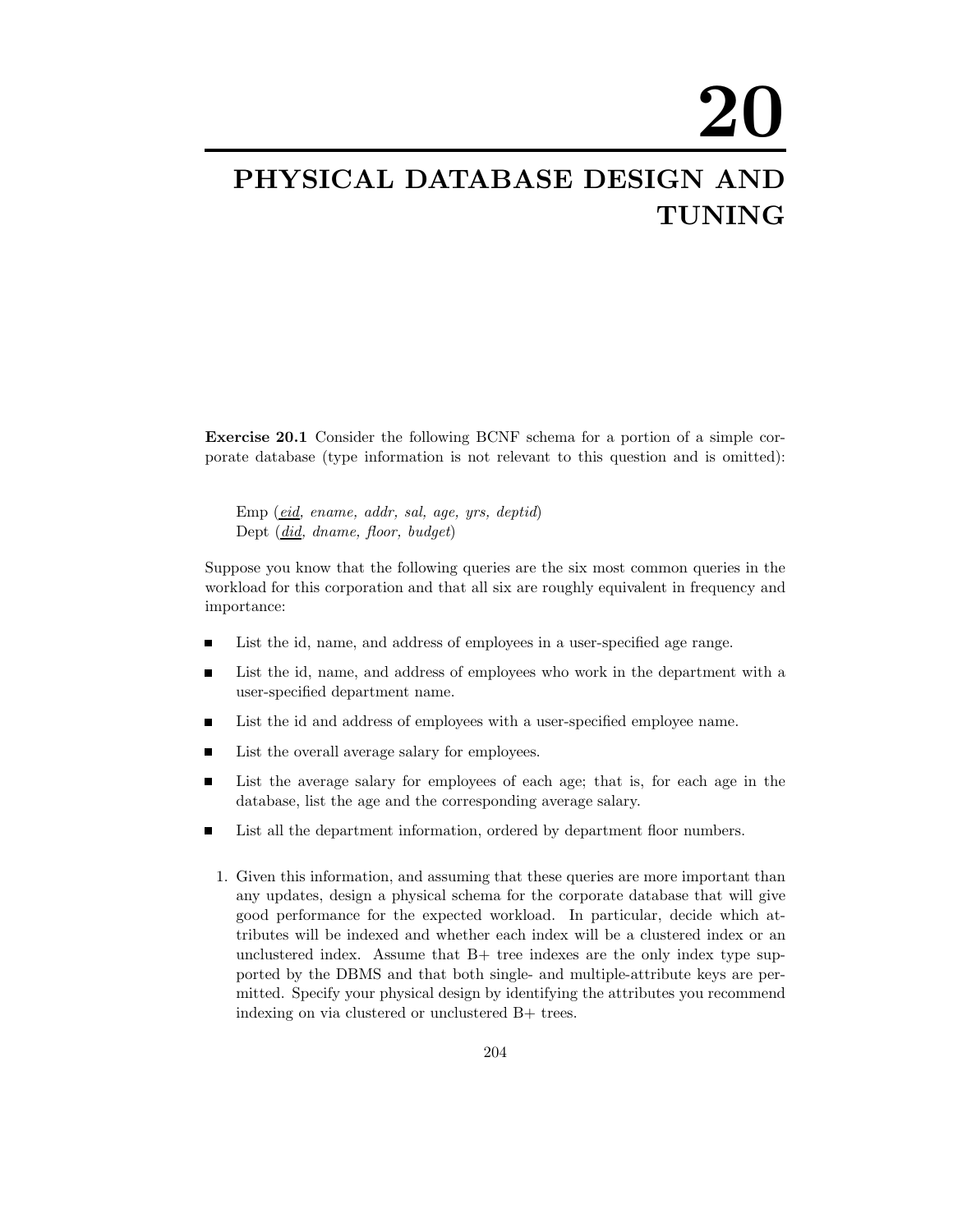# 20

# PHYSICAL DATABASE DESIGN AND TUNING

**Exercise 20.1** Consider the following BCNF schema for a portion of a simple corporate database (type information is not relevant to this question and is omitted):

Emp (*eid*, *ename, addr, sal, age, yrs, deptid*)
Dept (*did*, *dname, floor, budget*)

Suppose you know that the following queries are the six most common queries in the workload for this corporation and that all six are roughly equivalent in frequency and importance:

- List the id, name, and address of employees in a user-specified age range.
- List the id, name, and address of employees who work in the department with a user-specified department name.
- List the id and address of employees with a user-specified employee name.
- List the overall average salary for employees.
- List the average salary for employees of each age; that is, for each age in the database, list the age and the corresponding average salary.
- List all the department information, ordered by department floor numbers.

1. Given this information, and assuming that these queries are more important than any updates, design a physical schema for the corporate database that will give good performance for the expected workload. In particular, decide which attributes will be indexed and whether each index will be a clustered index or an unclustered index. Assume that B+ tree indexes are the only index type supported by the DBMS and that both single- and multiple-attribute keys are permitted. Specify your physical design by identifying the attributes you recommend indexing on via clustered or unclustered B+ trees.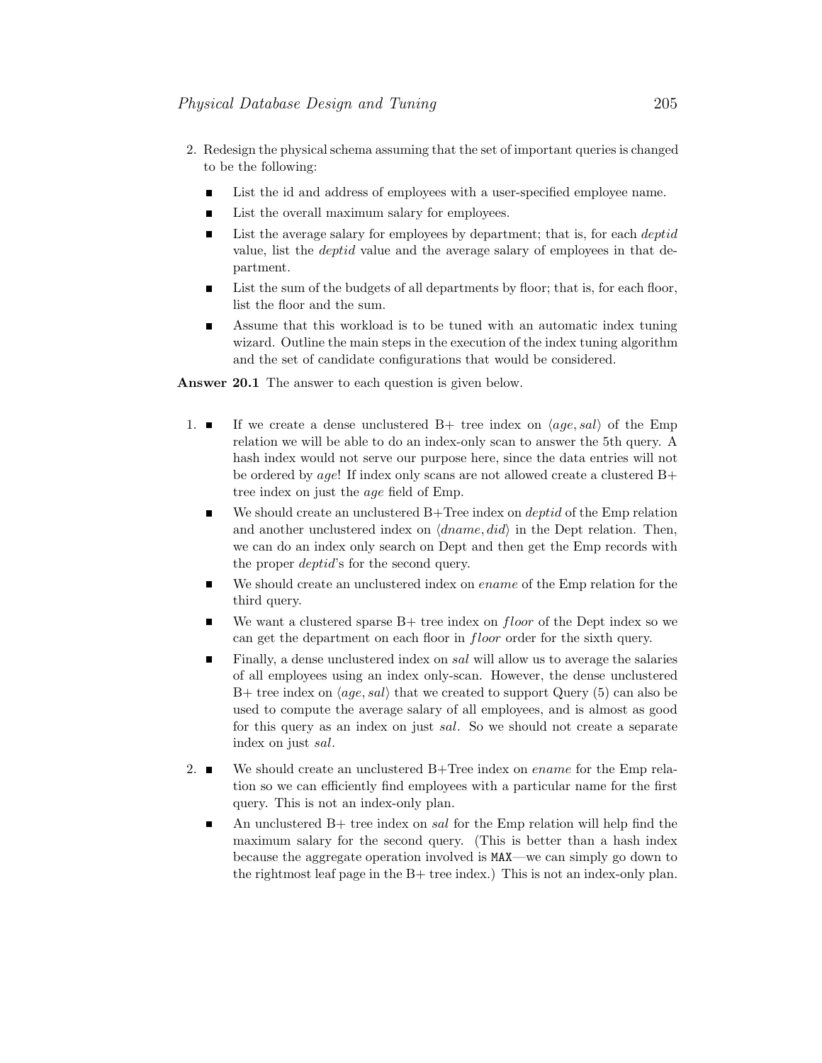2. Redesign the physical schema assuming that the set of important queries is changed to be the following:

   - List the id and address of employees with a user-specified employee name.
   - List the overall maximum salary for employees.
   - List the average salary for employees by department; that is, for each *deptid* value, list the *deptid* value and the average salary of employees in that department.
   - List the sum of the budgets of all departments by floor; that is, for each floor, list the floor and the sum.
   - Assume that this workload is to be tuned with an automatic index tuning wizard. Outline the main steps in the execution of the index tuning algorithm and the set of candidate configurations that would be considered.

**Answer 20.1** The answer to each question is given below.

1. - If we create a dense unclustered B+ tree index on $\langle age, sal \rangle$ of the Emp relation we will be able to do an index-only scan to answer the 5th query. A hash index would not serve our purpose here, since the data entries will not be ordered by *age*! If index only scans are not allowed create a clustered B+ tree index on just the *age* field of Emp.
   - We should create an unclustered B+Tree index on *deptid* of the Emp relation and another unclustered index on $\langle dname, did \rangle$ in the Dept relation. Then, we can do an index only search on Dept and then get the Emp records with the proper *deptid*'s for the second query.
   - We should create an unclustered index on *ename* of the Emp relation for the third query.
   - We want a clustered sparse B+ tree index on $floor$ of the Dept index so we can get the department on each floor in $floor$ order for the sixth query.
   - Finally, a dense unclustered index on *sal* will allow us to average the salaries of all employees using an index only-scan. However, the dense unclustered B+ tree index on $\langle age, sal \rangle$ that we created to support Query (5) can also be used to compute the average salary of all employees, and is almost as good for this query as an index on just *sal*. So we should not create a separate index on just *sal*.
2. - We should create an unclustered B+Tree index on *ename* for the Emp relation so we can efficiently find employees with a particular name for the first query. This is not an index-only plan.
   - An unclustered B+ tree index on *sal* for the Emp relation will help find the maximum salary for the second query. (This is better than a hash index because the aggregate operation involved is `MAX`—we can simply go down to the rightmost leaf page in the B+ tree index.) This is not an index-only plan.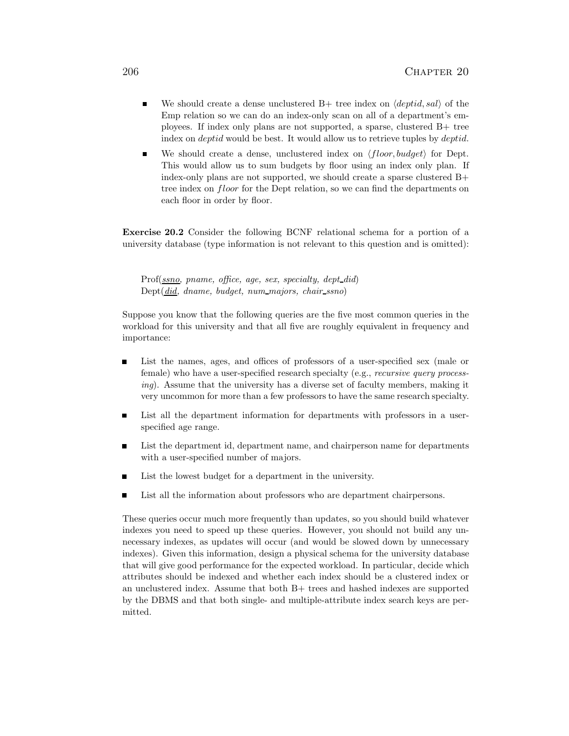- We should create a dense unclustered B+ tree index on $\langle deptid, sal \rangle$ of the Emp relation so we can do an index-only scan on all of a department's employees. If index only plans are not supported, a sparse, clustered B+ tree index on *deptid* would be best. It would allow us to retrieve tuples by *deptid*.

- We should create a dense, unclustered index on $\langle floor, budget \rangle$ for Dept. This would allow us to sum budgets by floor using an index only plan. If index-only plans are not supported, we should create a sparse clustered B+ tree index on *floor* for the Dept relation, so we can find the departments on each floor in order by floor.

**Exercise 20.2** Consider the following BCNF relational schema for a portion of a university database (type information is not relevant to this question and is omitted):

> Prof(*<u>ssno</u>, pname, office, age, sex, specialty, dept_did*)
> Dept(*<u>did</u>, dname, budget, num_majors, chair_ssno*)

Suppose you know that the following queries are the five most common queries in the workload for this university and that all five are roughly equivalent in frequency and importance:

- List the names, ages, and offices of professors of a user-specified sex (male or female) who have a user-specified research specialty (e.g., *recursive query processing*). Assume that the university has a diverse set of faculty members, making it very uncommon for more than a few professors to have the same research specialty.

- List all the department information for departments with professors in a user-specified age range.

- List the department id, department name, and chairperson name for departments with a user-specified number of majors.

- List the lowest budget for a department in the university.

- List all the information about professors who are department chairpersons.

These queries occur much more frequently than updates, so you should build whatever indexes you need to speed up these queries. However, you should not build any unnecessary indexes, as updates will occur (and would be slowed down by unnecessary indexes). Given this information, design a physical schema for the university database that will give good performance for the expected workload. In particular, decide which attributes should be indexed and whether each index should be a clustered index or an unclustered index. Assume that both B+ trees and hashed indexes are supported by the DBMS and that both single- and multiple-attribute index search keys are permitted.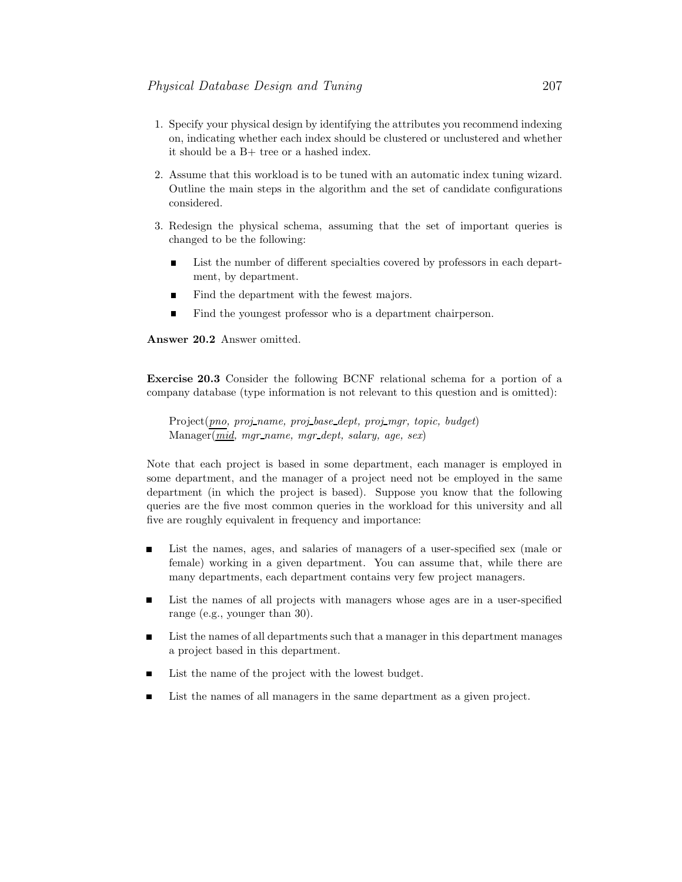1. Specify your physical design by identifying the attributes you recommend indexing on, indicating whether each index should be clustered or unclustered and whether it should be a B+ tree or a hashed index.

2. Assume that this workload is to be tuned with an automatic index tuning wizard. Outline the main steps in the algorithm and the set of candidate configurations considered.

3. Redesign the physical schema, assuming that the set of important queries is changed to be the following:

   - List the number of different specialties covered by professors in each department, by department.
   - Find the department with the fewest majors.
   - Find the youngest professor who is a department chairperson.

**Answer 20.2** Answer omitted.

**Exercise 20.3** Consider the following BCNF relational schema for a portion of a company database (type information is not relevant to this question and is omitted):

> Project(<u>*pno*</u>, *proj_name, proj_base_dept, proj_mgr, topic, budget*)
> Manager(<u>*mid*</u>, *mgr_name, mgr_dept, salary, age, sex*)

Note that each project is based in some department, each manager is employed in some department, and the manager of a project need not be employed in the same department (in which the project is based). Suppose you know that the following queries are the five most common queries in the workload for this university and all five are roughly equivalent in frequency and importance:

- List the names, ages, and salaries of managers of a user-specified sex (male or female) working in a given department. You can assume that, while there are many departments, each department contains very few project managers.
- List the names of all projects with managers whose ages are in a user-specified range (e.g., younger than 30).
- List the names of all departments such that a manager in this department manages a project based in this department.
- List the name of the project with the lowest budget.
- List the names of all managers in the same department as a given project.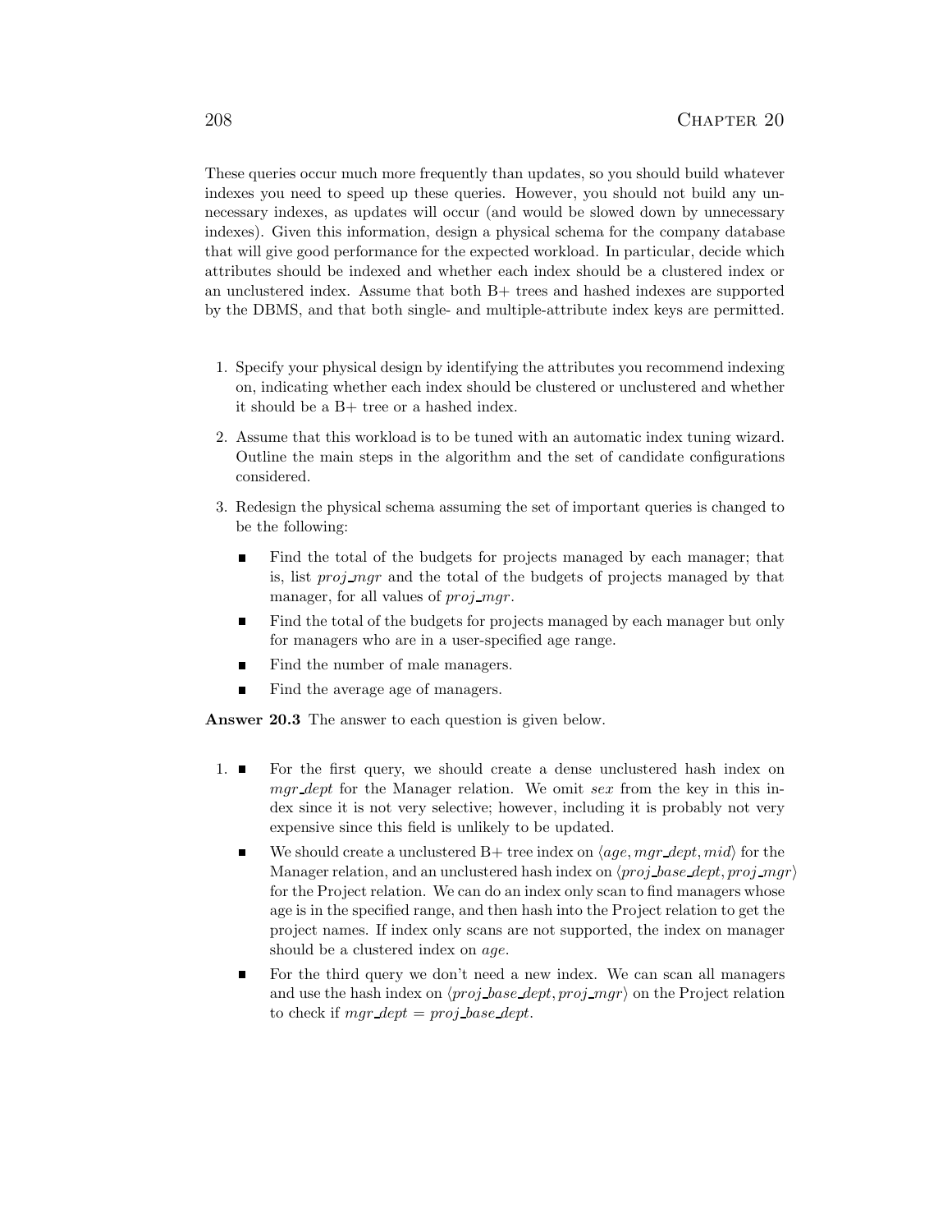These queries occur much more frequently than updates, so you should build whatever indexes you need to speed up these queries. However, you should not build any unnecessary indexes, as updates will occur (and would be slowed down by unnecessary indexes). Given this information, design a physical schema for the company database that will give good performance for the expected workload. In particular, decide which attributes should be indexed and whether each index should be a clustered index or an unclustered index. Assume that both B+ trees and hashed indexes are supported by the DBMS, and that both single- and multiple-attribute index keys are permitted.

1. Specify your physical design by identifying the attributes you recommend indexing on, indicating whether each index should be clustered or unclustered and whether it should be a B+ tree or a hashed index.
2. Assume that this workload is to be tuned with an automatic index tuning wizard. Outline the main steps in the algorithm and the set of candidate configurations considered.
3. Redesign the physical schema assuming the set of important queries is changed to be the following:
   - Find the total of the budgets for projects managed by each manager; that is, list *proj_mgr* and the total of the budgets of projects managed by that manager, for all values of *proj_mgr*.
   - Find the total of the budgets for projects managed by each manager but only for managers who are in a user-specified age range.
   - Find the number of male managers.
   - Find the average age of managers.

**Answer 20.3** The answer to each question is given below.

1. - For the first query, we should create a dense unclustered hash index on *mgr_dept* for the Manager relation. We omit *sex* from the key in this index since it is not very selective; however, including it is probably not very expensive since this field is unlikely to be updated.
   - We should create a unclustered B+ tree index on $\langle age, mgr\_dept, mid\rangle$ for the Manager relation, and an unclustered hash index on $\langle proj\_base\_dept, proj\_mgr\rangle$ for the Project relation. We can do an index only scan to find managers whose age is in the specified range, and then hash into the Project relation to get the project names. If index only scans are not supported, the index on manager should be a clustered index on *age*.
   - For the third query we don't need a new index. We can scan all managers and use the hash index on $\langle proj\_base\_dept, proj\_mgr\rangle$ on the Project relation to check if $mgr\_dept = proj\_base\_dept$.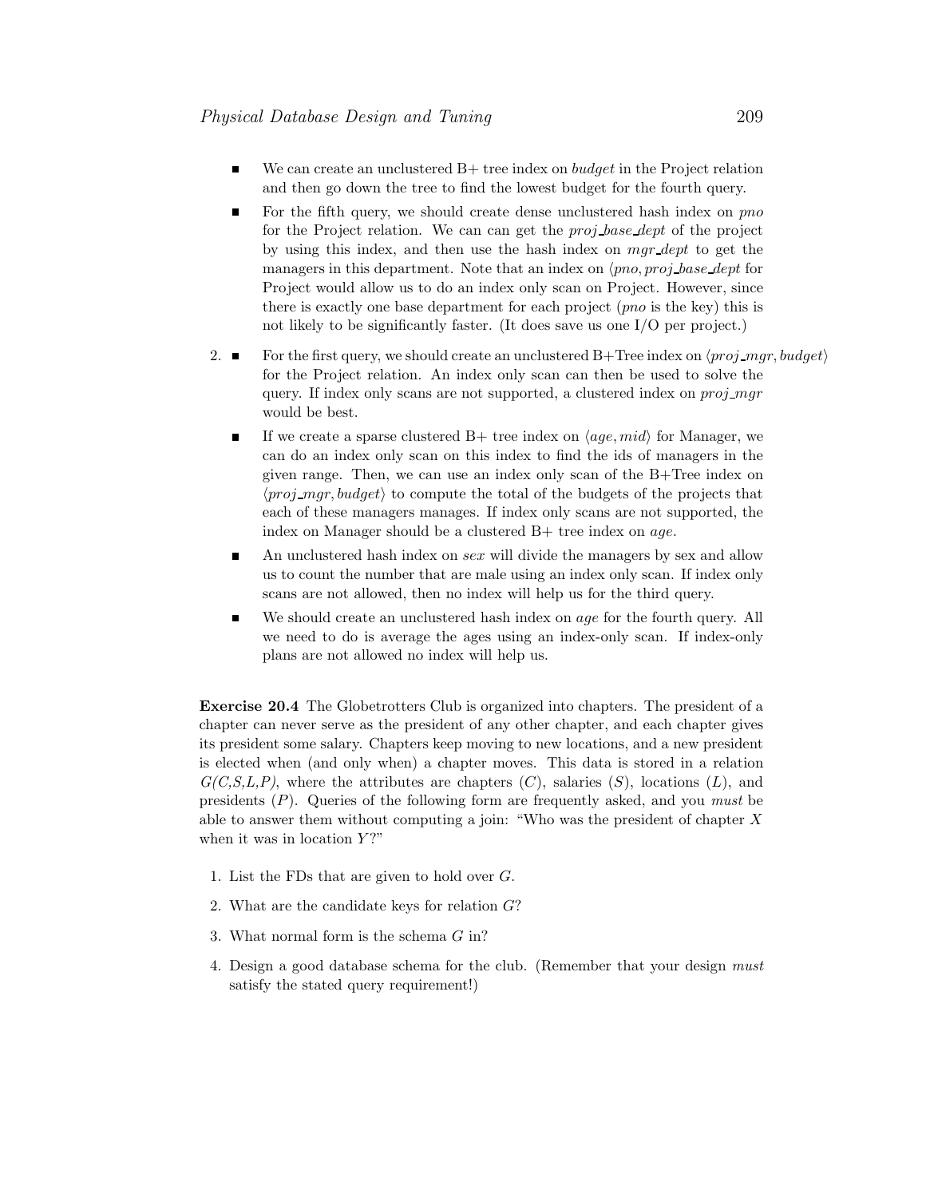- We can create an unclustered B+ tree index on *budget* in the Project relation and then go down the tree to find the lowest budget for the fourth query.
- For the fifth query, we should create dense unclustered hash index on *pno* for the Project relation. We can can get the *proj_base_dept* of the project by using this index, and then use the hash index on *mgr_dept* to get the managers in this department. Note that an index on $\langle pno, proj\_base\_dept$ for Project would allow us to do an index only scan on Project. However, since there is exactly one base department for each project (*pno* is the key) this is not likely to be significantly faster. (It does save us one I/O per project.)

2.
- For the first query, we should create an unclustered B+Tree index on $\langle proj\_mgr, budget\rangle$ for the Project relation. An index only scan can then be used to solve the query. If index only scans are not supported, a clustered index on *proj_mgr* would be best.
- If we create a sparse clustered B+ tree index on $\langle age, mid\rangle$ for Manager, we can do an index only scan on this index to find the ids of managers in the given range. Then, we can use an index only scan of the B+Tree index on $\langle proj\_mgr, budget\rangle$ to compute the total of the budgets of the projects that each of these managers manages. If index only scans are not supported, the index on Manager should be a clustered B+ tree index on *age*.
- An unclustered hash index on *sex* will divide the managers by sex and allow us to count the number that are male using an index only scan. If index only scans are not allowed, then no index will help us for the third query.
- We should create an unclustered hash index on *age* for the fourth query. All we need to do is average the ages using an index-only scan. If index-only plans are not allowed no index will help us.

**Exercise 20.4** The Globetrotters Club is organized into chapters. The president of a chapter can never serve as the president of any other chapter, and each chapter gives its president some salary. Chapters keep moving to new locations, and a new president is elected when (and only when) a chapter moves. This data is stored in a relation *G(C,S,L,P)*, where the attributes are chapters (*C*), salaries (*S*), locations (*L*), and presidents (*P*). Queries of the following form are frequently asked, and you *must* be able to answer them without computing a join: "Who was the president of chapter *X* when it was in location *Y*?"

1. List the FDs that are given to hold over *G*.
2. What are the candidate keys for relation *G*?
3. What normal form is the schema *G* in?
4. Design a good database schema for the club. (Remember that your design *must* satisfy the stated query requirement!)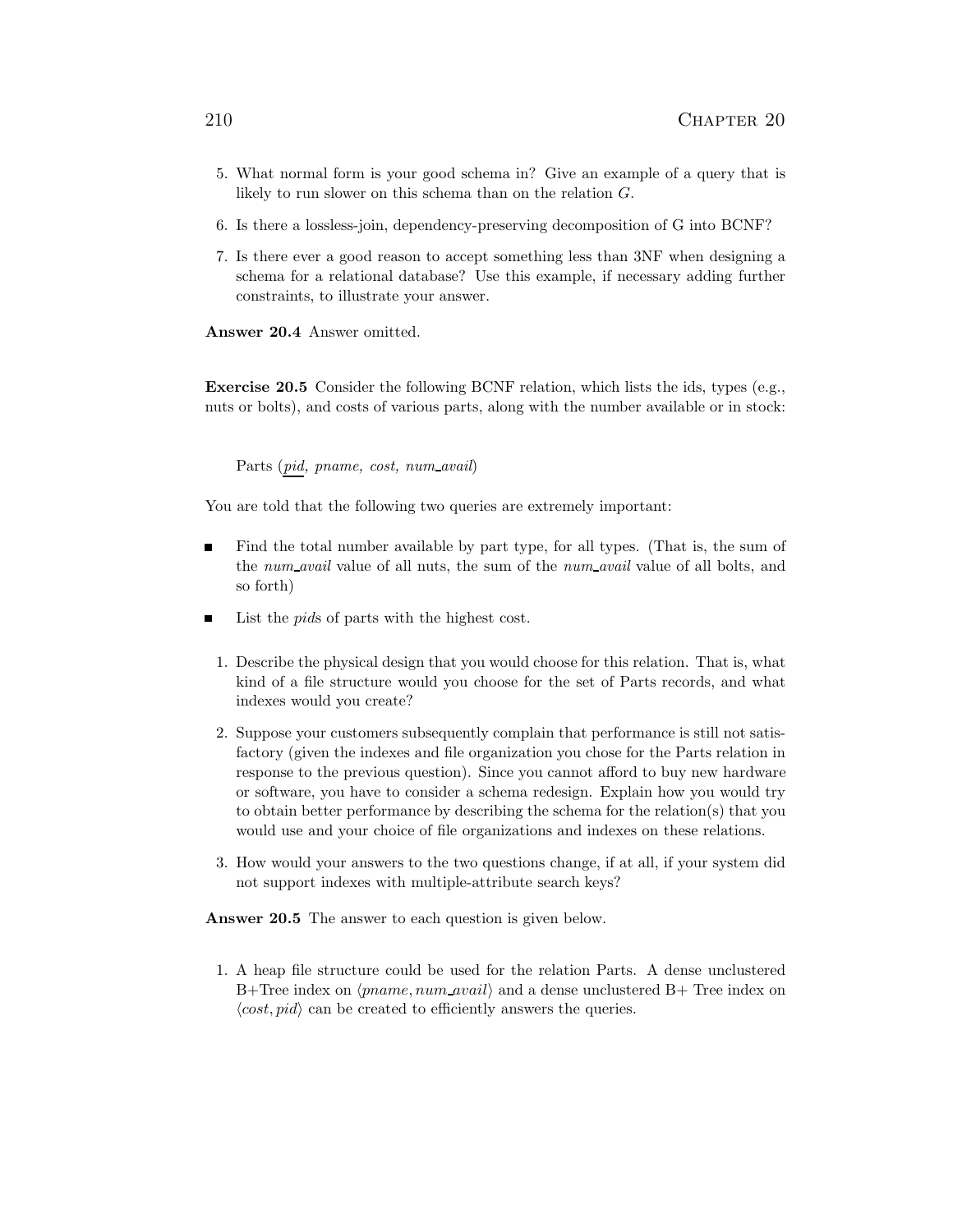5. What normal form is your good schema in? Give an example of a query that is likely to run slower on this schema than on the relation $G$.

6. Is there a lossless-join, dependency-preserving decomposition of G into BCNF?

7. Is there ever a good reason to accept something less than 3NF when designing a schema for a relational database? Use this example, if necessary adding further constraints, to illustrate your answer.

**Answer 20.4** Answer omitted.

**Exercise 20.5** Consider the following BCNF relation, which lists the ids, types (e.g., nuts or bolts), and costs of various parts, along with the number available or in stock:

Parts (<u>*pid*</u>, *pname, cost, num_avail*)

You are told that the following two queries are extremely important:

- Find the total number available by part type, for all types. (That is, the sum of the *num_avail* value of all nuts, the sum of the *num_avail* value of all bolts, and so forth)
- List the *pid*s of parts with the highest cost.

1. Describe the physical design that you would choose for this relation. That is, what kind of a file structure would you choose for the set of Parts records, and what indexes would you create?

2. Suppose your customers subsequently complain that performance is still not satisfactory (given the indexes and file organization you chose for the Parts relation in response to the previous question). Since you cannot afford to buy new hardware or software, you have to consider a schema redesign. Explain how you would try to obtain better performance by describing the schema for the relation(s) that you would use and your choice of file organizations and indexes on these relations.

3. How would your answers to the two questions change, if at all, if your system did not support indexes with multiple-attribute search keys?

**Answer 20.5** The answer to each question is given below.

1. A heap file structure could be used for the relation Parts. A dense unclustered B+Tree index on $\langle pname, num\_avail\rangle$ and a dense unclustered B+ Tree index on $\langle cost, pid\rangle$ can be created to efficiently answers the queries.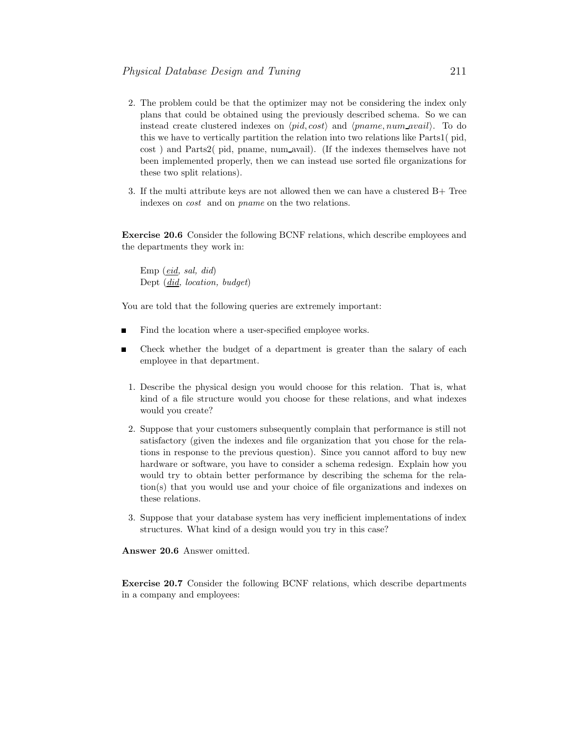2. The problem could be that the optimizer may not be considering the index only plans that could be obtained using the previously described schema. So we can instead create clustered indexes on $\langle pid, cost \rangle$ and $\langle pname, num\_avail \rangle$. To do this we have to vertically partition the relation into two relations like Parts1( pid, cost ) and Parts2( pid, pname, num_avail). (If the indexes themselves have not been implemented properly, then we can instead use sorted file organizations for these two split relations).

3. If the multi attribute keys are not allowed then we can have a clustered B+ Tree indexes on *cost* and on *pname* on the two relations.

**Exercise 20.6** Consider the following BCNF relations, which describe employees and the departments they work in:

Emp (*eid*, *sal*, *did*)
Dept (*did*, *location*, *budget*)

You are told that the following queries are extremely important:

- Find the location where a user-specified employee works.
- Check whether the budget of a department is greater than the salary of each employee in that department.

1. Describe the physical design you would choose for this relation. That is, what kind of a file structure would you choose for these relations, and what indexes would you create?

2. Suppose that your customers subsequently complain that performance is still not satisfactory (given the indexes and file organization that you chose for the relations in response to the previous question). Since you cannot afford to buy new hardware or software, you have to consider a schema redesign. Explain how you would try to obtain better performance by describing the schema for the relation(s) that you would use and your choice of file organizations and indexes on these relations.

3. Suppose that your database system has very inefficient implementations of index structures. What kind of a design would you try in this case?

**Answer 20.6** Answer omitted.

**Exercise 20.7** Consider the following BCNF relations, which describe departments in a company and employees: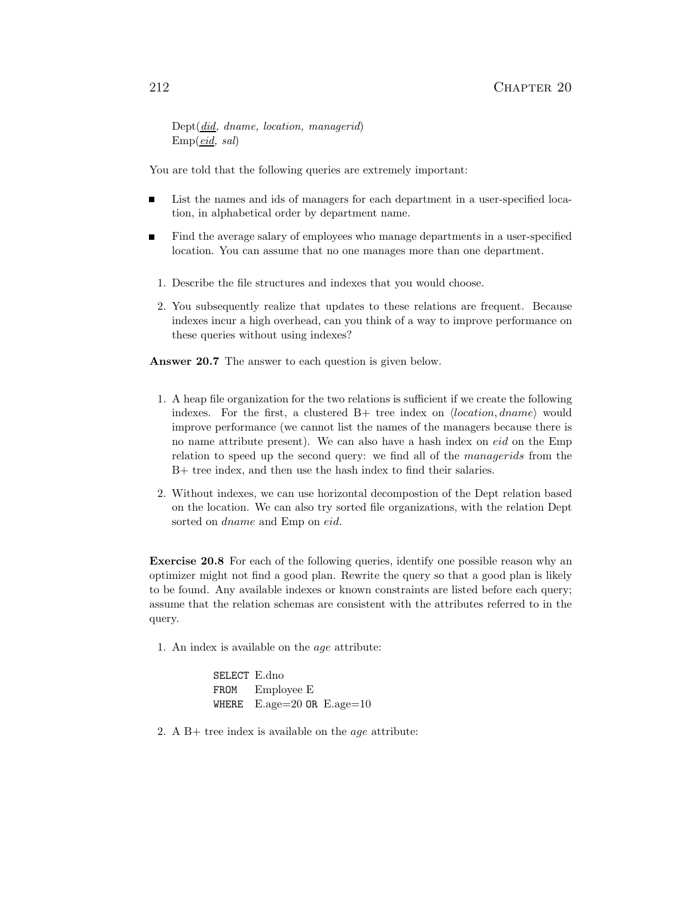Dept(<u>*did*</u>, *dname, location, managerid*)
Emp(<u>*eid*</u>, *sal*)

You are told that the following queries are extremely important:

- List the names and ids of managers for each department in a user-specified location, in alphabetical order by department name.
- Find the average salary of employees who manage departments in a user-specified location. You can assume that no one manages more than one department.

1. Describe the file structures and indexes that you would choose.
2. You subsequently realize that updates to these relations are frequent. Because indexes incur a high overhead, can you think of a way to improve performance on these queries without using indexes?

**Answer 20.7** The answer to each question is given below.

1. A heap file organization for the two relations is sufficient if we create the following indexes. For the first, a clustered B+ tree index on $\langle location, dname \rangle$ would improve performance (we cannot list the names of the managers because there is no name attribute present). We can also have a hash index on *eid* on the Emp relation to speed up the second query: we find all of the *managerids* from the B+ tree index, and then use the hash index to find their salaries.
2. Without indexes, we can use horizontal decompostion of the Dept relation based on the location. We can also try sorted file organizations, with the relation Dept sorted on *dname* and Emp on *eid*.

**Exercise 20.8** For each of the following queries, identify one possible reason why an optimizer might not find a good plan. Rewrite the query so that a good plan is likely to be found. Any available indexes or known constraints are listed before each query; assume that the relation schemas are consistent with the attributes referred to in the query.

1. An index is available on the *age* attribute:

```
SELECT E.dno
FROM   Employee E
WHERE  E.age=20 OR E.age=10
```

2. A B+ tree index is available on the *age* attribute: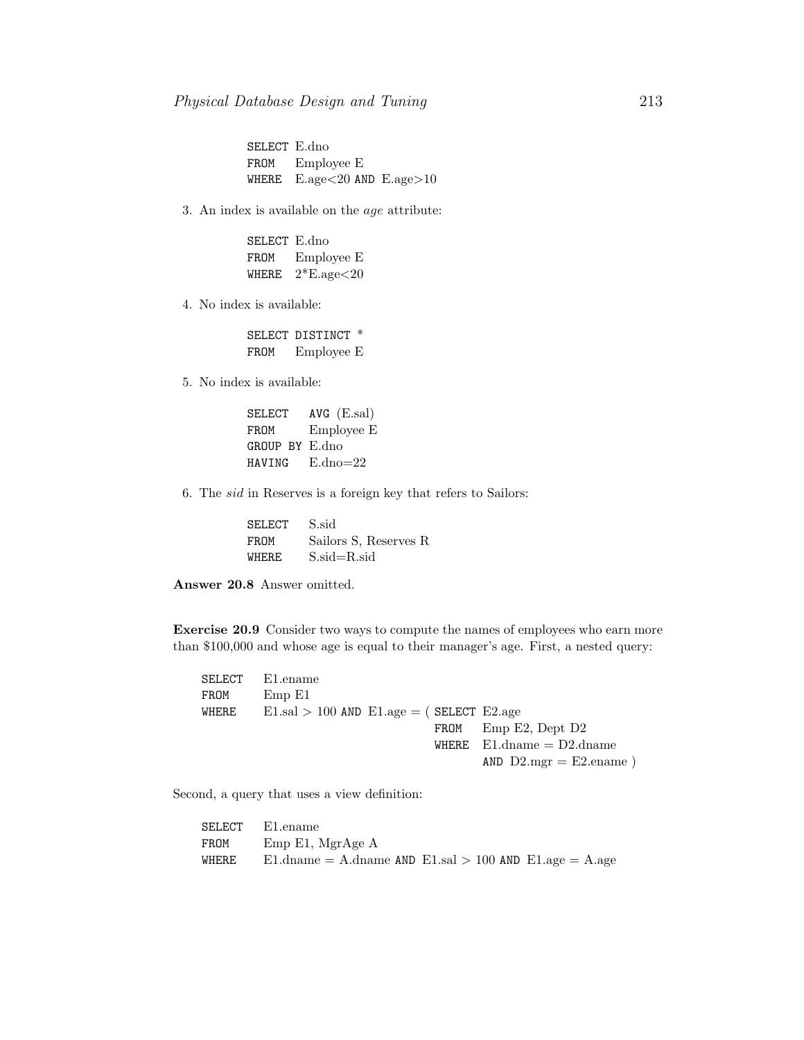```
SELECT E.dno
FROM   Employee E
WHERE  E.age<20 AND E.age>10
```

3. An index is available on the *age* attribute:

```
SELECT E.dno
FROM   Employee E
WHERE  2*E.age<20
```

4. No index is available:

```
SELECT DISTINCT *
FROM   Employee E
```

5. No index is available:

```
SELECT   AVG (E.sal)
FROM     Employee E
GROUP BY E.dno
HAVING   E.dno=22
```

6. The *sid* in Reserves is a foreign key that refers to Sailors:

```
SELECT   S.sid
FROM     Sailors S, Reserves R
WHERE    S.sid=R.sid
```

**Answer 20.8** Answer omitted.

**Exercise 20.9** Consider two ways to compute the names of employees who earn more than $100,000 and whose age is equal to their manager's age. First, a nested query:

```
SELECT   E1.ename
FROM     Emp E1
WHERE    E1.sal > 100 AND E1.age = ( SELECT E2.age
                                     FROM   Emp E2, Dept D2
                                     WHERE  E1.dname = D2.dname
                                            AND D2.mgr = E2.ename )
```

Second, a query that uses a view definition:

```
SELECT   E1.ename
FROM     Emp E1, MgrAge A
WHERE    E1.dname = A.dname AND E1.sal > 100 AND E1.age = A.age
```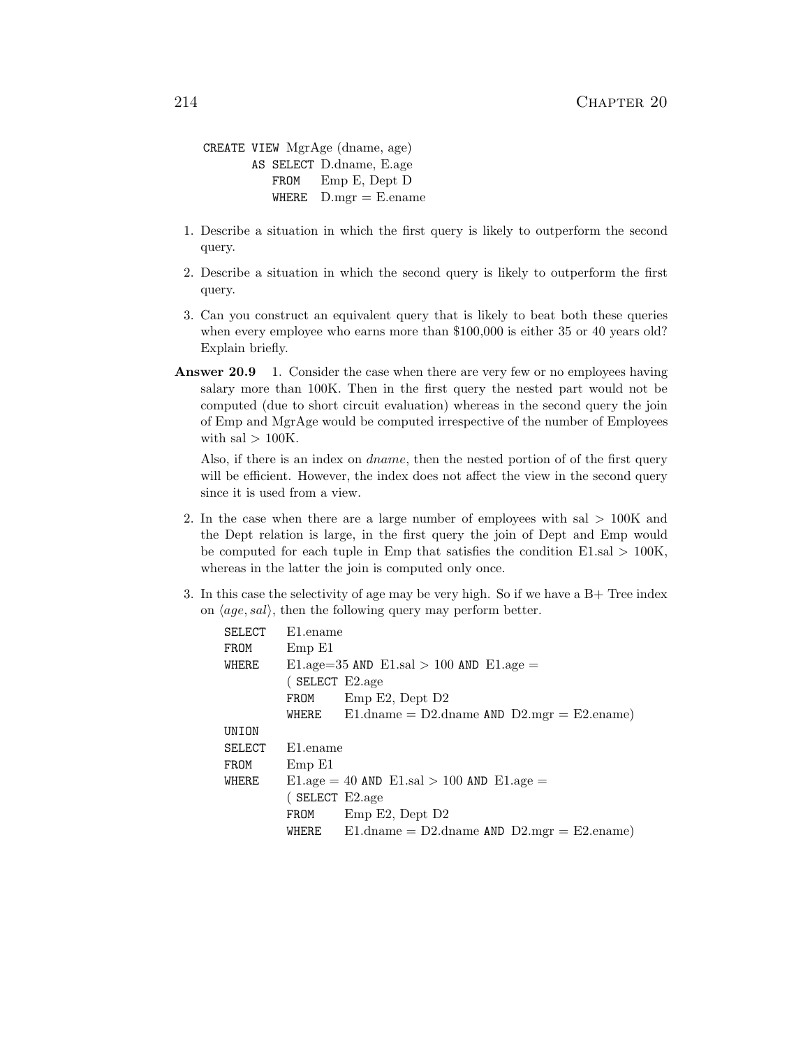```
CREATE VIEW MgrAge (dname, age)
        AS SELECT D.dname, E.age
           FROM   Emp E, Dept D
           WHERE  D.mgr = E.ename
```

1. Describe a situation in which the first query is likely to outperform the second query.
2. Describe a situation in which the second query is likely to outperform the first query.
3. Can you construct an equivalent query that is likely to beat both these queries when every employee who earns more than $100,000 is either 35 or 40 years old? Explain briefly.

**Answer 20.9** 1. Consider the case when there are very few or no employees having salary more than 100K. Then in the first query the nested part would not be computed (due to short circuit evaluation) whereas in the second query the join of Emp and MgrAge would be computed irrespective of the number of Employees with sal > 100K.

Also, if there is an index on *dname*, then the nested portion of of the first query will be efficient. However, the index does not affect the view in the second query since it is used from a view.

2. In the case when there are a large number of employees with sal > 100K and the Dept relation is large, in the first query the join of Dept and Emp would be computed for each tuple in Emp that satisfies the condition E1.sal > 100K, whereas in the latter the join is computed only once.

3. In this case the selectivity of age may be very high. So if we have a B+ Tree index on $\langle age, sal \rangle$, then the following query may perform better.

```
SELECT  E1.ename
FROM    Emp E1
WHERE   E1.age=35 AND E1.sal > 100 AND E1.age =
        ( SELECT E2.age
        FROM    Emp E2, Dept D2
        WHERE   E1.dname = D2.dname AND D2.mgr = E2.ename)
UNION
SELECT  E1.ename
FROM    Emp E1
WHERE   E1.age = 40 AND E1.sal > 100 AND E1.age =
        ( SELECT E2.age
        FROM    Emp E2, Dept D2
        WHERE   E1.dname = D2.dname AND D2.mgr = E2.ename)
```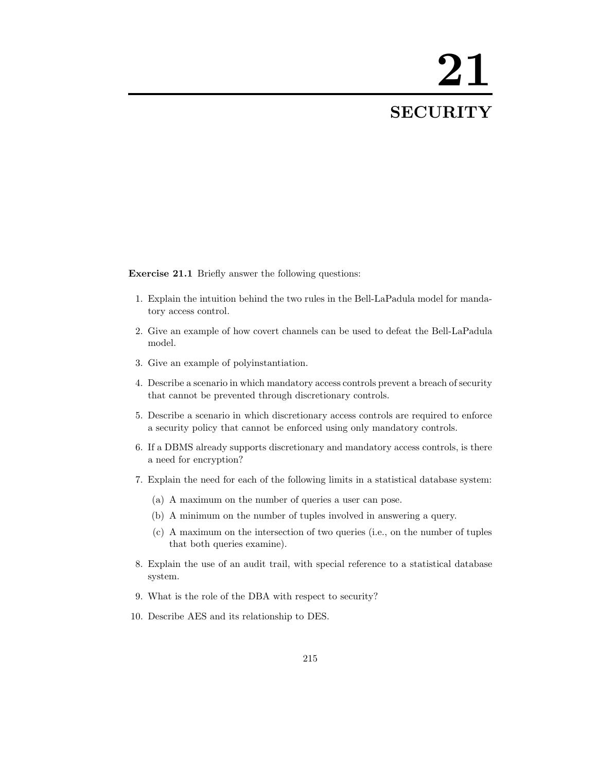# 21

# SECURITY

**Exercise 21.1** Briefly answer the following questions:

1. Explain the intuition behind the two rules in the Bell-LaPadula model for mandatory access control.
2. Give an example of how covert channels can be used to defeat the Bell-LaPadula model.
3. Give an example of polyinstantiation.
4. Describe a scenario in which mandatory access controls prevent a breach of security that cannot be prevented through discretionary controls.
5. Describe a scenario in which discretionary access controls are required to enforce a security policy that cannot be enforced using only mandatory controls.
6. If a DBMS already supports discretionary and mandatory access controls, is there a need for encryption?
7. Explain the need for each of the following limits in a statistical database system:
   (a) A maximum on the number of queries a user can pose.
   (b) A minimum on the number of tuples involved in answering a query.
   (c) A maximum on the intersection of two queries (i.e., on the number of tuples that both queries examine).
8. Explain the use of an audit trail, with special reference to a statistical database system.
9. What is the role of the DBA with respect to security?
10. Describe AES and its relationship to DES.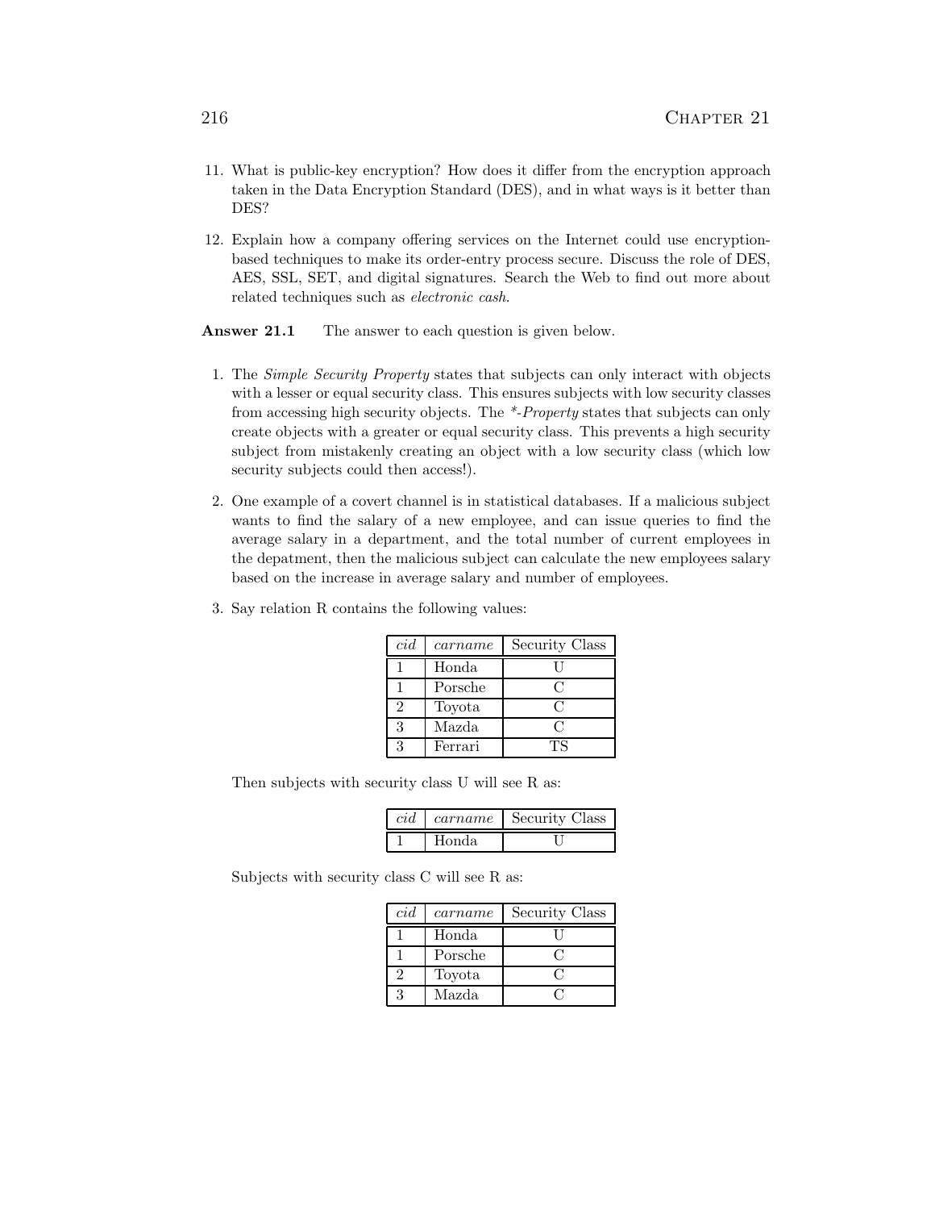11. What is public-key encryption? How does it differ from the encryption approach taken in the Data Encryption Standard (DES), and in what ways is it better than DES?

12. Explain how a company offering services on the Internet could use encryption-based techniques to make its order-entry process secure. Discuss the role of DES, AES, SSL, SET, and digital signatures. Search the Web to find out more about related techniques such as *electronic cash*.

**Answer 21.1** The answer to each question is given below.

1. The *Simple Security Property* states that subjects can only interact with objects with a lesser or equal security class. This ensures subjects with low security classes from accessing high security objects. The *\*-Property* states that subjects can only create objects with a greater or equal security class. This prevents a high security subject from mistakenly creating an object with a low security class (which low security subjects could then access!).

2. One example of a covert channel is in statistical databases. If a malicious subject wants to find the salary of a new employee, and can issue queries to find the average salary in a department, and the total number of current employees in the depatment, then the malicious subject can calculate the new employees salary based on the increase in average salary and number of employees.

3. Say relation R contains the following values:

| *cid* | *carname* | Security Class |
|---|---|---|
| 1 | Honda | U |
| 1 | Porsche | C |
| 2 | Toyota | C |
| 3 | Mazda | C |
| 3 | Ferrari | TS |

Then subjects with security class U will see R as:

| *cid* | *carname* | Security Class |
|---|---|---|
| 1 | Honda | U |

Subjects with security class C will see R as:

| *cid* | *carname* | Security Class |
|---|---|---|
| 1 | Honda | U |
| 1 | Porsche | C |
| 2 | Toyota | C |
| 3 | Mazda | C |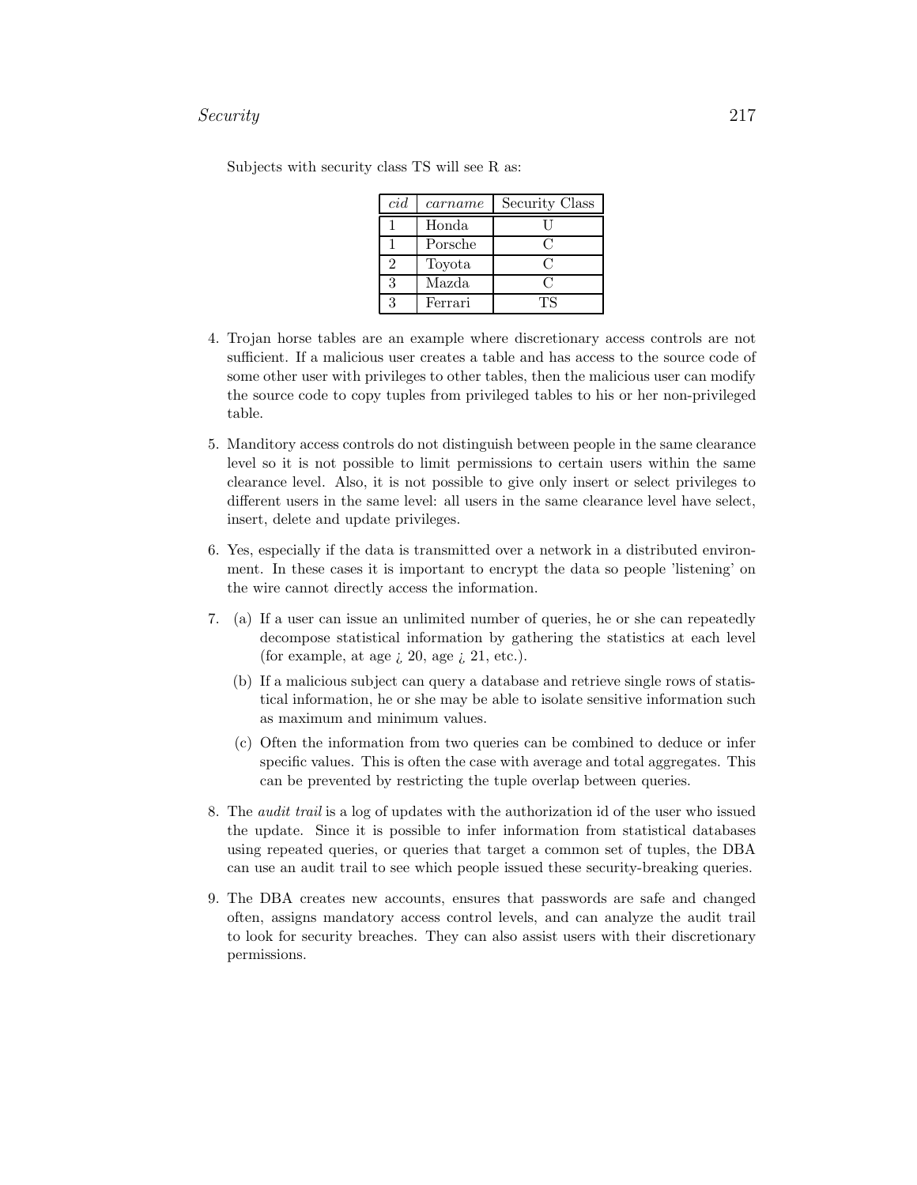Subjects with security class TS will see R as:

| *cid* | *carname* | Security Class |
|---|---|---|
| 1 | Honda | U |
| 1 | Porsche | C |
| 2 | Toyota | C |
| 3 | Mazda | C |
| 3 | Ferrari | TS |

4. Trojan horse tables are an example where discretionary access controls are not sufficient. If a malicious user creates a table and has access to the source code of some other user with privileges to other tables, then the malicious user can modify the source code to copy tuples from privileged tables to his or her non-privileged table.

5. Manditory access controls do not distinguish between people in the same clearance level so it is not possible to limit permissions to certain users within the same clearance level. Also, it is not possible to give only insert or select privileges to different users in the same level: all users in the same clearance level have select, insert, delete and update privileges.

6. Yes, especially if the data is transmitted over a network in a distributed environment. In these cases it is important to encrypt the data so people 'listening' on the wire cannot directly access the information.

7. (a) If a user can issue an unlimited number of queries, he or she can repeatedly decompose statistical information by gathering the statistics at each level (for example, at age ¿ 20, age ¿ 21, etc.).

   (b) If a malicious subject can query a database and retrieve single rows of statistical information, he or she may be able to isolate sensitive information such as maximum and minimum values.

   (c) Often the information from two queries can be combined to deduce or infer specific values. This is often the case with average and total aggregates. This can be prevented by restricting the tuple overlap between queries.

8. The *audit trail* is a log of updates with the authorization id of the user who issued the update. Since it is possible to infer information from statistical databases using repeated queries, or queries that target a common set of tuples, the DBA can use an audit trail to see which people issued these security-breaking queries.

9. The DBA creates new accounts, ensures that passwords are safe and changed often, assigns mandatory access control levels, and can analyze the audit trail to look for security breaches. They can also assist users with their discretionary permissions.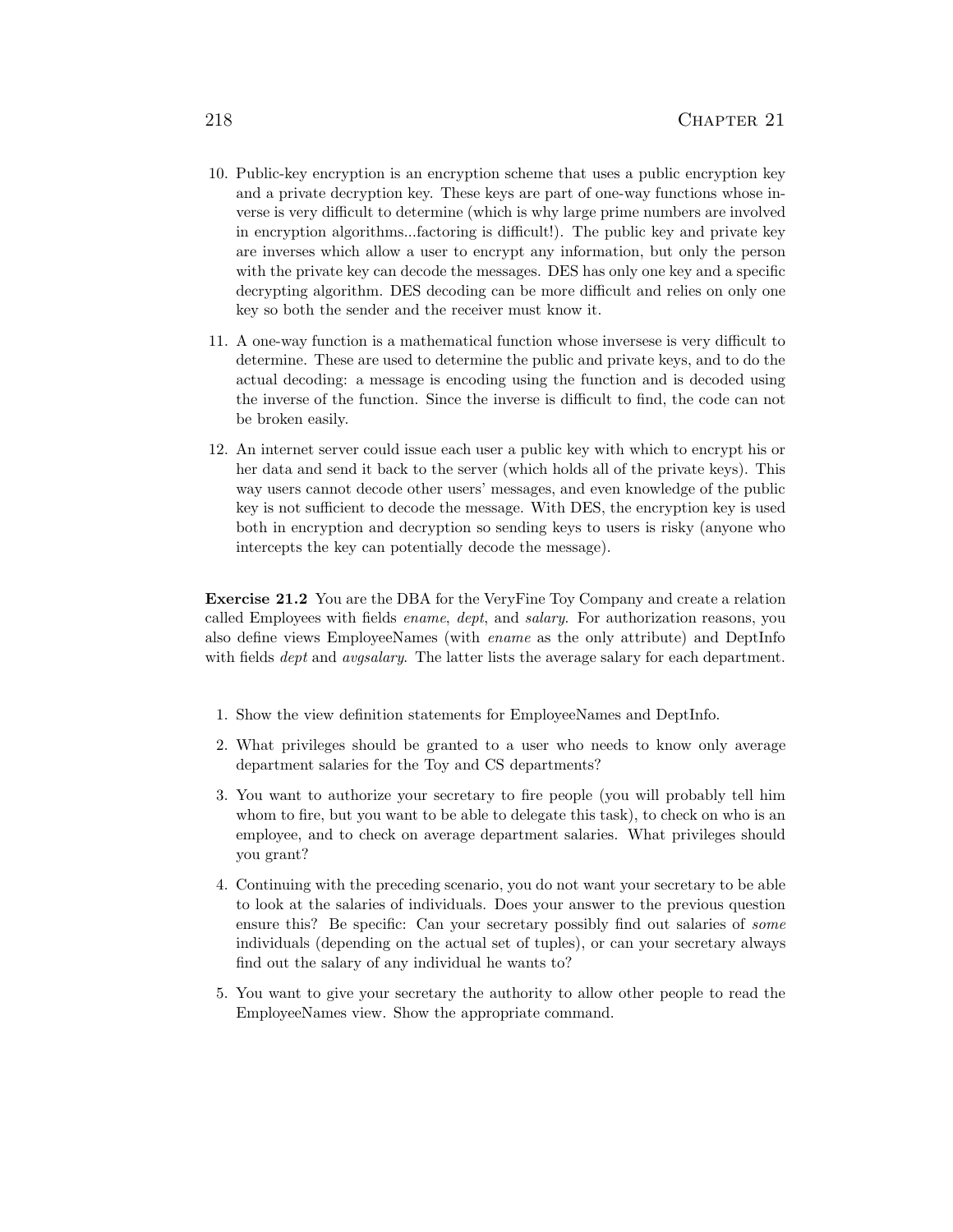10. Public-key encryption is an encryption scheme that uses a public encryption key and a private decryption key. These keys are part of one-way functions whose inverse is very difficult to determine (which is why large prime numbers are involved in encryption algorithms...factoring is difficult!). The public key and private key are inverses which allow a user to encrypt any information, but only the person with the private key can decode the messages. DES has only one key and a specific decrypting algorithm. DES decoding can be more difficult and relies on only one key so both the sender and the receiver must know it.

11. A one-way function is a mathematical function whose inversese is very difficult to determine. These are used to determine the public and private keys, and to do the actual decoding: a message is encoding using the function and is decoded using the inverse of the function. Since the inverse is difficult to find, the code can not be broken easily.

12. An internet server could issue each user a public key with which to encrypt his or her data and send it back to the server (which holds all of the private keys). This way users cannot decode other users' messages, and even knowledge of the public key is not sufficient to decode the message. With DES, the encryption key is used both in encryption and decryption so sending keys to users is risky (anyone who intercepts the key can potentially decode the message).

**Exercise 21.2** You are the DBA for the VeryFine Toy Company and create a relation called Employees with fields *ename*, *dept*, and *salary*. For authorization reasons, you also define views EmployeeNames (with *ename* as the only attribute) and DeptInfo with fields *dept* and *avgsalary*. The latter lists the average salary for each department.

1. Show the view definition statements for EmployeeNames and DeptInfo.

2. What privileges should be granted to a user who needs to know only average department salaries for the Toy and CS departments?

3. You want to authorize your secretary to fire people (you will probably tell him whom to fire, but you want to be able to delegate this task), to check on who is an employee, and to check on average department salaries. What privileges should you grant?

4. Continuing with the preceding scenario, you do not want your secretary to be able to look at the salaries of individuals. Does your answer to the previous question ensure this? Be specific: Can your secretary possibly find out salaries of *some* individuals (depending on the actual set of tuples), or can your secretary always find out the salary of any individual he wants to?

5. You want to give your secretary the authority to allow other people to read the EmployeeNames view. Show the appropriate command.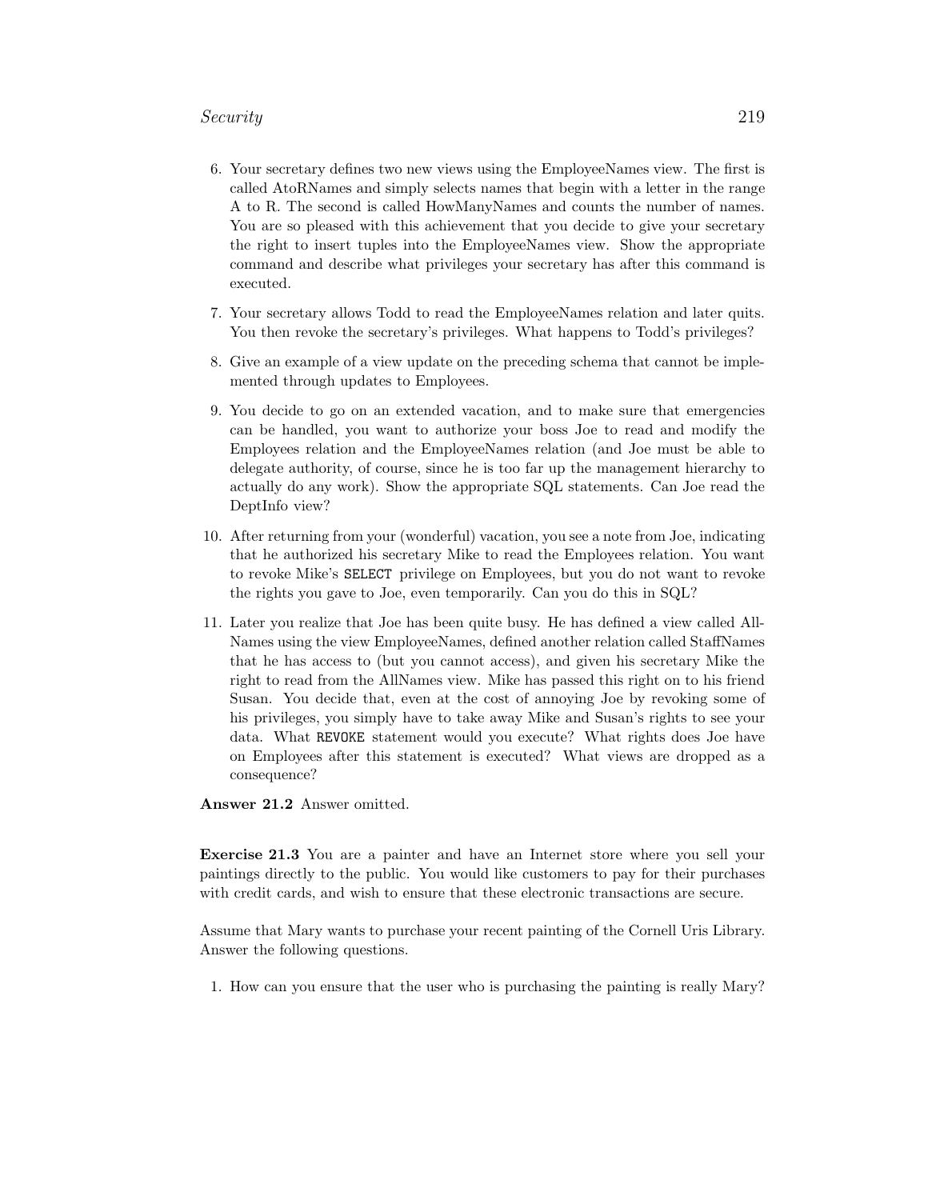6. Your secretary defines two new views using the EmployeeNames view. The first is called AtoRNames and simply selects names that begin with a letter in the range A to R. The second is called HowManyNames and counts the number of names. You are so pleased with this achievement that you decide to give your secretary the right to insert tuples into the EmployeeNames view. Show the appropriate command and describe what privileges your secretary has after this command is executed.

7. Your secretary allows Todd to read the EmployeeNames relation and later quits. You then revoke the secretary's privileges. What happens to Todd's privileges?

8. Give an example of a view update on the preceding schema that cannot be implemented through updates to Employees.

9. You decide to go on an extended vacation, and to make sure that emergencies can be handled, you want to authorize your boss Joe to read and modify the Employees relation and the EmployeeNames relation (and Joe must be able to delegate authority, of course, since he is too far up the management hierarchy to actually do any work). Show the appropriate SQL statements. Can Joe read the DeptInfo view?

10. After returning from your (wonderful) vacation, you see a note from Joe, indicating that he authorized his secretary Mike to read the Employees relation. You want to revoke Mike's `SELECT` privilege on Employees, but you do not want to revoke the rights you gave to Joe, even temporarily. Can you do this in SQL?

11. Later you realize that Joe has been quite busy. He has defined a view called AllNames using the view EmployeeNames, defined another relation called StaffNames that he has access to (but you cannot access), and given his secretary Mike the right to read from the AllNames view. Mike has passed this right on to his friend Susan. You decide that, even at the cost of annoying Joe by revoking some of his privileges, you simply have to take away Mike and Susan's rights to see your data. What `REVOKE` statement would you execute? What rights does Joe have on Employees after this statement is executed? What views are dropped as a consequence?

**Answer 21.2** Answer omitted.

**Exercise 21.3** You are a painter and have an Internet store where you sell your paintings directly to the public. You would like customers to pay for their purchases with credit cards, and wish to ensure that these electronic transactions are secure.

Assume that Mary wants to purchase your recent painting of the Cornell Uris Library. Answer the following questions.

1. How can you ensure that the user who is purchasing the painting is really Mary?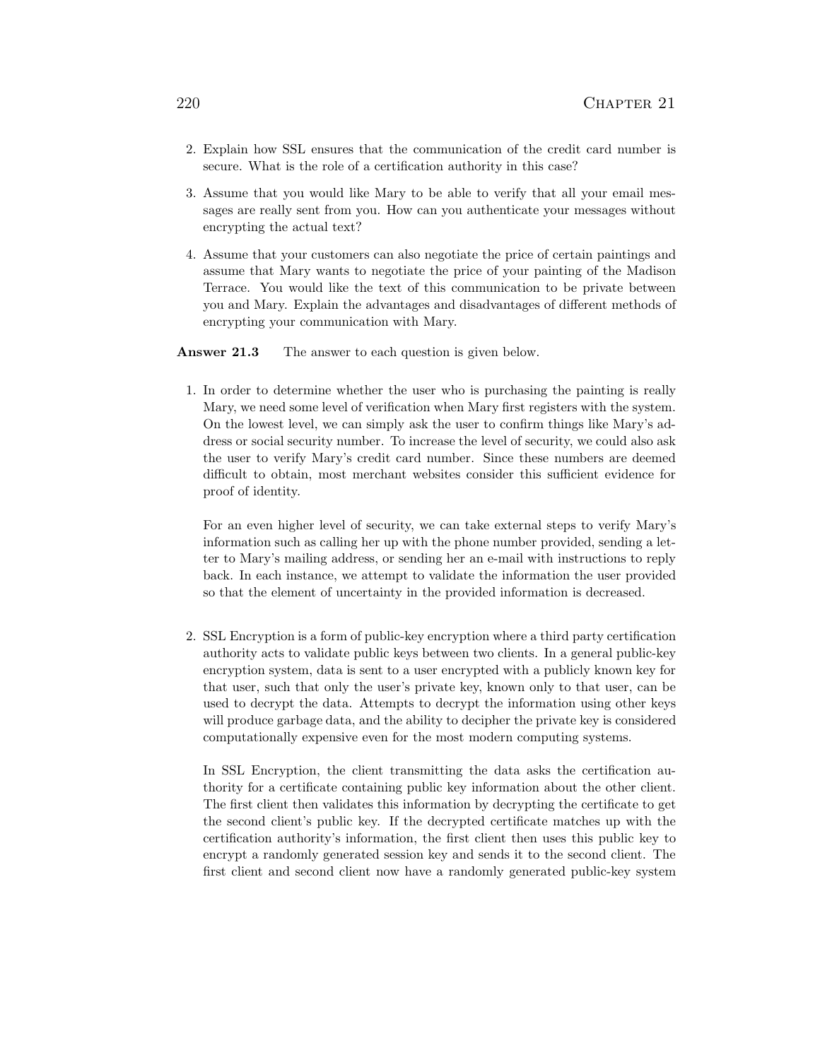2. Explain how SSL ensures that the communication of the credit card number is secure. What is the role of a certification authority in this case?

3. Assume that you would like Mary to be able to verify that all your email messages are really sent from you. How can you authenticate your messages without encrypting the actual text?

4. Assume that your customers can also negotiate the price of certain paintings and assume that Mary wants to negotiate the price of your painting of the Madison Terrace. You would like the text of this communication to be private between you and Mary. Explain the advantages and disadvantages of different methods of encrypting your communication with Mary.

**Answer 21.3** The answer to each question is given below.

1. In order to determine whether the user who is purchasing the painting is really Mary, we need some level of verification when Mary first registers with the system. On the lowest level, we can simply ask the user to confirm things like Mary's address or social security number. To increase the level of security, we could also ask the user to verify Mary's credit card number. Since these numbers are deemed difficult to obtain, most merchant websites consider this sufficient evidence for proof of identity.

   For an even higher level of security, we can take external steps to verify Mary's information such as calling her up with the phone number provided, sending a letter to Mary's mailing address, or sending her an e-mail with instructions to reply back. In each instance, we attempt to validate the information the user provided so that the element of uncertainty in the provided information is decreased.

2. SSL Encryption is a form of public-key encryption where a third party certification authority acts to validate public keys between two clients. In a general public-key encryption system, data is sent to a user encrypted with a publicly known key for that user, such that only the user's private key, known only to that user, can be used to decrypt the data. Attempts to decrypt the information using other keys will produce garbage data, and the ability to decipher the private key is considered computationally expensive even for the most modern computing systems.

   In SSL Encryption, the client transmitting the data asks the certification authority for a certificate containing public key information about the other client. The first client then validates this information by decrypting the certificate to get the second client's public key. If the decrypted certificate matches up with the certification authority's information, the first client then uses this public key to encrypt a randomly generated session key and sends it to the second client. The first client and second client now have a randomly generated public-key system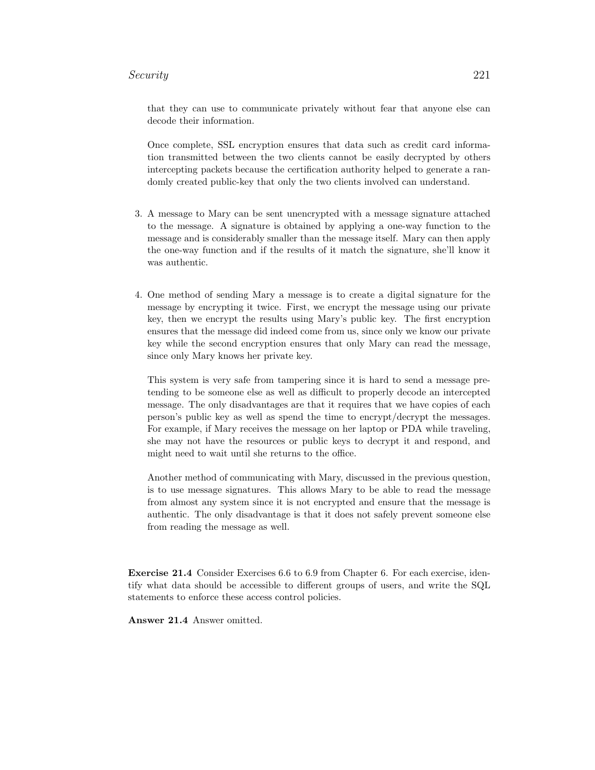that they can use to communicate privately without fear that anyone else can decode their information.

Once complete, SSL encryption ensures that data such as credit card information transmitted between the two clients cannot be easily decrypted by others intercepting packets because the certification authority helped to generate a randomly created public-key that only the two clients involved can understand.

3. A message to Mary can be sent unencrypted with a message signature attached to the message. A signature is obtained by applying a one-way function to the message and is considerably smaller than the message itself. Mary can then apply the one-way function and if the results of it match the signature, she'll know it was authentic.

4. One method of sending Mary a message is to create a digital signature for the message by encrypting it twice. First, we encrypt the message using our private key, then we encrypt the results using Mary's public key. The first encryption ensures that the message did indeed come from us, since only we know our private key while the second encryption ensures that only Mary can read the message, since only Mary knows her private key.

   This system is very safe from tampering since it is hard to send a message pretending to be someone else as well as difficult to properly decode an intercepted message. The only disadvantages are that it requires that we have copies of each person's public key as well as spend the time to encrypt/decrypt the messages. For example, if Mary receives the message on her laptop or PDA while traveling, she may not have the resources or public keys to decrypt it and respond, and might need to wait until she returns to the office.

   Another method of communicating with Mary, discussed in the previous question, is to use message signatures. This allows Mary to be able to read the message from almost any system since it is not encrypted and ensure that the message is authentic. The only disadvantage is that it does not safely prevent someone else from reading the message as well.

**Exercise 21.4** Consider Exercises 6.6 to 6.9 from Chapter 6. For each exercise, identify what data should be accessible to different groups of users, and write the SQL statements to enforce these access control policies.

**Answer 21.4** Answer omitted.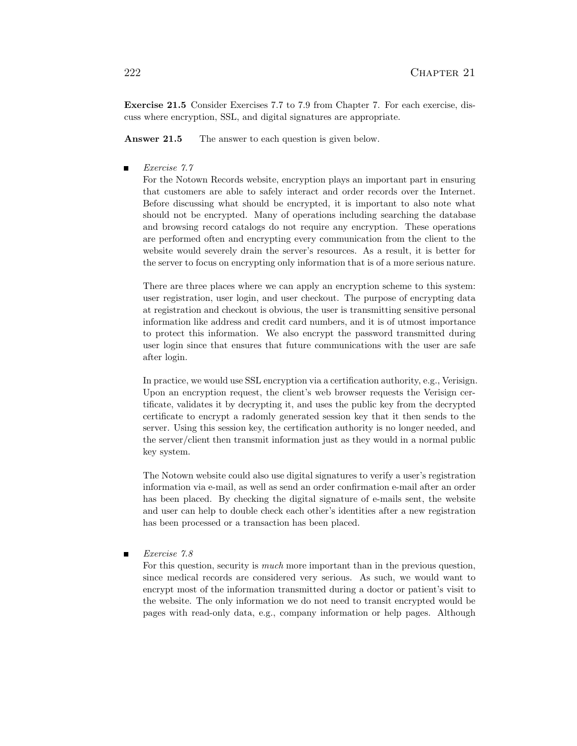**Exercise 21.5** Consider Exercises 7.7 to 7.9 from Chapter 7. For each exercise, discuss where encryption, SSL, and digital signatures are appropriate.

**Answer 21.5** The answer to each question is given below.

- *Exercise 7.7*

  For the Notown Records website, encryption plays an important part in ensuring that customers are able to safely interact and order records over the Internet. Before discussing what should be encrypted, it is important to also note what should not be encrypted. Many of operations including searching the database and browsing record catalogs do not require any encryption. These operations are performed often and encrypting every communication from the client to the website would severely drain the server's resources. As a result, it is better for the server to focus on encrypting only information that is of a more serious nature.

  There are three places where we can apply an encryption scheme to this system: user registration, user login, and user checkout. The purpose of encrypting data at registration and checkout is obvious, the user is transmitting sensitive personal information like address and credit card numbers, and it is of utmost importance to protect this information. We also encrypt the password transmitted during user login since that ensures that future communications with the user are safe after login.

  In practice, we would use SSL encryption via a certification authority, e.g., Verisign. Upon an encryption request, the client's web browser requests the Verisign certificate, validates it by decrypting it, and uses the public key from the decrypted certificate to encrypt a radomly generated session key that it then sends to the server. Using this session key, the certification authority is no longer needed, and the server/client then transmit information just as they would in a normal public key system.

  The Notown website could also use digital signatures to verify a user's registration information via e-mail, as well as send an order confirmation e-mail after an order has been placed. By checking the digital signature of e-mails sent, the website and user can help to double check each other's identities after a new registration has been processed or a transaction has been placed.

- *Exercise 7.8*

  For this question, security is *much* more important than in the previous question, since medical records are considered very serious. As such, we would want to encrypt most of the information transmitted during a doctor or patient's visit to the website. The only information we do not need to transit encrypted would be pages with read-only data, e.g., company information or help pages. Although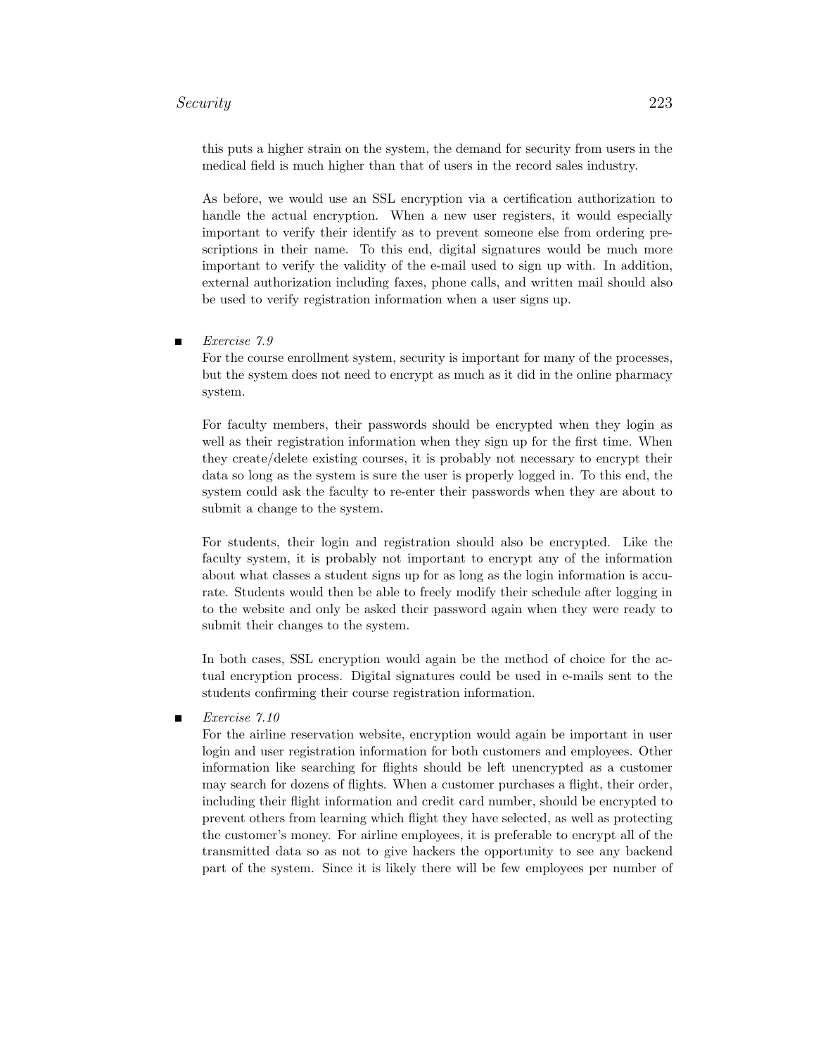this puts a higher strain on the system, the demand for security from users in the medical field is much higher than that of users in the record sales industry.

As before, we would use an SSL encryption via a certification authorization to handle the actual encryption. When a new user registers, it would especially important to verify their identify as to prevent someone else from ordering prescriptions in their name. To this end, digital signatures would be much more important to verify the validity of the e-mail used to sign up with. In addition, external authorization including faxes, phone calls, and written mail should also be used to verify registration information when a user signs up.

- *Exercise 7.9*

  For the course enrollment system, security is important for many of the processes, but the system does not need to encrypt as much as it did in the online pharmacy system.

  For faculty members, their passwords should be encrypted when they login as well as their registration information when they sign up for the first time. When they create/delete existing courses, it is probably not necessary to encrypt their data so long as the system is sure the user is properly logged in. To this end, the system could ask the faculty to re-enter their passwords when they are about to submit a change to the system.

  For students, their login and registration should also be encrypted. Like the faculty system, it is probably not important to encrypt any of the information about what classes a student signs up for as long as the login information is accurate. Students would then be able to freely modify their schedule after logging in to the website and only be asked their password again when they were ready to submit their changes to the system.

  In both cases, SSL encryption would again be the method of choice for the actual encryption process. Digital signatures could be used in e-mails sent to the students confirming their course registration information.

- *Exercise 7.10*

  For the airline reservation website, encryption would again be important in user login and user registration information for both customers and employees. Other information like searching for flights should be left unencrypted as a customer may search for dozens of flights. When a customer purchases a flight, their order, including their flight information and credit card number, should be encrypted to prevent others from learning which flight they have selected, as well as protecting the customer's money. For airline employees, it is preferable to encrypt all of the transmitted data so as not to give hackers the opportunity to see any backend part of the system. Since it is likely there will be few employees per number of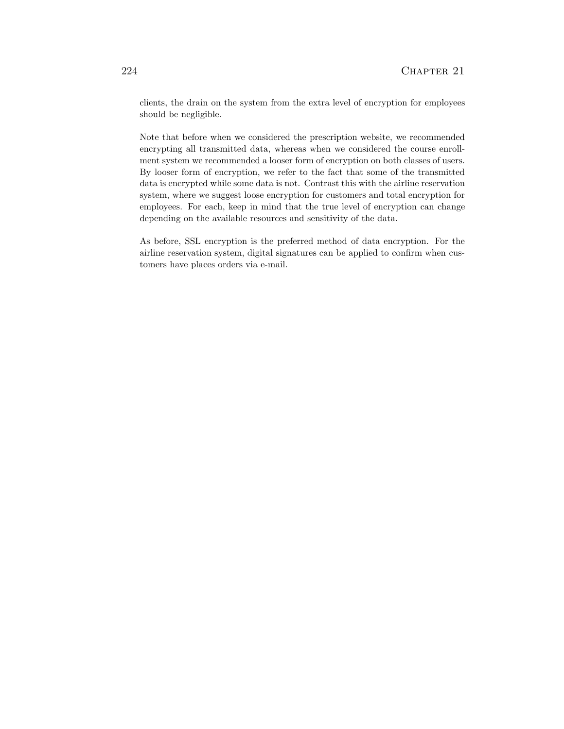clients, the drain on the system from the extra level of encryption for employees should be negligible.

Note that before when we considered the prescription website, we recommended encrypting all transmitted data, whereas when we considered the course enrollment system we recommended a looser form of encryption on both classes of users. By looser form of encryption, we refer to the fact that some of the transmitted data is encrypted while some data is not. Contrast this with the airline reservation system, where we suggest loose encryption for customers and total encryption for employees. For each, keep in mind that the true level of encryption can change depending on the available resources and sensitivity of the data.

As before, SSL encryption is the preferred method of data encryption. For the airline reservation system, digital signatures can be applied to confirm when customers have places orders via e-mail.